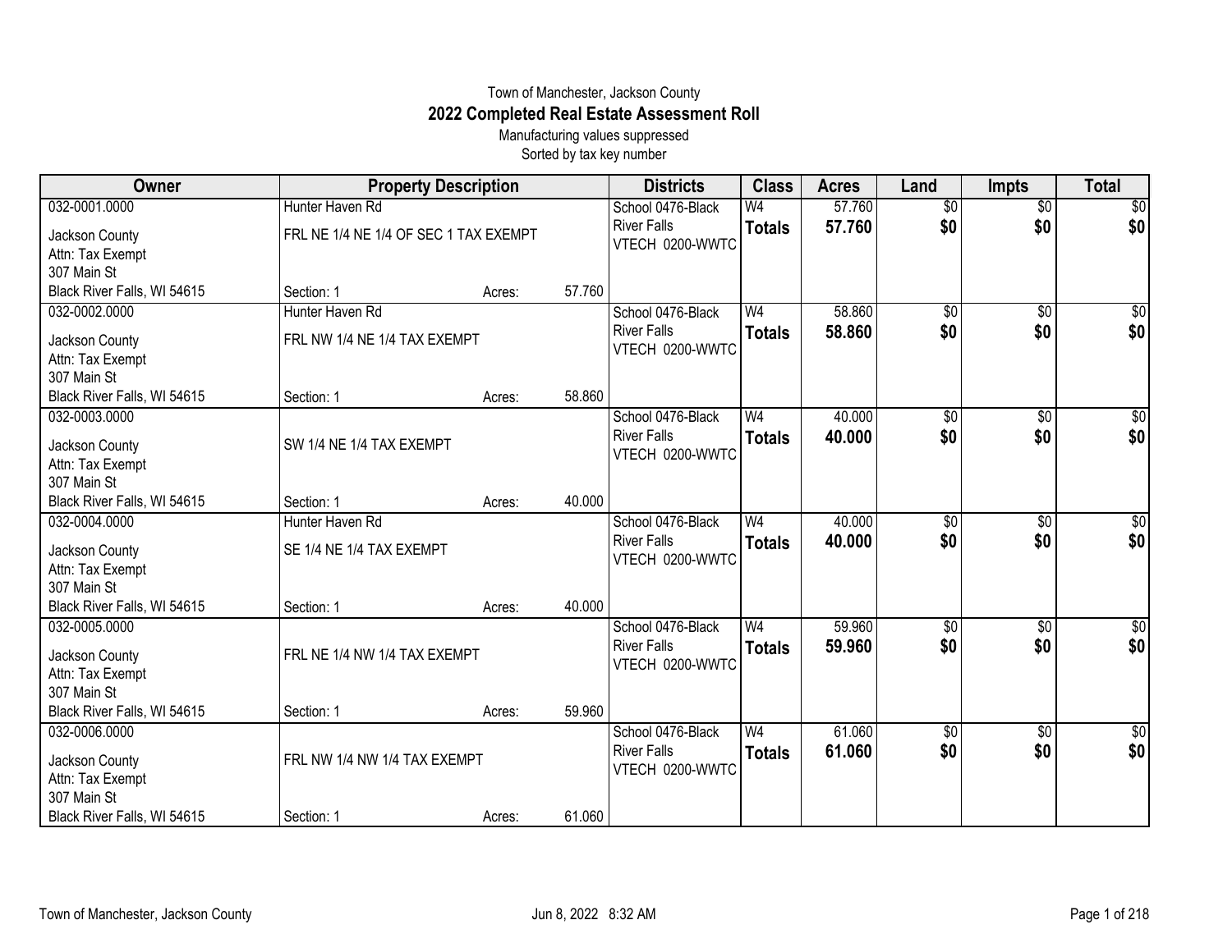Town of Manchester, Jackson County

# 2022 Completed Real Estate Assessment Roll

Manufacturing values suppressed

Sorted by tax key number

| Owner | Property Description | | | Districts | Class | Acres | Land | Impts | Total |
|---|---|---|---|---|---|---|---|---|---|
| 032-0001.0000<br>Jackson County<br>Attn: Tax Exempt<br>307 Main St<br>Black River Falls, WI 54615 | Hunter Haven Rd<br>FRL NE 1/4 NE 1/4 OF SEC 1 TAX EXEMPT<br>Section: 1 | Acres: | 57.760 | School 0476-Black River Falls<br>VTECH 0200-WWTC | W4<br>**Totals** | 57.760<br>**57.760** | $0<br>**$0** | $0<br>**$0** | $0<br>**$0** |
| 032-0002.0000<br>Jackson County<br>Attn: Tax Exempt<br>307 Main St<br>Black River Falls, WI 54615 | Hunter Haven Rd<br>FRL NW 1/4 NE 1/4 TAX EXEMPT<br>Section: 1 | Acres: | 58.860 | School 0476-Black River Falls<br>VTECH 0200-WWTC | W4<br>**Totals** | 58.860<br>**58.860** | $0<br>**$0** | $0<br>**$0** | $0<br>**$0** |
| 032-0003.0000<br>Jackson County<br>Attn: Tax Exempt<br>307 Main St<br>Black River Falls, WI 54615 | SW 1/4 NE 1/4 TAX EXEMPT<br>Section: 1 | Acres: | 40.000 | School 0476-Black River Falls<br>VTECH 0200-WWTC | W4<br>**Totals** | 40.000<br>**40.000** | $0<br>**$0** | $0<br>**$0** | $0<br>**$0** |
| 032-0004.0000<br>Jackson County<br>Attn: Tax Exempt<br>307 Main St<br>Black River Falls, WI 54615 | Hunter Haven Rd<br>SE 1/4 NE 1/4 TAX EXEMPT<br>Section: 1 | Acres: | 40.000 | School 0476-Black River Falls<br>VTECH 0200-WWTC | W4<br>**Totals** | 40.000<br>**40.000** | $0<br>**$0** | $0<br>**$0** | $0<br>**$0** |
| 032-0005.0000<br>Jackson County<br>Attn: Tax Exempt<br>307 Main St<br>Black River Falls, WI 54615 | FRL NE 1/4 NW 1/4 TAX EXEMPT<br>Section: 1 | Acres: | 59.960 | School 0476-Black River Falls<br>VTECH 0200-WWTC | W4<br>**Totals** | 59.960<br>**59.960** | $0<br>**$0** | $0<br>**$0** | $0<br>**$0** |
| 032-0006.0000<br>Jackson County<br>Attn: Tax Exempt<br>307 Main St<br>Black River Falls, WI 54615 | FRL NW 1/4 NW 1/4 TAX EXEMPT<br>Section: 1 | Acres: | 61.060 | School 0476-Black River Falls<br>VTECH 0200-WWTC | W4<br>**Totals** | 61.060<br>**61.060** | $0<br>**$0** | $0<br>**$0** | $0<br>**$0** |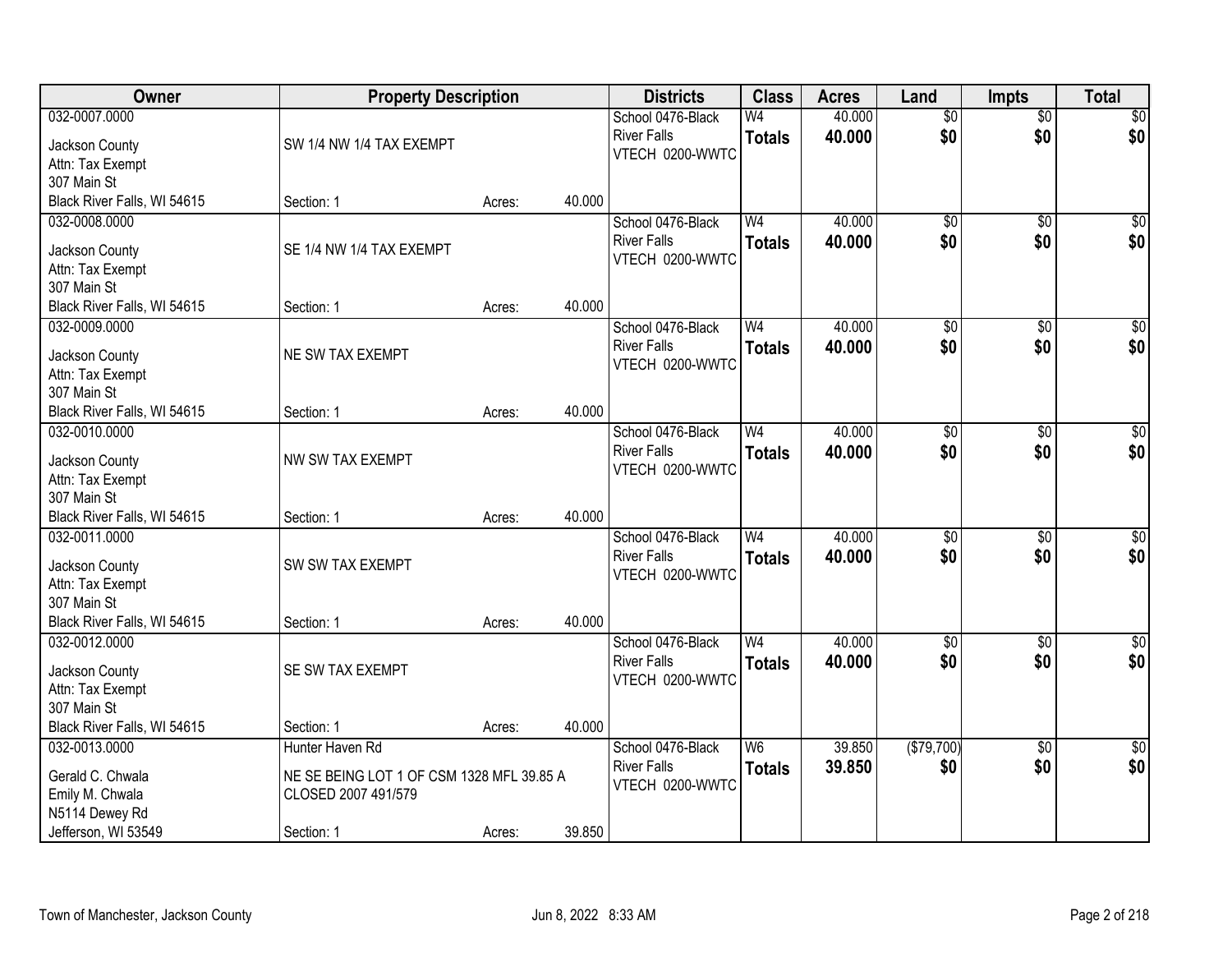| Owner | Property Description | | | Districts | Class | Acres | Land | Impts | Total |
|---|---|---|---|---|---|---|---|---|---|
| 032-0007.0000<br>Jackson County<br>Attn: Tax Exempt<br>307 Main St<br>Black River Falls, WI 54615 | SW 1/4 NW 1/4 TAX EXEMPT<br>Section: 1 | Acres: | 40.000 | School 0476-Black River Falls<br>VTECH 0200-WWTC | W4<br>**Totals** | 40.000<br>**40.000** | $0<br>**$0** | $0<br>**$0** | $0<br>**$0** |
| 032-0008.0000<br>Jackson County<br>Attn: Tax Exempt<br>307 Main St<br>Black River Falls, WI 54615 | SE 1/4 NW 1/4 TAX EXEMPT<br>Section: 1 | Acres: | 40.000 | School 0476-Black River Falls<br>VTECH 0200-WWTC | W4<br>**Totals** | 40.000<br>**40.000** | $0<br>**$0** | $0<br>**$0** | $0<br>**$0** |
| 032-0009.0000<br>Jackson County<br>Attn: Tax Exempt<br>307 Main St<br>Black River Falls, WI 54615 | NE SW TAX EXEMPT<br>Section: 1 | Acres: | 40.000 | School 0476-Black River Falls<br>VTECH 0200-WWTC | W4<br>**Totals** | 40.000<br>**40.000** | $0<br>**$0** | $0<br>**$0** | $0<br>**$0** |
| 032-0010.0000<br>Jackson County<br>Attn: Tax Exempt<br>307 Main St<br>Black River Falls, WI 54615 | NW SW TAX EXEMPT<br>Section: 1 | Acres: | 40.000 | School 0476-Black River Falls<br>VTECH 0200-WWTC | W4<br>**Totals** | 40.000<br>**40.000** | $0<br>**$0** | $0<br>**$0** | $0<br>**$0** |
| 032-0011.0000<br>Jackson County<br>Attn: Tax Exempt<br>307 Main St<br>Black River Falls, WI 54615 | SW SW TAX EXEMPT<br>Section: 1 | Acres: | 40.000 | School 0476-Black River Falls<br>VTECH 0200-WWTC | W4<br>**Totals** | 40.000<br>**40.000** | $0<br>**$0** | $0<br>**$0** | $0<br>**$0** |
| 032-0012.0000<br>Jackson County<br>Attn: Tax Exempt<br>307 Main St<br>Black River Falls, WI 54615 | SE SW TAX EXEMPT<br>Section: 1 | Acres: | 40.000 | School 0476-Black River Falls<br>VTECH 0200-WWTC | W4<br>**Totals** | 40.000<br>**40.000** | $0<br>**$0** | $0<br>**$0** | $0<br>**$0** |
| 032-0013.0000<br>Gerald C. Chwala<br>Emily M. Chwala<br>N5114 Dewey Rd<br>Jefferson, WI 53549 | Hunter Haven Rd<br>NE SE BEING LOT 1 OF CSM 1328 MFL 39.85 A CLOSED 2007 491/579<br>Section: 1 | Acres: | 39.850 | School 0476-Black River Falls<br>VTECH 0200-WWTC | W6<br>**Totals** | 39.850<br>**39.850** | ($79,700)<br>**$0** | $0<br>**$0** | $0<br>**$0** |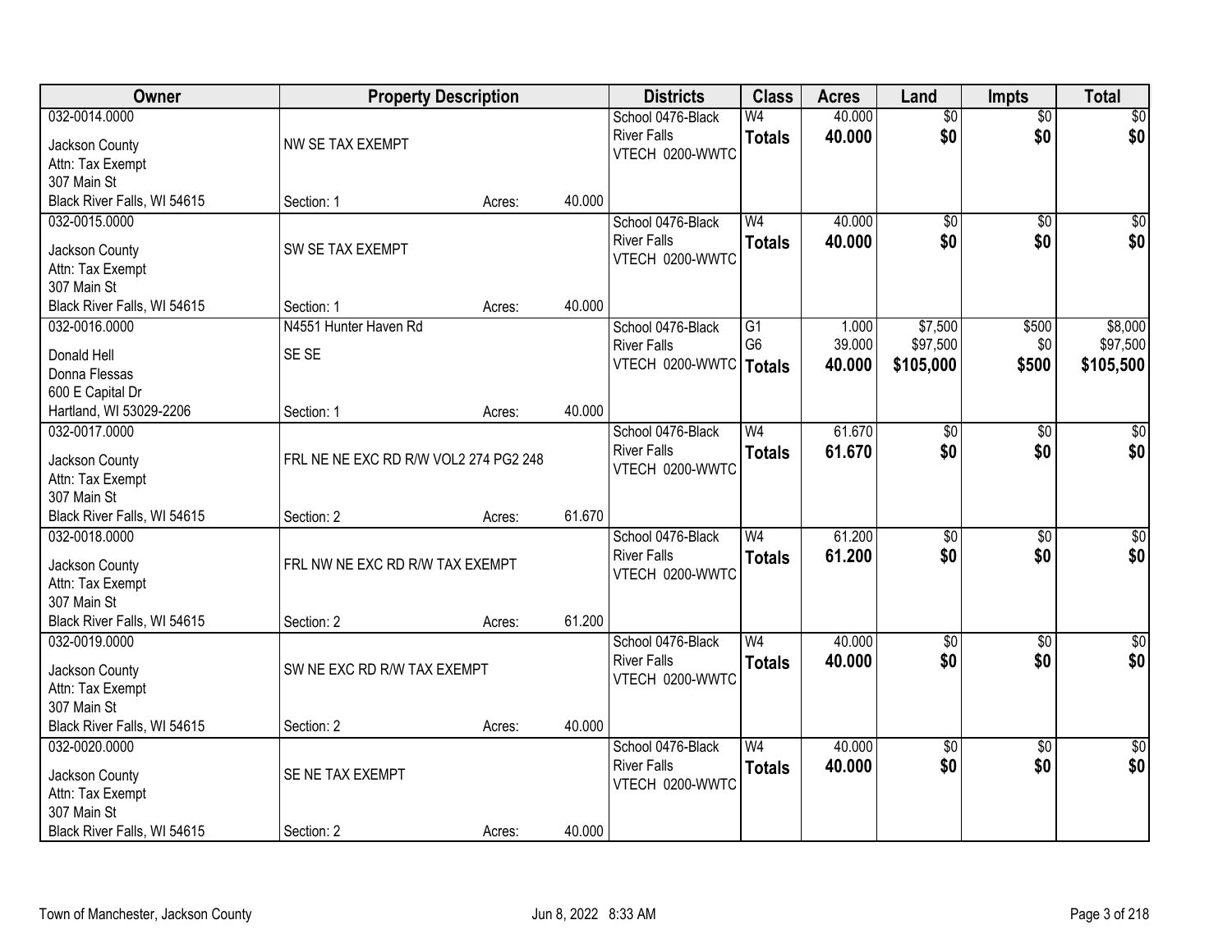| Owner | Property Description | | | Districts | Class | Acres | Land | Impts | Total |
|---|---|---|---|---|---|---|---|---|---|
| 032-0014.0000<br>Jackson County<br>Attn: Tax Exempt<br>307 Main St<br>Black River Falls, WI 54615 | NW SE TAX EXEMPT<br>Section: 1 | Acres: | 40.000 | School 0476-Black River Falls<br>VTECH 0200-WWTC | W4<br>**Totals** | 40.000<br>**40.000** | $0<br>**$0** | $0<br>**$0** | $0<br>**$0** |
| 032-0015.0000<br>Jackson County<br>Attn: Tax Exempt<br>307 Main St<br>Black River Falls, WI 54615 | SW SE TAX EXEMPT<br>Section: 1 | Acres: | 40.000 | School 0476-Black River Falls<br>VTECH 0200-WWTC | W4<br>**Totals** | 40.000<br>**40.000** | $0<br>**$0** | $0<br>**$0** | $0<br>**$0** |
| 032-0016.0000<br>Donald Hell<br>Donna Flessas<br>600 E Capital Dr<br>Hartland, WI 53029-2206 | N4551 Hunter Haven Rd<br>SE SE<br>Section: 1 | Acres: | 40.000 | School 0476-Black River Falls<br>VTECH 0200-WWTC | G1<br>G6<br>**Totals** | 1.000<br>39.000<br>**40.000** | $7,500<br>$97,500<br>**$105,000** | $500<br>$0<br>**$500** | $8,000<br>$97,500<br>**$105,500** |
| 032-0017.0000<br>Jackson County<br>Attn: Tax Exempt<br>307 Main St<br>Black River Falls, WI 54615 | FRL NE NE EXC RD R/W VOL2 274 PG2 248<br>Section: 2 | Acres: | 61.670 | School 0476-Black River Falls<br>VTECH 0200-WWTC | W4<br>**Totals** | 61.670<br>**61.670** | $0<br>**$0** | $0<br>**$0** | $0<br>**$0** |
| 032-0018.0000<br>Jackson County<br>Attn: Tax Exempt<br>307 Main St<br>Black River Falls, WI 54615 | FRL NW NE EXC RD R/W TAX EXEMPT<br>Section: 2 | Acres: | 61.200 | School 0476-Black River Falls<br>VTECH 0200-WWTC | W4<br>**Totals** | 61.200<br>**61.200** | $0<br>**$0** | $0<br>**$0** | $0<br>**$0** |
| 032-0019.0000<br>Jackson County<br>Attn: Tax Exempt<br>307 Main St<br>Black River Falls, WI 54615 | SW NE EXC RD R/W TAX EXEMPT<br>Section: 2 | Acres: | 40.000 | School 0476-Black River Falls<br>VTECH 0200-WWTC | W4<br>**Totals** | 40.000<br>**40.000** | $0<br>**$0** | $0<br>**$0** | $0<br>**$0** |
| 032-0020.0000<br>Jackson County<br>Attn: Tax Exempt<br>307 Main St<br>Black River Falls, WI 54615 | SE NE TAX EXEMPT<br>Section: 2 | Acres: | 40.000 | School 0476-Black River Falls<br>VTECH 0200-WWTC | W4<br>**Totals** | 40.000<br>**40.000** | $0<br>**$0** | $0<br>**$0** | $0<br>**$0** |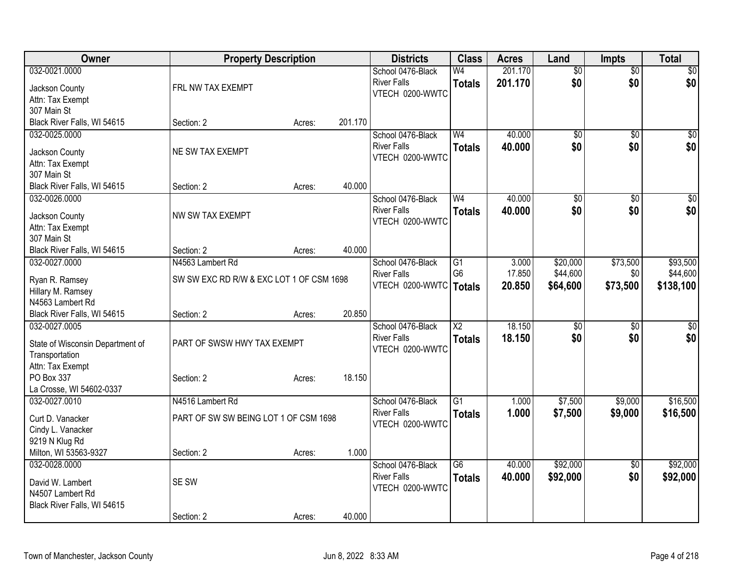| Owner | Property Description | Districts | Class | Acres | Land | Impts | Total |
|---|---|---|---|---|---|---|---|
| 032-0021.0000<br>Jackson County<br>Attn: Tax Exempt<br>307 Main St<br>Black River Falls, WI 54615 | FRL NW TAX EXEMPT<br>Section: 2 Acres: 201.170 | School 0476-Black River Falls<br>VTECH 0200-WWTC | W4<br>**Totals** | 201.170<br>**201.170** | $0<br>**$0** | $0<br>**$0** | $0<br>**$0** |
| 032-0025.0000<br>Jackson County<br>Attn: Tax Exempt<br>307 Main St<br>Black River Falls, WI 54615 | NE SW TAX EXEMPT<br>Section: 2 Acres: 40.000 | School 0476-Black River Falls<br>VTECH 0200-WWTC | W4<br>**Totals** | 40.000<br>**40.000** | $0<br>**$0** | $0<br>**$0** | $0<br>**$0** |
| 032-0026.0000<br>Jackson County<br>Attn: Tax Exempt<br>307 Main St<br>Black River Falls, WI 54615 | NW SW TAX EXEMPT<br>Section: 2 Acres: 40.000 | School 0476-Black River Falls<br>VTECH 0200-WWTC | W4<br>**Totals** | 40.000<br>**40.000** | $0<br>**$0** | $0<br>**$0** | $0<br>**$0** |
| 032-0027.0000<br>Ryan R. Ramsey<br>Hillary M. Ramsey<br>N4563 Lambert Rd<br>Black River Falls, WI 54615 | N4563 Lambert Rd<br>SW SW EXC RD R/W & EXC LOT 1 OF CSM 1698<br>Section: 2 Acres: 20.850 | School 0476-Black River Falls<br>VTECH 0200-WWTC | G1<br>G6<br>**Totals** | 3.000<br>17.850<br>**20.850** | $20,000<br>$44,600<br>**$64,600** | $73,500<br>$0<br>**$73,500** | $93,500<br>$44,600<br>**$138,100** |
| 032-0027.0005<br>State of Wisconsin Department of Transportation<br>Attn: Tax Exempt<br>PO Box 337<br>La Crosse, WI 54602-0337 | PART OF SWSW HWY TAX EXEMPT<br>Section: 2 Acres: 18.150 | School 0476-Black River Falls<br>VTECH 0200-WWTC | X2<br>**Totals** | 18.150<br>**18.150** | $0<br>**$0** | $0<br>**$0** | $0<br>**$0** |
| 032-0027.0010<br>Curt D. Vanacker<br>Cindy L. Vanacker<br>9219 N Klug Rd<br>Milton, WI 53563-9327 | N4516 Lambert Rd<br>PART OF SW SW BEING LOT 1 OF CSM 1698<br>Section: 2 Acres: 1.000 | School 0476-Black River Falls<br>VTECH 0200-WWTC | G1<br>**Totals** | 1.000<br>**1.000** | $7,500<br>**$7,500** | $9,000<br>**$9,000** | $16,500<br>**$16,500** |
| 032-0028.0000<br>David W. Lambert<br>N4507 Lambert Rd<br>Black River Falls, WI 54615 | SE SW<br>Section: 2 Acres: 40.000 | School 0476-Black River Falls<br>VTECH 0200-WWTC | G6<br>**Totals** | 40.000<br>**40.000** | $92,000<br>**$92,000** | $0<br>**$0** | $92,000<br>**$92,000** |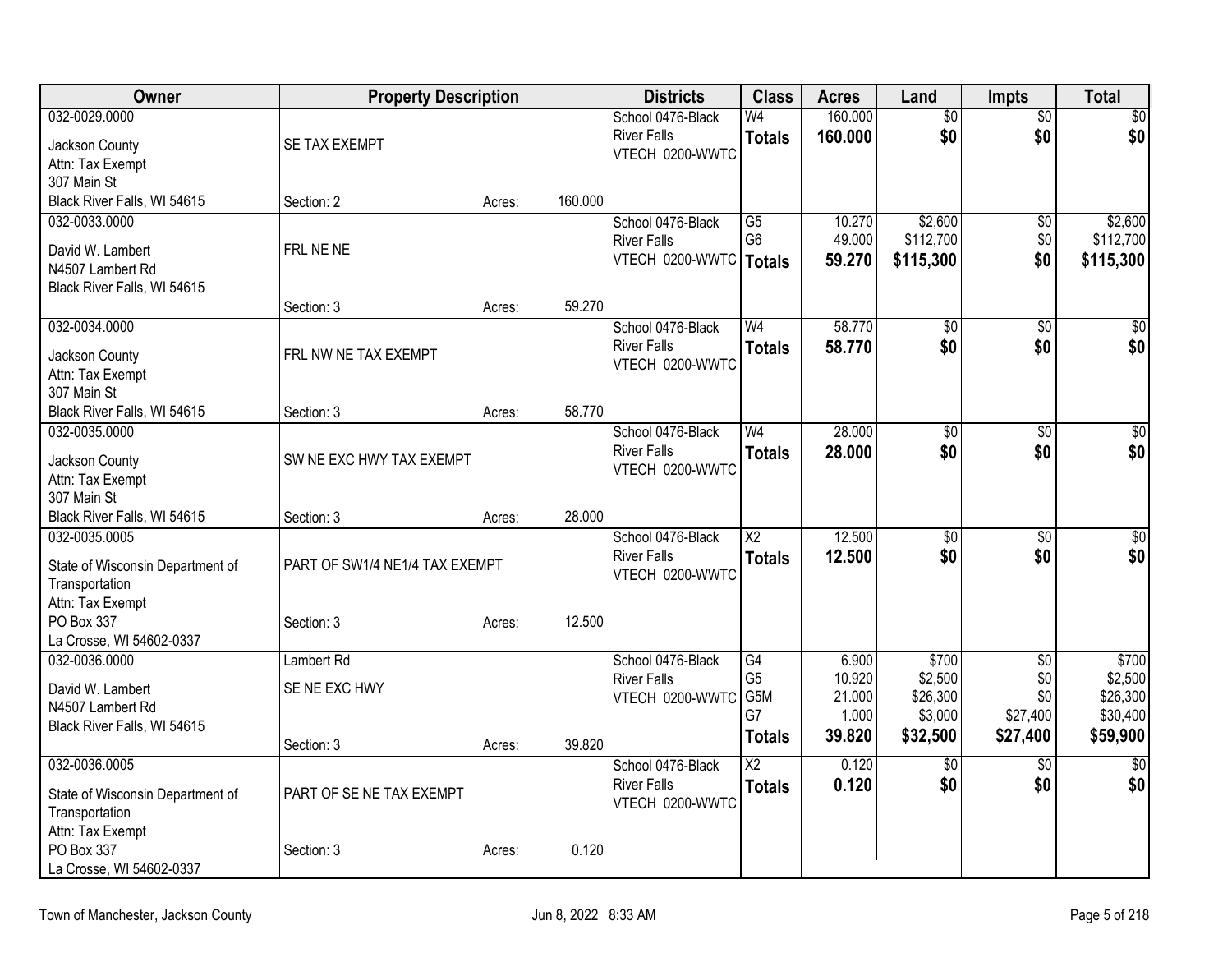| Owner | Property Description | Districts | Class | Acres | Land | Impts | Total |
|---|---|---|---|---|---|---|---|
| 032-0029.0000<br>Jackson County<br>Attn: Tax Exempt<br>307 Main St<br>Black River Falls, WI 54615 | SE TAX EXEMPT<br>Section: 2 Acres: 160.000 | School 0476-Black River Falls<br>VTECH 0200-WWTC | W4<br>**Totals** | 160.000<br>**160.000** | $0<br>**$0** | $0<br>**$0** | $0<br>**$0** |
| 032-0033.0000<br>David W. Lambert<br>N4507 Lambert Rd<br>Black River Falls, WI 54615 | FRL NE NE<br>Section: 3 Acres: 59.270 | School 0476-Black River Falls<br>VTECH 0200-WWTC | G5<br>G6<br>**Totals** | 10.270<br>49.000<br>**59.270** | $2,600<br>$112,700<br>**$115,300** | $0<br>$0<br>**$0** | $2,600<br>$112,700<br>**$115,300** |
| 032-0034.0000<br>Jackson County<br>Attn: Tax Exempt<br>307 Main St<br>Black River Falls, WI 54615 | FRL NW NE TAX EXEMPT<br>Section: 3 Acres: 58.770 | School 0476-Black River Falls<br>VTECH 0200-WWTC | W4<br>**Totals** | 58.770<br>**58.770** | $0<br>**$0** | $0<br>**$0** | $0<br>**$0** |
| 032-0035.0000<br>Jackson County<br>Attn: Tax Exempt<br>307 Main St<br>Black River Falls, WI 54615 | SW NE EXC HWY TAX EXEMPT<br>Section: 3 Acres: 28.000 | School 0476-Black River Falls<br>VTECH 0200-WWTC | W4<br>**Totals** | 28.000<br>**28.000** | $0<br>**$0** | $0<br>**$0** | $0<br>**$0** |
| 032-0035.0005<br>State of Wisconsin Department of Transportation<br>Attn: Tax Exempt<br>PO Box 337<br>La Crosse, WI 54602-0337 | PART OF SW1/4 NE1/4 TAX EXEMPT<br>Section: 3 Acres: 12.500 | School 0476-Black River Falls<br>VTECH 0200-WWTC | X2<br>**Totals** | 12.500<br>**12.500** | $0<br>**$0** | $0<br>**$0** | $0<br>**$0** |
| 032-0036.0000<br>David W. Lambert<br>N4507 Lambert Rd<br>Black River Falls, WI 54615 | Lambert Rd<br>SE NE EXC HWY<br>Section: 3 Acres: 39.820 | School 0476-Black River Falls<br>VTECH 0200-WWTC | G4<br>G5<br>G5M<br>G7<br>**Totals** | 6.900<br>10.920<br>21.000<br>1.000<br>**39.820** | $700<br>$2,500<br>$26,300<br>$3,000<br>**$32,500** | $0<br>$0<br>$0<br>$27,400<br>**$27,400** | $700<br>$2,500<br>$26,300<br>$30,400<br>**$59,900** |
| 032-0036.0005<br>State of Wisconsin Department of Transportation<br>Attn: Tax Exempt<br>PO Box 337<br>La Crosse, WI 54602-0337 | PART OF SE NE TAX EXEMPT<br>Section: 3 Acres: 0.120 | School 0476-Black River Falls<br>VTECH 0200-WWTC | X2<br>**Totals** | 0.120<br>**0.120** | $0<br>**$0** | $0<br>**$0** | $0<br>**$0** |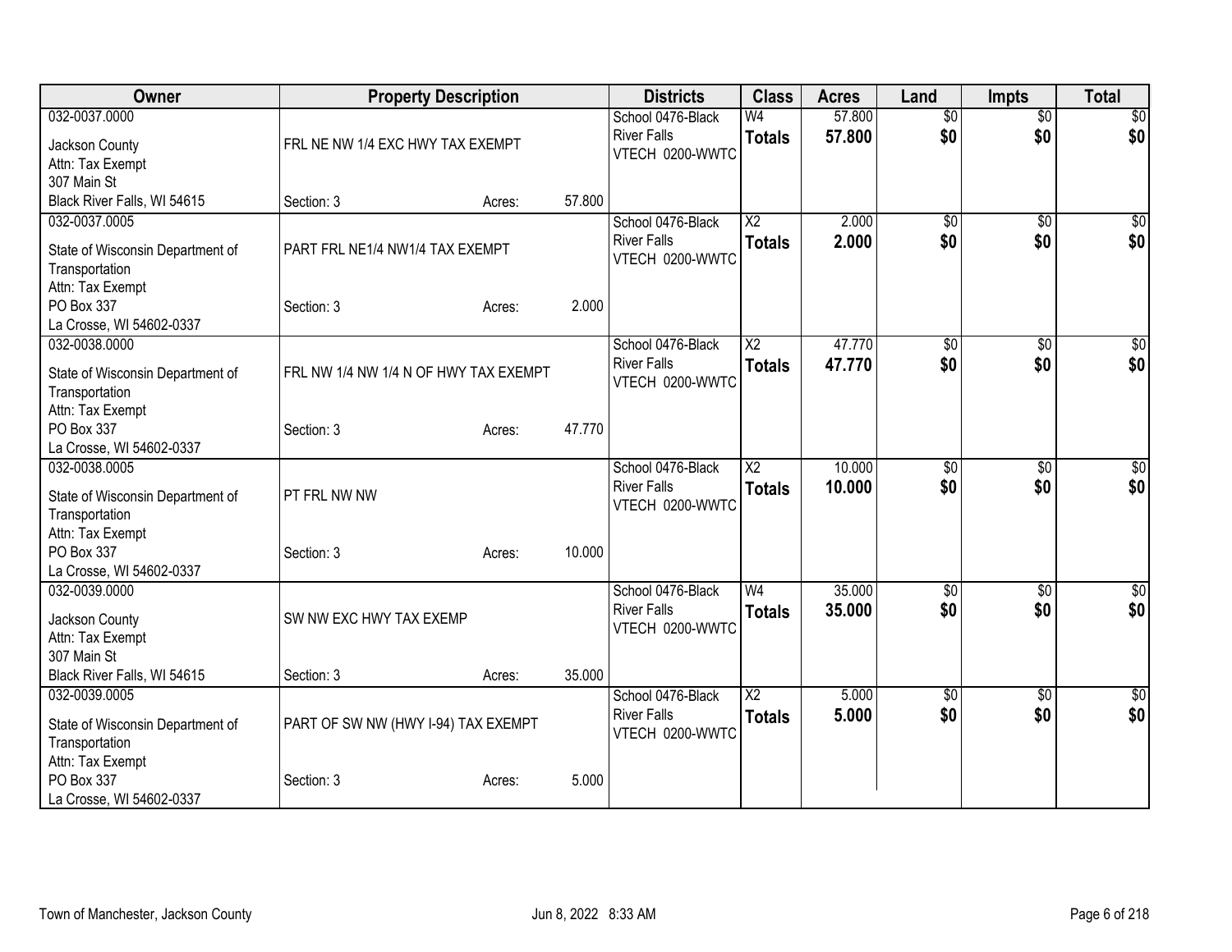| Owner | Property Description | | | Districts | Class | Acres | Land | Impts | Total |
|---|---|---|---|---|---|---|---|---|---|
| 032-0037.0000<br>Jackson County<br>Attn: Tax Exempt<br>307 Main St<br>Black River Falls, WI 54615 | FRL NE NW 1/4 EXC HWY TAX EXEMPT<br>Section: 3 | Acres: | 57.800 | School 0476-Black River Falls<br>VTECH 0200-WWTC | W4<br>**Totals** | 57.800<br>**57.800** | $0<br>**$0** | $0<br>**$0** | $0<br>**$0** |
| 032-0037.0005<br>State of Wisconsin Department of Transportation<br>Attn: Tax Exempt<br>PO Box 337<br>La Crosse, WI 54602-0337 | PART FRL NE1/4 NW1/4 TAX EXEMPT<br>Section: 3 | Acres: | 2.000 | School 0476-Black River Falls<br>VTECH 0200-WWTC | X2<br>**Totals** | 2.000<br>**2.000** | $0<br>**$0** | $0<br>**$0** | $0<br>**$0** |
| 032-0038.0000<br>State of Wisconsin Department of Transportation<br>Attn: Tax Exempt<br>PO Box 337<br>La Crosse, WI 54602-0337 | FRL NW 1/4 NW 1/4 N OF HWY TAX EXEMPT<br>Section: 3 | Acres: | 47.770 | School 0476-Black River Falls<br>VTECH 0200-WWTC | X2<br>**Totals** | 47.770<br>**47.770** | $0<br>**$0** | $0<br>**$0** | $0<br>**$0** |
| 032-0038.0005<br>State of Wisconsin Department of Transportation<br>Attn: Tax Exempt<br>PO Box 337<br>La Crosse, WI 54602-0337 | PT FRL NW NW<br>Section: 3 | Acres: | 10.000 | School 0476-Black River Falls<br>VTECH 0200-WWTC | X2<br>**Totals** | 10.000<br>**10.000** | $0<br>**$0** | $0<br>**$0** | $0<br>**$0** |
| 032-0039.0000<br>Jackson County<br>Attn: Tax Exempt<br>307 Main St<br>Black River Falls, WI 54615 | SW NW EXC HWY TAX EXEMP<br>Section: 3 | Acres: | 35.000 | School 0476-Black River Falls<br>VTECH 0200-WWTC | W4<br>**Totals** | 35.000<br>**35.000** | $0<br>**$0** | $0<br>**$0** | $0<br>**$0** |
| 032-0039.0005<br>State of Wisconsin Department of Transportation<br>Attn: Tax Exempt<br>PO Box 337<br>La Crosse, WI 54602-0337 | PART OF SW NW (HWY I-94) TAX EXEMPT<br>Section: 3 | Acres: | 5.000 | School 0476-Black River Falls<br>VTECH 0200-WWTC | X2<br>**Totals** | 5.000<br>**5.000** | $0<br>**$0** | $0<br>**$0** | $0<br>**$0** |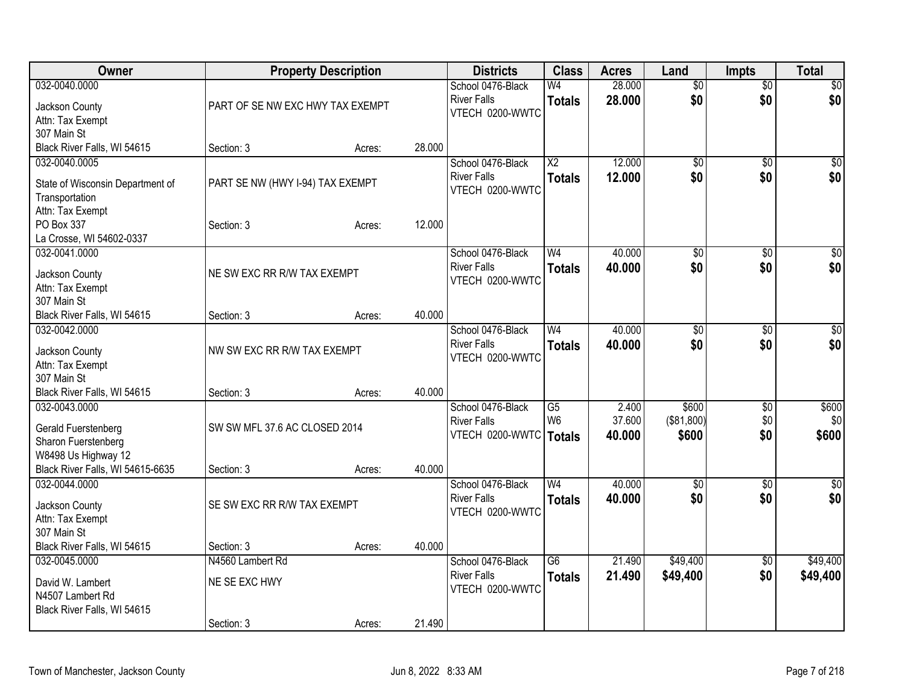| Owner | Property Description | Districts | Class | Acres | Land | Impts | Total |
|---|---|---|---|---|---|---|---|
| 032-0040.0000<br>Jackson County<br>Attn: Tax Exempt<br>307 Main St<br>Black River Falls, WI 54615 | PART OF SE NW EXC HWY TAX EXEMPT<br>Section: 3 Acres: 28.000 | School 0476-Black River Falls<br>VTECH 0200-WWTC | W4<br>**Totals** | 28.000<br>**28.000** | $0<br>**$0** | $0<br>**$0** | $0<br>**$0** |
| 032-0040.0005<br>State of Wisconsin Department of Transportation<br>Attn: Tax Exempt<br>PO Box 337<br>La Crosse, WI 54602-0337 | PART SE NW (HWY I-94) TAX EXEMPT<br>Section: 3 Acres: 12.000 | School 0476-Black River Falls<br>VTECH 0200-WWTC | X2<br>**Totals** | 12.000<br>**12.000** | $0<br>**$0** | $0<br>**$0** | $0<br>**$0** |
| 032-0041.0000<br>Jackson County<br>Attn: Tax Exempt<br>307 Main St<br>Black River Falls, WI 54615 | NE SW EXC RR R/W TAX EXEMPT<br>Section: 3 Acres: 40.000 | School 0476-Black River Falls<br>VTECH 0200-WWTC | W4<br>**Totals** | 40.000<br>**40.000** | $0<br>**$0** | $0<br>**$0** | $0<br>**$0** |
| 032-0042.0000<br>Jackson County<br>Attn: Tax Exempt<br>307 Main St<br>Black River Falls, WI 54615 | NW SW EXC RR R/W TAX EXEMPT<br>Section: 3 Acres: 40.000 | School 0476-Black River Falls<br>VTECH 0200-WWTC | W4<br>**Totals** | 40.000<br>**40.000** | $0<br>**$0** | $0<br>**$0** | $0<br>**$0** |
| 032-0043.0000<br>Gerald Fuerstenberg<br>Sharon Fuerstenberg<br>W8498 Us Highway 12<br>Black River Falls, WI 54615-6635 | SW SW MFL 37.6 AC CLOSED 2014<br>Section: 3 Acres: 40.000 | School 0476-Black River Falls<br>VTECH 0200-WWTC | G5<br>W6<br>**Totals** | 2.400<br>37.600<br>**40.000** | $600<br>($81,800)<br>**$600** | $0<br>$0<br>**$0** | $600<br>$0<br>**$600** |
| 032-0044.0000<br>Jackson County<br>Attn: Tax Exempt<br>307 Main St<br>Black River Falls, WI 54615 | SE SW EXC RR R/W TAX EXEMPT<br>Section: 3 Acres: 40.000 | School 0476-Black River Falls<br>VTECH 0200-WWTC | W4<br>**Totals** | 40.000<br>**40.000** | $0<br>**$0** | $0<br>**$0** | $0<br>**$0** |
| 032-0045.0000<br>David W. Lambert<br>N4507 Lambert Rd<br>Black River Falls, WI 54615 | N4560 Lambert Rd<br>NE SE EXC HWY<br>Section: 3 Acres: 21.490 | School 0476-Black River Falls<br>VTECH 0200-WWTC | G6<br>**Totals** | 21.490<br>**21.490** | $49,400<br>**$49,400** | $0<br>**$0** | $49,400<br>**$49,400** |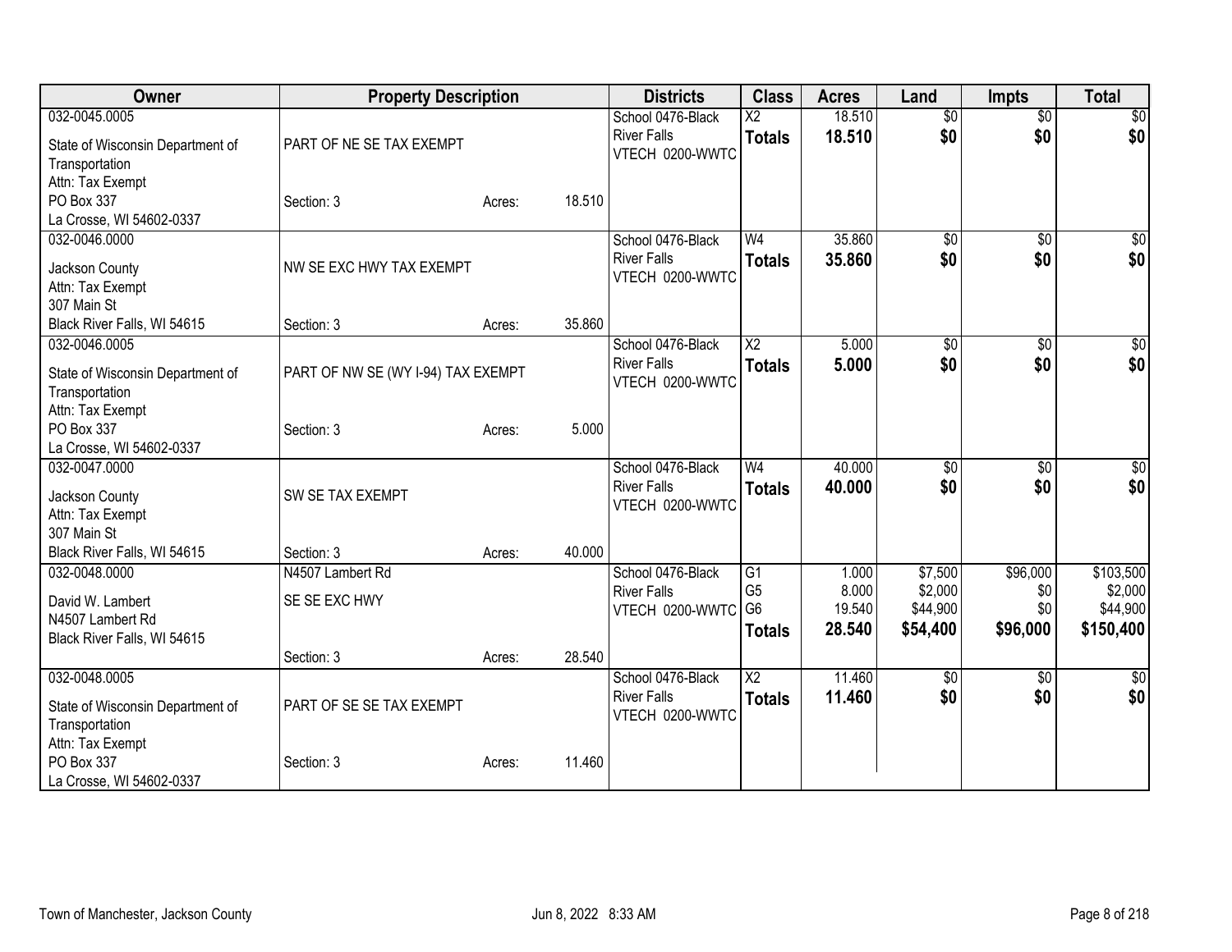| Owner | Property Description | | | Districts | Class | Acres | Land | Impts | Total |
|---|---|---|---|---|---|---|---|---|---|
| 032-0045.0005<br>State of Wisconsin Department of Transportation<br>Attn: Tax Exempt<br>PO Box 337<br>La Crosse, WI 54602-0337 | PART OF NE SE TAX EXEMPT<br>Section: 3 | Acres: | 18.510 | School 0476-Black River Falls<br>VTECH 0200-WWTC | X2<br>**Totals** | 18.510<br>**18.510** | $0<br>**$0** | $0<br>**$0** | $0<br>**$0** |
| 032-0046.0000<br>Jackson County<br>Attn: Tax Exempt<br>307 Main St<br>Black River Falls, WI 54615 | NW SE EXC HWY TAX EXEMPT<br>Section: 3 | Acres: | 35.860 | School 0476-Black River Falls<br>VTECH 0200-WWTC | W4<br>**Totals** | 35.860<br>**35.860** | $0<br>**$0** | $0<br>**$0** | $0<br>**$0** |
| 032-0046.0005<br>State of Wisconsin Department of Transportation<br>Attn: Tax Exempt<br>PO Box 337<br>La Crosse, WI 54602-0337 | PART OF NW SE (WY I-94) TAX EXEMPT<br>Section: 3 | Acres: | 5.000 | School 0476-Black River Falls<br>VTECH 0200-WWTC | X2<br>**Totals** | 5.000<br>**5.000** | $0<br>**$0** | $0<br>**$0** | $0<br>**$0** |
| 032-0047.0000<br>Jackson County<br>Attn: Tax Exempt<br>307 Main St<br>Black River Falls, WI 54615 | SW SE TAX EXEMPT<br>Section: 3 | Acres: | 40.000 | School 0476-Black River Falls<br>VTECH 0200-WWTC | W4<br>**Totals** | 40.000<br>**40.000** | $0<br>**$0** | $0<br>**$0** | $0<br>**$0** |
| 032-0048.0000<br>David W. Lambert<br>N4507 Lambert Rd<br>Black River Falls, WI 54615 | N4507 Lambert Rd<br>SE SE EXC HWY<br>Section: 3 | Acres: | 28.540 | School 0476-Black River Falls<br>VTECH 0200-WWTC | G1<br>G5<br>G6<br>**Totals** | 1.000<br>8.000<br>19.540<br>**28.540** | $7,500<br>$2,000<br>$44,900<br>**$54,400** | $96,000<br>$0<br>$0<br>**$96,000** | $103,500<br>$2,000<br>$44,900<br>**$150,400** |
| 032-0048.0005<br>State of Wisconsin Department of Transportation<br>Attn: Tax Exempt<br>PO Box 337<br>La Crosse, WI 54602-0337 | PART OF SE SE TAX EXEMPT<br>Section: 3 | Acres: | 11.460 | School 0476-Black River Falls<br>VTECH 0200-WWTC | X2<br>**Totals** | 11.460<br>**11.460** | $0<br>**$0** | $0<br>**$0** | $0<br>**$0** |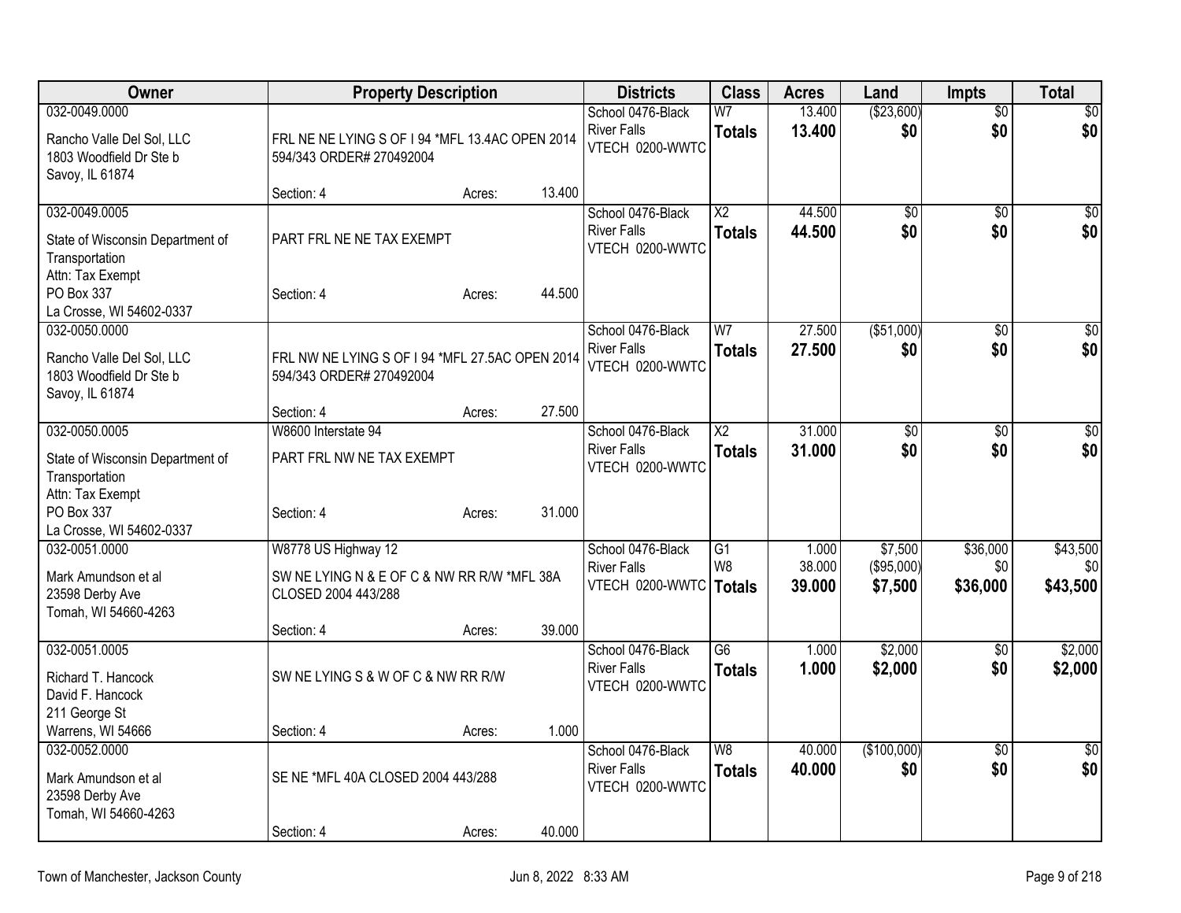| Owner | Property Description | Districts | Class | Acres | Land | Impts | Total |
|---|---|---|---|---|---|---|---|
| 032-0049.0000<br>Rancho Valle Del Sol, LLC<br>1803 Woodfield Dr Ste b<br>Savoy, IL 61874 | FRL NE NE LYING S OF I 94 *MFL 13.4AC OPEN 2014 594/343 ORDER# 270492004<br>Section: 4 Acres: 13.400 | School 0476-Black River Falls<br>VTECH 0200-WWTC | W7<br>**Totals** | 13.400<br>**13.400** | ($23,600)<br>**$0** | $0<br>**$0** | $0<br>**$0** |
| 032-0049.0005<br>State of Wisconsin Department of Transportation<br>Attn: Tax Exempt<br>PO Box 337<br>La Crosse, WI 54602-0337 | PART FRL NE NE TAX EXEMPT<br>Section: 4 Acres: 44.500 | School 0476-Black River Falls<br>VTECH 0200-WWTC | X2<br>**Totals** | 44.500<br>**44.500** | $0<br>**$0** | $0<br>**$0** | $0<br>**$0** |
| 032-0050.0000<br>Rancho Valle Del Sol, LLC<br>1803 Woodfield Dr Ste b<br>Savoy, IL 61874 | FRL NW NE LYING S OF I 94 *MFL 27.5AC OPEN 2014 594/343 ORDER# 270492004<br>Section: 4 Acres: 27.500 | School 0476-Black River Falls<br>VTECH 0200-WWTC | W7<br>**Totals** | 27.500<br>**27.500** | ($51,000)<br>**$0** | $0<br>**$0** | $0<br>**$0** |
| 032-0050.0005<br>State of Wisconsin Department of Transportation<br>Attn: Tax Exempt<br>PO Box 337<br>La Crosse, WI 54602-0337 | W8600 Interstate 94<br>PART FRL NW NE TAX EXEMPT<br>Section: 4 Acres: 31.000 | School 0476-Black River Falls<br>VTECH 0200-WWTC | X2<br>**Totals** | 31.000<br>**31.000** | $0<br>**$0** | $0<br>**$0** | $0<br>**$0** |
| 032-0051.0000<br>Mark Amundson et al<br>23598 Derby Ave<br>Tomah, WI 54660-4263 | W8778 US Highway 12<br>SW NE LYING N & E OF C & NW RR R/W *MFL 38A CLOSED 2004 443/288<br>Section: 4 Acres: 39.000 | School 0476-Black River Falls<br>VTECH 0200-WWTC | G1<br>W8<br>**Totals** | 1.000<br>38.000<br>**39.000** | $7,500<br>($95,000)<br>**$7,500** | $36,000<br>$0<br>**$36,000** | $43,500<br>$0<br>**$43,500** |
| 032-0051.0005<br>Richard T. Hancock<br>David F. Hancock<br>211 George St<br>Warrens, WI 54666 | SW NE LYING S & W OF C & NW RR R/W<br>Section: 4 Acres: 1.000 | School 0476-Black River Falls<br>VTECH 0200-WWTC | G6<br>**Totals** | 1.000<br>**1.000** | $2,000<br>**$2,000** | $0<br>**$0** | $2,000<br>**$2,000** |
| 032-0052.0000<br>Mark Amundson et al<br>23598 Derby Ave<br>Tomah, WI 54660-4263 | SE NE *MFL 40A CLOSED 2004 443/288<br>Section: 4 Acres: 40.000 | School 0476-Black River Falls<br>VTECH 0200-WWTC | W8<br>**Totals** | 40.000<br>**40.000** | ($100,000)<br>**$0** | $0<br>**$0** | $0<br>**$0** |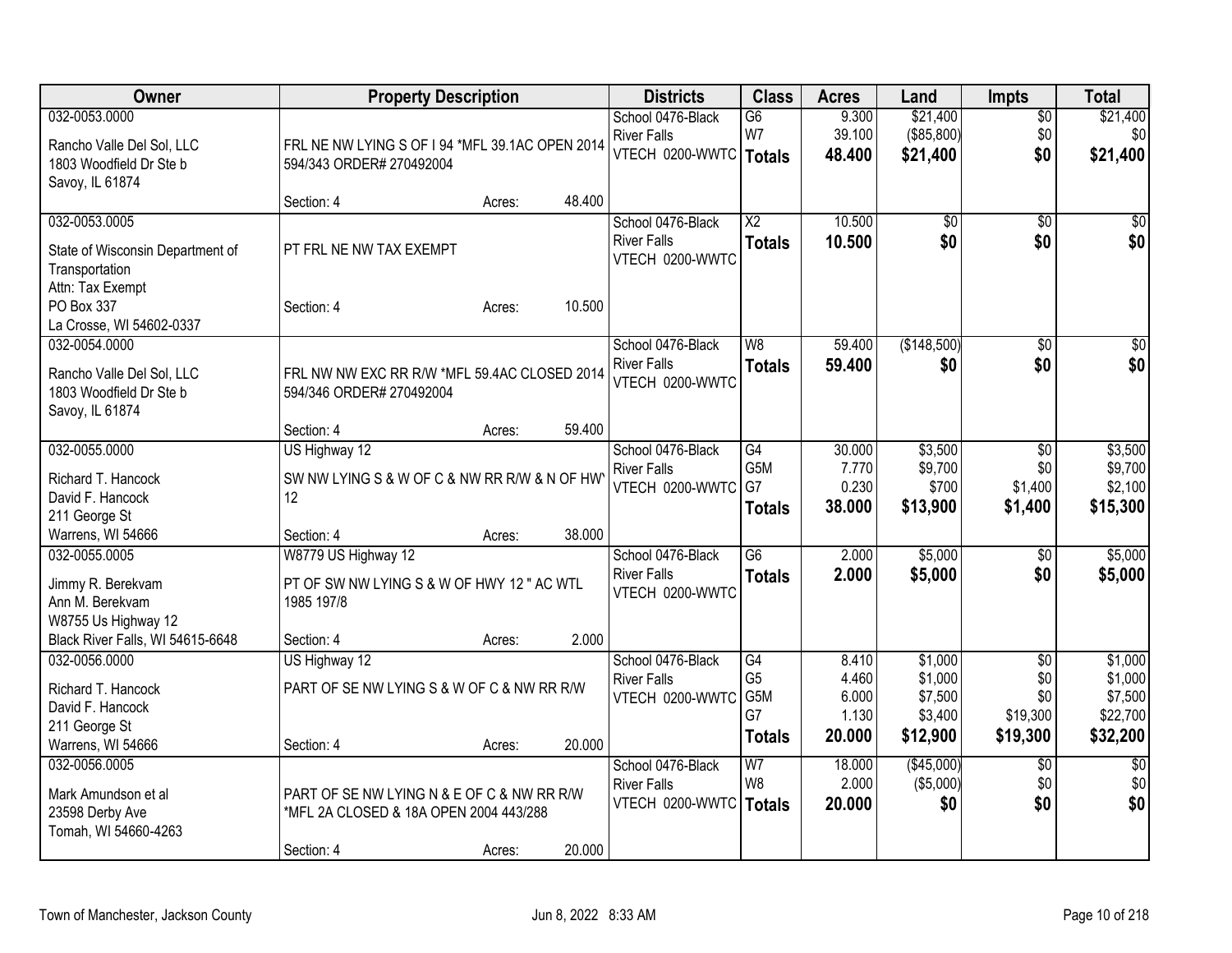| Owner | Property Description | Districts | Class | Acres | Land | Impts | Total |
|---|---|---|---|---|---|---|---|
| 032-0053.0000<br><br>Rancho Valle Del Sol, LLC<br>1803 Woodfield Dr Ste b<br>Savoy, IL 61874 | FRL NE NW LYING S OF I 94 *MFL 39.1AC OPEN 2014 594/343 ORDER# 270492004<br><br>Section: 4 Acres: 48.400 | School 0476-Black River Falls<br>VTECH 0200-WWTC | G6<br>W7<br>**Totals** | 9.300<br>39.100<br>**48.400** | $21,400<br>($85,800)<br>**$21,400** | $0<br>$0<br>**$0** | $21,400<br>$0<br>**$21,400** |
| 032-0053.0005<br><br>State of Wisconsin Department of Transportation<br>Attn: Tax Exempt<br>PO Box 337<br>La Crosse, WI 54602-0337 | PT FRL NE NW TAX EXEMPT<br><br>Section: 4 Acres: 10.500 | School 0476-Black River Falls<br>VTECH 0200-WWTC | X2<br>**Totals** | 10.500<br>**10.500** | $0<br>**$0** | $0<br>**$0** | $0<br>**$0** |
| 032-0054.0000<br><br>Rancho Valle Del Sol, LLC<br>1803 Woodfield Dr Ste b<br>Savoy, IL 61874 | FRL NW NW EXC RR R/W *MFL 59.4AC CLOSED 2014 594/346 ORDER# 270492004<br><br>Section: 4 Acres: 59.400 | School 0476-Black River Falls<br>VTECH 0200-WWTC | W8<br>**Totals** | 59.400<br>**59.400** | ($148,500)<br>**$0** | $0<br>**$0** | $0<br>**$0** |
| 032-0055.0000<br><br>Richard T. Hancock<br>David F. Hancock<br>211 George St<br>Warrens, WI 54666 | US Highway 12<br>SW NW LYING S & W OF C & NW RR R/W & N OF HWY 12<br><br>Section: 4 Acres: 38.000 | School 0476-Black River Falls<br>VTECH 0200-WWTC | G4<br>G5M<br>G7<br>**Totals** | 30.000<br>7.770<br>0.230<br>**38.000** | $3,500<br>$9,700<br>$700<br>**$13,900** | $0<br>$0<br>$1,400<br>**$1,400** | $3,500<br>$9,700<br>$2,100<br>**$15,300** |
| 032-0055.0005<br><br>Jimmy R. Berekvam<br>Ann M. Berekvam<br>W8755 Us Highway 12<br>Black River Falls, WI 54615-6648 | W8779 US Highway 12<br>PT OF SW NW LYING S & W OF HWY 12 " AC WTL 1985 197/8<br><br>Section: 4 Acres: 2.000 | School 0476-Black River Falls<br>VTECH 0200-WWTC | G6<br>**Totals** | 2.000<br>**2.000** | $5,000<br>**$5,000** | $0<br>**$0** | $5,000<br>**$5,000** |
| 032-0056.0000<br><br>Richard T. Hancock<br>David F. Hancock<br>211 George St<br>Warrens, WI 54666 | US Highway 12<br>PART OF SE NW LYING S & W OF C & NW RR R/W<br><br>Section: 4 Acres: 20.000 | School 0476-Black River Falls<br>VTECH 0200-WWTC | G4<br>G5<br>G5M<br>G7<br>**Totals** | 8.410<br>4.460<br>6.000<br>1.130<br>**20.000** | $1,000<br>$1,000<br>$7,500<br>$3,400<br>**$12,900** | $0<br>$0<br>$0<br>$19,300<br>**$19,300** | $1,000<br>$1,000<br>$7,500<br>$22,700<br>**$32,200** |
| 032-0056.0005<br><br>Mark Amundson et al<br>23598 Derby Ave<br>Tomah, WI 54660-4263 | PART OF SE NW LYING N & E OF C & NW RR R/W *MFL 2A CLOSED & 18A OPEN 2004 443/288<br><br>Section: 4 Acres: 20.000 | School 0476-Black River Falls<br>VTECH 0200-WWTC | W7<br>W8<br>**Totals** | 18.000<br>2.000<br>**20.000** | ($45,000)<br>($5,000)<br>**$0** | $0<br>$0<br>**$0** | $0<br>$0<br>**$0** |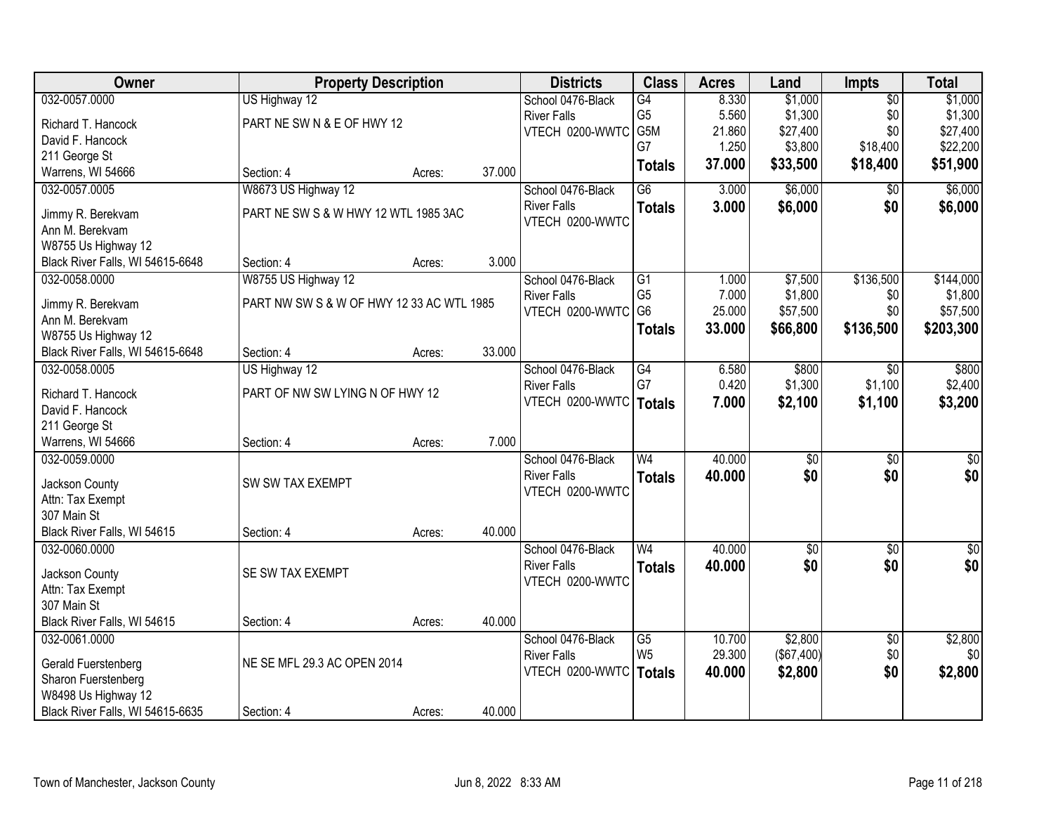| Owner | Property Description | | | Districts | Class | Acres | Land | Impts | Total |
|---|---|---|---|---|---|---|---|---|---|
| 032-0057.0000<br>Richard T. Hancock<br>David F. Hancock<br>211 George St<br>Warrens, WI 54666 | US Highway 12<br>PART NE SW N & E OF HWY 12<br>Section: 4 | Acres: | 37.000 | School 0476-Black River Falls<br>VTECH 0200-WWTC | G4<br>G5<br>G5M<br>G7<br>**Totals** | 8.330<br>5.560<br>21.860<br>1.250<br>**37.000** | $1,000<br>$1,300<br>$27,400<br>$3,800<br>**$33,500** | $0<br>$0<br>$0<br>$18,400<br>**$18,400** | $1,000<br>$1,300<br>$27,400<br>$22,200<br>**$51,900** |
| 032-0057.0005<br>Jimmy R. Berekvam<br>Ann M. Berekvam<br>W8755 Us Highway 12<br>Black River Falls, WI 54615-6648 | W8673 US Highway 12<br>PART NE SW S & W HWY 12 WTL 1985 3AC<br>Section: 4 | Acres: | 3.000 | School 0476-Black River Falls<br>VTECH 0200-WWTC | G6<br>**Totals** | 3.000<br>**3.000** | $6,000<br>**$6,000** | $0<br>**$0** | $6,000<br>**$6,000** |
| 032-0058.0000<br>Jimmy R. Berekvam<br>Ann M. Berekvam<br>W8755 Us Highway 12<br>Black River Falls, WI 54615-6648 | W8755 US Highway 12<br>PART NW SW S & W OF HWY 12 33 AC WTL 1985<br>Section: 4 | Acres: | 33.000 | School 0476-Black River Falls<br>VTECH 0200-WWTC | G1<br>G5<br>G6<br>**Totals** | 1.000<br>7.000<br>25.000<br>**33.000** | $7,500<br>$1,800<br>$57,500<br>**$66,800** | $136,500<br>$0<br>$0<br>**$136,500** | $144,000<br>$1,800<br>$57,500<br>**$203,300** |
| 032-0058.0005<br>Richard T. Hancock<br>David F. Hancock<br>211 George St<br>Warrens, WI 54666 | US Highway 12<br>PART OF NW SW LYING N OF HWY 12<br>Section: 4 | Acres: | 7.000 | School 0476-Black River Falls<br>VTECH 0200-WWTC | G4<br>G7<br>**Totals** | 6.580<br>0.420<br>**7.000** | $800<br>$1,300<br>**$2,100** | $0<br>$1,100<br>**$1,100** | $800<br>$2,400<br>**$3,200** |
| 032-0059.0000<br>Jackson County<br>Attn: Tax Exempt<br>307 Main St<br>Black River Falls, WI 54615 | SW SW TAX EXEMPT<br>Section: 4 | Acres: | 40.000 | School 0476-Black River Falls<br>VTECH 0200-WWTC | W4<br>**Totals** | 40.000<br>**40.000** | $0<br>**$0** | $0<br>**$0** | $0<br>**$0** |
| 032-0060.0000<br>Jackson County<br>Attn: Tax Exempt<br>307 Main St<br>Black River Falls, WI 54615 | SE SW TAX EXEMPT<br>Section: 4 | Acres: | 40.000 | School 0476-Black River Falls<br>VTECH 0200-WWTC | W4<br>**Totals** | 40.000<br>**40.000** | $0<br>**$0** | $0<br>**$0** | $0<br>**$0** |
| 032-0061.0000<br>Gerald Fuerstenberg<br>Sharon Fuerstenberg<br>W8498 Us Highway 12<br>Black River Falls, WI 54615-6635 | NE SE MFL 29.3 AC OPEN 2014<br>Section: 4 | Acres: | 40.000 | School 0476-Black River Falls<br>VTECH 0200-WWTC | G5<br>W5<br>**Totals** | 10.700<br>29.300<br>**40.000** | $2,800<br>($67,400)<br>**$2,800** | $0<br>$0<br>**$0** | $2,800<br>$0<br>**$2,800** |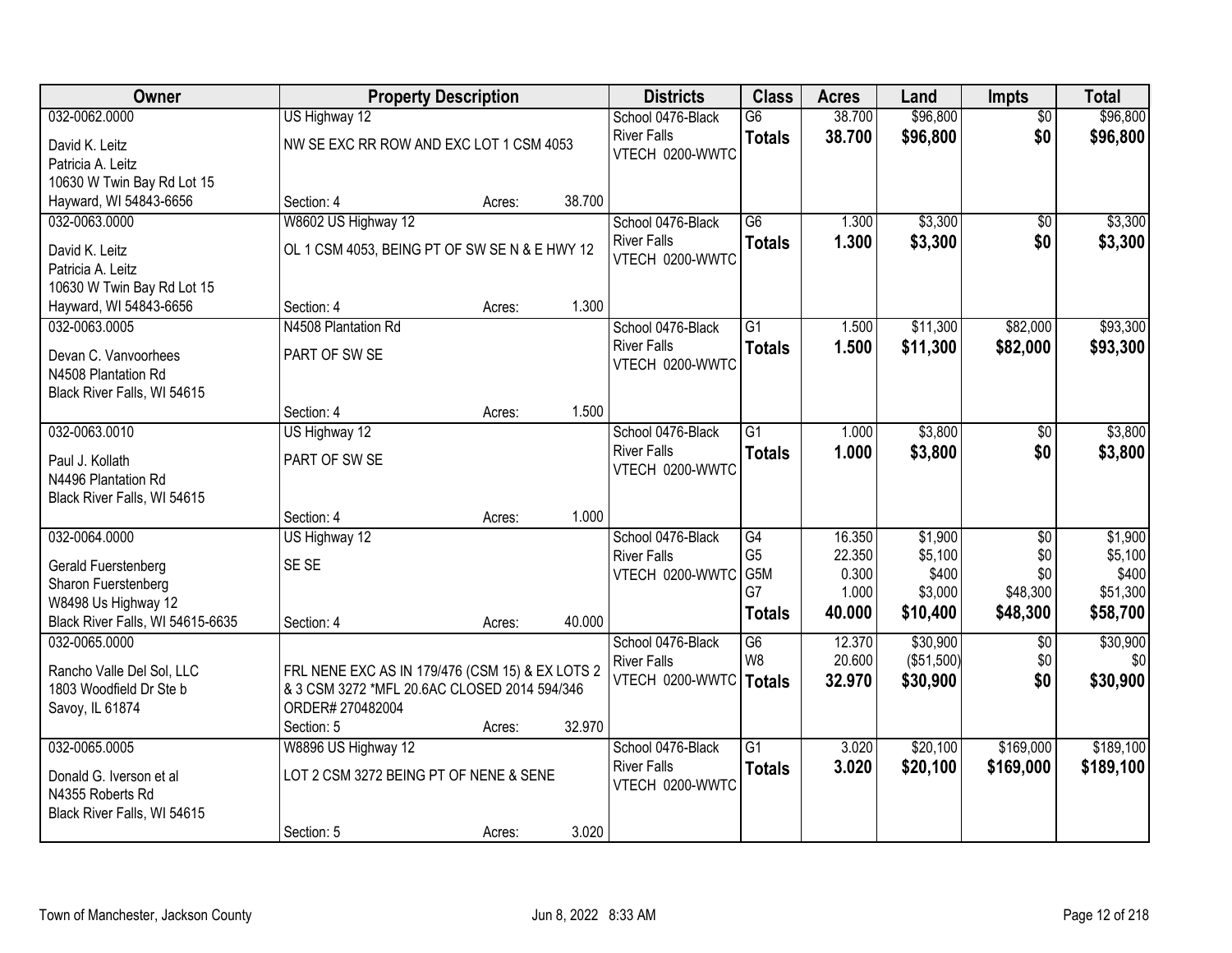| Owner | Property Description | Districts | Class | Acres | Land | Impts | Total |
|---|---|---|---|---|---|---|---|
| 032-0062.0000<br>David K. Leitz<br>Patricia A. Leitz<br>10630 W Twin Bay Rd Lot 15<br>Hayward, WI 54843-6656 | US Highway 12<br>NW SE EXC RR ROW AND EXC LOT 1 CSM 4053<br>Section: 4 Acres: 38.700 | School 0476-Black River Falls<br>VTECH 0200-WWTC | G6<br>**Totals** | 38.700<br>**38.700** | $96,800<br>**$96,800** | $0<br>**$0** | $96,800<br>**$96,800** |
| 032-0063.0000<br>David K. Leitz<br>Patricia A. Leitz<br>10630 W Twin Bay Rd Lot 15<br>Hayward, WI 54843-6656 | W8602 US Highway 12<br>OL 1 CSM 4053, BEING PT OF SW SE N & E HWY 12<br>Section: 4 Acres: 1.300 | School 0476-Black River Falls<br>VTECH 0200-WWTC | G6<br>**Totals** | 1.300<br>**1.300** | $3,300<br>**$3,300** | $0<br>**$0** | $3,300<br>**$3,300** |
| 032-0063.0005<br>Devan C. Vanvoorhees<br>N4508 Plantation Rd<br>Black River Falls, WI 54615 | N4508 Plantation Rd<br>PART OF SW SE<br>Section: 4 Acres: 1.500 | School 0476-Black River Falls<br>VTECH 0200-WWTC | G1<br>**Totals** | 1.500<br>**1.500** | $11,300<br>**$11,300** | $82,000<br>**$82,000** | $93,300<br>**$93,300** |
| 032-0063.0010<br>Paul J. Kollath<br>N4496 Plantation Rd<br>Black River Falls, WI 54615 | US Highway 12<br>PART OF SW SE<br>Section: 4 Acres: 1.000 | School 0476-Black River Falls<br>VTECH 0200-WWTC | G1<br>**Totals** | 1.000<br>**1.000** | $3,800<br>**$3,800** | $0<br>**$0** | $3,800<br>**$3,800** |
| 032-0064.0000<br>Gerald Fuerstenberg<br>Sharon Fuerstenberg<br>W8498 Us Highway 12<br>Black River Falls, WI 54615-6635 | US Highway 12<br>SE SE<br>Section: 4 Acres: 40.000 | School 0476-Black River Falls<br>VTECH 0200-WWTC | G4<br>G5<br>G5M<br>G7<br>**Totals** | 16.350<br>22.350<br>0.300<br>1.000<br>**40.000** | $1,900<br>$5,100<br>$400<br>$3,000<br>**$10,400** | $0<br>$0<br>$0<br>$48,300<br>**$48,300** | $1,900<br>$5,100<br>$400<br>$51,300<br>**$58,700** |
| 032-0065.0000<br>Rancho Valle Del Sol, LLC<br>1803 Woodfield Dr Ste b<br>Savoy, IL 61874 | FRL NENE EXC AS IN 179/476 (CSM 15) & EX LOTS 2 & 3 CSM 3272 *MFL 20.6AC CLOSED 2014 594/346 ORDER# 270482004<br>Section: 5 Acres: 32.970 | School 0476-Black River Falls<br>VTECH 0200-WWTC | G6<br>W8<br>**Totals** | 12.370<br>20.600<br>**32.970** | $30,900<br>($51,500)<br>**$30,900** | $0<br>$0<br>**$0** | $30,900<br>$0<br>**$30,900** |
| 032-0065.0005<br>Donald G. Iverson et al<br>N4355 Roberts Rd<br>Black River Falls, WI 54615 | W8896 US Highway 12<br>LOT 2 CSM 3272 BEING PT OF NENE & SENE<br>Section: 5 Acres: 3.020 | School 0476-Black River Falls<br>VTECH 0200-WWTC | G1<br>**Totals** | 3.020<br>**3.020** | $20,100<br>**$20,100** | $169,000<br>**$169,000** | $189,100<br>**$189,100** |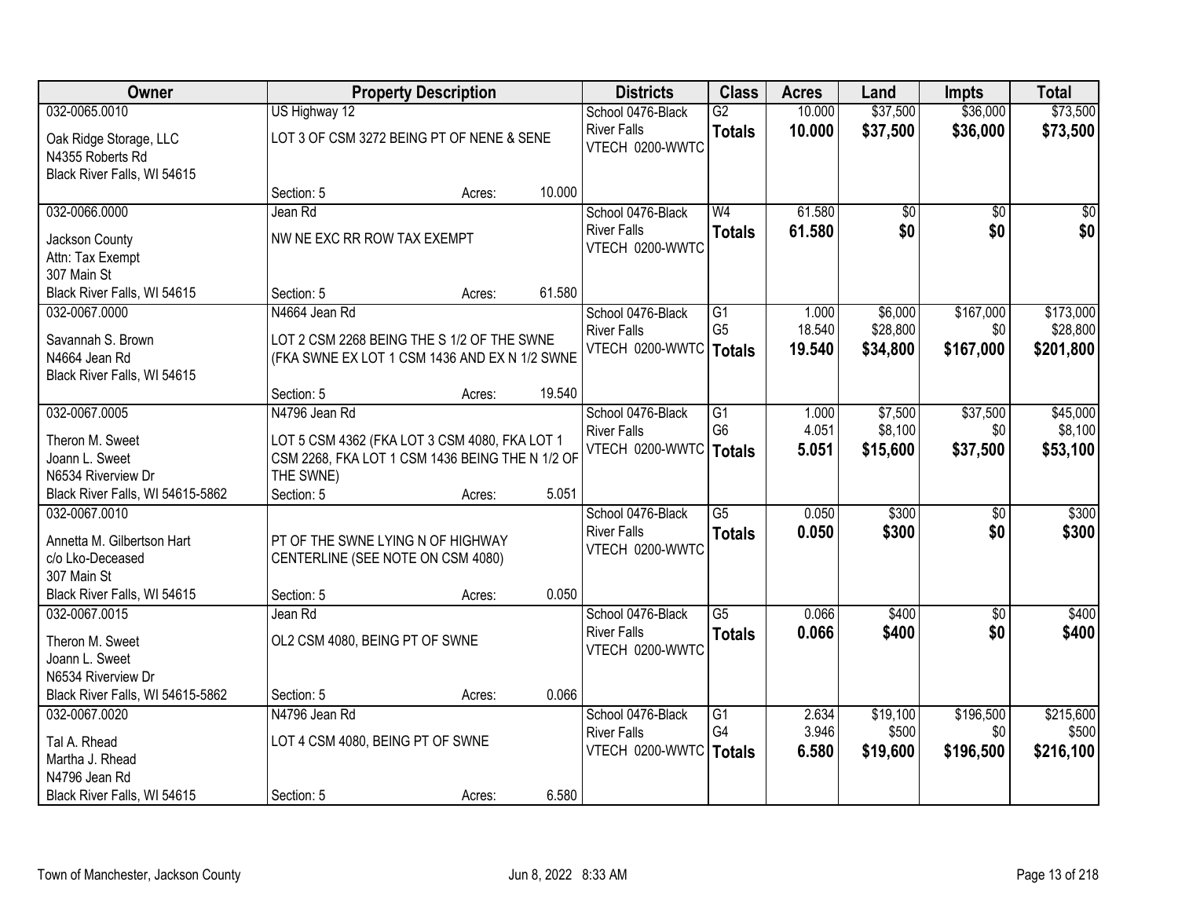| Owner | Property Description | Districts | Class | Acres | Land | Impts | Total |
|---|---|---|---|---|---|---|---|
| 032-0065.0010<br>Oak Ridge Storage, LLC<br>N4355 Roberts Rd<br>Black River Falls, WI 54615 | US Highway 12<br>LOT 3 OF CSM 3272 BEING PT OF NENE & SENE<br>Section: 5 Acres: 10.000 | School 0476-Black River Falls<br>VTECH 0200-WWTC | G2<br>**Totals** | 10.000<br>**10.000** | $37,500<br>**$37,500** | $36,000<br>**$36,000** | $73,500<br>**$73,500** |
| 032-0066.0000<br>Jackson County<br>Attn: Tax Exempt<br>307 Main St<br>Black River Falls, WI 54615 | Jean Rd<br>NW NE EXC RR ROW TAX EXEMPT<br>Section: 5 Acres: 61.580 | School 0476-Black River Falls<br>VTECH 0200-WWTC | W4<br>**Totals** | 61.580<br>**61.580** | $0<br>**$0** | $0<br>**$0** | $0<br>**$0** |
| 032-0067.0000<br>Savannah S. Brown<br>N4664 Jean Rd<br>Black River Falls, WI 54615 | N4664 Jean Rd<br>LOT 2 CSM 2268 BEING THE S 1/2 OF THE SWNE (FKA SWNE EX LOT 1 CSM 1436 AND EX N 1/2 SWNE<br>Section: 5 Acres: 19.540 | School 0476-Black River Falls<br>VTECH 0200-WWTC | G1<br>G5<br>**Totals** | 1.000<br>18.540<br>**19.540** | $6,000<br>$28,800<br>**$34,800** | $167,000<br>$0<br>**$167,000** | $173,000<br>$28,800<br>**$201,800** |
| 032-0067.0005<br>Theron M. Sweet<br>Joann L. Sweet<br>N6534 Riverview Dr<br>Black River Falls, WI 54615-5862 | N4796 Jean Rd<br>LOT 5 CSM 4362 (FKA LOT 3 CSM 4080, FKA LOT 1 CSM 2268, FKA LOT 1 CSM 1436 BEING THE N 1/2 OF THE SWNE)<br>Section: 5 Acres: 5.051 | School 0476-Black River Falls<br>VTECH 0200-WWTC | G1<br>G6<br>**Totals** | 1.000<br>4.051<br>**5.051** | $7,500<br>$8,100<br>**$15,600** | $37,500<br>$0<br>**$37,500** | $45,000<br>$8,100<br>**$53,100** |
| 032-0067.0010<br>Annetta M. Gilbertson Hart<br>c/o Lko-Deceased<br>307 Main St<br>Black River Falls, WI 54615 | PT OF THE SWNE LYING N OF HIGHWAY CENTERLINE (SEE NOTE ON CSM 4080)<br>Section: 5 Acres: 0.050 | School 0476-Black River Falls<br>VTECH 0200-WWTC | G5<br>**Totals** | 0.050<br>**0.050** | $300<br>**$300** | $0<br>**$0** | $300<br>**$300** |
| 032-0067.0015<br>Theron M. Sweet<br>Joann L. Sweet<br>N6534 Riverview Dr<br>Black River Falls, WI 54615-5862 | Jean Rd<br>OL2 CSM 4080, BEING PT OF SWNE<br>Section: 5 Acres: 0.066 | School 0476-Black River Falls<br>VTECH 0200-WWTC | G5<br>**Totals** | 0.066<br>**0.066** | $400<br>**$400** | $0<br>**$0** | $400<br>**$400** |
| 032-0067.0020<br>Tal A. Rhead<br>Martha J. Rhead<br>N4796 Jean Rd<br>Black River Falls, WI 54615 | N4796 Jean Rd<br>LOT 4 CSM 4080, BEING PT OF SWNE<br>Section: 5 Acres: 6.580 | School 0476-Black River Falls<br>VTECH 0200-WWTC | G1<br>G4<br>**Totals** | 2.634<br>3.946<br>**6.580** | $19,100<br>$500<br>**$19,600** | $196,500<br>$0<br>**$196,500** | $215,600<br>$500<br>**$216,100** |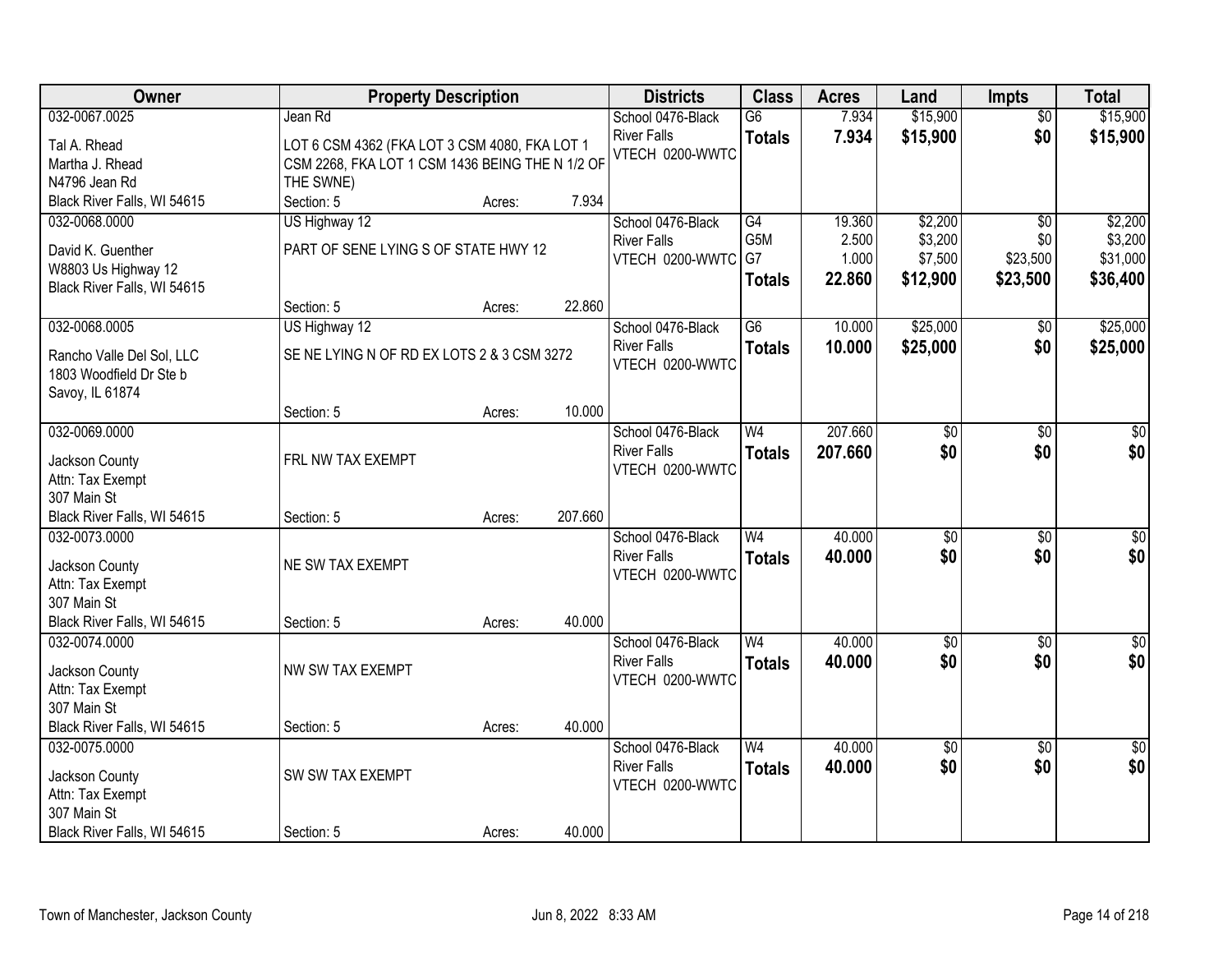| Owner | Property Description | Districts | Class | Acres | Land | Impts | Total |
|---|---|---|---|---|---|---|---|
| 032-0067.0025<br>Tal A. Rhead<br>Martha J. Rhead<br>N4796 Jean Rd<br>Black River Falls, WI 54615 | Jean Rd<br>LOT 6 CSM 4362 (FKA LOT 3 CSM 4080, FKA LOT 1 CSM 2268, FKA LOT 1 CSM 1436 BEING THE N 1/2 OF THE SWNE)<br>Section: 5 Acres: 7.934 | School 0476-Black River Falls<br>VTECH 0200-WWTC | G6<br>**Totals** | 7.934<br>**7.934** | $15,900<br>**$15,900** | $0<br>**$0** | $15,900<br>**$15,900** |
| 032-0068.0000<br>David K. Guenther<br>W8803 Us Highway 12<br>Black River Falls, WI 54615 | US Highway 12<br>PART OF SENE LYING S OF STATE HWY 12<br>Section: 5 Acres: 22.860 | School 0476-Black River Falls<br>VTECH 0200-WWTC | G4<br>G5M<br>G7<br>**Totals** | 19.360<br>2.500<br>1.000<br>**22.860** | $2,200<br>$3,200<br>$7,500<br>**$12,900** | $0<br>$0<br>$23,500<br>**$23,500** | $2,200<br>$3,200<br>$31,000<br>**$36,400** |
| 032-0068.0005<br>Rancho Valle Del Sol, LLC<br>1803 Woodfield Dr Ste b<br>Savoy, IL 61874 | US Highway 12<br>SE NE LYING N OF RD EX LOTS 2 & 3 CSM 3272<br>Section: 5 Acres: 10.000 | School 0476-Black River Falls<br>VTECH 0200-WWTC | G6<br>**Totals** | 10.000<br>**10.000** | $25,000<br>**$25,000** | $0<br>**$0** | $25,000<br>**$25,000** |
| 032-0069.0000<br>Jackson County<br>Attn: Tax Exempt<br>307 Main St<br>Black River Falls, WI 54615 | FRL NW TAX EXEMPT<br>Section: 5 Acres: 207.660 | School 0476-Black River Falls<br>VTECH 0200-WWTC | W4<br>**Totals** | 207.660<br>**207.660** | $0<br>**$0** | $0<br>**$0** | $0<br>**$0** |
| 032-0073.0000<br>Jackson County<br>Attn: Tax Exempt<br>307 Main St<br>Black River Falls, WI 54615 | NE SW TAX EXEMPT<br>Section: 5 Acres: 40.000 | School 0476-Black River Falls<br>VTECH 0200-WWTC | W4<br>**Totals** | 40.000<br>**40.000** | $0<br>**$0** | $0<br>**$0** | $0<br>**$0** |
| 032-0074.0000<br>Jackson County<br>Attn: Tax Exempt<br>307 Main St<br>Black River Falls, WI 54615 | NW SW TAX EXEMPT<br>Section: 5 Acres: 40.000 | School 0476-Black River Falls<br>VTECH 0200-WWTC | W4<br>**Totals** | 40.000<br>**40.000** | $0<br>**$0** | $0<br>**$0** | $0<br>**$0** |
| 032-0075.0000<br>Jackson County<br>Attn: Tax Exempt<br>307 Main St<br>Black River Falls, WI 54615 | SW SW TAX EXEMPT<br>Section: 5 Acres: 40.000 | School 0476-Black River Falls<br>VTECH 0200-WWTC | W4<br>**Totals** | 40.000<br>**40.000** | $0<br>**$0** | $0<br>**$0** | $0<br>**$0** |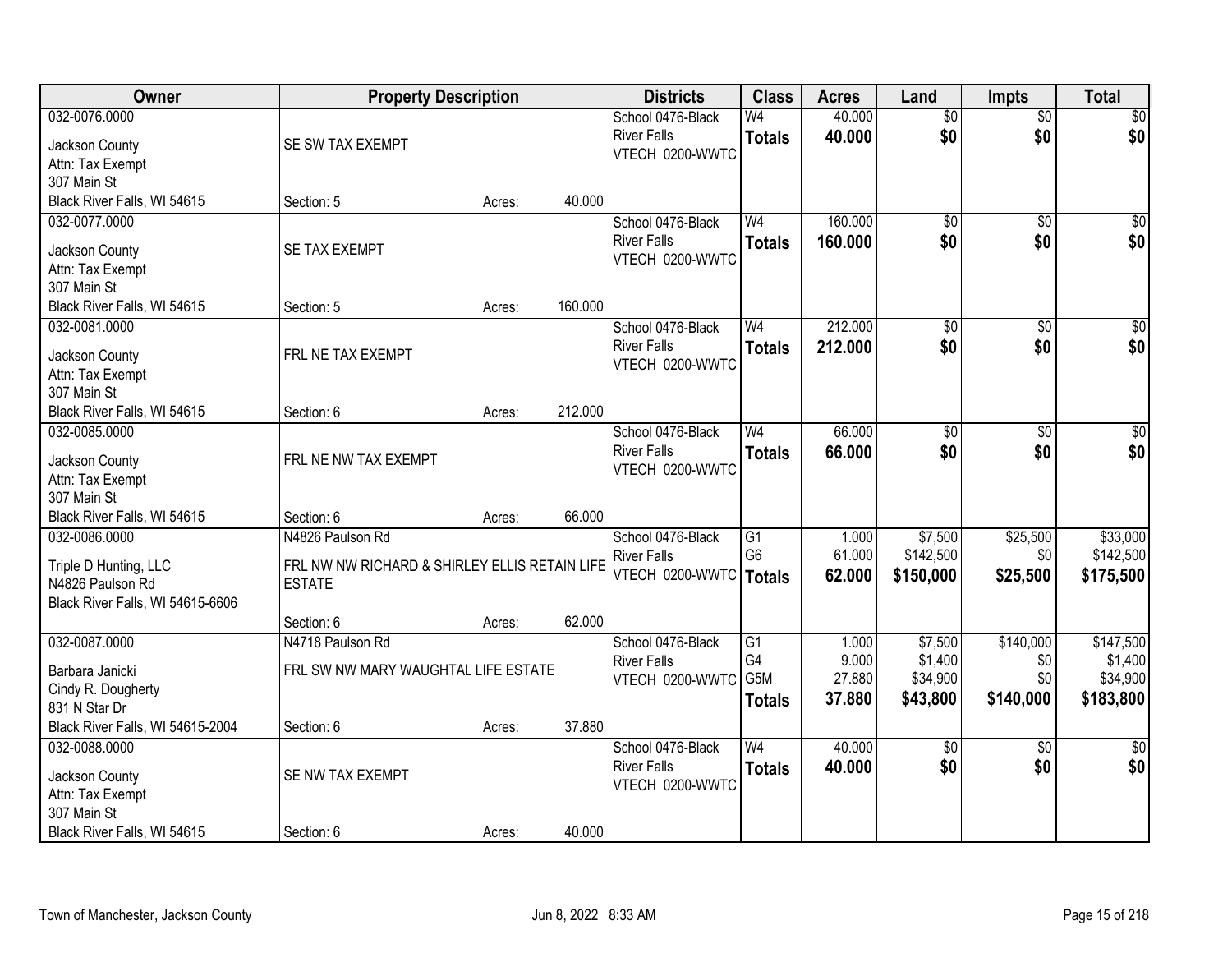| Owner | Property Description | | | Districts | Class | Acres | Land | Impts | Total |
|---|---|---|---|---|---|---|---|---|---|
| 032-0076.0000<br>Jackson County<br>Attn: Tax Exempt<br>307 Main St<br>Black River Falls, WI 54615 | SE SW TAX EXEMPT<br>Section: 5 | Acres: | 40.000 | School 0476-Black River Falls<br>VTECH 0200-WWTC | W4<br>**Totals** | 40.000<br>**40.000** | $0<br>**$0** | $0<br>**$0** | $0<br>**$0** |
| 032-0077.0000<br>Jackson County<br>Attn: Tax Exempt<br>307 Main St<br>Black River Falls, WI 54615 | SE TAX EXEMPT<br>Section: 5 | Acres: | 160.000 | School 0476-Black River Falls<br>VTECH 0200-WWTC | W4<br>**Totals** | 160.000<br>**160.000** | $0<br>**$0** | $0<br>**$0** | $0<br>**$0** |
| 032-0081.0000<br>Jackson County<br>Attn: Tax Exempt<br>307 Main St<br>Black River Falls, WI 54615 | FRL NE TAX EXEMPT<br>Section: 6 | Acres: | 212.000 | School 0476-Black River Falls<br>VTECH 0200-WWTC | W4<br>**Totals** | 212.000<br>**212.000** | $0<br>**$0** | $0<br>**$0** | $0<br>**$0** |
| 032-0085.0000<br>Jackson County<br>Attn: Tax Exempt<br>307 Main St<br>Black River Falls, WI 54615 | FRL NE NW TAX EXEMPT<br>Section: 6 | Acres: | 66.000 | School 0476-Black River Falls<br>VTECH 0200-WWTC | W4<br>**Totals** | 66.000<br>**66.000** | $0<br>**$0** | $0<br>**$0** | $0<br>**$0** |
| 032-0086.0000<br>Triple D Hunting, LLC<br>N4826 Paulson Rd<br>Black River Falls, WI 54615-6606 | N4826 Paulson Rd<br>FRL NW NW RICHARD & SHIRLEY ELLIS RETAIN LIFE ESTATE<br>Section: 6 | Acres: | 62.000 | School 0476-Black River Falls<br>VTECH 0200-WWTC | G1<br>G6<br>**Totals** | 1.000<br>61.000<br>**62.000** | $7,500<br>$142,500<br>**$150,000** | $25,500<br>$0<br>**$25,500** | $33,000<br>$142,500<br>**$175,500** |
| 032-0087.0000<br>Barbara Janicki<br>Cindy R. Dougherty<br>831 N Star Dr<br>Black River Falls, WI 54615-2004 | N4718 Paulson Rd<br>FRL SW NW MARY WAUGHTAL LIFE ESTATE<br>Section: 6 | Acres: | 37.880 | School 0476-Black River Falls<br>VTECH 0200-WWTC | G1<br>G4<br>G5M<br>**Totals** | 1.000<br>9.000<br>27.880<br>**37.880** | $7,500<br>$1,400<br>$34,900<br>**$43,800** | $140,000<br>$0<br>$0<br>**$140,000** | $147,500<br>$1,400<br>$34,900<br>**$183,800** |
| 032-0088.0000<br>Jackson County<br>Attn: Tax Exempt<br>307 Main St<br>Black River Falls, WI 54615 | SE NW TAX EXEMPT<br>Section: 6 | Acres: | 40.000 | School 0476-Black River Falls<br>VTECH 0200-WWTC | W4<br>**Totals** | 40.000<br>**40.000** | $0<br>**$0** | $0<br>**$0** | $0<br>**$0** |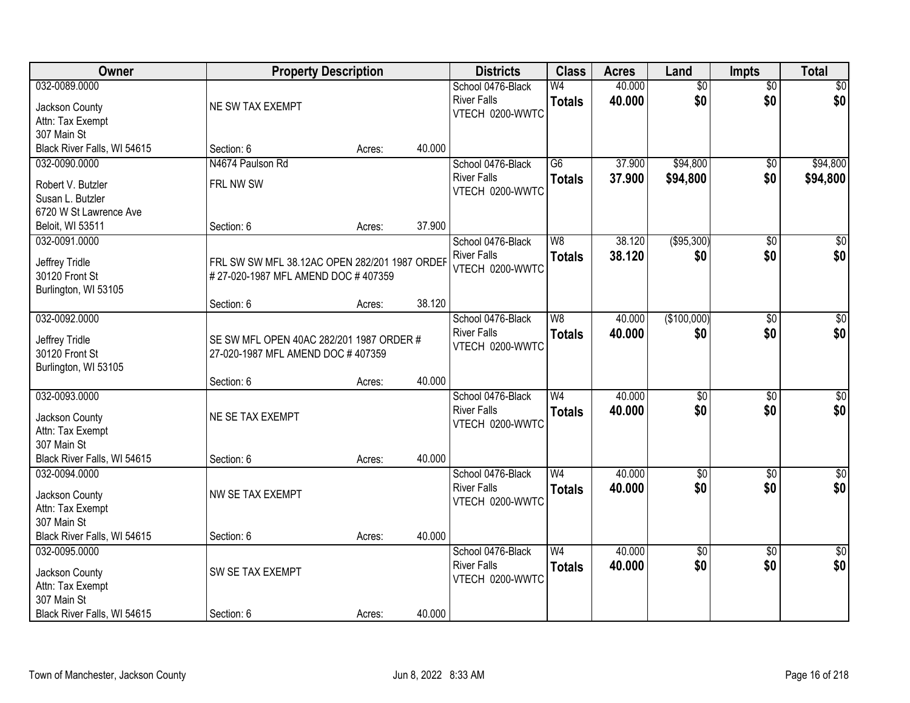| Owner | Property Description | Districts | Class | Acres | Land | Impts | Total |
|---|---|---|---|---|---|---|---|
| 032-0089.0000<br>Jackson County<br>Attn: Tax Exempt<br>307 Main St<br>Black River Falls, WI 54615 | NE SW TAX EXEMPT<br>Section: 6 Acres: 40.000 | School 0476-Black River Falls<br>VTECH 0200-WWTC | W4<br>**Totals** | 40.000<br>**40.000** | $0<br>**$0** | $0<br>**$0** | $0<br>**$0** |
| 032-0090.0000<br>Robert V. Butzler<br>Susan L. Butzler<br>6720 W St Lawrence Ave<br>Beloit, WI 53511 | N4674 Paulson Rd<br>FRL NW SW<br>Section: 6 Acres: 37.900 | School 0476-Black River Falls<br>VTECH 0200-WWTC | G6<br>**Totals** | 37.900<br>**37.900** | $94,800<br>**$94,800** | $0<br>**$0** | $94,800<br>**$94,800** |
| 032-0091.0000<br>Jeffrey Tridle<br>30120 Front St<br>Burlington, WI 53105 | FRL SW SW MFL 38.12AC OPEN 282/201 1987 ORDER # 27-020-1987 MFL AMEND DOC # 407359<br>Section: 6 Acres: 38.120 | School 0476-Black River Falls<br>VTECH 0200-WWTC | W8<br>**Totals** | 38.120<br>**38.120** | ($95,300)<br>**$0** | $0<br>**$0** | $0<br>**$0** |
| 032-0092.0000<br>Jeffrey Tridle<br>30120 Front St<br>Burlington, WI 53105 | SE SW MFL OPEN 40AC 282/201 1987 ORDER # 27-020-1987 MFL AMEND DOC # 407359<br>Section: 6 Acres: 40.000 | School 0476-Black River Falls<br>VTECH 0200-WWTC | W8<br>**Totals** | 40.000<br>**40.000** | ($100,000)<br>**$0** | $0<br>**$0** | $0<br>**$0** |
| 032-0093.0000<br>Jackson County<br>Attn: Tax Exempt<br>307 Main St<br>Black River Falls, WI 54615 | NE SE TAX EXEMPT<br>Section: 6 Acres: 40.000 | School 0476-Black River Falls<br>VTECH 0200-WWTC | W4<br>**Totals** | 40.000<br>**40.000** | $0<br>**$0** | $0<br>**$0** | $0<br>**$0** |
| 032-0094.0000<br>Jackson County<br>Attn: Tax Exempt<br>307 Main St<br>Black River Falls, WI 54615 | NW SE TAX EXEMPT<br>Section: 6 Acres: 40.000 | School 0476-Black River Falls<br>VTECH 0200-WWTC | W4<br>**Totals** | 40.000<br>**40.000** | $0<br>**$0** | $0<br>**$0** | $0<br>**$0** |
| 032-0095.0000<br>Jackson County<br>Attn: Tax Exempt<br>307 Main St<br>Black River Falls, WI 54615 | SW SE TAX EXEMPT<br>Section: 6 Acres: 40.000 | School 0476-Black River Falls<br>VTECH 0200-WWTC | W4<br>**Totals** | 40.000<br>**40.000** | $0<br>**$0** | $0<br>**$0** | $0<br>**$0** |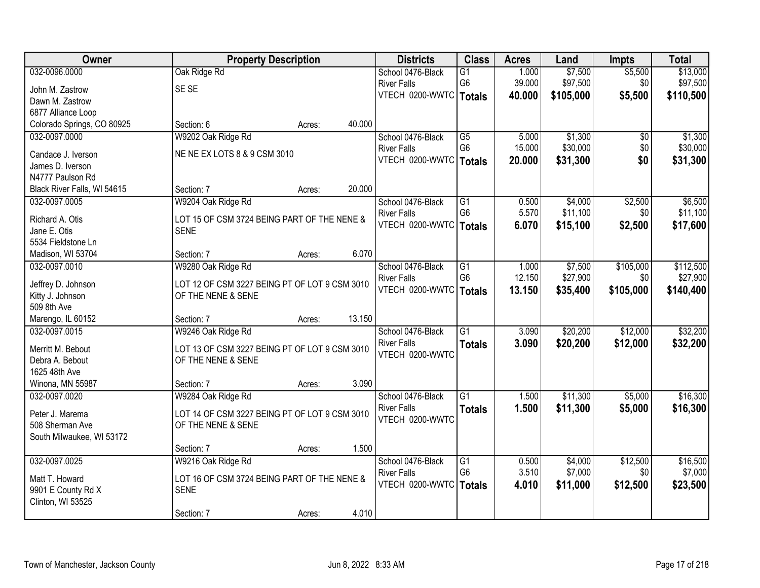| Owner | Property Description | Districts | Class | Acres | Land | Impts | Total |
|---|---|---|---|---|---|---|---|
| 032-0096.0000<br>John M. Zastrow<br>Dawn M. Zastrow<br>6877 Alliance Loop<br>Colorado Springs, CO 80925 | Oak Ridge Rd<br>SE SE<br>Section: 6 Acres: 40.000 | School 0476-Black River Falls<br>VTECH 0200-WWTC | G1<br>G6<br>**Totals** | 1.000<br>39.000<br>**40.000** | $7,500<br>$97,500<br>**$105,000** | $5,500<br>$0<br>**$5,500** | $13,000<br>$97,500<br>**$110,500** |
| 032-0097.0000<br>Candace J. Iverson<br>James D. Iverson<br>N4777 Paulson Rd<br>Black River Falls, WI 54615 | W9202 Oak Ridge Rd<br>NE NE EX LOTS 8 & 9 CSM 3010<br>Section: 7 Acres: 20.000 | School 0476-Black River Falls<br>VTECH 0200-WWTC | G5<br>G6<br>**Totals** | 5.000<br>15.000<br>**20.000** | $1,300<br>$30,000<br>**$31,300** | $0<br>$0<br>**$0** | $1,300<br>$30,000<br>**$31,300** |
| 032-0097.0005<br>Richard A. Otis<br>Jane E. Otis<br>5534 Fieldstone Ln<br>Madison, WI 53704 | W9204 Oak Ridge Rd<br>LOT 15 OF CSM 3724 BEING PART OF THE NENE & SENE<br>Section: 7 Acres: 6.070 | School 0476-Black River Falls<br>VTECH 0200-WWTC | G1<br>G6<br>**Totals** | 0.500<br>5.570<br>**6.070** | $4,000<br>$11,100<br>**$15,100** | $2,500<br>$0<br>**$2,500** | $6,500<br>$11,100<br>**$17,600** |
| 032-0097.0010<br>Jeffrey D. Johnson<br>Kitty J. Johnson<br>509 8th Ave<br>Marengo, IL 60152 | W9280 Oak Ridge Rd<br>LOT 12 OF CSM 3227 BEING PT OF LOT 9 CSM 3010 OF THE NENE & SENE<br>Section: 7 Acres: 13.150 | School 0476-Black River Falls<br>VTECH 0200-WWTC | G1<br>G6<br>**Totals** | 1.000<br>12.150<br>**13.150** | $7,500<br>$27,900<br>**$35,400** | $105,000<br>$0<br>**$105,000** | $112,500<br>$27,900<br>**$140,400** |
| 032-0097.0015<br>Merritt M. Bebout<br>Debra A. Bebout<br>1625 48th Ave<br>Winona, MN 55987 | W9246 Oak Ridge Rd<br>LOT 13 OF CSM 3227 BEING PT OF LOT 9 CSM 3010 OF THE NENE & SENE<br>Section: 7 Acres: 3.090 | School 0476-Black River Falls<br>VTECH 0200-WWTC | G1<br>**Totals** | 3.090<br>**3.090** | $20,200<br>**$20,200** | $12,000<br>**$12,000** | $32,200<br>**$32,200** |
| 032-0097.0020<br>Peter J. Marema<br>508 Sherman Ave<br>South Milwaukee, WI 53172 | W9284 Oak Ridge Rd<br>LOT 14 OF CSM 3227 BEING PT OF LOT 9 CSM 3010 OF THE NENE & SENE<br>Section: 7 Acres: 1.500 | School 0476-Black River Falls<br>VTECH 0200-WWTC | G1<br>**Totals** | 1.500<br>**1.500** | $11,300<br>**$11,300** | $5,000<br>**$5,000** | $16,300<br>**$16,300** |
| 032-0097.0025<br>Matt T. Howard<br>9901 E County Rd X<br>Clinton, WI 53525 | W9216 Oak Ridge Rd<br>LOT 16 OF CSM 3724 BEING PART OF THE NENE & SENE<br>Section: 7 Acres: 4.010 | School 0476-Black River Falls<br>VTECH 0200-WWTC | G1<br>G6<br>**Totals** | 0.500<br>3.510<br>**4.010** | $4,000<br>$7,000<br>**$11,000** | $12,500<br>$0<br>**$12,500** | $16,500<br>$7,000<br>**$23,500** |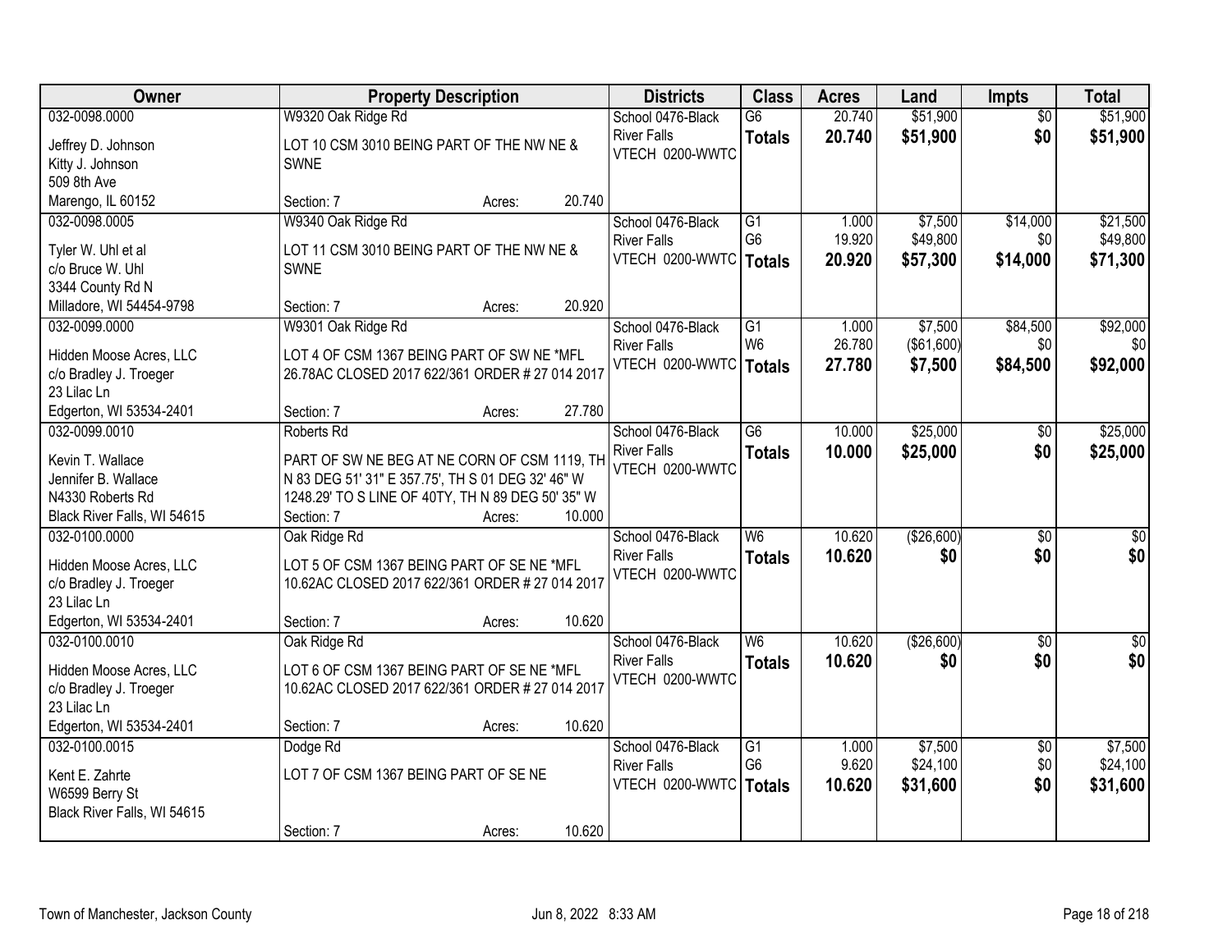| Owner | Property Description | Districts | Class | Acres | Land | Impts | Total |
|---|---|---|---|---|---|---|---|
| 032-0098.0000<br>Jeffrey D. Johnson<br>Kitty J. Johnson<br>509 8th Ave<br>Marengo, IL 60152 | W9320 Oak Ridge Rd<br>LOT 10 CSM 3010 BEING PART OF THE NW NE & SWNE<br>Section: 7 Acres: 20.740 | School 0476-Black River Falls<br>VTECH 0200-WWTC | G6<br>**Totals** | 20.740<br>**20.740** | $51,900<br>**$51,900** | $0<br>**$0** | $51,900<br>**$51,900** |
| 032-0098.0005<br>Tyler W. Uhl et al<br>c/o Bruce W. Uhl<br>3344 County Rd N<br>Milladore, WI 54454-9798 | W9340 Oak Ridge Rd<br>LOT 11 CSM 3010 BEING PART OF THE NW NE & SWNE<br>Section: 7 Acres: 20.920 | School 0476-Black River Falls<br>VTECH 0200-WWTC | G1<br>G6<br>**Totals** | 1.000<br>19.920<br>**20.920** | $7,500<br>$49,800<br>**$57,300** | $14,000<br>$0<br>**$14,000** | $21,500<br>$49,800<br>**$71,300** |
| 032-0099.0000<br>Hidden Moose Acres, LLC<br>c/o Bradley J. Troeger<br>23 Lilac Ln<br>Edgerton, WI 53534-2401 | W9301 Oak Ridge Rd<br>LOT 4 OF CSM 1367 BEING PART OF SW NE *MFL 26.78AC CLOSED 2017 622/361 ORDER # 27 014 2017<br>Section: 7 Acres: 27.780 | School 0476-Black River Falls<br>VTECH 0200-WWTC | G1<br>W6<br>**Totals** | 1.000<br>26.780<br>**27.780** | $7,500<br>($61,600)<br>**$7,500** | $84,500<br>$0<br>**$84,500** | $92,000<br>$0<br>**$92,000** |
| 032-0099.0010<br>Kevin T. Wallace<br>Jennifer B. Wallace<br>N4330 Roberts Rd<br>Black River Falls, WI 54615 | Roberts Rd<br>PART OF SW NE BEG AT NE CORN OF CSM 1119, TH N 83 DEG 51' 31" E 357.75', TH S 01 DEG 32' 46" W 1248.29' TO S LINE OF 40TY, TH N 89 DEG 50' 35" W<br>Section: 7 Acres: 10.000 | School 0476-Black River Falls<br>VTECH 0200-WWTC | G6<br>**Totals** | 10.000<br>**10.000** | $25,000<br>**$25,000** | $0<br>**$0** | $25,000<br>**$25,000** |
| 032-0100.0000<br>Hidden Moose Acres, LLC<br>c/o Bradley J. Troeger<br>23 Lilac Ln<br>Edgerton, WI 53534-2401 | Oak Ridge Rd<br>LOT 5 OF CSM 1367 BEING PART OF SE NE *MFL 10.62AC CLOSED 2017 622/361 ORDER # 27 014 2017<br>Section: 7 Acres: 10.620 | School 0476-Black River Falls<br>VTECH 0200-WWTC | W6<br>**Totals** | 10.620<br>**10.620** | ($26,600)<br>**$0** | $0<br>**$0** | $0<br>**$0** |
| 032-0100.0010<br>Hidden Moose Acres, LLC<br>c/o Bradley J. Troeger<br>23 Lilac Ln<br>Edgerton, WI 53534-2401 | Oak Ridge Rd<br>LOT 6 OF CSM 1367 BEING PART OF SE NE *MFL 10.62AC CLOSED 2017 622/361 ORDER # 27 014 2017<br>Section: 7 Acres: 10.620 | School 0476-Black River Falls<br>VTECH 0200-WWTC | W6<br>**Totals** | 10.620<br>**10.620** | ($26,600)<br>**$0** | $0<br>**$0** | $0<br>**$0** |
| 032-0100.0015<br>Kent E. Zahrte<br>W6599 Berry St<br>Black River Falls, WI 54615 | Dodge Rd<br>LOT 7 OF CSM 1367 BEING PART OF SE NE<br>Section: 7 Acres: 10.620 | School 0476-Black River Falls<br>VTECH 0200-WWTC | G1<br>G6<br>**Totals** | 1.000<br>9.620<br>**10.620** | $7,500<br>$24,100<br>**$31,600** | $0<br>$0<br>**$0** | $7,500<br>$24,100<br>**$31,600** |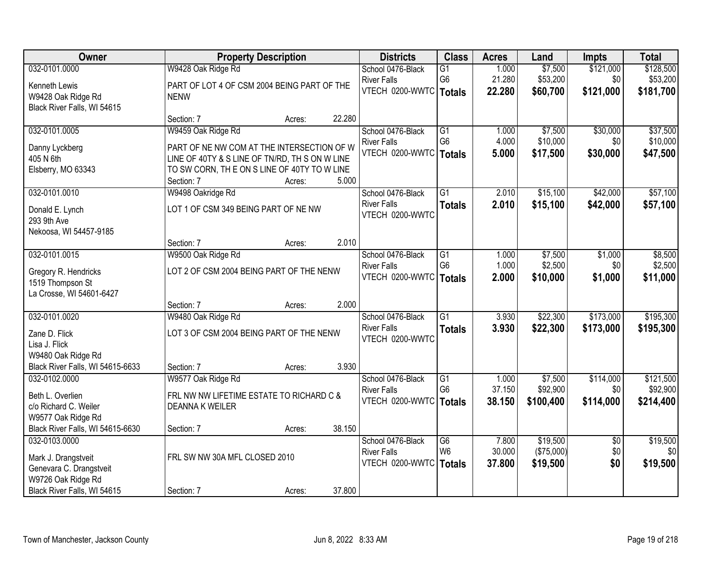| Owner | Property Description | Districts | Class | Acres | Land | Impts | Total |
|---|---|---|---|---|---|---|---|
| 032-0101.0000<br>Kenneth Lewis<br>W9428 Oak Ridge Rd<br>Black River Falls, WI 54615 | W9428 Oak Ridge Rd<br>PART OF LOT 4 OF CSM 2004 BEING PART OF THE NENW<br>Section: 7 Acres: 22.280 | School 0476-Black River Falls<br>VTECH 0200-WWTC | G1<br>G6<br>**Totals** | 1.000<br>21.280<br>**22.280** | $7,500<br>$53,200<br>**$60,700** | $121,000<br>$0<br>**$121,000** | $128,500<br>$53,200<br>**$181,700** |
| 032-0101.0005<br>Danny Lyckberg<br>405 N 6th<br>Elsberry, MO 63343 | W9459 Oak Ridge Rd<br>PART OF NE NW COM AT THE INTERSECTION OF W LINE OF 40TY & S LINE OF TN/RD, TH S ON W LINE TO SW CORN, TH E ON S LINE OF 40TY TO W LINE<br>Section: 7 Acres: 5.000 | School 0476-Black River Falls<br>VTECH 0200-WWTC | G1<br>G6<br>**Totals** | 1.000<br>4.000<br>**5.000** | $7,500<br>$10,000<br>**$17,500** | $30,000<br>$0<br>**$30,000** | $37,500<br>$10,000<br>**$47,500** |
| 032-0101.0010<br>Donald E. Lynch<br>293 9th Ave<br>Nekoosa, WI 54457-9185 | W9498 Oakridge Rd<br>LOT 1 OF CSM 349 BEING PART OF NE NW<br>Section: 7 Acres: 2.010 | School 0476-Black River Falls<br>VTECH 0200-WWTC | G1<br>**Totals** | 2.010<br>**2.010** | $15,100<br>**$15,100** | $42,000<br>**$42,000** | $57,100<br>**$57,100** |
| 032-0101.0015<br>Gregory R. Hendricks<br>1519 Thompson St<br>La Crosse, WI 54601-6427 | W9500 Oak Ridge Rd<br>LOT 2 OF CSM 2004 BEING PART OF THE NENW<br>Section: 7 Acres: 2.000 | School 0476-Black River Falls<br>VTECH 0200-WWTC | G1<br>G6<br>**Totals** | 1.000<br>1.000<br>**2.000** | $7,500<br>$2,500<br>**$10,000** | $1,000<br>$0<br>**$1,000** | $8,500<br>$2,500<br>**$11,000** |
| 032-0101.0020<br>Zane D. Flick<br>Lisa J. Flick<br>W9480 Oak Ridge Rd<br>Black River Falls, WI 54615-6633 | W9480 Oak Ridge Rd<br>LOT 3 OF CSM 2004 BEING PART OF THE NENW<br>Section: 7 Acres: 3.930 | School 0476-Black River Falls<br>VTECH 0200-WWTC | G1<br>**Totals** | 3.930<br>**3.930** | $22,300<br>**$22,300** | $173,000<br>**$173,000** | $195,300<br>**$195,300** |
| 032-0102.0000<br>Beth L. Overlien<br>c/o Richard C. Weiler<br>W9577 Oak Ridge Rd<br>Black River Falls, WI 54615-6630 | W9577 Oak Ridge Rd<br>FRL NW NW LIFETIME ESTATE TO RICHARD C & DEANNA K WEILER<br>Section: 7 Acres: 38.150 | School 0476-Black River Falls<br>VTECH 0200-WWTC | G1<br>G6<br>**Totals** | 1.000<br>37.150<br>**38.150** | $7,500<br>$92,900<br>**$100,400** | $114,000<br>$0<br>**$114,000** | $121,500<br>$92,900<br>**$214,400** |
| 032-0103.0000<br>Mark J. Drangstveit<br>Genevara C. Drangstveit<br>W9726 Oak Ridge Rd<br>Black River Falls, WI 54615 | FRL SW NW 30A MFL CLOSED 2010<br>Section: 7 Acres: 37.800 | School 0476-Black River Falls<br>VTECH 0200-WWTC | G6<br>W6<br>**Totals** | 7.800<br>30.000<br>**37.800** | $19,500<br>($75,000)<br>**$19,500** | $0<br>$0<br>**$0** | $19,500<br>$0<br>**$19,500** |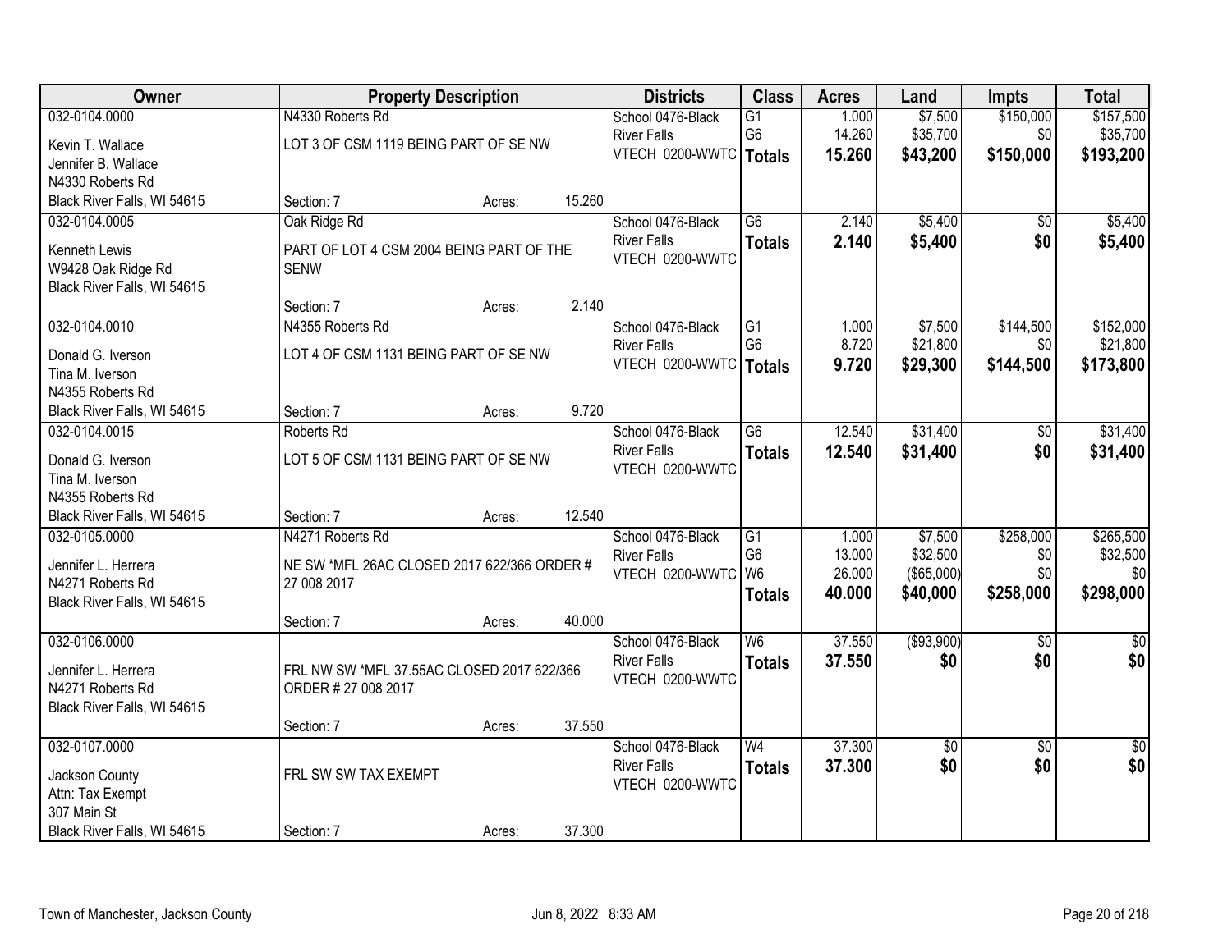| Owner | Property Description | | | Districts | Class | Acres | Land | Impts | Total |
|---|---|---|---|---|---|---|---|---|---|
| 032-0104.0000 | N4330 Roberts Rd | | | School 0476-Black River Falls | G1 | 1.000 | $7,500 | $150,000 | $157,500 |
| Kevin T. Wallace | LOT 3 OF CSM 1119 BEING PART OF SE NW | | | VTECH 0200-WWTC | G6 | 14.260 | $35,700 | $0 | $35,700 |
| Jennifer B. Wallace | | | | | **Totals** | **15.260** | **$43,200** | **$150,000** | **$193,200** |
| N4330 Roberts Rd | | | | | | | | | |
| Black River Falls, WI 54615 | Section: 7 | Acres: | 15.260 | | | | | | |
| 032-0104.0005 | Oak Ridge Rd | | | School 0476-Black River Falls | G6 | 2.140 | $5,400 | $0 | $5,400 |
| Kenneth Lewis | PART OF LOT 4 CSM 2004 BEING PART OF THE SENW | | | VTECH 0200-WWTC | **Totals** | **2.140** | **$5,400** | **$0** | **$5,400** |
| W9428 Oak Ridge Rd | | | | | | | | | |
| Black River Falls, WI 54615 | Section: 7 | Acres: | 2.140 | | | | | | |
| 032-0104.0010 | N4355 Roberts Rd | | | School 0476-Black River Falls | G1 | 1.000 | $7,500 | $144,500 | $152,000 |
| Donald G. Iverson | LOT 4 OF CSM 1131 BEING PART OF SE NW | | | VTECH 0200-WWTC | G6 | 8.720 | $21,800 | $0 | $21,800 |
| Tina M. Iverson | | | | | **Totals** | **9.720** | **$29,300** | **$144,500** | **$173,800** |
| N4355 Roberts Rd | | | | | | | | | |
| Black River Falls, WI 54615 | Section: 7 | Acres: | 9.720 | | | | | | |
| 032-0104.0015 | Roberts Rd | | | School 0476-Black River Falls | G6 | 12.540 | $31,400 | $0 | $31,400 |
| Donald G. Iverson | LOT 5 OF CSM 1131 BEING PART OF SE NW | | | VTECH 0200-WWTC | **Totals** | **12.540** | **$31,400** | **$0** | **$31,400** |
| Tina M. Iverson | | | | | | | | | |
| N4355 Roberts Rd | | | | | | | | | |
| Black River Falls, WI 54615 | Section: 7 | Acres: | 12.540 | | | | | | |
| 032-0105.0000 | N4271 Roberts Rd | | | School 0476-Black River Falls | G1 | 1.000 | $7,500 | $258,000 | $265,500 |
| Jennifer L. Herrera | NE SW *MFL 26AC CLOSED 2017 622/366 ORDER # 27 008 2017 | | | VTECH 0200-WWTC | G6 | 13.000 | $32,500 | $0 | $32,500 |
| N4271 Roberts Rd | | | | | W6 | 26.000 | ($65,000) | $0 | $0 |
| Black River Falls, WI 54615 | | | | | **Totals** | **40.000** | **$40,000** | **$258,000** | **$298,000** |
| | Section: 7 | Acres: | 40.000 | | | | | | |
| 032-0106.0000 | | | | School 0476-Black River Falls | W6 | 37.550 | ($93,900) | $0 | $0 |
| Jennifer L. Herrera | FRL NW SW *MFL 37.55AC CLOSED 2017 622/366 ORDER # 27 008 2017 | | | VTECH 0200-WWTC | **Totals** | **37.550** | **$0** | **$0** | **$0** |
| N4271 Roberts Rd | | | | | | | | | |
| Black River Falls, WI 54615 | | | | | | | | | |
| | Section: 7 | Acres: | 37.550 | | | | | | |
| 032-0107.0000 | | | | School 0476-Black River Falls | W4 | 37.300 | $0 | $0 | $0 |
| Jackson County | FRL SW SW TAX EXEMPT | | | VTECH 0200-WWTC | **Totals** | **37.300** | **$0** | **$0** | **$0** |
| Attn: Tax Exempt | | | | | | | | | |
| 307 Main St | | | | | | | | | |
| Black River Falls, WI 54615 | Section: 7 | Acres: | 37.300 | | | | | | |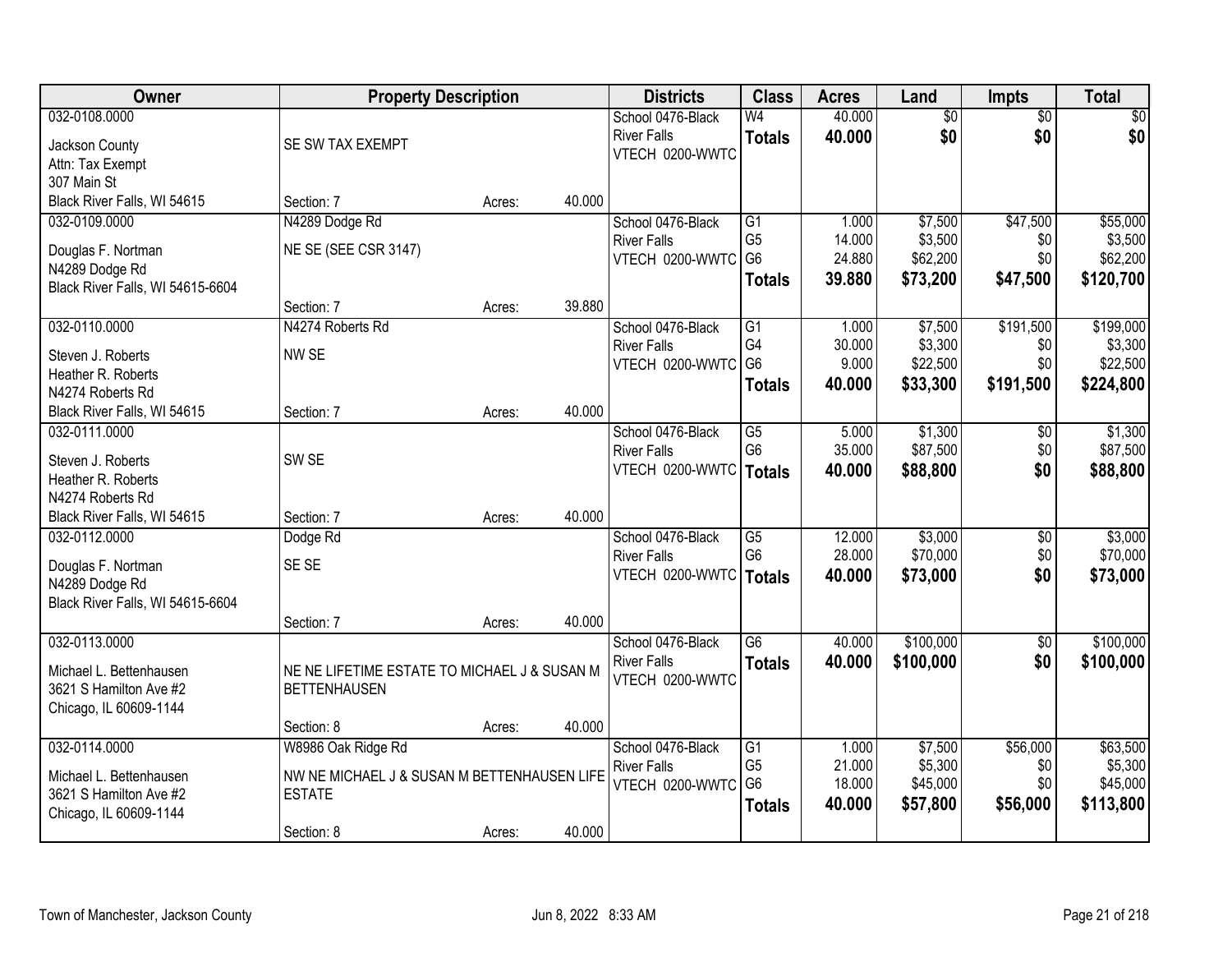| Owner | Property Description | | | Districts | Class | Acres | Land | Impts | Total |
|---|---|---|---|---|---|---|---|---|---|
| 032-0108.0000<br><br>Jackson County<br>Attn: Tax Exempt<br>307 Main St<br>Black River Falls, WI 54615 | SE SW TAX EXEMPT<br><br>Section: 7 | Acres: | 40.000 | School 0476-Black River Falls<br>VTECH 0200-WWTC | W4<br>**Totals** | 40.000<br>**40.000** | $0<br>**$0** | $0<br>**$0** | $0<br>**$0** |
| 032-0109.0000<br><br>Douglas F. Nortman<br>N4289 Dodge Rd<br>Black River Falls, WI 54615-6604 | N4289 Dodge Rd<br>NE SE (SEE CSR 3147)<br><br>Section: 7 | Acres: | 39.880 | School 0476-Black River Falls<br>VTECH 0200-WWTC | G1<br>G5<br>G6<br>**Totals** | 1.000<br>14.000<br>24.880<br>**39.880** | $7,500<br>$3,500<br>$62,200<br>**$73,200** | $47,500<br>$0<br>$0<br>**$47,500** | $55,000<br>$3,500<br>$62,200<br>**$120,700** |
| 032-0110.0000<br><br>Steven J. Roberts<br>Heather R. Roberts<br>N4274 Roberts Rd<br>Black River Falls, WI 54615 | N4274 Roberts Rd<br>NW SE<br><br>Section: 7 | Acres: | 40.000 | School 0476-Black River Falls<br>VTECH 0200-WWTC | G1<br>G4<br>G6<br>**Totals** | 1.000<br>30.000<br>9.000<br>**40.000** | $7,500<br>$3,300<br>$22,500<br>**$33,300** | $191,500<br>$0<br>$0<br>**$191,500** | $199,000<br>$3,300<br>$22,500<br>**$224,800** |
| 032-0111.0000<br><br>Steven J. Roberts<br>Heather R. Roberts<br>N4274 Roberts Rd<br>Black River Falls, WI 54615 | SW SE<br><br>Section: 7 | Acres: | 40.000 | School 0476-Black River Falls<br>VTECH 0200-WWTC | G5<br>G6<br>**Totals** | 5.000<br>35.000<br>**40.000** | $1,300<br>$87,500<br>**$88,800** | $0<br>$0<br>**$0** | $1,300<br>$87,500<br>**$88,800** |
| 032-0112.0000<br><br>Douglas F. Nortman<br>N4289 Dodge Rd<br>Black River Falls, WI 54615-6604 | Dodge Rd<br>SE SE<br><br>Section: 7 | Acres: | 40.000 | School 0476-Black River Falls<br>VTECH 0200-WWTC | G5<br>G6<br>**Totals** | 12.000<br>28.000<br>**40.000** | $3,000<br>$70,000<br>**$73,000** | $0<br>$0<br>**$0** | $3,000<br>$70,000<br>**$73,000** |
| 032-0113.0000<br><br>Michael L. Bettenhausen<br>3621 S Hamilton Ave #2<br>Chicago, IL 60609-1144 | NE NE LIFETIME ESTATE TO MICHAEL J & SUSAN M BETTENHAUSEN<br><br>Section: 8 | Acres: | 40.000 | School 0476-Black River Falls<br>VTECH 0200-WWTC | G6<br>**Totals** | 40.000<br>**40.000** | $100,000<br>**$100,000** | $0<br>**$0** | $100,000<br>**$100,000** |
| 032-0114.0000<br><br>Michael L. Bettenhausen<br>3621 S Hamilton Ave #2<br>Chicago, IL 60609-1144 | W8986 Oak Ridge Rd<br>NW NE MICHAEL J & SUSAN M BETTENHAUSEN LIFE ESTATE<br><br>Section: 8 | Acres: | 40.000 | School 0476-Black River Falls<br>VTECH 0200-WWTC | G1<br>G5<br>G6<br>**Totals** | 1.000<br>21.000<br>18.000<br>**40.000** | $7,500<br>$5,300<br>$45,000<br>**$57,800** | $56,000<br>$0<br>$0<br>**$56,000** | $63,500<br>$5,300<br>$45,000<br>**$113,800** |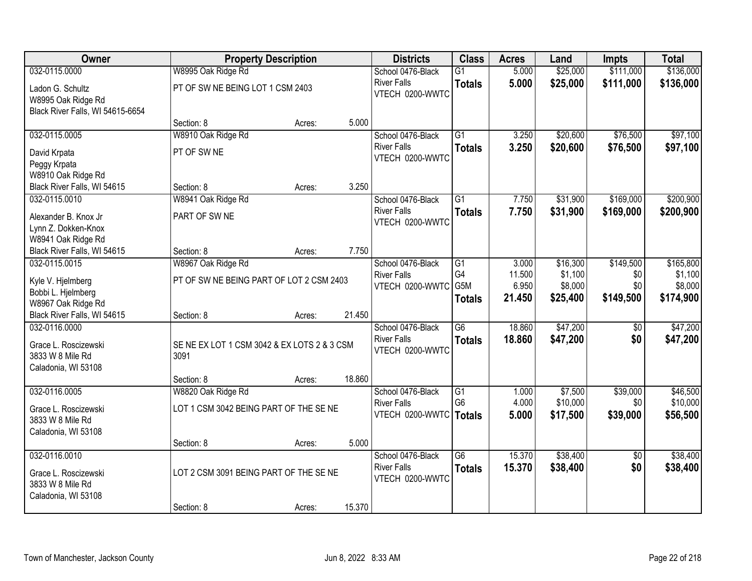| Owner | Property Description | | | Districts | Class | Acres | Land | Impts | Total |
|---|---|---|---|---|---|---|---|---|---|
| 032-0115.0000<br>Ladon G. Schultz<br>W8995 Oak Ridge Rd<br>Black River Falls, WI 54615-6654 | W8995 Oak Ridge Rd<br>PT OF SW NE BEING LOT 1 CSM 2403<br>Section: 8 | Acres: | 5.000 | School 0476-Black River Falls<br>VTECH 0200-WWTC | G1<br>**Totals** | 5.000<br>**5.000** | $25,000<br>**$25,000** | $111,000<br>**$111,000** | $136,000<br>**$136,000** |
| 032-0115.0005<br>David Krpata<br>Peggy Krpata<br>W8910 Oak Ridge Rd<br>Black River Falls, WI 54615 | W8910 Oak Ridge Rd<br>PT OF SW NE<br>Section: 8 | Acres: | 3.250 | School 0476-Black River Falls<br>VTECH 0200-WWTC | G1<br>**Totals** | 3.250<br>**3.250** | $20,600<br>**$20,600** | $76,500<br>**$76,500** | $97,100<br>**$97,100** |
| 032-0115.0010<br>Alexander B. Knox Jr<br>Lynn Z. Dokken-Knox<br>W8941 Oak Ridge Rd<br>Black River Falls, WI 54615 | W8941 Oak Ridge Rd<br>PART OF SW NE<br>Section: 8 | Acres: | 7.750 | School 0476-Black River Falls<br>VTECH 0200-WWTC | G1<br>**Totals** | 7.750<br>**7.750** | $31,900<br>**$31,900** | $169,000<br>**$169,000** | $200,900<br>**$200,900** |
| 032-0115.0015<br>Kyle V. Hjelmberg<br>Bobbi L. Hjelmberg<br>W8967 Oak Ridge Rd<br>Black River Falls, WI 54615 | W8967 Oak Ridge Rd<br>PT OF SW NE BEING PART OF LOT 2 CSM 2403<br>Section: 8 | Acres: | 21.450 | School 0476-Black River Falls<br>VTECH 0200-WWTC | G1<br>G4<br>G5M<br>**Totals** | 3.000<br>11.500<br>6.950<br>**21.450** | $16,300<br>$1,100<br>$8,000<br>**$25,400** | $149,500<br>$0<br>$0<br>**$149,500** | $165,800<br>$1,100<br>$8,000<br>**$174,900** |
| 032-0116.0000<br>Grace L. Roscizewski<br>3833 W 8 Mile Rd<br>Caladonia, WI 53108 | SE NE EX LOT 1 CSM 3042 & EX LOTS 2 & 3 CSM 3091<br>Section: 8 | Acres: | 18.860 | School 0476-Black River Falls<br>VTECH 0200-WWTC | G6<br>**Totals** | 18.860<br>**18.860** | $47,200<br>**$47,200** | $0<br>**$0** | $47,200<br>**$47,200** |
| 032-0116.0005<br>Grace L. Roscizewski<br>3833 W 8 Mile Rd<br>Caladonia, WI 53108 | W8820 Oak Ridge Rd<br>LOT 1 CSM 3042 BEING PART OF THE SE NE<br>Section: 8 | Acres: | 5.000 | School 0476-Black River Falls<br>VTECH 0200-WWTC | G1<br>G6<br>**Totals** | 1.000<br>4.000<br>**5.000** | $7,500<br>$10,000<br>**$17,500** | $39,000<br>$0<br>**$39,000** | $46,500<br>$10,000<br>**$56,500** |
| 032-0116.0010<br>Grace L. Roscizewski<br>3833 W 8 Mile Rd<br>Caladonia, WI 53108 | LOT 2 CSM 3091 BEING PART OF THE SE NE<br>Section: 8 | Acres: | 15.370 | School 0476-Black River Falls<br>VTECH 0200-WWTC | G6<br>**Totals** | 15.370<br>**15.370** | $38,400<br>**$38,400** | $0<br>**$0** | $38,400<br>**$38,400** |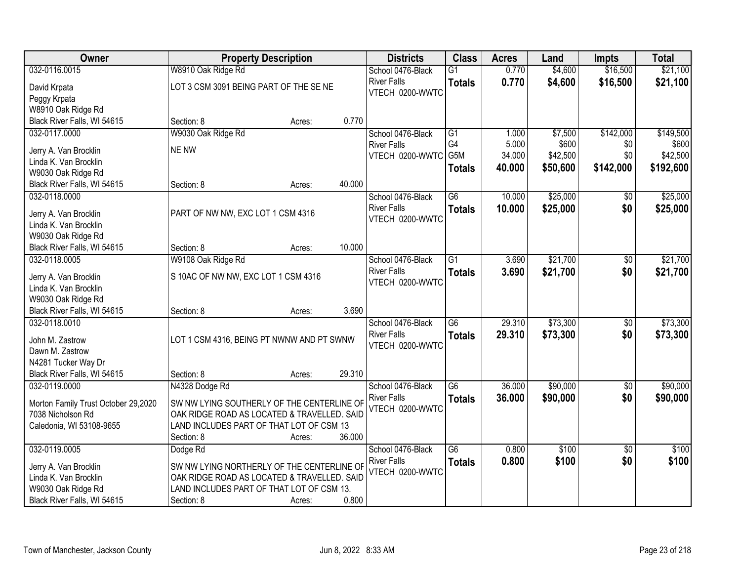| Owner | Property Description | Districts | Class | Acres | Land | Impts | Total |
|---|---|---|---|---|---|---|---|
| 032-0116.0015<br>David Krpata<br>Peggy Krpata<br>W8910 Oak Ridge Rd<br>Black River Falls, WI 54615 | W8910 Oak Ridge Rd<br>LOT 3 CSM 3091 BEING PART OF THE SE NE<br>Section: 8 Acres: 0.770 | School 0476-Black River Falls<br>VTECH 0200-WWTC | G1<br>**Totals** | 0.770<br>**0.770** | $4,600<br>**$4,600** | $16,500<br>**$16,500** | $21,100<br>**$21,100** |
| 032-0117.0000<br>Jerry A. Van Brocklin<br>Linda K. Van Brocklin<br>W9030 Oak Ridge Rd<br>Black River Falls, WI 54615 | W9030 Oak Ridge Rd<br>NE NW<br>Section: 8 Acres: 40.000 | School 0476-Black River Falls<br>VTECH 0200-WWTC | G1<br>G4<br>G5M<br>**Totals** | 1.000<br>5.000<br>34.000<br>**40.000** | $7,500<br>$600<br>$42,500<br>**$50,600** | $142,000<br>$0<br>$0<br>**$142,000** | $149,500<br>$600<br>$42,500<br>**$192,600** |
| 032-0118.0000<br>Jerry A. Van Brocklin<br>Linda K. Van Brocklin<br>W9030 Oak Ridge Rd<br>Black River Falls, WI 54615 | PART OF NW NW, EXC LOT 1 CSM 4316<br>Section: 8 Acres: 10.000 | School 0476-Black River Falls<br>VTECH 0200-WWTC | G6<br>**Totals** | 10.000<br>**10.000** | $25,000<br>**$25,000** | $0<br>**$0** | $25,000<br>**$25,000** |
| 032-0118.0005<br>Jerry A. Van Brocklin<br>Linda K. Van Brocklin<br>W9030 Oak Ridge Rd<br>Black River Falls, WI 54615 | W9108 Oak Ridge Rd<br>S 10AC OF NW NW, EXC LOT 1 CSM 4316<br>Section: 8 Acres: 3.690 | School 0476-Black River Falls<br>VTECH 0200-WWTC | G1<br>**Totals** | 3.690<br>**3.690** | $21,700<br>**$21,700** | $0<br>**$0** | $21,700<br>**$21,700** |
| 032-0118.0010<br>John M. Zastrow<br>Dawn M. Zastrow<br>N4281 Tucker Way Dr<br>Black River Falls, WI 54615 | LOT 1 CSM 4316, BEING PT NWNW AND PT SWNW<br>Section: 8 Acres: 29.310 | School 0476-Black River Falls<br>VTECH 0200-WWTC | G6<br>**Totals** | 29.310<br>**29.310** | $73,300<br>**$73,300** | $0<br>**$0** | $73,300<br>**$73,300** |
| 032-0119.0000<br>Morton Family Trust October 29,2020<br>7038 Nicholson Rd<br>Caledonia, WI 53108-9655 | N4328 Dodge Rd<br>SW NW LYING SOUTHERLY OF THE CENTERLINE OF OAK RIDGE ROAD AS LOCATED & TRAVELLED. SAID LAND INCLUDES PART OF THAT LOT OF CSM 13<br>Section: 8 Acres: 36.000 | School 0476-Black River Falls<br>VTECH 0200-WWTC | G6<br>**Totals** | 36.000<br>**36.000** | $90,000<br>**$90,000** | $0<br>**$0** | $90,000<br>**$90,000** |
| 032-0119.0005<br>Jerry A. Van Brocklin<br>Linda K. Van Brocklin<br>W9030 Oak Ridge Rd<br>Black River Falls, WI 54615 | Dodge Rd<br>SW NW LYING NORTHERLY OF THE CENTERLINE OF OAK RIDGE ROAD AS LOCATED & TRAVELLED. SAID LAND INCLUDES PART OF THAT LOT OF CSM 13.<br>Section: 8 Acres: 0.800 | School 0476-Black River Falls<br>VTECH 0200-WWTC | G6<br>**Totals** | 0.800<br>**0.800** | $100<br>**$100** | $0<br>**$0** | $100<br>**$100** |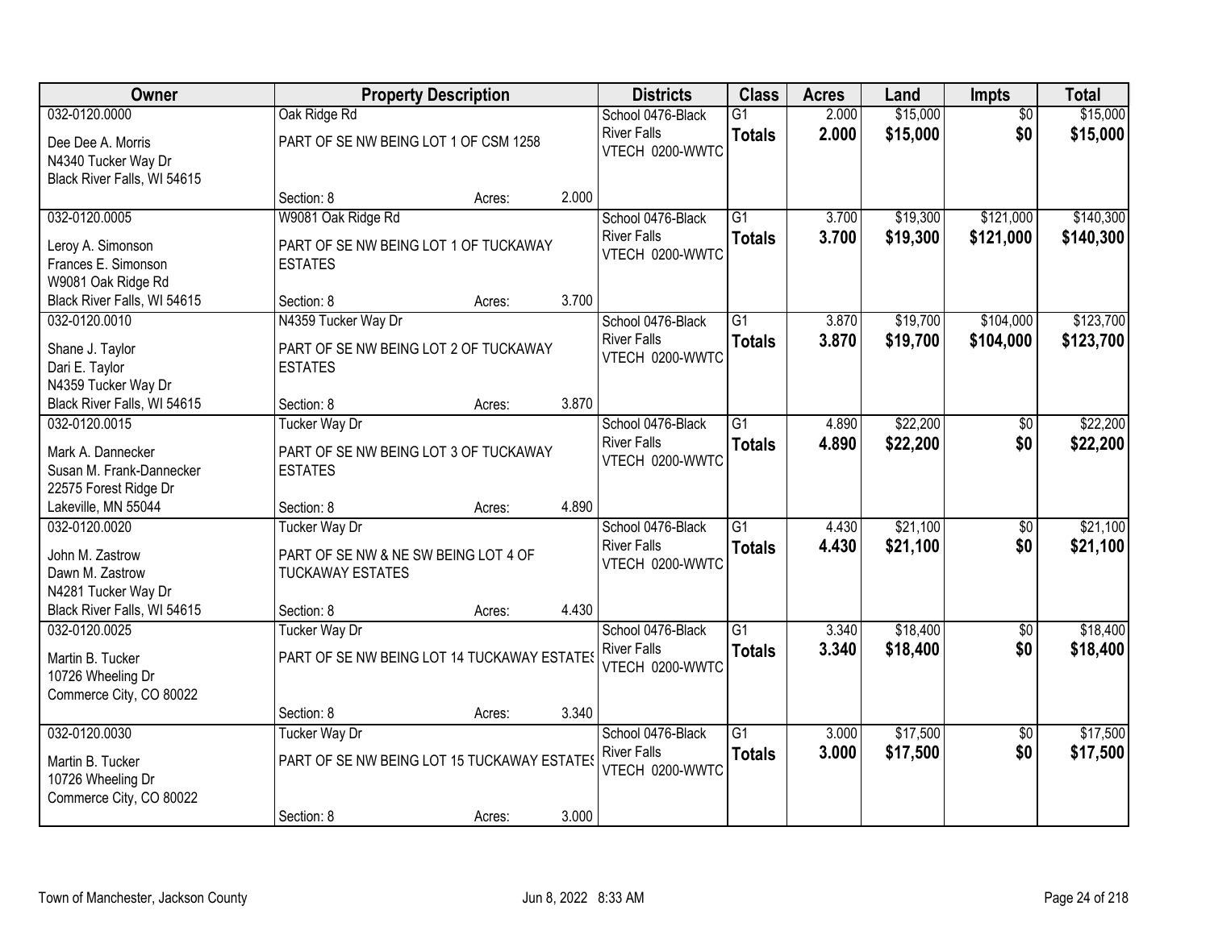| Owner | Property Description | Districts | Class | Acres | Land | Impts | Total |
|---|---|---|---|---|---|---|---|
| 032-0120.0000<br>Dee Dee A. Morris<br>N4340 Tucker Way Dr<br>Black River Falls, WI 54615 | Oak Ridge Rd<br>PART OF SE NW BEING LOT 1 OF CSM 1258<br>Section: 8 Acres: 2.000 | School 0476-Black River Falls<br>VTECH 0200-WWTC | G1<br>**Totals** | 2.000<br>**2.000** | $15,000<br>**$15,000** | $0<br>**$0** | $15,000<br>**$15,000** |
| 032-0120.0005<br>Leroy A. Simonson<br>Frances E. Simonson<br>W9081 Oak Ridge Rd<br>Black River Falls, WI 54615 | W9081 Oak Ridge Rd<br>PART OF SE NW BEING LOT 1 OF TUCKAWAY ESTATES<br>Section: 8 Acres: 3.700 | School 0476-Black River Falls<br>VTECH 0200-WWTC | G1<br>**Totals** | 3.700<br>**3.700** | $19,300<br>**$19,300** | $121,000<br>**$121,000** | $140,300<br>**$140,300** |
| 032-0120.0010<br>Shane J. Taylor<br>Dari E. Taylor<br>N4359 Tucker Way Dr<br>Black River Falls, WI 54615 | N4359 Tucker Way Dr<br>PART OF SE NW BEING LOT 2 OF TUCKAWAY ESTATES<br>Section: 8 Acres: 3.870 | School 0476-Black River Falls<br>VTECH 0200-WWTC | G1<br>**Totals** | 3.870<br>**3.870** | $19,700<br>**$19,700** | $104,000<br>**$104,000** | $123,700<br>**$123,700** |
| 032-0120.0015<br>Mark A. Dannecker<br>Susan M. Frank-Dannecker<br>22575 Forest Ridge Dr<br>Lakeville, MN 55044 | Tucker Way Dr<br>PART OF SE NW BEING LOT 3 OF TUCKAWAY ESTATES<br>Section: 8 Acres: 4.890 | School 0476-Black River Falls<br>VTECH 0200-WWTC | G1<br>**Totals** | 4.890<br>**4.890** | $22,200<br>**$22,200** | $0<br>**$0** | $22,200<br>**$22,200** |
| 032-0120.0020<br>John M. Zastrow<br>Dawn M. Zastrow<br>N4281 Tucker Way Dr<br>Black River Falls, WI 54615 | Tucker Way Dr<br>PART OF SE NW & NE SW BEING LOT 4 OF TUCKAWAY ESTATES<br>Section: 8 Acres: 4.430 | School 0476-Black River Falls<br>VTECH 0200-WWTC | G1<br>**Totals** | 4.430<br>**4.430** | $21,100<br>**$21,100** | $0<br>**$0** | $21,100<br>**$21,100** |
| 032-0120.0025<br>Martin B. Tucker<br>10726 Wheeling Dr<br>Commerce City, CO 80022 | Tucker Way Dr<br>PART OF SE NW BEING LOT 14 TUCKAWAY ESTATES<br>Section: 8 Acres: 3.340 | School 0476-Black River Falls<br>VTECH 0200-WWTC | G1<br>**Totals** | 3.340<br>**3.340** | $18,400<br>**$18,400** | $0<br>**$0** | $18,400<br>**$18,400** |
| 032-0120.0030<br>Martin B. Tucker<br>10726 Wheeling Dr<br>Commerce City, CO 80022 | Tucker Way Dr<br>PART OF SE NW BEING LOT 15 TUCKAWAY ESTATES<br>Section: 8 Acres: 3.000 | School 0476-Black River Falls<br>VTECH 0200-WWTC | G1<br>**Totals** | 3.000<br>**3.000** | $17,500<br>**$17,500** | $0<br>**$0** | $17,500<br>**$17,500** |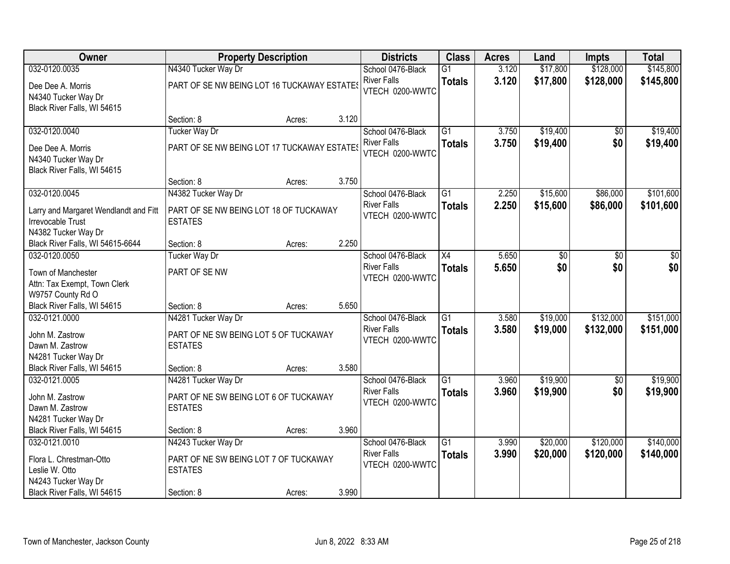| Owner | Property Description | | | Districts | Class | Acres | Land | Impts | Total |
|---|---|---|---|---|---|---|---|---|---|
| 032-0120.0035<br>Dee Dee A. Morris<br>N4340 Tucker Way Dr<br>Black River Falls, WI 54615 | N4340 Tucker Way Dr<br>PART OF SE NW BEING LOT 16 TUCKAWAY ESTATES<br>Section: 8 | Acres: | 3.120 | School 0476-Black River Falls<br>VTECH 0200-WWTC | G1<br>**Totals** | 3.120<br>**3.120** | $17,800<br>**$17,800** | $128,000<br>**$128,000** | $145,800<br>**$145,800** |
| 032-0120.0040<br>Dee Dee A. Morris<br>N4340 Tucker Way Dr<br>Black River Falls, WI 54615 | Tucker Way Dr<br>PART OF SE NW BEING LOT 17 TUCKAWAY ESTATES<br>Section: 8 | Acres: | 3.750 | School 0476-Black River Falls<br>VTECH 0200-WWTC | G1<br>**Totals** | 3.750<br>**3.750** | $19,400<br>**$19,400** | $0<br>**$0** | $19,400<br>**$19,400** |
| 032-0120.0045<br>Larry and Margaret Wendlandt and Fitt Irrevocable Trust<br>N4382 Tucker Way Dr<br>Black River Falls, WI 54615-6644 | N4382 Tucker Way Dr<br>PART OF SE NW BEING LOT 18 OF TUCKAWAY ESTATES<br>Section: 8 | Acres: | 2.250 | School 0476-Black River Falls<br>VTECH 0200-WWTC | G1<br>**Totals** | 2.250<br>**2.250** | $15,600<br>**$15,600** | $86,000<br>**$86,000** | $101,600<br>**$101,600** |
| 032-0120.0050<br>Town of Manchester<br>Attn: Tax Exempt, Town Clerk<br>W9757 County Rd O<br>Black River Falls, WI 54615 | Tucker Way Dr<br>PART OF SE NW<br>Section: 8 | Acres: | 5.650 | School 0476-Black River Falls<br>VTECH 0200-WWTC | X4<br>**Totals** | 5.650<br>**5.650** | $0<br>**$0** | $0<br>**$0** | $0<br>**$0** |
| 032-0121.0000<br>John M. Zastrow<br>Dawn M. Zastrow<br>N4281 Tucker Way Dr<br>Black River Falls, WI 54615 | N4281 Tucker Way Dr<br>PART OF NE SW BEING LOT 5 OF TUCKAWAY ESTATES<br>Section: 8 | Acres: | 3.580 | School 0476-Black River Falls<br>VTECH 0200-WWTC | G1<br>**Totals** | 3.580<br>**3.580** | $19,000<br>**$19,000** | $132,000<br>**$132,000** | $151,000<br>**$151,000** |
| 032-0121.0005<br>John M. Zastrow<br>Dawn M. Zastrow<br>N4281 Tucker Way Dr<br>Black River Falls, WI 54615 | N4281 Tucker Way Dr<br>PART OF NE SW BEING LOT 6 OF TUCKAWAY ESTATES<br>Section: 8 | Acres: | 3.960 | School 0476-Black River Falls<br>VTECH 0200-WWTC | G1<br>**Totals** | 3.960<br>**3.960** | $19,900<br>**$19,900** | $0<br>**$0** | $19,900<br>**$19,900** |
| 032-0121.0010<br>Flora L. Chrestman-Otto<br>Leslie W. Otto<br>N4243 Tucker Way Dr<br>Black River Falls, WI 54615 | N4243 Tucker Way Dr<br>PART OF NE SW BEING LOT 7 OF TUCKAWAY ESTATES<br>Section: 8 | Acres: | 3.990 | School 0476-Black River Falls<br>VTECH 0200-WWTC | G1<br>**Totals** | 3.990<br>**3.990** | $20,000<br>**$20,000** | $120,000<br>**$120,000** | $140,000<br>**$140,000** |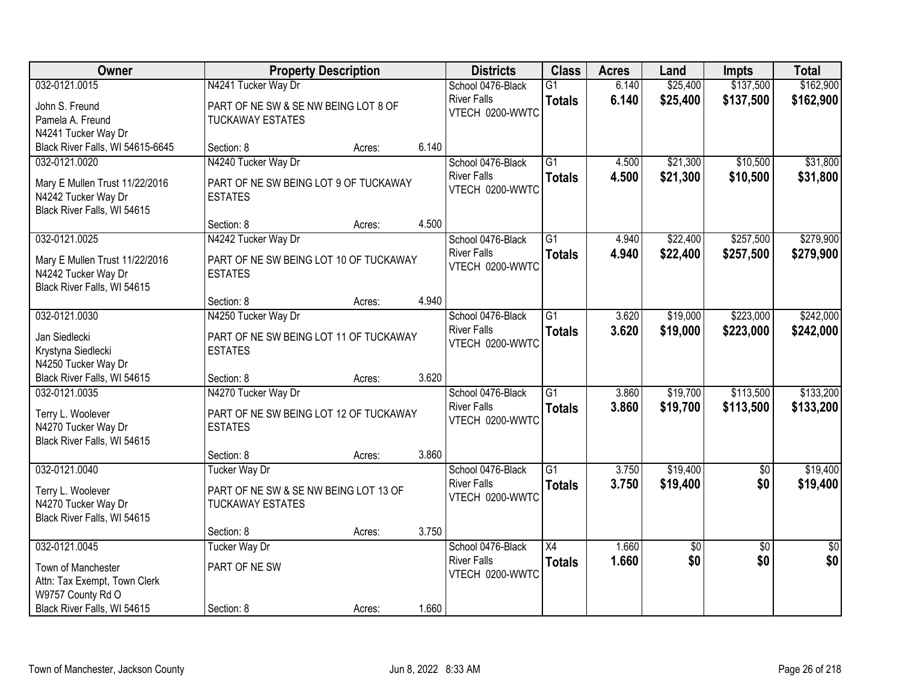| Owner | Property Description | | | Districts | Class | Acres | Land | Impts | Total |
|---|---|---|---|---|---|---|---|---|---|
| 032-0121.0015 | N4241 Tucker Way Dr | | | School 0476-Black River Falls | G1 | 6.140 | $25,400 | $137,500 | $162,900 |
| John S. Freund<br>Pamela A. Freund<br>N4241 Tucker Way Dr<br>Black River Falls, WI 54615-6645 | PART OF NE SW & SE NW BEING LOT 8 OF TUCKAWAY ESTATES | | | VTECH 0200-WWTC | **Totals** | **6.140** | **$25,400** | **$137,500** | **$162,900** |
| | Section: 8 | Acres: | 6.140 | | | | | | |
| 032-0121.0020 | N4240 Tucker Way Dr | | | School 0476-Black River Falls | G1 | 4.500 | $21,300 | $10,500 | $31,800 |
| Mary E Mullen Trust 11/22/2016<br>N4242 Tucker Way Dr<br>Black River Falls, WI 54615 | PART OF NE SW BEING LOT 9 OF TUCKAWAY ESTATES | | | VTECH 0200-WWTC | **Totals** | **4.500** | **$21,300** | **$10,500** | **$31,800** |
| | Section: 8 | Acres: | 4.500 | | | | | | |
| 032-0121.0025 | N4242 Tucker Way Dr | | | School 0476-Black River Falls | G1 | 4.940 | $22,400 | $257,500 | $279,900 |
| Mary E Mullen Trust 11/22/2016<br>N4242 Tucker Way Dr<br>Black River Falls, WI 54615 | PART OF NE SW BEING LOT 10 OF TUCKAWAY ESTATES | | | VTECH 0200-WWTC | **Totals** | **4.940** | **$22,400** | **$257,500** | **$279,900** |
| | Section: 8 | Acres: | 4.940 | | | | | | |
| 032-0121.0030 | N4250 Tucker Way Dr | | | School 0476-Black River Falls | G1 | 3.620 | $19,000 | $223,000 | $242,000 |
| Jan Siedlecki<br>Krystyna Siedlecki<br>N4250 Tucker Way Dr<br>Black River Falls, WI 54615 | PART OF NE SW BEING LOT 11 OF TUCKAWAY ESTATES | | | VTECH 0200-WWTC | **Totals** | **3.620** | **$19,000** | **$223,000** | **$242,000** |
| | Section: 8 | Acres: | 3.620 | | | | | | |
| 032-0121.0035 | N4270 Tucker Way Dr | | | School 0476-Black River Falls | G1 | 3.860 | $19,700 | $113,500 | $133,200 |
| Terry L. Woolever<br>N4270 Tucker Way Dr<br>Black River Falls, WI 54615 | PART OF NE SW BEING LOT 12 OF TUCKAWAY ESTATES | | | VTECH 0200-WWTC | **Totals** | **3.860** | **$19,700** | **$113,500** | **$133,200** |
| | Section: 8 | Acres: | 3.860 | | | | | | |
| 032-0121.0040 | Tucker Way Dr | | | School 0476-Black River Falls | G1 | 3.750 | $19,400 | $0 | $19,400 |
| Terry L. Woolever<br>N4270 Tucker Way Dr<br>Black River Falls, WI 54615 | PART OF NE SW & SE NW BEING LOT 13 OF TUCKAWAY ESTATES | | | VTECH 0200-WWTC | **Totals** | **3.750** | **$19,400** | **$0** | **$19,400** |
| | Section: 8 | Acres: | 3.750 | | | | | | |
| 032-0121.0045 | Tucker Way Dr | | | School 0476-Black River Falls | X4 | 1.660 | $0 | $0 | $0 |
| Town of Manchester<br>Attn: Tax Exempt, Town Clerk<br>W9757 County Rd O<br>Black River Falls, WI 54615 | PART OF NE SW | | | VTECH 0200-WWTC | **Totals** | **1.660** | **$0** | **$0** | **$0** |
| | Section: 8 | Acres: | 1.660 | | | | | | |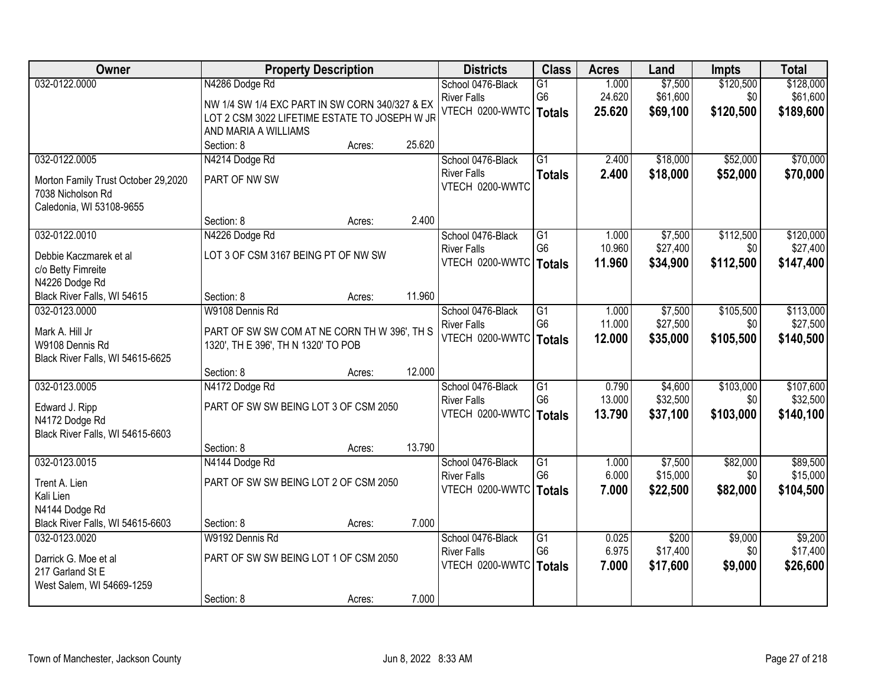| Owner | Property Description | Districts | Class | Acres | Land | Impts | Total |
|---|---|---|---|---|---|---|---|
| 032-0122.0000 | N4286 Dodge Rd<br>NW 1/4 SW 1/4 EXC PART IN SW CORN 340/327 & EX LOT 2 CSM 3022 LIFETIME ESTATE TO JOSEPH W JR AND MARIA A WILLIAMS<br>Section: 8 Acres: 25.620 | School 0476-Black River Falls<br>VTECH 0200-WWTC | G1<br>G6<br>**Totals** | 1.000<br>24.620<br>**25.620** | $7,500<br>$61,600<br>**$69,100** | $120,500<br>$0<br>**$120,500** | $128,000<br>$61,600<br>**$189,600** |
| 032-0122.0005<br>Morton Family Trust October 29,2020<br>7038 Nicholson Rd<br>Caledonia, WI 53108-9655 | N4214 Dodge Rd<br>PART OF NW SW<br>Section: 8 Acres: 2.400 | School 0476-Black River Falls<br>VTECH 0200-WWTC | G1<br>**Totals** | 2.400<br>**2.400** | $18,000<br>**$18,000** | $52,000<br>**$52,000** | $70,000<br>**$70,000** |
| 032-0122.0010<br>Debbie Kaczmarek et al<br>c/o Betty Fimreite<br>N4226 Dodge Rd<br>Black River Falls, WI 54615 | N4226 Dodge Rd<br>LOT 3 OF CSM 3167 BEING PT OF NW SW<br>Section: 8 Acres: 11.960 | School 0476-Black River Falls<br>VTECH 0200-WWTC | G1<br>G6<br>**Totals** | 1.000<br>10.960<br>**11.960** | $7,500<br>$27,400<br>**$34,900** | $112,500<br>$0<br>**$112,500** | $120,000<br>$27,400<br>**$147,400** |
| 032-0123.0000<br>Mark A. Hill Jr<br>W9108 Dennis Rd<br>Black River Falls, WI 54615-6625 | W9108 Dennis Rd<br>PART OF SW SW COM AT NE CORN TH W 396', TH S 1320', TH E 396', TH N 1320' TO POB<br>Section: 8 Acres: 12.000 | School 0476-Black River Falls<br>VTECH 0200-WWTC | G1<br>G6<br>**Totals** | 1.000<br>11.000<br>**12.000** | $7,500<br>$27,500<br>**$35,000** | $105,500<br>$0<br>**$105,500** | $113,000<br>$27,500<br>**$140,500** |
| 032-0123.0005<br>Edward J. Ripp<br>N4172 Dodge Rd<br>Black River Falls, WI 54615-6603 | N4172 Dodge Rd<br>PART OF SW SW BEING LOT 3 OF CSM 2050<br>Section: 8 Acres: 13.790 | School 0476-Black River Falls<br>VTECH 0200-WWTC | G1<br>G6<br>**Totals** | 0.790<br>13.000<br>**13.790** | $4,600<br>$32,500<br>**$37,100** | $103,000<br>$0<br>**$103,000** | $107,600<br>$32,500<br>**$140,100** |
| 032-0123.0015<br>Trent A. Lien<br>Kali Lien<br>N4144 Dodge Rd<br>Black River Falls, WI 54615-6603 | N4144 Dodge Rd<br>PART OF SW SW BEING LOT 2 OF CSM 2050<br>Section: 8 Acres: 7.000 | School 0476-Black River Falls<br>VTECH 0200-WWTC | G1<br>G6<br>**Totals** | 1.000<br>6.000<br>**7.000** | $7,500<br>$15,000<br>**$22,500** | $82,000<br>$0<br>**$82,000** | $89,500<br>$15,000<br>**$104,500** |
| 032-0123.0020<br>Darrick G. Moe et al<br>217 Garland St E<br>West Salem, WI 54669-1259 | W9192 Dennis Rd<br>PART OF SW SW BEING LOT 1 OF CSM 2050<br>Section: 8 Acres: 7.000 | School 0476-Black River Falls<br>VTECH 0200-WWTC | G1<br>G6<br>**Totals** | 0.025<br>6.975<br>**7.000** | $200<br>$17,400<br>**$17,600** | $9,000<br>$0<br>**$9,000** | $9,200<br>$17,400<br>**$26,600** |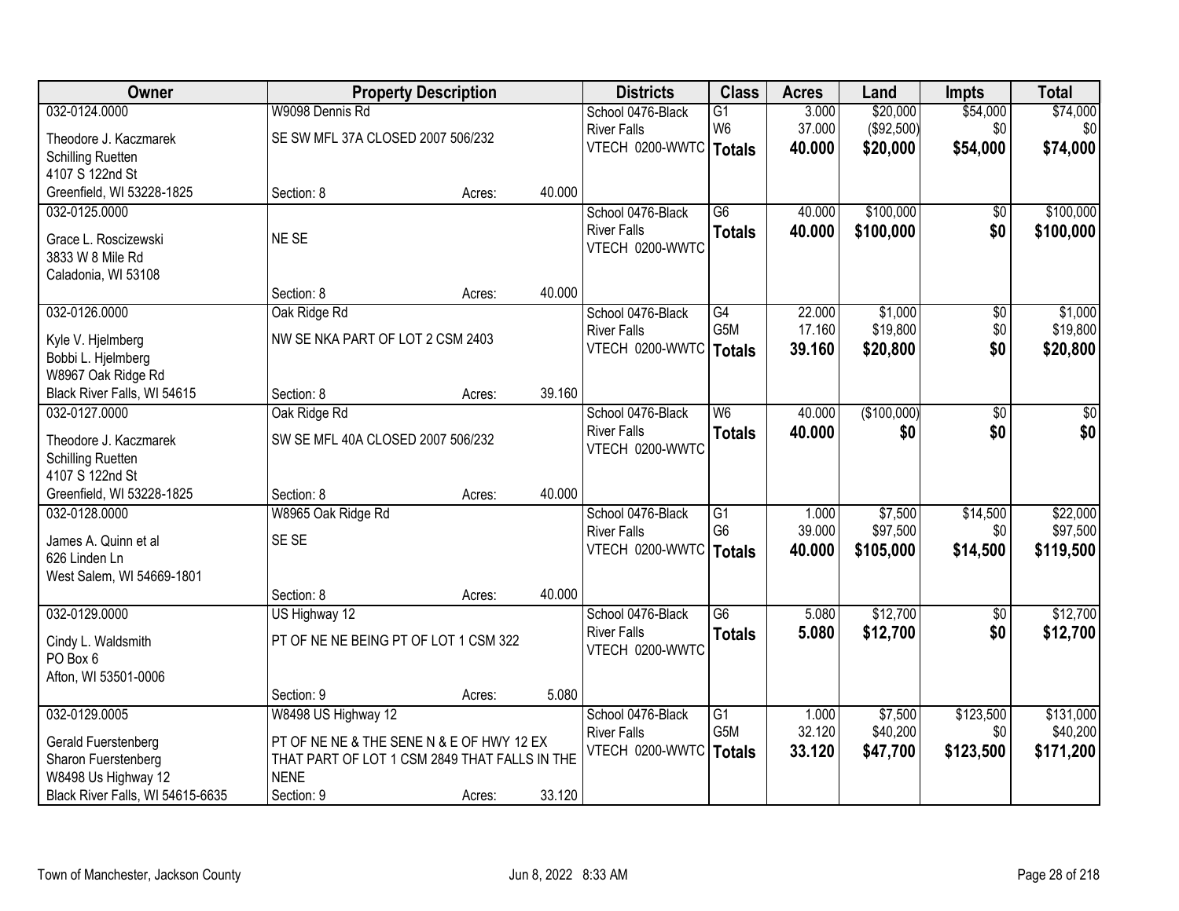| Owner | Property Description | | | Districts | Class | Acres | Land | Impts | Total |
|---|---|---|---|---|---|---|---|---|---|
| 032-0124.0000 | W9098 Dennis Rd | | | School 0476-Black | G1 | 3.000 | $20,000 | $54,000 | $74,000 |
| Theodore J. Kaczmarek | SE SW MFL 37A CLOSED 2007 506/232 | | | River Falls | W6 | 37.000 | ($92,500) | $0 | $0 |
| Schilling Ruetten | | | | VTECH 0200-WWTC | **Totals** | **40.000** | **$20,000** | **$54,000** | **$74,000** |
| 4107 S 122nd St | | | | | | | | | |
| Greenfield, WI 53228-1825 | Section: 8 | Acres: | 40.000 | | | | | | |
| 032-0125.0000 | | | | School 0476-Black | G6 | 40.000 | $100,000 | $0 | $100,000 |
| Grace L. Roscizewski | NE SE | | | River Falls | **Totals** | **40.000** | **$100,000** | **$0** | **$100,000** |
| 3833 W 8 Mile Rd | | | | VTECH 0200-WWTC | | | | | |
| Caladonia, WI 53108 | | | | | | | | | |
| | Section: 8 | Acres: | 40.000 | | | | | | |
| 032-0126.0000 | Oak Ridge Rd | | | School 0476-Black | G4 | 22.000 | $1,000 | $0 | $1,000 |
| Kyle V. Hjelmberg | NW SE NKA PART OF LOT 2 CSM 2403 | | | River Falls | G5M | 17.160 | $19,800 | $0 | $19,800 |
| Bobbi L. Hjelmberg | | | | VTECH 0200-WWTC | **Totals** | **39.160** | **$20,800** | **$0** | **$20,800** |
| W8967 Oak Ridge Rd | | | | | | | | | |
| Black River Falls, WI 54615 | Section: 8 | Acres: | 39.160 | | | | | | |
| 032-0127.0000 | Oak Ridge Rd | | | School 0476-Black | W6 | 40.000 | ($100,000) | $0 | $0 |
| Theodore J. Kaczmarek | SW SE MFL 40A CLOSED 2007 506/232 | | | River Falls | **Totals** | **40.000** | **$0** | **$0** | **$0** |
| Schilling Ruetten | | | | VTECH 0200-WWTC | | | | | |
| 4107 S 122nd St | | | | | | | | | |
| Greenfield, WI 53228-1825 | Section: 8 | Acres: | 40.000 | | | | | | |
| 032-0128.0000 | W8965 Oak Ridge Rd | | | School 0476-Black | G1 | 1.000 | $7,500 | $14,500 | $22,000 |
| James A. Quinn et al | SE SE | | | River Falls | G6 | 39.000 | $97,500 | $0 | $97,500 |
| 626 Linden Ln | | | | VTECH 0200-WWTC | **Totals** | **40.000** | **$105,000** | **$14,500** | **$119,500** |
| West Salem, WI 54669-1801 | | | | | | | | | |
| | Section: 8 | Acres: | 40.000 | | | | | | |
| 032-0129.0000 | US Highway 12 | | | School 0476-Black | G6 | 5.080 | $12,700 | $0 | $12,700 |
| Cindy L. Waldsmith | PT OF NE NE BEING PT OF LOT 1 CSM 322 | | | River Falls | **Totals** | **5.080** | **$12,700** | **$0** | **$12,700** |
| PO Box 6 | | | | VTECH 0200-WWTC | | | | | |
| Afton, WI 53501-0006 | | | | | | | | | |
| | Section: 9 | Acres: | 5.080 | | | | | | |
| 032-0129.0005 | W8498 US Highway 12 | | | School 0476-Black | G1 | 1.000 | $7,500 | $123,500 | $131,000 |
| Gerald Fuerstenberg | PT OF NE NE & THE SENE N & E OF HWY 12 EX | | | River Falls | G5M | 32.120 | $40,200 | $0 | $40,200 |
| Sharon Fuerstenberg | THAT PART OF LOT 1 CSM 2849 THAT FALLS IN THE | | | VTECH 0200-WWTC | **Totals** | **33.120** | **$47,700** | **$123,500** | **$171,200** |
| W8498 Us Highway 12 | NENE | | | | | | | | |
| Black River Falls, WI 54615-6635 | Section: 9 | Acres: | 33.120 | | | | | | |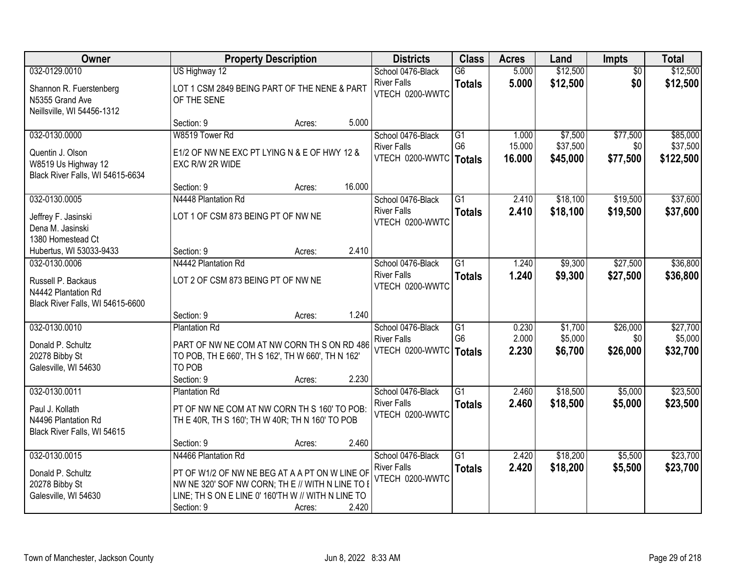| Owner | Property Description | Districts | Class | Acres | Land | Impts | Total |
|---|---|---|---|---|---|---|---|
| 032-0129.0010<br>Shannon R. Fuerstenberg<br>N5355 Grand Ave<br>Neillsville, WI 54456-1312 | US Highway 12<br>LOT 1 CSM 2849 BEING PART OF THE NENE & PART OF THE SENE<br>Section: 9 Acres: 5.000 | School 0476-Black River Falls<br>VTECH 0200-WWTC | G6<br>**Totals** | 5.000<br>**5.000** | $12,500<br>**$12,500** | $0<br>**$0** | $12,500<br>**$12,500** |
| 032-0130.0000<br>Quentin J. Olson<br>W8519 Us Highway 12<br>Black River Falls, WI 54615-6634 | W8519 Tower Rd<br>E1/2 OF NW NE EXC PT LYING N & E OF HWY 12 & EXC R/W 2R WIDE<br>Section: 9 Acres: 16.000 | School 0476-Black River Falls<br>VTECH 0200-WWTC | G1<br>G6<br>**Totals** | 1.000<br>15.000<br>**16.000** | $7,500<br>$37,500<br>**$45,000** | $77,500<br>$0<br>**$77,500** | $85,000<br>$37,500<br>**$122,500** |
| 032-0130.0005<br>Jeffrey F. Jasinski<br>Dena M. Jasinski<br>1380 Homestead Ct<br>Hubertus, WI 53033-9433 | N4448 Plantation Rd<br>LOT 1 OF CSM 873 BEING PT OF NW NE<br>Section: 9 Acres: 2.410 | School 0476-Black River Falls<br>VTECH 0200-WWTC | G1<br>**Totals** | 2.410<br>**2.410** | $18,100<br>**$18,100** | $19,500<br>**$19,500** | $37,600<br>**$37,600** |
| 032-0130.0006<br>Russell P. Backaus<br>N4442 Plantation Rd<br>Black River Falls, WI 54615-6600 | N4442 Plantation Rd<br>LOT 2 OF CSM 873 BEING PT OF NW NE<br>Section: 9 Acres: 1.240 | School 0476-Black River Falls<br>VTECH 0200-WWTC | G1<br>**Totals** | 1.240<br>**1.240** | $9,300<br>**$9,300** | $27,500<br>**$27,500** | $36,800<br>**$36,800** |
| 032-0130.0010<br>Donald P. Schultz<br>20278 Bibby St<br>Galesville, WI 54630 | Plantation Rd<br>PART OF NW NE COM AT NW CORN TH S ON RD 486 TO POB, TH E 660', TH S 162', TH W 660', TH N 162' TO POB<br>Section: 9 Acres: 2.230 | School 0476-Black River Falls<br>VTECH 0200-WWTC | G1<br>G6<br>**Totals** | 0.230<br>2.000<br>**2.230** | $1,700<br>$5,000<br>**$6,700** | $26,000<br>$0<br>**$26,000** | $27,700<br>$5,000<br>**$32,700** |
| 032-0130.0011<br>Paul J. Kollath<br>N4496 Plantation Rd<br>Black River Falls, WI 54615 | Plantation Rd<br>PT OF NW NE COM AT NW CORN TH S 160' TO POB: TH E 40R, TH S 160'; TH W 40R; TH N 160' TO POB<br>Section: 9 Acres: 2.460 | School 0476-Black River Falls<br>VTECH 0200-WWTC | G1<br>**Totals** | 2.460<br>**2.460** | $18,500<br>**$18,500** | $5,000<br>**$5,000** | $23,500<br>**$23,500** |
| 032-0130.0015<br>Donald P. Schultz<br>20278 Bibby St<br>Galesville, WI 54630 | N4466 Plantation Rd<br>PT OF W1/2 OF NW NE BEG AT A A PT ON W LINE OF NW NE 320' SOF NW CORN; TH E // WITH N LINE TO E LINE; TH S ON E LINE 0' 160'TH W // WITH N LINE TO<br>Section: 9 Acres: 2.420 | School 0476-Black River Falls<br>VTECH 0200-WWTC | G1<br>**Totals** | 2.420<br>**2.420** | $18,200<br>**$18,200** | $5,500<br>**$5,500** | $23,700<br>**$23,700** |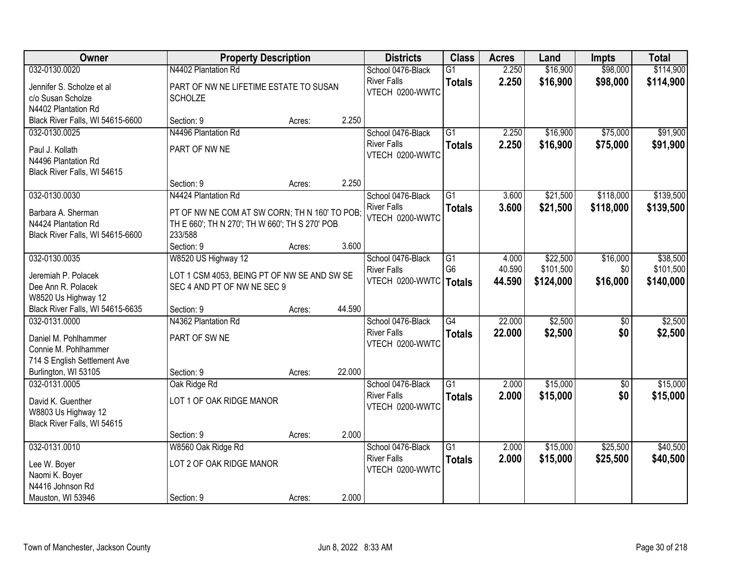| Owner | Property Description | | | Districts | Class | Acres | Land | Impts | Total |
|---|---|---|---|---|---|---|---|---|---|
| 032-0130.0020 | N4402 Plantation Rd | | | School 0476-Black River Falls | G1 | 2.250 | $16,900 | $98,000 | $114,900 |
| Jennifer S. Scholze et al<br>c/o Susan Scholze<br>N4402 Plantation Rd<br>Black River Falls, WI 54615-6600 | PART OF NW NE LIFETIME ESTATE TO SUSAN SCHOLZE | | | VTECH 0200-WWTC | **Totals** | **2.250** | **$16,900** | **$98,000** | **$114,900** |
| | Section: 9 | Acres: | 2.250 | | | | | | |
| 032-0130.0025 | N4496 Plantation Rd | | | School 0476-Black River Falls | G1 | 2.250 | $16,900 | $75,000 | $91,900 |
| Paul J. Kollath<br>N4496 Plantation Rd<br>Black River Falls, WI 54615 | PART OF NW NE | | | VTECH 0200-WWTC | **Totals** | **2.250** | **$16,900** | **$75,000** | **$91,900** |
| | Section: 9 | Acres: | 2.250 | | | | | | |
| 032-0130.0030 | N4424 Plantation Rd | | | School 0476-Black River Falls | G1 | 3.600 | $21,500 | $118,000 | $139,500 |
| Barbara A. Sherman<br>N4424 Plantation Rd<br>Black River Falls, WI 54615-6600 | PT OF NW NE COM AT SW CORN; TH N 160' TO POB; TH E 660'; TH N 270'; TH W 660'; TH S 270' POB 233/588 | | | VTECH 0200-WWTC | **Totals** | **3.600** | **$21,500** | **$118,000** | **$139,500** |
| | Section: 9 | Acres: | 3.600 | | | | | | |
| 032-0130.0035 | W8520 US Highway 12 | | | School 0476-Black River Falls | G1 | 4.000 | $22,500 | $16,000 | $38,500 |
| Jeremiah P. Polacek<br>Dee Ann R. Polacek<br>W8520 Us Highway 12<br>Black River Falls, WI 54615-6635 | LOT 1 CSM 4053, BEING PT OF NW SE AND SW SE SEC 4 AND PT OF NW NE SEC 9 | | | VTECH 0200-WWTC | G6 | 40.590 | $101,500 | $0 | $101,500 |
| | | | | | **Totals** | **44.590** | **$124,000** | **$16,000** | **$140,000** |
| | Section: 9 | Acres: | 44.590 | | | | | | |
| 032-0131.0000 | N4362 Plantation Rd | | | School 0476-Black River Falls | G4 | 22.000 | $2,500 | $0 | $2,500 |
| Daniel M. Pohlhammer<br>Connie M. Pohlhammer<br>714 S English Settlement Ave<br>Burlington, WI 53105 | PART OF SW NE | | | VTECH 0200-WWTC | **Totals** | **22.000** | **$2,500** | **$0** | **$2,500** |
| | Section: 9 | Acres: | 22.000 | | | | | | |
| 032-0131.0005 | Oak Ridge Rd | | | School 0476-Black River Falls | G1 | 2.000 | $15,000 | $0 | $15,000 |
| David K. Guenther<br>W8803 Us Highway 12<br>Black River Falls, WI 54615 | LOT 1 OF OAK RIDGE MANOR | | | VTECH 0200-WWTC | **Totals** | **2.000** | **$15,000** | **$0** | **$15,000** |
| | Section: 9 | Acres: | 2.000 | | | | | | |
| 032-0131.0010 | W8560 Oak Ridge Rd | | | School 0476-Black River Falls | G1 | 2.000 | $15,000 | $25,500 | $40,500 |
| Lee W. Boyer<br>Naomi K. Boyer<br>N4416 Johnson Rd<br>Mauston, WI 53946 | LOT 2 OF OAK RIDGE MANOR | | | VTECH 0200-WWTC | **Totals** | **2.000** | **$15,000** | **$25,500** | **$40,500** |
| | Section: 9 | Acres: | 2.000 | | | | | | |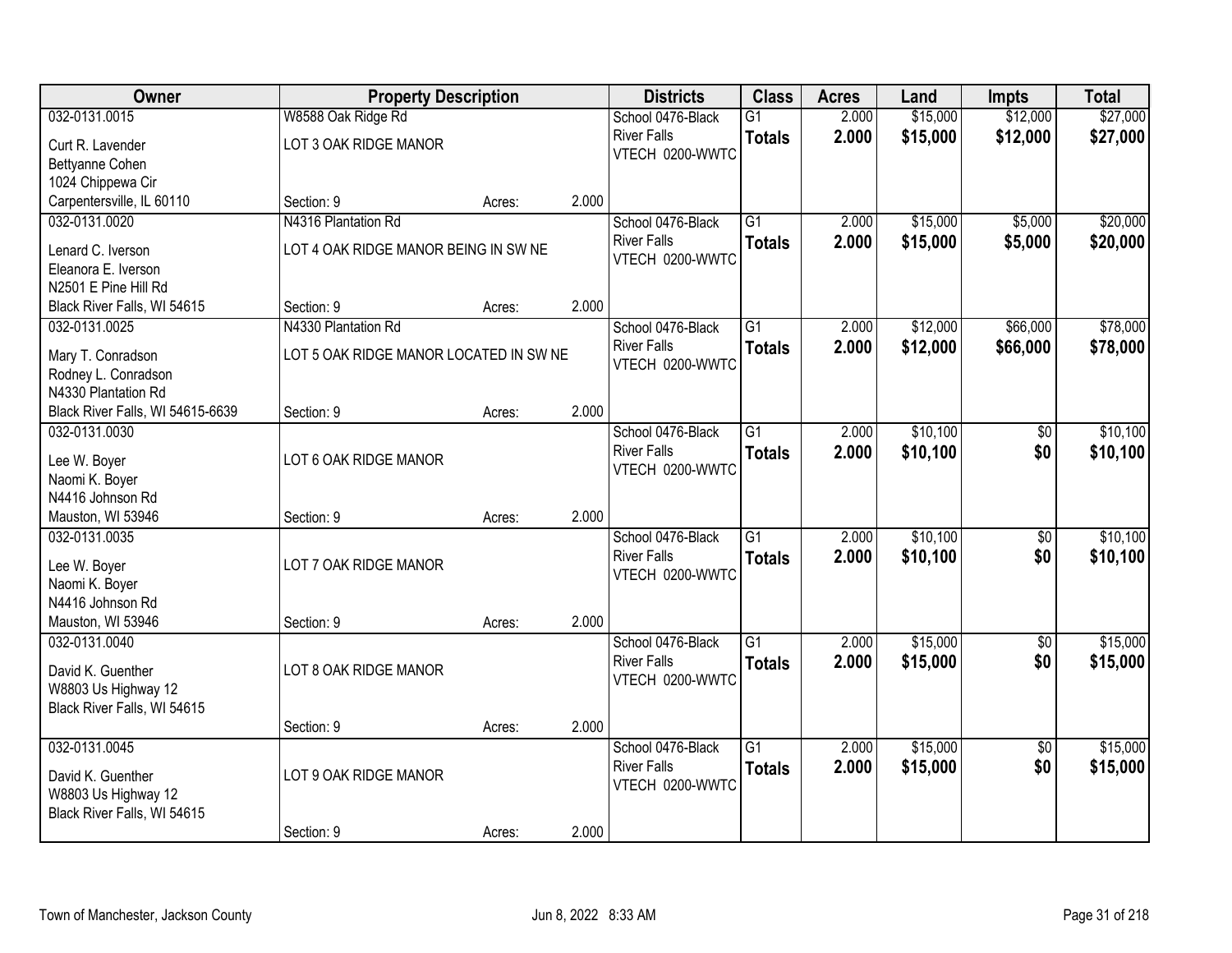| Owner | Property Description | | | Districts | Class | Acres | Land | Impts | Total |
|---|---|---|---|---|---|---|---|---|---|
| 032-0131.0015 | W8588 Oak Ridge Rd | | | School 0476-Black River Falls | G1 | 2.000 | $15,000 | $12,000 | $27,000 |
| Curt R. Lavender<br>Bettyanne Cohen<br>1024 Chippewa Cir<br>Carpentersville, IL 60110 | LOT 3 OAK RIDGE MANOR | | | VTECH 0200-WWTC | **Totals** | **2.000** | **$15,000** | **$12,000** | **$27,000** |
| | Section: 9 | Acres: | 2.000 | | | | | | |
| 032-0131.0020 | N4316 Plantation Rd | | | School 0476-Black River Falls | G1 | 2.000 | $15,000 | $5,000 | $20,000 |
| Lenard C. Iverson<br>Eleanora E. Iverson<br>N2501 E Pine Hill Rd<br>Black River Falls, WI 54615 | LOT 4 OAK RIDGE MANOR BEING IN SW NE | | | VTECH 0200-WWTC | **Totals** | **2.000** | **$15,000** | **$5,000** | **$20,000** |
| | Section: 9 | Acres: | 2.000 | | | | | | |
| 032-0131.0025 | N4330 Plantation Rd | | | School 0476-Black River Falls | G1 | 2.000 | $12,000 | $66,000 | $78,000 |
| Mary T. Conradson<br>Rodney L. Conradson<br>N4330 Plantation Rd<br>Black River Falls, WI 54615-6639 | LOT 5 OAK RIDGE MANOR LOCATED IN SW NE | | | VTECH 0200-WWTC | **Totals** | **2.000** | **$12,000** | **$66,000** | **$78,000** |
| | Section: 9 | Acres: | 2.000 | | | | | | |
| 032-0131.0030 | | | | School 0476-Black River Falls | G1 | 2.000 | $10,100 | $0 | $10,100 |
| Lee W. Boyer<br>Naomi K. Boyer<br>N4416 Johnson Rd<br>Mauston, WI 53946 | LOT 6 OAK RIDGE MANOR | | | VTECH 0200-WWTC | **Totals** | **2.000** | **$10,100** | **$0** | **$10,100** |
| | Section: 9 | Acres: | 2.000 | | | | | | |
| 032-0131.0035 | | | | School 0476-Black River Falls | G1 | 2.000 | $10,100 | $0 | $10,100 |
| Lee W. Boyer<br>Naomi K. Boyer<br>N4416 Johnson Rd<br>Mauston, WI 53946 | LOT 7 OAK RIDGE MANOR | | | VTECH 0200-WWTC | **Totals** | **2.000** | **$10,100** | **$0** | **$10,100** |
| | Section: 9 | Acres: | 2.000 | | | | | | |
| 032-0131.0040 | | | | School 0476-Black River Falls | G1 | 2.000 | $15,000 | $0 | $15,000 |
| David K. Guenther<br>W8803 Us Highway 12<br>Black River Falls, WI 54615 | LOT 8 OAK RIDGE MANOR | | | VTECH 0200-WWTC | **Totals** | **2.000** | **$15,000** | **$0** | **$15,000** |
| | Section: 9 | Acres: | 2.000 | | | | | | |
| 032-0131.0045 | | | | School 0476-Black River Falls | G1 | 2.000 | $15,000 | $0 | $15,000 |
| David K. Guenther<br>W8803 Us Highway 12<br>Black River Falls, WI 54615 | LOT 9 OAK RIDGE MANOR | | | VTECH 0200-WWTC | **Totals** | **2.000** | **$15,000** | **$0** | **$15,000** |
| | Section: 9 | Acres: | 2.000 | | | | | | |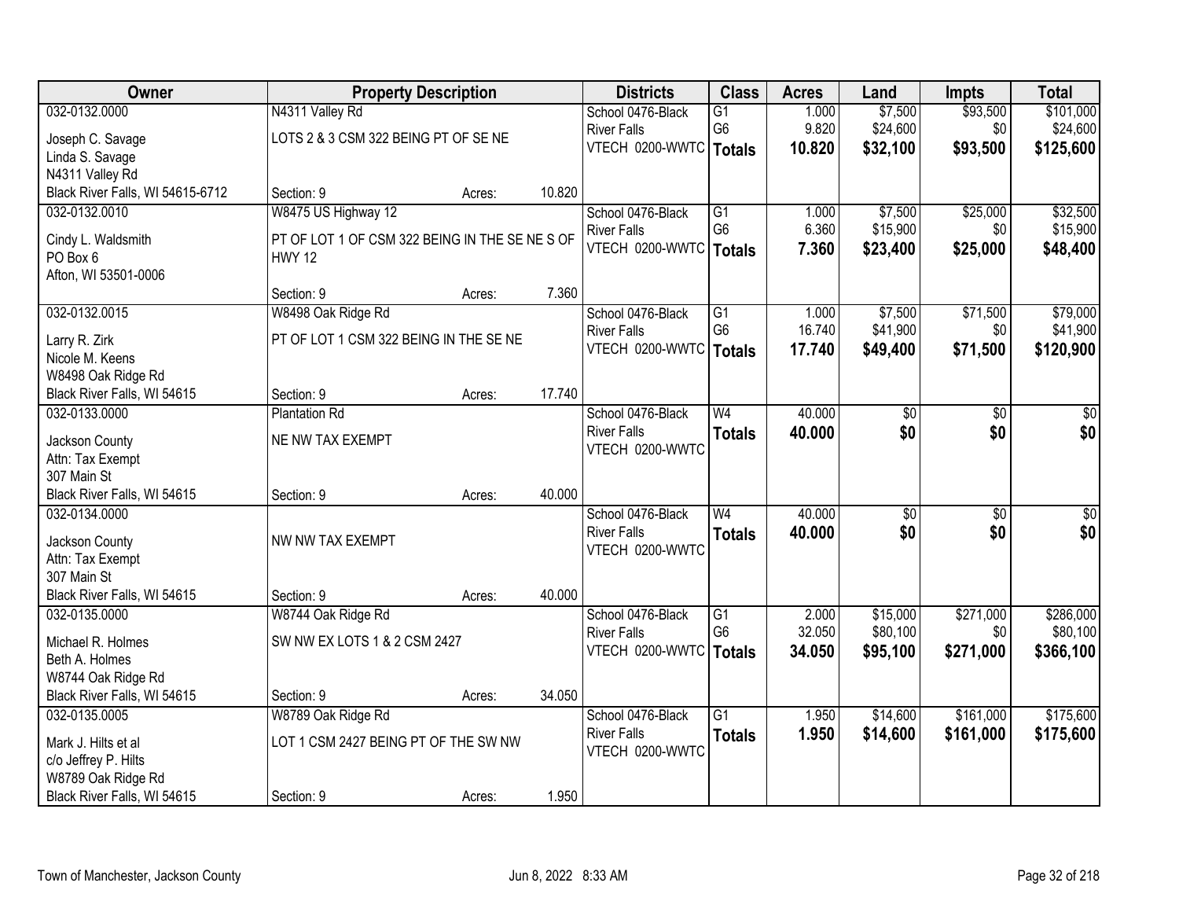| Owner | Property Description | | | Districts | Class | Acres | Land | Impts | Total |
|---|---|---|---|---|---|---|---|---|---|
| 032-0132.0000<br>Joseph C. Savage<br>Linda S. Savage<br>N4311 Valley Rd<br>Black River Falls, WI 54615-6712 | N4311 Valley Rd<br>LOTS 2 & 3 CSM 322 BEING PT OF SE NE<br>Section: 9 | Acres: | 10.820 | School 0476-Black River Falls<br>VTECH 0200-WWTC | G1<br>G6<br>**Totals** | 1.000<br>9.820<br>**10.820** | $7,500<br>$24,600<br>**$32,100** | $93,500<br>$0<br>**$93,500** | $101,000<br>$24,600<br>**$125,600** |
| 032-0132.0010<br>Cindy L. Waldsmith<br>PO Box 6<br>Afton, WI 53501-0006 | W8475 US Highway 12<br>PT OF LOT 1 OF CSM 322 BEING IN THE SE NE S OF HWY 12<br>Section: 9 | Acres: | 7.360 | School 0476-Black River Falls<br>VTECH 0200-WWTC | G1<br>G6<br>**Totals** | 1.000<br>6.360<br>**7.360** | $7,500<br>$15,900<br>**$23,400** | $25,000<br>$0<br>**$25,000** | $32,500<br>$15,900<br>**$48,400** |
| 032-0132.0015<br>Larry R. Zirk<br>Nicole M. Keens<br>W8498 Oak Ridge Rd<br>Black River Falls, WI 54615 | W8498 Oak Ridge Rd<br>PT OF LOT 1 CSM 322 BEING IN THE SE NE<br>Section: 9 | Acres: | 17.740 | School 0476-Black River Falls<br>VTECH 0200-WWTC | G1<br>G6<br>**Totals** | 1.000<br>16.740<br>**17.740** | $7,500<br>$41,900<br>**$49,400** | $71,500<br>$0<br>**$71,500** | $79,000<br>$41,900<br>**$120,900** |
| 032-0133.0000<br>Jackson County<br>Attn: Tax Exempt<br>307 Main St<br>Black River Falls, WI 54615 | Plantation Rd<br>NE NW TAX EXEMPT<br>Section: 9 | Acres: | 40.000 | School 0476-Black River Falls<br>VTECH 0200-WWTC | W4<br>**Totals** | 40.000<br>**40.000** | $0<br>**$0** | $0<br>**$0** | $0<br>**$0** |
| 032-0134.0000<br>Jackson County<br>Attn: Tax Exempt<br>307 Main St<br>Black River Falls, WI 54615 | NW NW TAX EXEMPT<br>Section: 9 | Acres: | 40.000 | School 0476-Black River Falls<br>VTECH 0200-WWTC | W4<br>**Totals** | 40.000<br>**40.000** | $0<br>**$0** | $0<br>**$0** | $0<br>**$0** |
| 032-0135.0000<br>Michael R. Holmes<br>Beth A. Holmes<br>W8744 Oak Ridge Rd<br>Black River Falls, WI 54615 | W8744 Oak Ridge Rd<br>SW NW EX LOTS 1 & 2 CSM 2427<br>Section: 9 | Acres: | 34.050 | School 0476-Black River Falls<br>VTECH 0200-WWTC | G1<br>G6<br>**Totals** | 2.000<br>32.050<br>**34.050** | $15,000<br>$80,100<br>**$95,100** | $271,000<br>$0<br>**$271,000** | $286,000<br>$80,100<br>**$366,100** |
| 032-0135.0005<br>Mark J. Hilts et al<br>c/o Jeffrey P. Hilts<br>W8789 Oak Ridge Rd<br>Black River Falls, WI 54615 | W8789 Oak Ridge Rd<br>LOT 1 CSM 2427 BEING PT OF THE SW NW<br>Section: 9 | Acres: | 1.950 | School 0476-Black River Falls<br>VTECH 0200-WWTC | G1<br>**Totals** | 1.950<br>**1.950** | $14,600<br>**$14,600** | $161,000<br>**$161,000** | $175,600<br>**$175,600** |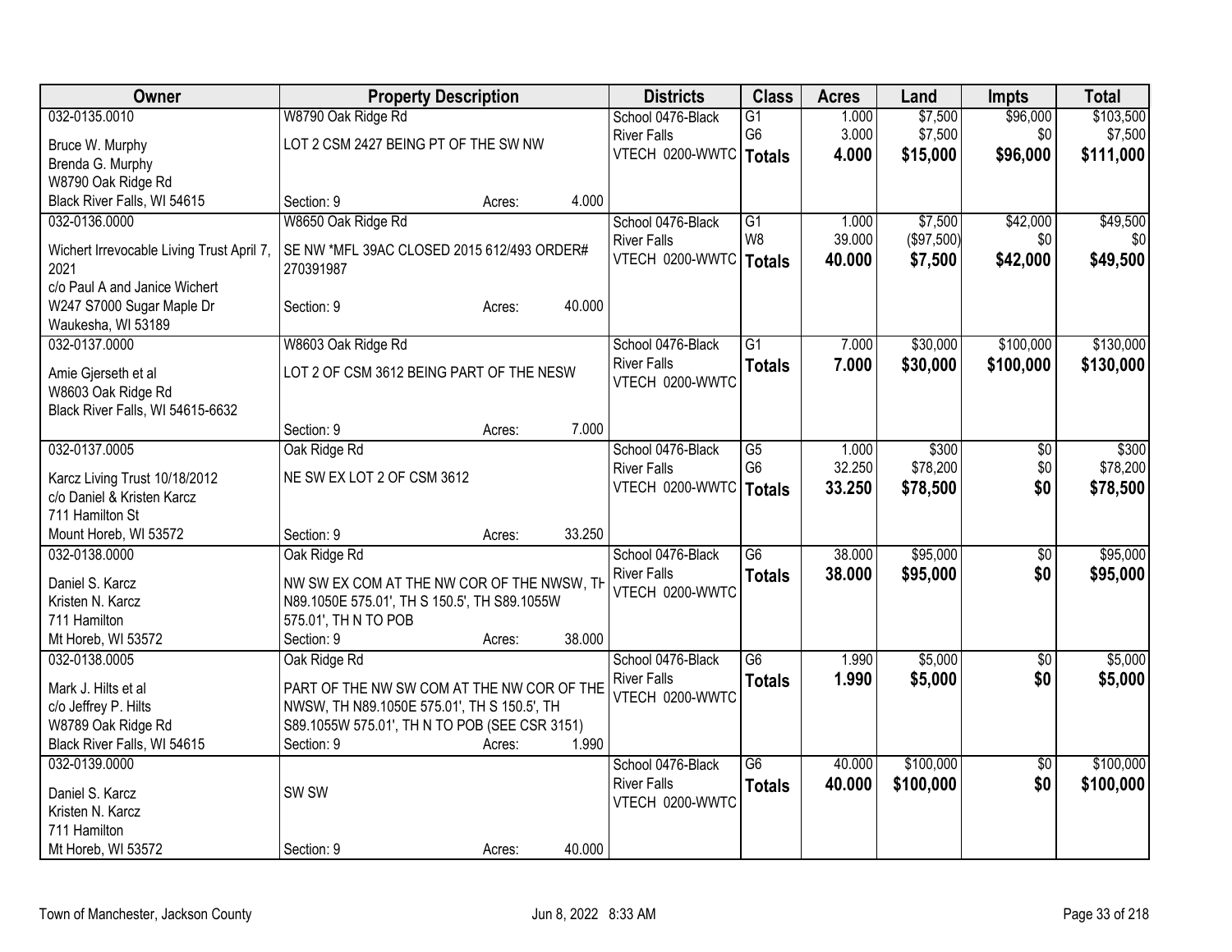| Owner | Property Description | | | Districts | Class | Acres | Land | Impts | Total |
|---|---|---|---|---|---|---|---|---|---|
| 032-0135.0010 | W8790 Oak Ridge Rd | | | School 0476-Black | G1 | 1.000 | $7,500 | $96,000 | $103,500 |
| Bruce W. Murphy | LOT 2 CSM 2427 BEING PT OF THE SW NW | | | River Falls | G6 | 3.000 | $7,500 | $0 | $7,500 |
| Brenda G. Murphy | | | | VTECH 0200-WWTC | **Totals** | **4.000** | **$15,000** | **$96,000** | **$111,000** |
| W8790 Oak Ridge Rd | | | | | | | | | |
| Black River Falls, WI 54615 | Section: 9 | Acres: | 4.000 | | | | | | |
| 032-0136.0000 | W8650 Oak Ridge Rd | | | School 0476-Black | G1 | 1.000 | $7,500 | $42,000 | $49,500 |
| Wichert Irrevocable Living Trust April 7, 2021 | SE NW *MFL 39AC CLOSED 2015 612/493 ORDER# 270391987 | | | River Falls | W8 | 39.000 | ($97,500) | $0 | $0 |
| c/o Paul A and Janice Wichert | | | | VTECH 0200-WWTC | **Totals** | **40.000** | **$7,500** | **$42,000** | **$49,500** |
| W247 S7000 Sugar Maple Dr | Section: 9 | Acres: | 40.000 | | | | | | |
| Waukesha, WI 53189 | | | | | | | | | |
| 032-0137.0000 | W8603 Oak Ridge Rd | | | School 0476-Black | G1 | 7.000 | $30,000 | $100,000 | $130,000 |
| Amie Gjerseth et al | LOT 2 OF CSM 3612 BEING PART OF THE NESW | | | River Falls | **Totals** | **7.000** | **$30,000** | **$100,000** | **$130,000** |
| W8603 Oak Ridge Rd | | | | VTECH 0200-WWTC | | | | | |
| Black River Falls, WI 54615-6632 | | | | | | | | | |
| | Section: 9 | Acres: | 7.000 | | | | | | |
| 032-0137.0005 | Oak Ridge Rd | | | School 0476-Black | G5 | 1.000 | $300 | $0 | $300 |
| Karcz Living Trust 10/18/2012 | NE SW EX LOT 2 OF CSM 3612 | | | River Falls | G6 | 32.250 | $78,200 | $0 | $78,200 |
| c/o Daniel & Kristen Karcz | | | | VTECH 0200-WWTC | **Totals** | **33.250** | **$78,500** | **$0** | **$78,500** |
| 711 Hamilton St | | | | | | | | | |
| Mount Horeb, WI 53572 | Section: 9 | Acres: | 33.250 | | | | | | |
| 032-0138.0000 | Oak Ridge Rd | | | School 0476-Black | G6 | 38.000 | $95,000 | $0 | $95,000 |
| Daniel S. Karcz | NW SW EX COM AT THE NW COR OF THE NWSW, TH N89.1050E 575.01', TH S 150.5', TH S89.1055W 575.01', TH N TO POB | | | River Falls | **Totals** | **38.000** | **$95,000** | **$0** | **$95,000** |
| Kristen N. Karcz | | | | VTECH 0200-WWTC | | | | | |
| 711 Hamilton | | | | | | | | | |
| Mt Horeb, WI 53572 | Section: 9 | Acres: | 38.000 | | | | | | |
| 032-0138.0005 | Oak Ridge Rd | | | School 0476-Black | G6 | 1.990 | $5,000 | $0 | $5,000 |
| Mark J. Hilts et al | PART OF THE NW SW COM AT THE NW COR OF THE NWSW, TH N89.1050E 575.01', TH S 150.5', TH S89.1055W 575.01', TH N TO POB (SEE CSR 3151) | | | River Falls | **Totals** | **1.990** | **$5,000** | **$0** | **$5,000** |
| c/o Jeffrey P. Hilts | | | | VTECH 0200-WWTC | | | | | |
| W8789 Oak Ridge Rd | | | | | | | | | |
| Black River Falls, WI 54615 | Section: 9 | Acres: | 1.990 | | | | | | |
| 032-0139.0000 | | | | School 0476-Black | G6 | 40.000 | $100,000 | $0 | $100,000 |
| Daniel S. Karcz | SW SW | | | River Falls | **Totals** | **40.000** | **$100,000** | **$0** | **$100,000** |
| Kristen N. Karcz | | | | VTECH 0200-WWTC | | | | | |
| 711 Hamilton | | | | | | | | | |
| Mt Horeb, WI 53572 | Section: 9 | Acres: | 40.000 | | | | | | |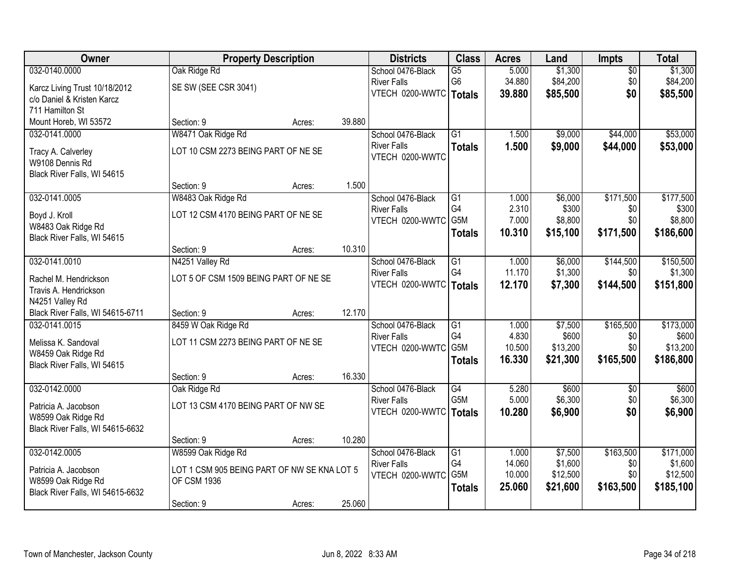| Owner | Property Description | | | Districts | Class | Acres | Land | Impts | Total |
|---|---|---|---|---|---|---|---|---|---|
| 032-0140.0000 | Oak Ridge Rd | | | School 0476-Black | G5 | 5.000 | $1,300 | $0 | $1,300 |
| Karcz Living Trust 10/18/2012 | SE SW (SEE CSR 3041) | | | River Falls | G6 | 34.880 | $84,200 | $0 | $84,200 |
| c/o Daniel & Kristen Karcz | | | | VTECH 0200-WWTC | **Totals** | **39.880** | **$85,500** | **$0** | **$85,500** |
| 711 Hamilton St | | | | | | | | | |
| Mount Horeb, WI 53572 | Section: 9 | Acres: | 39.880 | | | | | | |
| 032-0141.0000 | W8471 Oak Ridge Rd | | | School 0476-Black | G1 | 1.500 | $9,000 | $44,000 | $53,000 |
| Tracy A. Calverley | LOT 10 CSM 2273 BEING PART OF NE SE | | | River Falls | **Totals** | **1.500** | **$9,000** | **$44,000** | **$53,000** |
| W9108 Dennis Rd | | | | VTECH 0200-WWTC | | | | | |
| Black River Falls, WI 54615 | | | | | | | | | |
| | Section: 9 | Acres: | 1.500 | | | | | | |
| 032-0141.0005 | W8483 Oak Ridge Rd | | | School 0476-Black | G1 | 1.000 | $6,000 | $171,500 | $177,500 |
| Boyd J. Kroll | LOT 12 CSM 4170 BEING PART OF NE SE | | | River Falls | G4 | 2.310 | $300 | $0 | $300 |
| W8483 Oak Ridge Rd | | | | VTECH 0200-WWTC | G5M | 7.000 | $8,800 | $0 | $8,800 |
| Black River Falls, WI 54615 | | | | | **Totals** | **10.310** | **$15,100** | **$171,500** | **$186,600** |
| | Section: 9 | Acres: | 10.310 | | | | | | |
| 032-0141.0010 | N4251 Valley Rd | | | School 0476-Black | G1 | 1.000 | $6,000 | $144,500 | $150,500 |
| Rachel M. Hendrickson | LOT 5 OF CSM 1509 BEING PART OF NE SE | | | River Falls | G4 | 11.170 | $1,300 | $0 | $1,300 |
| Travis A. Hendrickson | | | | VTECH 0200-WWTC | **Totals** | **12.170** | **$7,300** | **$144,500** | **$151,800** |
| N4251 Valley Rd | | | | | | | | | |
| Black River Falls, WI 54615-6711 | Section: 9 | Acres: | 12.170 | | | | | | |
| 032-0141.0015 | 8459 W Oak Ridge Rd | | | School 0476-Black | G1 | 1.000 | $7,500 | $165,500 | $173,000 |
| Melissa K. Sandoval | LOT 11 CSM 2273 BEING PART OF NE SE | | | River Falls | G4 | 4.830 | $600 | $0 | $600 |
| W8459 Oak Ridge Rd | | | | VTECH 0200-WWTC | G5M | 10.500 | $13,200 | $0 | $13,200 |
| Black River Falls, WI 54615 | | | | | **Totals** | **16.330** | **$21,300** | **$165,500** | **$186,800** |
| | Section: 9 | Acres: | 16.330 | | | | | | |
| 032-0142.0000 | Oak Ridge Rd | | | School 0476-Black | G4 | 5.280 | $600 | $0 | $600 |
| Patricia A. Jacobson | LOT 13 CSM 4170 BEING PART OF NW SE | | | River Falls | G5M | 5.000 | $6,300 | $0 | $6,300 |
| W8599 Oak Ridge Rd | | | | VTECH 0200-WWTC | **Totals** | **10.280** | **$6,900** | **$0** | **$6,900** |
| Black River Falls, WI 54615-6632 | | | | | | | | | |
| | Section: 9 | Acres: | 10.280 | | | | | | |
| 032-0142.0005 | W8599 Oak Ridge Rd | | | School 0476-Black | G1 | 1.000 | $7,500 | $163,500 | $171,000 |
| Patricia A. Jacobson | LOT 1 CSM 905 BEING PART OF NW SE KNA LOT 5 OF CSM 1936 | | | River Falls | G4 | 14.060 | $1,600 | $0 | $1,600 |
| W8599 Oak Ridge Rd | | | | VTECH 0200-WWTC | G5M | 10.000 | $12,500 | $0 | $12,500 |
| Black River Falls, WI 54615-6632 | | | | | **Totals** | **25.060** | **$21,600** | **$163,500** | **$185,100** |
| | Section: 9 | Acres: | 25.060 | | | | | | |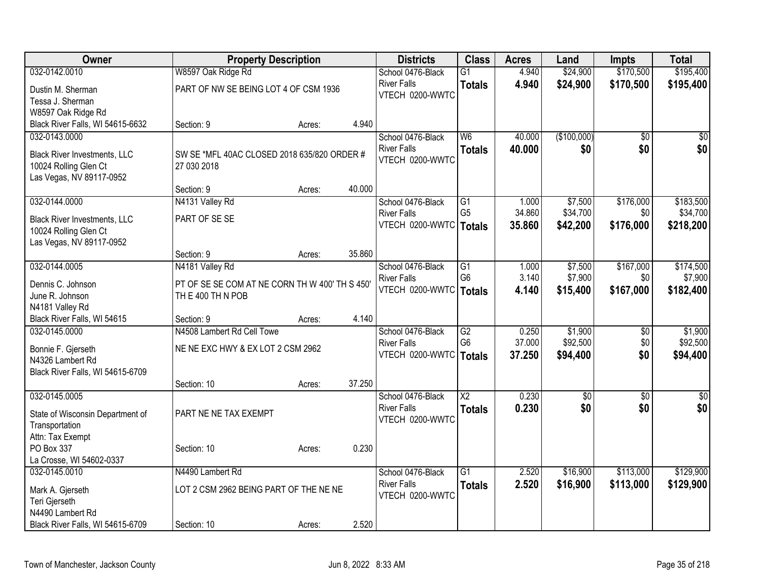| Owner | Property Description | | | Districts | Class | Acres | Land | Impts | Total |
|---|---|---|---|---|---|---|---|---|---|
| 032-0142.0010 | W8597 Oak Ridge Rd | | | School 0476-Black | G1 | 4.940 | $24,900 | $170,500 | $195,400 |
| Dustin M. Sherman | PART OF NW SE BEING LOT 4 OF CSM 1936 | | | River Falls | **Totals** | **4.940** | **$24,900** | **$170,500** | **$195,400** |
| Tessa J. Sherman | | | | VTECH 0200-WWTC | | | | | |
| W8597 Oak Ridge Rd | | | | | | | | | |
| Black River Falls, WI 54615-6632 | Section: 9 | Acres: | 4.940 | | | | | | |
| 032-0143.0000 | | | | School 0476-Black | W6 | 40.000 | ($100,000) | $0 | $0 |
| Black River Investments, LLC | SW SE *MFL 40AC CLOSED 2018 635/820 ORDER # 27 030 2018 | | | River Falls | **Totals** | **40.000** | **$0** | **$0** | **$0** |
| 10024 Rolling Glen Ct | | | | VTECH 0200-WWTC | | | | | |
| Las Vegas, NV 89117-0952 | | | | | | | | | |
| | Section: 9 | Acres: | 40.000 | | | | | | |
| 032-0144.0000 | N4131 Valley Rd | | | School 0476-Black | G1 | 1.000 | $7,500 | $176,000 | $183,500 |
| Black River Investments, LLC | PART OF SE SE | | | River Falls | G5 | 34.860 | $34,700 | $0 | $34,700 |
| 10024 Rolling Glen Ct | | | | VTECH 0200-WWTC | **Totals** | **35.860** | **$42,200** | **$176,000** | **$218,200** |
| Las Vegas, NV 89117-0952 | | | | | | | | | |
| | Section: 9 | Acres: | 35.860 | | | | | | |
| 032-0144.0005 | N4181 Valley Rd | | | School 0476-Black | G1 | 1.000 | $7,500 | $167,000 | $174,500 |
| Dennis C. Johnson | PT OF SE SE COM AT NE CORN TH W 400' TH S 450' TH E 400 TH N POB | | | River Falls | G6 | 3.140 | $7,900 | $0 | $7,900 |
| June R. Johnson | | | | VTECH 0200-WWTC | **Totals** | **4.140** | **$15,400** | **$167,000** | **$182,400** |
| N4181 Valley Rd | | | | | | | | | |
| Black River Falls, WI 54615 | Section: 9 | Acres: | 4.140 | | | | | | |
| 032-0145.0000 | N4508 Lambert Rd Cell Towe | | | School 0476-Black | G2 | 0.250 | $1,900 | $0 | $1,900 |
| Bonnie F. Gjerseth | NE NE EXC HWY & EX LOT 2 CSM 2962 | | | River Falls | G6 | 37.000 | $92,500 | $0 | $92,500 |
| N4326 Lambert Rd | | | | VTECH 0200-WWTC | **Totals** | **37.250** | **$94,400** | **$0** | **$94,400** |
| Black River Falls, WI 54615-6709 | | | | | | | | | |
| | Section: 10 | Acres: | 37.250 | | | | | | |
| 032-0145.0005 | | | | School 0476-Black | X2 | 0.230 | $0 | $0 | $0 |
| State of Wisconsin Department of Transportation | PART NE NE TAX EXEMPT | | | River Falls | **Totals** | **0.230** | **$0** | **$0** | **$0** |
| Attn: Tax Exempt | | | | VTECH 0200-WWTC | | | | | |
| PO Box 337 | Section: 10 | Acres: | 0.230 | | | | | | |
| La Crosse, WI 54602-0337 | | | | | | | | | |
| 032-0145.0010 | N4490 Lambert Rd | | | School 0476-Black | G1 | 2.520 | $16,900 | $113,000 | $129,900 |
| Mark A. Gjerseth | LOT 2 CSM 2962 BEING PART OF THE NE NE | | | River Falls | **Totals** | **2.520** | **$16,900** | **$113,000** | **$129,900** |
| Teri Gjerseth | | | | VTECH 0200-WWTC | | | | | |
| N4490 Lambert Rd | | | | | | | | | |
| Black River Falls, WI 54615-6709 | Section: 10 | Acres: | 2.520 | | | | | | |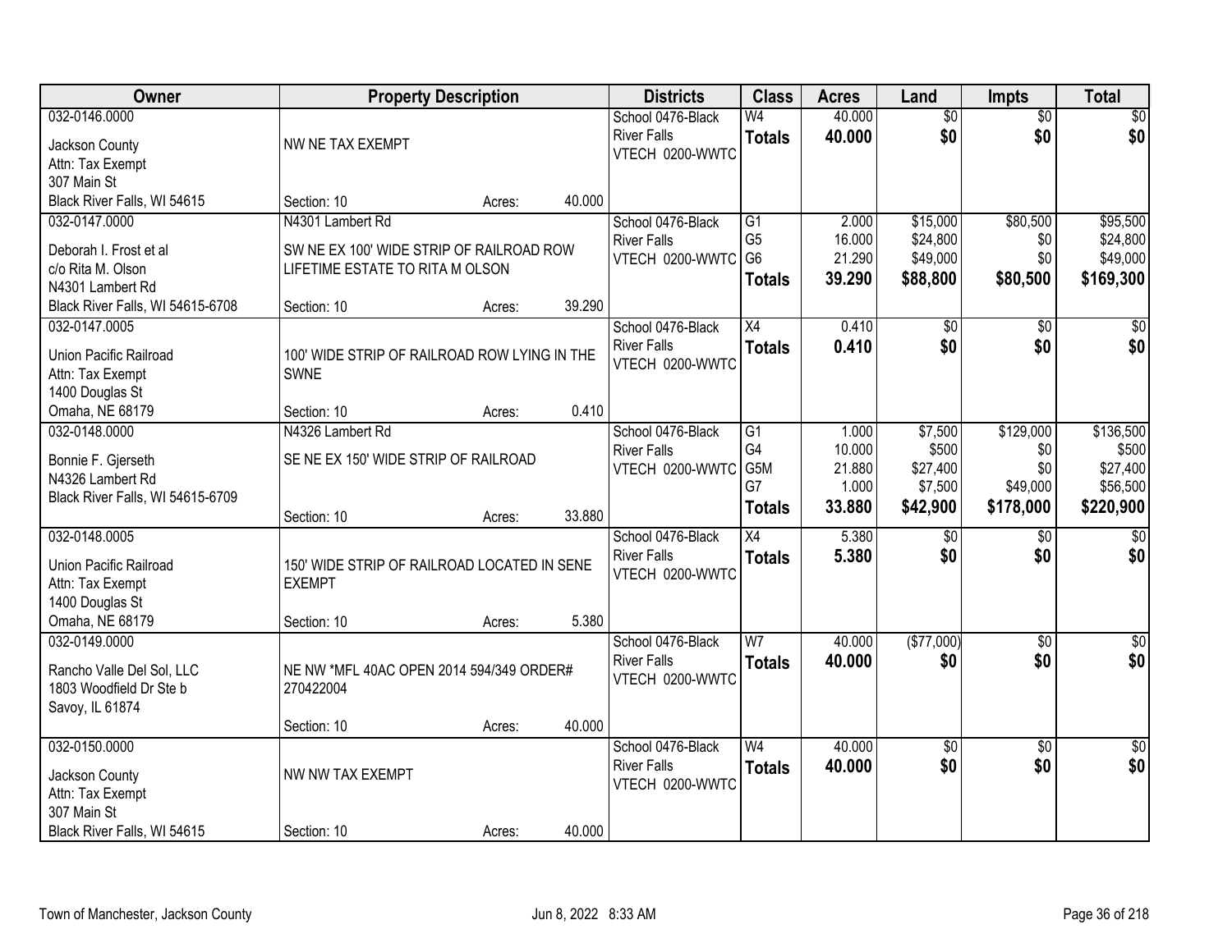| Owner | Property Description | Districts | Class | Acres | Land | Impts | Total |
|---|---|---|---|---|---|---|---|
| 032-0146.0000<br><br>Jackson County<br>Attn: Tax Exempt<br>307 Main St<br>Black River Falls, WI 54615 | NW NE TAX EXEMPT<br><br>Section: 10 Acres: 40.000 | School 0476-Black River Falls<br>VTECH 0200-WWTC | W4<br>**Totals** | 40.000<br>**40.000** | $0<br>**$0** | $0<br>**$0** | $0<br>**$0** |
| 032-0147.0000<br><br>Deborah I. Frost et al<br>c/o Rita M. Olson<br>N4301 Lambert Rd<br>Black River Falls, WI 54615-6708 | N4301 Lambert Rd<br><br>SW NE EX 100' WIDE STRIP OF RAILROAD ROW LIFETIME ESTATE TO RITA M OLSON<br><br>Section: 10 Acres: 39.290 | School 0476-Black River Falls<br>VTECH 0200-WWTC | G1<br>G5<br>G6<br>**Totals** | 2.000<br>16.000<br>21.290<br>**39.290** | $15,000<br>$24,800<br>$49,000<br>**$88,800** | $80,500<br>$0<br>$0<br>**$80,500** | $95,500<br>$24,800<br>$49,000<br>**$169,300** |
| 032-0147.0005<br><br>Union Pacific Railroad<br>Attn: Tax Exempt<br>1400 Douglas St<br>Omaha, NE 68179 | 100' WIDE STRIP OF RAILROAD ROW LYING IN THE SWNE<br><br>Section: 10 Acres: 0.410 | School 0476-Black River Falls<br>VTECH 0200-WWTC | X4<br>**Totals** | 0.410<br>**0.410** | $0<br>**$0** | $0<br>**$0** | $0<br>**$0** |
| 032-0148.0000<br><br>Bonnie F. Gjerseth<br>N4326 Lambert Rd<br>Black River Falls, WI 54615-6709 | N4326 Lambert Rd<br><br>SE NE EX 150' WIDE STRIP OF RAILROAD<br><br>Section: 10 Acres: 33.880 | School 0476-Black River Falls<br>VTECH 0200-WWTC | G1<br>G4<br>G5M<br>G7<br>**Totals** | 1.000<br>10.000<br>21.880<br>1.000<br>**33.880** | $7,500<br>$500<br>$27,400<br>$7,500<br>**$42,900** | $129,000<br>$0<br>$0<br>$49,000<br>**$178,000** | $136,500<br>$500<br>$27,400<br>$56,500<br>**$220,900** |
| 032-0148.0005<br><br>Union Pacific Railroad<br>Attn: Tax Exempt<br>1400 Douglas St<br>Omaha, NE 68179 | 150' WIDE STRIP OF RAILROAD LOCATED IN SENE EXEMPT<br><br>Section: 10 Acres: 5.380 | School 0476-Black River Falls<br>VTECH 0200-WWTC | X4<br>**Totals** | 5.380<br>**5.380** | $0<br>**$0** | $0<br>**$0** | $0<br>**$0** |
| 032-0149.0000<br><br>Rancho Valle Del Sol, LLC<br>1803 Woodfield Dr Ste b<br>Savoy, IL 61874 | NE NW *MFL 40AC OPEN 2014 594/349 ORDER# 270422004<br><br>Section: 10 Acres: 40.000 | School 0476-Black River Falls<br>VTECH 0200-WWTC | W7<br>**Totals** | 40.000<br>**40.000** | ($77,000)<br>**$0** | $0<br>**$0** | $0<br>**$0** |
| 032-0150.0000<br><br>Jackson County<br>Attn: Tax Exempt<br>307 Main St<br>Black River Falls, WI 54615 | NW NW TAX EXEMPT<br><br>Section: 10 Acres: 40.000 | School 0476-Black River Falls<br>VTECH 0200-WWTC | W4<br>**Totals** | 40.000<br>**40.000** | $0<br>**$0** | $0<br>**$0** | $0<br>**$0** |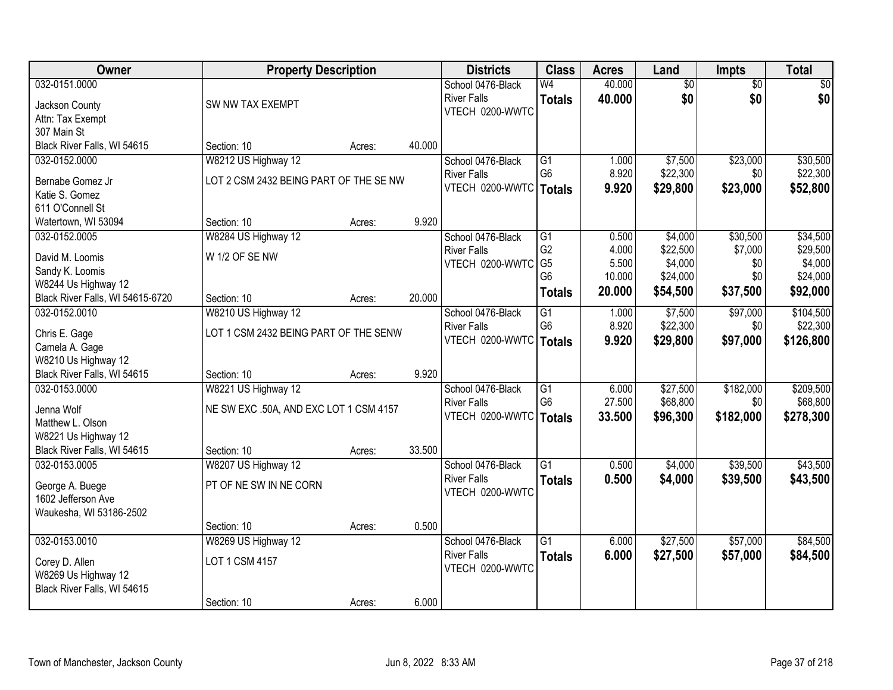| Owner | Property Description | | | Districts | Class | Acres | Land | Impts | Total |
|---|---|---|---|---|---|---|---|---|---|
| 032-0151.0000<br>Jackson County<br>Attn: Tax Exempt<br>307 Main St<br>Black River Falls, WI 54615 | SW NW TAX EXEMPT<br>Section: 10 | Acres: | 40.000 | School 0476-Black River Falls<br>VTECH 0200-WWTC | W4<br>**Totals** | 40.000<br>**40.000** | $0<br>**$0** | $0<br>**$0** | $0<br>**$0** |
| 032-0152.0000<br>Bernabe Gomez Jr<br>Katie S. Gomez<br>611 O'Connell St<br>Watertown, WI 53094 | W8212 US Highway 12<br>LOT 2 CSM 2432 BEING PART OF THE SE NW<br>Section: 10 | Acres: | 9.920 | School 0476-Black River Falls<br>VTECH 0200-WWTC | G1<br>G6<br>**Totals** | 1.000<br>8.920<br>**9.920** | $7,500<br>$22,300<br>**$29,800** | $23,000<br>$0<br>**$23,000** | $30,500<br>$22,300<br>**$52,800** |
| 032-0152.0005<br>David M. Loomis<br>Sandy K. Loomis<br>W8244 Us Highway 12<br>Black River Falls, WI 54615-6720 | W8284 US Highway 12<br>W 1/2 OF SE NW<br>Section: 10 | Acres: | 20.000 | School 0476-Black River Falls<br>VTECH 0200-WWTC | G1<br>G2<br>G5<br>G6<br>**Totals** | 0.500<br>4.000<br>5.500<br>10.000<br>**20.000** | $4,000<br>$22,500<br>$4,000<br>$24,000<br>**$54,500** | $30,500<br>$7,000<br>$0<br>$0<br>**$37,500** | $34,500<br>$29,500<br>$4,000<br>$24,000<br>**$92,000** |
| 032-0152.0010<br>Chris E. Gage<br>Camela A. Gage<br>W8210 Us Highway 12<br>Black River Falls, WI 54615 | W8210 US Highway 12<br>LOT 1 CSM 2432 BEING PART OF THE SENW<br>Section: 10 | Acres: | 9.920 | School 0476-Black River Falls<br>VTECH 0200-WWTC | G1<br>G6<br>**Totals** | 1.000<br>8.920<br>**9.920** | $7,500<br>$22,300<br>**$29,800** | $97,000<br>$0<br>**$97,000** | $104,500<br>$22,300<br>**$126,800** |
| 032-0153.0000<br>Jenna Wolf<br>Matthew L. Olson<br>W8221 Us Highway 12<br>Black River Falls, WI 54615 | W8221 US Highway 12<br>NE SW EXC .50A, AND EXC LOT 1 CSM 4157<br>Section: 10 | Acres: | 33.500 | School 0476-Black River Falls<br>VTECH 0200-WWTC | G1<br>G6<br>**Totals** | 6.000<br>27.500<br>**33.500** | $27,500<br>$68,800<br>**$96,300** | $182,000<br>$0<br>**$182,000** | $209,500<br>$68,800<br>**$278,300** |
| 032-0153.0005<br>George A. Buege<br>1602 Jefferson Ave<br>Waukesha, WI 53186-2502 | W8207 US Highway 12<br>PT OF NE SW IN NE CORN<br>Section: 10 | Acres: | 0.500 | School 0476-Black River Falls<br>VTECH 0200-WWTC | G1<br>**Totals** | 0.500<br>**0.500** | $4,000<br>**$4,000** | $39,500<br>**$39,500** | $43,500<br>**$43,500** |
| 032-0153.0010<br>Corey D. Allen<br>W8269 Us Highway 12<br>Black River Falls, WI 54615 | W8269 US Highway 12<br>LOT 1 CSM 4157<br>Section: 10 | Acres: | 6.000 | School 0476-Black River Falls<br>VTECH 0200-WWTC | G1<br>**Totals** | 6.000<br>**6.000** | $27,500<br>**$27,500** | $57,000<br>**$57,000** | $84,500<br>**$84,500** |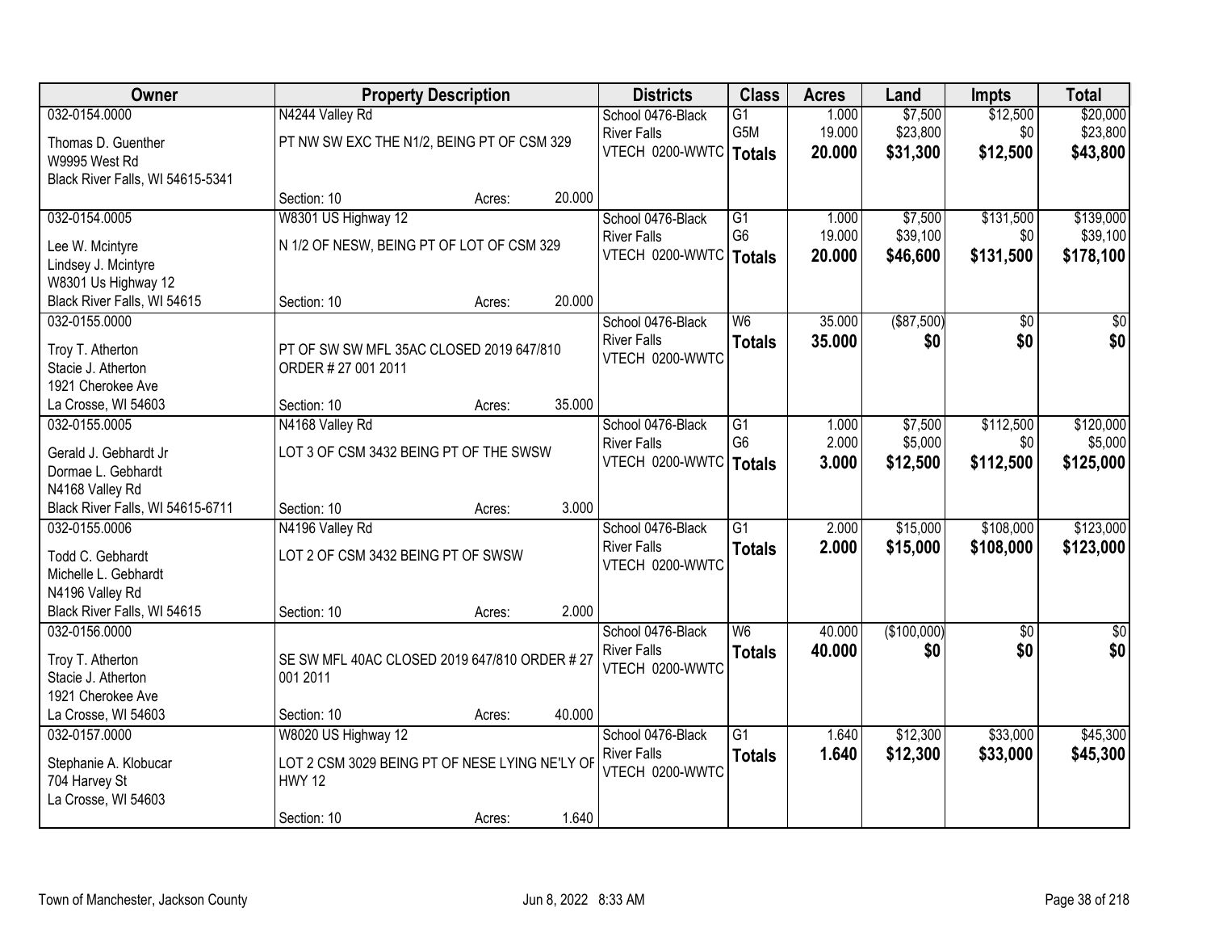| Owner | Property Description | Districts | Class | Acres | Land | Impts | Total |
|---|---|---|---|---|---|---|---|
| 032-0154.0000<br>Thomas D. Guenther<br>W9995 West Rd<br>Black River Falls, WI 54615-5341 | N4244 Valley Rd<br>PT NW SW EXC THE N1/2, BEING PT OF CSM 329<br>Section: 10 Acres: 20.000 | School 0476-Black River Falls<br>VTECH 0200-WWTC | G1<br>G5M<br>**Totals** | 1.000<br>19.000<br>**20.000** | $7,500<br>$23,800<br>**$31,300** | $12,500<br>$0<br>**$12,500** | $20,000<br>$23,800<br>**$43,800** |
| 032-0154.0005<br>Lee W. Mcintyre<br>Lindsey J. Mcintyre<br>W8301 Us Highway 12<br>Black River Falls, WI 54615 | W8301 US Highway 12<br>N 1/2 OF NESW, BEING PT OF LOT OF CSM 329<br>Section: 10 Acres: 20.000 | School 0476-Black River Falls<br>VTECH 0200-WWTC | G1<br>G6<br>**Totals** | 1.000<br>19.000<br>**20.000** | $7,500<br>$39,100<br>**$46,600** | $131,500<br>$0<br>**$131,500** | $139,000<br>$39,100<br>**$178,100** |
| 032-0155.0000<br>Troy T. Atherton<br>Stacie J. Atherton<br>1921 Cherokee Ave<br>La Crosse, WI 54603 | PT OF SW SW MFL 35AC CLOSED 2019 647/810 ORDER # 27 001 2011<br>Section: 10 Acres: 35.000 | School 0476-Black River Falls<br>VTECH 0200-WWTC | W6<br>**Totals** | 35.000<br>**35.000** | ($87,500)<br>**$0** | $0<br>**$0** | $0<br>**$0** |
| 032-0155.0005<br>Gerald J. Gebhardt Jr<br>Dormae L. Gebhardt<br>N4168 Valley Rd<br>Black River Falls, WI 54615-6711 | N4168 Valley Rd<br>LOT 3 OF CSM 3432 BEING PT OF THE SWSW<br>Section: 10 Acres: 3.000 | School 0476-Black River Falls<br>VTECH 0200-WWTC | G1<br>G6<br>**Totals** | 1.000<br>2.000<br>**3.000** | $7,500<br>$5,000<br>**$12,500** | $112,500<br>$0<br>**$112,500** | $120,000<br>$5,000<br>**$125,000** |
| 032-0155.0006<br>Todd C. Gebhardt<br>Michelle L. Gebhardt<br>N4196 Valley Rd<br>Black River Falls, WI 54615 | N4196 Valley Rd<br>LOT 2 OF CSM 3432 BEING PT OF SWSW<br>Section: 10 Acres: 2.000 | School 0476-Black River Falls<br>VTECH 0200-WWTC | G1<br>**Totals** | 2.000<br>**2.000** | $15,000<br>**$15,000** | $108,000<br>**$108,000** | $123,000<br>**$123,000** |
| 032-0156.0000<br>Troy T. Atherton<br>Stacie J. Atherton<br>1921 Cherokee Ave<br>La Crosse, WI 54603 | SE SW MFL 40AC CLOSED 2019 647/810 ORDER # 27 001 2011<br>Section: 10 Acres: 40.000 | School 0476-Black River Falls<br>VTECH 0200-WWTC | W6<br>**Totals** | 40.000<br>**40.000** | ($100,000)<br>**$0** | $0<br>**$0** | $0<br>**$0** |
| 032-0157.0000<br>Stephanie A. Klobucar<br>704 Harvey St<br>La Crosse, WI 54603 | W8020 US Highway 12<br>LOT 2 CSM 3029 BEING PT OF NESE LYING NE'LY OF HWY 12<br>Section: 10 Acres: 1.640 | School 0476-Black River Falls<br>VTECH 0200-WWTC | G1<br>**Totals** | 1.640<br>**1.640** | $12,300<br>**$12,300** | $33,000<br>**$33,000** | $45,300<br>**$45,300** |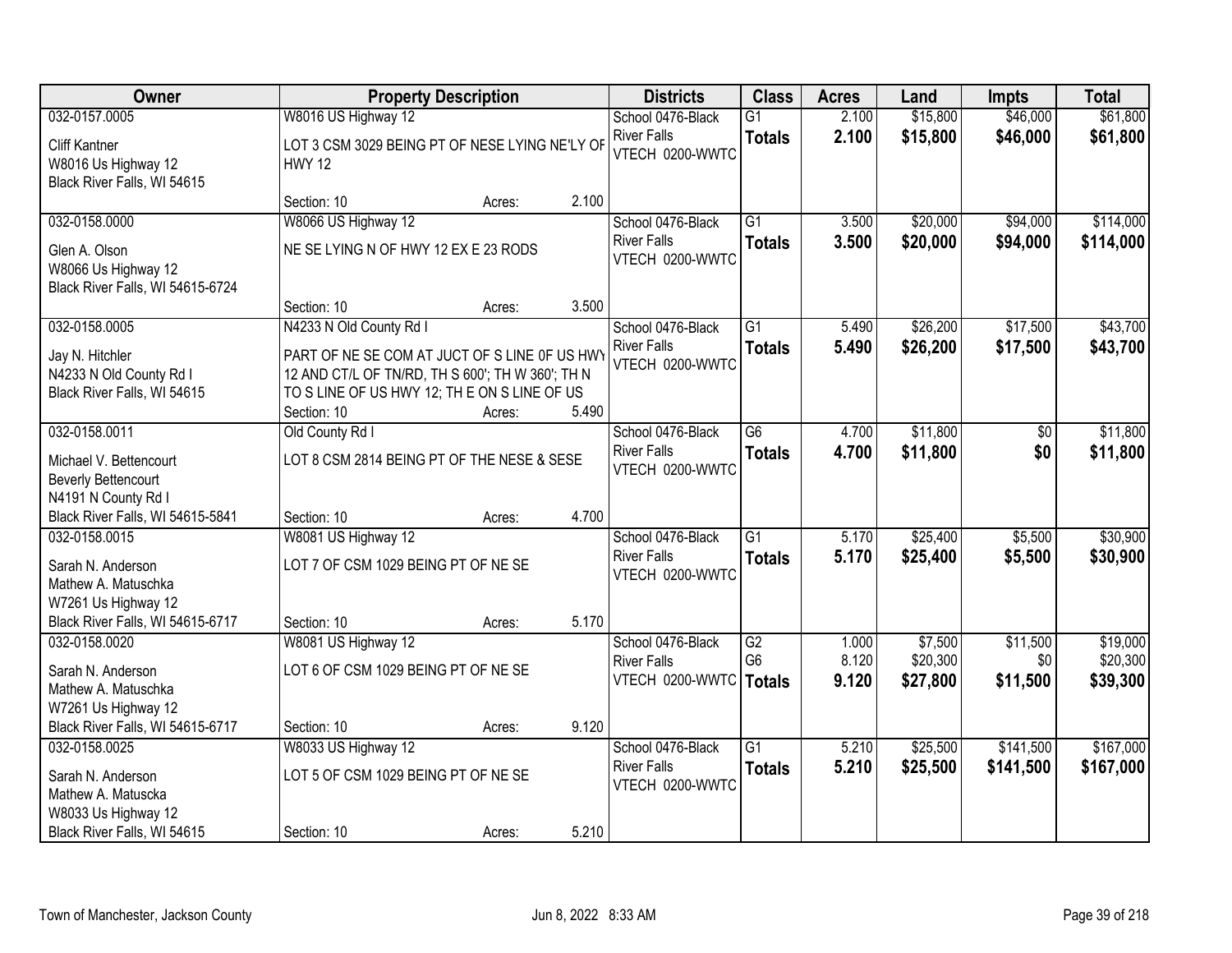| Owner | Property Description | | | Districts | Class | Acres | Land | Impts | Total |
|---|---|---|---|---|---|---|---|---|---|
| 032-0157.0005<br>Cliff Kantner<br>W8016 Us Highway 12<br>Black River Falls, WI 54615 | W8016 US Highway 12<br>LOT 3 CSM 3029 BEING PT OF NESE LYING NE'LY OF HWY 12<br>Section: 10 | Acres: | 2.100 | School 0476-Black River Falls<br>VTECH 0200-WWTC | G1<br>**Totals** | 2.100<br>**2.100** | \$15,800<br>**\$15,800** | \$46,000<br>**\$46,000** | \$61,800<br>**\$61,800** |
| 032-0158.0000<br>Glen A. Olson<br>W8066 Us Highway 12<br>Black River Falls, WI 54615-6724 | W8066 US Highway 12<br>NE SE LYING N OF HWY 12 EX E 23 RODS<br>Section: 10 | Acres: | 3.500 | School 0476-Black River Falls<br>VTECH 0200-WWTC | G1<br>**Totals** | 3.500<br>**3.500** | \$20,000<br>**\$20,000** | \$94,000<br>**\$94,000** | \$114,000<br>**\$114,000** |
| 032-0158.0005<br>Jay N. Hitchler<br>N4233 N Old County Rd I<br>Black River Falls, WI 54615 | N4233 N Old County Rd I<br>PART OF NE SE COM AT JUCT OF S LINE 0F US HWY 12 AND CT/L OF TN/RD, TH S 600'; TH W 360'; TH N TO S LINE OF US HWY 12; TH E ON S LINE OF US<br>Section: 10 | Acres: | 5.490 | School 0476-Black River Falls<br>VTECH 0200-WWTC | G1<br>**Totals** | 5.490<br>**5.490** | \$26,200<br>**\$26,200** | \$17,500<br>**\$17,500** | \$43,700<br>**\$43,700** |
| 032-0158.0011<br>Michael V. Bettencourt<br>Beverly Bettencourt<br>N4191 N County Rd I<br>Black River Falls, WI 54615-5841 | Old County Rd I<br>LOT 8 CSM 2814 BEING PT OF THE NESE & SESE<br>Section: 10 | Acres: | 4.700 | School 0476-Black River Falls<br>VTECH 0200-WWTC | G6<br>**Totals** | 4.700<br>**4.700** | \$11,800<br>**\$11,800** | \$0<br>**\$0** | \$11,800<br>**\$11,800** |
| 032-0158.0015<br>Sarah N. Anderson<br>Mathew A. Matuschka<br>W7261 Us Highway 12<br>Black River Falls, WI 54615-6717 | W8081 US Highway 12<br>LOT 7 OF CSM 1029 BEING PT OF NE SE<br>Section: 10 | Acres: | 5.170 | School 0476-Black River Falls<br>VTECH 0200-WWTC | G1<br>**Totals** | 5.170<br>**5.170** | \$25,400<br>**\$25,400** | \$5,500<br>**\$5,500** | \$30,900<br>**\$30,900** |
| 032-0158.0020<br>Sarah N. Anderson<br>Mathew A. Matuschka<br>W7261 Us Highway 12<br>Black River Falls, WI 54615-6717 | W8081 US Highway 12<br>LOT 6 OF CSM 1029 BEING PT OF NE SE<br>Section: 10 | Acres: | 9.120 | School 0476-Black River Falls<br>VTECH 0200-WWTC | G2<br>G6<br>**Totals** | 1.000<br>8.120<br>**9.120** | \$7,500<br>\$20,300<br>**\$27,800** | \$11,500<br>\$0<br>**\$11,500** | \$19,000<br>\$20,300<br>**\$39,300** |
| 032-0158.0025<br>Sarah N. Anderson<br>Mathew A. Matuscka<br>W8033 Us Highway 12<br>Black River Falls, WI 54615 | W8033 US Highway 12<br>LOT 5 OF CSM 1029 BEING PT OF NE SE<br>Section: 10 | Acres: | 5.210 | School 0476-Black River Falls<br>VTECH 0200-WWTC | G1<br>**Totals** | 5.210<br>**5.210** | \$25,500<br>**\$25,500** | \$141,500<br>**\$141,500** | \$167,000<br>**\$167,000** |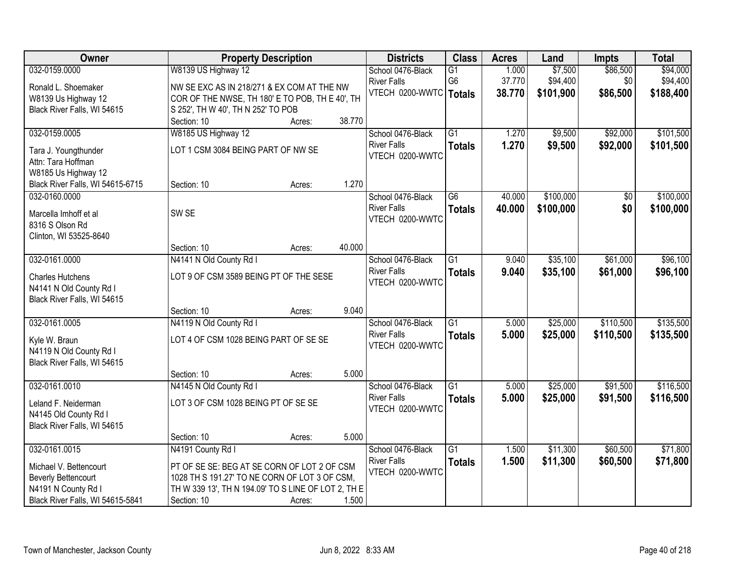| Owner | Property Description | | | Districts | Class | Acres | Land | Impts | Total |
|---|---|---|---|---|---|---|---|---|---|
| 032-0159.0000 | W8139 US Highway 12 | | | School 0476-Black | G1 | 1.000 | $7,500 | $86,500 | $94,000 |
| Ronald L. Shoemaker | NW SE EXC AS IN 218/271 & EX COM AT THE NW | | | River Falls | G6 | 37.770 | $94,400 | $0 | $94,400 |
| W8139 Us Highway 12 | COR OF THE NWSE, TH 180' E TO POB, TH E 40', TH | | | VTECH 0200-WWTC | **Totals** | **38.770** | **$101,900** | **$86,500** | **$188,400** |
| Black River Falls, WI 54615 | S 252', TH W 40', TH N 252' TO POB | | | | | | | | |
| | Section: 10 | Acres: | 38.770 | | | | | | |
| 032-0159.0005 | W8185 US Highway 12 | | | School 0476-Black | G1 | 1.270 | $9,500 | $92,000 | $101,500 |
| Tara J. Youngthunder | LOT 1 CSM 3084 BEING PART OF NW SE | | | River Falls | **Totals** | **1.270** | **$9,500** | **$92,000** | **$101,500** |
| Attn: Tara Hoffman | | | | VTECH 0200-WWTC | | | | | |
| W8185 Us Highway 12 | | | | | | | | | |
| Black River Falls, WI 54615-6715 | Section: 10 | Acres: | 1.270 | | | | | | |
| 032-0160.0000 | | | | School 0476-Black | G6 | 40.000 | $100,000 | $0 | $100,000 |
| Marcella Imhoff et al | SW SE | | | River Falls | **Totals** | **40.000** | **$100,000** | **$0** | **$100,000** |
| 8316 S Olson Rd | | | | VTECH 0200-WWTC | | | | | |
| Clinton, WI 53525-8640 | | | | | | | | | |
| | Section: 10 | Acres: | 40.000 | | | | | | |
| 032-0161.0000 | N4141 N Old County Rd I | | | School 0476-Black | G1 | 9.040 | $35,100 | $61,000 | $96,100 |
| Charles Hutchens | LOT 9 OF CSM 3589 BEING PT OF THE SESE | | | River Falls | **Totals** | **9.040** | **$35,100** | **$61,000** | **$96,100** |
| N4141 N Old County Rd I | | | | VTECH 0200-WWTC | | | | | |
| Black River Falls, WI 54615 | | | | | | | | | |
| | Section: 10 | Acres: | 9.040 | | | | | | |
| 032-0161.0005 | N4119 N Old County Rd I | | | School 0476-Black | G1 | 5.000 | $25,000 | $110,500 | $135,500 |
| Kyle W. Braun | LOT 4 OF CSM 1028 BEING PART OF SE SE | | | River Falls | **Totals** | **5.000** | **$25,000** | **$110,500** | **$135,500** |
| N4119 N Old County Rd I | | | | VTECH 0200-WWTC | | | | | |
| Black River Falls, WI 54615 | | | | | | | | | |
| | Section: 10 | Acres: | 5.000 | | | | | | |
| 032-0161.0010 | N4145 N Old County Rd I | | | School 0476-Black | G1 | 5.000 | $25,000 | $91,500 | $116,500 |
| Leland F. Neiderman | LOT 3 OF CSM 1028 BEING PT OF SE SE | | | River Falls | **Totals** | **5.000** | **$25,000** | **$91,500** | **$116,500** |
| N4145 Old County Rd I | | | | VTECH 0200-WWTC | | | | | |
| Black River Falls, WI 54615 | | | | | | | | | |
| | Section: 10 | Acres: | 5.000 | | | | | | |
| 032-0161.0015 | N4191 County Rd I | | | School 0476-Black | G1 | 1.500 | $11,300 | $60,500 | $71,800 |
| Michael V. Bettencourt | PT OF SE SE: BEG AT SE CORN OF LOT 2 OF CSM | | | River Falls | **Totals** | **1.500** | **$11,300** | **$60,500** | **$71,800** |
| Beverly Bettencourt | 1028 TH S 191.27' TO NE CORN OF LOT 3 OF CSM, | | | VTECH 0200-WWTC | | | | | |
| N4191 N County Rd I | TH W 339 13', TH N 194.09' TO S LINE OF LOT 2, TH E | | | | | | | | |
| Black River Falls, WI 54615-5841 | Section: 10 | Acres: | 1.500 | | | | | | |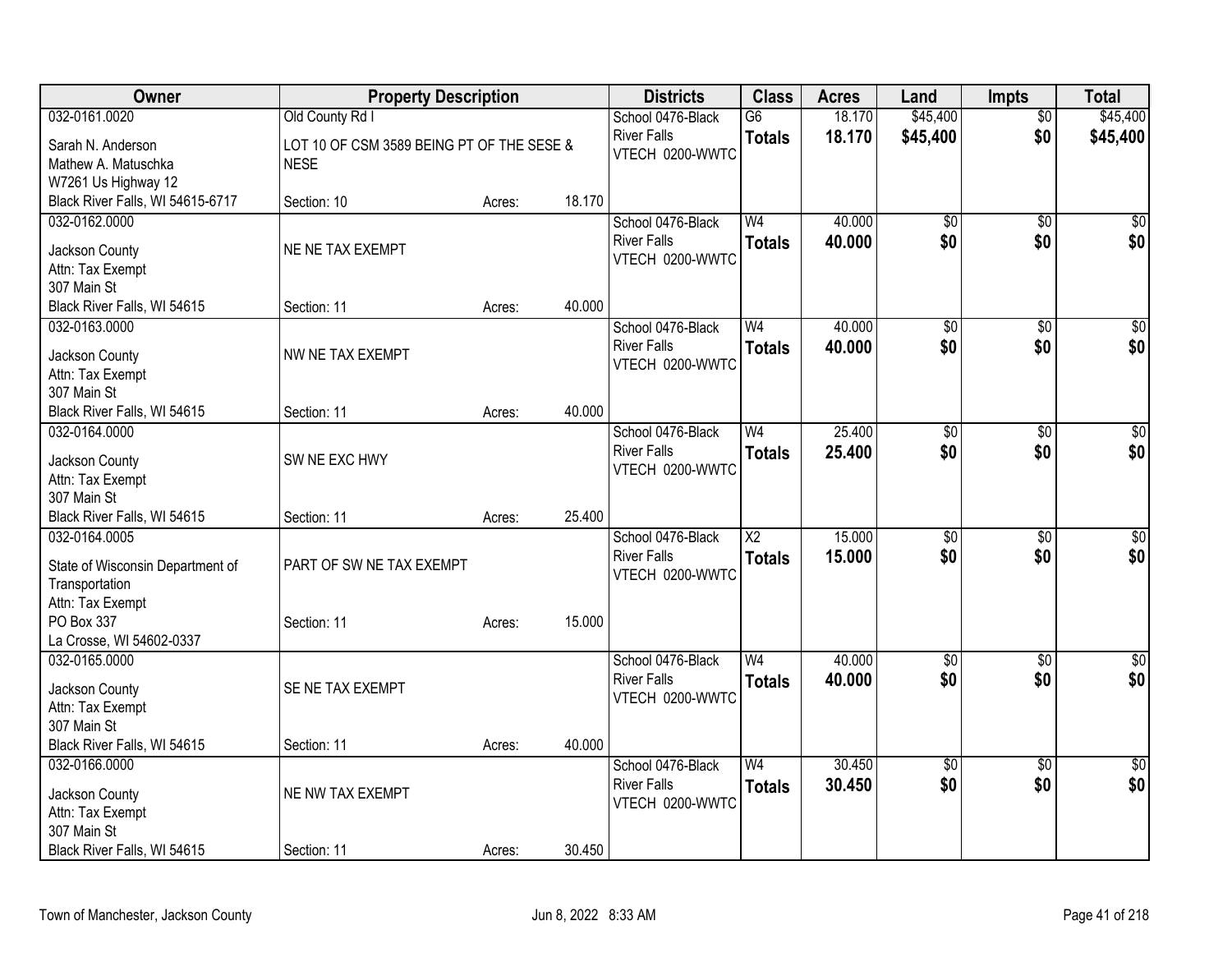| Owner | Property Description | | | Districts | Class | Acres | Land | Impts | Total |
|---|---|---|---|---|---|---|---|---|---|
| 032-0161.0020<br>Sarah N. Anderson<br>Mathew A. Matuschka<br>W7261 Us Highway 12<br>Black River Falls, WI 54615-6717 | Old County Rd I<br>LOT 10 OF CSM 3589 BEING PT OF THE SESE & NESE<br>Section: 10 | Acres: | 18.170 | School 0476-Black River Falls<br>VTECH 0200-WWTC | G6<br>**Totals** | 18.170<br>**18.170** | $45,400<br>**$45,400** | $0<br>**$0** | $45,400<br>**$45,400** |
| 032-0162.0000<br>Jackson County<br>Attn: Tax Exempt<br>307 Main St<br>Black River Falls, WI 54615 | NE NE TAX EXEMPT<br>Section: 11 | Acres: | 40.000 | School 0476-Black River Falls<br>VTECH 0200-WWTC | W4<br>**Totals** | 40.000<br>**40.000** | $0<br>**$0** | $0<br>**$0** | $0<br>**$0** |
| 032-0163.0000<br>Jackson County<br>Attn: Tax Exempt<br>307 Main St<br>Black River Falls, WI 54615 | NW NE TAX EXEMPT<br>Section: 11 | Acres: | 40.000 | School 0476-Black River Falls<br>VTECH 0200-WWTC | W4<br>**Totals** | 40.000<br>**40.000** | $0<br>**$0** | $0<br>**$0** | $0<br>**$0** |
| 032-0164.0000<br>Jackson County<br>Attn: Tax Exempt<br>307 Main St<br>Black River Falls, WI 54615 | SW NE EXC HWY<br>Section: 11 | Acres: | 25.400 | School 0476-Black River Falls<br>VTECH 0200-WWTC | W4<br>**Totals** | 25.400<br>**25.400** | $0<br>**$0** | $0<br>**$0** | $0<br>**$0** |
| 032-0164.0005<br>State of Wisconsin Department of Transportation<br>Attn: Tax Exempt<br>PO Box 337<br>La Crosse, WI 54602-0337 | PART OF SW NE TAX EXEMPT<br>Section: 11 | Acres: | 15.000 | School 0476-Black River Falls<br>VTECH 0200-WWTC | X2<br>**Totals** | 15.000<br>**15.000** | $0<br>**$0** | $0<br>**$0** | $0<br>**$0** |
| 032-0165.0000<br>Jackson County<br>Attn: Tax Exempt<br>307 Main St<br>Black River Falls, WI 54615 | SE NE TAX EXEMPT<br>Section: 11 | Acres: | 40.000 | School 0476-Black River Falls<br>VTECH 0200-WWTC | W4<br>**Totals** | 40.000<br>**40.000** | $0<br>**$0** | $0<br>**$0** | $0<br>**$0** |
| 032-0166.0000<br>Jackson County<br>Attn: Tax Exempt<br>307 Main St<br>Black River Falls, WI 54615 | NE NW TAX EXEMPT<br>Section: 11 | Acres: | 30.450 | School 0476-Black River Falls<br>VTECH 0200-WWTC | W4<br>**Totals** | 30.450<br>**30.450** | $0<br>**$0** | $0<br>**$0** | $0<br>**$0** |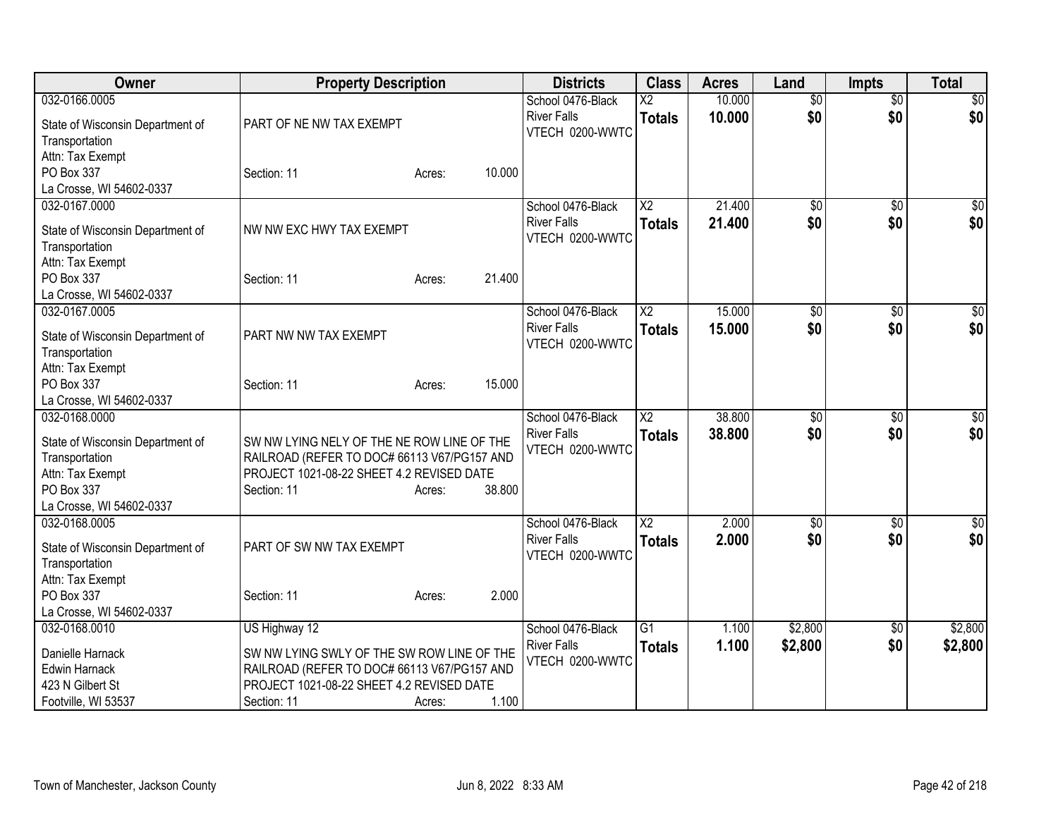| Owner | Property Description | Districts | Class | Acres | Land | Impts | Total |
|---|---|---|---|---|---|---|---|
| 032-0166.0005<br>State of Wisconsin Department of Transportation<br>Attn: Tax Exempt<br>PO Box 337<br>La Crosse, WI 54602-0337 | PART OF NE NW TAX EXEMPT<br>Section: 11 Acres: 10.000 | School 0476-Black River Falls<br>VTECH 0200-WWTC | X2<br>**Totals** | 10.000<br>**10.000** | $0<br>**$0** | $0<br>**$0** | $0<br>**$0** |
| 032-0167.0000<br>State of Wisconsin Department of Transportation<br>Attn: Tax Exempt<br>PO Box 337<br>La Crosse, WI 54602-0337 | NW NW EXC HWY TAX EXEMPT<br>Section: 11 Acres: 21.400 | School 0476-Black River Falls<br>VTECH 0200-WWTC | X2<br>**Totals** | 21.400<br>**21.400** | $0<br>**$0** | $0<br>**$0** | $0<br>**$0** |
| 032-0167.0005<br>State of Wisconsin Department of Transportation<br>Attn: Tax Exempt<br>PO Box 337<br>La Crosse, WI 54602-0337 | PART NW NW TAX EXEMPT<br>Section: 11 Acres: 15.000 | School 0476-Black River Falls<br>VTECH 0200-WWTC | X2<br>**Totals** | 15.000<br>**15.000** | $0<br>**$0** | $0<br>**$0** | $0<br>**$0** |
| 032-0168.0000<br>State of Wisconsin Department of Transportation<br>Attn: Tax Exempt<br>PO Box 337<br>La Crosse, WI 54602-0337 | SW NW LYING NELY OF THE NE ROW LINE OF THE RAILROAD (REFER TO DOC# 66113 V67/PG157 AND PROJECT 1021-08-22 SHEET 4.2 REVISED DATE<br>Section: 11 Acres: 38.800 | School 0476-Black River Falls<br>VTECH 0200-WWTC | X2<br>**Totals** | 38.800<br>**38.800** | $0<br>**$0** | $0<br>**$0** | $0<br>**$0** |
| 032-0168.0005<br>State of Wisconsin Department of Transportation<br>Attn: Tax Exempt<br>PO Box 337<br>La Crosse, WI 54602-0337 | PART OF SW NW TAX EXEMPT<br>Section: 11 Acres: 2.000 | School 0476-Black River Falls<br>VTECH 0200-WWTC | X2<br>**Totals** | 2.000<br>**2.000** | $0<br>**$0** | $0<br>**$0** | $0<br>**$0** |
| 032-0168.0010<br>Danielle Harnack<br>Edwin Harnack<br>423 N Gilbert St<br>Footville, WI 53537 | US Highway 12<br>SW NW LYING SWLY OF THE SW ROW LINE OF THE RAILROAD (REFER TO DOC# 66113 V67/PG157 AND PROJECT 1021-08-22 SHEET 4.2 REVISED DATE<br>Section: 11 Acres: 1.100 | School 0476-Black River Falls<br>VTECH 0200-WWTC | G1<br>**Totals** | 1.100<br>**1.100** | $2,800<br>**$2,800** | $0<br>**$0** | $2,800<br>**$2,800** |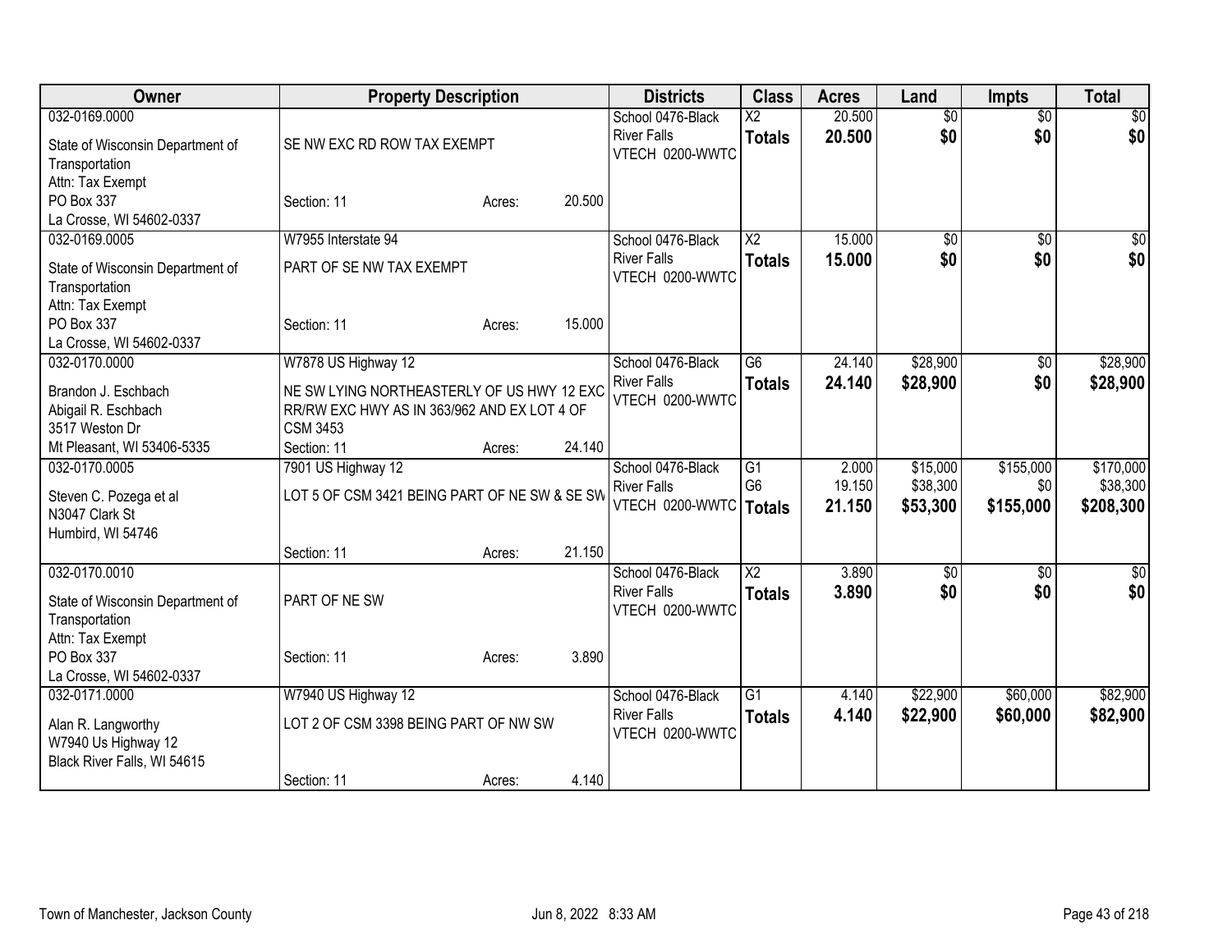| Owner | Property Description | | | Districts | Class | Acres | Land | Impts | Total |
|---|---|---|---|---|---|---|---|---|---|
| 032-0169.0000<br>State of Wisconsin Department of Transportation<br>Attn: Tax Exempt<br>PO Box 337<br>La Crosse, WI 54602-0337 | SE NW EXC RD ROW TAX EXEMPT<br>Section: 11 | Acres: | 20.500 | School 0476-Black River Falls<br>VTECH 0200-WWTC | X2<br>**Totals** | 20.500<br>**20.500** | $0<br>**$0** | $0<br>**$0** | $0<br>**$0** |
| 032-0169.0005<br>State of Wisconsin Department of Transportation<br>Attn: Tax Exempt<br>PO Box 337<br>La Crosse, WI 54602-0337 | W7955 Interstate 94<br>PART OF SE NW TAX EXEMPT<br>Section: 11 | Acres: | 15.000 | School 0476-Black River Falls<br>VTECH 0200-WWTC | X2<br>**Totals** | 15.000<br>**15.000** | $0<br>**$0** | $0<br>**$0** | $0<br>**$0** |
| 032-0170.0000<br>Brandon J. Eschbach<br>Abigail R. Eschbach<br>3517 Weston Dr<br>Mt Pleasant, WI 53406-5335 | W7878 US Highway 12<br>NE SW LYING NORTHEASTERLY OF US HWY 12 EXC RR/RW EXC HWY AS IN 363/962 AND EX LOT 4 OF CSM 3453<br>Section: 11 | Acres: | 24.140 | School 0476-Black River Falls<br>VTECH 0200-WWTC | G6<br>**Totals** | 24.140<br>**24.140** | $28,900<br>**$28,900** | $0<br>**$0** | $28,900<br>**$28,900** |
| 032-0170.0005<br>Steven C. Pozega et al<br>N3047 Clark St<br>Humbird, WI 54746 | 7901 US Highway 12<br>LOT 5 OF CSM 3421 BEING PART OF NE SW & SE SW<br>Section: 11 | Acres: | 21.150 | School 0476-Black River Falls<br>VTECH 0200-WWTC | G1<br>G6<br>**Totals** | 2.000<br>19.150<br>**21.150** | $15,000<br>$38,300<br>**$53,300** | $155,000<br>$0<br>**$155,000** | $170,000<br>$38,300<br>**$208,300** |
| 032-0170.0010<br>State of Wisconsin Department of Transportation<br>Attn: Tax Exempt<br>PO Box 337<br>La Crosse, WI 54602-0337 | PART OF NE SW<br>Section: 11 | Acres: | 3.890 | School 0476-Black River Falls<br>VTECH 0200-WWTC | X2<br>**Totals** | 3.890<br>**3.890** | $0<br>**$0** | $0<br>**$0** | $0<br>**$0** |
| 032-0171.0000<br>Alan R. Langworthy<br>W7940 Us Highway 12<br>Black River Falls, WI 54615 | W7940 US Highway 12<br>LOT 2 OF CSM 3398 BEING PART OF NW SW<br>Section: 11 | Acres: | 4.140 | School 0476-Black River Falls<br>VTECH 0200-WWTC | G1<br>**Totals** | 4.140<br>**4.140** | $22,900<br>**$22,900** | $60,000<br>**$60,000** | $82,900<br>**$82,900** |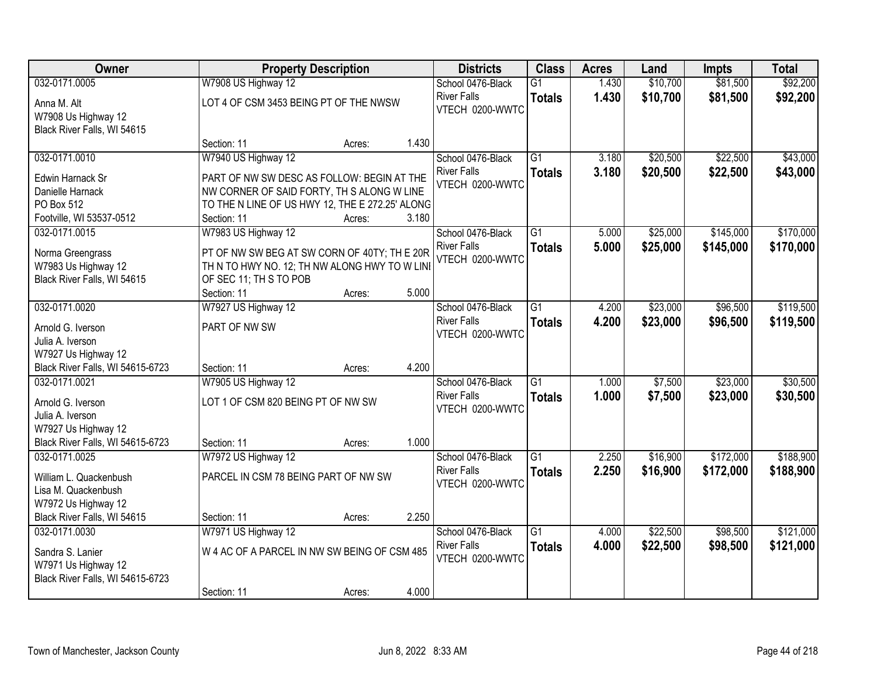| Owner | Property Description | Districts | Class | Acres | Land | Impts | Total |
|---|---|---|---|---|---|---|---|
| 032-0171.0005<br>Anna M. Alt<br>W7908 Us Highway 12<br>Black River Falls, WI 54615 | W7908 US Highway 12<br>LOT 4 OF CSM 3453 BEING PT OF THE NWSW<br>Section: 11 Acres: 1.430 | School 0476-Black River Falls<br>VTECH 0200-WWTC | G1<br>**Totals** | 1.430<br>**1.430** | $10,700<br>**$10,700** | $81,500<br>**$81,500** | $92,200<br>**$92,200** |
| 032-0171.0010<br>Edwin Harnack Sr<br>Danielle Harnack<br>PO Box 512<br>Footville, WI 53537-0512 | W7940 US Highway 12<br>PART OF NW SW DESC AS FOLLOW: BEGIN AT THE NW CORNER OF SAID FORTY, TH S ALONG W LINE TO THE N LINE OF US HWY 12, THE E 272.25' ALONG<br>Section: 11 Acres: 3.180 | School 0476-Black River Falls<br>VTECH 0200-WWTC | G1<br>**Totals** | 3.180<br>**3.180** | $20,500<br>**$20,500** | $22,500<br>**$22,500** | $43,000<br>**$43,000** |
| 032-0171.0015<br>Norma Greengrass<br>W7983 Us Highway 12<br>Black River Falls, WI 54615 | W7983 US Highway 12<br>PT OF NW SW BEG AT SW CORN OF 40TY; TH E 20R TH N TO HWY NO. 12; TH NW ALONG HWY TO W LINE OF SEC 11; TH S TO POB<br>Section: 11 Acres: 5.000 | School 0476-Black River Falls<br>VTECH 0200-WWTC | G1<br>**Totals** | 5.000<br>**5.000** | $25,000<br>**$25,000** | $145,000<br>**$145,000** | $170,000<br>**$170,000** |
| 032-0171.0020<br>Arnold G. Iverson<br>Julia A. Iverson<br>W7927 Us Highway 12<br>Black River Falls, WI 54615-6723 | W7927 US Highway 12<br>PART OF NW SW<br>Section: 11 Acres: 4.200 | School 0476-Black River Falls<br>VTECH 0200-WWTC | G1<br>**Totals** | 4.200<br>**4.200** | $23,000<br>**$23,000** | $96,500<br>**$96,500** | $119,500<br>**$119,500** |
| 032-0171.0021<br>Arnold G. Iverson<br>Julia A. Iverson<br>W7927 Us Highway 12<br>Black River Falls, WI 54615-6723 | W7905 US Highway 12<br>LOT 1 OF CSM 820 BEING PT OF NW SW<br>Section: 11 Acres: 1.000 | School 0476-Black River Falls<br>VTECH 0200-WWTC | G1<br>**Totals** | 1.000<br>**1.000** | $7,500<br>**$7,500** | $23,000<br>**$23,000** | $30,500<br>**$30,500** |
| 032-0171.0025<br>William L. Quackenbush<br>Lisa M. Quackenbush<br>W7972 Us Highway 12<br>Black River Falls, WI 54615 | W7972 US Highway 12<br>PARCEL IN CSM 78 BEING PART OF NW SW<br>Section: 11 Acres: 2.250 | School 0476-Black River Falls<br>VTECH 0200-WWTC | G1<br>**Totals** | 2.250<br>**2.250** | $16,900<br>**$16,900** | $172,000<br>**$172,000** | $188,900<br>**$188,900** |
| 032-0171.0030<br>Sandra S. Lanier<br>W7971 Us Highway 12<br>Black River Falls, WI 54615-6723 | W7971 US Highway 12<br>W 4 AC OF A PARCEL IN NW SW BEING OF CSM 485<br>Section: 11 Acres: 4.000 | School 0476-Black River Falls<br>VTECH 0200-WWTC | G1<br>**Totals** | 4.000<br>**4.000** | $22,500<br>**$22,500** | $98,500<br>**$98,500** | $121,000<br>**$121,000** |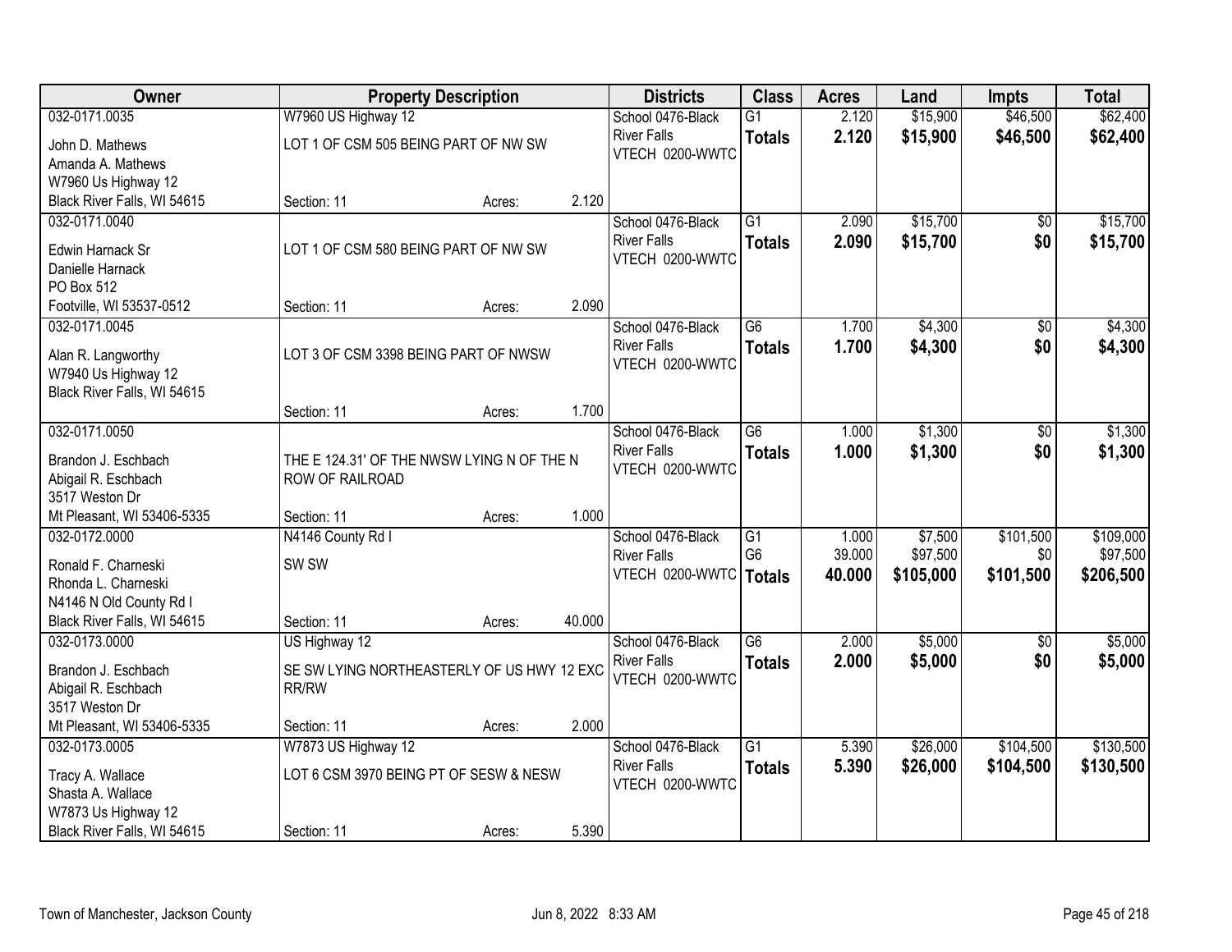| Owner | Property Description | | | Districts | Class | Acres | Land | Impts | Total |
|---|---|---|---|---|---|---|---|---|---|
| 032-0171.0035 | W7960 US Highway 12 | | | School 0476-Black River Falls | G1 | 2.120 | $15,900 | $46,500 | $62,400 |
| John D. Mathews<br>Amanda A. Mathews<br>W7960 Us Highway 12<br>Black River Falls, WI 54615 | LOT 1 OF CSM 505 BEING PART OF NW SW | | | VTECH 0200-WWTC | **Totals** | **2.120** | **$15,900** | **$46,500** | **$62,400** |
| | Section: 11 | Acres: | 2.120 | | | | | | |
| 032-0171.0040 | | | | School 0476-Black River Falls | G1 | 2.090 | $15,700 | $0 | $15,700 |
| Edwin Harnack Sr<br>Danielle Harnack<br>PO Box 512<br>Footville, WI 53537-0512 | LOT 1 OF CSM 580 BEING PART OF NW SW | | | VTECH 0200-WWTC | **Totals** | **2.090** | **$15,700** | **$0** | **$15,700** |
| | Section: 11 | Acres: | 2.090 | | | | | | |
| 032-0171.0045 | | | | School 0476-Black River Falls | G6 | 1.700 | $4,300 | $0 | $4,300 |
| Alan R. Langworthy<br>W7940 Us Highway 12<br>Black River Falls, WI 54615 | LOT 3 OF CSM 3398 BEING PART OF NWSW | | | VTECH 0200-WWTC | **Totals** | **1.700** | **$4,300** | **$0** | **$4,300** |
| | Section: 11 | Acres: | 1.700 | | | | | | |
| 032-0171.0050 | | | | School 0476-Black River Falls | G6 | 1.000 | $1,300 | $0 | $1,300 |
| Brandon J. Eschbach<br>Abigail R. Eschbach<br>3517 Weston Dr<br>Mt Pleasant, WI 53406-5335 | THE E 124.31' OF THE NWSW LYING N OF THE N ROW OF RAILROAD | | | VTECH 0200-WWTC | **Totals** | **1.000** | **$1,300** | **$0** | **$1,300** |
| | Section: 11 | Acres: | 1.000 | | | | | | |
| 032-0172.0000 | N4146 County Rd I | | | School 0476-Black River Falls | G1 | 1.000 | $7,500 | $101,500 | $109,000 |
| Ronald F. Charneski<br>Rhonda L. Charneski<br>N4146 N Old County Rd I<br>Black River Falls, WI 54615 | SW SW | | | VTECH 0200-WWTC | G6 | 39.000 | $97,500 | $0 | $97,500 |
| | | | | | **Totals** | **40.000** | **$105,000** | **$101,500** | **$206,500** |
| | Section: 11 | Acres: | 40.000 | | | | | | |
| 032-0173.0000 | US Highway 12 | | | School 0476-Black River Falls | G6 | 2.000 | $5,000 | $0 | $5,000 |
| Brandon J. Eschbach<br>Abigail R. Eschbach<br>3517 Weston Dr<br>Mt Pleasant, WI 53406-5335 | SE SW LYING NORTHEASTERLY OF US HWY 12 EXC RR/RW | | | VTECH 0200-WWTC | **Totals** | **2.000** | **$5,000** | **$0** | **$5,000** |
| | Section: 11 | Acres: | 2.000 | | | | | | |
| 032-0173.0005 | W7873 US Highway 12 | | | School 0476-Black River Falls | G1 | 5.390 | $26,000 | $104,500 | $130,500 |
| Tracy A. Wallace<br>Shasta A. Wallace<br>W7873 Us Highway 12<br>Black River Falls, WI 54615 | LOT 6 CSM 3970 BEING PT OF SESW & NESW | | | VTECH 0200-WWTC | **Totals** | **5.390** | **$26,000** | **$104,500** | **$130,500** |
| | Section: 11 | Acres: | 5.390 | | | | | | |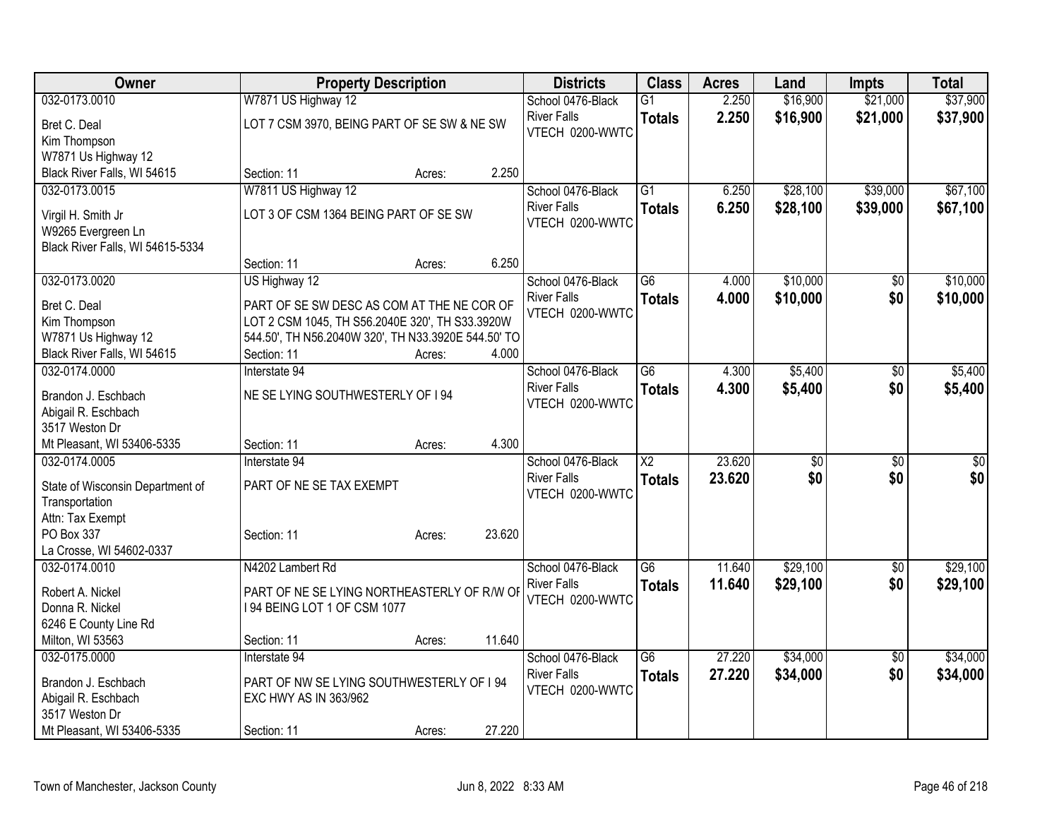| Owner | Property Description | Districts | Class | Acres | Land | Impts | Total |
|---|---|---|---|---|---|---|---|
| 032-0173.0010<br>Bret C. Deal<br>Kim Thompson<br>W7871 Us Highway 12<br>Black River Falls, WI 54615 | W7871 US Highway 12<br>LOT 7 CSM 3970, BEING PART OF SE SW & NE SW<br>Section: 11 Acres: 2.250 | School 0476-Black River Falls<br>VTECH 0200-WWTC | G1<br>**Totals** | 2.250<br>**2.250** | $16,900<br>**$16,900** | $21,000<br>**$21,000** | $37,900<br>**$37,900** |
| 032-0173.0015<br>Virgil H. Smith Jr<br>W9265 Evergreen Ln<br>Black River Falls, WI 54615-5334 | W7811 US Highway 12<br>LOT 3 OF CSM 1364 BEING PART OF SE SW<br>Section: 11 Acres: 6.250 | School 0476-Black River Falls<br>VTECH 0200-WWTC | G1<br>**Totals** | 6.250<br>**6.250** | $28,100<br>**$28,100** | $39,000<br>**$39,000** | $67,100<br>**$67,100** |
| 032-0173.0020<br>Bret C. Deal<br>Kim Thompson<br>W7871 Us Highway 12<br>Black River Falls, WI 54615 | US Highway 12<br>PART OF SE SW DESC AS COM AT THE NE COR OF LOT 2 CSM 1045, TH S56.2040E 320', TH S33.3920W 544.50', TH N56.2040W 320', TH N33.3920E 544.50' TO<br>Section: 11 Acres: 4.000 | School 0476-Black River Falls<br>VTECH 0200-WWTC | G6<br>**Totals** | 4.000<br>**4.000** | $10,000<br>**$10,000** | $0<br>**$0** | $10,000<br>**$10,000** |
| 032-0174.0000<br>Brandon J. Eschbach<br>Abigail R. Eschbach<br>3517 Weston Dr<br>Mt Pleasant, WI 53406-5335 | Interstate 94<br>NE SE LYING SOUTHWESTERLY OF I 94<br>Section: 11 Acres: 4.300 | School 0476-Black River Falls<br>VTECH 0200-WWTC | G6<br>**Totals** | 4.300<br>**4.300** | $5,400<br>**$5,400** | $0<br>**$0** | $5,400<br>**$5,400** |
| 032-0174.0005<br>State of Wisconsin Department of Transportation<br>Attn: Tax Exempt<br>PO Box 337<br>La Crosse, WI 54602-0337 | Interstate 94<br>PART OF NE SE TAX EXEMPT<br>Section: 11 Acres: 23.620 | School 0476-Black River Falls<br>VTECH 0200-WWTC | X2<br>**Totals** | 23.620<br>**23.620** | $0<br>**$0** | $0<br>**$0** | $0<br>**$0** |
| 032-0174.0010<br>Robert A. Nickel<br>Donna R. Nickel<br>6246 E County Line Rd<br>Milton, WI 53563 | N4202 Lambert Rd<br>PART OF NE SE LYING NORTHEASTERLY OF R/W OF I 94 BEING LOT 1 OF CSM 1077<br>Section: 11 Acres: 11.640 | School 0476-Black River Falls<br>VTECH 0200-WWTC | G6<br>**Totals** | 11.640<br>**11.640** | $29,100<br>**$29,100** | $0<br>**$0** | $29,100<br>**$29,100** |
| 032-0175.0000<br>Brandon J. Eschbach<br>Abigail R. Eschbach<br>3517 Weston Dr<br>Mt Pleasant, WI 53406-5335 | Interstate 94<br>PART OF NW SE LYING SOUTHWESTERLY OF I 94 EXC HWY AS IN 363/962<br>Section: 11 Acres: 27.220 | School 0476-Black River Falls<br>VTECH 0200-WWTC | G6<br>**Totals** | 27.220<br>**27.220** | $34,000<br>**$34,000** | $0<br>**$0** | $34,000<br>**$34,000** |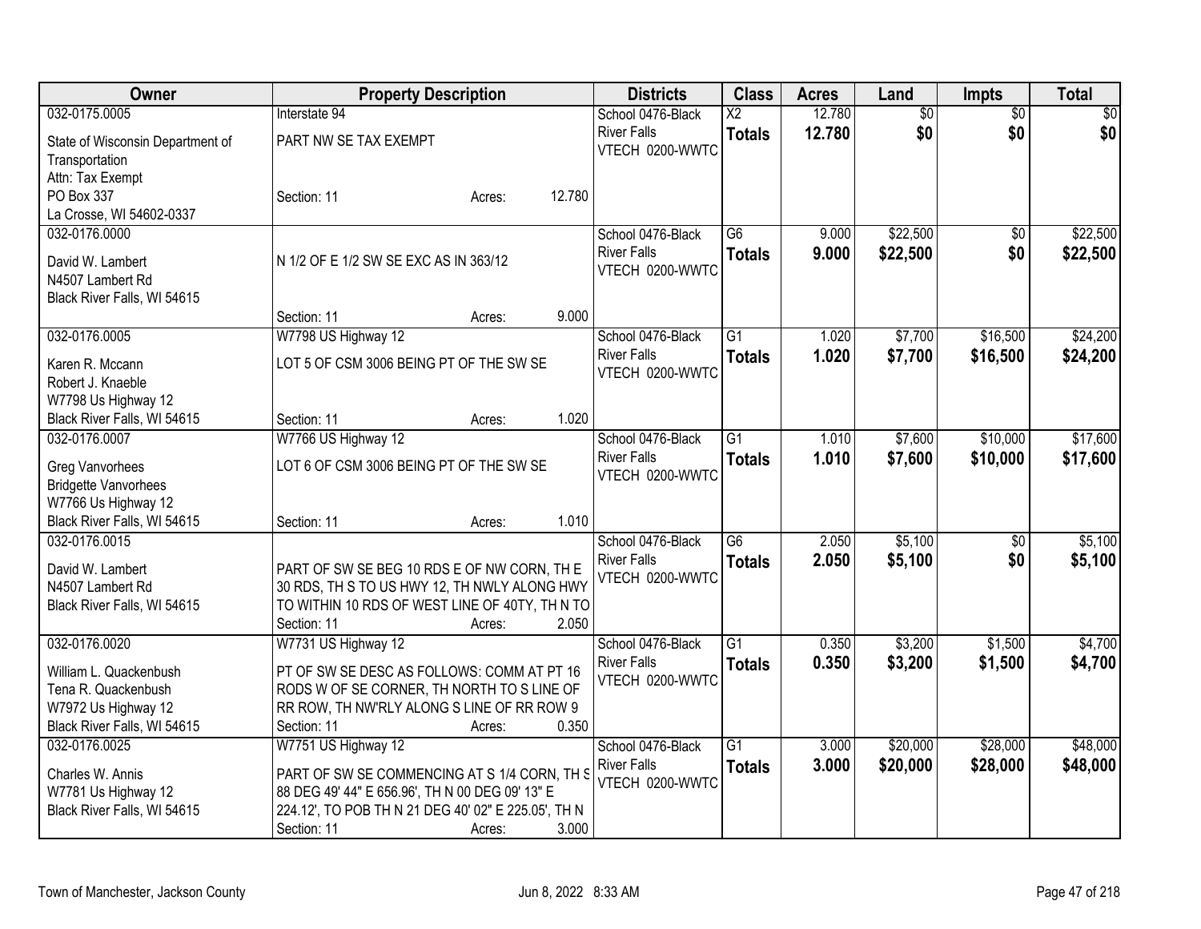| Owner | Property Description | Districts | Class | Acres | Land | Impts | Total |
|---|---|---|---|---|---|---|---|
| 032-0175.0005<br>State of Wisconsin Department of Transportation<br>Attn: Tax Exempt<br>PO Box 337<br>La Crosse, WI 54602-0337 | Interstate 94<br>PART NW SE TAX EXEMPT<br>Section: 11 Acres: 12.780 | School 0476-Black River Falls<br>VTECH 0200-WWTC | X2<br>**Totals** | 12.780<br>**12.780** | $0<br>**$0** | $0<br>**$0** | $0<br>**$0** |
| 032-0176.0000<br>David W. Lambert<br>N4507 Lambert Rd<br>Black River Falls, WI 54615 | N 1/2 OF E 1/2 SW SE EXC AS IN 363/12<br>Section: 11 Acres: 9.000 | School 0476-Black River Falls<br>VTECH 0200-WWTC | G6<br>**Totals** | 9.000<br>**9.000** | $22,500<br>**$22,500** | $0<br>**$0** | $22,500<br>**$22,500** |
| 032-0176.0005<br>Karen R. Mccann<br>Robert J. Knaeble<br>W7798 Us Highway 12<br>Black River Falls, WI 54615 | W7798 US Highway 12<br>LOT 5 OF CSM 3006 BEING PT OF THE SW SE<br>Section: 11 Acres: 1.020 | School 0476-Black River Falls<br>VTECH 0200-WWTC | G1<br>**Totals** | 1.020<br>**1.020** | $7,700<br>**$7,700** | $16,500<br>**$16,500** | $24,200<br>**$24,200** |
| 032-0176.0007<br>Greg Vanvorhees<br>Bridgette Vanvorhees<br>W7766 Us Highway 12<br>Black River Falls, WI 54615 | W7766 US Highway 12<br>LOT 6 OF CSM 3006 BEING PT OF THE SW SE<br>Section: 11 Acres: 1.010 | School 0476-Black River Falls<br>VTECH 0200-WWTC | G1<br>**Totals** | 1.010<br>**1.010** | $7,600<br>**$7,600** | $10,000<br>**$10,000** | $17,600<br>**$17,600** |
| 032-0176.0015<br>David W. Lambert<br>N4507 Lambert Rd<br>Black River Falls, WI 54615 | PART OF SW SE BEG 10 RDS E OF NW CORN, TH E 30 RDS, TH S TO US HWY 12, TH NWLY ALONG HWY TO WITHIN 10 RDS OF WEST LINE OF 40TY, TH N TO<br>Section: 11 Acres: 2.050 | School 0476-Black River Falls<br>VTECH 0200-WWTC | G6<br>**Totals** | 2.050<br>**2.050** | $5,100<br>**$5,100** | $0<br>**$0** | $5,100<br>**$5,100** |
| 032-0176.0020<br>William L. Quackenbush<br>Tena R. Quackenbush<br>W7972 Us Highway 12<br>Black River Falls, WI 54615 | W7731 US Highway 12<br>PT OF SW SE DESC AS FOLLOWS: COMM AT PT 16 RODS W OF SE CORNER, TH NORTH TO S LINE OF RR ROW, TH NW'RLY ALONG S LINE OF RR ROW 9<br>Section: 11 Acres: 0.350 | School 0476-Black River Falls<br>VTECH 0200-WWTC | G1<br>**Totals** | 0.350<br>**0.350** | $3,200<br>**$3,200** | $1,500<br>**$1,500** | $4,700<br>**$4,700** |
| 032-0176.0025<br>Charles W. Annis<br>W7781 Us Highway 12<br>Black River Falls, WI 54615 | W7751 US Highway 12<br>PART OF SW SE COMMENCING AT S 1/4 CORN, TH S 88 DEG 49' 44" E 656.96', TH N 00 DEG 09' 13" E 224.12', TO POB TH N 21 DEG 40' 02" E 225.05', TH N<br>Section: 11 Acres: 3.000 | School 0476-Black River Falls<br>VTECH 0200-WWTC | G1<br>**Totals** | 3.000<br>**3.000** | $20,000<br>**$20,000** | $28,000<br>**$28,000** | $48,000<br>**$48,000** |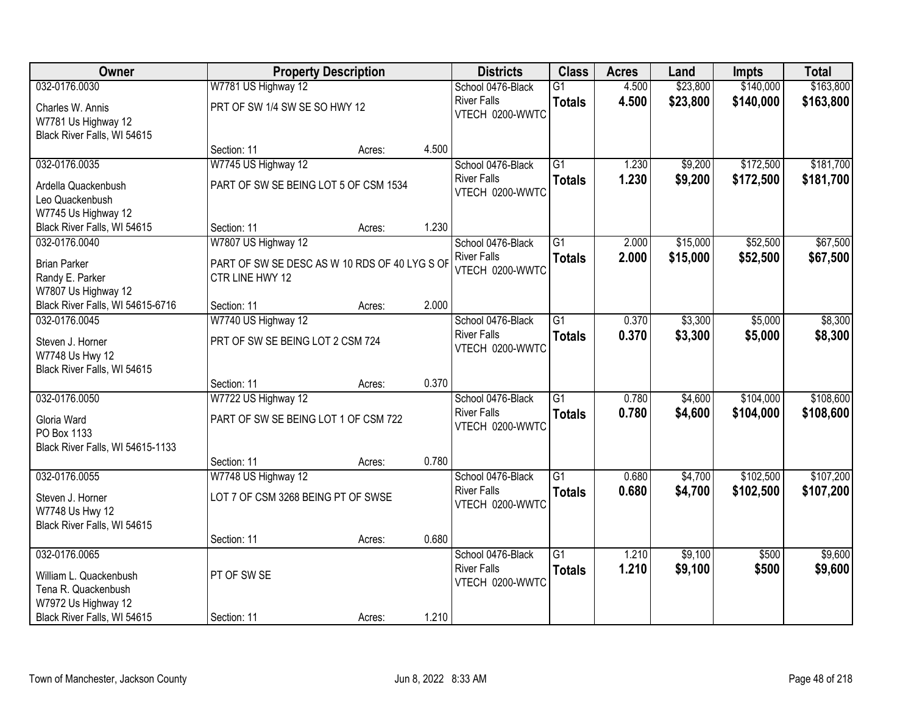| Owner | Property Description | | | Districts | Class | Acres | Land | Impts | Total |
|---|---|---|---|---|---|---|---|---|---|
| 032-0176.0030 | W7781 US Highway 12 | | | School 0476-Black River Falls | G1 | 4.500 | $23,800 | $140,000 | $163,800 |
| Charles W. Annis<br>W7781 Us Highway 12<br>Black River Falls, WI 54615 | PRT OF SW 1/4 SW SE SO HWY 12 | | | VTECH 0200-WWTC | **Totals** | **4.500** | **$23,800** | **$140,000** | **$163,800** |
| | Section: 11 | Acres: | 4.500 | | | | | | |
| 032-0176.0035 | W7745 US Highway 12 | | | School 0476-Black River Falls | G1 | 1.230 | $9,200 | $172,500 | $181,700 |
| Ardella Quackenbush<br>Leo Quackenbush<br>W7745 Us Highway 12<br>Black River Falls, WI 54615 | PART OF SW SE BEING LOT 5 OF CSM 1534 | | | VTECH 0200-WWTC | **Totals** | **1.230** | **$9,200** | **$172,500** | **$181,700** |
| | Section: 11 | Acres: | 1.230 | | | | | | |
| 032-0176.0040 | W7807 US Highway 12 | | | School 0476-Black River Falls | G1 | 2.000 | $15,000 | $52,500 | $67,500 |
| Brian Parker<br>Randy E. Parker<br>W7807 Us Highway 12<br>Black River Falls, WI 54615-6716 | PART OF SW SE DESC AS W 10 RDS OF 40 LYG S OF CTR LINE HWY 12 | | | VTECH 0200-WWTC | **Totals** | **2.000** | **$15,000** | **$52,500** | **$67,500** |
| | Section: 11 | Acres: | 2.000 | | | | | | |
| 032-0176.0045 | W7740 US Highway 12 | | | School 0476-Black River Falls | G1 | 0.370 | $3,300 | $5,000 | $8,300 |
| Steven J. Horner<br>W7748 Us Hwy 12<br>Black River Falls, WI 54615 | PRT OF SW SE BEING LOT 2 CSM 724 | | | VTECH 0200-WWTC | **Totals** | **0.370** | **$3,300** | **$5,000** | **$8,300** |
| | Section: 11 | Acres: | 0.370 | | | | | | |
| 032-0176.0050 | W7722 US Highway 12 | | | School 0476-Black River Falls | G1 | 0.780 | $4,600 | $104,000 | $108,600 |
| Gloria Ward<br>PO Box 1133<br>Black River Falls, WI 54615-1133 | PART OF SW SE BEING LOT 1 OF CSM 722 | | | VTECH 0200-WWTC | **Totals** | **0.780** | **$4,600** | **$104,000** | **$108,600** |
| | Section: 11 | Acres: | 0.780 | | | | | | |
| 032-0176.0055 | W7748 US Highway 12 | | | School 0476-Black River Falls | G1 | 0.680 | $4,700 | $102,500 | $107,200 |
| Steven J. Horner<br>W7748 Us Hwy 12<br>Black River Falls, WI 54615 | LOT 7 OF CSM 3268 BEING PT OF SWSE | | | VTECH 0200-WWTC | **Totals** | **0.680** | **$4,700** | **$102,500** | **$107,200** |
| | Section: 11 | Acres: | 0.680 | | | | | | |
| 032-0176.0065 | | | | School 0476-Black River Falls | G1 | 1.210 | $9,100 | $500 | $9,600 |
| William L. Quackenbush<br>Tena R. Quackenbush<br>W7972 Us Highway 12<br>Black River Falls, WI 54615 | PT OF SW SE | | | VTECH 0200-WWTC | **Totals** | **1.210** | **$9,100** | **$500** | **$9,600** |
| | Section: 11 | Acres: | 1.210 | | | | | | |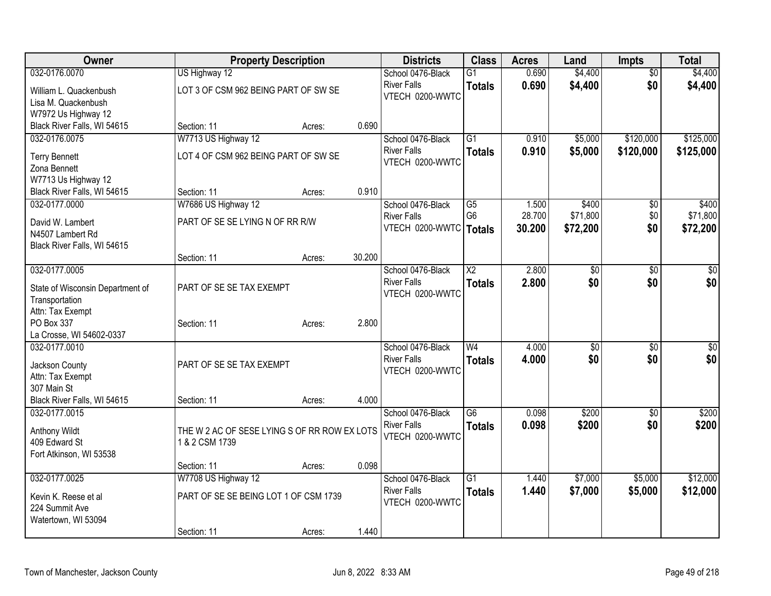| Owner | Property Description | | | Districts | Class | Acres | Land | Impts | Total |
|---|---|---|---|---|---|---|---|---|---|
| 032-0176.0070 | US Highway 12 | | | School 0476-Black River Falls | G1 | 0.690 | $4,400 | $0 | $4,400 |
| William L. Quackenbush<br>Lisa M. Quackenbush<br>W7972 Us Highway 12<br>Black River Falls, WI 54615 | LOT 3 OF CSM 962 BEING PART OF SW SE | | | VTECH 0200-WWTC | **Totals** | **0.690** | **$4,400** | **$0** | **$4,400** |
| | Section: 11 | Acres: | 0.690 | | | | | | |
| 032-0176.0075 | W7713 US Highway 12 | | | School 0476-Black River Falls | G1 | 0.910 | $5,000 | $120,000 | $125,000 |
| Terry Bennett<br>Zona Bennett<br>W7713 Us Highway 12<br>Black River Falls, WI 54615 | LOT 4 OF CSM 962 BEING PART OF SW SE | | | VTECH 0200-WWTC | **Totals** | **0.910** | **$5,000** | **$120,000** | **$125,000** |
| | Section: 11 | Acres: | 0.910 | | | | | | |
| 032-0177.0000 | W7686 US Highway 12 | | | School 0476-Black River Falls | G5 | 1.500 | $400 | $0 | $400 |
| David W. Lambert<br>N4507 Lambert Rd<br>Black River Falls, WI 54615 | PART OF SE SE LYING N OF RR R/W | | | VTECH 0200-WWTC | G6 | 28.700 | $71,800 | $0 | $71,800 |
| | | | | | **Totals** | **30.200** | **$72,200** | **$0** | **$72,200** |
| | Section: 11 | Acres: | 30.200 | | | | | | |
| 032-0177.0005 | | | | School 0476-Black River Falls | X2 | 2.800 | $0 | $0 | $0 |
| State of Wisconsin Department of Transportation<br>Attn: Tax Exempt<br>PO Box 337<br>La Crosse, WI 54602-0337 | PART OF SE SE TAX EXEMPT | | | VTECH 0200-WWTC | **Totals** | **2.800** | **$0** | **$0** | **$0** |
| | Section: 11 | Acres: | 2.800 | | | | | | |
| 032-0177.0010 | | | | School 0476-Black River Falls | W4 | 4.000 | $0 | $0 | $0 |
| Jackson County<br>Attn: Tax Exempt<br>307 Main St<br>Black River Falls, WI 54615 | PART OF SE SE TAX EXEMPT | | | VTECH 0200-WWTC | **Totals** | **4.000** | **$0** | **$0** | **$0** |
| | Section: 11 | Acres: | 4.000 | | | | | | |
| 032-0177.0015 | | | | School 0476-Black River Falls | G6 | 0.098 | $200 | $0 | $200 |
| Anthony Wildt<br>409 Edward St<br>Fort Atkinson, WI 53538 | THE W 2 AC OF SESE LYING S OF RR ROW EX LOTS 1 & 2 CSM 1739 | | | VTECH 0200-WWTC | **Totals** | **0.098** | **$200** | **$0** | **$200** |
| | Section: 11 | Acres: | 0.098 | | | | | | |
| 032-0177.0025 | W7708 US Highway 12 | | | School 0476-Black River Falls | G1 | 1.440 | $7,000 | $5,000 | $12,000 |
| Kevin K. Reese et al<br>224 Summit Ave<br>Watertown, WI 53094 | PART OF SE SE BEING LOT 1 OF CSM 1739 | | | VTECH 0200-WWTC | **Totals** | **1.440** | **$7,000** | **$5,000** | **$12,000** |
| | Section: 11 | Acres: | 1.440 | | | | | | |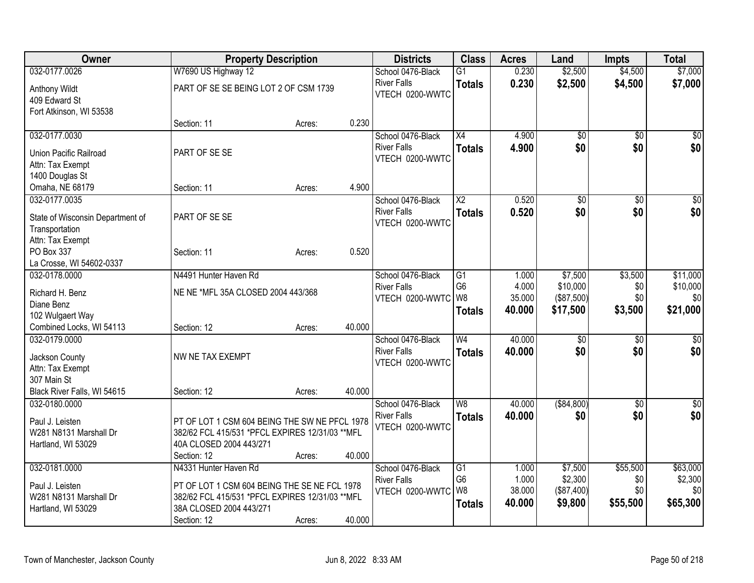| Owner | Property Description | | | Districts | Class | Acres | Land | Impts | Total |
|---|---|---|---|---|---|---|---|---|---|
| 032-0177.0026 | W7690 US Highway 12 | | | School 0476-Black River Falls | G1 | 0.230 | $2,500 | $4,500 | $7,000 |
| Anthony Wildt<br>409 Edward St<br>Fort Atkinson, WI 53538 | PART OF SE SE BEING LOT 2 OF CSM 1739 | | | VTECH 0200-WWTC | **Totals** | **0.230** | **$2,500** | **$4,500** | **$7,000** |
| | Section: 11 | Acres: | 0.230 | | | | | | |
| 032-0177.0030 | | | | School 0476-Black River Falls | X4 | 4.900 | $0 | $0 | $0 |
| Union Pacific Railroad<br>Attn: Tax Exempt<br>1400 Douglas St<br>Omaha, NE 68179 | PART OF SE SE | | | VTECH 0200-WWTC | **Totals** | **4.900** | **$0** | **$0** | **$0** |
| | Section: 11 | Acres: | 4.900 | | | | | | |
| 032-0177.0035 | | | | School 0476-Black River Falls | X2 | 0.520 | $0 | $0 | $0 |
| State of Wisconsin Department of Transportation<br>Attn: Tax Exempt<br>PO Box 337<br>La Crosse, WI 54602-0337 | PART OF SE SE | | | VTECH 0200-WWTC | **Totals** | **0.520** | **$0** | **$0** | **$0** |
| | Section: 11 | Acres: | 0.520 | | | | | | |
| 032-0178.0000 | N4491 Hunter Haven Rd | | | School 0476-Black River Falls | G1 | 1.000 | $7,500 | $3,500 | $11,000 |
| Richard H. Benz<br>Diane Benz<br>102 Wulgaert Way<br>Combined Locks, WI 54113 | NE NE *MFL 35A CLOSED 2004 443/368 | | | VTECH 0200-WWTC | G6 | 4.000 | $10,000 | $0 | $10,000 |
| | | | | | W8 | 35.000 | ($87,500) | $0 | $0 |
| | | | | | **Totals** | **40.000** | **$17,500** | **$3,500** | **$21,000** |
| | Section: 12 | Acres: | 40.000 | | | | | | |
| 032-0179.0000 | | | | School 0476-Black River Falls | W4 | 40.000 | $0 | $0 | $0 |
| Jackson County<br>Attn: Tax Exempt<br>307 Main St<br>Black River Falls, WI 54615 | NW NE TAX EXEMPT | | | VTECH 0200-WWTC | **Totals** | **40.000** | **$0** | **$0** | **$0** |
| | Section: 12 | Acres: | 40.000 | | | | | | |
| 032-0180.0000 | | | | School 0476-Black River Falls | W8 | 40.000 | ($84,800) | $0 | $0 |
| Paul J. Leisten<br>W281 N8131 Marshall Dr<br>Hartland, WI 53029 | PT OF LOT 1 CSM 604 BEING THE SW NE PFCL 1978 382/62 FCL 415/531 *PFCL EXPIRES 12/31/03 **MFL 40A CLOSED 2004 443/271 | | | VTECH 0200-WWTC | **Totals** | **40.000** | **$0** | **$0** | **$0** |
| | Section: 12 | Acres: | 40.000 | | | | | | |
| 032-0181.0000 | N4331 Hunter Haven Rd | | | School 0476-Black River Falls | G1 | 1.000 | $7,500 | $55,500 | $63,000 |
| Paul J. Leisten<br>W281 N8131 Marshall Dr<br>Hartland, WI 53029 | PT OF LOT 1 CSM 604 BEING THE SE NE FCL 1978 382/62 FCL 415/531 *PFCL EXPIRES 12/31/03 **MFL 38A CLOSED 2004 443/271 | | | VTECH 0200-WWTC | G6 | 1.000 | $2,300 | $0 | $2,300 |
| | | | | | W8 | 38.000 | ($87,400) | $0 | $0 |
| | | | | | **Totals** | **40.000** | **$9,800** | **$55,500** | **$65,300** |
| | Section: 12 | Acres: | 40.000 | | | | | | |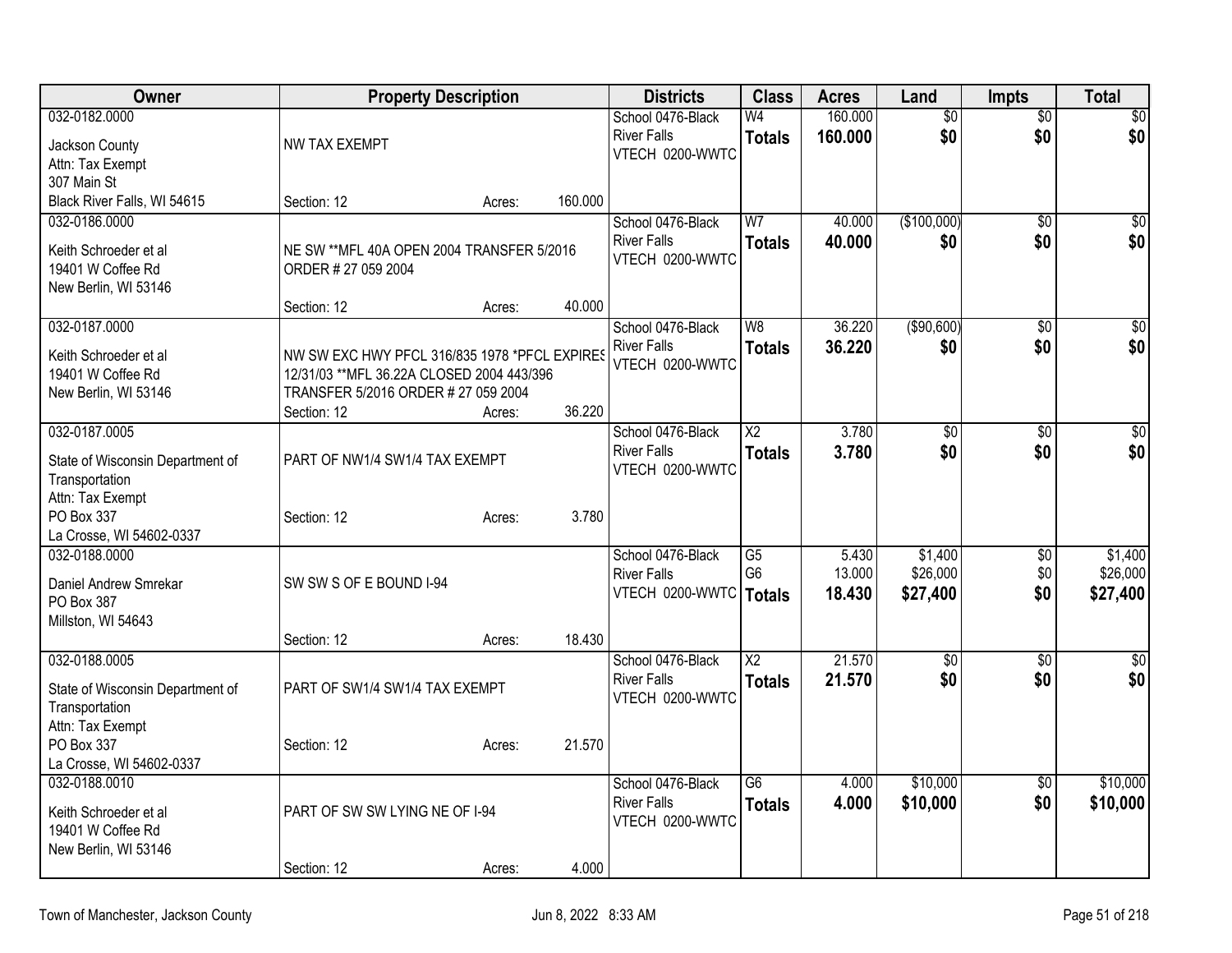| Owner | Property Description | Districts | Class | Acres | Land | Impts | Total |
|---|---|---|---|---|---|---|---|
| 032-0182.0000<br>Jackson County<br>Attn: Tax Exempt<br>307 Main St<br>Black River Falls, WI 54615 | NW TAX EXEMPT<br>Section: 12 Acres: 160.000 | School 0476-Black River Falls<br>VTECH 0200-WWTC | W4<br>**Totals** | 160.000<br>**160.000** | $0<br>**$0** | $0<br>**$0** | $0<br>**$0** |
| 032-0186.0000<br>Keith Schroeder et al<br>19401 W Coffee Rd<br>New Berlin, WI 53146 | NE SW **MFL 40A OPEN 2004 TRANSFER 5/2016 ORDER # 27 059 2004<br>Section: 12 Acres: 40.000 | School 0476-Black River Falls<br>VTECH 0200-WWTC | W7<br>**Totals** | 40.000<br>**40.000** | ($100,000)<br>**$0** | $0<br>**$0** | $0<br>**$0** |
| 032-0187.0000<br>Keith Schroeder et al<br>19401 W Coffee Rd<br>New Berlin, WI 53146 | NW SW EXC HWY PFCL 316/835 1978 *PFCL EXPIRES 12/31/03 **MFL 36.22A CLOSED 2004 443/396 TRANSFER 5/2016 ORDER # 27 059 2004<br>Section: 12 Acres: 36.220 | School 0476-Black River Falls<br>VTECH 0200-WWTC | W8<br>**Totals** | 36.220<br>**36.220** | ($90,600)<br>**$0** | $0<br>**$0** | $0<br>**$0** |
| 032-0187.0005<br>State of Wisconsin Department of Transportation<br>Attn: Tax Exempt<br>PO Box 337<br>La Crosse, WI 54602-0337 | PART OF NW1/4 SW1/4 TAX EXEMPT<br>Section: 12 Acres: 3.780 | School 0476-Black River Falls<br>VTECH 0200-WWTC | X2<br>**Totals** | 3.780<br>**3.780** | $0<br>**$0** | $0<br>**$0** | $0<br>**$0** |
| 032-0188.0000<br>Daniel Andrew Smrekar<br>PO Box 387<br>Millston, WI 54643 | SW SW S OF E BOUND I-94<br>Section: 12 Acres: 18.430 | School 0476-Black River Falls<br>VTECH 0200-WWTC | G5<br>G6<br>**Totals** | 5.430<br>13.000<br>**18.430** | $1,400<br>$26,000<br>**$27,400** | $0<br>$0<br>**$0** | $1,400<br>$26,000<br>**$27,400** |
| 032-0188.0005<br>State of Wisconsin Department of Transportation<br>Attn: Tax Exempt<br>PO Box 337<br>La Crosse, WI 54602-0337 | PART OF SW1/4 SW1/4 TAX EXEMPT<br>Section: 12 Acres: 21.570 | School 0476-Black River Falls<br>VTECH 0200-WWTC | X2<br>**Totals** | 21.570<br>**21.570** | $0<br>**$0** | $0<br>**$0** | $0<br>**$0** |
| 032-0188.0010<br>Keith Schroeder et al<br>19401 W Coffee Rd<br>New Berlin, WI 53146 | PART OF SW SW LYING NE OF I-94<br>Section: 12 Acres: 4.000 | School 0476-Black River Falls<br>VTECH 0200-WWTC | G6<br>**Totals** | 4.000<br>**4.000** | $10,000<br>**$10,000** | $0<br>**$0** | $10,000<br>**$10,000** |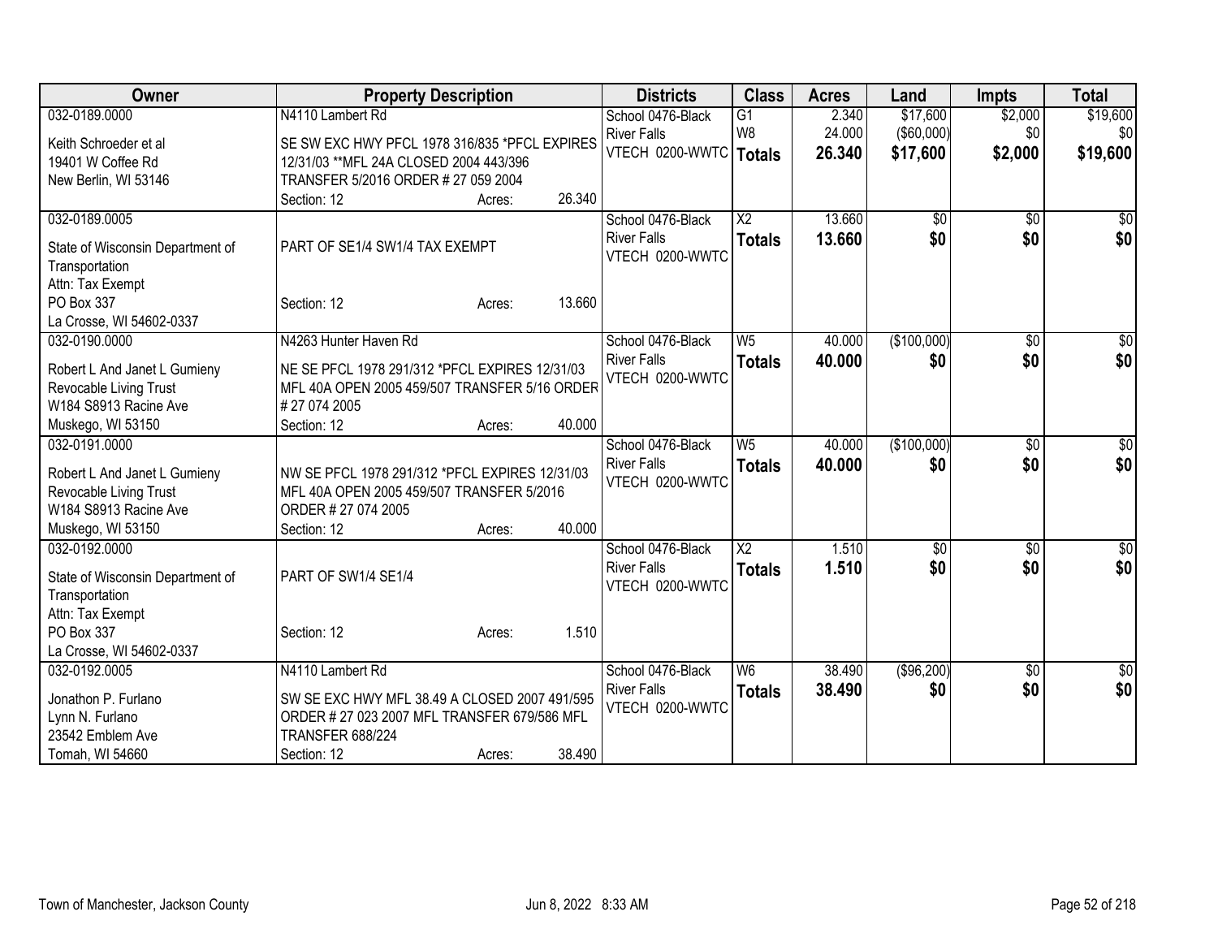| Owner | Property Description | Districts | Class | Acres | Land | Impts | Total |
|---|---|---|---|---|---|---|---|
| 032-0189.0000<br><br>Keith Schroeder et al<br>19401 W Coffee Rd<br>New Berlin, WI 53146 | N4110 Lambert Rd<br><br>SE SW EXC HWY PFCL 1978 316/835 *PFCL EXPIRES 12/31/03 **MFL 24A CLOSED 2004 443/396 TRANSFER 5/2016 ORDER # 27 059 2004<br>Section: 12 Acres: 26.340 | School 0476-Black River Falls<br>VTECH 0200-WWTC | G1<br>W8<br>**Totals** | 2.340<br>24.000<br>**26.340** | $17,600<br>($60,000)<br>**$17,600** | $2,000<br>$0<br>**$2,000** | $19,600<br>$0<br>**$19,600** |
| 032-0189.0005<br><br>State of Wisconsin Department of Transportation<br>Attn: Tax Exempt<br>PO Box 337<br>La Crosse, WI 54602-0337 | PART OF SE1/4 SW1/4 TAX EXEMPT<br><br>Section: 12 Acres: 13.660 | School 0476-Black River Falls<br>VTECH 0200-WWTC | X2<br>**Totals** | 13.660<br>**13.660** | $0<br>**$0** | $0<br>**$0** | $0<br>**$0** |
| 032-0190.0000<br><br>Robert L And Janet L Gumieny Revocable Living Trust<br>W184 S8913 Racine Ave<br>Muskego, WI 53150 | N4263 Hunter Haven Rd<br><br>NE SE PFCL 1978 291/312 *PFCL EXPIRES 12/31/03 MFL 40A OPEN 2005 459/507 TRANSFER 5/16 ORDER # 27 074 2005<br>Section: 12 Acres: 40.000 | School 0476-Black River Falls<br>VTECH 0200-WWTC | W5<br>**Totals** | 40.000<br>**40.000** | ($100,000)<br>**$0** | $0<br>**$0** | $0<br>**$0** |
| 032-0191.0000<br><br>Robert L And Janet L Gumieny Revocable Living Trust<br>W184 S8913 Racine Ave<br>Muskego, WI 53150 | NW SE PFCL 1978 291/312 *PFCL EXPIRES 12/31/03 MFL 40A OPEN 2005 459/507 TRANSFER 5/2016 ORDER # 27 074 2005<br>Section: 12 Acres: 40.000 | School 0476-Black River Falls<br>VTECH 0200-WWTC | W5<br>**Totals** | 40.000<br>**40.000** | ($100,000)<br>**$0** | $0<br>**$0** | $0<br>**$0** |
| 032-0192.0000<br><br>State of Wisconsin Department of Transportation<br>Attn: Tax Exempt<br>PO Box 337<br>La Crosse, WI 54602-0337 | PART OF SW1/4 SE1/4<br><br>Section: 12 Acres: 1.510 | School 0476-Black River Falls<br>VTECH 0200-WWTC | X2<br>**Totals** | 1.510<br>**1.510** | $0<br>**$0** | $0<br>**$0** | $0<br>**$0** |
| 032-0192.0005<br><br>Jonathon P. Furlano<br>Lynn N. Furlano<br>23542 Emblem Ave<br>Tomah, WI 54660 | N4110 Lambert Rd<br><br>SW SE EXC HWY MFL 38.49 A CLOSED 2007 491/595 ORDER # 27 023 2007 MFL TRANSFER 679/586 MFL TRANSFER 688/224<br>Section: 12 Acres: 38.490 | School 0476-Black River Falls<br>VTECH 0200-WWTC | W6<br>**Totals** | 38.490<br>**38.490** | ($96,200)<br>**$0** | $0<br>**$0** | $0<br>**$0** |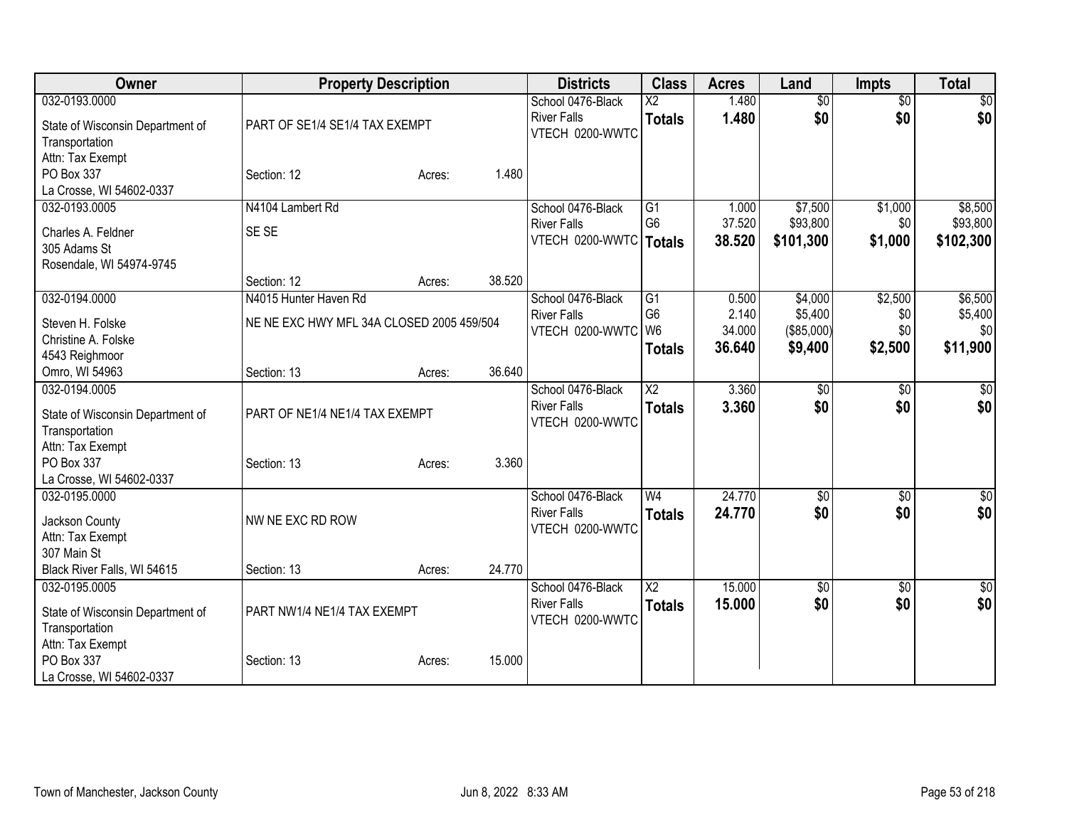| Owner | Property Description | Districts | Class | Acres | Land | Impts | Total |
|---|---|---|---|---|---|---|---|
| 032-0193.0000<br>State of Wisconsin Department of Transportation<br>Attn: Tax Exempt<br>PO Box 337<br>La Crosse, WI 54602-0337 | PART OF SE1/4 SE1/4 TAX EXEMPT<br>Section: 12 Acres: 1.480 | School 0476-Black River Falls<br>VTECH 0200-WWTC | X2<br>**Totals** | 1.480<br>**1.480** | $0<br>**$0** | $0<br>**$0** | $0<br>**$0** |
| 032-0193.0005<br>Charles A. Feldner<br>305 Adams St<br>Rosendale, WI 54974-9745 | N4104 Lambert Rd<br>SE SE<br>Section: 12 Acres: 38.520 | School 0476-Black River Falls<br>VTECH 0200-WWTC | G1<br>G6<br>**Totals** | 1.000<br>37.520<br>**38.520** | $7,500<br>$93,800<br>**$101,300** | $1,000<br>$0<br>**$1,000** | $8,500<br>$93,800<br>**$102,300** |
| 032-0194.0000<br>Steven H. Folske<br>Christine A. Folske<br>4543 Reighmoor<br>Omro, WI 54963 | N4015 Hunter Haven Rd<br>NE NE EXC HWY MFL 34A CLOSED 2005 459/504<br>Section: 13 Acres: 36.640 | School 0476-Black River Falls<br>VTECH 0200-WWTC | G1<br>G6<br>W6<br>**Totals** | 0.500<br>2.140<br>34.000<br>**36.640** | $4,000<br>$5,400<br>($85,000)<br>**$9,400** | $2,500<br>$0<br>$0<br>**$2,500** | $6,500<br>$5,400<br>$0<br>**$11,900** |
| 032-0194.0005<br>State of Wisconsin Department of Transportation<br>Attn: Tax Exempt<br>PO Box 337<br>La Crosse, WI 54602-0337 | PART OF NE1/4 NE1/4 TAX EXEMPT<br>Section: 13 Acres: 3.360 | School 0476-Black River Falls<br>VTECH 0200-WWTC | X2<br>**Totals** | 3.360<br>**3.360** | $0<br>**$0** | $0<br>**$0** | $0<br>**$0** |
| 032-0195.0000<br>Jackson County<br>Attn: Tax Exempt<br>307 Main St<br>Black River Falls, WI 54615 | NW NE EXC RD ROW<br>Section: 13 Acres: 24.770 | School 0476-Black River Falls<br>VTECH 0200-WWTC | W4<br>**Totals** | 24.770<br>**24.770** | $0<br>**$0** | $0<br>**$0** | $0<br>**$0** |
| 032-0195.0005<br>State of Wisconsin Department of Transportation<br>Attn: Tax Exempt<br>PO Box 337<br>La Crosse, WI 54602-0337 | PART NW1/4 NE1/4 TAX EXEMPT<br>Section: 13 Acres: 15.000 | School 0476-Black River Falls<br>VTECH 0200-WWTC | X2<br>**Totals** | 15.000<br>**15.000** | $0<br>**$0** | $0<br>**$0** | $0<br>**$0** |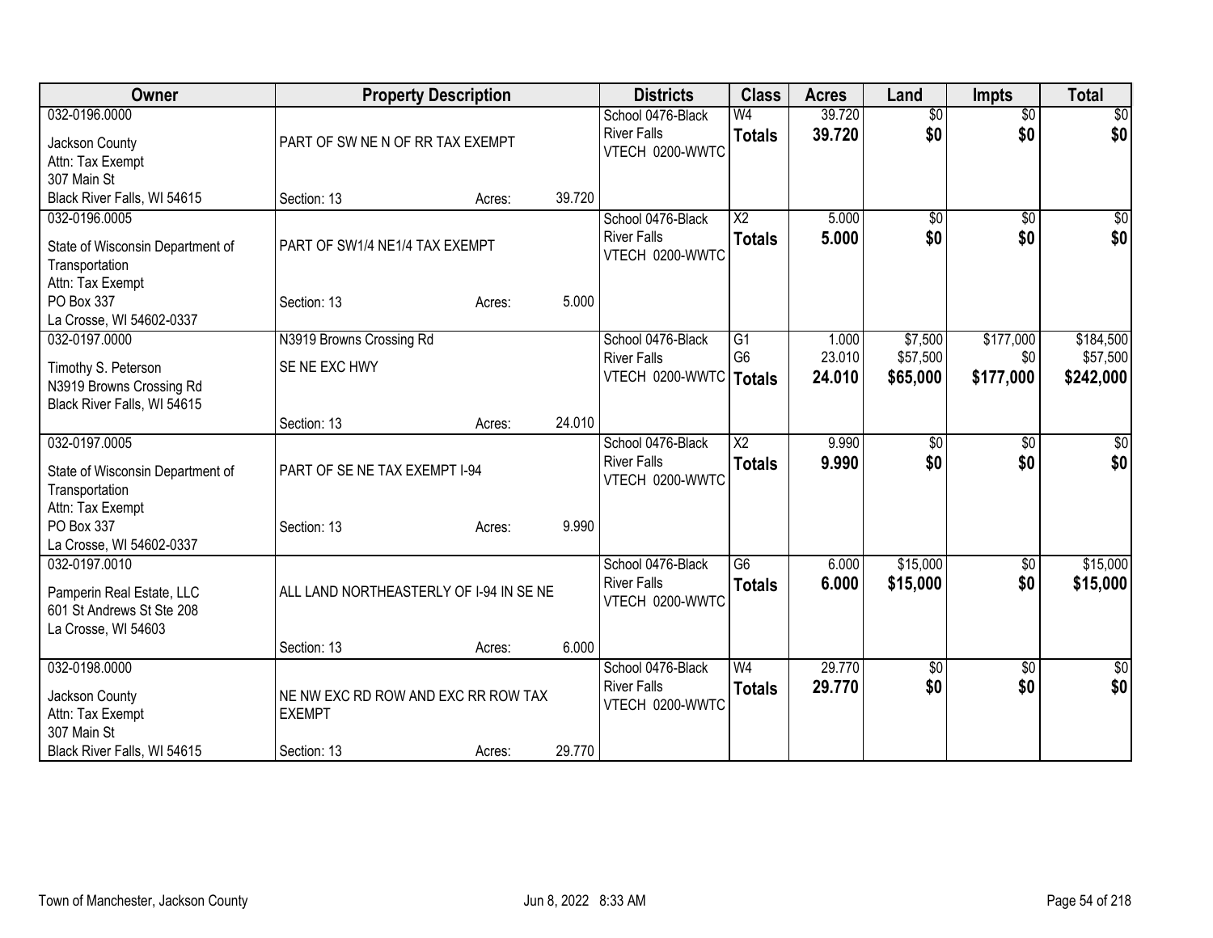| Owner | Property Description | Districts | Class | Acres | Land | Impts | Total |
|---|---|---|---|---|---|---|---|
| 032-0196.0000<br>Jackson County<br>Attn: Tax Exempt<br>307 Main St<br>Black River Falls, WI 54615 | PART OF SW NE N OF RR TAX EXEMPT<br>Section: 13 Acres: 39.720 | School 0476-Black River Falls<br>VTECH 0200-WWTC | W4<br>**Totals** | 39.720<br>**39.720** | $0<br>**$0** | $0<br>**$0** | $0<br>**$0** |
| 032-0196.0005<br>State of Wisconsin Department of Transportation<br>Attn: Tax Exempt<br>PO Box 337<br>La Crosse, WI 54602-0337 | PART OF SW1/4 NE1/4 TAX EXEMPT<br>Section: 13 Acres: 5.000 | School 0476-Black River Falls<br>VTECH 0200-WWTC | X2<br>**Totals** | 5.000<br>**5.000** | $0<br>**$0** | $0<br>**$0** | $0<br>**$0** |
| 032-0197.0000<br>Timothy S. Peterson<br>N3919 Browns Crossing Rd<br>Black River Falls, WI 54615 | N3919 Browns Crossing Rd<br>SE NE EXC HWY<br>Section: 13 Acres: 24.010 | School 0476-Black River Falls<br>VTECH 0200-WWTC | G1<br>G6<br>**Totals** | 1.000<br>23.010<br>**24.010** | $7,500<br>$57,500<br>**$65,000** | $177,000<br>$0<br>**$177,000** | $184,500<br>$57,500<br>**$242,000** |
| 032-0197.0005<br>State of Wisconsin Department of Transportation<br>Attn: Tax Exempt<br>PO Box 337<br>La Crosse, WI 54602-0337 | PART OF SE NE TAX EXEMPT I-94<br>Section: 13 Acres: 9.990 | School 0476-Black River Falls<br>VTECH 0200-WWTC | X2<br>**Totals** | 9.990<br>**9.990** | $0<br>**$0** | $0<br>**$0** | $0<br>**$0** |
| 032-0197.0010<br>Pamperin Real Estate, LLC<br>601 St Andrews St Ste 208<br>La Crosse, WI 54603 | ALL LAND NORTHEASTERLY OF I-94 IN SE NE<br>Section: 13 Acres: 6.000 | School 0476-Black River Falls<br>VTECH 0200-WWTC | G6<br>**Totals** | 6.000<br>**6.000** | $15,000<br>**$15,000** | $0<br>**$0** | $15,000<br>**$15,000** |
| 032-0198.0000<br>Jackson County<br>Attn: Tax Exempt<br>307 Main St<br>Black River Falls, WI 54615 | NE NW EXC RD ROW AND EXC RR ROW TAX EXEMPT<br>Section: 13 Acres: 29.770 | School 0476-Black River Falls<br>VTECH 0200-WWTC | W4<br>**Totals** | 29.770<br>**29.770** | $0<br>**$0** | $0<br>**$0** | $0<br>**$0** |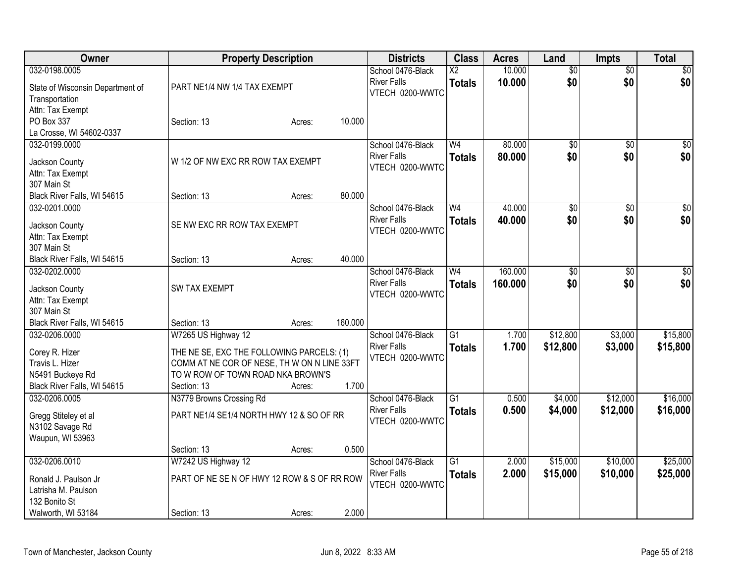| Owner | Property Description | Districts | Class | Acres | Land | Impts | Total |
|---|---|---|---|---|---|---|---|
| 032-0198.0005<br>State of Wisconsin Department of Transportation<br>Attn: Tax Exempt<br>PO Box 337<br>La Crosse, WI 54602-0337 | PART NE1/4 NW 1/4 TAX EXEMPT<br>Section: 13 Acres: 10.000 | School 0476-Black River Falls<br>VTECH 0200-WWTC | X2<br>**Totals** | 10.000<br>**10.000** | $0<br>**$0** | $0<br>**$0** | $0<br>**$0** |
| 032-0199.0000<br>Jackson County<br>Attn: Tax Exempt<br>307 Main St<br>Black River Falls, WI 54615 | W 1/2 OF NW EXC RR ROW TAX EXEMPT<br>Section: 13 Acres: 80.000 | School 0476-Black River Falls<br>VTECH 0200-WWTC | W4<br>**Totals** | 80.000<br>**80.000** | $0<br>**$0** | $0<br>**$0** | $0<br>**$0** |
| 032-0201.0000<br>Jackson County<br>Attn: Tax Exempt<br>307 Main St<br>Black River Falls, WI 54615 | SE NW EXC RR ROW TAX EXEMPT<br>Section: 13 Acres: 40.000 | School 0476-Black River Falls<br>VTECH 0200-WWTC | W4<br>**Totals** | 40.000<br>**40.000** | $0<br>**$0** | $0<br>**$0** | $0<br>**$0** |
| 032-0202.0000<br>Jackson County<br>Attn: Tax Exempt<br>307 Main St<br>Black River Falls, WI 54615 | SW TAX EXEMPT<br>Section: 13 Acres: 160.000 | School 0476-Black River Falls<br>VTECH 0200-WWTC | W4<br>**Totals** | 160.000<br>**160.000** | $0<br>**$0** | $0<br>**$0** | $0<br>**$0** |
| 032-0206.0000<br>Corey R. Hizer<br>Travis L. Hizer<br>N5491 Buckeye Rd<br>Black River Falls, WI 54615 | W7265 US Highway 12<br>THE NE SE, EXC THE FOLLOWING PARCELS: (1) COMM AT NE COR OF NESE, TH W ON N LINE 33FT TO W ROW OF TOWN ROAD NKA BROWN'S<br>Section: 13 Acres: 1.700 | School 0476-Black River Falls<br>VTECH 0200-WWTC | G1<br>**Totals** | 1.700<br>**1.700** | $12,800<br>**$12,800** | $3,000<br>**$3,000** | $15,800<br>**$15,800** |
| 032-0206.0005<br>Gregg Stiteley et al<br>N3102 Savage Rd<br>Waupun, WI 53963 | N3779 Browns Crossing Rd<br>PART NE1/4 SE1/4 NORTH HWY 12 & SO OF RR<br>Section: 13 Acres: 0.500 | School 0476-Black River Falls<br>VTECH 0200-WWTC | G1<br>**Totals** | 0.500<br>**0.500** | $4,000<br>**$4,000** | $12,000<br>**$12,000** | $16,000<br>**$16,000** |
| 032-0206.0010<br>Ronald J. Paulson Jr<br>Latrisha M. Paulson<br>132 Bonito St<br>Walworth, WI 53184 | W7242 US Highway 12<br>PART OF NE SE N OF HWY 12 ROW & S OF RR ROW<br>Section: 13 Acres: 2.000 | School 0476-Black River Falls<br>VTECH 0200-WWTC | G1<br>**Totals** | 2.000<br>**2.000** | $15,000<br>**$15,000** | $10,000<br>**$10,000** | $25,000<br>**$25,000** |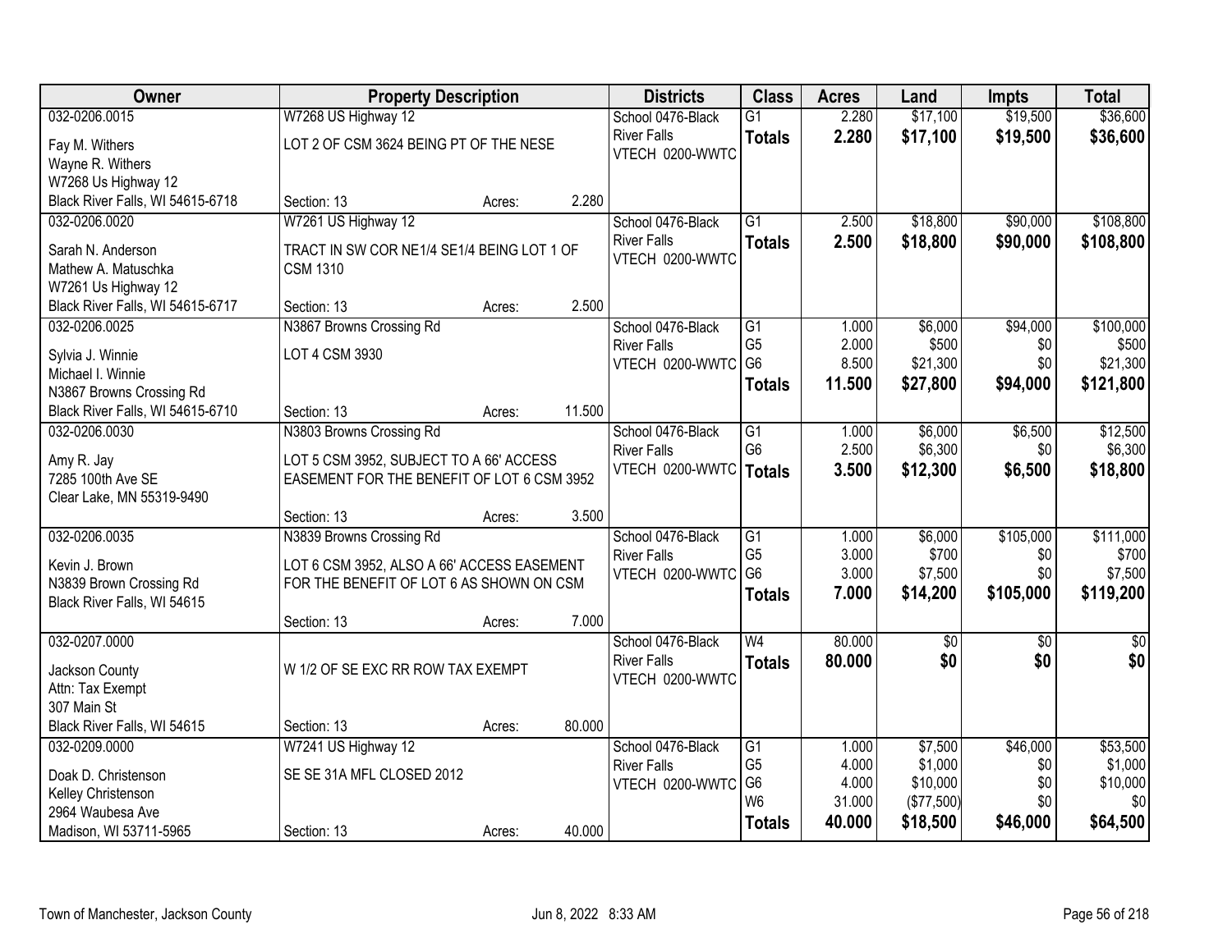| Owner | Property Description | | | Districts | Class | Acres | Land | Impts | Total |
|---|---|---|---|---|---|---|---|---|---|
| 032-0206.0015 | W7268 US Highway 12 | | | School 0476-Black River Falls | G1 | 2.280 | $17,100 | $19,500 | $36,600 |
| Fay M. Withers<br>Wayne R. Withers<br>W7268 Us Highway 12<br>Black River Falls, WI 54615-6718 | LOT 2 OF CSM 3624 BEING PT OF THE NESE | | | VTECH 0200-WWTC | **Totals** | **2.280** | **$17,100** | **$19,500** | **$36,600** |
| | Section: 13 | Acres: | 2.280 | | | | | | |
| 032-0206.0020 | W7261 US Highway 12 | | | School 0476-Black River Falls | G1 | 2.500 | $18,800 | $90,000 | $108,800 |
| Sarah N. Anderson<br>Mathew A. Matuschka<br>W7261 Us Highway 12<br>Black River Falls, WI 54615-6717 | TRACT IN SW COR NE1/4 SE1/4 BEING LOT 1 OF CSM 1310 | | | VTECH 0200-WWTC | **Totals** | **2.500** | **$18,800** | **$90,000** | **$108,800** |
| | Section: 13 | Acres: | 2.500 | | | | | | |
| 032-0206.0025 | N3867 Browns Crossing Rd | | | School 0476-Black River Falls | G1 | 1.000 | $6,000 | $94,000 | $100,000 |
| Sylvia J. Winnie<br>Michael I. Winnie<br>N3867 Browns Crossing Rd<br>Black River Falls, WI 54615-6710 | LOT 4 CSM 3930 | | | VTECH 0200-WWTC | G5 | 2.000 | $500 | $0 | $500 |
| | | | | | G6 | 8.500 | $21,300 | $0 | $21,300 |
| | | | | | **Totals** | **11.500** | **$27,800** | **$94,000** | **$121,800** |
| | Section: 13 | Acres: | 11.500 | | | | | | |
| 032-0206.0030 | N3803 Browns Crossing Rd | | | School 0476-Black River Falls | G1 | 1.000 | $6,000 | $6,500 | $12,500 |
| Amy R. Jay<br>7285 100th Ave SE<br>Clear Lake, MN 55319-9490 | LOT 5 CSM 3952, SUBJECT TO A 66' ACCESS EASEMENT FOR THE BENEFIT OF LOT 6 CSM 3952 | | | VTECH 0200-WWTC | G6 | 2.500 | $6,300 | $0 | $6,300 |
| | | | | | **Totals** | **3.500** | **$12,300** | **$6,500** | **$18,800** |
| | Section: 13 | Acres: | 3.500 | | | | | | |
| 032-0206.0035 | N3839 Browns Crossing Rd | | | School 0476-Black River Falls | G1 | 1.000 | $6,000 | $105,000 | $111,000 |
| Kevin J. Brown<br>N3839 Brown Crossing Rd<br>Black River Falls, WI 54615 | LOT 6 CSM 3952, ALSO A 66' ACCESS EASEMENT FOR THE BENEFIT OF LOT 6 AS SHOWN ON CSM | | | VTECH 0200-WWTC | G5 | 3.000 | $700 | $0 | $700 |
| | | | | | G6 | 3.000 | $7,500 | $0 | $7,500 |
| | | | | | **Totals** | **7.000** | **$14,200** | **$105,000** | **$119,200** |
| | Section: 13 | Acres: | 7.000 | | | | | | |
| 032-0207.0000 | | | | School 0476-Black River Falls | W4 | 80.000 | $0 | $0 | $0 |
| Jackson County<br>Attn: Tax Exempt<br>307 Main St<br>Black River Falls, WI 54615 | W 1/2 OF SE EXC RR ROW TAX EXEMPT | | | VTECH 0200-WWTC | **Totals** | **80.000** | **$0** | **$0** | **$0** |
| | Section: 13 | Acres: | 80.000 | | | | | | |
| 032-0209.0000 | W7241 US Highway 12 | | | School 0476-Black River Falls | G1 | 1.000 | $7,500 | $46,000 | $53,500 |
| Doak D. Christenson<br>Kelley Christenson<br>2964 Waubesa Ave<br>Madison, WI 53711-5965 | SE SE 31A MFL CLOSED 2012 | | | VTECH 0200-WWTC | G5 | 4.000 | $1,000 | $0 | $1,000 |
| | | | | | G6 | 4.000 | $10,000 | $0 | $10,000 |
| | | | | | W6 | 31.000 | ($77,500) | $0 | $0 |
| | Section: 13 | Acres: | 40.000 | | **Totals** | **40.000** | **$18,500** | **$46,000** | **$64,500** |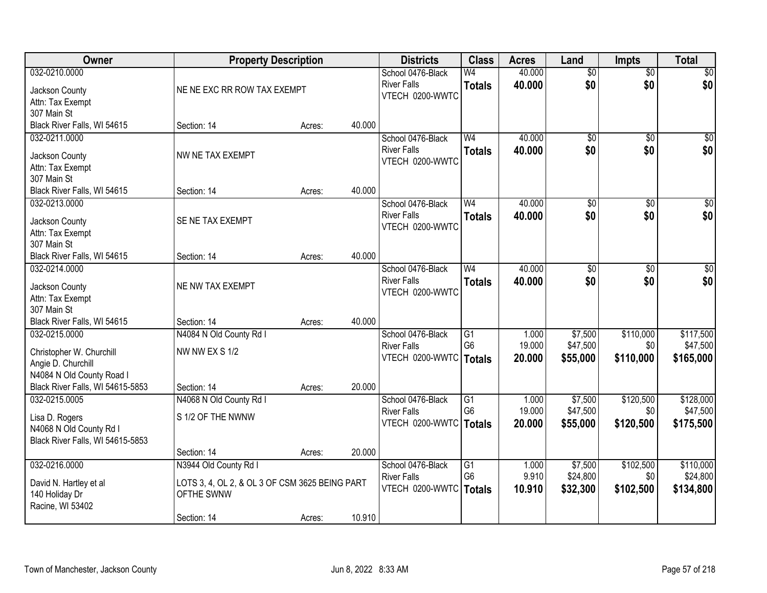| Owner | Property Description | | | Districts | Class | Acres | Land | Impts | Total |
|---|---|---|---|---|---|---|---|---|---|
| 032-0210.0000<br>Jackson County<br>Attn: Tax Exempt<br>307 Main St<br>Black River Falls, WI 54615 | NE NE EXC RR ROW TAX EXEMPT<br>Section: 14 | Acres: | 40.000 | School 0476-Black River Falls<br>VTECH 0200-WWTC | W4<br>**Totals** | 40.000<br>**40.000** | $0<br>**$0** | $0<br>**$0** | $0<br>**$0** |
| 032-0211.0000<br>Jackson County<br>Attn: Tax Exempt<br>307 Main St<br>Black River Falls, WI 54615 | NW NE TAX EXEMPT<br>Section: 14 | Acres: | 40.000 | School 0476-Black River Falls<br>VTECH 0200-WWTC | W4<br>**Totals** | 40.000<br>**40.000** | $0<br>**$0** | $0<br>**$0** | $0<br>**$0** |
| 032-0213.0000<br>Jackson County<br>Attn: Tax Exempt<br>307 Main St<br>Black River Falls, WI 54615 | SE NE TAX EXEMPT<br>Section: 14 | Acres: | 40.000 | School 0476-Black River Falls<br>VTECH 0200-WWTC | W4<br>**Totals** | 40.000<br>**40.000** | $0<br>**$0** | $0<br>**$0** | $0<br>**$0** |
| 032-0214.0000<br>Jackson County<br>Attn: Tax Exempt<br>307 Main St<br>Black River Falls, WI 54615 | NE NW TAX EXEMPT<br>Section: 14 | Acres: | 40.000 | School 0476-Black River Falls<br>VTECH 0200-WWTC | W4<br>**Totals** | 40.000<br>**40.000** | $0<br>**$0** | $0<br>**$0** | $0<br>**$0** |
| 032-0215.0000<br>Christopher W. Churchill<br>Angie D. Churchill<br>N4084 N Old County Road I<br>Black River Falls, WI 54615-5853 | N4084 N Old County Rd I<br>NW NW EX S 1/2<br>Section: 14 | Acres: | 20.000 | School 0476-Black River Falls<br>VTECH 0200-WWTC | G1<br>G6<br>**Totals** | 1.000<br>19.000<br>**20.000** | $7,500<br>$47,500<br>**$55,000** | $110,000<br>$0<br>**$110,000** | $117,500<br>$47,500<br>**$165,000** |
| 032-0215.0005<br>Lisa D. Rogers<br>N4068 N Old County Rd I<br>Black River Falls, WI 54615-5853 | N4068 N Old County Rd I<br>S 1/2 OF THE NWNW<br>Section: 14 | Acres: | 20.000 | School 0476-Black River Falls<br>VTECH 0200-WWTC | G1<br>G6<br>**Totals** | 1.000<br>19.000<br>**20.000** | $7,500<br>$47,500<br>**$55,000** | $120,500<br>$0<br>**$120,500** | $128,000<br>$47,500<br>**$175,500** |
| 032-0216.0000<br>David N. Hartley et al<br>140 Holiday Dr<br>Racine, WI 53402 | N3944 Old County Rd I<br>LOTS 3, 4, OL 2, & OL 3 OF CSM 3625 BEING PART OFTHE SWNW<br>Section: 14 | Acres: | 10.910 | School 0476-Black River Falls<br>VTECH 0200-WWTC | G1<br>G6<br>**Totals** | 1.000<br>9.910<br>**10.910** | $7,500<br>$24,800<br>**$32,300** | $102,500<br>$0<br>**$102,500** | $110,000<br>$24,800<br>**$134,800** |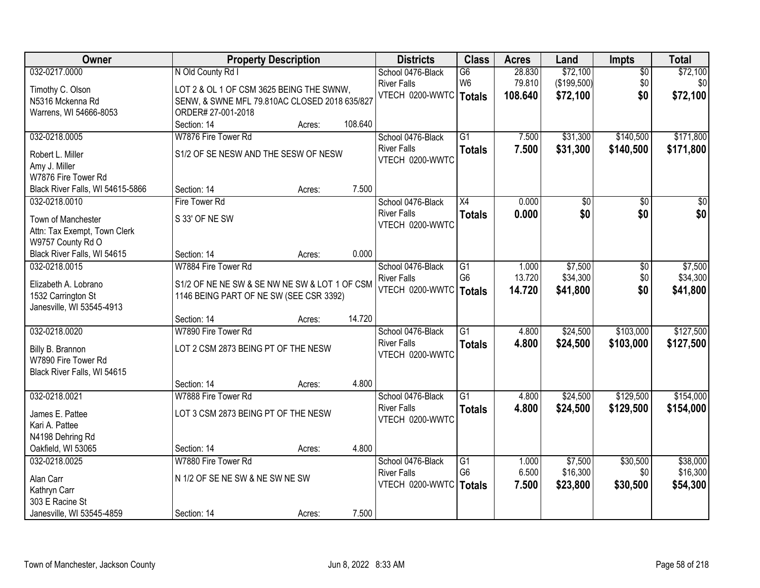| Owner | Property Description | Districts | Class | Acres | Land | Impts | Total |
|---|---|---|---|---|---|---|---|
| 032-0217.0000<br>Timothy C. Olson<br>N5316 Mckenna Rd<br>Warrens, WI 54666-8053 | N Old County Rd I<br>LOT 2 & OL 1 OF CSM 3625 BEING THE SWNW, SENW, & SWNE MFL 79.810AC CLOSED 2018 635/827 ORDER# 27-001-2018<br>Section: 14 Acres: 108.640 | School 0476-Black River Falls<br>VTECH 0200-WWTC | G6<br>W6<br>**Totals** | 28.830<br>79.810<br>**108.640** | $72,100<br>($199,500)<br>**$72,100** | $0<br>$0<br>**$0** | $72,100<br>$0<br>**$72,100** |
| 032-0218.0005<br>Robert L. Miller<br>Amy J. Miller<br>W7876 Fire Tower Rd<br>Black River Falls, WI 54615-5866 | W7876 Fire Tower Rd<br>S1/2 OF SE NESW AND THE SESW OF NESW<br>Section: 14 Acres: 7.500 | School 0476-Black River Falls<br>VTECH 0200-WWTC | G1<br>**Totals** | 7.500<br>**7.500** | $31,300<br>**$31,300** | $140,500<br>**$140,500** | $171,800<br>**$171,800** |
| 032-0218.0010<br>Town of Manchester<br>Attn: Tax Exempt, Town Clerk<br>W9757 County Rd O<br>Black River Falls, WI 54615 | Fire Tower Rd<br>S 33' OF NE SW<br>Section: 14 Acres: 0.000 | School 0476-Black River Falls<br>VTECH 0200-WWTC | X4<br>**Totals** | 0.000<br>**0.000** | $0<br>**$0** | $0<br>**$0** | $0<br>**$0** |
| 032-0218.0015<br>Elizabeth A. Lobrano<br>1532 Carrington St<br>Janesville, WI 53545-4913 | W7884 Fire Tower Rd<br>S1/2 OF NE NE SW & SE NW NE SW & LOT 1 OF CSM 1146 BEING PART OF NE SW (SEE CSR 3392)<br>Section: 14 Acres: 14.720 | School 0476-Black River Falls<br>VTECH 0200-WWTC | G1<br>G6<br>**Totals** | 1.000<br>13.720<br>**14.720** | $7,500<br>$34,300<br>**$41,800** | $0<br>$0<br>**$0** | $7,500<br>$34,300<br>**$41,800** |
| 032-0218.0020<br>Billy B. Brannon<br>W7890 Fire Tower Rd<br>Black River Falls, WI 54615 | W7890 Fire Tower Rd<br>LOT 2 CSM 2873 BEING PT OF THE NESW<br>Section: 14 Acres: 4.800 | School 0476-Black River Falls<br>VTECH 0200-WWTC | G1<br>**Totals** | 4.800<br>**4.800** | $24,500<br>**$24,500** | $103,000<br>**$103,000** | $127,500<br>**$127,500** |
| 032-0218.0021<br>James E. Pattee<br>Kari A. Pattee<br>N4198 Dehring Rd<br>Oakfield, WI 53065 | W7888 Fire Tower Rd<br>LOT 3 CSM 2873 BEING PT OF THE NESW<br>Section: 14 Acres: 4.800 | School 0476-Black River Falls<br>VTECH 0200-WWTC | G1<br>**Totals** | 4.800<br>**4.800** | $24,500<br>**$24,500** | $129,500<br>**$129,500** | $154,000<br>**$154,000** |
| 032-0218.0025<br>Alan Carr<br>Kathryn Carr<br>303 E Racine St<br>Janesville, WI 53545-4859 | W7880 Fire Tower Rd<br>N 1/2 OF SE NE SW & NE SW NE SW<br>Section: 14 Acres: 7.500 | School 0476-Black River Falls<br>VTECH 0200-WWTC | G1<br>G6<br>**Totals** | 1.000<br>6.500<br>**7.500** | $7,500<br>$16,300<br>**$23,800** | $30,500<br>$0<br>**$30,500** | $38,000<br>$16,300<br>**$54,300** |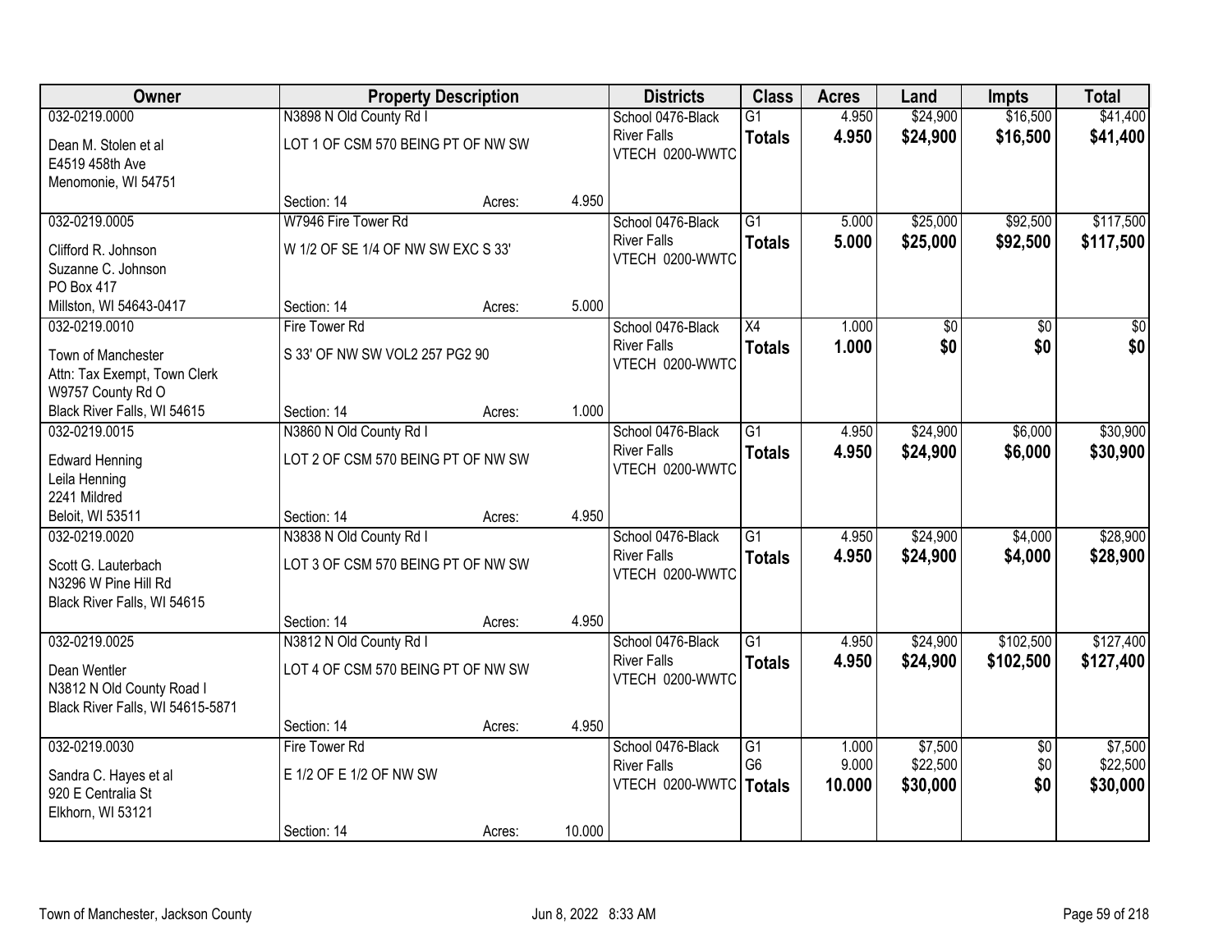| Owner | Property Description | | | Districts | Class | Acres | Land | Impts | Total |
|---|---|---|---|---|---|---|---|---|---|
| 032-0219.0000<br>Dean M. Stolen et al<br>E4519 458th Ave<br>Menomonie, WI 54751 | N3898 N Old County Rd I<br>LOT 1 OF CSM 570 BEING PT OF NW SW<br>Section: 14 | Acres: | 4.950 | School 0476-Black River Falls<br>VTECH 0200-WWTC | G1<br>**Totals** | 4.950<br>**4.950** | $24,900<br>**$24,900** | $16,500<br>**$16,500** | $41,400<br>**$41,400** |
| 032-0219.0005<br>Clifford R. Johnson<br>Suzanne C. Johnson<br>PO Box 417<br>Millston, WI 54643-0417 | W7946 Fire Tower Rd<br>W 1/2 OF SE 1/4 OF NW SW EXC S 33'<br>Section: 14 | Acres: | 5.000 | School 0476-Black River Falls<br>VTECH 0200-WWTC | G1<br>**Totals** | 5.000<br>**5.000** | $25,000<br>**$25,000** | $92,500<br>**$92,500** | $117,500<br>**$117,500** |
| 032-0219.0010<br>Town of Manchester<br>Attn: Tax Exempt, Town Clerk<br>W9757 County Rd O<br>Black River Falls, WI 54615 | Fire Tower Rd<br>S 33' OF NW SW VOL2 257 PG2 90<br>Section: 14 | Acres: | 1.000 | School 0476-Black River Falls<br>VTECH 0200-WWTC | X4<br>**Totals** | 1.000<br>**1.000** | $0<br>**$0** | $0<br>**$0** | $0<br>**$0** |
| 032-0219.0015<br>Edward Henning<br>Leila Henning<br>2241 Mildred<br>Beloit, WI 53511 | N3860 N Old County Rd I<br>LOT 2 OF CSM 570 BEING PT OF NW SW<br>Section: 14 | Acres: | 4.950 | School 0476-Black River Falls<br>VTECH 0200-WWTC | G1<br>**Totals** | 4.950<br>**4.950** | $24,900<br>**$24,900** | $6,000<br>**$6,000** | $30,900<br>**$30,900** |
| 032-0219.0020<br>Scott G. Lauterbach<br>N3296 W Pine Hill Rd<br>Black River Falls, WI 54615 | N3838 N Old County Rd I<br>LOT 3 OF CSM 570 BEING PT OF NW SW<br>Section: 14 | Acres: | 4.950 | School 0476-Black River Falls<br>VTECH 0200-WWTC | G1<br>**Totals** | 4.950<br>**4.950** | $24,900<br>**$24,900** | $4,000<br>**$4,000** | $28,900<br>**$28,900** |
| 032-0219.0025<br>Dean Wentler<br>N3812 N Old County Road I<br>Black River Falls, WI 54615-5871 | N3812 N Old County Rd I<br>LOT 4 OF CSM 570 BEING PT OF NW SW<br>Section: 14 | Acres: | 4.950 | School 0476-Black River Falls<br>VTECH 0200-WWTC | G1<br>**Totals** | 4.950<br>**4.950** | $24,900<br>**$24,900** | $102,500<br>**$102,500** | $127,400<br>**$127,400** |
| 032-0219.0030<br>Sandra C. Hayes et al<br>920 E Centralia St<br>Elkhorn, WI 53121 | Fire Tower Rd<br>E 1/2 OF E 1/2 OF NW SW<br>Section: 14 | Acres: | 10.000 | School 0476-Black River Falls<br>VTECH 0200-WWTC | G1<br>G6<br>**Totals** | 1.000<br>9.000<br>**10.000** | $7,500<br>$22,500<br>**$30,000** | $0<br>$0<br>**$0** | $7,500<br>$22,500<br>**$30,000** |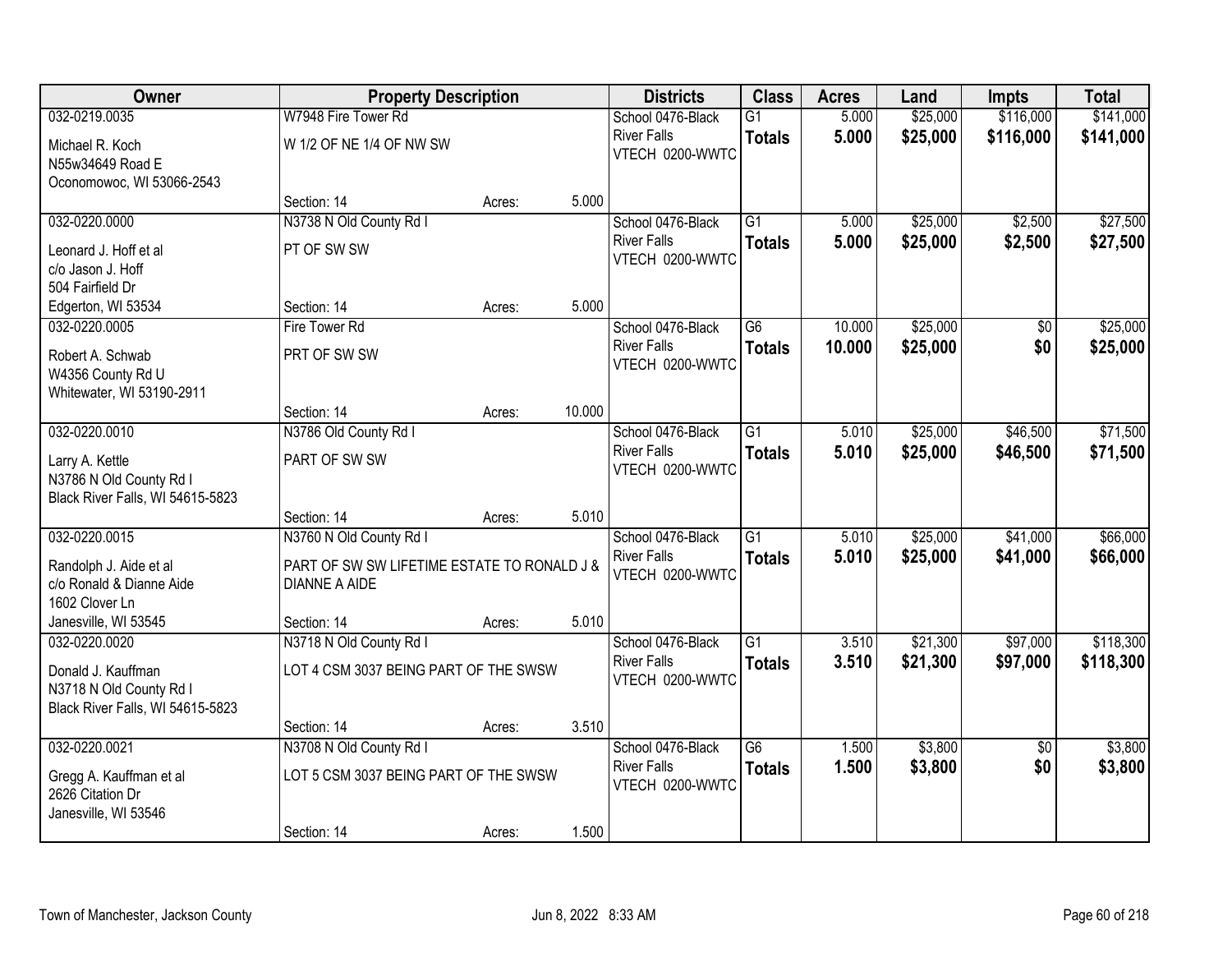| Owner | Property Description | | | Districts | Class | Acres | Land | Impts | Total |
|---|---|---|---|---|---|---|---|---|---|
| 032-0219.0035<br>Michael R. Koch<br>N55w34649 Road E<br>Oconomowoc, WI 53066-2543 | W7948 Fire Tower Rd<br>W 1/2 OF NE 1/4 OF NW SW<br>Section: 14 | Acres: | 5.000 | School 0476-Black River Falls<br>VTECH 0200-WWTC | G1<br>**Totals** | 5.000<br>**5.000** | $25,000<br>**$25,000** | $116,000<br>**$116,000** | $141,000<br>**$141,000** |
| 032-0220.0000<br>Leonard J. Hoff et al<br>c/o Jason J. Hoff<br>504 Fairfield Dr<br>Edgerton, WI 53534 | N3738 N Old County Rd I<br>PT OF SW SW<br>Section: 14 | Acres: | 5.000 | School 0476-Black River Falls<br>VTECH 0200-WWTC | G1<br>**Totals** | 5.000<br>**5.000** | $25,000<br>**$25,000** | $2,500<br>**$2,500** | $27,500<br>**$27,500** |
| 032-0220.0005<br>Robert A. Schwab<br>W4356 County Rd U<br>Whitewater, WI 53190-2911 | Fire Tower Rd<br>PRT OF SW SW<br>Section: 14 | Acres: | 10.000 | School 0476-Black River Falls<br>VTECH 0200-WWTC | G6<br>**Totals** | 10.000<br>**10.000** | $25,000<br>**$25,000** | $0<br>**$0** | $25,000<br>**$25,000** |
| 032-0220.0010<br>Larry A. Kettle<br>N3786 N Old County Rd I<br>Black River Falls, WI 54615-5823 | N3786 Old County Rd I<br>PART OF SW SW<br>Section: 14 | Acres: | 5.010 | School 0476-Black River Falls<br>VTECH 0200-WWTC | G1<br>**Totals** | 5.010<br>**5.010** | $25,000<br>**$25,000** | $46,500<br>**$46,500** | $71,500<br>**$71,500** |
| 032-0220.0015<br>Randolph J. Aide et al<br>c/o Ronald & Dianne Aide<br>1602 Clover Ln<br>Janesville, WI 53545 | N3760 N Old County Rd I<br>PART OF SW SW LIFETIME ESTATE TO RONALD J & DIANNE A AIDE<br>Section: 14 | Acres: | 5.010 | School 0476-Black River Falls<br>VTECH 0200-WWTC | G1<br>**Totals** | 5.010<br>**5.010** | $25,000<br>**$25,000** | $41,000<br>**$41,000** | $66,000<br>**$66,000** |
| 032-0220.0020<br>Donald J. Kauffman<br>N3718 N Old County Rd I<br>Black River Falls, WI 54615-5823 | N3718 N Old County Rd I<br>LOT 4 CSM 3037 BEING PART OF THE SWSW<br>Section: 14 | Acres: | 3.510 | School 0476-Black River Falls<br>VTECH 0200-WWTC | G1<br>**Totals** | 3.510<br>**3.510** | $21,300<br>**$21,300** | $97,000<br>**$97,000** | $118,300<br>**$118,300** |
| 032-0220.0021<br>Gregg A. Kauffman et al<br>2626 Citation Dr<br>Janesville, WI 53546 | N3708 N Old County Rd I<br>LOT 5 CSM 3037 BEING PART OF THE SWSW<br>Section: 14 | Acres: | 1.500 | School 0476-Black River Falls<br>VTECH 0200-WWTC | G6<br>**Totals** | 1.500<br>**1.500** | $3,800<br>**$3,800** | $0<br>**$0** | $3,800<br>**$3,800** |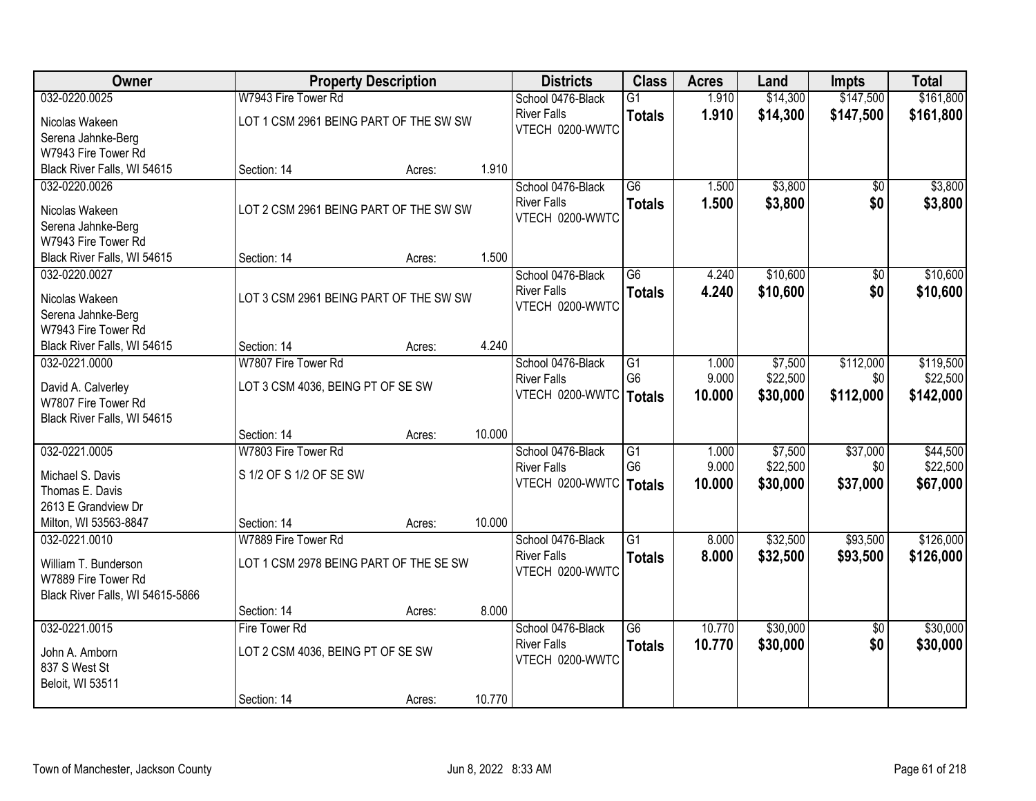| Owner | Property Description | | | Districts | Class | Acres | Land | Impts | Total |
|---|---|---|---|---|---|---|---|---|---|
| 032-0220.0025<br>Nicolas Wakeen<br>Serena Jahnke-Berg<br>W7943 Fire Tower Rd<br>Black River Falls, WI 54615 | W7943 Fire Tower Rd<br>LOT 1 CSM 2961 BEING PART OF THE SW SW<br>Section: 14 | Acres: | 1.910 | School 0476-Black River Falls<br>VTECH 0200-WWTC | G1<br>**Totals** | 1.910<br>**1.910** | $14,300<br>**$14,300** | $147,500<br>**$147,500** | $161,800<br>**$161,800** |
| 032-0220.0026<br>Nicolas Wakeen<br>Serena Jahnke-Berg<br>W7943 Fire Tower Rd<br>Black River Falls, WI 54615 | LOT 2 CSM 2961 BEING PART OF THE SW SW<br>Section: 14 | Acres: | 1.500 | School 0476-Black River Falls<br>VTECH 0200-WWTC | G6<br>**Totals** | 1.500<br>**1.500** | $3,800<br>**$3,800** | $0<br>**$0** | $3,800<br>**$3,800** |
| 032-0220.0027<br>Nicolas Wakeen<br>Serena Jahnke-Berg<br>W7943 Fire Tower Rd<br>Black River Falls, WI 54615 | LOT 3 CSM 2961 BEING PART OF THE SW SW<br>Section: 14 | Acres: | 4.240 | School 0476-Black River Falls<br>VTECH 0200-WWTC | G6<br>**Totals** | 4.240<br>**4.240** | $10,600<br>**$10,600** | $0<br>**$0** | $10,600<br>**$10,600** |
| 032-0221.0000<br>David A. Calverley<br>W7807 Fire Tower Rd<br>Black River Falls, WI 54615 | W7807 Fire Tower Rd<br>LOT 3 CSM 4036, BEING PT OF SE SW<br>Section: 14 | Acres: | 10.000 | School 0476-Black River Falls<br>VTECH 0200-WWTC | G1<br>G6<br>**Totals** | 1.000<br>9.000<br>**10.000** | $7,500<br>$22,500<br>**$30,000** | $112,000<br>$0<br>**$112,000** | $119,500<br>$22,500<br>**$142,000** |
| 032-0221.0005<br>Michael S. Davis<br>Thomas E. Davis<br>2613 E Grandview Dr<br>Milton, WI 53563-8847 | W7803 Fire Tower Rd<br>S 1/2 OF S 1/2 OF SE SW<br>Section: 14 | Acres: | 10.000 | School 0476-Black River Falls<br>VTECH 0200-WWTC | G1<br>G6<br>**Totals** | 1.000<br>9.000<br>**10.000** | $7,500<br>$22,500<br>**$30,000** | $37,000<br>$0<br>**$37,000** | $44,500<br>$22,500<br>**$67,000** |
| 032-0221.0010<br>William T. Bunderson<br>W7889 Fire Tower Rd<br>Black River Falls, WI 54615-5866 | W7889 Fire Tower Rd<br>LOT 1 CSM 2978 BEING PART OF THE SE SW<br>Section: 14 | Acres: | 8.000 | School 0476-Black River Falls<br>VTECH 0200-WWTC | G1<br>**Totals** | 8.000<br>**8.000** | $32,500<br>**$32,500** | $93,500<br>**$93,500** | $126,000<br>**$126,000** |
| 032-0221.0015<br>John A. Amborn<br>837 S West St<br>Beloit, WI 53511 | Fire Tower Rd<br>LOT 2 CSM 4036, BEING PT OF SE SW<br>Section: 14 | Acres: | 10.770 | School 0476-Black River Falls<br>VTECH 0200-WWTC | G6<br>**Totals** | 10.770<br>**10.770** | $30,000<br>**$30,000** | $0<br>**$0** | $30,000<br>**$30,000** |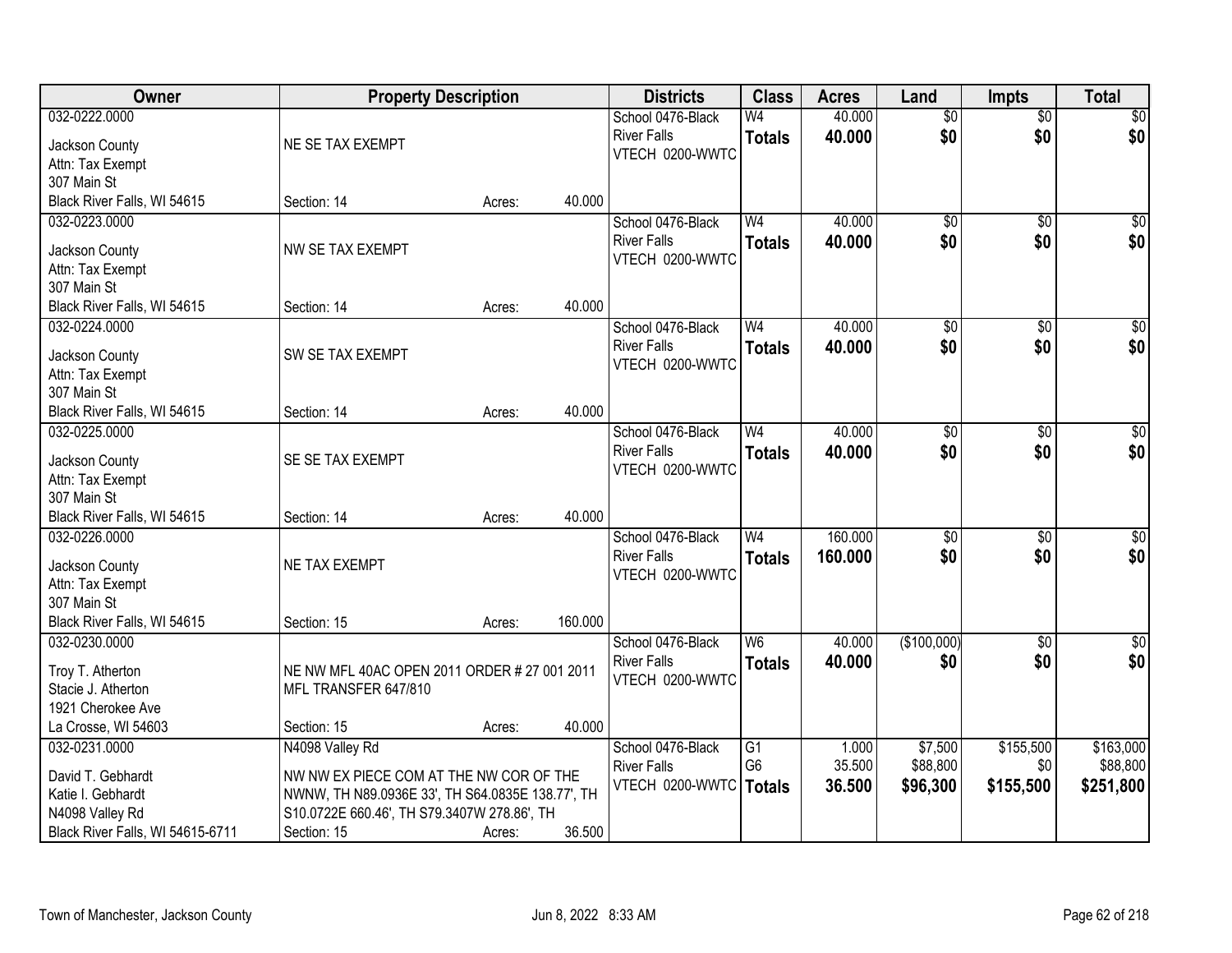| Owner | Property Description | Districts | Class | Acres | Land | Impts | Total |
|---|---|---|---|---|---|---|---|
| 032-0222.0000<br>Jackson County<br>Attn: Tax Exempt<br>307 Main St<br>Black River Falls, WI 54615 | NE SE TAX EXEMPT<br>Section: 14 Acres: 40.000 | School 0476-Black River Falls<br>VTECH 0200-WWTC | W4<br>**Totals** | 40.000<br>**40.000** | $0<br>**$0** | $0<br>**$0** | $0<br>**$0** |
| 032-0223.0000<br>Jackson County<br>Attn: Tax Exempt<br>307 Main St<br>Black River Falls, WI 54615 | NW SE TAX EXEMPT<br>Section: 14 Acres: 40.000 | School 0476-Black River Falls<br>VTECH 0200-WWTC | W4<br>**Totals** | 40.000<br>**40.000** | $0<br>**$0** | $0<br>**$0** | $0<br>**$0** |
| 032-0224.0000<br>Jackson County<br>Attn: Tax Exempt<br>307 Main St<br>Black River Falls, WI 54615 | SW SE TAX EXEMPT<br>Section: 14 Acres: 40.000 | School 0476-Black River Falls<br>VTECH 0200-WWTC | W4<br>**Totals** | 40.000<br>**40.000** | $0<br>**$0** | $0<br>**$0** | $0<br>**$0** |
| 032-0225.0000<br>Jackson County<br>Attn: Tax Exempt<br>307 Main St<br>Black River Falls, WI 54615 | SE SE TAX EXEMPT<br>Section: 14 Acres: 40.000 | School 0476-Black River Falls<br>VTECH 0200-WWTC | W4<br>**Totals** | 40.000<br>**40.000** | $0<br>**$0** | $0<br>**$0** | $0<br>**$0** |
| 032-0226.0000<br>Jackson County<br>Attn: Tax Exempt<br>307 Main St<br>Black River Falls, WI 54615 | NE TAX EXEMPT<br>Section: 15 Acres: 160.000 | School 0476-Black River Falls<br>VTECH 0200-WWTC | W4<br>**Totals** | 160.000<br>**160.000** | $0<br>**$0** | $0<br>**$0** | $0<br>**$0** |
| 032-0230.0000<br>Troy T. Atherton<br>Stacie J. Atherton<br>1921 Cherokee Ave<br>La Crosse, WI 54603 | NE NW MFL 40AC OPEN 2011 ORDER # 27 001 2011 MFL TRANSFER 647/810<br>Section: 15 Acres: 40.000 | School 0476-Black River Falls<br>VTECH 0200-WWTC | W6<br>**Totals** | 40.000<br>**40.000** | ($100,000)<br>**$0** | $0<br>**$0** | $0<br>**$0** |
| 032-0231.0000<br>David T. Gebhardt<br>Katie I. Gebhardt<br>N4098 Valley Rd<br>Black River Falls, WI 54615-6711 | N4098 Valley Rd<br>NW NW EX PIECE COM AT THE NW COR OF THE NWNW, TH N89.0936E 33', TH S64.0835E 138.77', TH S10.0722E 660.46', TH S79.3407W 278.86', TH<br>Section: 15 Acres: 36.500 | School 0476-Black River Falls<br>VTECH 0200-WWTC | G1<br>G6<br>**Totals** | 1.000<br>35.500<br>**36.500** | $7,500<br>$88,800<br>**$96,300** | $155,500<br>$0<br>**$155,500** | $163,000<br>$88,800<br>**$251,800** |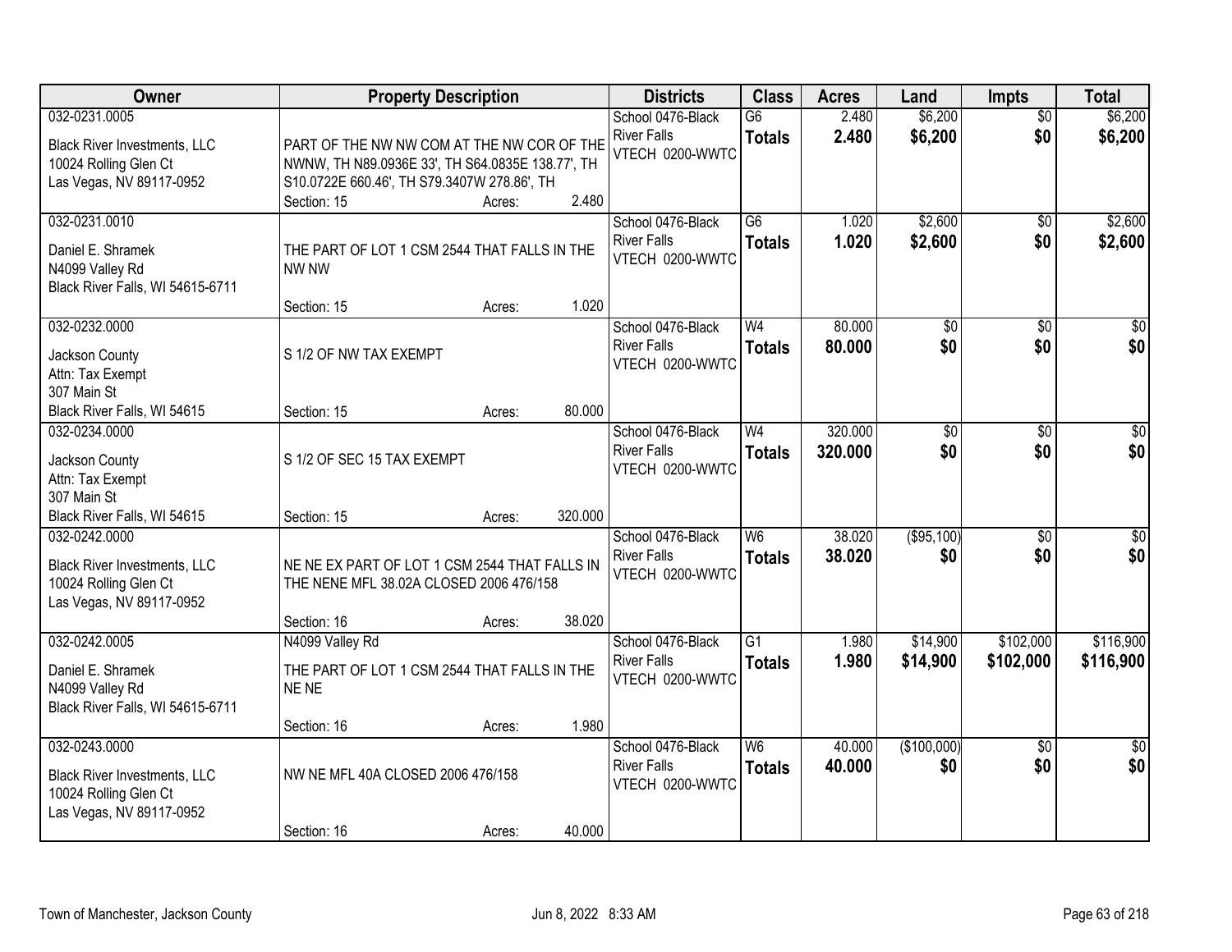| Owner | Property Description | Districts | Class | Acres | Land | Impts | Total |
|---|---|---|---|---|---|---|---|
| 032-0231.0005<br>Black River Investments, LLC<br>10024 Rolling Glen Ct<br>Las Vegas, NV 89117-0952 | PART OF THE NW NW COM AT THE NW COR OF THE NWNW, TH N89.0936E 33', TH S64.0835E 138.77', TH S10.0722E 660.46', TH S79.3407W 278.86', TH<br>Section: 15 Acres: 2.480 | School 0476-Black River Falls<br>VTECH 0200-WWTC | G6<br>**Totals** | 2.480<br>**2.480** | $6,200<br>**$6,200** | $0<br>**$0** | $6,200<br>**$6,200** |
| 032-0231.0010<br>Daniel E. Shramek<br>N4099 Valley Rd<br>Black River Falls, WI 54615-6711 | THE PART OF LOT 1 CSM 2544 THAT FALLS IN THE NW NW<br>Section: 15 Acres: 1.020 | School 0476-Black River Falls<br>VTECH 0200-WWTC | G6<br>**Totals** | 1.020<br>**1.020** | $2,600<br>**$2,600** | $0<br>**$0** | $2,600<br>**$2,600** |
| 032-0232.0000<br>Jackson County<br>Attn: Tax Exempt<br>307 Main St<br>Black River Falls, WI 54615 | S 1/2 OF NW TAX EXEMPT<br>Section: 15 Acres: 80.000 | School 0476-Black River Falls<br>VTECH 0200-WWTC | W4<br>**Totals** | 80.000<br>**80.000** | $0<br>**$0** | $0<br>**$0** | $0<br>**$0** |
| 032-0234.0000<br>Jackson County<br>Attn: Tax Exempt<br>307 Main St<br>Black River Falls, WI 54615 | S 1/2 OF SEC 15 TAX EXEMPT<br>Section: 15 Acres: 320.000 | School 0476-Black River Falls<br>VTECH 0200-WWTC | W4<br>**Totals** | 320.000<br>**320.000** | $0<br>**$0** | $0<br>**$0** | $0<br>**$0** |
| 032-0242.0000<br>Black River Investments, LLC<br>10024 Rolling Glen Ct<br>Las Vegas, NV 89117-0952 | NE NE EX PART OF LOT 1 CSM 2544 THAT FALLS IN THE NENE MFL 38.02A CLOSED 2006 476/158<br>Section: 16 Acres: 38.020 | School 0476-Black River Falls<br>VTECH 0200-WWTC | W6<br>**Totals** | 38.020<br>**38.020** | ($95,100)<br>**$0** | $0<br>**$0** | $0<br>**$0** |
| 032-0242.0005<br>Daniel E. Shramek<br>N4099 Valley Rd<br>Black River Falls, WI 54615-6711 | N4099 Valley Rd<br>THE PART OF LOT 1 CSM 2544 THAT FALLS IN THE NE NE<br>Section: 16 Acres: 1.980 | School 0476-Black River Falls<br>VTECH 0200-WWTC | G1<br>**Totals** | 1.980<br>**1.980** | $14,900<br>**$14,900** | $102,000<br>**$102,000** | $116,900<br>**$116,900** |
| 032-0243.0000<br>Black River Investments, LLC<br>10024 Rolling Glen Ct<br>Las Vegas, NV 89117-0952 | NW NE MFL 40A CLOSED 2006 476/158<br>Section: 16 Acres: 40.000 | School 0476-Black River Falls<br>VTECH 0200-WWTC | W6<br>**Totals** | 40.000<br>**40.000** | ($100,000)<br>**$0** | $0<br>**$0** | $0<br>**$0** |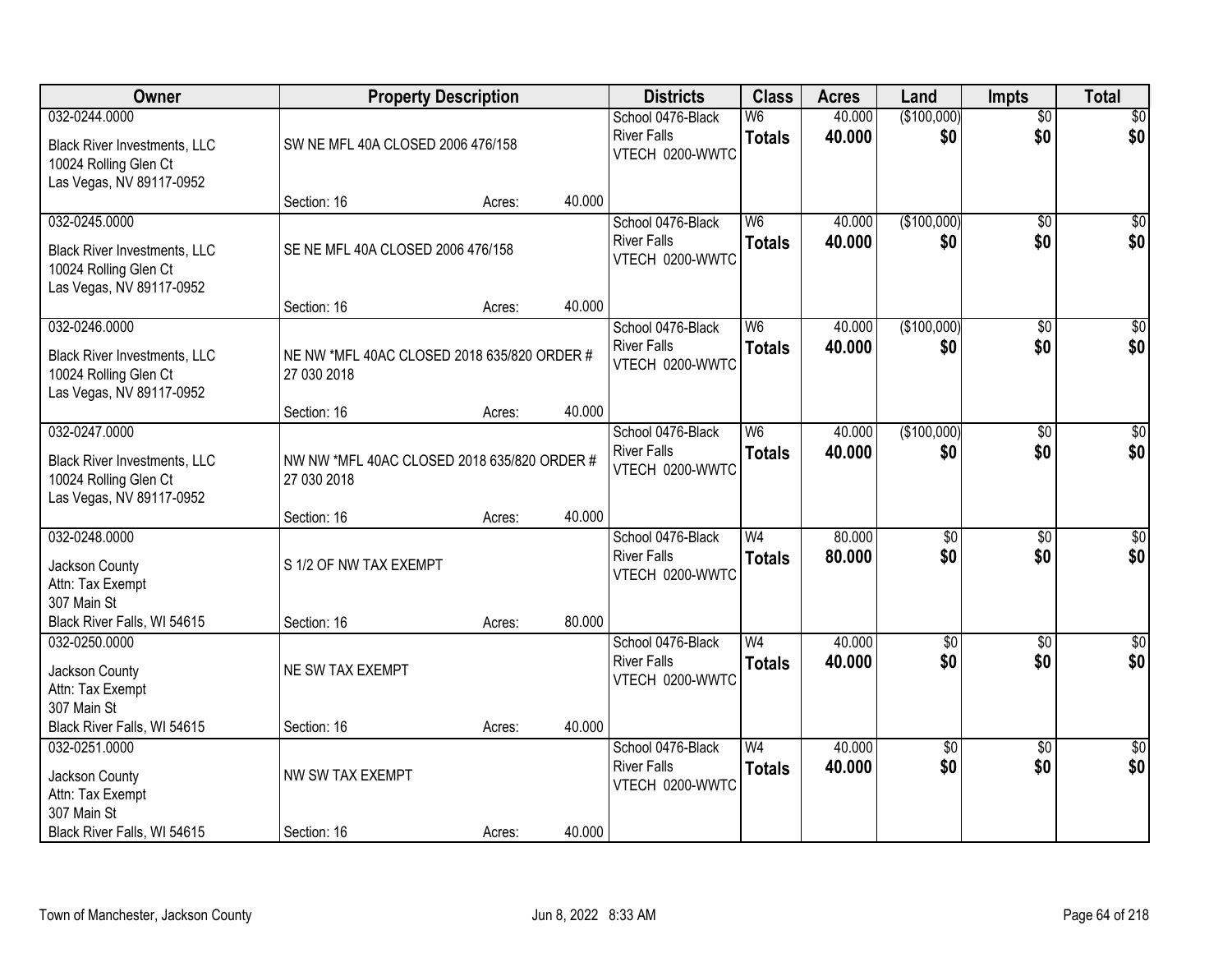| Owner | Property Description | Districts | Class | Acres | Land | Impts | Total |
|---|---|---|---|---|---|---|---|
| 032-0244.0000<br>Black River Investments, LLC<br>10024 Rolling Glen Ct<br>Las Vegas, NV 89117-0952 | SW NE MFL 40A CLOSED 2006 476/158<br>Section: 16 Acres: 40.000 | School 0476-Black River Falls<br>VTECH 0200-WWTC | W6<br>**Totals** | 40.000<br>**40.000** | ($100,000)<br>**$0** | $0<br>**$0** | $0<br>**$0** |
| 032-0245.0000<br>Black River Investments, LLC<br>10024 Rolling Glen Ct<br>Las Vegas, NV 89117-0952 | SE NE MFL 40A CLOSED 2006 476/158<br>Section: 16 Acres: 40.000 | School 0476-Black River Falls<br>VTECH 0200-WWTC | W6<br>**Totals** | 40.000<br>**40.000** | ($100,000)<br>**$0** | $0<br>**$0** | $0<br>**$0** |
| 032-0246.0000<br>Black River Investments, LLC<br>10024 Rolling Glen Ct<br>Las Vegas, NV 89117-0952 | NE NW *MFL 40AC CLOSED 2018 635/820 ORDER # 27 030 2018<br>Section: 16 Acres: 40.000 | School 0476-Black River Falls<br>VTECH 0200-WWTC | W6<br>**Totals** | 40.000<br>**40.000** | ($100,000)<br>**$0** | $0<br>**$0** | $0<br>**$0** |
| 032-0247.0000<br>Black River Investments, LLC<br>10024 Rolling Glen Ct<br>Las Vegas, NV 89117-0952 | NW NW *MFL 40AC CLOSED 2018 635/820 ORDER # 27 030 2018<br>Section: 16 Acres: 40.000 | School 0476-Black River Falls<br>VTECH 0200-WWTC | W6<br>**Totals** | 40.000<br>**40.000** | ($100,000)<br>**$0** | $0<br>**$0** | $0<br>**$0** |
| 032-0248.0000<br>Jackson County<br>Attn: Tax Exempt<br>307 Main St<br>Black River Falls, WI 54615 | S 1/2 OF NW TAX EXEMPT<br>Section: 16 Acres: 80.000 | School 0476-Black River Falls<br>VTECH 0200-WWTC | W4<br>**Totals** | 80.000<br>**80.000** | $0<br>**$0** | $0<br>**$0** | $0<br>**$0** |
| 032-0250.0000<br>Jackson County<br>Attn: Tax Exempt<br>307 Main St<br>Black River Falls, WI 54615 | NE SW TAX EXEMPT<br>Section: 16 Acres: 40.000 | School 0476-Black River Falls<br>VTECH 0200-WWTC | W4<br>**Totals** | 40.000<br>**40.000** | $0<br>**$0** | $0<br>**$0** | $0<br>**$0** |
| 032-0251.0000<br>Jackson County<br>Attn: Tax Exempt<br>307 Main St<br>Black River Falls, WI 54615 | NW SW TAX EXEMPT<br>Section: 16 Acres: 40.000 | School 0476-Black River Falls<br>VTECH 0200-WWTC | W4<br>**Totals** | 40.000<br>**40.000** | $0<br>**$0** | $0<br>**$0** | $0<br>**$0** |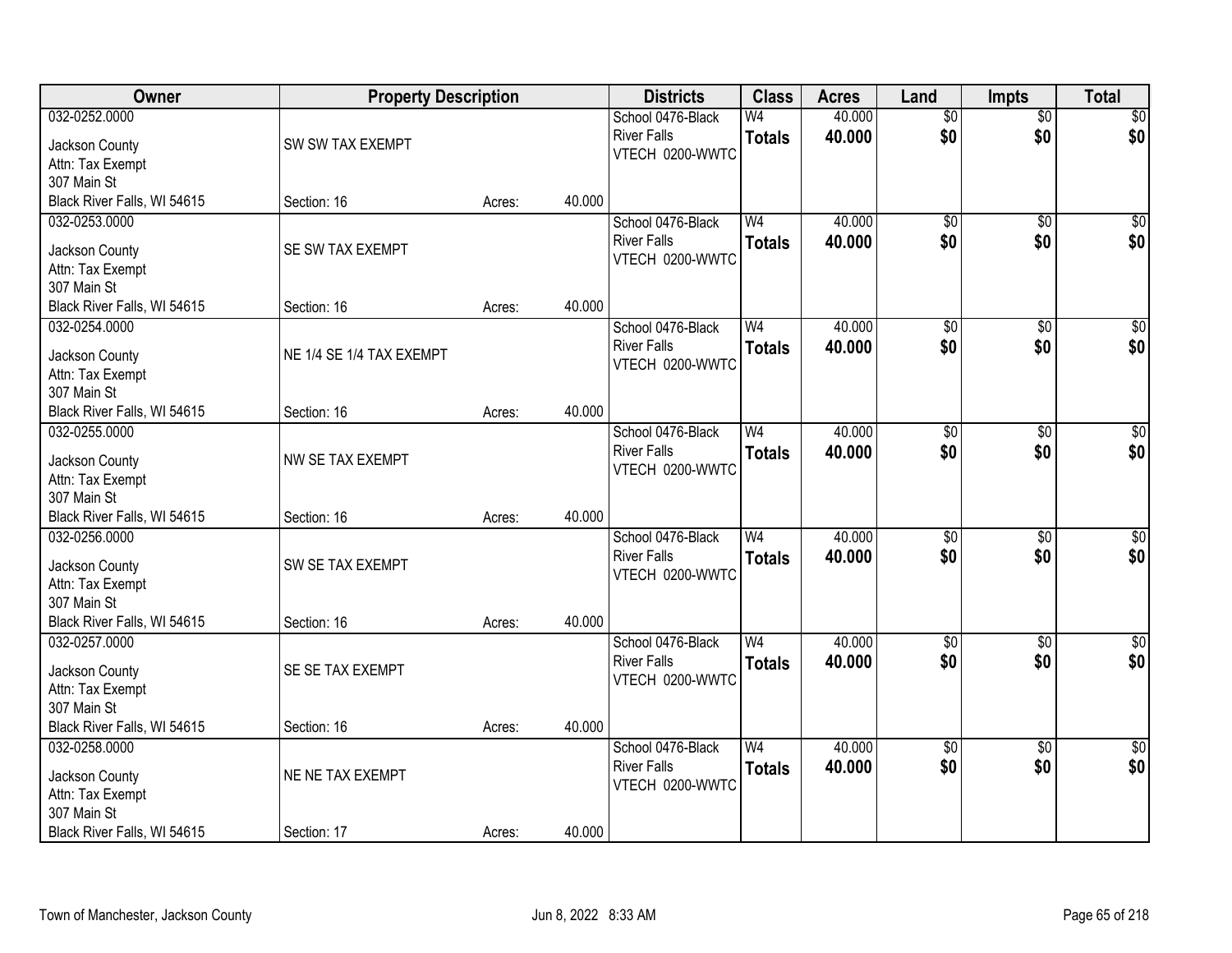| Owner | Property Description | | | Districts | Class | Acres | Land | Impts | Total |
|---|---|---|---|---|---|---|---|---|---|
| 032-0252.0000<br>Jackson County<br>Attn: Tax Exempt<br>307 Main St<br>Black River Falls, WI 54615 | SW SW TAX EXEMPT<br>Section: 16 | Acres: | 40.000 | School 0476-Black River Falls<br>VTECH 0200-WWTC | W4<br>**Totals** | 40.000<br>**40.000** | $0<br>**$0** | $0<br>**$0** | $0<br>**$0** |
| 032-0253.0000<br>Jackson County<br>Attn: Tax Exempt<br>307 Main St<br>Black River Falls, WI 54615 | SE SW TAX EXEMPT<br>Section: 16 | Acres: | 40.000 | School 0476-Black River Falls<br>VTECH 0200-WWTC | W4<br>**Totals** | 40.000<br>**40.000** | $0<br>**$0** | $0<br>**$0** | $0<br>**$0** |
| 032-0254.0000<br>Jackson County<br>Attn: Tax Exempt<br>307 Main St<br>Black River Falls, WI 54615 | NE 1/4 SE 1/4 TAX EXEMPT<br>Section: 16 | Acres: | 40.000 | School 0476-Black River Falls<br>VTECH 0200-WWTC | W4<br>**Totals** | 40.000<br>**40.000** | $0<br>**$0** | $0<br>**$0** | $0<br>**$0** |
| 032-0255.0000<br>Jackson County<br>Attn: Tax Exempt<br>307 Main St<br>Black River Falls, WI 54615 | NW SE TAX EXEMPT<br>Section: 16 | Acres: | 40.000 | School 0476-Black River Falls<br>VTECH 0200-WWTC | W4<br>**Totals** | 40.000<br>**40.000** | $0<br>**$0** | $0<br>**$0** | $0<br>**$0** |
| 032-0256.0000<br>Jackson County<br>Attn: Tax Exempt<br>307 Main St<br>Black River Falls, WI 54615 | SW SE TAX EXEMPT<br>Section: 16 | Acres: | 40.000 | School 0476-Black River Falls<br>VTECH 0200-WWTC | W4<br>**Totals** | 40.000<br>**40.000** | $0<br>**$0** | $0<br>**$0** | $0<br>**$0** |
| 032-0257.0000<br>Jackson County<br>Attn: Tax Exempt<br>307 Main St<br>Black River Falls, WI 54615 | SE SE TAX EXEMPT<br>Section: 16 | Acres: | 40.000 | School 0476-Black River Falls<br>VTECH 0200-WWTC | W4<br>**Totals** | 40.000<br>**40.000** | $0<br>**$0** | $0<br>**$0** | $0<br>**$0** |
| 032-0258.0000<br>Jackson County<br>Attn: Tax Exempt<br>307 Main St<br>Black River Falls, WI 54615 | NE NE TAX EXEMPT<br>Section: 17 | Acres: | 40.000 | School 0476-Black River Falls<br>VTECH 0200-WWTC | W4<br>**Totals** | 40.000<br>**40.000** | $0<br>**$0** | $0<br>**$0** | $0<br>**$0** |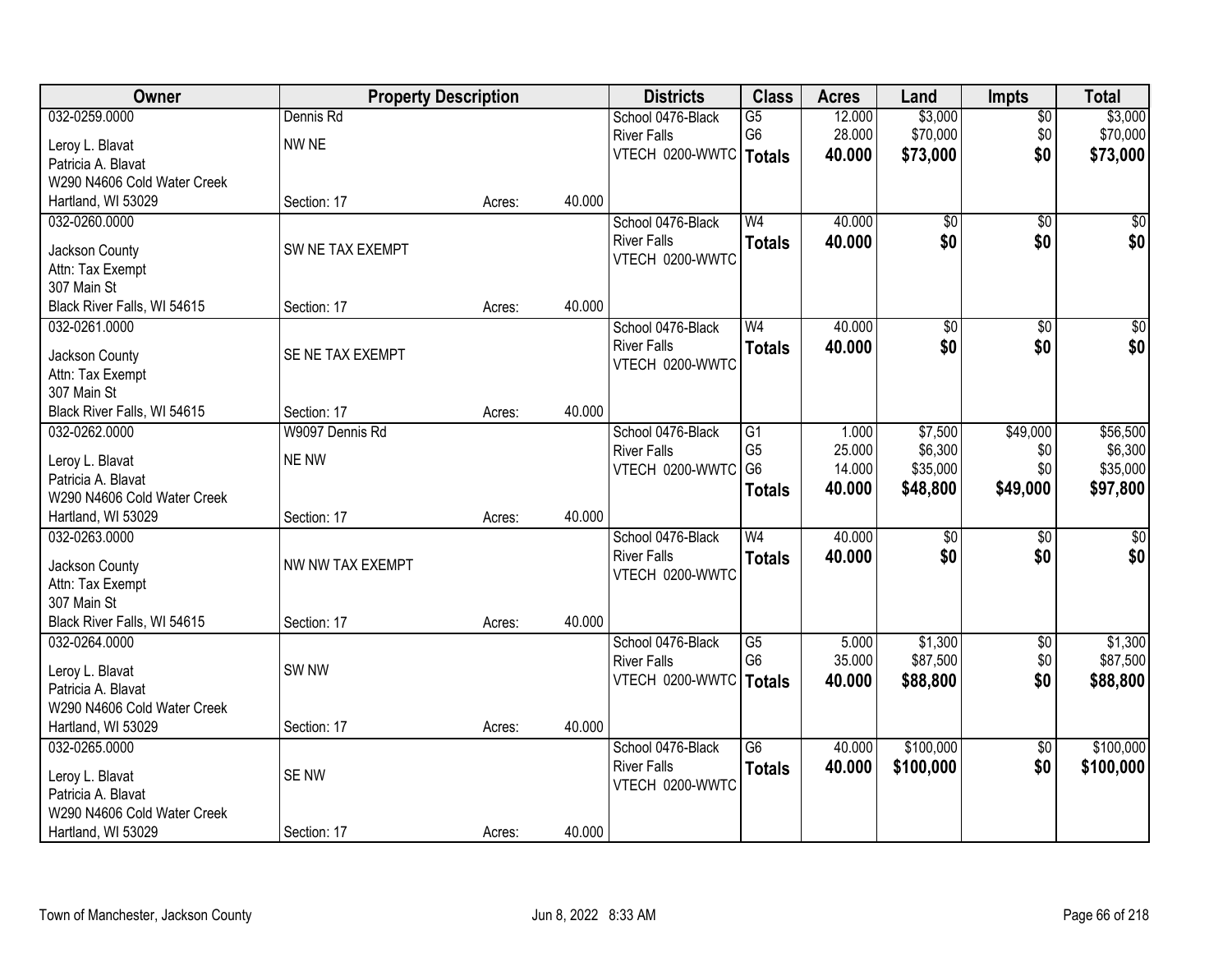| Owner | Property Description | | | Districts | Class | Acres | Land | Impts | Total |
|---|---|---|---|---|---|---|---|---|---|
| 032-0259.0000<br>Leroy L. Blavat<br>Patricia A. Blavat<br>W290 N4606 Cold Water Creek<br>Hartland, WI 53029 | Dennis Rd<br>NW NE<br>Section: 17 | Acres: | 40.000 | School 0476-Black River Falls<br>VTECH 0200-WWTC | G5<br>G6<br>**Totals** | 12.000<br>28.000<br>**40.000** | $3,000<br>$70,000<br>**$73,000** | $0<br>$0<br>**$0** | $3,000<br>$70,000<br>**$73,000** |
| 032-0260.0000<br>Jackson County<br>Attn: Tax Exempt<br>307 Main St<br>Black River Falls, WI 54615 | SW NE TAX EXEMPT<br>Section: 17 | Acres: | 40.000 | School 0476-Black River Falls<br>VTECH 0200-WWTC | W4<br>**Totals** | 40.000<br>**40.000** | $0<br>**$0** | $0<br>**$0** | $0<br>**$0** |
| 032-0261.0000<br>Jackson County<br>Attn: Tax Exempt<br>307 Main St<br>Black River Falls, WI 54615 | SE NE TAX EXEMPT<br>Section: 17 | Acres: | 40.000 | School 0476-Black River Falls<br>VTECH 0200-WWTC | W4<br>**Totals** | 40.000<br>**40.000** | $0<br>**$0** | $0<br>**$0** | $0<br>**$0** |
| 032-0262.0000<br>Leroy L. Blavat<br>Patricia A. Blavat<br>W290 N4606 Cold Water Creek<br>Hartland, WI 53029 | W9097 Dennis Rd<br>NE NW<br>Section: 17 | Acres: | 40.000 | School 0476-Black River Falls<br>VTECH 0200-WWTC | G1<br>G5<br>G6<br>**Totals** | 1.000<br>25.000<br>14.000<br>**40.000** | $7,500<br>$6,300<br>$35,000<br>**$48,800** | $49,000<br>$0<br>$0<br>**$49,000** | $56,500<br>$6,300<br>$35,000<br>**$97,800** |
| 032-0263.0000<br>Jackson County<br>Attn: Tax Exempt<br>307 Main St<br>Black River Falls, WI 54615 | NW NW TAX EXEMPT<br>Section: 17 | Acres: | 40.000 | School 0476-Black River Falls<br>VTECH 0200-WWTC | W4<br>**Totals** | 40.000<br>**40.000** | $0<br>**$0** | $0<br>**$0** | $0<br>**$0** |
| 032-0264.0000<br>Leroy L. Blavat<br>Patricia A. Blavat<br>W290 N4606 Cold Water Creek<br>Hartland, WI 53029 | SW NW<br>Section: 17 | Acres: | 40.000 | School 0476-Black River Falls<br>VTECH 0200-WWTC | G5<br>G6<br>**Totals** | 5.000<br>35.000<br>**40.000** | $1,300<br>$87,500<br>**$88,800** | $0<br>$0<br>**$0** | $1,300<br>$87,500<br>**$88,800** |
| 032-0265.0000<br>Leroy L. Blavat<br>Patricia A. Blavat<br>W290 N4606 Cold Water Creek<br>Hartland, WI 53029 | SE NW<br>Section: 17 | Acres: | 40.000 | School 0476-Black River Falls<br>VTECH 0200-WWTC | G6<br>**Totals** | 40.000<br>**40.000** | $100,000<br>**$100,000** | $0<br>**$0** | $100,000<br>**$100,000** |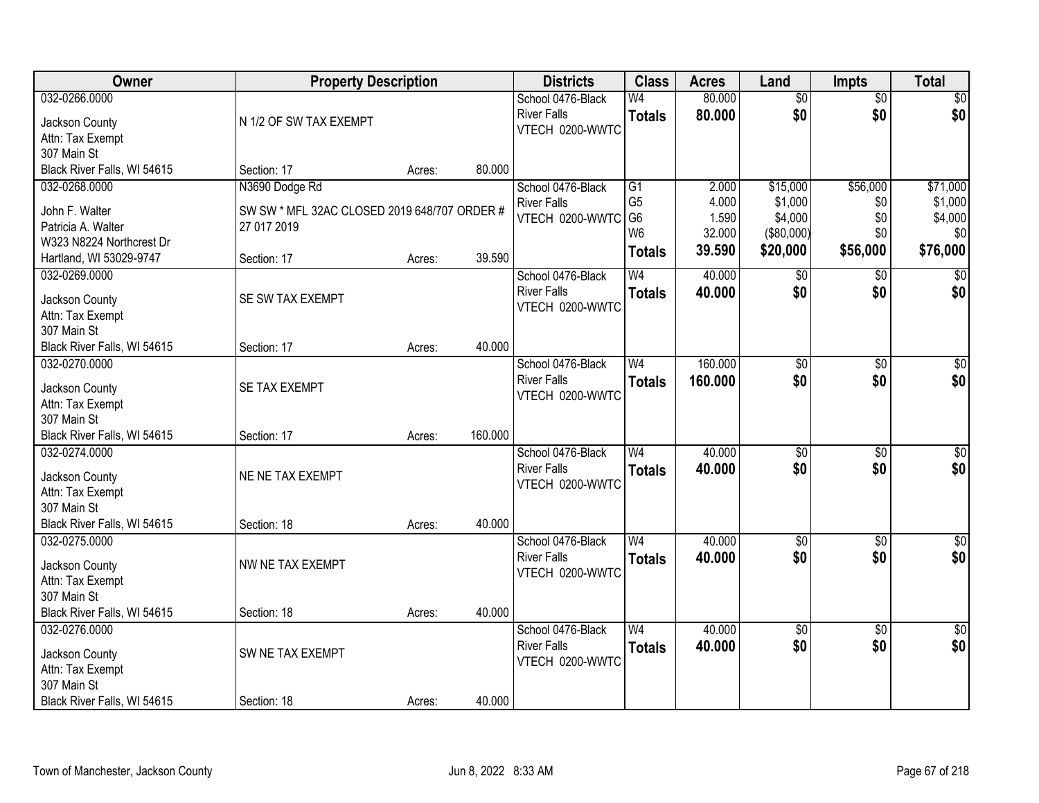| Owner | Property Description | | | Districts | Class | Acres | Land | Impts | Total |
|---|---|---|---|---|---|---|---|---|---|
| 032-0266.0000<br>Jackson County<br>Attn: Tax Exempt<br>307 Main St<br>Black River Falls, WI 54615 | N 1/2 OF SW TAX EXEMPT<br>Section: 17 | Acres: | 80.000 | School 0476-Black River Falls<br>VTECH 0200-WWTC | W4<br>**Totals** | 80.000<br>**80.000** | $0<br>**$0** | $0<br>**$0** | $0<br>**$0** |
| 032-0268.0000<br>John F. Walter<br>Patricia A. Walter<br>W323 N8224 Northcrest Dr<br>Hartland, WI 53029-9747 | N3690 Dodge Rd<br>SW SW * MFL 32AC CLOSED 2019 648/707 ORDER # 27 017 2019<br>Section: 17 | Acres: | 39.590 | School 0476-Black River Falls<br>VTECH 0200-WWTC | G1<br>G5<br>G6<br>W6<br>**Totals** | 2.000<br>4.000<br>1.590<br>32.000<br>**39.590** | $15,000<br>$1,000<br>$4,000<br>($80,000)<br>**$20,000** | $56,000<br>$0<br>$0<br>$0<br>**$56,000** | $71,000<br>$1,000<br>$4,000<br>$0<br>**$76,000** |
| 032-0269.0000<br>Jackson County<br>Attn: Tax Exempt<br>307 Main St<br>Black River Falls, WI 54615 | SE SW TAX EXEMPT<br>Section: 17 | Acres: | 40.000 | School 0476-Black River Falls<br>VTECH 0200-WWTC | W4<br>**Totals** | 40.000<br>**40.000** | $0<br>**$0** | $0<br>**$0** | $0<br>**$0** |
| 032-0270.0000<br>Jackson County<br>Attn: Tax Exempt<br>307 Main St<br>Black River Falls, WI 54615 | SE TAX EXEMPT<br>Section: 17 | Acres: | 160.000 | School 0476-Black River Falls<br>VTECH 0200-WWTC | W4<br>**Totals** | 160.000<br>**160.000** | $0<br>**$0** | $0<br>**$0** | $0<br>**$0** |
| 032-0274.0000<br>Jackson County<br>Attn: Tax Exempt<br>307 Main St<br>Black River Falls, WI 54615 | NE NE TAX EXEMPT<br>Section: 18 | Acres: | 40.000 | School 0476-Black River Falls<br>VTECH 0200-WWTC | W4<br>**Totals** | 40.000<br>**40.000** | $0<br>**$0** | $0<br>**$0** | $0<br>**$0** |
| 032-0275.0000<br>Jackson County<br>Attn: Tax Exempt<br>307 Main St<br>Black River Falls, WI 54615 | NW NE TAX EXEMPT<br>Section: 18 | Acres: | 40.000 | School 0476-Black River Falls<br>VTECH 0200-WWTC | W4<br>**Totals** | 40.000<br>**40.000** | $0<br>**$0** | $0<br>**$0** | $0<br>**$0** |
| 032-0276.0000<br>Jackson County<br>Attn: Tax Exempt<br>307 Main St<br>Black River Falls, WI 54615 | SW NE TAX EXEMPT<br>Section: 18 | Acres: | 40.000 | School 0476-Black River Falls<br>VTECH 0200-WWTC | W4<br>**Totals** | 40.000<br>**40.000** | $0<br>**$0** | $0<br>**$0** | $0<br>**$0** |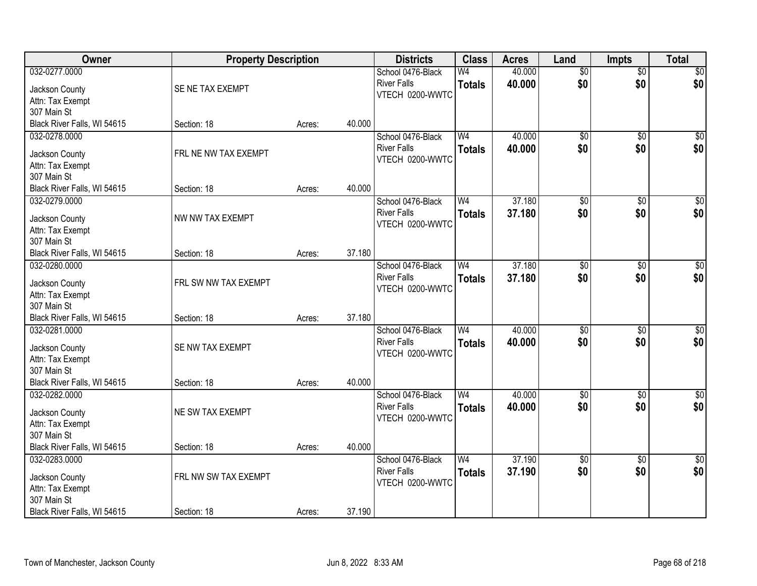| Owner | Property Description | | | Districts | Class | Acres | Land | Impts | Total |
|---|---|---|---|---|---|---|---|---|---|
| 032-0277.0000<br>Jackson County<br>Attn: Tax Exempt<br>307 Main St<br>Black River Falls, WI 54615 | SE NE TAX EXEMPT<br>Section: 18 | Acres: | 40.000 | School 0476-Black River Falls<br>VTECH 0200-WWTC | W4<br>**Totals** | 40.000<br>**40.000** | $0<br>**$0** | $0<br>**$0** | $0<br>**$0** |
| 032-0278.0000<br>Jackson County<br>Attn: Tax Exempt<br>307 Main St<br>Black River Falls, WI 54615 | FRL NE NW TAX EXEMPT<br>Section: 18 | Acres: | 40.000 | School 0476-Black River Falls<br>VTECH 0200-WWTC | W4<br>**Totals** | 40.000<br>**40.000** | $0<br>**$0** | $0<br>**$0** | $0<br>**$0** |
| 032-0279.0000<br>Jackson County<br>Attn: Tax Exempt<br>307 Main St<br>Black River Falls, WI 54615 | NW NW TAX EXEMPT<br>Section: 18 | Acres: | 37.180 | School 0476-Black River Falls<br>VTECH 0200-WWTC | W4<br>**Totals** | 37.180<br>**37.180** | $0<br>**$0** | $0<br>**$0** | $0<br>**$0** |
| 032-0280.0000<br>Jackson County<br>Attn: Tax Exempt<br>307 Main St<br>Black River Falls, WI 54615 | FRL SW NW TAX EXEMPT<br>Section: 18 | Acres: | 37.180 | School 0476-Black River Falls<br>VTECH 0200-WWTC | W4<br>**Totals** | 37.180<br>**37.180** | $0<br>**$0** | $0<br>**$0** | $0<br>**$0** |
| 032-0281.0000<br>Jackson County<br>Attn: Tax Exempt<br>307 Main St<br>Black River Falls, WI 54615 | SE NW TAX EXEMPT<br>Section: 18 | Acres: | 40.000 | School 0476-Black River Falls<br>VTECH 0200-WWTC | W4<br>**Totals** | 40.000<br>**40.000** | $0<br>**$0** | $0<br>**$0** | $0<br>**$0** |
| 032-0282.0000<br>Jackson County<br>Attn: Tax Exempt<br>307 Main St<br>Black River Falls, WI 54615 | NE SW TAX EXEMPT<br>Section: 18 | Acres: | 40.000 | School 0476-Black River Falls<br>VTECH 0200-WWTC | W4<br>**Totals** | 40.000<br>**40.000** | $0<br>**$0** | $0<br>**$0** | $0<br>**$0** |
| 032-0283.0000<br>Jackson County<br>Attn: Tax Exempt<br>307 Main St<br>Black River Falls, WI 54615 | FRL NW SW TAX EXEMPT<br>Section: 18 | Acres: | 37.190 | School 0476-Black River Falls<br>VTECH 0200-WWTC | W4<br>**Totals** | 37.190<br>**37.190** | $0<br>**$0** | $0<br>**$0** | $0<br>**$0** |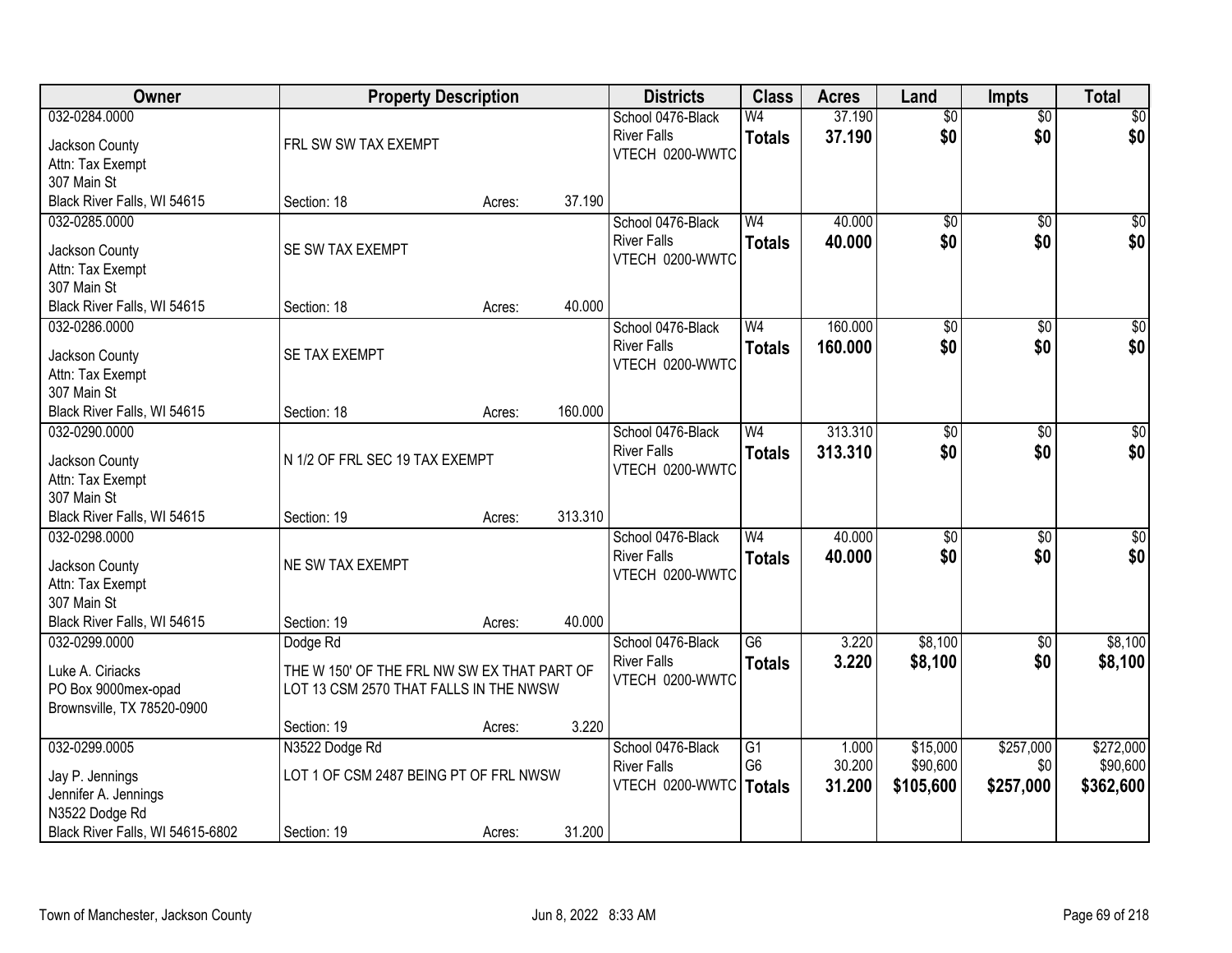| Owner | Property Description | Districts | Class | Acres | Land | Impts | Total |
|---|---|---|---|---|---|---|---|
| 032-0284.0000<br>Jackson County<br>Attn: Tax Exempt<br>307 Main St<br>Black River Falls, WI 54615 | FRL SW SW TAX EXEMPT<br>Section: 18 Acres: 37.190 | School 0476-Black River Falls<br>VTECH 0200-WWTC | W4<br>**Totals** | 37.190<br>**37.190** | $0<br>**$0** | $0<br>**$0** | $0<br>**$0** |
| 032-0285.0000<br>Jackson County<br>Attn: Tax Exempt<br>307 Main St<br>Black River Falls, WI 54615 | SE SW TAX EXEMPT<br>Section: 18 Acres: 40.000 | School 0476-Black River Falls<br>VTECH 0200-WWTC | W4<br>**Totals** | 40.000<br>**40.000** | $0<br>**$0** | $0<br>**$0** | $0<br>**$0** |
| 032-0286.0000<br>Jackson County<br>Attn: Tax Exempt<br>307 Main St<br>Black River Falls, WI 54615 | SE TAX EXEMPT<br>Section: 18 Acres: 160.000 | School 0476-Black River Falls<br>VTECH 0200-WWTC | W4<br>**Totals** | 160.000<br>**160.000** | $0<br>**$0** | $0<br>**$0** | $0<br>**$0** |
| 032-0290.0000<br>Jackson County<br>Attn: Tax Exempt<br>307 Main St<br>Black River Falls, WI 54615 | N 1/2 OF FRL SEC 19 TAX EXEMPT<br>Section: 19 Acres: 313.310 | School 0476-Black River Falls<br>VTECH 0200-WWTC | W4<br>**Totals** | 313.310<br>**313.310** | $0<br>**$0** | $0<br>**$0** | $0<br>**$0** |
| 032-0298.0000<br>Jackson County<br>Attn: Tax Exempt<br>307 Main St<br>Black River Falls, WI 54615 | NE SW TAX EXEMPT<br>Section: 19 Acres: 40.000 | School 0476-Black River Falls<br>VTECH 0200-WWTC | W4<br>**Totals** | 40.000<br>**40.000** | $0<br>**$0** | $0<br>**$0** | $0<br>**$0** |
| 032-0299.0000<br>Luke A. Ciriacks<br>PO Box 9000mex-opad<br>Brownsville, TX 78520-0900 | Dodge Rd<br>THE W 150' OF THE FRL NW SW EX THAT PART OF LOT 13 CSM 2570 THAT FALLS IN THE NWSW<br>Section: 19 Acres: 3.220 | School 0476-Black River Falls<br>VTECH 0200-WWTC | G6<br>**Totals** | 3.220<br>**3.220** | $8,100<br>**$8,100** | $0<br>**$0** | $8,100<br>**$8,100** |
| 032-0299.0005<br>Jay P. Jennings<br>Jennifer A. Jennings<br>N3522 Dodge Rd<br>Black River Falls, WI 54615-6802 | N3522 Dodge Rd<br>LOT 1 OF CSM 2487 BEING PT OF FRL NWSW<br>Section: 19 Acres: 31.200 | School 0476-Black River Falls<br>VTECH 0200-WWTC | G1<br>G6<br>**Totals** | 1.000<br>30.200<br>**31.200** | $15,000<br>$90,600<br>**$105,600** | $257,000<br>$0<br>**$257,000** | $272,000<br>$90,600<br>**$362,600** |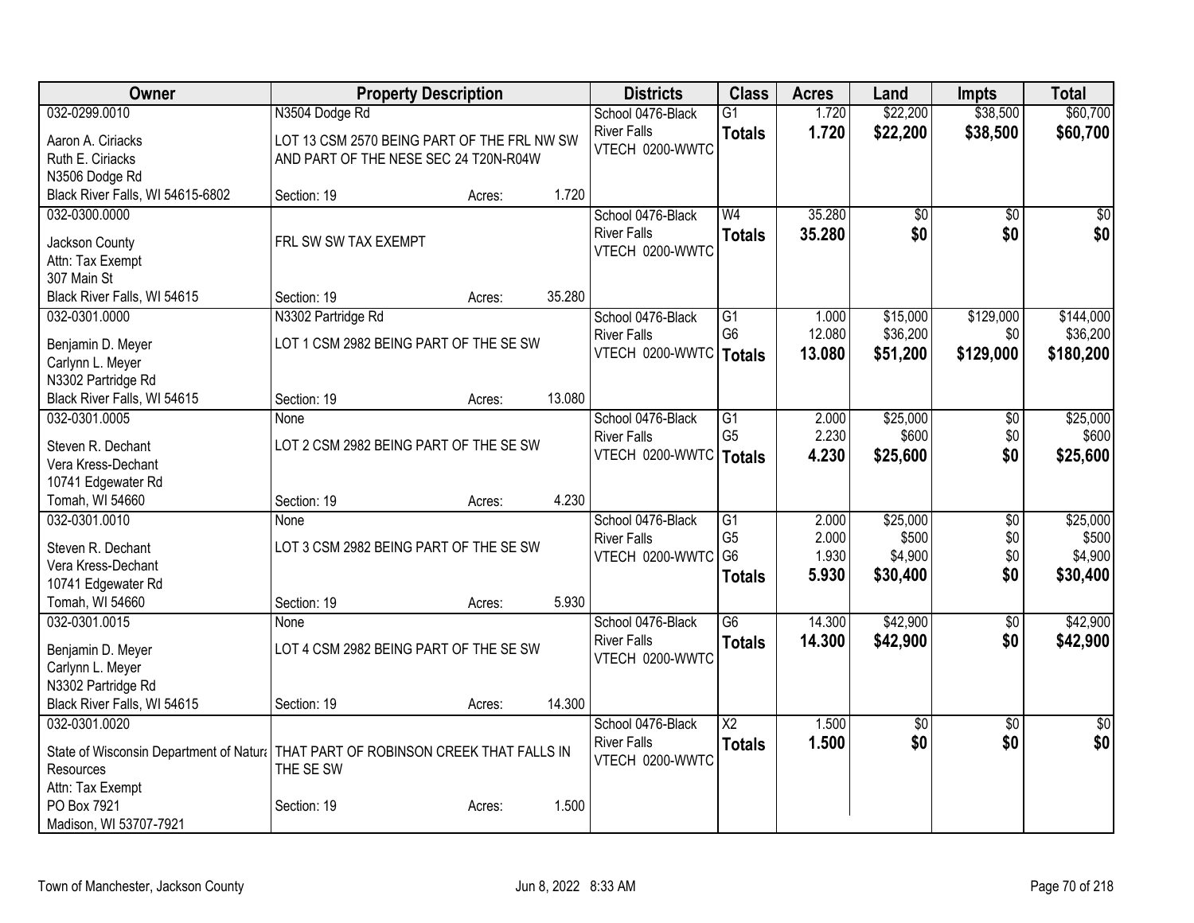| Owner | Property Description | | | Districts | Class | Acres | Land | Impts | Total |
|---|---|---|---|---|---|---|---|---|---|
| 032-0299.0010 | N3504 Dodge Rd | | | School 0476-Black | G1 | 1.720 | $22,200 | $38,500 | $60,700 |
| Aaron A. Ciriacks | LOT 13 CSM 2570 BEING PART OF THE FRL NW SW | | | River Falls | **Totals** | **1.720** | **$22,200** | **$38,500** | **$60,700** |
| Ruth E. Ciriacks | AND PART OF THE NESE SEC 24 T20N-R04W | | | VTECH 0200-WWTC | | | | | |
| N3506 Dodge Rd | | | | | | | | | |
| Black River Falls, WI 54615-6802 | Section: 19 | Acres: | 1.720 | | | | | | |
| 032-0300.0000 | | | | School 0476-Black | W4 | 35.280 | $0 | $0 | $0 |
| Jackson County | FRL SW SW TAX EXEMPT | | | River Falls | **Totals** | **35.280** | **$0** | **$0** | **$0** |
| Attn: Tax Exempt | | | | VTECH 0200-WWTC | | | | | |
| 307 Main St | | | | | | | | | |
| Black River Falls, WI 54615 | Section: 19 | Acres: | 35.280 | | | | | | |
| 032-0301.0000 | N3302 Partridge Rd | | | School 0476-Black | G1 | 1.000 | $15,000 | $129,000 | $144,000 |
| Benjamin D. Meyer | LOT 1 CSM 2982 BEING PART OF THE SE SW | | | River Falls | G6 | 12.080 | $36,200 | $0 | $36,200 |
| Carlynn L. Meyer | | | | VTECH 0200-WWTC | **Totals** | **13.080** | **$51,200** | **$129,000** | **$180,200** |
| N3302 Partridge Rd | | | | | | | | | |
| Black River Falls, WI 54615 | Section: 19 | Acres: | 13.080 | | | | | | |
| 032-0301.0005 | None | | | School 0476-Black | G1 | 2.000 | $25,000 | $0 | $25,000 |
| Steven R. Dechant | LOT 2 CSM 2982 BEING PART OF THE SE SW | | | River Falls | G5 | 2.230 | $600 | $0 | $600 |
| Vera Kress-Dechant | | | | VTECH 0200-WWTC | **Totals** | **4.230** | **$25,600** | **$0** | **$25,600** |
| 10741 Edgewater Rd | | | | | | | | | |
| Tomah, WI 54660 | Section: 19 | Acres: | 4.230 | | | | | | |
| 032-0301.0010 | None | | | School 0476-Black | G1 | 2.000 | $25,000 | $0 | $25,000 |
| Steven R. Dechant | LOT 3 CSM 2982 BEING PART OF THE SE SW | | | River Falls | G5 | 2.000 | $500 | $0 | $500 |
| Vera Kress-Dechant | | | | VTECH 0200-WWTC | G6 | 1.930 | $4,900 | $0 | $4,900 |
| 10741 Edgewater Rd | | | | | **Totals** | **5.930** | **$30,400** | **$0** | **$30,400** |
| Tomah, WI 54660 | Section: 19 | Acres: | 5.930 | | | | | | |
| 032-0301.0015 | None | | | School 0476-Black | G6 | 14.300 | $42,900 | $0 | $42,900 |
| Benjamin D. Meyer | LOT 4 CSM 2982 BEING PART OF THE SE SW | | | River Falls | **Totals** | **14.300** | **$42,900** | **$0** | **$42,900** |
| Carlynn L. Meyer | | | | VTECH 0200-WWTC | | | | | |
| N3302 Partridge Rd | | | | | | | | | |
| Black River Falls, WI 54615 | Section: 19 | Acres: | 14.300 | | | | | | |
| 032-0301.0020 | | | | School 0476-Black | X2 | 1.500 | $0 | $0 | $0 |
| State of Wisconsin Department of Natura | THAT PART OF ROBINSON CREEK THAT FALLS IN | | | River Falls | **Totals** | **1.500** | **$0** | **$0** | **$0** |
| Resources | THE SE SW | | | VTECH 0200-WWTC | | | | | |
| Attn: Tax Exempt | | | | | | | | | |
| PO Box 7921 | Section: 19 | Acres: | 1.500 | | | | | | |
| Madison, WI 53707-7921 | | | | | | | | | |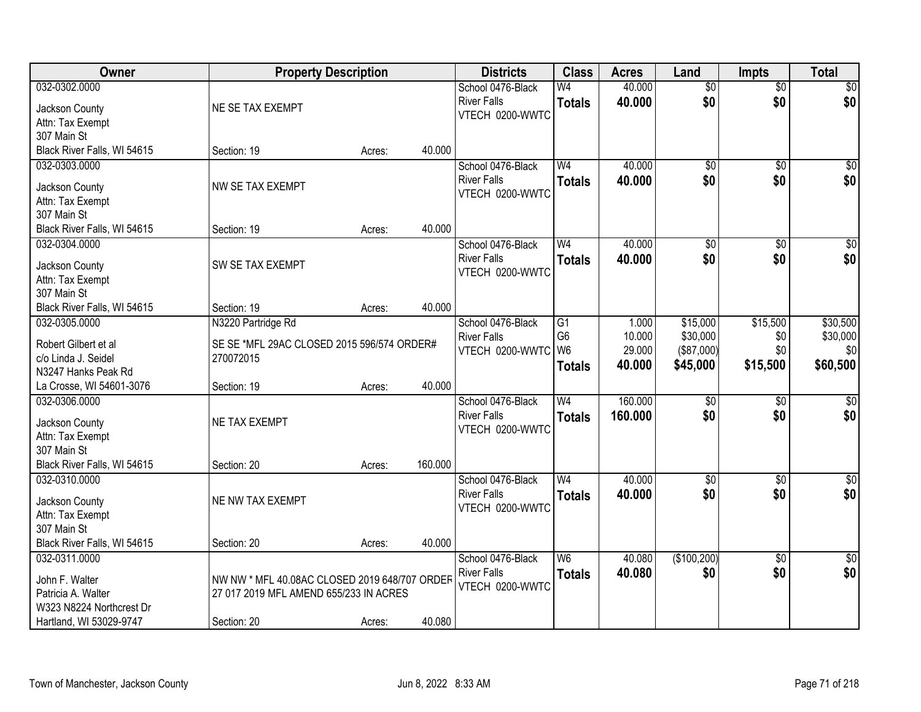| Owner | Property Description | Districts | Class | Acres | Land | Impts | Total |
|---|---|---|---|---|---|---|---|
| 032-0302.0000<br>Jackson County<br>Attn: Tax Exempt<br>307 Main St<br>Black River Falls, WI 54615 | NE SE TAX EXEMPT<br>Section: 19 Acres: 40.000 | School 0476-Black River Falls<br>VTECH 0200-WWTC | W4<br>**Totals** | 40.000<br>**40.000** | $0<br>**$0** | $0<br>**$0** | $0<br>**$0** |
| 032-0303.0000<br>Jackson County<br>Attn: Tax Exempt<br>307 Main St<br>Black River Falls, WI 54615 | NW SE TAX EXEMPT<br>Section: 19 Acres: 40.000 | School 0476-Black River Falls<br>VTECH 0200-WWTC | W4<br>**Totals** | 40.000<br>**40.000** | $0<br>**$0** | $0<br>**$0** | $0<br>**$0** |
| 032-0304.0000<br>Jackson County<br>Attn: Tax Exempt<br>307 Main St<br>Black River Falls, WI 54615 | SW SE TAX EXEMPT<br>Section: 19 Acres: 40.000 | School 0476-Black River Falls<br>VTECH 0200-WWTC | W4<br>**Totals** | 40.000<br>**40.000** | $0<br>**$0** | $0<br>**$0** | $0<br>**$0** |
| 032-0305.0000<br>Robert Gilbert et al<br>c/o Linda J. Seidel<br>N3247 Hanks Peak Rd<br>La Crosse, WI 54601-3076 | N3220 Partridge Rd<br>SE SE *MFL 29AC CLOSED 2015 596/574 ORDER# 270072015<br>Section: 19 Acres: 40.000 | School 0476-Black River Falls<br>VTECH 0200-WWTC | G1<br>G6<br>W6<br>**Totals** | 1.000<br>10.000<br>29.000<br>**40.000** | $15,000<br>$30,000<br>($87,000)<br>**$45,000** | $15,500<br>$0<br>$0<br>**$15,500** | $30,500<br>$30,000<br>$0<br>**$60,500** |
| 032-0306.0000<br>Jackson County<br>Attn: Tax Exempt<br>307 Main St<br>Black River Falls, WI 54615 | NE TAX EXEMPT<br>Section: 20 Acres: 160.000 | School 0476-Black River Falls<br>VTECH 0200-WWTC | W4<br>**Totals** | 160.000<br>**160.000** | $0<br>**$0** | $0<br>**$0** | $0<br>**$0** |
| 032-0310.0000<br>Jackson County<br>Attn: Tax Exempt<br>307 Main St<br>Black River Falls, WI 54615 | NE NW TAX EXEMPT<br>Section: 20 Acres: 40.000 | School 0476-Black River Falls<br>VTECH 0200-WWTC | W4<br>**Totals** | 40.000<br>**40.000** | $0<br>**$0** | $0<br>**$0** | $0<br>**$0** |
| 032-0311.0000<br>John F. Walter<br>Patricia A. Walter<br>W323 N8224 Northcrest Dr<br>Hartland, WI 53029-9747 | NW NW * MFL 40.08AC CLOSED 2019 648/707 ORDER 27 017 2019 MFL AMEND 655/233 IN ACRES<br>Section: 20 Acres: 40.080 | School 0476-Black River Falls<br>VTECH 0200-WWTC | W6<br>**Totals** | 40.080<br>**40.080** | ($100,200)<br>**$0** | $0<br>**$0** | $0<br>**$0** |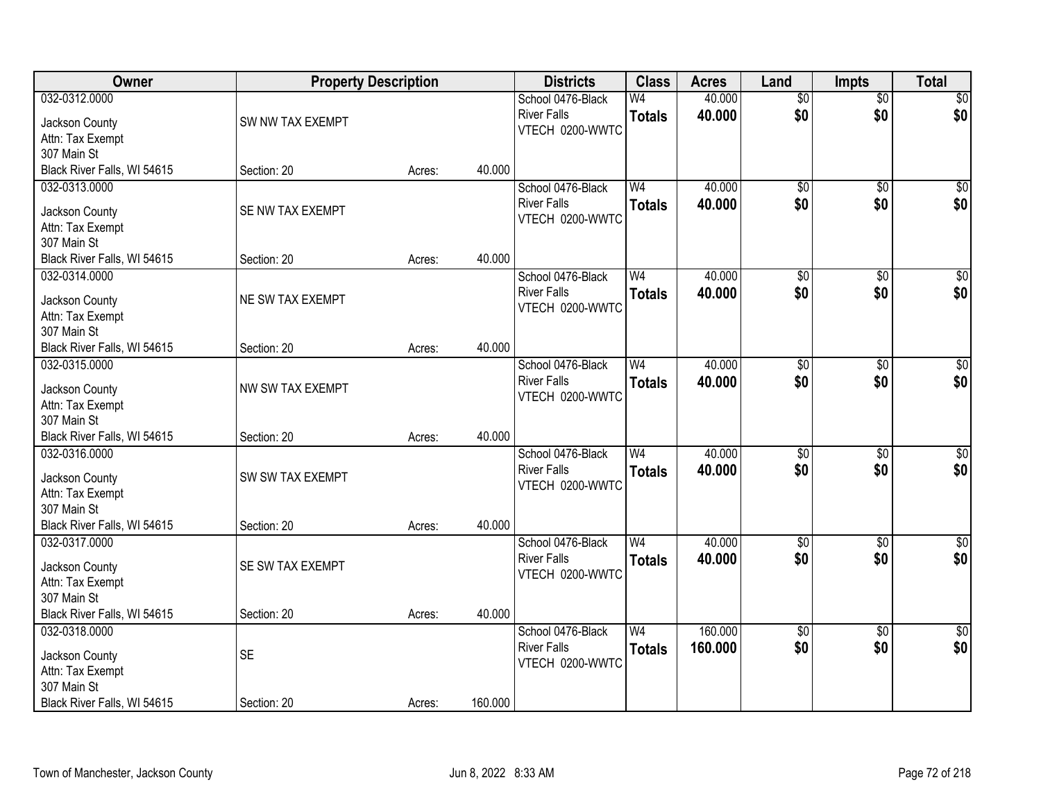| Owner | Property Description | | | Districts | Class | Acres | Land | Impts | Total |
|---|---|---|---|---|---|---|---|---|---|
| 032-0312.0000<br>Jackson County<br>Attn: Tax Exempt<br>307 Main St<br>Black River Falls, WI 54615 | SW NW TAX EXEMPT<br>Section: 20 | Acres: | 40.000 | School 0476-Black River Falls<br>VTECH 0200-WWTC | W4<br>**Totals** | 40.000<br>**40.000** | $0<br>**$0** | $0<br>**$0** | $0<br>**$0** |
| 032-0313.0000<br>Jackson County<br>Attn: Tax Exempt<br>307 Main St<br>Black River Falls, WI 54615 | SE NW TAX EXEMPT<br>Section: 20 | Acres: | 40.000 | School 0476-Black River Falls<br>VTECH 0200-WWTC | W4<br>**Totals** | 40.000<br>**40.000** | $0<br>**$0** | $0<br>**$0** | $0<br>**$0** |
| 032-0314.0000<br>Jackson County<br>Attn: Tax Exempt<br>307 Main St<br>Black River Falls, WI 54615 | NE SW TAX EXEMPT<br>Section: 20 | Acres: | 40.000 | School 0476-Black River Falls<br>VTECH 0200-WWTC | W4<br>**Totals** | 40.000<br>**40.000** | $0<br>**$0** | $0<br>**$0** | $0<br>**$0** |
| 032-0315.0000<br>Jackson County<br>Attn: Tax Exempt<br>307 Main St<br>Black River Falls, WI 54615 | NW SW TAX EXEMPT<br>Section: 20 | Acres: | 40.000 | School 0476-Black River Falls<br>VTECH 0200-WWTC | W4<br>**Totals** | 40.000<br>**40.000** | $0<br>**$0** | $0<br>**$0** | $0<br>**$0** |
| 032-0316.0000<br>Jackson County<br>Attn: Tax Exempt<br>307 Main St<br>Black River Falls, WI 54615 | SW SW TAX EXEMPT<br>Section: 20 | Acres: | 40.000 | School 0476-Black River Falls<br>VTECH 0200-WWTC | W4<br>**Totals** | 40.000<br>**40.000** | $0<br>**$0** | $0<br>**$0** | $0<br>**$0** |
| 032-0317.0000<br>Jackson County<br>Attn: Tax Exempt<br>307 Main St<br>Black River Falls, WI 54615 | SE SW TAX EXEMPT<br>Section: 20 | Acres: | 40.000 | School 0476-Black River Falls<br>VTECH 0200-WWTC | W4<br>**Totals** | 40.000<br>**40.000** | $0<br>**$0** | $0<br>**$0** | $0<br>**$0** |
| 032-0318.0000<br>Jackson County<br>Attn: Tax Exempt<br>307 Main St<br>Black River Falls, WI 54615 | SE<br>Section: 20 | Acres: | 160.000 | School 0476-Black River Falls<br>VTECH 0200-WWTC | W4<br>**Totals** | 160.000<br>**160.000** | $0<br>**$0** | $0<br>**$0** | $0<br>**$0** |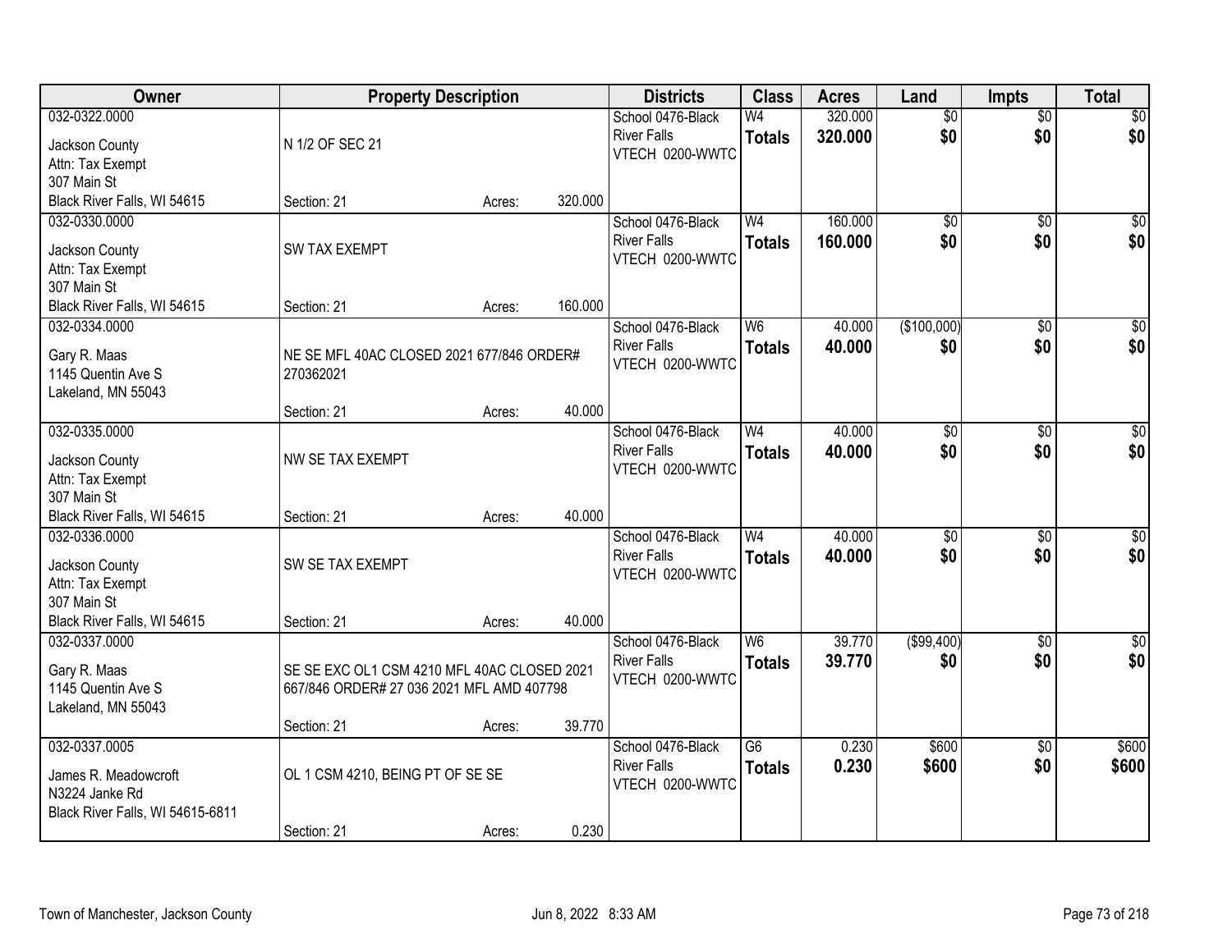| Owner | Property Description | Districts | Class | Acres | Land | Impts | Total |
|---|---|---|---|---|---|---|---|
| 032-0322.0000<br>Jackson County<br>Attn: Tax Exempt<br>307 Main St<br>Black River Falls, WI 54615 | N 1/2 OF SEC 21<br>Section: 21 Acres: 320.000 | School 0476-Black River Falls<br>VTECH 0200-WWTC | W4<br>**Totals** | 320.000<br>**320.000** | $0<br>**$0** | $0<br>**$0** | $0<br>**$0** |
| 032-0330.0000<br>Jackson County<br>Attn: Tax Exempt<br>307 Main St<br>Black River Falls, WI 54615 | SW TAX EXEMPT<br>Section: 21 Acres: 160.000 | School 0476-Black River Falls<br>VTECH 0200-WWTC | W4<br>**Totals** | 160.000<br>**160.000** | $0<br>**$0** | $0<br>**$0** | $0<br>**$0** |
| 032-0334.0000<br>Gary R. Maas<br>1145 Quentin Ave S<br>Lakeland, MN 55043 | NE SE MFL 40AC CLOSED 2021 677/846 ORDER# 270362021<br>Section: 21 Acres: 40.000 | School 0476-Black River Falls<br>VTECH 0200-WWTC | W6<br>**Totals** | 40.000<br>**40.000** | ($100,000)<br>**$0** | $0<br>**$0** | $0<br>**$0** |
| 032-0335.0000<br>Jackson County<br>Attn: Tax Exempt<br>307 Main St<br>Black River Falls, WI 54615 | NW SE TAX EXEMPT<br>Section: 21 Acres: 40.000 | School 0476-Black River Falls<br>VTECH 0200-WWTC | W4<br>**Totals** | 40.000<br>**40.000** | $0<br>**$0** | $0<br>**$0** | $0<br>**$0** |
| 032-0336.0000<br>Jackson County<br>Attn: Tax Exempt<br>307 Main St<br>Black River Falls, WI 54615 | SW SE TAX EXEMPT<br>Section: 21 Acres: 40.000 | School 0476-Black River Falls<br>VTECH 0200-WWTC | W4<br>**Totals** | 40.000<br>**40.000** | $0<br>**$0** | $0<br>**$0** | $0<br>**$0** |
| 032-0337.0000<br>Gary R. Maas<br>1145 Quentin Ave S<br>Lakeland, MN 55043 | SE SE EXC OL1 CSM 4210 MFL 40AC CLOSED 2021 667/846 ORDER# 27 036 2021 MFL AMD 407798<br>Section: 21 Acres: 39.770 | School 0476-Black River Falls<br>VTECH 0200-WWTC | W6<br>**Totals** | 39.770<br>**39.770** | ($99,400)<br>**$0** | $0<br>**$0** | $0<br>**$0** |
| 032-0337.0005<br>James R. Meadowcroft<br>N3224 Janke Rd<br>Black River Falls, WI 54615-6811 | OL 1 CSM 4210, BEING PT OF SE SE<br>Section: 21 Acres: 0.230 | School 0476-Black River Falls<br>VTECH 0200-WWTC | G6<br>**Totals** | 0.230<br>**0.230** | $600<br>**$600** | $0<br>**$0** | $600<br>**$600** |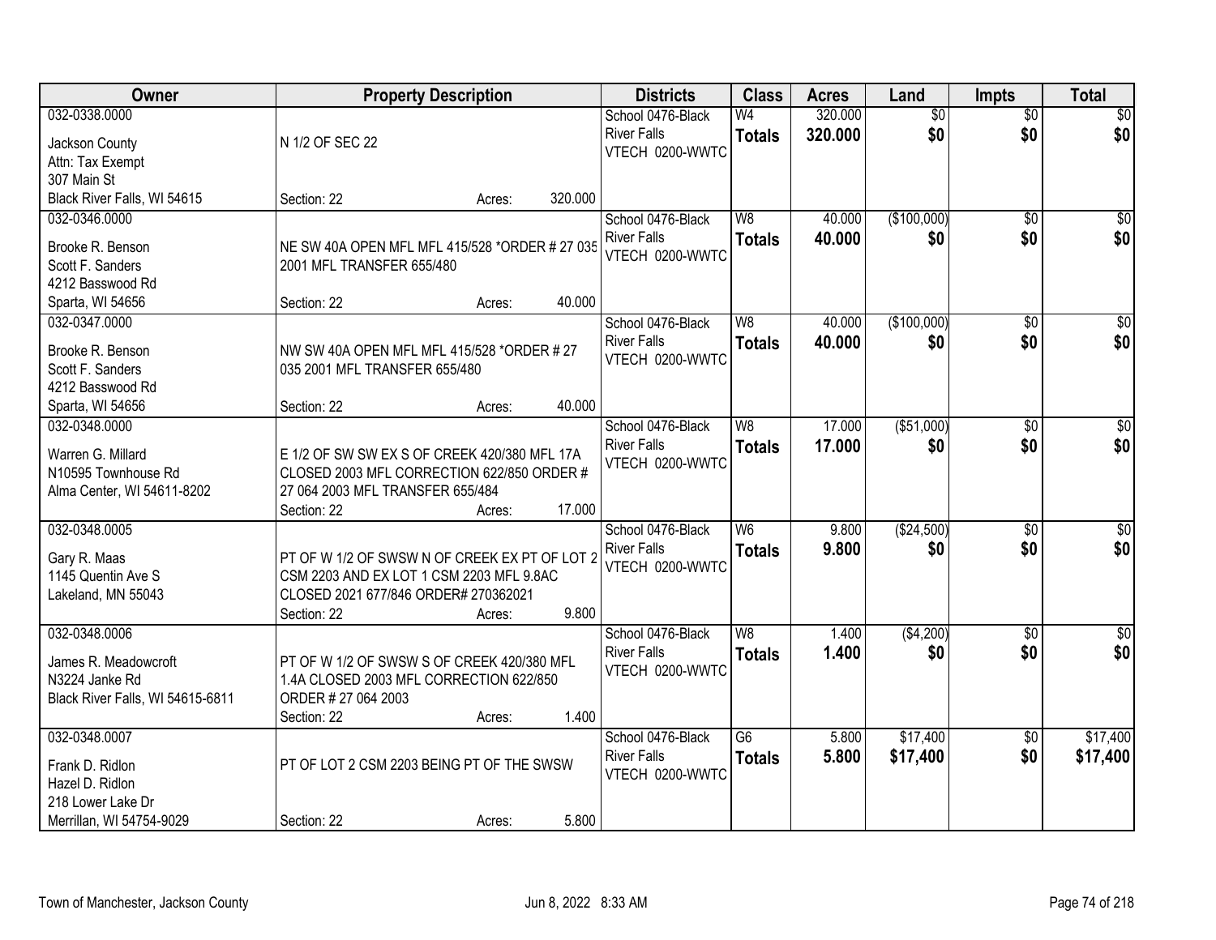| Owner | Property Description | Districts | Class | Acres | Land | Impts | Total |
|---|---|---|---|---|---|---|---|
| 032-0338.0000<br>Jackson County<br>Attn: Tax Exempt<br>307 Main St<br>Black River Falls, WI 54615 | N 1/2 OF SEC 22<br>Section: 22 Acres: 320.000 | School 0476-Black River Falls<br>VTECH 0200-WWTC | W4<br>**Totals** | 320.000<br>**320.000** | $0<br>**$0** | $0<br>**$0** | $0<br>**$0** |
| 032-0346.0000<br>Brooke R. Benson<br>Scott F. Sanders<br>4212 Basswood Rd<br>Sparta, WI 54656 | NE SW 40A OPEN MFL MFL 415/528 *ORDER # 27 035 2001 MFL TRANSFER 655/480<br>Section: 22 Acres: 40.000 | School 0476-Black River Falls<br>VTECH 0200-WWTC | W8<br>**Totals** | 40.000<br>**40.000** | ($100,000)<br>**$0** | $0<br>**$0** | $0<br>**$0** |
| 032-0347.0000<br>Brooke R. Benson<br>Scott F. Sanders<br>4212 Basswood Rd<br>Sparta, WI 54656 | NW SW 40A OPEN MFL MFL 415/528 *ORDER # 27 035 2001 MFL TRANSFER 655/480<br>Section: 22 Acres: 40.000 | School 0476-Black River Falls<br>VTECH 0200-WWTC | W8<br>**Totals** | 40.000<br>**40.000** | ($100,000)<br>**$0** | $0<br>**$0** | $0<br>**$0** |
| 032-0348.0000<br>Warren G. Millard<br>N10595 Townhouse Rd<br>Alma Center, WI 54611-8202 | E 1/2 OF SW SW EX S OF CREEK 420/380 MFL 17A CLOSED 2003 MFL CORRECTION 622/850 ORDER # 27 064 2003 MFL TRANSFER 655/484<br>Section: 22 Acres: 17.000 | School 0476-Black River Falls<br>VTECH 0200-WWTC | W8<br>**Totals** | 17.000<br>**17.000** | ($51,000)<br>**$0** | $0<br>**$0** | $0<br>**$0** |
| 032-0348.0005<br>Gary R. Maas<br>1145 Quentin Ave S<br>Lakeland, MN 55043 | PT OF W 1/2 OF SWSW N OF CREEK EX PT OF LOT 2 CSM 2203 AND EX LOT 1 CSM 2203 MFL 9.8AC CLOSED 2021 677/846 ORDER# 270362021<br>Section: 22 Acres: 9.800 | School 0476-Black River Falls<br>VTECH 0200-WWTC | W6<br>**Totals** | 9.800<br>**9.800** | ($24,500)<br>**$0** | $0<br>**$0** | $0<br>**$0** |
| 032-0348.0006<br>James R. Meadowcroft<br>N3224 Janke Rd<br>Black River Falls, WI 54615-6811 | PT OF W 1/2 OF SWSW S OF CREEK 420/380 MFL 1.4A CLOSED 2003 MFL CORRECTION 622/850 ORDER # 27 064 2003<br>Section: 22 Acres: 1.400 | School 0476-Black River Falls<br>VTECH 0200-WWTC | W8<br>**Totals** | 1.400<br>**1.400** | ($4,200)<br>**$0** | $0<br>**$0** | $0<br>**$0** |
| 032-0348.0007<br>Frank D. Ridlon<br>Hazel D. Ridlon<br>218 Lower Lake Dr<br>Merrillan, WI 54754-9029 | PT OF LOT 2 CSM 2203 BEING PT OF THE SWSW<br>Section: 22 Acres: 5.800 | School 0476-Black River Falls<br>VTECH 0200-WWTC | G6<br>**Totals** | 5.800<br>**5.800** | $17,400<br>**$17,400** | $0<br>**$0** | $17,400<br>**$17,400** |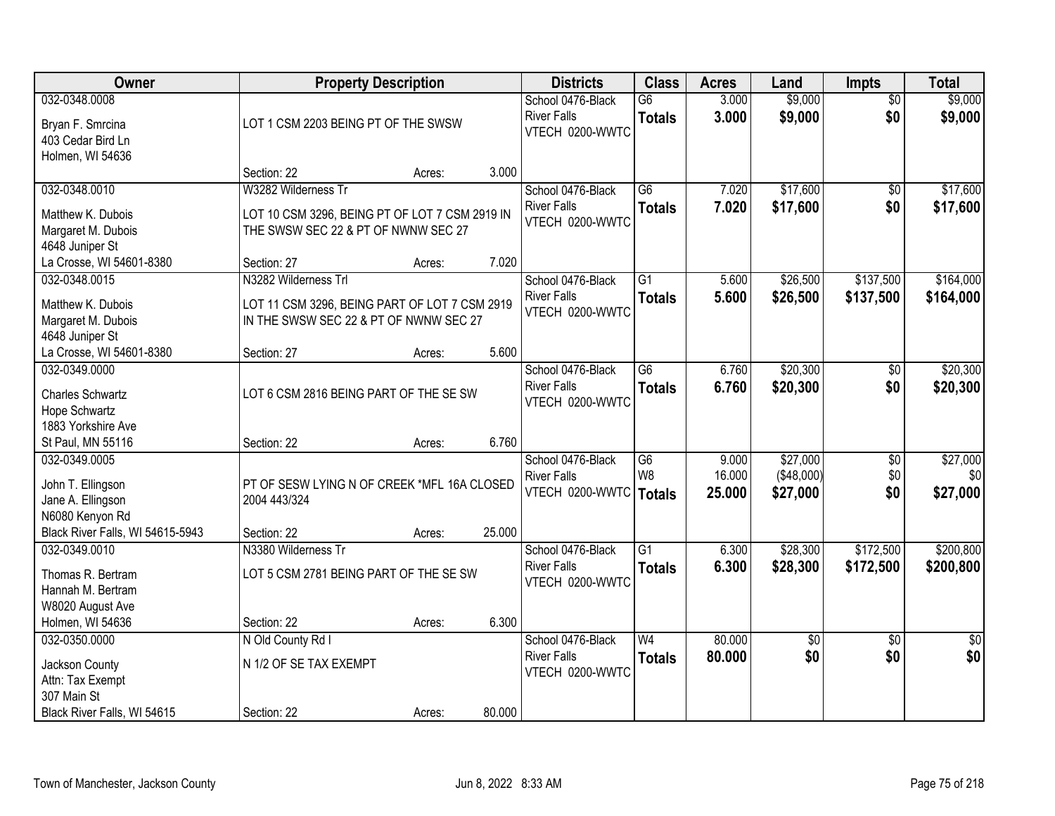| Owner | Property Description | Districts | Class | Acres | Land | Impts | Total |
|---|---|---|---|---|---|---|---|
| 032-0348.0008<br>Bryan F. Smrcina<br>403 Cedar Bird Ln<br>Holmen, WI 54636 | LOT 1 CSM 2203 BEING PT OF THE SWSW<br>Section: 22 Acres: 3.000 | School 0476-Black River Falls<br>VTECH 0200-WWTC | G6<br>**Totals** | 3.000<br>**3.000** | $9,000<br>**$9,000** | $0<br>**$0** | $9,000<br>**$9,000** |
| 032-0348.0010<br>Matthew K. Dubois<br>Margaret M. Dubois<br>4648 Juniper St<br>La Crosse, WI 54601-8380 | W3282 Wilderness Tr<br>LOT 10 CSM 3296, BEING PT OF LOT 7 CSM 2919 IN THE SWSW SEC 22 & PT OF NWNW SEC 27<br>Section: 27 Acres: 7.020 | School 0476-Black River Falls<br>VTECH 0200-WWTC | G6<br>**Totals** | 7.020<br>**7.020** | $17,600<br>**$17,600** | $0<br>**$0** | $17,600<br>**$17,600** |
| 032-0348.0015<br>Matthew K. Dubois<br>Margaret M. Dubois<br>4648 Juniper St<br>La Crosse, WI 54601-8380 | N3282 Wilderness Trl<br>LOT 11 CSM 3296, BEING PART OF LOT 7 CSM 2919 IN THE SWSW SEC 22 & PT OF NWNW SEC 27<br>Section: 27 Acres: 5.600 | School 0476-Black River Falls<br>VTECH 0200-WWTC | G1<br>**Totals** | 5.600<br>**5.600** | $26,500<br>**$26,500** | $137,500<br>**$137,500** | $164,000<br>**$164,000** |
| 032-0349.0000<br>Charles Schwartz<br>Hope Schwartz<br>1883 Yorkshire Ave<br>St Paul, MN 55116 | LOT 6 CSM 2816 BEING PART OF THE SE SW<br>Section: 22 Acres: 6.760 | School 0476-Black River Falls<br>VTECH 0200-WWTC | G6<br>**Totals** | 6.760<br>**6.760** | $20,300<br>**$20,300** | $0<br>**$0** | $20,300<br>**$20,300** |
| 032-0349.0005<br>John T. Ellingson<br>Jane A. Ellingson<br>N6080 Kenyon Rd<br>Black River Falls, WI 54615-5943 | PT OF SESW LYING N OF CREEK *MFL 16A CLOSED 2004 443/324<br>Section: 22 Acres: 25.000 | School 0476-Black River Falls<br>VTECH 0200-WWTC | G6<br>W8<br>**Totals** | 9.000<br>16.000<br>**25.000** | $27,000<br>($48,000)<br>**$27,000** | $0<br>$0<br>**$0** | $27,000<br>$0<br>**$27,000** |
| 032-0349.0010<br>Thomas R. Bertram<br>Hannah M. Bertram<br>W8020 August Ave<br>Holmen, WI 54636 | N3380 Wilderness Tr<br>LOT 5 CSM 2781 BEING PART OF THE SE SW<br>Section: 22 Acres: 6.300 | School 0476-Black River Falls<br>VTECH 0200-WWTC | G1<br>**Totals** | 6.300<br>**6.300** | $28,300<br>**$28,300** | $172,500<br>**$172,500** | $200,800<br>**$200,800** |
| 032-0350.0000<br>Jackson County<br>Attn: Tax Exempt<br>307 Main St<br>Black River Falls, WI 54615 | N Old County Rd I<br>N 1/2 OF SE TAX EXEMPT<br>Section: 22 Acres: 80.000 | School 0476-Black River Falls<br>VTECH 0200-WWTC | W4<br>**Totals** | 80.000<br>**80.000** | $0<br>**$0** | $0<br>**$0** | $0<br>**$0** |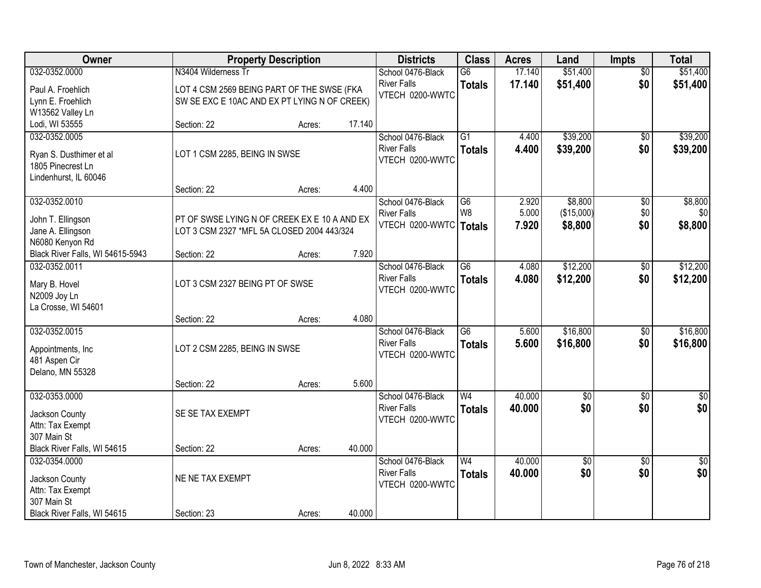| Owner | Property Description | | | Districts | Class | Acres | Land | Impts | Total |
|---|---|---|---|---|---|---|---|---|---|
| 032-0352.0000<br>Paul A. Froehlich<br>Lynn E. Froehlich<br>W13562 Valley Ln<br>Lodi, WI 53555 | N3404 Wilderness Tr<br>LOT 4 CSM 2569 BEING PART OF THE SWSE (FKA SW SE EXC E 10AC AND EX PT LYING N OF CREEK)<br>Section: 22 | Acres: | 17.140 | School 0476-Black River Falls<br>VTECH 0200-WWTC | G6<br>**Totals** | 17.140<br>**17.140** | $51,400<br>**$51,400** | $0<br>**$0** | $51,400<br>**$51,400** |
| 032-0352.0005<br>Ryan S. Dusthimer et al<br>1805 Pinecrest Ln<br>Lindenhurst, IL 60046 | LOT 1 CSM 2285, BEING IN SWSE<br>Section: 22 | Acres: | 4.400 | School 0476-Black River Falls<br>VTECH 0200-WWTC | G1<br>**Totals** | 4.400<br>**4.400** | $39,200<br>**$39,200** | $0<br>**$0** | $39,200<br>**$39,200** |
| 032-0352.0010<br>John T. Ellingson<br>Jane A. Ellingson<br>N6080 Kenyon Rd<br>Black River Falls, WI 54615-5943 | PT OF SWSE LYING N OF CREEK EX E 10 A AND EX LOT 3 CSM 2327 *MFL 5A CLOSED 2004 443/324<br>Section: 22 | Acres: | 7.920 | School 0476-Black River Falls<br>VTECH 0200-WWTC | G6<br>W8<br>**Totals** | 2.920<br>5.000<br>**7.920** | $8,800<br>($15,000)<br>**$8,800** | $0<br>$0<br>**$0** | $8,800<br>$0<br>**$8,800** |
| 032-0352.0011<br>Mary B. Hovel<br>N2009 Joy Ln<br>La Crosse, WI 54601 | LOT 3 CSM 2327 BEING PT OF SWSE<br>Section: 22 | Acres: | 4.080 | School 0476-Black River Falls<br>VTECH 0200-WWTC | G6<br>**Totals** | 4.080<br>**4.080** | $12,200<br>**$12,200** | $0<br>**$0** | $12,200<br>**$12,200** |
| 032-0352.0015<br>Appointments, Inc<br>481 Aspen Cir<br>Delano, MN 55328 | LOT 2 CSM 2285, BEING IN SWSE<br>Section: 22 | Acres: | 5.600 | School 0476-Black River Falls<br>VTECH 0200-WWTC | G6<br>**Totals** | 5.600<br>**5.600** | $16,800<br>**$16,800** | $0<br>**$0** | $16,800<br>**$16,800** |
| 032-0353.0000<br>Jackson County<br>Attn: Tax Exempt<br>307 Main St<br>Black River Falls, WI 54615 | SE SE TAX EXEMPT<br>Section: 22 | Acres: | 40.000 | School 0476-Black River Falls<br>VTECH 0200-WWTC | W4<br>**Totals** | 40.000<br>**40.000** | $0<br>**$0** | $0<br>**$0** | $0<br>**$0** |
| 032-0354.0000<br>Jackson County<br>Attn: Tax Exempt<br>307 Main St<br>Black River Falls, WI 54615 | NE NE TAX EXEMPT<br>Section: 23 | Acres: | 40.000 | School 0476-Black River Falls<br>VTECH 0200-WWTC | W4<br>**Totals** | 40.000<br>**40.000** | $0<br>**$0** | $0<br>**$0** | $0<br>**$0** |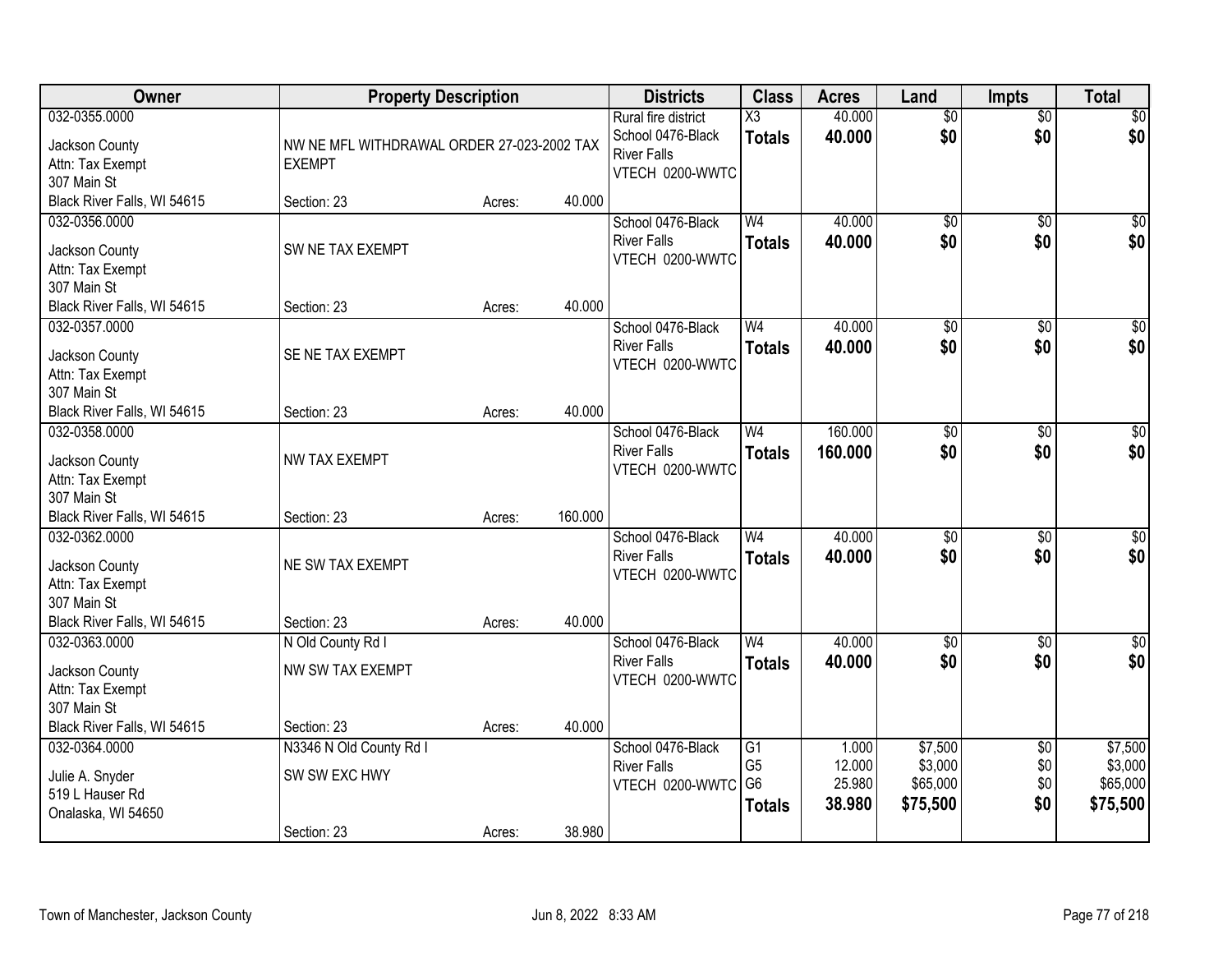| Owner | Property Description | | | Districts | Class | Acres | Land | Impts | Total |
|---|---|---|---|---|---|---|---|---|---|
| 032-0355.0000<br>Jackson County<br>Attn: Tax Exempt<br>307 Main St<br>Black River Falls, WI 54615 | NW NE MFL WITHDRAWAL ORDER 27-023-2002 TAX EXEMPT<br>Section: 23 | Acres: | 40.000 | Rural fire district<br>School 0476-Black River Falls<br>VTECH 0200-WWTC | X3<br>**Totals** | 40.000<br>**40.000** | $0<br>**$0** | $0<br>**$0** | $0<br>**$0** |
| 032-0356.0000<br>Jackson County<br>Attn: Tax Exempt<br>307 Main St<br>Black River Falls, WI 54615 | SW NE TAX EXEMPT<br>Section: 23 | Acres: | 40.000 | School 0476-Black River Falls<br>VTECH 0200-WWTC | W4<br>**Totals** | 40.000<br>**40.000** | $0<br>**$0** | $0<br>**$0** | $0<br>**$0** |
| 032-0357.0000<br>Jackson County<br>Attn: Tax Exempt<br>307 Main St<br>Black River Falls, WI 54615 | SE NE TAX EXEMPT<br>Section: 23 | Acres: | 40.000 | School 0476-Black River Falls<br>VTECH 0200-WWTC | W4<br>**Totals** | 40.000<br>**40.000** | $0<br>**$0** | $0<br>**$0** | $0<br>**$0** |
| 032-0358.0000<br>Jackson County<br>Attn: Tax Exempt<br>307 Main St<br>Black River Falls, WI 54615 | NW TAX EXEMPT<br>Section: 23 | Acres: | 160.000 | School 0476-Black River Falls<br>VTECH 0200-WWTC | W4<br>**Totals** | 160.000<br>**160.000** | $0<br>**$0** | $0<br>**$0** | $0<br>**$0** |
| 032-0362.0000<br>Jackson County<br>Attn: Tax Exempt<br>307 Main St<br>Black River Falls, WI 54615 | NE SW TAX EXEMPT<br>Section: 23 | Acres: | 40.000 | School 0476-Black River Falls<br>VTECH 0200-WWTC | W4<br>**Totals** | 40.000<br>**40.000** | $0<br>**$0** | $0<br>**$0** | $0<br>**$0** |
| 032-0363.0000<br>Jackson County<br>Attn: Tax Exempt<br>307 Main St<br>Black River Falls, WI 54615 | N Old County Rd I<br>NW SW TAX EXEMPT<br>Section: 23 | Acres: | 40.000 | School 0476-Black River Falls<br>VTECH 0200-WWTC | W4<br>**Totals** | 40.000<br>**40.000** | $0<br>**$0** | $0<br>**$0** | $0<br>**$0** |
| 032-0364.0000<br>Julie A. Snyder<br>519 L Hauser Rd<br>Onalaska, WI 54650 | N3346 N Old County Rd I<br>SW SW EXC HWY<br>Section: 23 | Acres: | 38.980 | School 0476-Black River Falls<br>VTECH 0200-WWTC | G1<br>G5<br>G6<br>**Totals** | 1.000<br>12.000<br>25.980<br>**38.980** | $7,500<br>$3,000<br>$65,000<br>**$75,500** | $0<br>$0<br>$0<br>**$0** | $7,500<br>$3,000<br>$65,000<br>**$75,500** |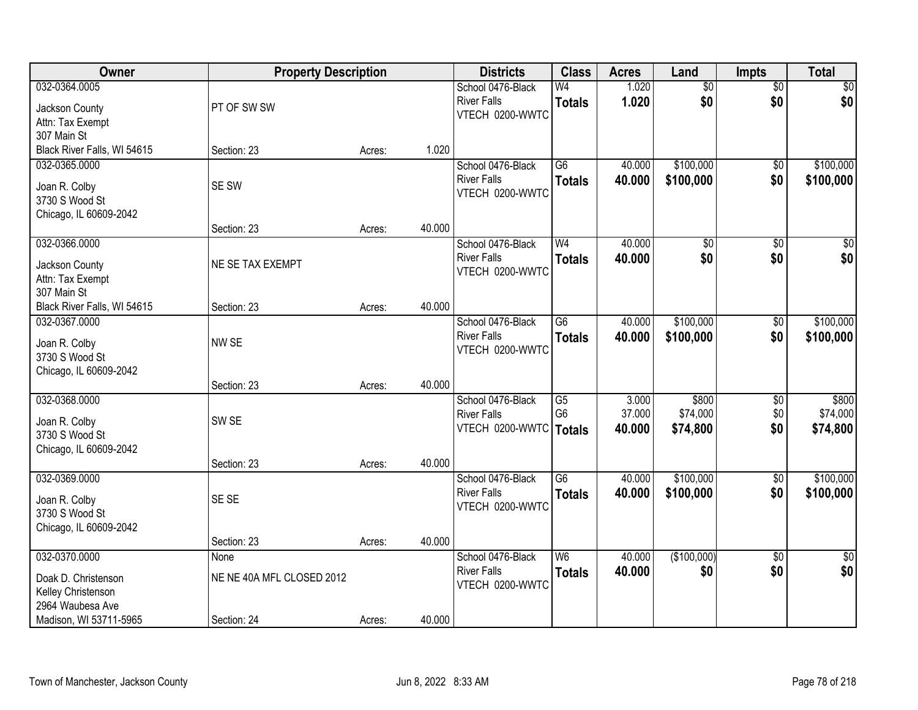| Owner | Property Description | | | Districts | Class | Acres | Land | Impts | Total |
|---|---|---|---|---|---|---|---|---|---|
| 032-0364.0005<br>Jackson County<br>Attn: Tax Exempt<br>307 Main St<br>Black River Falls, WI 54615 | PT OF SW SW<br>Section: 23 | Acres: | 1.020 | School 0476-Black River Falls<br>VTECH 0200-WWTC | W4<br>**Totals** | 1.020<br>**1.020** | $0<br>**$0** | $0<br>**$0** | $0<br>**$0** |
| 032-0365.0000<br>Joan R. Colby<br>3730 S Wood St<br>Chicago, IL 60609-2042 | SE SW<br>Section: 23 | Acres: | 40.000 | School 0476-Black River Falls<br>VTECH 0200-WWTC | G6<br>**Totals** | 40.000<br>**40.000** | $100,000<br>**$100,000** | $0<br>**$0** | $100,000<br>**$100,000** |
| 032-0366.0000<br>Jackson County<br>Attn: Tax Exempt<br>307 Main St<br>Black River Falls, WI 54615 | NE SE TAX EXEMPT<br>Section: 23 | Acres: | 40.000 | School 0476-Black River Falls<br>VTECH 0200-WWTC | W4<br>**Totals** | 40.000<br>**40.000** | $0<br>**$0** | $0<br>**$0** | $0<br>**$0** |
| 032-0367.0000<br>Joan R. Colby<br>3730 S Wood St<br>Chicago, IL 60609-2042 | NW SE<br>Section: 23 | Acres: | 40.000 | School 0476-Black River Falls<br>VTECH 0200-WWTC | G6<br>**Totals** | 40.000<br>**40.000** | $100,000<br>**$100,000** | $0<br>**$0** | $100,000<br>**$100,000** |
| 032-0368.0000<br>Joan R. Colby<br>3730 S Wood St<br>Chicago, IL 60609-2042 | SW SE<br>Section: 23 | Acres: | 40.000 | School 0476-Black River Falls<br>VTECH 0200-WWTC | G5<br>G6<br>**Totals** | 3.000<br>37.000<br>**40.000** | $800<br>$74,000<br>**$74,800** | $0<br>$0<br>**$0** | $800<br>$74,000<br>**$74,800** |
| 032-0369.0000<br>Joan R. Colby<br>3730 S Wood St<br>Chicago, IL 60609-2042 | SE SE<br>Section: 23 | Acres: | 40.000 | School 0476-Black River Falls<br>VTECH 0200-WWTC | G6<br>**Totals** | 40.000<br>**40.000** | $100,000<br>**$100,000** | $0<br>**$0** | $100,000<br>**$100,000** |
| 032-0370.0000<br>Doak D. Christenson<br>Kelley Christenson<br>2964 Waubesa Ave<br>Madison, WI 53711-5965 | None<br>NE NE 40A MFL CLOSED 2012<br>Section: 24 | Acres: | 40.000 | School 0476-Black River Falls<br>VTECH 0200-WWTC | W6<br>**Totals** | 40.000<br>**40.000** | ($100,000)<br>**$0** | $0<br>**$0** | $0<br>**$0** |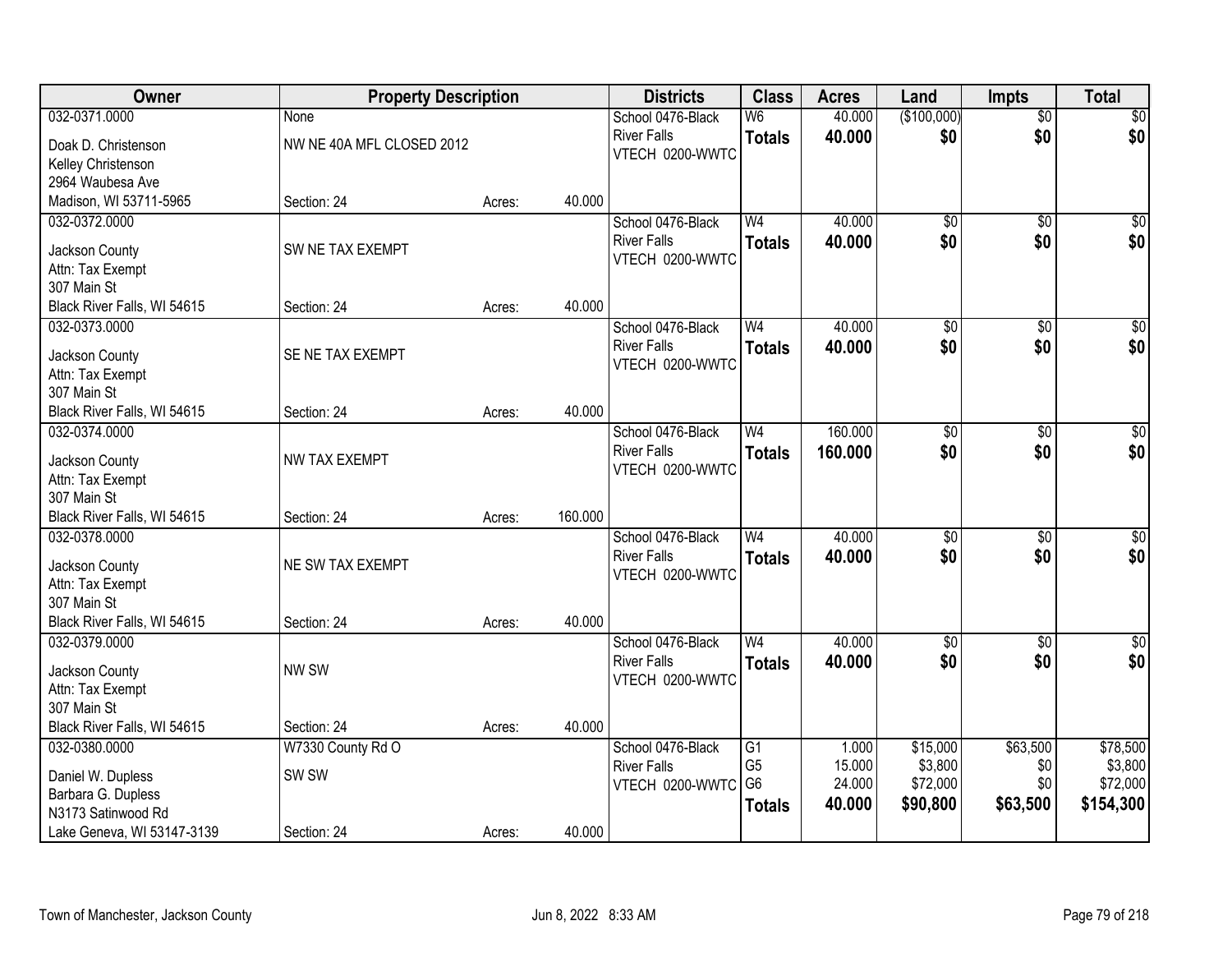| Owner | Property Description | | | Districts | Class | Acres | Land | Impts | Total |
|---|---|---|---|---|---|---|---|---|---|
| 032-0371.0000 | None | | | School 0476-Black River Falls | W6 | 40.000 | ($100,000) | $0 | $0 |
| Doak D. Christenson<br>Kelley Christenson<br>2964 Waubesa Ave<br>Madison, WI 53711-5965 | NW NE 40A MFL CLOSED 2012 | | | VTECH 0200-WWTC | **Totals** | **40.000** | **$0** | **$0** | **$0** |
| | Section: 24 | Acres: | 40.000 | | | | | | |
| 032-0372.0000 | | | | School 0476-Black River Falls | W4 | 40.000 | $0 | $0 | $0 |
| Jackson County<br>Attn: Tax Exempt<br>307 Main St<br>Black River Falls, WI 54615 | SW NE TAX EXEMPT | | | VTECH 0200-WWTC | **Totals** | **40.000** | **$0** | **$0** | **$0** |
| | Section: 24 | Acres: | 40.000 | | | | | | |
| 032-0373.0000 | | | | School 0476-Black River Falls | W4 | 40.000 | $0 | $0 | $0 |
| Jackson County<br>Attn: Tax Exempt<br>307 Main St<br>Black River Falls, WI 54615 | SE NE TAX EXEMPT | | | VTECH 0200-WWTC | **Totals** | **40.000** | **$0** | **$0** | **$0** |
| | Section: 24 | Acres: | 40.000 | | | | | | |
| 032-0374.0000 | | | | School 0476-Black River Falls | W4 | 160.000 | $0 | $0 | $0 |
| Jackson County<br>Attn: Tax Exempt<br>307 Main St<br>Black River Falls, WI 54615 | NW TAX EXEMPT | | | VTECH 0200-WWTC | **Totals** | **160.000** | **$0** | **$0** | **$0** |
| | Section: 24 | Acres: | 160.000 | | | | | | |
| 032-0378.0000 | | | | School 0476-Black River Falls | W4 | 40.000 | $0 | $0 | $0 |
| Jackson County<br>Attn: Tax Exempt<br>307 Main St<br>Black River Falls, WI 54615 | NE SW TAX EXEMPT | | | VTECH 0200-WWTC | **Totals** | **40.000** | **$0** | **$0** | **$0** |
| | Section: 24 | Acres: | 40.000 | | | | | | |
| 032-0379.0000 | | | | School 0476-Black River Falls | W4 | 40.000 | $0 | $0 | $0 |
| Jackson County<br>Attn: Tax Exempt<br>307 Main St<br>Black River Falls, WI 54615 | NW SW | | | VTECH 0200-WWTC | **Totals** | **40.000** | **$0** | **$0** | **$0** |
| | Section: 24 | Acres: | 40.000 | | | | | | |
| 032-0380.0000 | W7330 County Rd O | | | School 0476-Black River Falls | G1 | 1.000 | $15,000 | $63,500 | $78,500 |
| Daniel W. Dupless<br>Barbara G. Dupless<br>N3173 Satinwood Rd<br>Lake Geneva, WI 53147-3139 | SW SW | | | | G5 | 15.000 | $3,800 | $0 | $3,800 |
| | | | | VTECH 0200-WWTC | G6 | 24.000 | $72,000 | $0 | $72,000 |
| | | | | | **Totals** | **40.000** | **$90,800** | **$63,500** | **$154,300** |
| | Section: 24 | Acres: | 40.000 | | | | | | |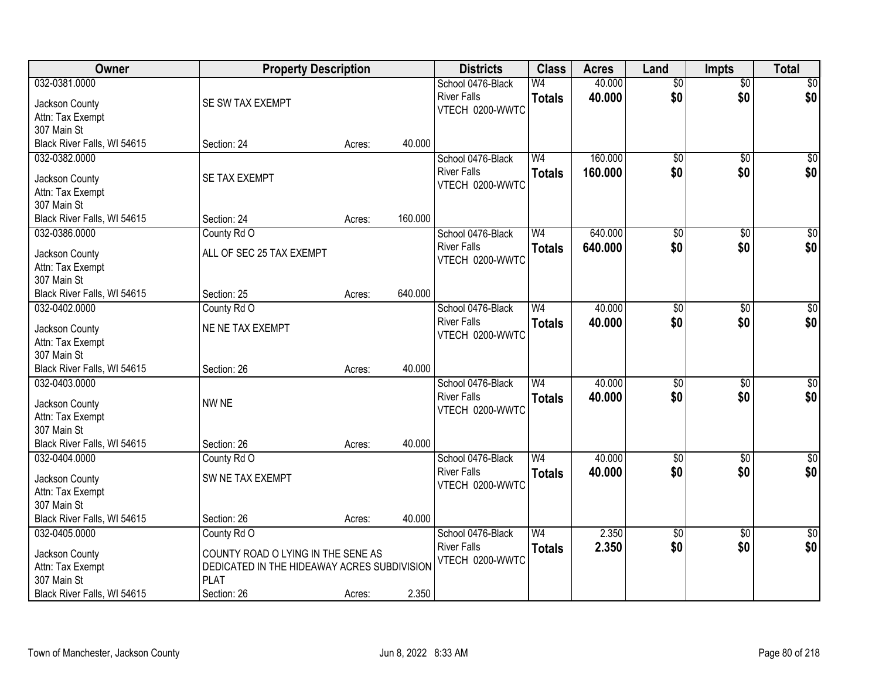| Owner | Property Description | | | Districts | Class | Acres | Land | Impts | Total |
|---|---|---|---|---|---|---|---|---|---|
| 032-0381.0000<br>Jackson County<br>Attn: Tax Exempt<br>307 Main St<br>Black River Falls, WI 54615 | SE SW TAX EXEMPT<br>Section: 24 | Acres: | 40.000 | School 0476-Black River Falls<br>VTECH 0200-WWTC | W4<br>**Totals** | 40.000<br>**40.000** | $0<br>**$0** | $0<br>**$0** | $0<br>**$0** |
| 032-0382.0000<br>Jackson County<br>Attn: Tax Exempt<br>307 Main St<br>Black River Falls, WI 54615 | SE TAX EXEMPT<br>Section: 24 | Acres: | 160.000 | School 0476-Black River Falls<br>VTECH 0200-WWTC | W4<br>**Totals** | 160.000<br>**160.000** | $0<br>**$0** | $0<br>**$0** | $0<br>**$0** |
| 032-0386.0000<br>Jackson County<br>Attn: Tax Exempt<br>307 Main St<br>Black River Falls, WI 54615 | County Rd O<br>ALL OF SEC 25 TAX EXEMPT<br>Section: 25 | Acres: | 640.000 | School 0476-Black River Falls<br>VTECH 0200-WWTC | W4<br>**Totals** | 640.000<br>**640.000** | $0<br>**$0** | $0<br>**$0** | $0<br>**$0** |
| 032-0402.0000<br>Jackson County<br>Attn: Tax Exempt<br>307 Main St<br>Black River Falls, WI 54615 | County Rd O<br>NE NE TAX EXEMPT<br>Section: 26 | Acres: | 40.000 | School 0476-Black River Falls<br>VTECH 0200-WWTC | W4<br>**Totals** | 40.000<br>**40.000** | $0<br>**$0** | $0<br>**$0** | $0<br>**$0** |
| 032-0403.0000<br>Jackson County<br>Attn: Tax Exempt<br>307 Main St<br>Black River Falls, WI 54615 | NW NE<br>Section: 26 | Acres: | 40.000 | School 0476-Black River Falls<br>VTECH 0200-WWTC | W4<br>**Totals** | 40.000<br>**40.000** | $0<br>**$0** | $0<br>**$0** | $0<br>**$0** |
| 032-0404.0000<br>Jackson County<br>Attn: Tax Exempt<br>307 Main St<br>Black River Falls, WI 54615 | County Rd O<br>SW NE TAX EXEMPT<br>Section: 26 | Acres: | 40.000 | School 0476-Black River Falls<br>VTECH 0200-WWTC | W4<br>**Totals** | 40.000<br>**40.000** | $0<br>**$0** | $0<br>**$0** | $0<br>**$0** |
| 032-0405.0000<br>Jackson County<br>Attn: Tax Exempt<br>307 Main St<br>Black River Falls, WI 54615 | County Rd O<br>COUNTY ROAD O LYING IN THE SENE AS DEDICATED IN THE HIDEAWAY ACRES SUBDIVISION PLAT<br>Section: 26 | Acres: | 2.350 | School 0476-Black River Falls<br>VTECH 0200-WWTC | W4<br>**Totals** | 2.350<br>**2.350** | $0<br>**$0** | $0<br>**$0** | $0<br>**$0** |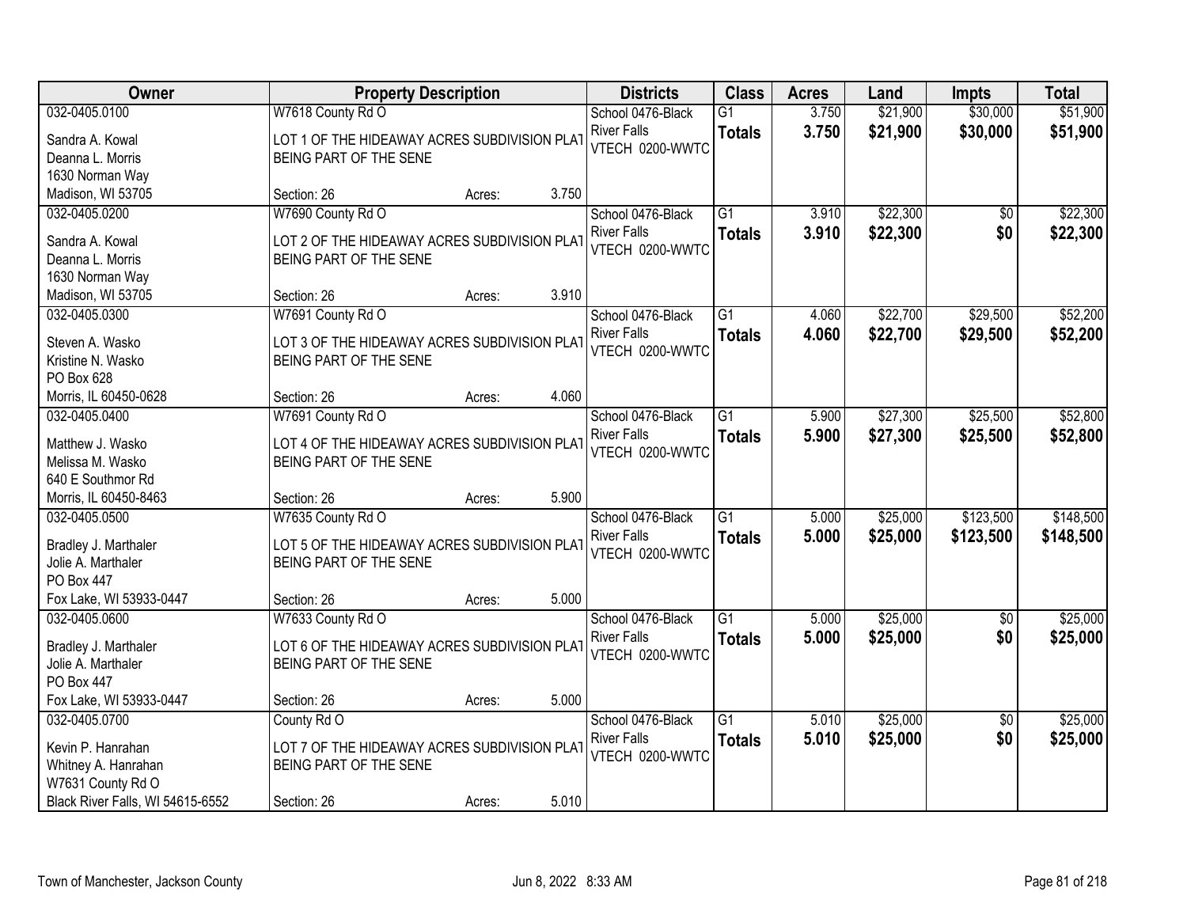| Owner | Property Description | Districts | Class | Acres | Land | Impts | Total |
|---|---|---|---|---|---|---|---|
| 032-0405.0100<br>Sandra A. Kowal<br>Deanna L. Morris<br>1630 Norman Way<br>Madison, WI 53705 | W7618 County Rd O<br>LOT 1 OF THE HIDEAWAY ACRES SUBDIVISION PLAT BEING PART OF THE SENE<br>Section: 26 Acres: 3.750 | School 0476-Black River Falls<br>VTECH 0200-WWTC | G1<br>**Totals** | 3.750<br>**3.750** | $21,900<br>**$21,900** | $30,000<br>**$30,000** | $51,900<br>**$51,900** |
| 032-0405.0200<br>Sandra A. Kowal<br>Deanna L. Morris<br>1630 Norman Way<br>Madison, WI 53705 | W7690 County Rd O<br>LOT 2 OF THE HIDEAWAY ACRES SUBDIVISION PLAT BEING PART OF THE SENE<br>Section: 26 Acres: 3.910 | School 0476-Black River Falls<br>VTECH 0200-WWTC | G1<br>**Totals** | 3.910<br>**3.910** | $22,300<br>**$22,300** | $0<br>**$0** | $22,300<br>**$22,300** |
| 032-0405.0300<br>Steven A. Wasko<br>Kristine N. Wasko<br>PO Box 628<br>Morris, IL 60450-0628 | W7691 County Rd O<br>LOT 3 OF THE HIDEAWAY ACRES SUBDIVISION PLAT BEING PART OF THE SENE<br>Section: 26 Acres: 4.060 | School 0476-Black River Falls<br>VTECH 0200-WWTC | G1<br>**Totals** | 4.060<br>**4.060** | $22,700<br>**$22,700** | $29,500<br>**$29,500** | $52,200<br>**$52,200** |
| 032-0405.0400<br>Matthew J. Wasko<br>Melissa M. Wasko<br>640 E Southmor Rd<br>Morris, IL 60450-8463 | W7691 County Rd O<br>LOT 4 OF THE HIDEAWAY ACRES SUBDIVISION PLAT BEING PART OF THE SENE<br>Section: 26 Acres: 5.900 | School 0476-Black River Falls<br>VTECH 0200-WWTC | G1<br>**Totals** | 5.900<br>**5.900** | $27,300<br>**$27,300** | $25,500<br>**$25,500** | $52,800<br>**$52,800** |
| 032-0405.0500<br>Bradley J. Marthaler<br>Jolie A. Marthaler<br>PO Box 447<br>Fox Lake, WI 53933-0447 | W7635 County Rd O<br>LOT 5 OF THE HIDEAWAY ACRES SUBDIVISION PLAT BEING PART OF THE SENE<br>Section: 26 Acres: 5.000 | School 0476-Black River Falls<br>VTECH 0200-WWTC | G1<br>**Totals** | 5.000<br>**5.000** | $25,000<br>**$25,000** | $123,500<br>**$123,500** | $148,500<br>**$148,500** |
| 032-0405.0600<br>Bradley J. Marthaler<br>Jolie A. Marthaler<br>PO Box 447<br>Fox Lake, WI 53933-0447 | W7633 County Rd O<br>LOT 6 OF THE HIDEAWAY ACRES SUBDIVISION PLAT BEING PART OF THE SENE<br>Section: 26 Acres: 5.000 | School 0476-Black River Falls<br>VTECH 0200-WWTC | G1<br>**Totals** | 5.000<br>**5.000** | $25,000<br>**$25,000** | $0<br>**$0** | $25,000<br>**$25,000** |
| 032-0405.0700<br>Kevin P. Hanrahan<br>Whitney A. Hanrahan<br>W7631 County Rd O<br>Black River Falls, WI 54615-6552 | County Rd O<br>LOT 7 OF THE HIDEAWAY ACRES SUBDIVISION PLAT BEING PART OF THE SENE<br>Section: 26 Acres: 5.010 | School 0476-Black River Falls<br>VTECH 0200-WWTC | G1<br>**Totals** | 5.010<br>**5.010** | $25,000<br>**$25,000** | $0<br>**$0** | $25,000<br>**$25,000** |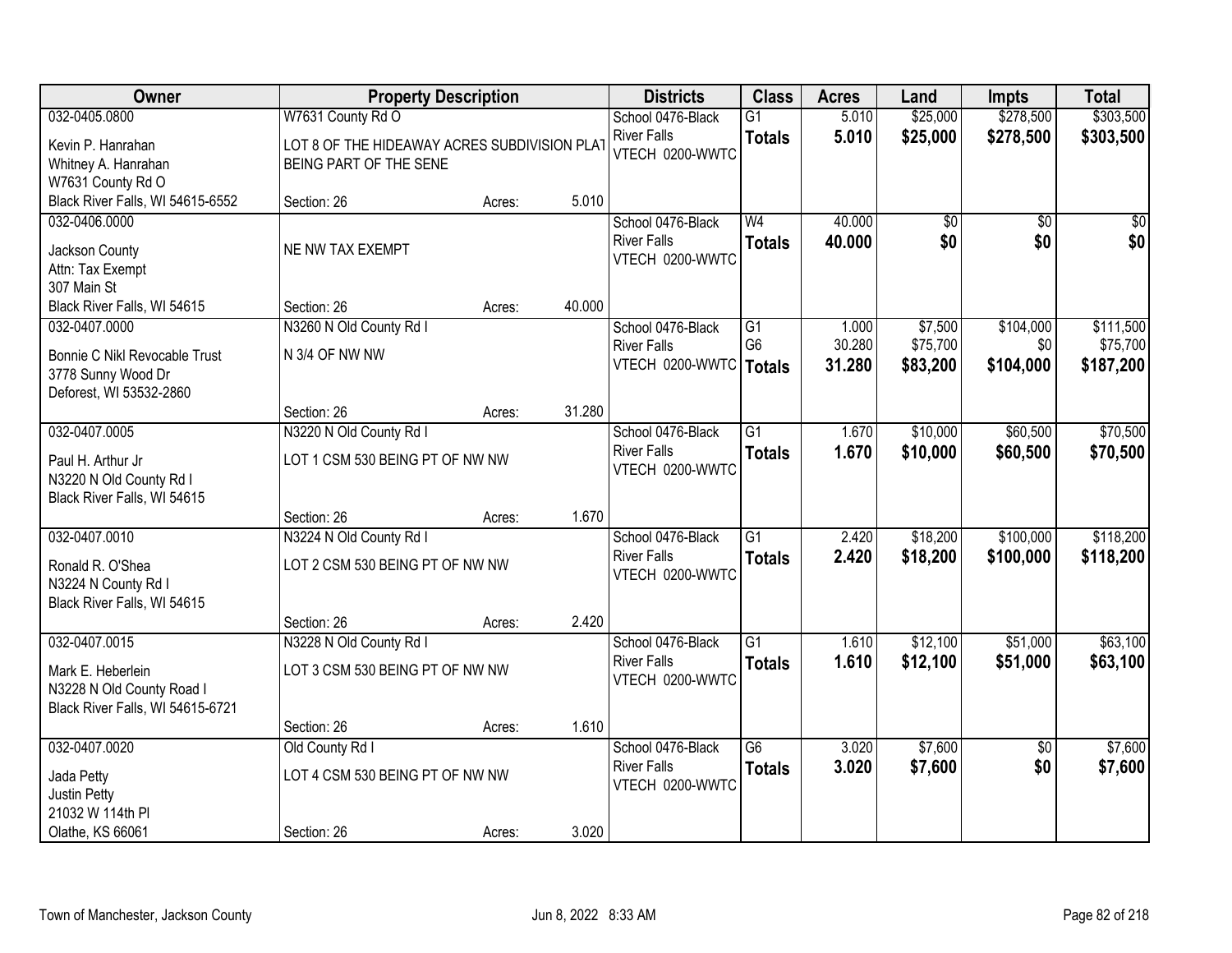| Owner | Property Description | | | Districts | Class | Acres | Land | Impts | Total |
|---|---|---|---|---|---|---|---|---|---|
| 032-0405.0800 | W7631 County Rd O | | | School 0476-Black River Falls | G1 | 5.010 | $25,000 | $278,500 | $303,500 |
| Kevin P. Hanrahan<br>Whitney A. Hanrahan<br>W7631 County Rd O<br>Black River Falls, WI 54615-6552 | LOT 8 OF THE HIDEAWAY ACRES SUBDIVISION PLAT BEING PART OF THE SENE | | | VTECH 0200-WWTC | **Totals** | **5.010** | **$25,000** | **$278,500** | **$303,500** |
| | Section: 26 | Acres: | 5.010 | | | | | | |
| 032-0406.0000 | | | | School 0476-Black River Falls | W4 | 40.000 | $0 | $0 | $0 |
| Jackson County<br>Attn: Tax Exempt<br>307 Main St<br>Black River Falls, WI 54615 | NE NW TAX EXEMPT | | | VTECH 0200-WWTC | **Totals** | **40.000** | **$0** | **$0** | **$0** |
| | Section: 26 | Acres: | 40.000 | | | | | | |
| 032-0407.0000 | N3260 N Old County Rd I | | | School 0476-Black River Falls | G1 | 1.000 | $7,500 | $104,000 | $111,500 |
| Bonnie C Nikl Revocable Trust<br>3778 Sunny Wood Dr<br>Deforest, WI 53532-2860 | N 3/4 OF NW NW | | | VTECH 0200-WWTC | G6 | 30.280 | $75,700 | $0 | $75,700 |
| | | | | | **Totals** | **31.280** | **$83,200** | **$104,000** | **$187,200** |
| | Section: 26 | Acres: | 31.280 | | | | | | |
| 032-0407.0005 | N3220 N Old County Rd I | | | School 0476-Black River Falls | G1 | 1.670 | $10,000 | $60,500 | $70,500 |
| Paul H. Arthur Jr<br>N3220 N Old County Rd I<br>Black River Falls, WI 54615 | LOT 1 CSM 530 BEING PT OF NW NW | | | VTECH 0200-WWTC | **Totals** | **1.670** | **$10,000** | **$60,500** | **$70,500** |
| | Section: 26 | Acres: | 1.670 | | | | | | |
| 032-0407.0010 | N3224 N Old County Rd I | | | School 0476-Black River Falls | G1 | 2.420 | $18,200 | $100,000 | $118,200 |
| Ronald R. O'Shea<br>N3224 N County Rd I<br>Black River Falls, WI 54615 | LOT 2 CSM 530 BEING PT OF NW NW | | | VTECH 0200-WWTC | **Totals** | **2.420** | **$18,200** | **$100,000** | **$118,200** |
| | Section: 26 | Acres: | 2.420 | | | | | | |
| 032-0407.0015 | N3228 N Old County Rd I | | | School 0476-Black River Falls | G1 | 1.610 | $12,100 | $51,000 | $63,100 |
| Mark E. Heberlein<br>N3228 N Old County Road I<br>Black River Falls, WI 54615-6721 | LOT 3 CSM 530 BEING PT OF NW NW | | | VTECH 0200-WWTC | **Totals** | **1.610** | **$12,100** | **$51,000** | **$63,100** |
| | Section: 26 | Acres: | 1.610 | | | | | | |
| 032-0407.0020 | Old County Rd I | | | School 0476-Black River Falls | G6 | 3.020 | $7,600 | $0 | $7,600 |
| Jada Petty<br>Justin Petty<br>21032 W 114th Pl<br>Olathe, KS 66061 | LOT 4 CSM 530 BEING PT OF NW NW | | | VTECH 0200-WWTC | **Totals** | **3.020** | **$7,600** | **$0** | **$7,600** |
| | Section: 26 | Acres: | 3.020 | | | | | | |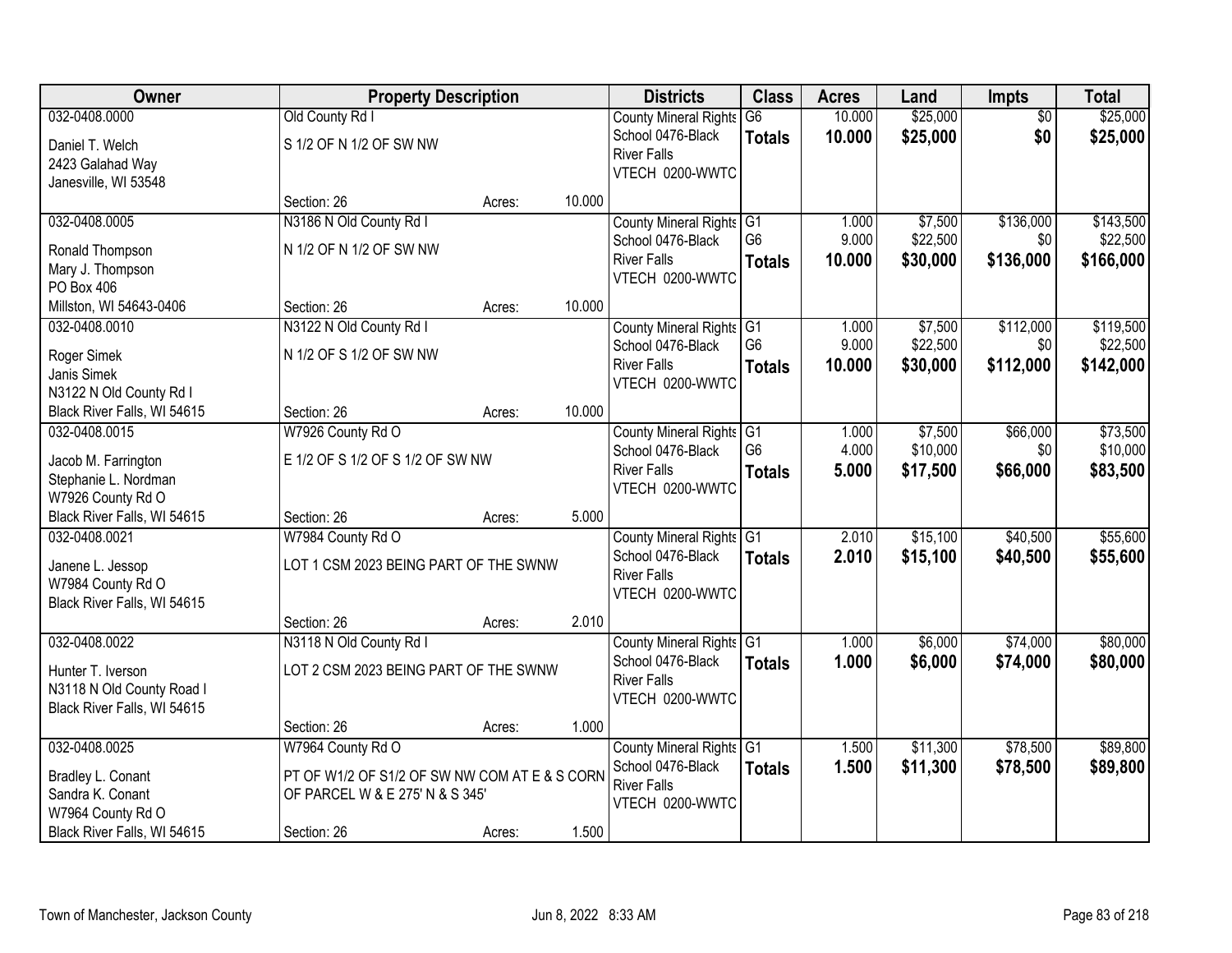| Owner | Property Description | | | Districts | Class | Acres | Land | Impts | Total |
|---|---|---|---|---|---|---|---|---|---|
| 032-0408.0000<br>Daniel T. Welch<br>2423 Galahad Way<br>Janesville, WI 53548 | Old County Rd I<br>S 1/2 OF N 1/2 OF SW NW<br>Section: 26 | Acres: | 10.000 | County Mineral Rights<br>School 0476-Black River Falls<br>VTECH 0200-WWTC | G6<br>**Totals** | 10.000<br>**10.000** | $25,000<br>**$25,000** | $0<br>**$0** | $25,000<br>**$25,000** |
| 032-0408.0005<br>Ronald Thompson<br>Mary J. Thompson<br>PO Box 406<br>Millston, WI 54643-0406 | N3186 N Old County Rd I<br>N 1/2 OF N 1/2 OF SW NW<br>Section: 26 | Acres: | 10.000 | County Mineral Rights<br>School 0476-Black River Falls<br>VTECH 0200-WWTC | G1<br>G6<br>**Totals** | 1.000<br>9.000<br>**10.000** | $7,500<br>$22,500<br>**$30,000** | $136,000<br>$0<br>**$136,000** | $143,500<br>$22,500<br>**$166,000** |
| 032-0408.0010<br>Roger Simek<br>Janis Simek<br>N3122 N Old County Rd I<br>Black River Falls, WI 54615 | N3122 N Old County Rd I<br>N 1/2 OF S 1/2 OF SW NW<br>Section: 26 | Acres: | 10.000 | County Mineral Rights<br>School 0476-Black River Falls<br>VTECH 0200-WWTC | G1<br>G6<br>**Totals** | 1.000<br>9.000<br>**10.000** | $7,500<br>$22,500<br>**$30,000** | $112,000<br>$0<br>**$112,000** | $119,500<br>$22,500<br>**$142,000** |
| 032-0408.0015<br>Jacob M. Farrington<br>Stephanie L. Nordman<br>W7926 County Rd O<br>Black River Falls, WI 54615 | W7926 County Rd O<br>E 1/2 OF S 1/2 OF S 1/2 OF SW NW<br>Section: 26 | Acres: | 5.000 | County Mineral Rights<br>School 0476-Black River Falls<br>VTECH 0200-WWTC | G1<br>G6<br>**Totals** | 1.000<br>4.000<br>**5.000** | $7,500<br>$10,000<br>**$17,500** | $66,000<br>$0<br>**$66,000** | $73,500<br>$10,000<br>**$83,500** |
| 032-0408.0021<br>Janene L. Jessop<br>W7984 County Rd O<br>Black River Falls, WI 54615 | W7984 County Rd O<br>LOT 1 CSM 2023 BEING PART OF THE SWNW<br>Section: 26 | Acres: | 2.010 | County Mineral Rights<br>School 0476-Black River Falls<br>VTECH 0200-WWTC | G1<br>**Totals** | 2.010<br>**2.010** | $15,100<br>**$15,100** | $40,500<br>**$40,500** | $55,600<br>**$55,600** |
| 032-0408.0022<br>Hunter T. Iverson<br>N3118 N Old County Road I<br>Black River Falls, WI 54615 | N3118 N Old County Rd I<br>LOT 2 CSM 2023 BEING PART OF THE SWNW<br>Section: 26 | Acres: | 1.000 | County Mineral Rights<br>School 0476-Black River Falls<br>VTECH 0200-WWTC | G1<br>**Totals** | 1.000<br>**1.000** | $6,000<br>**$6,000** | $74,000<br>**$74,000** | $80,000<br>**$80,000** |
| 032-0408.0025<br>Bradley L. Conant<br>Sandra K. Conant<br>W7964 County Rd O<br>Black River Falls, WI 54615 | W7964 County Rd O<br>PT OF W1/2 OF S1/2 OF SW NW COM AT E & S CORN OF PARCEL W & E 275' N & S 345'<br>Section: 26 | Acres: | 1.500 | County Mineral Rights<br>School 0476-Black River Falls<br>VTECH 0200-WWTC | G1<br>**Totals** | 1.500<br>**1.500** | $11,300<br>**$11,300** | $78,500<br>**$78,500** | $89,800<br>**$89,800** |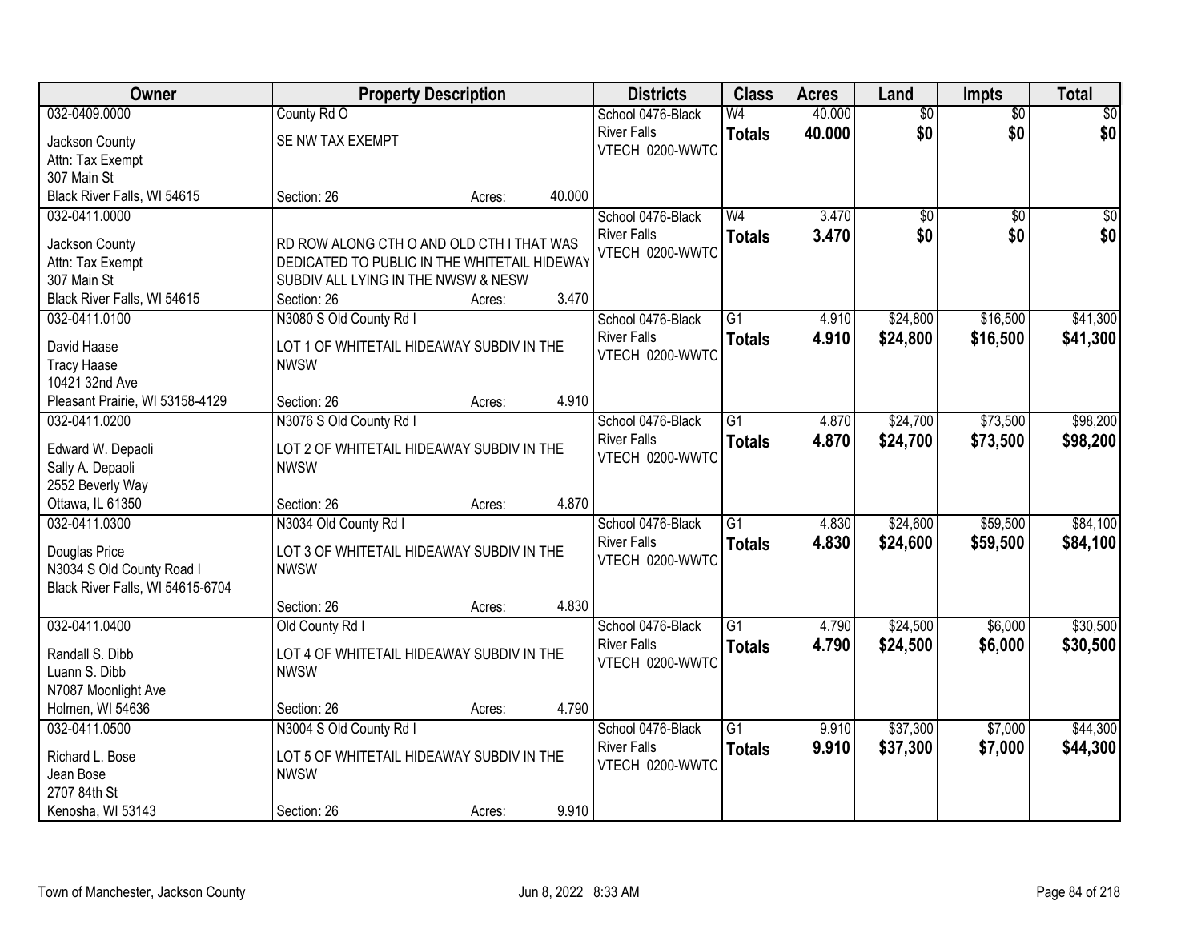| Owner | Property Description | Districts | Class | Acres | Land | Impts | Total |
|---|---|---|---|---|---|---|---|
| 032-0409.0000<br><br>Jackson County<br>Attn: Tax Exempt<br>307 Main St<br>Black River Falls, WI 54615 | County Rd O<br><br>SE NW TAX EXEMPT<br><br>Section: 26 Acres: 40.000 | School 0476-Black River Falls<br>VTECH 0200-WWTC | W4<br>**Totals** | 40.000<br>**40.000** | $0<br>**$0** | $0<br>**$0** | $0<br>**$0** |
| 032-0411.0000<br><br>Jackson County<br>Attn: Tax Exempt<br>307 Main St<br>Black River Falls, WI 54615 | RD ROW ALONG CTH O AND OLD CTH I THAT WAS DEDICATED TO PUBLIC IN THE WHITETAIL HIDEWAY SUBDIV ALL LYING IN THE NWSW & NESW<br>Section: 26 Acres: 3.470 | School 0476-Black River Falls<br>VTECH 0200-WWTC | W4<br>**Totals** | 3.470<br>**3.470** | $0<br>**$0** | $0<br>**$0** | $0<br>**$0** |
| 032-0411.0100<br><br>David Haase<br>Tracy Haase<br>10421 32nd Ave<br>Pleasant Prairie, WI 53158-4129 | N3080 S Old County Rd I<br><br>LOT 1 OF WHITETAIL HIDEAWAY SUBDIV IN THE NWSW<br><br>Section: 26 Acres: 4.910 | School 0476-Black River Falls<br>VTECH 0200-WWTC | G1<br>**Totals** | 4.910<br>**4.910** | $24,800<br>**$24,800** | $16,500<br>**$16,500** | $41,300<br>**$41,300** |
| 032-0411.0200<br><br>Edward W. Depaoli<br>Sally A. Depaoli<br>2552 Beverly Way<br>Ottawa, IL 61350 | N3076 S Old County Rd I<br><br>LOT 2 OF WHITETAIL HIDEAWAY SUBDIV IN THE NWSW<br><br>Section: 26 Acres: 4.870 | School 0476-Black River Falls<br>VTECH 0200-WWTC | G1<br>**Totals** | 4.870<br>**4.870** | $24,700<br>**$24,700** | $73,500<br>**$73,500** | $98,200<br>**$98,200** |
| 032-0411.0300<br><br>Douglas Price<br>N3034 S Old County Road I<br>Black River Falls, WI 54615-6704 | N3034 Old County Rd I<br><br>LOT 3 OF WHITETAIL HIDEAWAY SUBDIV IN THE NWSW<br><br>Section: 26 Acres: 4.830 | School 0476-Black River Falls<br>VTECH 0200-WWTC | G1<br>**Totals** | 4.830<br>**4.830** | $24,600<br>**$24,600** | $59,500<br>**$59,500** | $84,100<br>**$84,100** |
| 032-0411.0400<br><br>Randall S. Dibb<br>Luann S. Dibb<br>N7087 Moonlight Ave<br>Holmen, WI 54636 | Old County Rd I<br><br>LOT 4 OF WHITETAIL HIDEAWAY SUBDIV IN THE NWSW<br><br>Section: 26 Acres: 4.790 | School 0476-Black River Falls<br>VTECH 0200-WWTC | G1<br>**Totals** | 4.790<br>**4.790** | $24,500<br>**$24,500** | $6,000<br>**$6,000** | $30,500<br>**$30,500** |
| 032-0411.0500<br><br>Richard L. Bose<br>Jean Bose<br>2707 84th St<br>Kenosha, WI 53143 | N3004 S Old County Rd I<br><br>LOT 5 OF WHITETAIL HIDEAWAY SUBDIV IN THE NWSW<br><br>Section: 26 Acres: 9.910 | School 0476-Black River Falls<br>VTECH 0200-WWTC | G1<br>**Totals** | 9.910<br>**9.910** | $37,300<br>**$37,300** | $7,000<br>**$7,000** | $44,300<br>**$44,300** |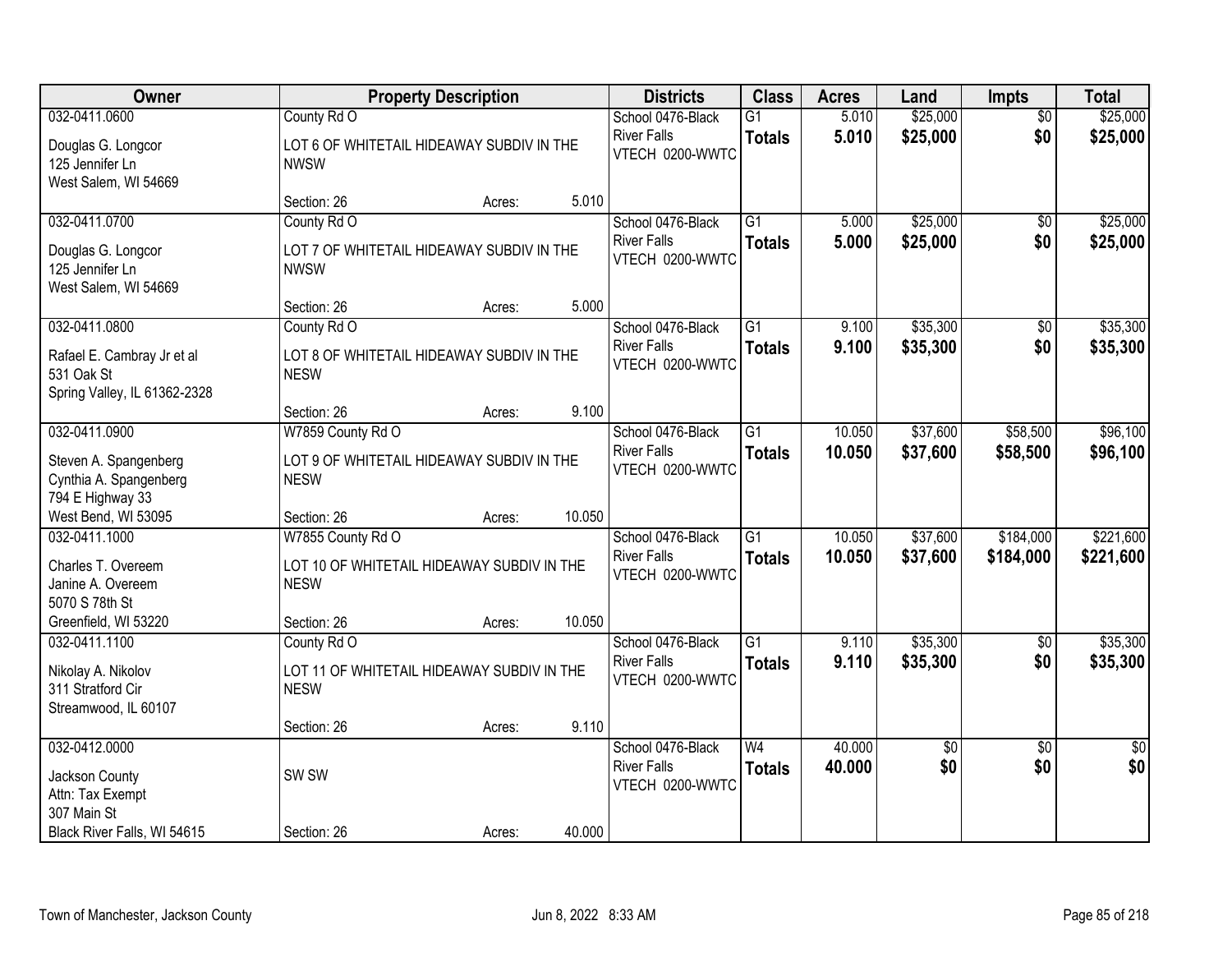| Owner | Property Description | | | Districts | Class | Acres | Land | Impts | Total |
|---|---|---|---|---|---|---|---|---|---|
| 032-0411.0600 | County Rd O | | | School 0476-Black River Falls | G1 | 5.010 | $25,000 | $0 | $25,000 |
| Douglas G. Longcor<br>125 Jennifer Ln<br>West Salem, WI 54669 | LOT 6 OF WHITETAIL HIDEAWAY SUBDIV IN THE NWSW | | | VTECH 0200-WWTC | **Totals** | **5.010** | **$25,000** | **$0** | **$25,000** |
| | Section: 26 | Acres: | 5.010 | | | | | | |
| 032-0411.0700 | County Rd O | | | School 0476-Black River Falls | G1 | 5.000 | $25,000 | $0 | $25,000 |
| Douglas G. Longcor<br>125 Jennifer Ln<br>West Salem, WI 54669 | LOT 7 OF WHITETAIL HIDEAWAY SUBDIV IN THE NWSW | | | VTECH 0200-WWTC | **Totals** | **5.000** | **$25,000** | **$0** | **$25,000** |
| | Section: 26 | Acres: | 5.000 | | | | | | |
| 032-0411.0800 | County Rd O | | | School 0476-Black River Falls | G1 | 9.100 | $35,300 | $0 | $35,300 |
| Rafael E. Cambray Jr et al<br>531 Oak St<br>Spring Valley, IL 61362-2328 | LOT 8 OF WHITETAIL HIDEAWAY SUBDIV IN THE NESW | | | VTECH 0200-WWTC | **Totals** | **9.100** | **$35,300** | **$0** | **$35,300** |
| | Section: 26 | Acres: | 9.100 | | | | | | |
| 032-0411.0900 | W7859 County Rd O | | | School 0476-Black River Falls | G1 | 10.050 | $37,600 | $58,500 | $96,100 |
| Steven A. Spangenberg<br>Cynthia A. Spangenberg<br>794 E Highway 33<br>West Bend, WI 53095 | LOT 9 OF WHITETAIL HIDEAWAY SUBDIV IN THE NESW | | | VTECH 0200-WWTC | **Totals** | **10.050** | **$37,600** | **$58,500** | **$96,100** |
| | Section: 26 | Acres: | 10.050 | | | | | | |
| 032-0411.1000 | W7855 County Rd O | | | School 0476-Black River Falls | G1 | 10.050 | $37,600 | $184,000 | $221,600 |
| Charles T. Overeem<br>Janine A. Overeem<br>5070 S 78th St<br>Greenfield, WI 53220 | LOT 10 OF WHITETAIL HIDEAWAY SUBDIV IN THE NESW | | | VTECH 0200-WWTC | **Totals** | **10.050** | **$37,600** | **$184,000** | **$221,600** |
| | Section: 26 | Acres: | 10.050 | | | | | | |
| 032-0411.1100 | County Rd O | | | School 0476-Black River Falls | G1 | 9.110 | $35,300 | $0 | $35,300 |
| Nikolay A. Nikolov<br>311 Stratford Cir<br>Streamwood, IL 60107 | LOT 11 OF WHITETAIL HIDEAWAY SUBDIV IN THE NESW | | | VTECH 0200-WWTC | **Totals** | **9.110** | **$35,300** | **$0** | **$35,300** |
| | Section: 26 | Acres: | 9.110 | | | | | | |
| 032-0412.0000 | | | | School 0476-Black River Falls | W4 | 40.000 | $0 | $0 | $0 |
| Jackson County<br>Attn: Tax Exempt<br>307 Main St<br>Black River Falls, WI 54615 | SW SW | | | VTECH 0200-WWTC | **Totals** | **40.000** | **$0** | **$0** | **$0** |
| | Section: 26 | Acres: | 40.000 | | | | | | |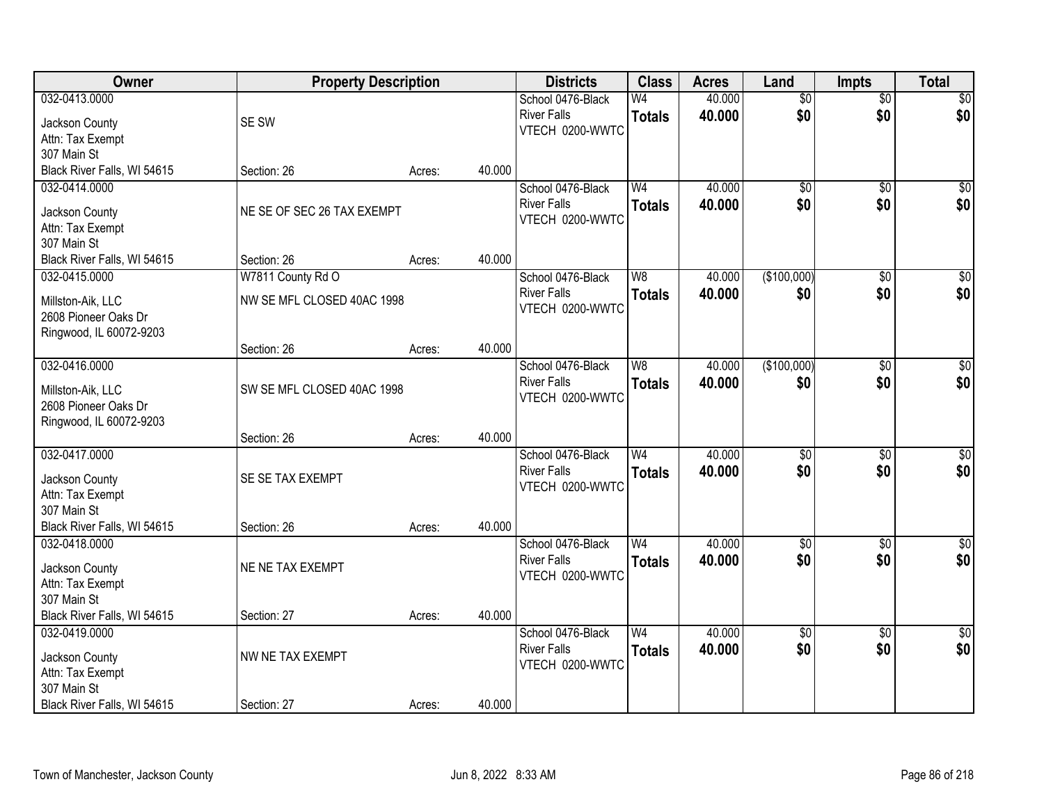| Owner | Property Description | | | Districts | Class | Acres | Land | Impts | Total |
|---|---|---|---|---|---|---|---|---|---|
| 032-0413.0000<br>Jackson County<br>Attn: Tax Exempt<br>307 Main St<br>Black River Falls, WI 54615 | SE SW<br>Section: 26 | Acres: | 40.000 | School 0476-Black River Falls<br>VTECH 0200-WWTC | W4<br>**Totals** | 40.000<br>**40.000** | $0<br>**$0** | $0<br>**$0** | $0<br>**$0** |
| 032-0414.0000<br>Jackson County<br>Attn: Tax Exempt<br>307 Main St<br>Black River Falls, WI 54615 | NE SE OF SEC 26 TAX EXEMPT<br>Section: 26 | Acres: | 40.000 | School 0476-Black River Falls<br>VTECH 0200-WWTC | W4<br>**Totals** | 40.000<br>**40.000** | $0<br>**$0** | $0<br>**$0** | $0<br>**$0** |
| 032-0415.0000<br>Millston-Aik, LLC<br>2608 Pioneer Oaks Dr<br>Ringwood, IL 60072-9203 | W7811 County Rd O<br>NW SE MFL CLOSED 40AC 1998<br>Section: 26 | Acres: | 40.000 | School 0476-Black River Falls<br>VTECH 0200-WWTC | W8<br>**Totals** | 40.000<br>**40.000** | ($100,000)<br>**$0** | $0<br>**$0** | $0<br>**$0** |
| 032-0416.0000<br>Millston-Aik, LLC<br>2608 Pioneer Oaks Dr<br>Ringwood, IL 60072-9203 | SW SE MFL CLOSED 40AC 1998<br>Section: 26 | Acres: | 40.000 | School 0476-Black River Falls<br>VTECH 0200-WWTC | W8<br>**Totals** | 40.000<br>**40.000** | ($100,000)<br>**$0** | $0<br>**$0** | $0<br>**$0** |
| 032-0417.0000<br>Jackson County<br>Attn: Tax Exempt<br>307 Main St<br>Black River Falls, WI 54615 | SE SE TAX EXEMPT<br>Section: 26 | Acres: | 40.000 | School 0476-Black River Falls<br>VTECH 0200-WWTC | W4<br>**Totals** | 40.000<br>**40.000** | $0<br>**$0** | $0<br>**$0** | $0<br>**$0** |
| 032-0418.0000<br>Jackson County<br>Attn: Tax Exempt<br>307 Main St<br>Black River Falls, WI 54615 | NE NE TAX EXEMPT<br>Section: 27 | Acres: | 40.000 | School 0476-Black River Falls<br>VTECH 0200-WWTC | W4<br>**Totals** | 40.000<br>**40.000** | $0<br>**$0** | $0<br>**$0** | $0<br>**$0** |
| 032-0419.0000<br>Jackson County<br>Attn: Tax Exempt<br>307 Main St<br>Black River Falls, WI 54615 | NW NE TAX EXEMPT<br>Section: 27 | Acres: | 40.000 | School 0476-Black River Falls<br>VTECH 0200-WWTC | W4<br>**Totals** | 40.000<br>**40.000** | $0<br>**$0** | $0<br>**$0** | $0<br>**$0** |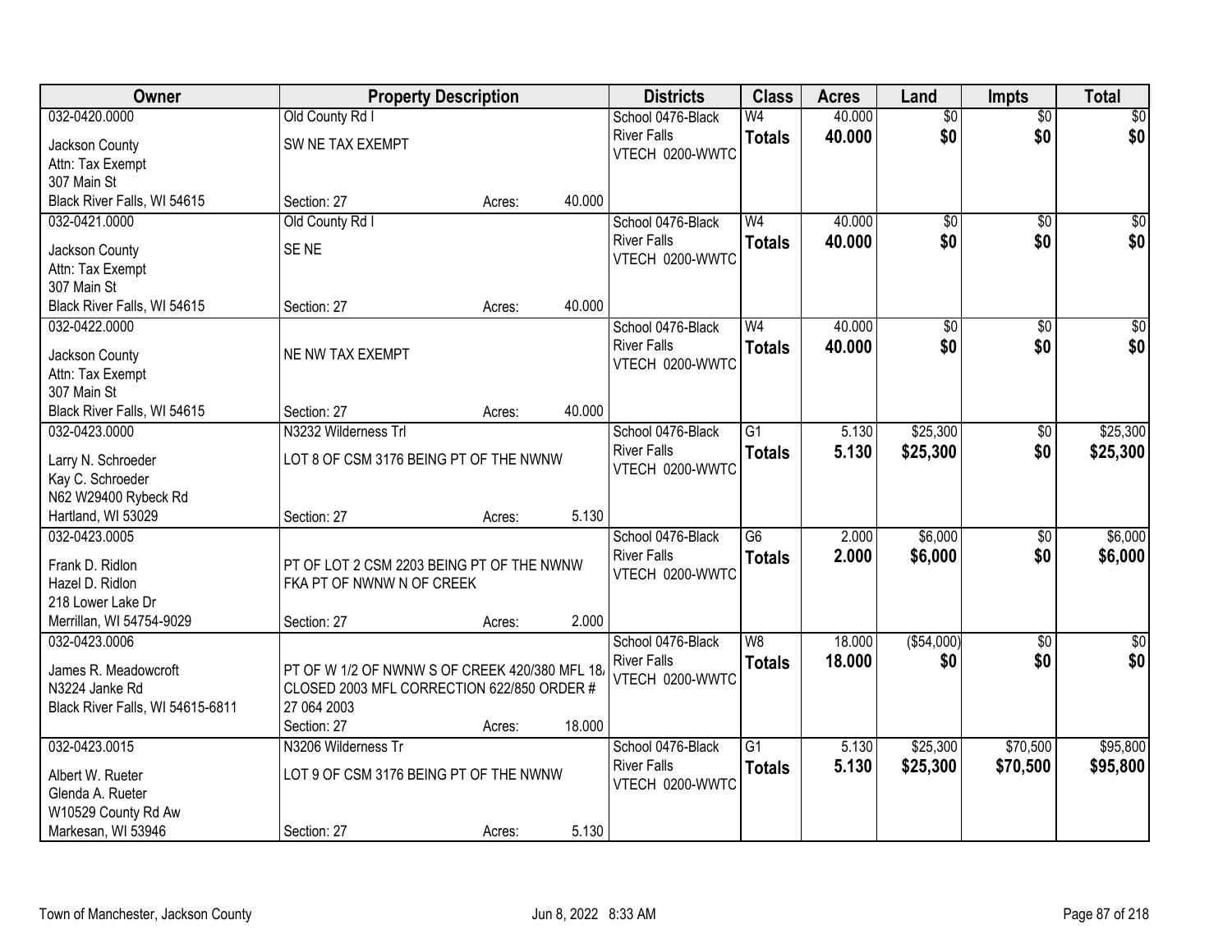| Owner | Property Description | Districts | Class | Acres | Land | Impts | Total |
|---|---|---|---|---|---|---|---|
| 032-0420.0000<br>Jackson County<br>Attn: Tax Exempt<br>307 Main St<br>Black River Falls, WI 54615 | Old County Rd I<br>SW NE TAX EXEMPT<br>Section: 27 Acres: 40.000 | School 0476-Black River Falls<br>VTECH 0200-WWTC | W4<br>**Totals** | 40.000<br>**40.000** | $0<br>**$0** | $0<br>**$0** | $0<br>**$0** |
| 032-0421.0000<br>Jackson County<br>Attn: Tax Exempt<br>307 Main St<br>Black River Falls, WI 54615 | Old County Rd I<br>SE NE<br>Section: 27 Acres: 40.000 | School 0476-Black River Falls<br>VTECH 0200-WWTC | W4<br>**Totals** | 40.000<br>**40.000** | $0<br>**$0** | $0<br>**$0** | $0<br>**$0** |
| 032-0422.0000<br>Jackson County<br>Attn: Tax Exempt<br>307 Main St<br>Black River Falls, WI 54615 | NE NW TAX EXEMPT<br>Section: 27 Acres: 40.000 | School 0476-Black River Falls<br>VTECH 0200-WWTC | W4<br>**Totals** | 40.000<br>**40.000** | $0<br>**$0** | $0<br>**$0** | $0<br>**$0** |
| 032-0423.0000<br>Larry N. Schroeder<br>Kay C. Schroeder<br>N62 W29400 Rybeck Rd<br>Hartland, WI 53029 | N3232 Wilderness Trl<br>LOT 8 OF CSM 3176 BEING PT OF THE NWNW<br>Section: 27 Acres: 5.130 | School 0476-Black River Falls<br>VTECH 0200-WWTC | G1<br>**Totals** | 5.130<br>**5.130** | $25,300<br>**$25,300** | $0<br>**$0** | $25,300<br>**$25,300** |
| 032-0423.0005<br>Frank D. Ridlon<br>Hazel D. Ridlon<br>218 Lower Lake Dr<br>Merrillan, WI 54754-9029 | PT OF LOT 2 CSM 2203 BEING PT OF THE NWNW FKA PT OF NWNW N OF CREEK<br>Section: 27 Acres: 2.000 | School 0476-Black River Falls<br>VTECH 0200-WWTC | G6<br>**Totals** | 2.000<br>**2.000** | $6,000<br>**$6,000** | $0<br>**$0** | $6,000<br>**$6,000** |
| 032-0423.0006<br>James R. Meadowcroft<br>N3224 Janke Rd<br>Black River Falls, WI 54615-6811 | PT OF W 1/2 OF NWNW S OF CREEK 420/380 MFL 18/ CLOSED 2003 MFL CORRECTION 622/850 ORDER # 27 064 2003<br>Section: 27 Acres: 18.000 | School 0476-Black River Falls<br>VTECH 0200-WWTC | W8<br>**Totals** | 18.000<br>**18.000** | ($54,000)<br>**$0** | $0<br>**$0** | $0<br>**$0** |
| 032-0423.0015<br>Albert W. Rueter<br>Glenda A. Rueter<br>W10529 County Rd Aw<br>Markesan, WI 53946 | N3206 Wilderness Tr<br>LOT 9 OF CSM 3176 BEING PT OF THE NWNW<br>Section: 27 Acres: 5.130 | School 0476-Black River Falls<br>VTECH 0200-WWTC | G1<br>**Totals** | 5.130<br>**5.130** | $25,300<br>**$25,300** | $70,500<br>**$70,500** | $95,800<br>**$95,800** |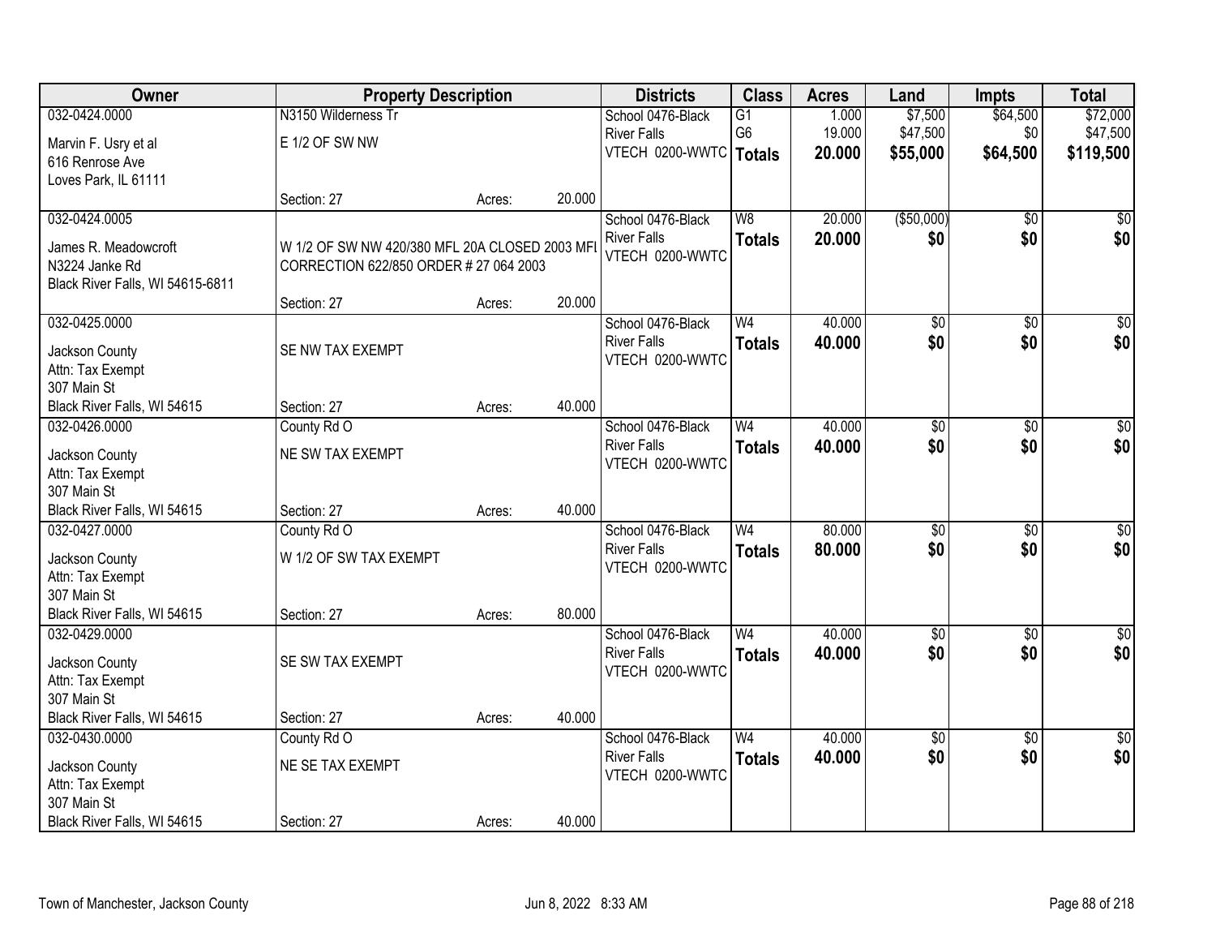| Owner | Property Description | | | Districts | Class | Acres | Land | Impts | Total |
|---|---|---|---|---|---|---|---|---|---|
| 032-0424.0000<br>Marvin F. Usry et al<br>616 Renrose Ave<br>Loves Park, IL 61111 | N3150 Wilderness Tr<br>E 1/2 OF SW NW<br>Section: 27 | Acres: | 20.000 | School 0476-Black River Falls<br>VTECH 0200-WWTC | G1<br>G6<br>**Totals** | 1.000<br>19.000<br>**20.000** | $7,500<br>$47,500<br>**$55,000** | $64,500<br>$0<br>**$64,500** | $72,000<br>$47,500<br>**$119,500** |
| 032-0424.0005<br>James R. Meadowcroft<br>N3224 Janke Rd<br>Black River Falls, WI 54615-6811 | W 1/2 OF SW NW 420/380 MFL 20A CLOSED 2003 MFL CORRECTION 622/850 ORDER # 27 064 2003<br>Section: 27 | Acres: | 20.000 | School 0476-Black River Falls<br>VTECH 0200-WWTC | W8<br>**Totals** | 20.000<br>**20.000** | ($50,000)<br>**$0** | $0<br>**$0** | $0<br>**$0** |
| 032-0425.0000<br>Jackson County<br>Attn: Tax Exempt<br>307 Main St<br>Black River Falls, WI 54615 | SE NW TAX EXEMPT<br>Section: 27 | Acres: | 40.000 | School 0476-Black River Falls<br>VTECH 0200-WWTC | W4<br>**Totals** | 40.000<br>**40.000** | $0<br>**$0** | $0<br>**$0** | $0<br>**$0** |
| 032-0426.0000<br>Jackson County<br>Attn: Tax Exempt<br>307 Main St<br>Black River Falls, WI 54615 | County Rd O<br>NE SW TAX EXEMPT<br>Section: 27 | Acres: | 40.000 | School 0476-Black River Falls<br>VTECH 0200-WWTC | W4<br>**Totals** | 40.000<br>**40.000** | $0<br>**$0** | $0<br>**$0** | $0<br>**$0** |
| 032-0427.0000<br>Jackson County<br>Attn: Tax Exempt<br>307 Main St<br>Black River Falls, WI 54615 | County Rd O<br>W 1/2 OF SW TAX EXEMPT<br>Section: 27 | Acres: | 80.000 | School 0476-Black River Falls<br>VTECH 0200-WWTC | W4<br>**Totals** | 80.000<br>**80.000** | $0<br>**$0** | $0<br>**$0** | $0<br>**$0** |
| 032-0429.0000<br>Jackson County<br>Attn: Tax Exempt<br>307 Main St<br>Black River Falls, WI 54615 | SE SW TAX EXEMPT<br>Section: 27 | Acres: | 40.000 | School 0476-Black River Falls<br>VTECH 0200-WWTC | W4<br>**Totals** | 40.000<br>**40.000** | $0<br>**$0** | $0<br>**$0** | $0<br>**$0** |
| 032-0430.0000<br>Jackson County<br>Attn: Tax Exempt<br>307 Main St<br>Black River Falls, WI 54615 | County Rd O<br>NE SE TAX EXEMPT<br>Section: 27 | Acres: | 40.000 | School 0476-Black River Falls<br>VTECH 0200-WWTC | W4<br>**Totals** | 40.000<br>**40.000** | $0<br>**$0** | $0<br>**$0** | $0<br>**$0** |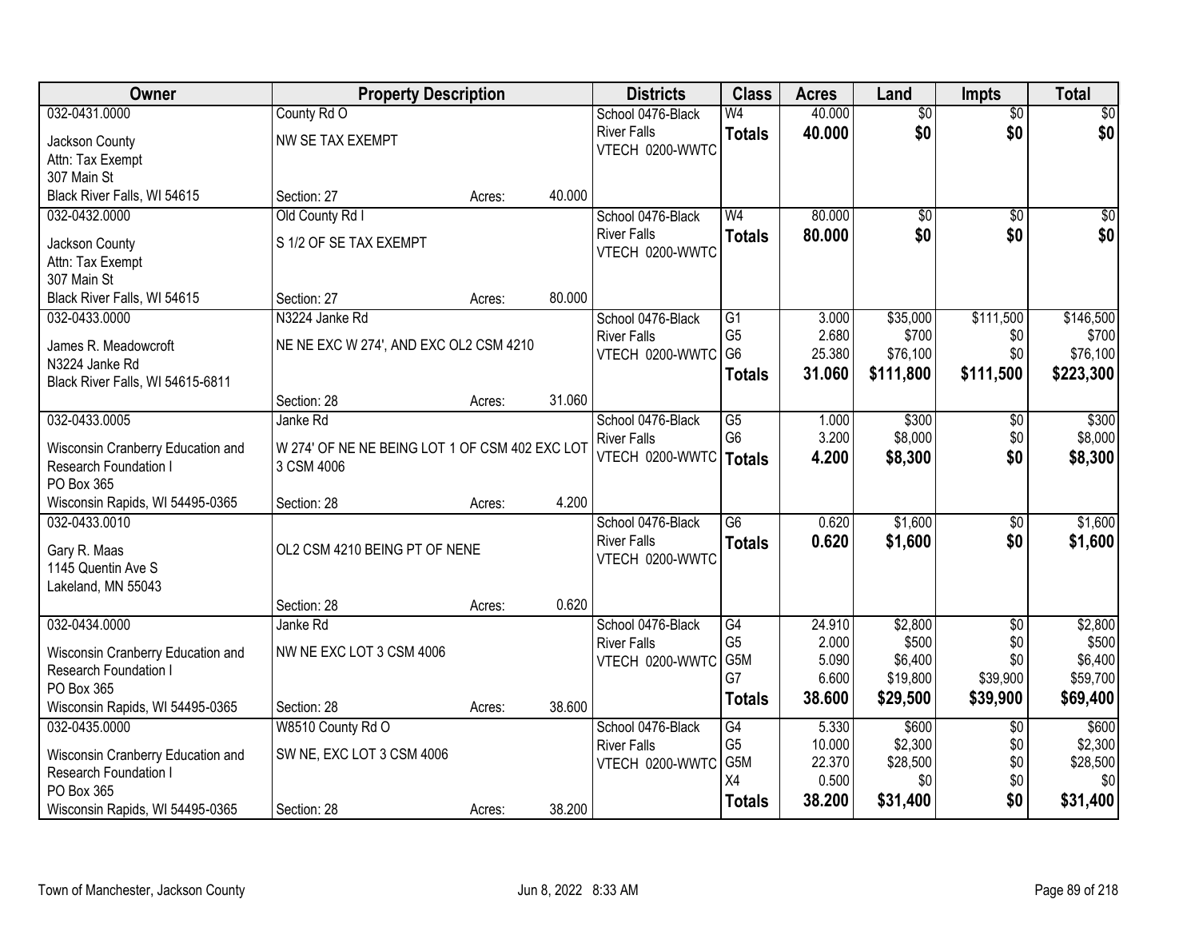| Owner | Property Description | | | Districts | Class | Acres | Land | Impts | Total |
|---|---|---|---|---|---|---|---|---|---|
| 032-0431.0000<br>Jackson County<br>Attn: Tax Exempt<br>307 Main St<br>Black River Falls, WI 54615 | County Rd O<br>NW SE TAX EXEMPT<br>Section: 27 | Acres: | 40.000 | School 0476-Black River Falls<br>VTECH 0200-WWTC | W4<br>**Totals** | 40.000<br>**40.000** | $0<br>**$0** | $0<br>**$0** | $0<br>**$0** |
| 032-0432.0000<br>Jackson County<br>Attn: Tax Exempt<br>307 Main St<br>Black River Falls, WI 54615 | Old County Rd I<br>S 1/2 OF SE TAX EXEMPT<br>Section: 27 | Acres: | 80.000 | School 0476-Black River Falls<br>VTECH 0200-WWTC | W4<br>**Totals** | 80.000<br>**80.000** | $0<br>**$0** | $0<br>**$0** | $0<br>**$0** |
| 032-0433.0000<br>James R. Meadowcroft<br>N3224 Janke Rd<br>Black River Falls, WI 54615-6811 | N3224 Janke Rd<br>NE NE EXC W 274', AND EXC OL2 CSM 4210<br>Section: 28 | Acres: | 31.060 | School 0476-Black River Falls<br>VTECH 0200-WWTC | G1<br>G5<br>G6<br>**Totals** | 3.000<br>2.680<br>25.380<br>**31.060** | $35,000<br>$700<br>$76,100<br>**$111,800** | $111,500<br>$0<br>$0<br>**$111,500** | $146,500<br>$700<br>$76,100<br>**$223,300** |
| 032-0433.0005<br>Wisconsin Cranberry Education and Research Foundation I<br>PO Box 365<br>Wisconsin Rapids, WI 54495-0365 | Janke Rd<br>W 274' OF NE NE BEING LOT 1 OF CSM 402 EXC LOT 3 CSM 4006<br>Section: 28 | Acres: | 4.200 | School 0476-Black River Falls<br>VTECH 0200-WWTC | G5<br>G6<br>**Totals** | 1.000<br>3.200<br>**4.200** | $300<br>$8,000<br>**$8,300** | $0<br>$0<br>**$0** | $300<br>$8,000<br>**$8,300** |
| 032-0433.0010<br>Gary R. Maas<br>1145 Quentin Ave S<br>Lakeland, MN 55043 | OL2 CSM 4210 BEING PT OF NENE<br>Section: 28 | Acres: | 0.620 | School 0476-Black River Falls<br>VTECH 0200-WWTC | G6<br>**Totals** | 0.620<br>**0.620** | $1,600<br>**$1,600** | $0<br>**$0** | $1,600<br>**$1,600** |
| 032-0434.0000<br>Wisconsin Cranberry Education and Research Foundation I<br>PO Box 365<br>Wisconsin Rapids, WI 54495-0365 | Janke Rd<br>NW NE EXC LOT 3 CSM 4006<br>Section: 28 | Acres: | 38.600 | School 0476-Black River Falls<br>VTECH 0200-WWTC | G4<br>G5<br>G5M<br>G7<br>**Totals** | 24.910<br>2.000<br>5.090<br>6.600<br>**38.600** | $2,800<br>$500<br>$6,400<br>$19,800<br>**$29,500** | $0<br>$0<br>$0<br>$39,900<br>**$39,900** | $2,800<br>$500<br>$6,400<br>$59,700<br>**$69,400** |
| 032-0435.0000<br>Wisconsin Cranberry Education and Research Foundation I<br>PO Box 365<br>Wisconsin Rapids, WI 54495-0365 | W8510 County Rd O<br>SW NE, EXC LOT 3 CSM 4006<br>Section: 28 | Acres: | 38.200 | School 0476-Black River Falls<br>VTECH 0200-WWTC | G4<br>G5<br>G5M<br>X4<br>**Totals** | 5.330<br>10.000<br>22.370<br>0.500<br>**38.200** | $600<br>$2,300<br>$28,500<br>$0<br>**$31,400** | $0<br>$0<br>$0<br>$0<br>**$0** | $600<br>$2,300<br>$28,500<br>$0<br>**$31,400** |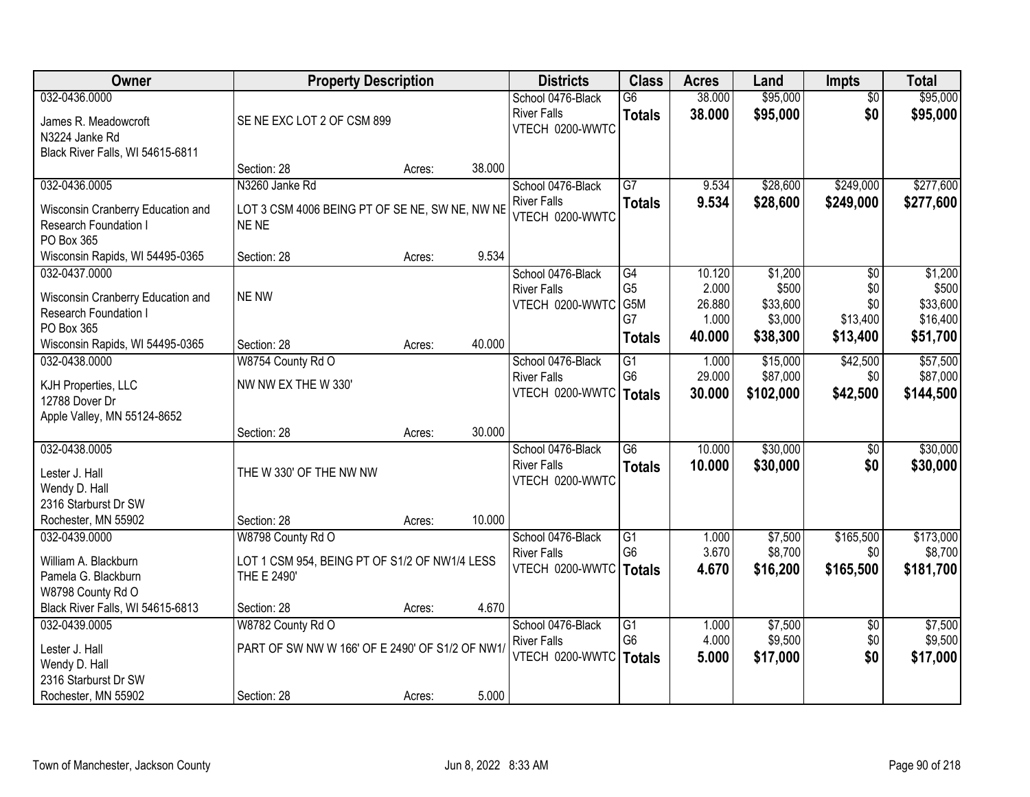| Owner | Property Description | Districts | Class | Acres | Land | Impts | Total |
|---|---|---|---|---|---|---|---|
| 032-0436.0000<br>James R. Meadowcroft<br>N3224 Janke Rd<br>Black River Falls, WI 54615-6811 | SE NE EXC LOT 2 OF CSM 899<br>Section: 28 Acres: 38.000 | School 0476-Black River Falls<br>VTECH 0200-WWTC | G6<br>**Totals** | 38.000<br>**38.000** | $95,000<br>**$95,000** | $0<br>**$0** | $95,000<br>**$95,000** |
| 032-0436.0005<br>Wisconsin Cranberry Education and Research Foundation I<br>PO Box 365<br>Wisconsin Rapids, WI 54495-0365 | N3260 Janke Rd<br>LOT 3 CSM 4006 BEING PT OF SE NE, SW NE, NW NE NE NE<br>Section: 28 Acres: 9.534 | School 0476-Black River Falls<br>VTECH 0200-WWTC | G7<br>**Totals** | 9.534<br>**9.534** | $28,600<br>**$28,600** | $249,000<br>**$249,000** | $277,600<br>**$277,600** |
| 032-0437.0000<br>Wisconsin Cranberry Education and Research Foundation I<br>PO Box 365<br>Wisconsin Rapids, WI 54495-0365 | NE NW<br>Section: 28 Acres: 40.000 | School 0476-Black River Falls<br>VTECH 0200-WWTC | G4<br>G5<br>G5M<br>G7<br>**Totals** | 10.120<br>2.000<br>26.880<br>1.000<br>**40.000** | $1,200<br>$500<br>$33,600<br>$3,000<br>**$38,300** | $0<br>$0<br>$0<br>$13,400<br>**$13,400** | $1,200<br>$500<br>$33,600<br>$16,400<br>**$51,700** |
| 032-0438.0000<br>KJH Properties, LLC<br>12788 Dover Dr<br>Apple Valley, MN 55124-8652 | W8754 County Rd O<br>NW NW EX THE W 330'<br>Section: 28 Acres: 30.000 | School 0476-Black River Falls<br>VTECH 0200-WWTC | G1<br>G6<br>**Totals** | 1.000<br>29.000<br>**30.000** | $15,000<br>$87,000<br>**$102,000** | $42,500<br>$0<br>**$42,500** | $57,500<br>$87,000<br>**$144,500** |
| 032-0438.0005<br>Lester J. Hall<br>Wendy D. Hall<br>2316 Starburst Dr SW<br>Rochester, MN 55902 | THE W 330' OF THE NW NW<br>Section: 28 Acres: 10.000 | School 0476-Black River Falls<br>VTECH 0200-WWTC | G6<br>**Totals** | 10.000<br>**10.000** | $30,000<br>**$30,000** | $0<br>**$0** | $30,000<br>**$30,000** |
| 032-0439.0000<br>William A. Blackburn<br>Pamela G. Blackburn<br>W8798 County Rd O<br>Black River Falls, WI 54615-6813 | W8798 County Rd O<br>LOT 1 CSM 954, BEING PT OF S1/2 OF NW1/4 LESS THE E 2490'<br>Section: 28 Acres: 4.670 | School 0476-Black River Falls<br>VTECH 0200-WWTC | G1<br>G6<br>**Totals** | 1.000<br>3.670<br>**4.670** | $7,500<br>$8,700<br>**$16,200** | $165,500<br>$0<br>**$165,500** | $173,000<br>$8,700<br>**$181,700** |
| 032-0439.0005<br>Lester J. Hall<br>Wendy D. Hall<br>2316 Starburst Dr SW<br>Rochester, MN 55902 | W8782 County Rd O<br>PART OF SW NW W 166' OF E 2490' OF S1/2 OF NW1/<br>Section: 28 Acres: 5.000 | School 0476-Black River Falls<br>VTECH 0200-WWTC | G1<br>G6<br>**Totals** | 1.000<br>4.000<br>**5.000** | $7,500<br>$9,500<br>**$17,000** | $0<br>$0<br>**$0** | $7,500<br>$9,500<br>**$17,000** |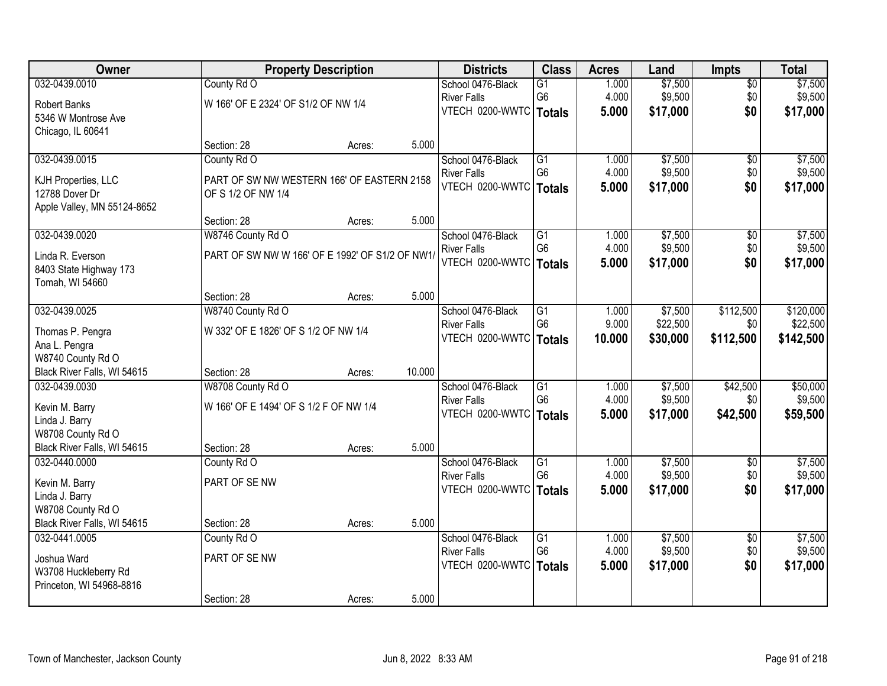| Owner | Property Description | Districts | Class | Acres | Land | Impts | Total |
|---|---|---|---|---|---|---|---|
| 032-0439.0010<br>Robert Banks<br>5346 W Montrose Ave<br>Chicago, IL 60641 | County Rd O<br>W 166' OF E 2324' OF S1/2 OF NW 1/4<br>Section: 28 Acres: 5.000 | School 0476-Black River Falls<br>VTECH 0200-WWTC | G1<br>G6<br>**Totals** | 1.000<br>4.000<br>**5.000** | $7,500<br>$9,500<br>**$17,000** | $0<br>$0<br>**$0** | $7,500<br>$9,500<br>**$17,000** |
| 032-0439.0015<br>KJH Properties, LLC<br>12788 Dover Dr<br>Apple Valley, MN 55124-8652 | County Rd O<br>PART OF SW NW WESTERN 166' OF EASTERN 2158 OF S 1/2 OF NW 1/4<br>Section: 28 Acres: 5.000 | School 0476-Black River Falls<br>VTECH 0200-WWTC | G1<br>G6<br>**Totals** | 1.000<br>4.000<br>**5.000** | $7,500<br>$9,500<br>**$17,000** | $0<br>$0<br>**$0** | $7,500<br>$9,500<br>**$17,000** |
| 032-0439.0020<br>Linda R. Everson<br>8403 State Highway 173<br>Tomah, WI 54660 | W8746 County Rd O<br>PART OF SW NW W 166' OF E 1992' OF S1/2 OF NW1/<br>Section: 28 Acres: 5.000 | School 0476-Black River Falls<br>VTECH 0200-WWTC | G1<br>G6<br>**Totals** | 1.000<br>4.000<br>**5.000** | $7,500<br>$9,500<br>**$17,000** | $0<br>$0<br>**$0** | $7,500<br>$9,500<br>**$17,000** |
| 032-0439.0025<br>Thomas P. Pengra<br>Ana L. Pengra<br>W8740 County Rd O<br>Black River Falls, WI 54615 | W8740 County Rd O<br>W 332' OF E 1826' OF S 1/2 OF NW 1/4<br>Section: 28 Acres: 10.000 | School 0476-Black River Falls<br>VTECH 0200-WWTC | G1<br>G6<br>**Totals** | 1.000<br>9.000<br>**10.000** | $7,500<br>$22,500<br>**$30,000** | $112,500<br>$0<br>**$112,500** | $120,000<br>$22,500<br>**$142,500** |
| 032-0439.0030<br>Kevin M. Barry<br>Linda J. Barry<br>W8708 County Rd O<br>Black River Falls, WI 54615 | W8708 County Rd O<br>W 166' OF E 1494' OF S 1/2 F OF NW 1/4<br>Section: 28 Acres: 5.000 | School 0476-Black River Falls<br>VTECH 0200-WWTC | G1<br>G6<br>**Totals** | 1.000<br>4.000<br>**5.000** | $7,500<br>$9,500<br>**$17,000** | $42,500<br>$0<br>**$42,500** | $50,000<br>$9,500<br>**$59,500** |
| 032-0440.0000<br>Kevin M. Barry<br>Linda J. Barry<br>W8708 County Rd O<br>Black River Falls, WI 54615 | County Rd O<br>PART OF SE NW<br>Section: 28 Acres: 5.000 | School 0476-Black River Falls<br>VTECH 0200-WWTC | G1<br>G6<br>**Totals** | 1.000<br>4.000<br>**5.000** | $7,500<br>$9,500<br>**$17,000** | $0<br>$0<br>**$0** | $7,500<br>$9,500<br>**$17,000** |
| 032-0441.0005<br>Joshua Ward<br>W3708 Huckleberry Rd<br>Princeton, WI 54968-8816 | County Rd O<br>PART OF SE NW<br>Section: 28 Acres: 5.000 | School 0476-Black River Falls<br>VTECH 0200-WWTC | G1<br>G6<br>**Totals** | 1.000<br>4.000<br>**5.000** | $7,500<br>$9,500<br>**$17,000** | $0<br>$0<br>**$0** | $7,500<br>$9,500<br>**$17,000** |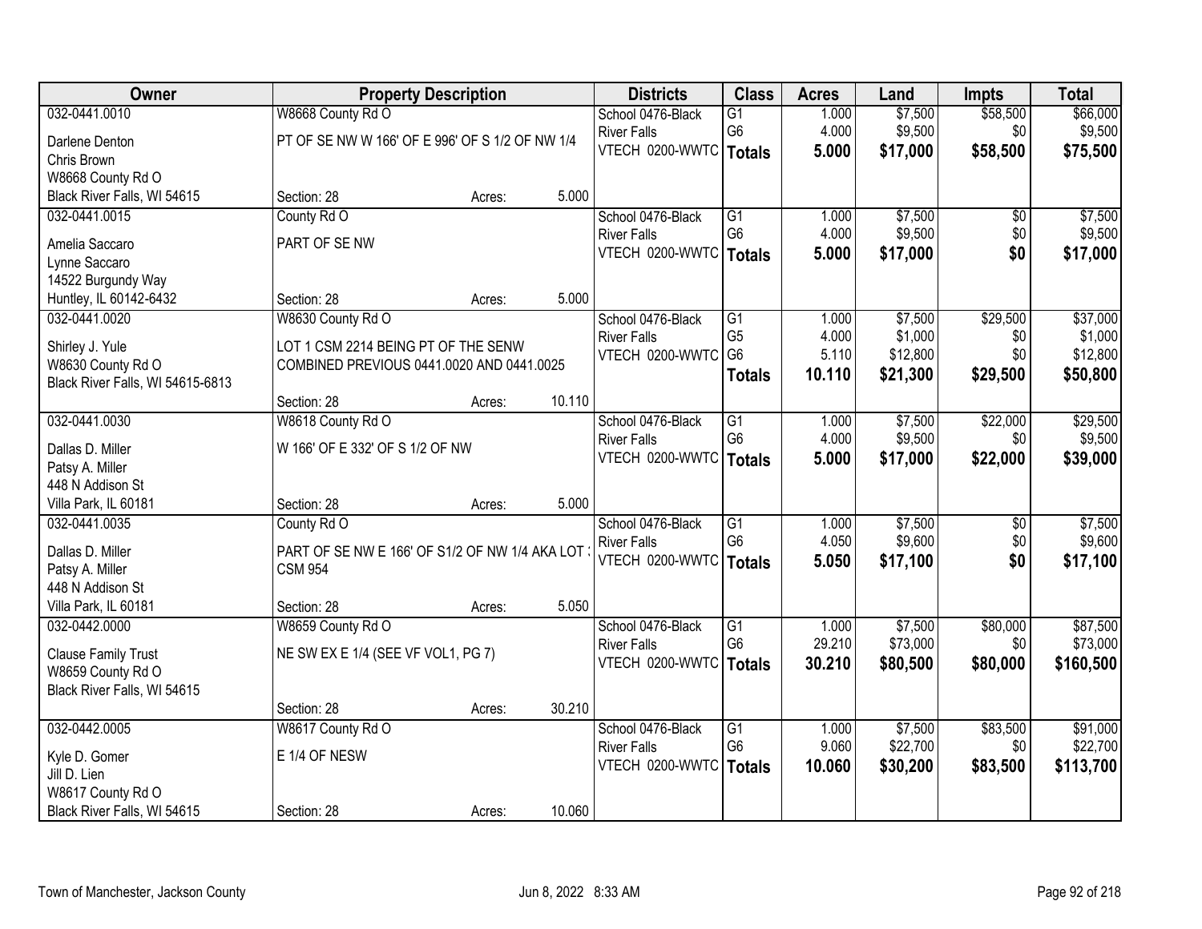| Owner | Property Description | | | Districts | Class | Acres | Land | Impts | Total |
|---|---|---|---|---|---|---|---|---|---|
| 032-0441.0010 | W8668 County Rd O | | | School 0476-Black | G1 | 1.000 | $7,500 | $58,500 | $66,000 |
| Darlene Denton | PT OF SE NW W 166' OF E 996' OF S 1/2 OF NW 1/4 | | | River Falls | G6 | 4.000 | $9,500 | $0 | $9,500 |
| Chris Brown | | | | VTECH 0200-WWTC | **Totals** | **5.000** | **$17,000** | **$58,500** | **$75,500** |
| W8668 County Rd O | | | | | | | | | |
| Black River Falls, WI 54615 | Section: 28 | Acres: | 5.000 | | | | | | |
| 032-0441.0015 | County Rd O | | | School 0476-Black | G1 | 1.000 | $7,500 | $0 | $7,500 |
| Amelia Saccaro | PART OF SE NW | | | River Falls | G6 | 4.000 | $9,500 | $0 | $9,500 |
| Lynne Saccaro | | | | VTECH 0200-WWTC | **Totals** | **5.000** | **$17,000** | **$0** | **$17,000** |
| 14522 Burgundy Way | | | | | | | | | |
| Huntley, IL 60142-6432 | Section: 28 | Acres: | 5.000 | | | | | | |
| 032-0441.0020 | W8630 County Rd O | | | School 0476-Black | G1 | 1.000 | $7,500 | $29,500 | $37,000 |
| Shirley J. Yule | LOT 1 CSM 2214 BEING PT OF THE SENW | | | River Falls | G5 | 4.000 | $1,000 | $0 | $1,000 |
| W8630 County Rd O | COMBINED PREVIOUS 0441.0020 AND 0441.0025 | | | VTECH 0200-WWTC | G6 | 5.110 | $12,800 | $0 | $12,800 |
| Black River Falls, WI 54615-6813 | | | | | **Totals** | **10.110** | **$21,300** | **$29,500** | **$50,800** |
| | Section: 28 | Acres: | 10.110 | | | | | | |
| 032-0441.0030 | W8618 County Rd O | | | School 0476-Black | G1 | 1.000 | $7,500 | $22,000 | $29,500 |
| Dallas D. Miller | W 166' OF E 332' OF S 1/2 OF NW | | | River Falls | G6 | 4.000 | $9,500 | $0 | $9,500 |
| Patsy A. Miller | | | | VTECH 0200-WWTC | **Totals** | **5.000** | **$17,000** | **$22,000** | **$39,000** |
| 448 N Addison St | | | | | | | | | |
| Villa Park, IL 60181 | Section: 28 | Acres: | 5.000 | | | | | | |
| 032-0441.0035 | County Rd O | | | School 0476-Black | G1 | 1.000 | $7,500 | $0 | $7,500 |
| Dallas D. Miller | PART OF SE NW E 166' OF S1/2 OF NW 1/4 AKA LOT | | | River Falls | G6 | 4.050 | $9,600 | $0 | $9,600 |
| Patsy A. Miller | CSM 954 | | | VTECH 0200-WWTC | **Totals** | **5.050** | **$17,100** | **$0** | **$17,100** |
| 448 N Addison St | | | | | | | | | |
| Villa Park, IL 60181 | Section: 28 | Acres: | 5.050 | | | | | | |
| 032-0442.0000 | W8659 County Rd O | | | School 0476-Black | G1 | 1.000 | $7,500 | $80,000 | $87,500 |
| Clause Family Trust | NE SW EX E 1/4 (SEE VF VOL1, PG 7) | | | River Falls | G6 | 29.210 | $73,000 | $0 | $73,000 |
| W8659 County Rd O | | | | VTECH 0200-WWTC | **Totals** | **30.210** | **$80,500** | **$80,000** | **$160,500** |
| Black River Falls, WI 54615 | | | | | | | | | |
| | Section: 28 | Acres: | 30.210 | | | | | | |
| 032-0442.0005 | W8617 County Rd O | | | School 0476-Black | G1 | 1.000 | $7,500 | $83,500 | $91,000 |
| Kyle D. Gomer | E 1/4 OF NESW | | | River Falls | G6 | 9.060 | $22,700 | $0 | $22,700 |
| Jill D. Lien | | | | VTECH 0200-WWTC | **Totals** | **10.060** | **$30,200** | **$83,500** | **$113,700** |
| W8617 County Rd O | | | | | | | | | |
| Black River Falls, WI 54615 | Section: 28 | Acres: | 10.060 | | | | | | |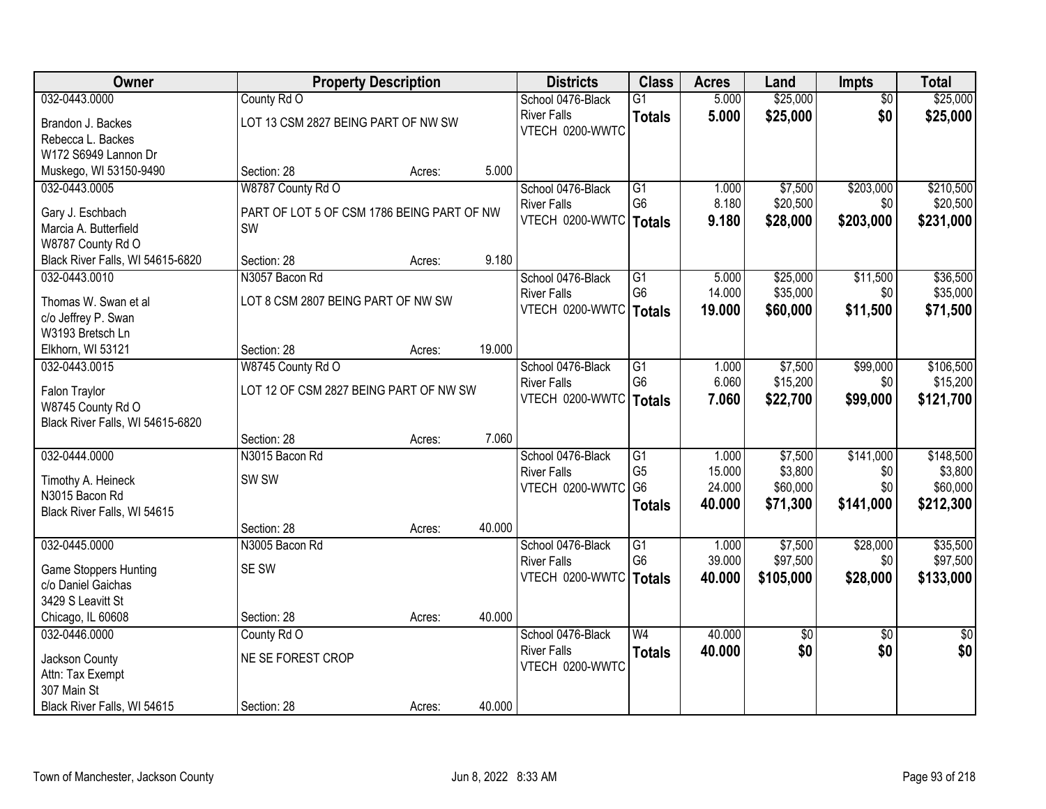| Owner | Property Description | | | Districts | Class | Acres | Land | Impts | Total |
|---|---|---|---|---|---|---|---|---|---|
| 032-0443.0000 | County Rd O | | | School 0476-Black River Falls | G1 | 5.000 | $25,000 | $0 | $25,000 |
| Brandon J. Backes<br>Rebecca L. Backes<br>W172 S6949 Lannon Dr<br>Muskego, WI 53150-9490 | LOT 13 CSM 2827 BEING PART OF NW SW | | | VTECH 0200-WWTC | **Totals** | **5.000** | **$25,000** | **$0** | **$25,000** |
| | Section: 28 | Acres: | 5.000 | | | | | | |
| 032-0443.0005 | W8787 County Rd O | | | School 0476-Black River Falls | G1 | 1.000 | $7,500 | $203,000 | $210,500 |
| Gary J. Eschbach<br>Marcia A. Butterfield<br>W8787 County Rd O<br>Black River Falls, WI 54615-6820 | PART OF LOT 5 OF CSM 1786 BEING PART OF NW SW | | | VTECH 0200-WWTC | G6 | 8.180 | $20,500 | $0 | $20,500 |
| | | | | | **Totals** | **9.180** | **$28,000** | **$203,000** | **$231,000** |
| | Section: 28 | Acres: | 9.180 | | | | | | |
| 032-0443.0010 | N3057 Bacon Rd | | | School 0476-Black River Falls | G1 | 5.000 | $25,000 | $11,500 | $36,500 |
| Thomas W. Swan et al<br>c/o Jeffrey P. Swan<br>W3193 Bretsch Ln<br>Elkhorn, WI 53121 | LOT 8 CSM 2807 BEING PART OF NW SW | | | VTECH 0200-WWTC | G6 | 14.000 | $35,000 | $0 | $35,000 |
| | | | | | **Totals** | **19.000** | **$60,000** | **$11,500** | **$71,500** |
| | Section: 28 | Acres: | 19.000 | | | | | | |
| 032-0443.0015 | W8745 County Rd O | | | School 0476-Black River Falls | G1 | 1.000 | $7,500 | $99,000 | $106,500 |
| Falon Traylor<br>W8745 County Rd O<br>Black River Falls, WI 54615-6820 | LOT 12 OF CSM 2827 BEING PART OF NW SW | | | VTECH 0200-WWTC | G6 | 6.060 | $15,200 | $0 | $15,200 |
| | | | | | **Totals** | **7.060** | **$22,700** | **$99,000** | **$121,700** |
| | Section: 28 | Acres: | 7.060 | | | | | | |
| 032-0444.0000 | N3015 Bacon Rd | | | School 0476-Black River Falls | G1 | 1.000 | $7,500 | $141,000 | $148,500 |
| Timothy A. Heineck<br>N3015 Bacon Rd<br>Black River Falls, WI 54615 | SW SW | | | VTECH 0200-WWTC | G5 | 15.000 | $3,800 | $0 | $3,800 |
| | | | | | G6 | 24.000 | $60,000 | $0 | $60,000 |
| | | | | | **Totals** | **40.000** | **$71,300** | **$141,000** | **$212,300** |
| | Section: 28 | Acres: | 40.000 | | | | | | |
| 032-0445.0000 | N3005 Bacon Rd | | | School 0476-Black River Falls | G1 | 1.000 | $7,500 | $28,000 | $35,500 |
| Game Stoppers Hunting<br>c/o Daniel Gaichas<br>3429 S Leavitt St<br>Chicago, IL 60608 | SE SW | | | VTECH 0200-WWTC | G6 | 39.000 | $97,500 | $0 | $97,500 |
| | | | | | **Totals** | **40.000** | **$105,000** | **$28,000** | **$133,000** |
| | Section: 28 | Acres: | 40.000 | | | | | | |
| 032-0446.0000 | County Rd O | | | School 0476-Black River Falls | W4 | 40.000 | $0 | $0 | $0 |
| Jackson County<br>Attn: Tax Exempt<br>307 Main St<br>Black River Falls, WI 54615 | NE SE FOREST CROP | | | VTECH 0200-WWTC | **Totals** | **40.000** | **$0** | **$0** | **$0** |
| | Section: 28 | Acres: | 40.000 | | | | | | |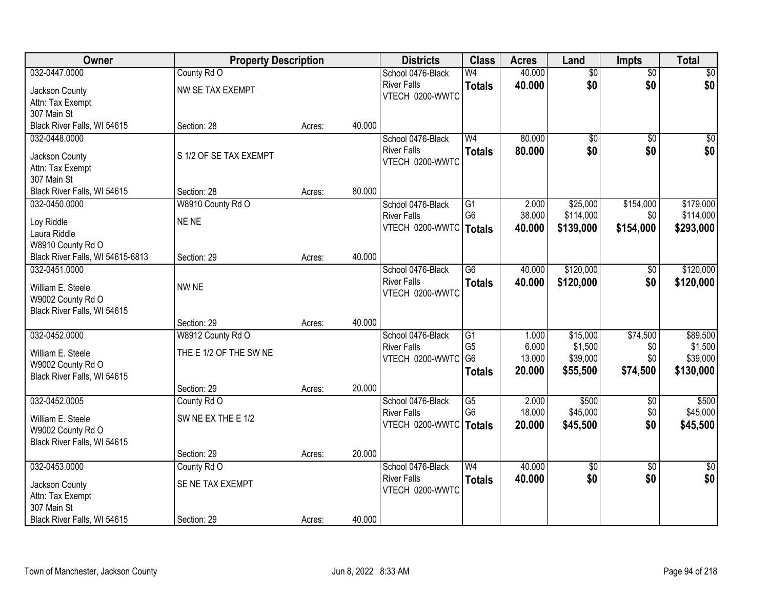| Owner | Property Description | | | Districts | Class | Acres | Land | Impts | Total |
|---|---|---|---|---|---|---|---|---|---|
| 032-0447.0000<br>Jackson County<br>Attn: Tax Exempt<br>307 Main St<br>Black River Falls, WI 54615 | County Rd O<br>NW SE TAX EXEMPT<br>Section: 28 | Acres: | 40.000 | School 0476-Black River Falls<br>VTECH 0200-WWTC | W4<br>**Totals** | 40.000<br>**40.000** | $0<br>**$0** | $0<br>**$0** | $0<br>**$0** |
| 032-0448.0000<br>Jackson County<br>Attn: Tax Exempt<br>307 Main St<br>Black River Falls, WI 54615 | S 1/2 OF SE TAX EXEMPT<br>Section: 28 | Acres: | 80.000 | School 0476-Black River Falls<br>VTECH 0200-WWTC | W4<br>**Totals** | 80.000<br>**80.000** | $0<br>**$0** | $0<br>**$0** | $0<br>**$0** |
| 032-0450.0000<br>Loy Riddle<br>Laura Riddle<br>W8910 County Rd O<br>Black River Falls, WI 54615-6813 | W8910 County Rd O<br>NE NE<br>Section: 29 | Acres: | 40.000 | School 0476-Black River Falls<br>VTECH 0200-WWTC | G1<br>G6<br>**Totals** | 2.000<br>38.000<br>**40.000** | $25,000<br>$114,000<br>**$139,000** | $154,000<br>$0<br>**$154,000** | $179,000<br>$114,000<br>**$293,000** |
| 032-0451.0000<br>William E. Steele<br>W9002 County Rd O<br>Black River Falls, WI 54615 | NW NE<br>Section: 29 | Acres: | 40.000 | School 0476-Black River Falls<br>VTECH 0200-WWTC | G6<br>**Totals** | 40.000<br>**40.000** | $120,000<br>**$120,000** | $0<br>**$0** | $120,000<br>**$120,000** |
| 032-0452.0000<br>William E. Steele<br>W9002 County Rd O<br>Black River Falls, WI 54615 | W8912 County Rd O<br>THE E 1/2 OF THE SW NE<br>Section: 29 | Acres: | 20.000 | School 0476-Black River Falls<br>VTECH 0200-WWTC | G1<br>G5<br>G6<br>**Totals** | 1.000<br>6.000<br>13.000<br>**20.000** | $15,000<br>$1,500<br>$39,000<br>**$55,500** | $74,500<br>$0<br>$0<br>**$74,500** | $89,500<br>$1,500<br>$39,000<br>**$130,000** |
| 032-0452.0005<br>William E. Steele<br>W9002 County Rd O<br>Black River Falls, WI 54615 | County Rd O<br>SW NE EX THE E 1/2<br>Section: 29 | Acres: | 20.000 | School 0476-Black River Falls<br>VTECH 0200-WWTC | G5<br>G6<br>**Totals** | 2.000<br>18.000<br>**20.000** | $500<br>$45,000<br>**$45,500** | $0<br>$0<br>**$0** | $500<br>$45,000<br>**$45,500** |
| 032-0453.0000<br>Jackson County<br>Attn: Tax Exempt<br>307 Main St<br>Black River Falls, WI 54615 | County Rd O<br>SE NE TAX EXEMPT<br>Section: 29 | Acres: | 40.000 | School 0476-Black River Falls<br>VTECH 0200-WWTC | W4<br>**Totals** | 40.000<br>**40.000** | $0<br>**$0** | $0<br>**$0** | $0<br>**$0** |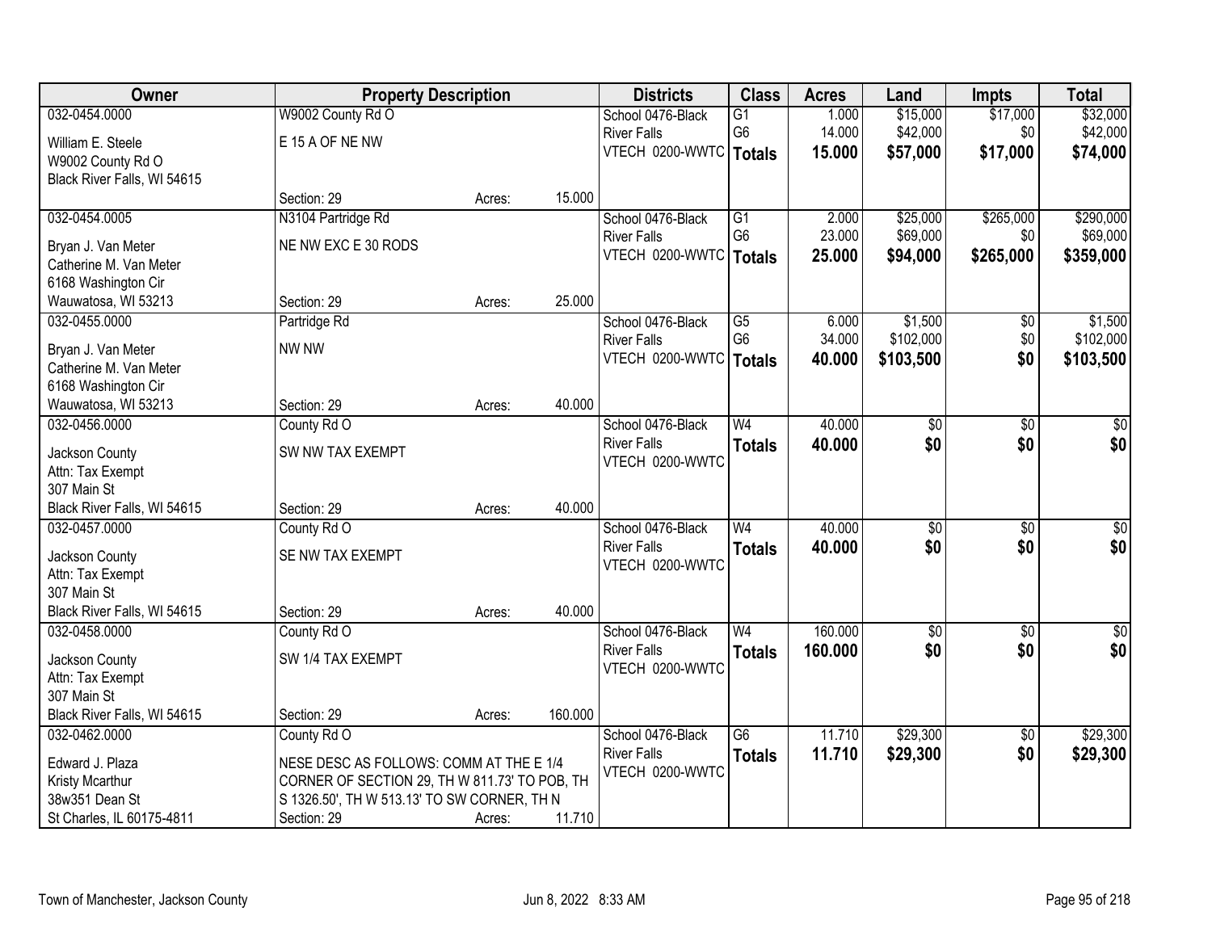| Owner | Property Description | | | Districts | Class | Acres | Land | Impts | Total |
|---|---|---|---|---|---|---|---|---|---|
| 032-0454.0000 | W9002 County Rd O | | | School 0476-Black | G1 | 1.000 | $15,000 | $17,000 | $32,000 |
| William E. Steele | E 15 A OF NE NW | | | River Falls | G6 | 14.000 | $42,000 | $0 | $42,000 |
| W9002 County Rd O | | | | VTECH 0200-WWTC | **Totals** | **15.000** | **$57,000** | **$17,000** | **$74,000** |
| Black River Falls, WI 54615 | | | | | | | | | |
| | Section: 29 | Acres: | 15.000 | | | | | | |
| 032-0454.0005 | N3104 Partridge Rd | | | School 0476-Black | G1 | 2.000 | $25,000 | $265,000 | $290,000 |
| Bryan J. Van Meter | NE NW EXC E 30 RODS | | | River Falls | G6 | 23.000 | $69,000 | $0 | $69,000 |
| Catherine M. Van Meter | | | | VTECH 0200-WWTC | **Totals** | **25.000** | **$94,000** | **$265,000** | **$359,000** |
| 6168 Washington Cir | | | | | | | | | |
| Wauwatosa, WI 53213 | Section: 29 | Acres: | 25.000 | | | | | | |
| 032-0455.0000 | Partridge Rd | | | School 0476-Black | G5 | 6.000 | $1,500 | $0 | $1,500 |
| Bryan J. Van Meter | NW NW | | | River Falls | G6 | 34.000 | $102,000 | $0 | $102,000 |
| Catherine M. Van Meter | | | | VTECH 0200-WWTC | **Totals** | **40.000** | **$103,500** | **$0** | **$103,500** |
| 6168 Washington Cir | | | | | | | | | |
| Wauwatosa, WI 53213 | Section: 29 | Acres: | 40.000 | | | | | | |
| 032-0456.0000 | County Rd O | | | School 0476-Black | W4 | 40.000 | $0 | $0 | $0 |
| Jackson County | SW NW TAX EXEMPT | | | River Falls | **Totals** | **40.000** | **$0** | **$0** | **$0** |
| Attn: Tax Exempt | | | | VTECH 0200-WWTC | | | | | |
| 307 Main St | | | | | | | | | |
| Black River Falls, WI 54615 | Section: 29 | Acres: | 40.000 | | | | | | |
| 032-0457.0000 | County Rd O | | | School 0476-Black | W4 | 40.000 | $0 | $0 | $0 |
| Jackson County | SE NW TAX EXEMPT | | | River Falls | **Totals** | **40.000** | **$0** | **$0** | **$0** |
| Attn: Tax Exempt | | | | VTECH 0200-WWTC | | | | | |
| 307 Main St | | | | | | | | | |
| Black River Falls, WI 54615 | Section: 29 | Acres: | 40.000 | | | | | | |
| 032-0458.0000 | County Rd O | | | School 0476-Black | W4 | 160.000 | $0 | $0 | $0 |
| Jackson County | SW 1/4 TAX EXEMPT | | | River Falls | **Totals** | **160.000** | **$0** | **$0** | **$0** |
| Attn: Tax Exempt | | | | VTECH 0200-WWTC | | | | | |
| 307 Main St | | | | | | | | | |
| Black River Falls, WI 54615 | Section: 29 | Acres: | 160.000 | | | | | | |
| 032-0462.0000 | County Rd O | | | School 0476-Black | G6 | 11.710 | $29,300 | $0 | $29,300 |
| Edward J. Plaza | NESE DESC AS FOLLOWS: COMM AT THE E 1/4 | | | River Falls | **Totals** | **11.710** | **$29,300** | **$0** | **$29,300** |
| Kristy Mcarthur | CORNER OF SECTION 29, TH W 811.73' TO POB, TH | | | VTECH 0200-WWTC | | | | | |
| 38w351 Dean St | S 1326.50', TH W 513.13' TO SW CORNER, TH N | | | | | | | | |
| St Charles, IL 60175-4811 | Section: 29 | Acres: | 11.710 | | | | | | |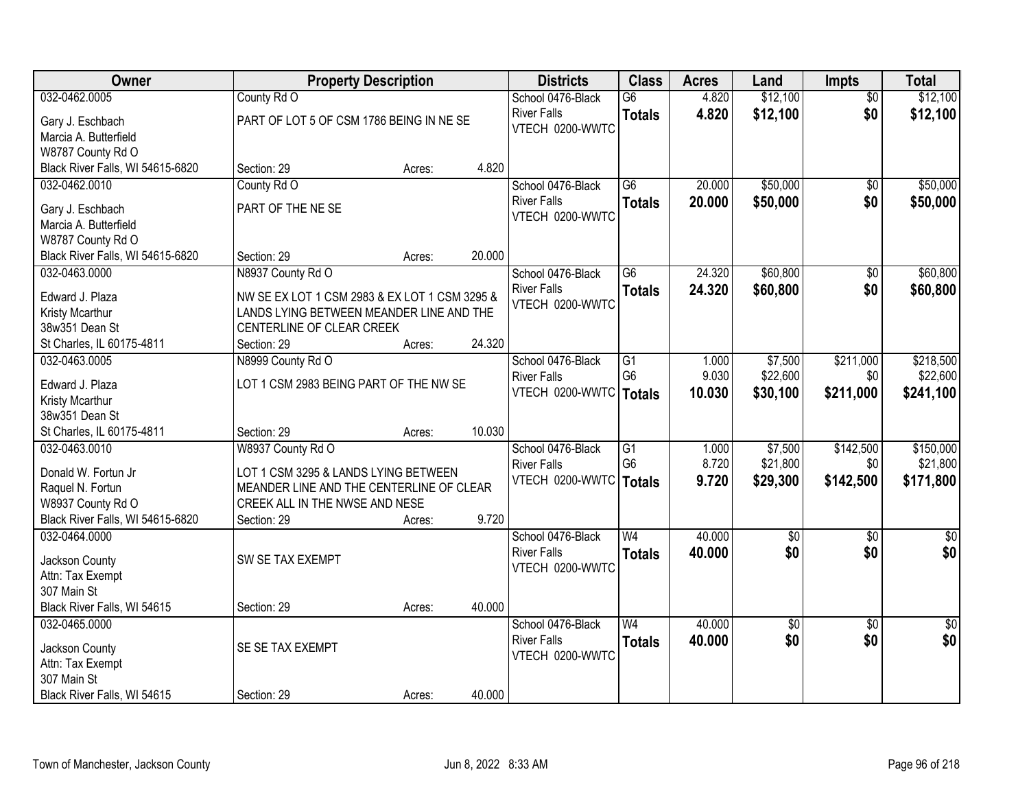| Owner | Property Description | Districts | Class | Acres | Land | Impts | Total |
|---|---|---|---|---|---|---|---|
| 032-0462.0005<br>Gary J. Eschbach<br>Marcia A. Butterfield<br>W8787 County Rd O<br>Black River Falls, WI 54615-6820 | County Rd O<br>PART OF LOT 5 OF CSM 1786 BEING IN NE SE<br>Section: 29 Acres: 4.820 | School 0476-Black River Falls<br>VTECH 0200-WWTC | G6<br>**Totals** | 4.820<br>**4.820** | $12,100<br>**$12,100** | $0<br>**$0** | $12,100<br>**$12,100** |
| 032-0462.0010<br>Gary J. Eschbach<br>Marcia A. Butterfield<br>W8787 County Rd O<br>Black River Falls, WI 54615-6820 | County Rd O<br>PART OF THE NE SE<br>Section: 29 Acres: 20.000 | School 0476-Black River Falls<br>VTECH 0200-WWTC | G6<br>**Totals** | 20.000<br>**20.000** | $50,000<br>**$50,000** | $0<br>**$0** | $50,000<br>**$50,000** |
| 032-0463.0000<br>Edward J. Plaza<br>Kristy Mcarthur<br>38w351 Dean St<br>St Charles, IL 60175-4811 | N8937 County Rd O<br>NW SE EX LOT 1 CSM 2983 & EX LOT 1 CSM 3295 & LANDS LYING BETWEEN MEANDER LINE AND THE CENTERLINE OF CLEAR CREEK<br>Section: 29 Acres: 24.320 | School 0476-Black River Falls<br>VTECH 0200-WWTC | G6<br>**Totals** | 24.320<br>**24.320** | $60,800<br>**$60,800** | $0<br>**$0** | $60,800<br>**$60,800** |
| 032-0463.0005<br>Edward J. Plaza<br>Kristy Mcarthur<br>38w351 Dean St<br>St Charles, IL 60175-4811 | N8999 County Rd O<br>LOT 1 CSM 2983 BEING PART OF THE NW SE<br>Section: 29 Acres: 10.030 | School 0476-Black River Falls<br>VTECH 0200-WWTC | G1<br>G6<br>**Totals** | 1.000<br>9.030<br>**10.030** | $7,500<br>$22,600<br>**$30,100** | $211,000<br>$0<br>**$211,000** | $218,500<br>$22,600<br>**$241,100** |
| 032-0463.0010<br>Donald W. Fortun Jr<br>Raquel N. Fortun<br>W8937 County Rd O<br>Black River Falls, WI 54615-6820 | W8937 County Rd O<br>LOT 1 CSM 3295 & LANDS LYING BETWEEN MEANDER LINE AND THE CENTERLINE OF CLEAR CREEK ALL IN THE NWSE AND NESE<br>Section: 29 Acres: 9.720 | School 0476-Black River Falls<br>VTECH 0200-WWTC | G1<br>G6<br>**Totals** | 1.000<br>8.720<br>**9.720** | $7,500<br>$21,800<br>**$29,300** | $142,500<br>$0<br>**$142,500** | $150,000<br>$21,800<br>**$171,800** |
| 032-0464.0000<br>Jackson County<br>Attn: Tax Exempt<br>307 Main St<br>Black River Falls, WI 54615 | SW SE TAX EXEMPT<br>Section: 29 Acres: 40.000 | School 0476-Black River Falls<br>VTECH 0200-WWTC | W4<br>**Totals** | 40.000<br>**40.000** | $0<br>**$0** | $0<br>**$0** | $0<br>**$0** |
| 032-0465.0000<br>Jackson County<br>Attn: Tax Exempt<br>307 Main St<br>Black River Falls, WI 54615 | SE SE TAX EXEMPT<br>Section: 29 Acres: 40.000 | School 0476-Black River Falls<br>VTECH 0200-WWTC | W4<br>**Totals** | 40.000<br>**40.000** | $0<br>**$0** | $0<br>**$0** | $0<br>**$0** |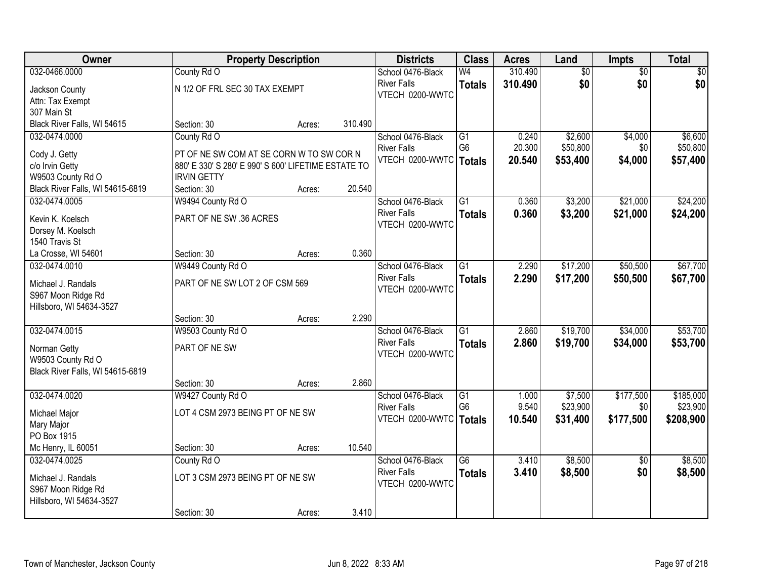| Owner | Property Description | | | Districts | Class | Acres | Land | Impts | Total |
|---|---|---|---|---|---|---|---|---|---|
| 032-0466.0000<br>Jackson County<br>Attn: Tax Exempt<br>307 Main St<br>Black River Falls, WI 54615 | County Rd O<br>N 1/2 OF FRL SEC 30 TAX EXEMPT<br>Section: 30 | Acres: | 310.490 | School 0476-Black River Falls<br>VTECH 0200-WWTC | W4<br>**Totals** | 310.490<br>**310.490** | $0<br>**$0** | $0<br>**$0** | $0<br>**$0** |
| 032-0474.0000<br>Cody J. Getty<br>c/o Irvin Getty<br>W9503 County Rd O<br>Black River Falls, WI 54615-6819 | County Rd O<br>PT OF NE SW COM AT SE CORN W TO SW COR N 880' E 330' S 280' E 990' S 600' LIFETIME ESTATE TO IRVIN GETTY<br>Section: 30 | Acres: | 20.540 | School 0476-Black River Falls<br>VTECH 0200-WWTC | G1<br>G6<br>**Totals** | 0.240<br>20.300<br>**20.540** | $2,600<br>$50,800<br>**$53,400** | $4,000<br>$0<br>**$4,000** | $6,600<br>$50,800<br>**$57,400** |
| 032-0474.0005<br>Kevin K. Koelsch<br>Dorsey M. Koelsch<br>1540 Travis St<br>La Crosse, WI 54601 | W9494 County Rd O<br>PART OF NE SW .36 ACRES<br>Section: 30 | Acres: | 0.360 | School 0476-Black River Falls<br>VTECH 0200-WWTC | G1<br>**Totals** | 0.360<br>**0.360** | $3,200<br>**$3,200** | $21,000<br>**$21,000** | $24,200<br>**$24,200** |
| 032-0474.0010<br>Michael J. Randals<br>S967 Moon Ridge Rd<br>Hillsboro, WI 54634-3527 | W9449 County Rd O<br>PART OF NE SW LOT 2 OF CSM 569<br>Section: 30 | Acres: | 2.290 | School 0476-Black River Falls<br>VTECH 0200-WWTC | G1<br>**Totals** | 2.290<br>**2.290** | $17,200<br>**$17,200** | $50,500<br>**$50,500** | $67,700<br>**$67,700** |
| 032-0474.0015<br>Norman Getty<br>W9503 County Rd O<br>Black River Falls, WI 54615-6819 | W9503 County Rd O<br>PART OF NE SW<br>Section: 30 | Acres: | 2.860 | School 0476-Black River Falls<br>VTECH 0200-WWTC | G1<br>**Totals** | 2.860<br>**2.860** | $19,700<br>**$19,700** | $34,000<br>**$34,000** | $53,700<br>**$53,700** |
| 032-0474.0020<br>Michael Major<br>Mary Major<br>PO Box 1915<br>Mc Henry, IL 60051 | W9427 County Rd O<br>LOT 4 CSM 2973 BEING PT OF NE SW<br>Section: 30 | Acres: | 10.540 | School 0476-Black River Falls<br>VTECH 0200-WWTC | G1<br>G6<br>**Totals** | 1.000<br>9.540<br>**10.540** | $7,500<br>$23,900<br>**$31,400** | $177,500<br>$0<br>**$177,500** | $185,000<br>$23,900<br>**$208,900** |
| 032-0474.0025<br>Michael J. Randals<br>S967 Moon Ridge Rd<br>Hillsboro, WI 54634-3527 | County Rd O<br>LOT 3 CSM 2973 BEING PT OF NE SW<br>Section: 30 | Acres: | 3.410 | School 0476-Black River Falls<br>VTECH 0200-WWTC | G6<br>**Totals** | 3.410<br>**3.410** | $8,500<br>**$8,500** | $0<br>**$0** | $8,500<br>**$8,500** |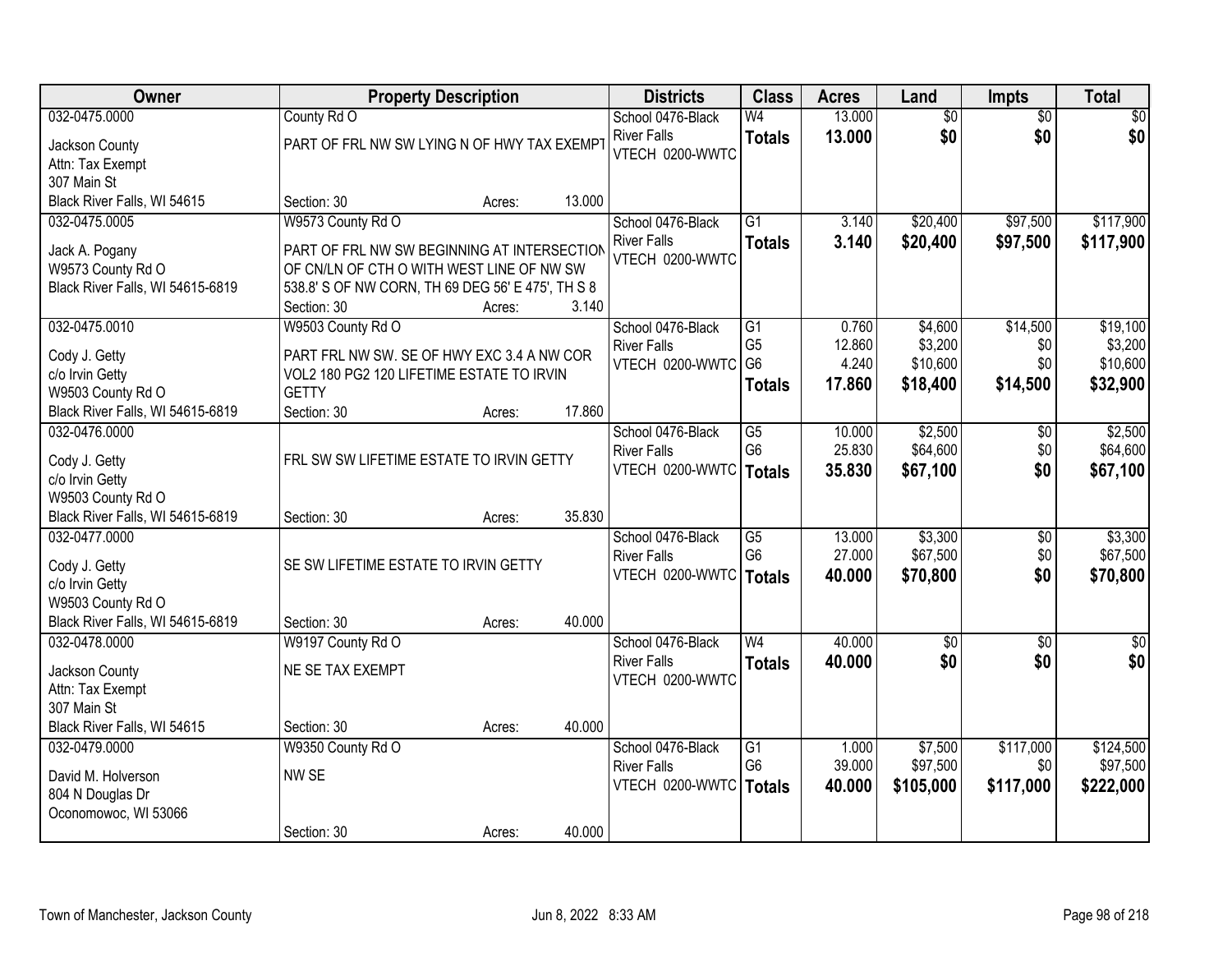| Owner | Property Description | Districts | Class | Acres | Land | Impts | Total |
|---|---|---|---|---|---|---|---|
| 032-0475.0000<br>Jackson County<br>Attn: Tax Exempt<br>307 Main St<br>Black River Falls, WI 54615 | County Rd O<br>PART OF FRL NW SW LYING N OF HWY TAX EXEMPT<br>Section: 30 Acres: 13.000 | School 0476-Black River Falls<br>VTECH 0200-WWTC | W4<br>**Totals** | 13.000<br>**13.000** | $0<br>**$0** | $0<br>**$0** | $0<br>**$0** |
| 032-0475.0005<br>Jack A. Pogany<br>W9573 County Rd O<br>Black River Falls, WI 54615-6819 | W9573 County Rd O<br>PART OF FRL NW SW BEGINNING AT INTERSECTION OF CN/LN OF CTH O WITH WEST LINE OF NW SW 538.8' S OF NW CORN, TH 69 DEG 56' E 475', TH S 8<br>Section: 30 Acres: 3.140 | School 0476-Black River Falls<br>VTECH 0200-WWTC | G1<br>**Totals** | 3.140<br>**3.140** | $20,400<br>**$20,400** | $97,500<br>**$97,500** | $117,900<br>**$117,900** |
| 032-0475.0010<br>Cody J. Getty<br>c/o Irvin Getty<br>W9503 County Rd O<br>Black River Falls, WI 54615-6819 | W9503 County Rd O<br>PART FRL NW SW. SE OF HWY EXC 3.4 A NW COR VOL2 180 PG2 120 LIFETIME ESTATE TO IRVIN GETTY<br>Section: 30 Acres: 17.860 | School 0476-Black River Falls<br>VTECH 0200-WWTC | G1<br>G5<br>G6<br>**Totals** | 0.760<br>12.860<br>4.240<br>**17.860** | $4,600<br>$3,200<br>$10,600<br>**$18,400** | $14,500<br>$0<br>$0<br>**$14,500** | $19,100<br>$3,200<br>$10,600<br>**$32,900** |
| 032-0476.0000<br>Cody J. Getty<br>c/o Irvin Getty<br>W9503 County Rd O<br>Black River Falls, WI 54615-6819 | FRL SW SW LIFETIME ESTATE TO IRVIN GETTY<br>Section: 30 Acres: 35.830 | School 0476-Black River Falls<br>VTECH 0200-WWTC | G5<br>G6<br>**Totals** | 10.000<br>25.830<br>**35.830** | $2,500<br>$64,600<br>**$67,100** | $0<br>$0<br>**$0** | $2,500<br>$64,600<br>**$67,100** |
| 032-0477.0000<br>Cody J. Getty<br>c/o Irvin Getty<br>W9503 County Rd O<br>Black River Falls, WI 54615-6819 | SE SW LIFETIME ESTATE TO IRVIN GETTY<br>Section: 30 Acres: 40.000 | School 0476-Black River Falls<br>VTECH 0200-WWTC | G5<br>G6<br>**Totals** | 13.000<br>27.000<br>**40.000** | $3,300<br>$67,500<br>**$70,800** | $0<br>$0<br>**$0** | $3,300<br>$67,500<br>**$70,800** |
| 032-0478.0000<br>Jackson County<br>Attn: Tax Exempt<br>307 Main St<br>Black River Falls, WI 54615 | W9197 County Rd O<br>NE SE TAX EXEMPT<br>Section: 30 Acres: 40.000 | School 0476-Black River Falls<br>VTECH 0200-WWTC | W4<br>**Totals** | 40.000<br>**40.000** | $0<br>**$0** | $0<br>**$0** | $0<br>**$0** |
| 032-0479.0000<br>David M. Holverson<br>804 N Douglas Dr<br>Oconomowoc, WI 53066 | W9350 County Rd O<br>NW SE<br>Section: 30 Acres: 40.000 | School 0476-Black River Falls<br>VTECH 0200-WWTC | G1<br>G6<br>**Totals** | 1.000<br>39.000<br>**40.000** | $7,500<br>$97,500<br>**$105,000** | $117,000<br>$0<br>**$117,000** | $124,500<br>$97,500<br>**$222,000** |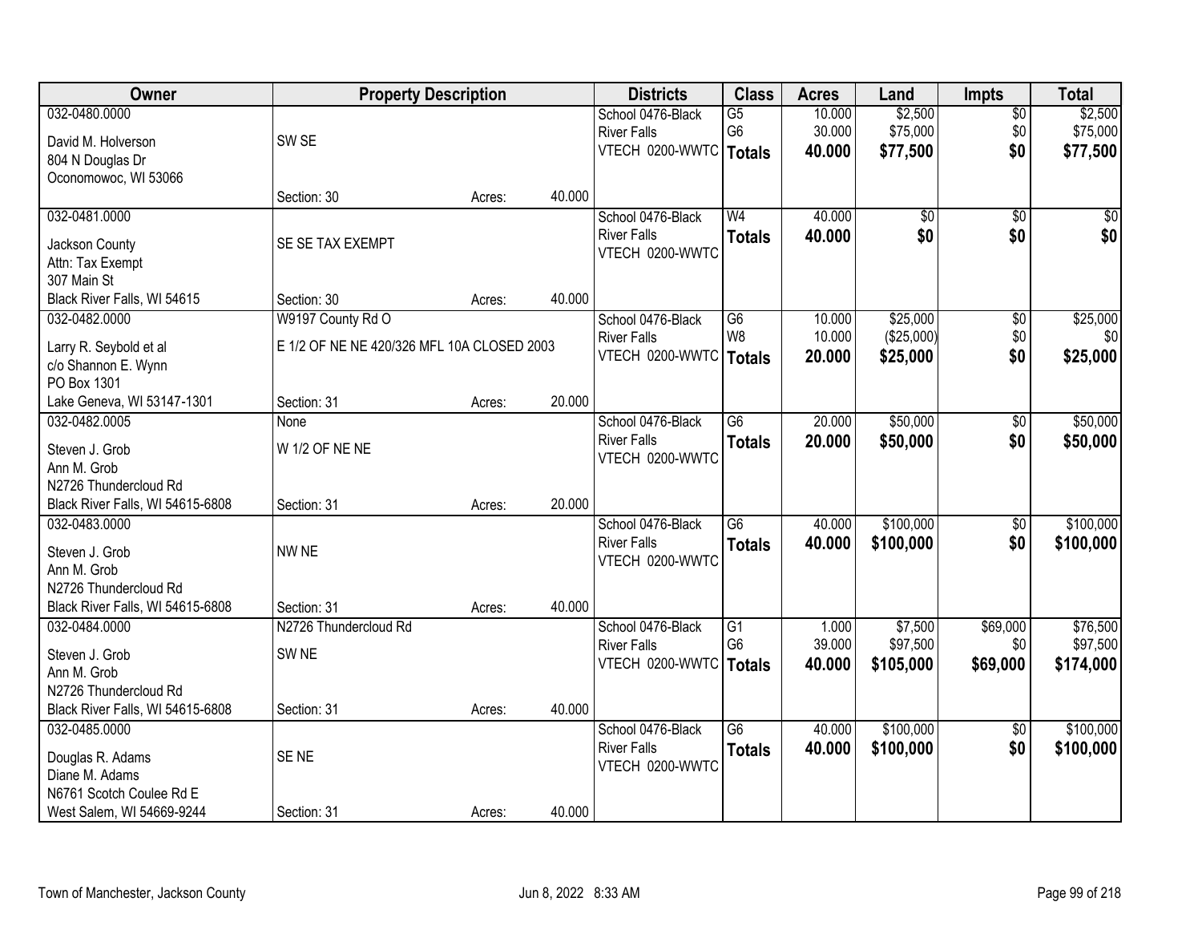| Owner | Property Description | | | Districts | Class | Acres | Land | Impts | Total |
|---|---|---|---|---|---|---|---|---|---|
| 032-0480.0000<br>David M. Holverson<br>804 N Douglas Dr<br>Oconomowoc, WI 53066 | SW SE<br>Section: 30 | Acres: | 40.000 | School 0476-Black River Falls<br>VTECH 0200-WWTC | G5<br>G6<br>**Totals** | 10.000<br>30.000<br>**40.000** | $2,500<br>$75,000<br>**$77,500** | $0<br>$0<br>**$0** | $2,500<br>$75,000<br>**$77,500** |
| 032-0481.0000<br>Jackson County<br>Attn: Tax Exempt<br>307 Main St<br>Black River Falls, WI 54615 | SE SE TAX EXEMPT<br>Section: 30 | Acres: | 40.000 | School 0476-Black River Falls<br>VTECH 0200-WWTC | W4<br>**Totals** | 40.000<br>**40.000** | $0<br>**$0** | $0<br>**$0** | $0<br>**$0** |
| 032-0482.0000<br>Larry R. Seybold et al<br>c/o Shannon E. Wynn<br>PO Box 1301<br>Lake Geneva, WI 53147-1301 | W9197 County Rd O<br>E 1/2 OF NE NE 420/326 MFL 10A CLOSED 2003<br>Section: 31 | Acres: | 20.000 | School 0476-Black River Falls<br>VTECH 0200-WWTC | G6<br>W8<br>**Totals** | 10.000<br>10.000<br>**20.000** | $25,000<br>($25,000)<br>**$25,000** | $0<br>$0<br>**$0** | $25,000<br>$0<br>**$25,000** |
| 032-0482.0005<br>Steven J. Grob<br>Ann M. Grob<br>N2726 Thundercloud Rd<br>Black River Falls, WI 54615-6808 | None<br>W 1/2 OF NE NE<br>Section: 31 | Acres: | 20.000 | School 0476-Black River Falls<br>VTECH 0200-WWTC | G6<br>**Totals** | 20.000<br>**20.000** | $50,000<br>**$50,000** | $0<br>**$0** | $50,000<br>**$50,000** |
| 032-0483.0000<br>Steven J. Grob<br>Ann M. Grob<br>N2726 Thundercloud Rd<br>Black River Falls, WI 54615-6808 | NW NE<br>Section: 31 | Acres: | 40.000 | School 0476-Black River Falls<br>VTECH 0200-WWTC | G6<br>**Totals** | 40.000<br>**40.000** | $100,000<br>**$100,000** | $0<br>**$0** | $100,000<br>**$100,000** |
| 032-0484.0000<br>Steven J. Grob<br>Ann M. Grob<br>N2726 Thundercloud Rd<br>Black River Falls, WI 54615-6808 | N2726 Thundercloud Rd<br>SW NE<br>Section: 31 | Acres: | 40.000 | School 0476-Black River Falls<br>VTECH 0200-WWTC | G1<br>G6<br>**Totals** | 1.000<br>39.000<br>**40.000** | $7,500<br>$97,500<br>**$105,000** | $69,000<br>$0<br>**$69,000** | $76,500<br>$97,500<br>**$174,000** |
| 032-0485.0000<br>Douglas R. Adams<br>Diane M. Adams<br>N6761 Scotch Coulee Rd E<br>West Salem, WI 54669-9244 | SE NE<br>Section: 31 | Acres: | 40.000 | School 0476-Black River Falls<br>VTECH 0200-WWTC | G6<br>**Totals** | 40.000<br>**40.000** | $100,000<br>**$100,000** | $0<br>**$0** | $100,000<br>**$100,000** |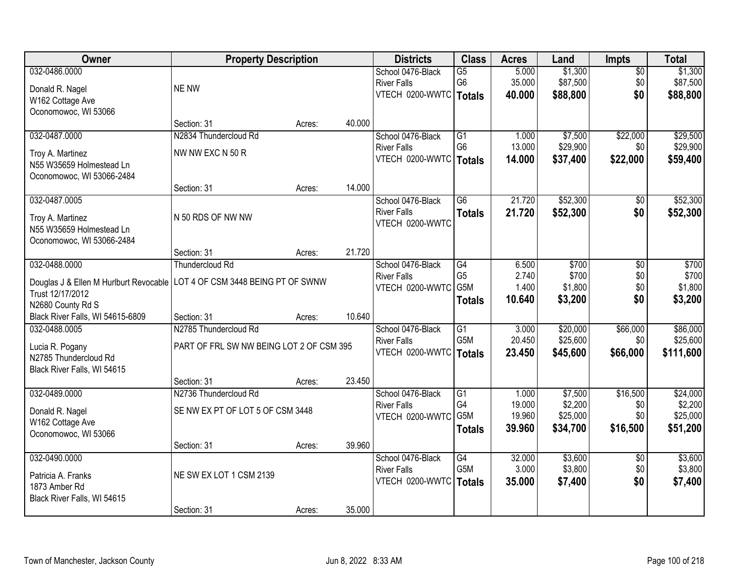| Owner | Property Description | | | Districts | Class | Acres | Land | Impts | Total |
|---|---|---|---|---|---|---|---|---|---|
| 032-0486.0000<br><br>Donald R. Nagel<br>W162 Cottage Ave<br>Oconomowoc, WI 53066 | NE NW<br><br>Section: 31 | Acres: | 40.000 | School 0476-Black River Falls<br>VTECH 0200-WWTC | G5<br>G6<br>**Totals** | 5.000<br>35.000<br>**40.000** | $1,300<br>$87,500<br>**$88,800** | $0<br>$0<br>**$0** | $1,300<br>$87,500<br>**$88,800** |
| 032-0487.0000<br><br>Troy A. Martinez<br>N55 W35659 Holmestead Ln<br>Oconomowoc, WI 53066-2484 | N2834 Thundercloud Rd<br>NW NW EXC N 50 R<br><br>Section: 31 | Acres: | 14.000 | School 0476-Black River Falls<br>VTECH 0200-WWTC | G1<br>G6<br>**Totals** | 1.000<br>13.000<br>**14.000** | $7,500<br>$29,900<br>**$37,400** | $22,000<br>$0<br>**$22,000** | $29,500<br>$29,900<br>**$59,400** |
| 032-0487.0005<br><br>Troy A. Martinez<br>N55 W35659 Holmestead Ln<br>Oconomowoc, WI 53066-2484 | N 50 RDS OF NW NW<br><br>Section: 31 | Acres: | 21.720 | School 0476-Black River Falls<br>VTECH 0200-WWTC | G6<br>**Totals** | 21.720<br>**21.720** | $52,300<br>**$52,300** | $0<br>**$0** | $52,300<br>**$52,300** |
| 032-0488.0000<br><br>Douglas J & Ellen M Hurlburt Revocable Trust 12/17/2012<br>N2680 County Rd S<br>Black River Falls, WI 54615-6809 | Thundercloud Rd<br>LOT 4 OF CSM 3448 BEING PT OF SWNW<br><br>Section: 31 | Acres: | 10.640 | School 0476-Black River Falls<br>VTECH 0200-WWTC | G4<br>G5<br>G5M<br>**Totals** | 6.500<br>2.740<br>1.400<br>**10.640** | $700<br>$700<br>$1,800<br>**$3,200** | $0<br>$0<br>$0<br>**$0** | $700<br>$700<br>$1,800<br>**$3,200** |
| 032-0488.0005<br><br>Lucia R. Pogany<br>N2785 Thundercloud Rd<br>Black River Falls, WI 54615 | N2785 Thundercloud Rd<br>PART OF FRL SW NW BEING LOT 2 OF CSM 395<br><br>Section: 31 | Acres: | 23.450 | School 0476-Black River Falls<br>VTECH 0200-WWTC | G1<br>G5M<br>**Totals** | 3.000<br>20.450<br>**23.450** | $20,000<br>$25,600<br>**$45,600** | $66,000<br>$0<br>**$66,000** | $86,000<br>$25,600<br>**$111,600** |
| 032-0489.0000<br><br>Donald R. Nagel<br>W162 Cottage Ave<br>Oconomowoc, WI 53066 | N2736 Thundercloud Rd<br>SE NW EX PT OF LOT 5 OF CSM 3448<br><br>Section: 31 | Acres: | 39.960 | School 0476-Black River Falls<br>VTECH 0200-WWTC | G1<br>G4<br>G5M<br>**Totals** | 1.000<br>19.000<br>19.960<br>**39.960** | $7,500<br>$2,200<br>$25,000<br>**$34,700** | $16,500<br>$0<br>$0<br>**$16,500** | $24,000<br>$2,200<br>$25,000<br>**$51,200** |
| 032-0490.0000<br><br>Patricia A. Franks<br>1873 Amber Rd<br>Black River Falls, WI 54615 | NE SW EX LOT 1 CSM 2139<br><br>Section: 31 | Acres: | 35.000 | School 0476-Black River Falls<br>VTECH 0200-WWTC | G4<br>G5M<br>**Totals** | 32.000<br>3.000<br>**35.000** | $3,600<br>$3,800<br>**$7,400** | $0<br>$0<br>**$0** | $3,600<br>$3,800<br>**$7,400** |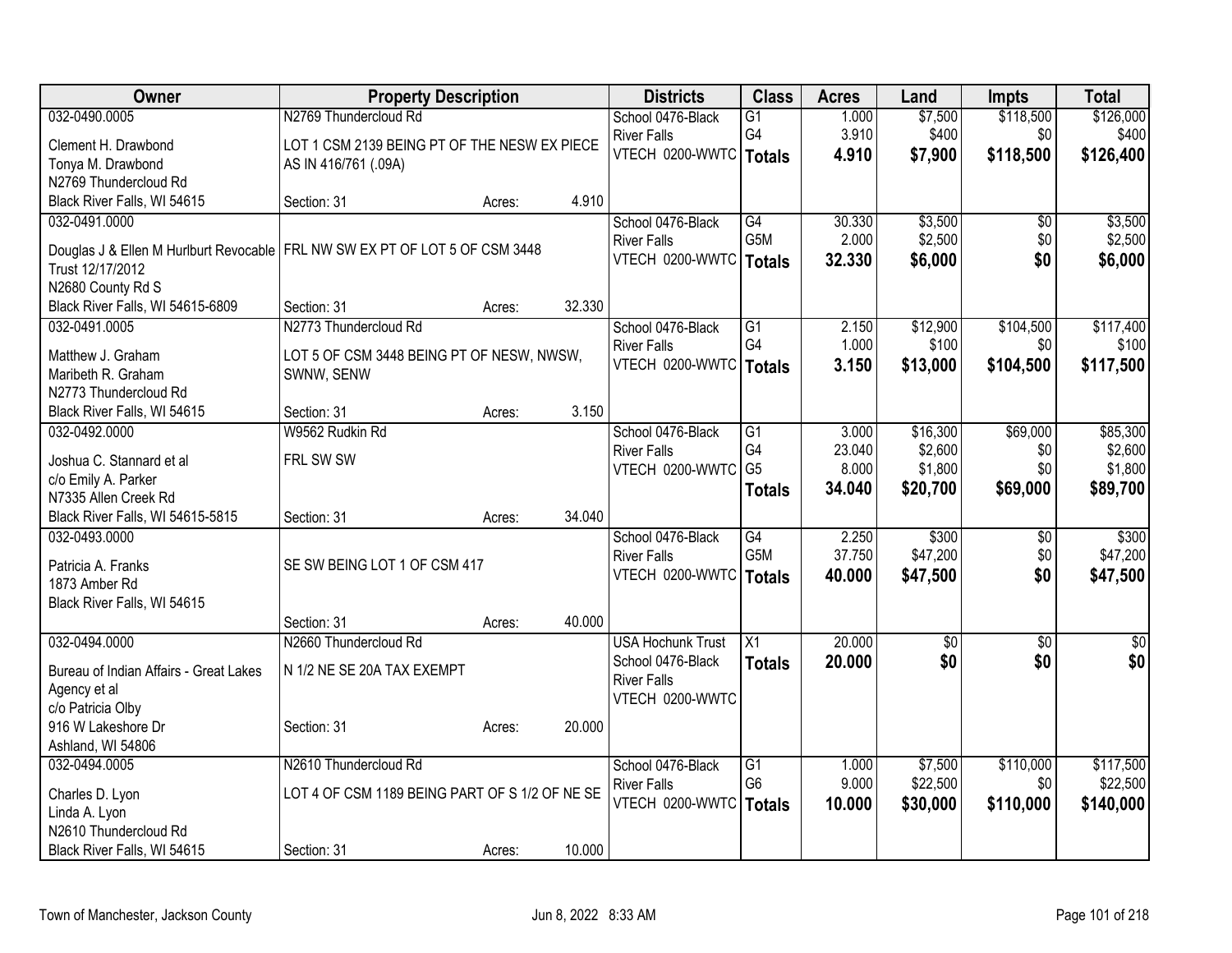| Owner | Property Description | Districts | Class | Acres | Land | Impts | Total |
|---|---|---|---|---|---|---|---|
| 032-0490.0005<br>Clement H. Drawbond<br>Tonya M. Drawbond<br>N2769 Thundercloud Rd<br>Black River Falls, WI 54615 | N2769 Thundercloud Rd<br>LOT 1 CSM 2139 BEING PT OF THE NESW EX PIECE AS IN 416/761 (.09A)<br>Section: 31 Acres: 4.910 | School 0476-Black River Falls<br>VTECH 0200-WWTC | G1<br>G4<br>**Totals** | 1.000<br>3.910<br>**4.910** | $7,500<br>$400<br>**$7,900** | $118,500<br>$0<br>**$118,500** | $126,000<br>$400<br>**$126,400** |
| 032-0491.0000<br>Douglas J & Ellen M Hurlburt Revocable Trust 12/17/2012<br>N2680 County Rd S<br>Black River Falls, WI 54615-6809 | FRL NW SW EX PT OF LOT 5 OF CSM 3448<br>Section: 31 Acres: 32.330 | School 0476-Black River Falls<br>VTECH 0200-WWTC | G4<br>G5M<br>**Totals** | 30.330<br>2.000<br>**32.330** | $3,500<br>$2,500<br>**$6,000** | $0<br>$0<br>**$0** | $3,500<br>$2,500<br>**$6,000** |
| 032-0491.0005<br>Matthew J. Graham<br>Maribeth R. Graham<br>N2773 Thundercloud Rd<br>Black River Falls, WI 54615 | N2773 Thundercloud Rd<br>LOT 5 OF CSM 3448 BEING PT OF NESW, NWSW, SWNW, SENW<br>Section: 31 Acres: 3.150 | School 0476-Black River Falls<br>VTECH 0200-WWTC | G1<br>G4<br>**Totals** | 2.150<br>1.000<br>**3.150** | $12,900<br>$100<br>**$13,000** | $104,500<br>$0<br>**$104,500** | $117,400<br>$100<br>**$117,500** |
| 032-0492.0000<br>Joshua C. Stannard et al<br>c/o Emily A. Parker<br>N7335 Allen Creek Rd<br>Black River Falls, WI 54615-5815 | W9562 Rudkin Rd<br>FRL SW SW<br>Section: 31 Acres: 34.040 | School 0476-Black River Falls<br>VTECH 0200-WWTC | G1<br>G4<br>G5<br>**Totals** | 3.000<br>23.040<br>8.000<br>**34.040** | $16,300<br>$2,600<br>$1,800<br>**$20,700** | $69,000<br>$0<br>$0<br>**$69,000** | $85,300<br>$2,600<br>$1,800<br>**$89,700** |
| 032-0493.0000<br>Patricia A. Franks<br>1873 Amber Rd<br>Black River Falls, WI 54615 | SE SW BEING LOT 1 OF CSM 417<br>Section: 31 Acres: 40.000 | School 0476-Black River Falls<br>VTECH 0200-WWTC | G4<br>G5M<br>**Totals** | 2.250<br>37.750<br>**40.000** | $300<br>$47,200<br>**$47,500** | $0<br>$0<br>**$0** | $300<br>$47,200<br>**$47,500** |
| 032-0494.0000<br>Bureau of Indian Affairs - Great Lakes Agency et al<br>c/o Patricia Olby<br>916 W Lakeshore Dr<br>Ashland, WI 54806 | N2660 Thundercloud Rd<br>N 1/2 NE SE 20A TAX EXEMPT<br>Section: 31 Acres: 20.000 | USA Hochunk Trust<br>School 0476-Black River Falls<br>VTECH 0200-WWTC | X1<br>**Totals** | 20.000<br>**20.000** | $0<br>**$0** | $0<br>**$0** | $0<br>**$0** |
| 032-0494.0005<br>Charles D. Lyon<br>Linda A. Lyon<br>N2610 Thundercloud Rd<br>Black River Falls, WI 54615 | N2610 Thundercloud Rd<br>LOT 4 OF CSM 1189 BEING PART OF S 1/2 OF NE SE<br>Section: 31 Acres: 10.000 | School 0476-Black River Falls<br>VTECH 0200-WWTC | G1<br>G6<br>**Totals** | 1.000<br>9.000<br>**10.000** | $7,500<br>$22,500<br>**$30,000** | $110,000<br>$0<br>**$110,000** | $117,500<br>$22,500<br>**$140,000** |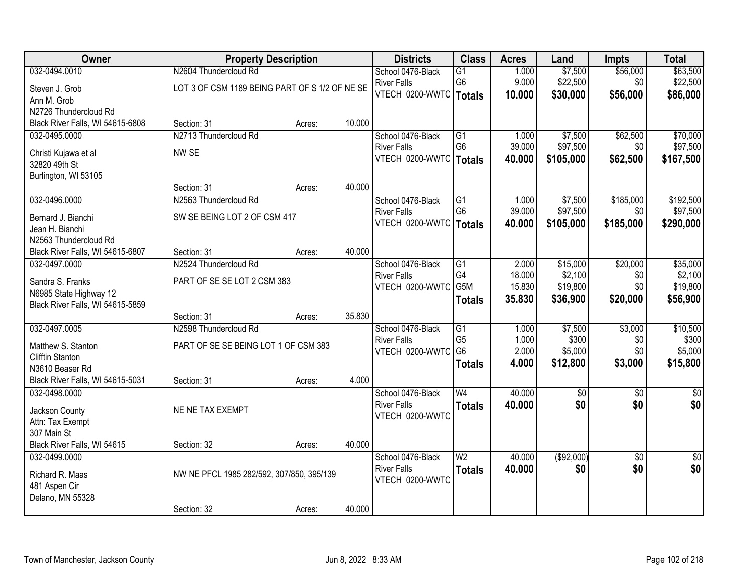| Owner | Property Description | | | Districts | Class | Acres | Land | Impts | Total |
|---|---|---|---|---|---|---|---|---|---|
| 032-0494.0010 | N2604 Thundercloud Rd | | | School 0476-Black | G1 | 1.000 | $7,500 | $56,000 | $63,500 |
| Steven J. Grob | LOT 3 OF CSM 1189 BEING PART OF S 1/2 OF NE SE | | | River Falls | G6 | 9.000 | $22,500 | $0 | $22,500 |
| Ann M. Grob | | | | VTECH 0200-WWTC | **Totals** | **10.000** | **$30,000** | **$56,000** | **$86,000** |
| N2726 Thundercloud Rd | | | | | | | | | |
| Black River Falls, WI 54615-6808 | Section: 31 | Acres: | 10.000 | | | | | | |
| 032-0495.0000 | N2713 Thundercloud Rd | | | School 0476-Black | G1 | 1.000 | $7,500 | $62,500 | $70,000 |
| Christi Kujawa et al | NW SE | | | River Falls | G6 | 39.000 | $97,500 | $0 | $97,500 |
| 32820 49th St | | | | VTECH 0200-WWTC | **Totals** | **40.000** | **$105,000** | **$62,500** | **$167,500** |
| Burlington, WI 53105 | | | | | | | | | |
| | Section: 31 | Acres: | 40.000 | | | | | | |
| 032-0496.0000 | N2563 Thundercloud Rd | | | School 0476-Black | G1 | 1.000 | $7,500 | $185,000 | $192,500 |
| Bernard J. Bianchi | SW SE BEING LOT 2 OF CSM 417 | | | River Falls | G6 | 39.000 | $97,500 | $0 | $97,500 |
| Jean H. Bianchi | | | | VTECH 0200-WWTC | **Totals** | **40.000** | **$105,000** | **$185,000** | **$290,000** |
| N2563 Thundercloud Rd | | | | | | | | | |
| Black River Falls, WI 54615-6807 | Section: 31 | Acres: | 40.000 | | | | | | |
| 032-0497.0000 | N2524 Thundercloud Rd | | | School 0476-Black | G1 | 2.000 | $15,000 | $20,000 | $35,000 |
| Sandra S. Franks | PART OF SE SE LOT 2 CSM 383 | | | River Falls | G4 | 18.000 | $2,100 | $0 | $2,100 |
| N6985 State Highway 12 | | | | VTECH 0200-WWTC | G5M | 15.830 | $19,800 | $0 | $19,800 |
| Black River Falls, WI 54615-5859 | | | | | **Totals** | **35.830** | **$36,900** | **$20,000** | **$56,900** |
| | Section: 31 | Acres: | 35.830 | | | | | | |
| 032-0497.0005 | N2598 Thundercloud Rd | | | School 0476-Black | G1 | 1.000 | $7,500 | $3,000 | $10,500 |
| Matthew S. Stanton | PART OF SE SE BEING LOT 1 OF CSM 383 | | | River Falls | G5 | 1.000 | $300 | $0 | $300 |
| Clifftin Stanton | | | | VTECH 0200-WWTC | G6 | 2.000 | $5,000 | $0 | $5,000 |
| N3610 Beaser Rd | | | | | **Totals** | **4.000** | **$12,800** | **$3,000** | **$15,800** |
| Black River Falls, WI 54615-5031 | Section: 31 | Acres: | 4.000 | | | | | | |
| 032-0498.0000 | | | | School 0476-Black | W4 | 40.000 | $0 | $0 | $0 |
| Jackson County | NE NE TAX EXEMPT | | | River Falls | **Totals** | **40.000** | **$0** | **$0** | **$0** |
| Attn: Tax Exempt | | | | VTECH 0200-WWTC | | | | | |
| 307 Main St | | | | | | | | | |
| Black River Falls, WI 54615 | Section: 32 | Acres: | 40.000 | | | | | | |
| 032-0499.0000 | | | | School 0476-Black | W2 | 40.000 | ($92,000) | $0 | $0 |
| Richard R. Maas | NW NE PFCL 1985 282/592, 307/850, 395/139 | | | River Falls | **Totals** | **40.000** | **$0** | **$0** | **$0** |
| 481 Aspen Cir | | | | VTECH 0200-WWTC | | | | | |
| Delano, MN 55328 | | | | | | | | | |
| | Section: 32 | Acres: | 40.000 | | | | | | |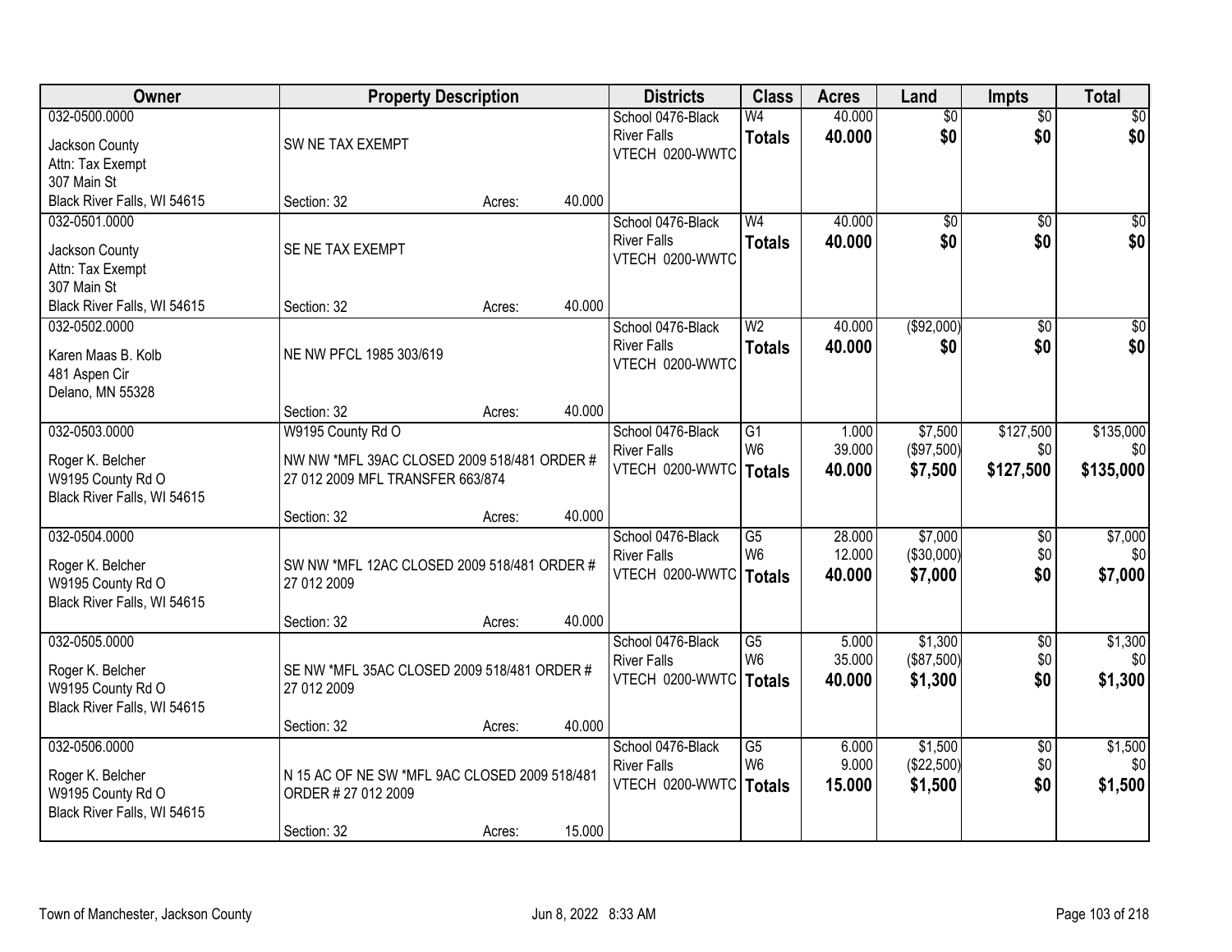| Owner | Property Description | Districts | Class | Acres | Land | Impts | Total |
|---|---|---|---|---|---|---|---|
| 032-0500.0000<br>Jackson County<br>Attn: Tax Exempt<br>307 Main St<br>Black River Falls, WI 54615 | SW NE TAX EXEMPT<br>Section: 32 Acres: 40.000 | School 0476-Black River Falls<br>VTECH 0200-WWTC | W4<br>**Totals** | 40.000<br>**40.000** | $0<br>**$0** | $0<br>**$0** | $0<br>**$0** |
| 032-0501.0000<br>Jackson County<br>Attn: Tax Exempt<br>307 Main St<br>Black River Falls, WI 54615 | SE NE TAX EXEMPT<br>Section: 32 Acres: 40.000 | School 0476-Black River Falls<br>VTECH 0200-WWTC | W4<br>**Totals** | 40.000<br>**40.000** | $0<br>**$0** | $0<br>**$0** | $0<br>**$0** |
| 032-0502.0000<br>Karen Maas B. Kolb<br>481 Aspen Cir<br>Delano, MN 55328 | NE NW PFCL 1985 303/619<br>Section: 32 Acres: 40.000 | School 0476-Black River Falls<br>VTECH 0200-WWTC | W2<br>**Totals** | 40.000<br>**40.000** | ($92,000)<br>**$0** | $0<br>**$0** | $0<br>**$0** |
| 032-0503.0000<br>Roger K. Belcher<br>W9195 County Rd O<br>Black River Falls, WI 54615 | W9195 County Rd O<br>NW NW *MFL 39AC CLOSED 2009 518/481 ORDER # 27 012 2009 MFL TRANSFER 663/874<br>Section: 32 Acres: 40.000 | School 0476-Black River Falls<br>VTECH 0200-WWTC | G1<br>W6<br>**Totals** | 1.000<br>39.000<br>**40.000** | $7,500<br>($97,500)<br>**$7,500** | $127,500<br>$0<br>**$127,500** | $135,000<br>$0<br>**$135,000** |
| 032-0504.0000<br>Roger K. Belcher<br>W9195 County Rd O<br>Black River Falls, WI 54615 | SW NW *MFL 12AC CLOSED 2009 518/481 ORDER # 27 012 2009<br>Section: 32 Acres: 40.000 | School 0476-Black River Falls<br>VTECH 0200-WWTC | G5<br>W6<br>**Totals** | 28.000<br>12.000<br>**40.000** | $7,000<br>($30,000)<br>**$7,000** | $0<br>$0<br>**$0** | $7,000<br>$0<br>**$7,000** |
| 032-0505.0000<br>Roger K. Belcher<br>W9195 County Rd O<br>Black River Falls, WI 54615 | SE NW *MFL 35AC CLOSED 2009 518/481 ORDER # 27 012 2009<br>Section: 32 Acres: 40.000 | School 0476-Black River Falls<br>VTECH 0200-WWTC | G5<br>W6<br>**Totals** | 5.000<br>35.000<br>**40.000** | $1,300<br>($87,500)<br>**$1,300** | $0<br>$0<br>**$0** | $1,300<br>$0<br>**$1,300** |
| 032-0506.0000<br>Roger K. Belcher<br>W9195 County Rd O<br>Black River Falls, WI 54615 | N 15 AC OF NE SW *MFL 9AC CLOSED 2009 518/481 ORDER # 27 012 2009<br>Section: 32 Acres: 15.000 | School 0476-Black River Falls<br>VTECH 0200-WWTC | G5<br>W6<br>**Totals** | 6.000<br>9.000<br>**15.000** | $1,500<br>($22,500)<br>**$1,500** | $0<br>$0<br>**$0** | $1,500<br>$0<br>**$1,500** |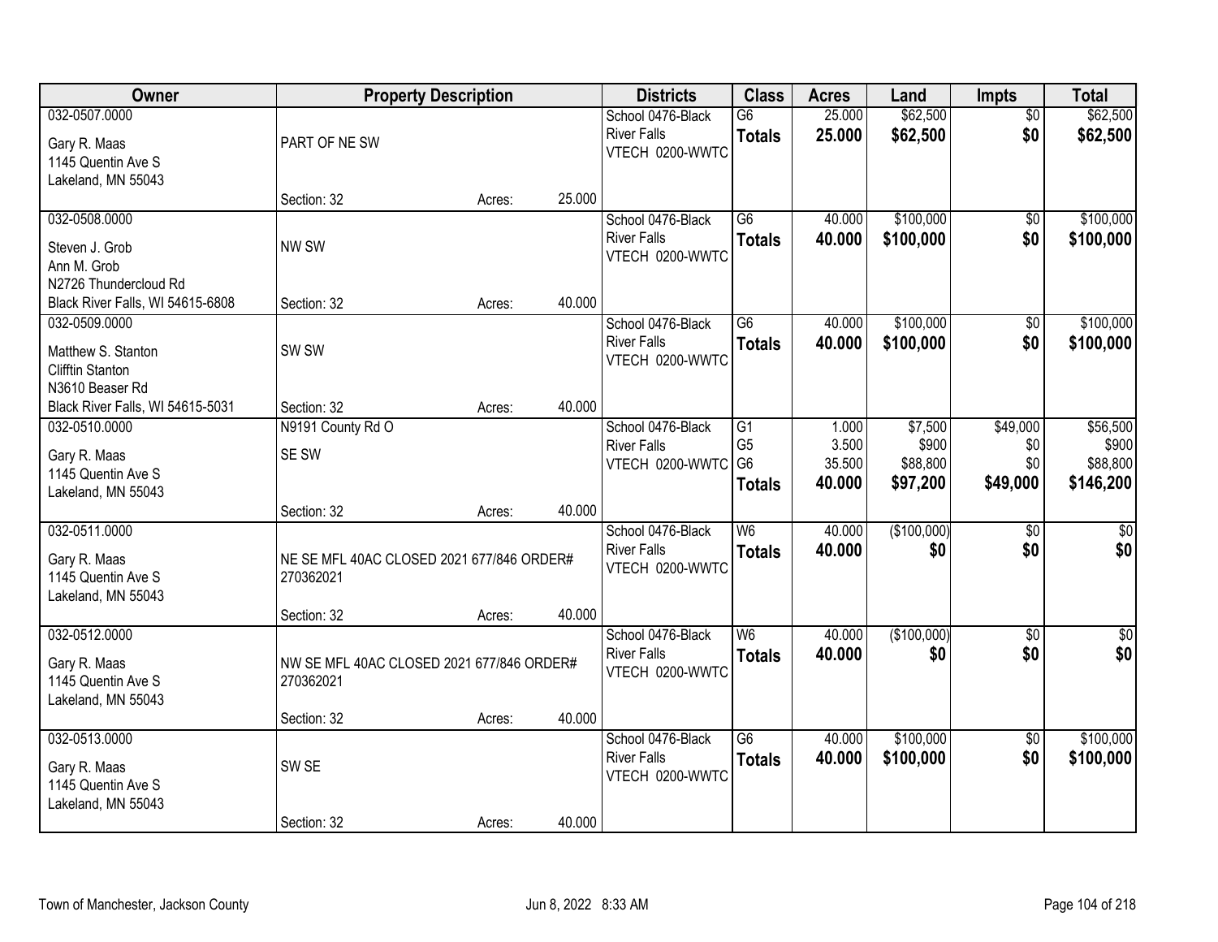| Owner | Property Description | Districts | Class | Acres | Land | Impts | Total |
|---|---|---|---|---|---|---|---|
| 032-0507.0000<br>Gary R. Maas<br>1145 Quentin Ave S<br>Lakeland, MN 55043 | PART OF NE SW<br>Section: 32 Acres: 25.000 | School 0476-Black River Falls<br>VTECH 0200-WWTC | G6<br>**Totals** | 25.000<br>**25.000** | $62,500<br>**$62,500** | $0<br>**$0** | $62,500<br>**$62,500** |
| 032-0508.0000<br>Steven J. Grob<br>Ann M. Grob<br>N2726 Thundercloud Rd<br>Black River Falls, WI 54615-6808 | NW SW<br>Section: 32 Acres: 40.000 | School 0476-Black River Falls<br>VTECH 0200-WWTC | G6<br>**Totals** | 40.000<br>**40.000** | $100,000<br>**$100,000** | $0<br>**$0** | $100,000<br>**$100,000** |
| 032-0509.0000<br>Matthew S. Stanton<br>Clifftin Stanton<br>N3610 Beaser Rd<br>Black River Falls, WI 54615-5031 | SW SW<br>Section: 32 Acres: 40.000 | School 0476-Black River Falls<br>VTECH 0200-WWTC | G6<br>**Totals** | 40.000<br>**40.000** | $100,000<br>**$100,000** | $0<br>**$0** | $100,000<br>**$100,000** |
| 032-0510.0000<br>Gary R. Maas<br>1145 Quentin Ave S<br>Lakeland, MN 55043 | N9191 County Rd O<br>SE SW<br>Section: 32 Acres: 40.000 | School 0476-Black River Falls<br>VTECH 0200-WWTC | G1<br>G5<br>G6<br>**Totals** | 1.000<br>3.500<br>35.500<br>**40.000** | $7,500<br>$900<br>$88,800<br>**$97,200** | $49,000<br>$0<br>$0<br>**$49,000** | $56,500<br>$900<br>$88,800<br>**$146,200** |
| 032-0511.0000<br>Gary R. Maas<br>1145 Quentin Ave S<br>Lakeland, MN 55043 | NE SE MFL 40AC CLOSED 2021 677/846 ORDER# 270362021<br>Section: 32 Acres: 40.000 | School 0476-Black River Falls<br>VTECH 0200-WWTC | W6<br>**Totals** | 40.000<br>**40.000** | ($100,000)<br>**$0** | $0<br>**$0** | $0<br>**$0** |
| 032-0512.0000<br>Gary R. Maas<br>1145 Quentin Ave S<br>Lakeland, MN 55043 | NW SE MFL 40AC CLOSED 2021 677/846 ORDER# 270362021<br>Section: 32 Acres: 40.000 | School 0476-Black River Falls<br>VTECH 0200-WWTC | W6<br>**Totals** | 40.000<br>**40.000** | ($100,000)<br>**$0** | $0<br>**$0** | $0<br>**$0** |
| 032-0513.0000<br>Gary R. Maas<br>1145 Quentin Ave S<br>Lakeland, MN 55043 | SW SE<br>Section: 32 Acres: 40.000 | School 0476-Black River Falls<br>VTECH 0200-WWTC | G6<br>**Totals** | 40.000<br>**40.000** | $100,000<br>**$100,000** | $0<br>**$0** | $100,000<br>**$100,000** |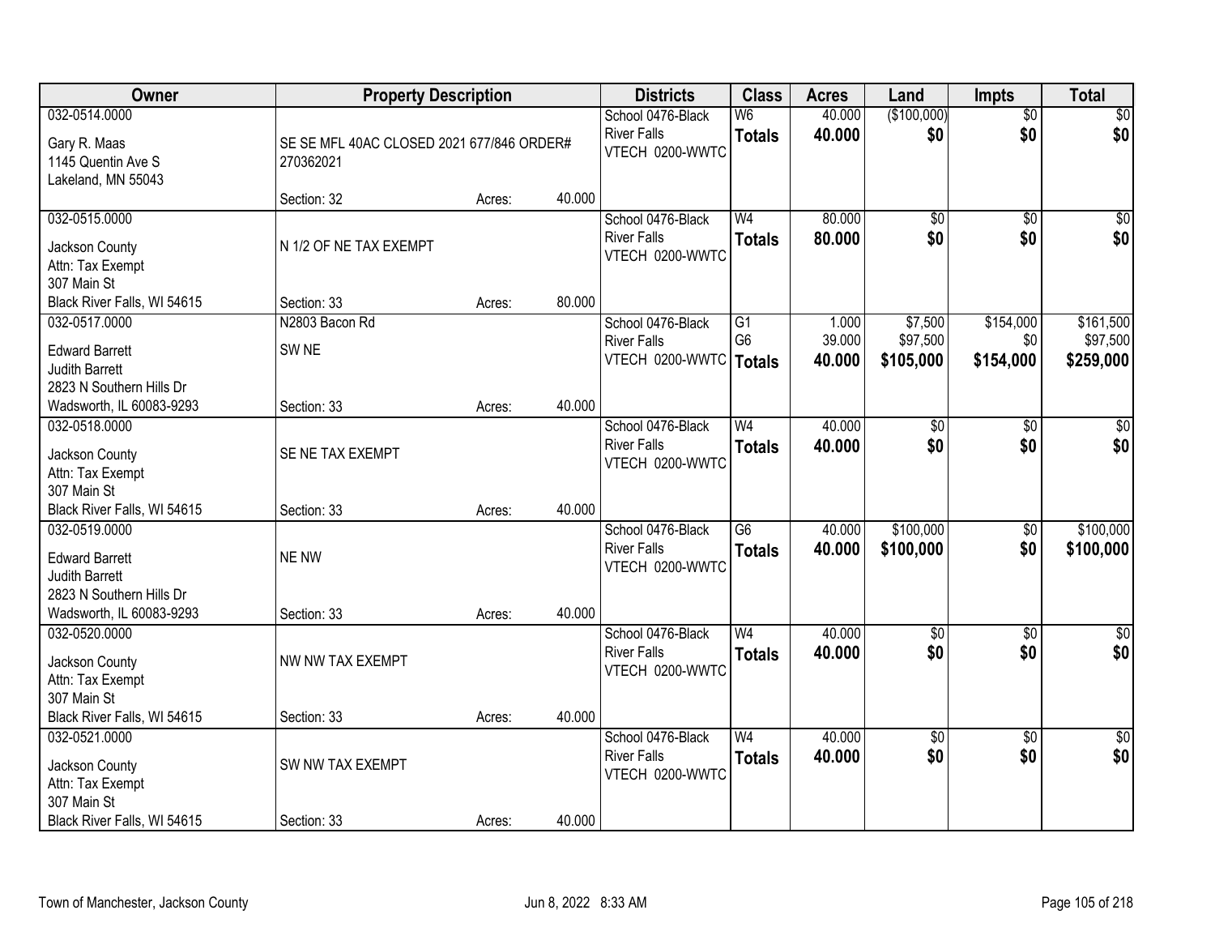| Owner | Property Description | | | Districts | Class | Acres | Land | Impts | Total |
|---|---|---|---|---|---|---|---|---|---|
| 032-0514.0000<br>Gary R. Maas<br>1145 Quentin Ave S<br>Lakeland, MN 55043 | SE SE MFL 40AC CLOSED 2021 677/846 ORDER# 270362021<br>Section: 32 | Acres: | 40.000 | School 0476-Black River Falls<br>VTECH 0200-WWTC | W6<br>**Totals** | 40.000<br>**40.000** | ($100,000)<br>**$0** | $0<br>**$0** | $0<br>**$0** |
| 032-0515.0000<br>Jackson County<br>Attn: Tax Exempt<br>307 Main St<br>Black River Falls, WI 54615 | N 1/2 OF NE TAX EXEMPT<br>Section: 33 | Acres: | 80.000 | School 0476-Black River Falls<br>VTECH 0200-WWTC | W4<br>**Totals** | 80.000<br>**80.000** | $0<br>**$0** | $0<br>**$0** | $0<br>**$0** |
| 032-0517.0000<br>Edward Barrett<br>Judith Barrett<br>2823 N Southern Hills Dr<br>Wadsworth, IL 60083-9293 | N2803 Bacon Rd<br>SW NE<br>Section: 33 | Acres: | 40.000 | School 0476-Black River Falls<br>VTECH 0200-WWTC | G1<br>G6<br>**Totals** | 1.000<br>39.000<br>**40.000** | $7,500<br>$97,500<br>**$105,000** | $154,000<br>$0<br>**$154,000** | $161,500<br>$97,500<br>**$259,000** |
| 032-0518.0000<br>Jackson County<br>Attn: Tax Exempt<br>307 Main St<br>Black River Falls, WI 54615 | SE NE TAX EXEMPT<br>Section: 33 | Acres: | 40.000 | School 0476-Black River Falls<br>VTECH 0200-WWTC | W4<br>**Totals** | 40.000<br>**40.000** | $0<br>**$0** | $0<br>**$0** | $0<br>**$0** |
| 032-0519.0000<br>Edward Barrett<br>Judith Barrett<br>2823 N Southern Hills Dr<br>Wadsworth, IL 60083-9293 | NE NW<br>Section: 33 | Acres: | 40.000 | School 0476-Black River Falls<br>VTECH 0200-WWTC | G6<br>**Totals** | 40.000<br>**40.000** | $100,000<br>**$100,000** | $0<br>**$0** | $100,000<br>**$100,000** |
| 032-0520.0000<br>Jackson County<br>Attn: Tax Exempt<br>307 Main St<br>Black River Falls, WI 54615 | NW NW TAX EXEMPT<br>Section: 33 | Acres: | 40.000 | School 0476-Black River Falls<br>VTECH 0200-WWTC | W4<br>**Totals** | 40.000<br>**40.000** | $0<br>**$0** | $0<br>**$0** | $0<br>**$0** |
| 032-0521.0000<br>Jackson County<br>Attn: Tax Exempt<br>307 Main St<br>Black River Falls, WI 54615 | SW NW TAX EXEMPT<br>Section: 33 | Acres: | 40.000 | School 0476-Black River Falls<br>VTECH 0200-WWTC | W4<br>**Totals** | 40.000<br>**40.000** | $0<br>**$0** | $0<br>**$0** | $0<br>**$0** |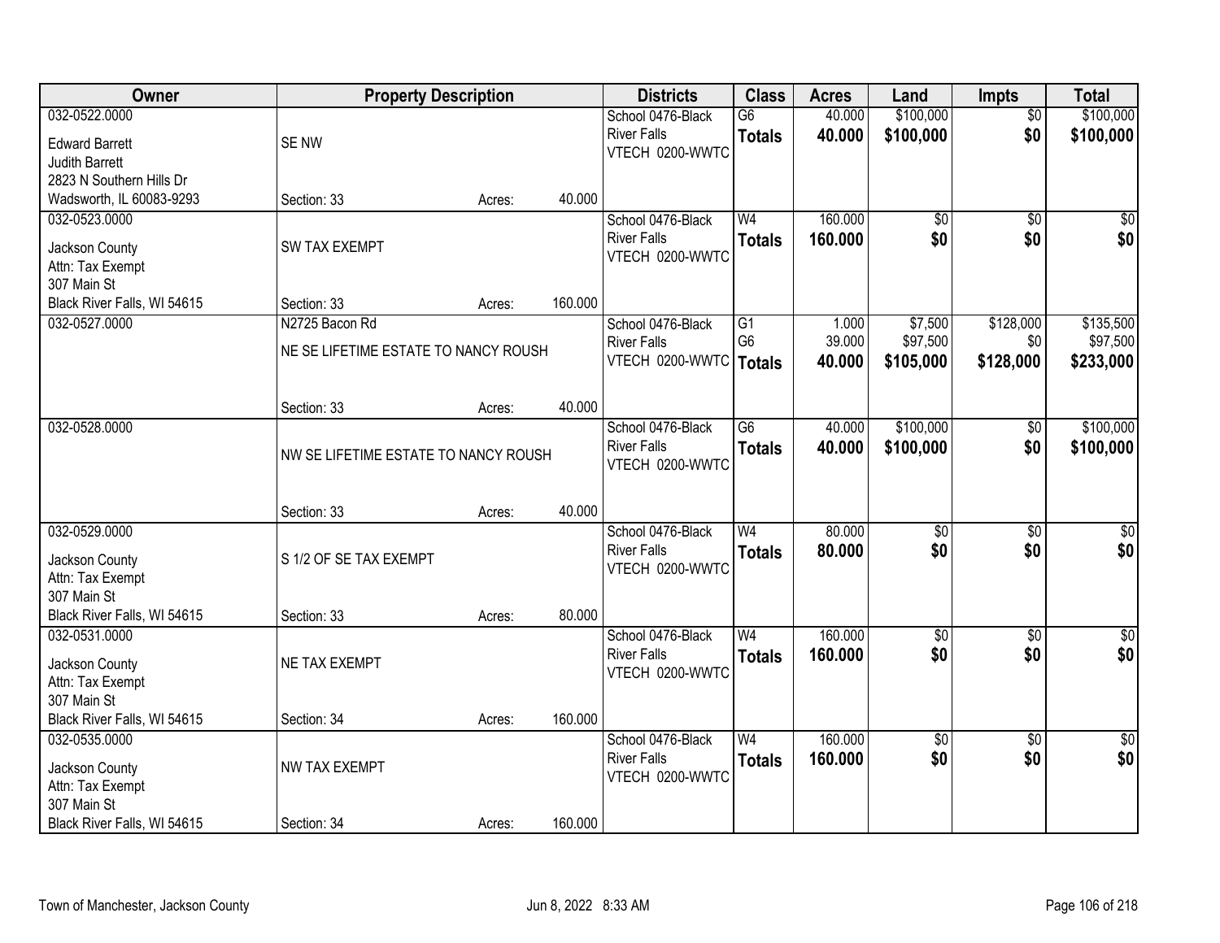| Owner | Property Description | Districts | Class | Acres | Land | Impts | Total |
|---|---|---|---|---|---|---|---|
| 032-0522.0000<br>Edward Barrett<br>Judith Barrett<br>2823 N Southern Hills Dr<br>Wadsworth, IL 60083-9293 | SE NW<br>Section: 33 Acres: 40.000 | School 0476-Black River Falls<br>VTECH 0200-WWTC | G6<br>**Totals** | 40.000<br>**40.000** | $100,000<br>**$100,000** | $0<br>**$0** | $100,000<br>**$100,000** |
| 032-0523.0000<br>Jackson County<br>Attn: Tax Exempt<br>307 Main St<br>Black River Falls, WI 54615 | SW TAX EXEMPT<br>Section: 33 Acres: 160.000 | School 0476-Black River Falls<br>VTECH 0200-WWTC | W4<br>**Totals** | 160.000<br>**160.000** | $0<br>**$0** | $0<br>**$0** | $0<br>**$0** |
| 032-0527.0000 | N2725 Bacon Rd<br>NE SE LIFETIME ESTATE TO NANCY ROUSH<br>Section: 33 Acres: 40.000 | School 0476-Black River Falls<br>VTECH 0200-WWTC | G1<br>G6<br>**Totals** | 1.000<br>39.000<br>**40.000** | $7,500<br>$97,500<br>**$105,000** | $128,000<br>$0<br>**$128,000** | $135,500<br>$97,500<br>**$233,000** |
| 032-0528.0000 | NW SE LIFETIME ESTATE TO NANCY ROUSH<br>Section: 33 Acres: 40.000 | School 0476-Black River Falls<br>VTECH 0200-WWTC | G6<br>**Totals** | 40.000<br>**40.000** | $100,000<br>**$100,000** | $0<br>**$0** | $100,000<br>**$100,000** |
| 032-0529.0000<br>Jackson County<br>Attn: Tax Exempt<br>307 Main St<br>Black River Falls, WI 54615 | S 1/2 OF SE TAX EXEMPT<br>Section: 33 Acres: 80.000 | School 0476-Black River Falls<br>VTECH 0200-WWTC | W4<br>**Totals** | 80.000<br>**80.000** | $0<br>**$0** | $0<br>**$0** | $0<br>**$0** |
| 032-0531.0000<br>Jackson County<br>Attn: Tax Exempt<br>307 Main St<br>Black River Falls, WI 54615 | NE TAX EXEMPT<br>Section: 34 Acres: 160.000 | School 0476-Black River Falls<br>VTECH 0200-WWTC | W4<br>**Totals** | 160.000<br>**160.000** | $0<br>**$0** | $0<br>**$0** | $0<br>**$0** |
| 032-0535.0000<br>Jackson County<br>Attn: Tax Exempt<br>307 Main St<br>Black River Falls, WI 54615 | NW TAX EXEMPT<br>Section: 34 Acres: 160.000 | School 0476-Black River Falls<br>VTECH 0200-WWTC | W4<br>**Totals** | 160.000<br>**160.000** | $0<br>**$0** | $0<br>**$0** | $0<br>**$0** |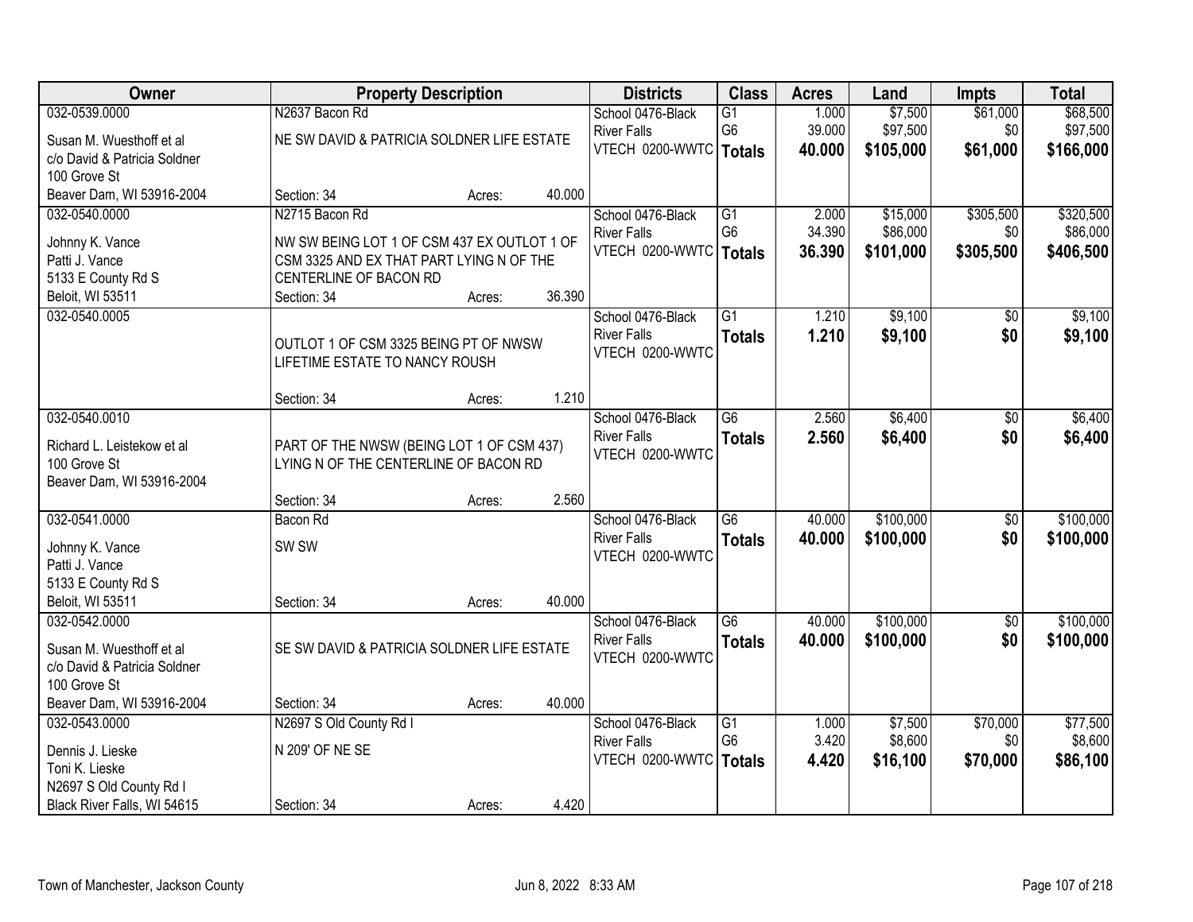| Owner | Property Description | Districts | Class | Acres | Land | Impts | Total |
|---|---|---|---|---|---|---|---|
| 032-0539.0000<br>Susan M. Wuesthoff et al<br>c/o David & Patricia Soldner<br>100 Grove St<br>Beaver Dam, WI 53916-2004 | N2637 Bacon Rd<br>NE SW DAVID & PATRICIA SOLDNER LIFE ESTATE<br>Section: 34 Acres: 40.000 | School 0476-Black River Falls<br>VTECH 0200-WWTC | G1<br>G6<br>**Totals** | 1.000<br>39.000<br>**40.000** | $7,500<br>$97,500<br>**$105,000** | $61,000<br>$0<br>**$61,000** | $68,500<br>$97,500<br>**$166,000** |
| 032-0540.0000<br>Johnny K. Vance<br>Patti J. Vance<br>5133 E County Rd S<br>Beloit, WI 53511 | N2715 Bacon Rd<br>NW SW BEING LOT 1 OF CSM 437 EX OUTLOT 1 OF CSM 3325 AND EX THAT PART LYING N OF THE CENTERLINE OF BACON RD<br>Section: 34 Acres: 36.390 | School 0476-Black River Falls<br>VTECH 0200-WWTC | G1<br>G6<br>**Totals** | 2.000<br>34.390<br>**36.390** | $15,000<br>$86,000<br>**$101,000** | $305,500<br>$0<br>**$305,500** | $320,500<br>$86,000<br>**$406,500** |
| 032-0540.0005 | OUTLOT 1 OF CSM 3325 BEING PT OF NWSW LIFETIME ESTATE TO NANCY ROUSH<br>Section: 34 Acres: 1.210 | School 0476-Black River Falls<br>VTECH 0200-WWTC | G1<br>**Totals** | 1.210<br>**1.210** | $9,100<br>**$9,100** | $0<br>**$0** | $9,100<br>**$9,100** |
| 032-0540.0010<br>Richard L. Leistekow et al<br>100 Grove St<br>Beaver Dam, WI 53916-2004 | PART OF THE NWSW (BEING LOT 1 OF CSM 437) LYING N OF THE CENTERLINE OF BACON RD<br>Section: 34 Acres: 2.560 | School 0476-Black River Falls<br>VTECH 0200-WWTC | G6<br>**Totals** | 2.560<br>**2.560** | $6,400<br>**$6,400** | $0<br>**$0** | $6,400<br>**$6,400** |
| 032-0541.0000<br>Johnny K. Vance<br>Patti J. Vance<br>5133 E County Rd S<br>Beloit, WI 53511 | Bacon Rd<br>SW SW<br>Section: 34 Acres: 40.000 | School 0476-Black River Falls<br>VTECH 0200-WWTC | G6<br>**Totals** | 40.000<br>**40.000** | $100,000<br>**$100,000** | $0<br>**$0** | $100,000<br>**$100,000** |
| 032-0542.0000<br>Susan M. Wuesthoff et al<br>c/o David & Patricia Soldner<br>100 Grove St<br>Beaver Dam, WI 53916-2004 | SE SW DAVID & PATRICIA SOLDNER LIFE ESTATE<br>Section: 34 Acres: 40.000 | School 0476-Black River Falls<br>VTECH 0200-WWTC | G6<br>**Totals** | 40.000<br>**40.000** | $100,000<br>**$100,000** | $0<br>**$0** | $100,000<br>**$100,000** |
| 032-0543.0000<br>Dennis J. Lieske<br>Toni K. Lieske<br>N2697 S Old County Rd I<br>Black River Falls, WI 54615 | N2697 S Old County Rd I<br>N 209' OF NE SE<br>Section: 34 Acres: 4.420 | School 0476-Black River Falls<br>VTECH 0200-WWTC | G1<br>G6<br>**Totals** | 1.000<br>3.420<br>**4.420** | $7,500<br>$8,600<br>**$16,100** | $70,000<br>$0<br>**$70,000** | $77,500<br>$8,600<br>**$86,100** |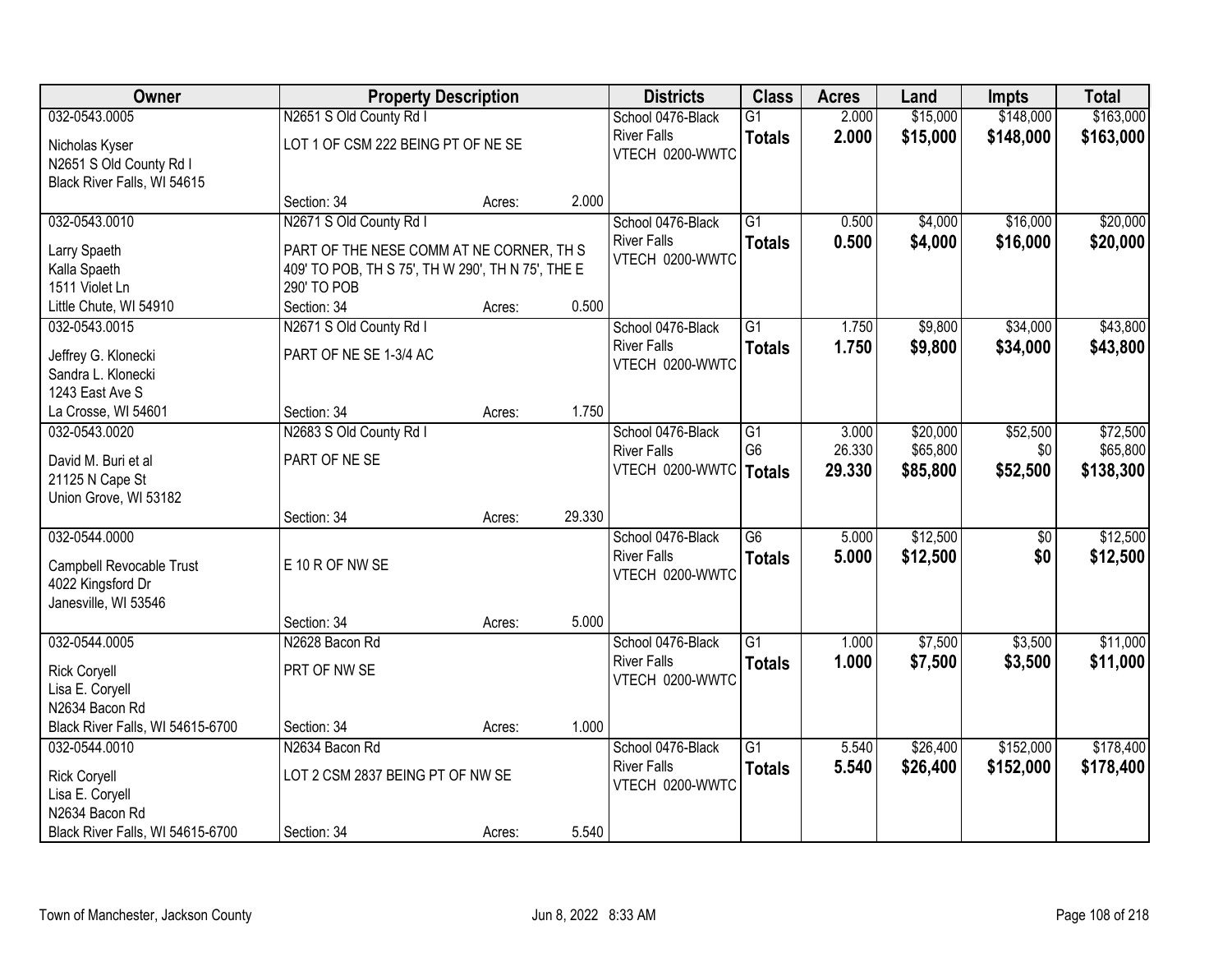| Owner | Property Description | Districts | Class | Acres | Land | Impts | Total |
|---|---|---|---|---|---|---|---|
| 032-0543.0005<br>Nicholas Kyser<br>N2651 S Old County Rd I<br>Black River Falls, WI 54615 | N2651 S Old County Rd I<br>LOT 1 OF CSM 222 BEING PT OF NE SE<br>Section: 34 Acres: 2.000 | School 0476-Black River Falls<br>VTECH 0200-WWTC | G1<br>**Totals** | 2.000<br>**2.000** | $15,000<br>**$15,000** | $148,000<br>**$148,000** | $163,000<br>**$163,000** |
| 032-0543.0010<br>Larry Spaeth<br>Kalla Spaeth<br>1511 Violet Ln<br>Little Chute, WI 54910 | N2671 S Old County Rd I<br>PART OF THE NESE COMM AT NE CORNER, TH S 409' TO POB, TH S 75', TH W 290', TH N 75', THE E 290' TO POB<br>Section: 34 Acres: 0.500 | School 0476-Black River Falls<br>VTECH 0200-WWTC | G1<br>**Totals** | 0.500<br>**0.500** | $4,000<br>**$4,000** | $16,000<br>**$16,000** | $20,000<br>**$20,000** |
| 032-0543.0015<br>Jeffrey G. Klonecki<br>Sandra L. Klonecki<br>1243 East Ave S<br>La Crosse, WI 54601 | N2671 S Old County Rd I<br>PART OF NE SE 1-3/4 AC<br>Section: 34 Acres: 1.750 | School 0476-Black River Falls<br>VTECH 0200-WWTC | G1<br>**Totals** | 1.750<br>**1.750** | $9,800<br>**$9,800** | $34,000<br>**$34,000** | $43,800<br>**$43,800** |
| 032-0543.0020<br>David M. Buri et al<br>21125 N Cape St<br>Union Grove, WI 53182 | N2683 S Old County Rd I<br>PART OF NE SE<br>Section: 34 Acres: 29.330 | School 0476-Black River Falls<br>VTECH 0200-WWTC | G1<br>G6<br>**Totals** | 3.000<br>26.330<br>**29.330** | $20,000<br>$65,800<br>**$85,800** | $52,500<br>$0<br>**$52,500** | $72,500<br>$65,800<br>**$138,300** |
| 032-0544.0000<br>Campbell Revocable Trust<br>4022 Kingsford Dr<br>Janesville, WI 53546 | E 10 R OF NW SE<br>Section: 34 Acres: 5.000 | School 0476-Black River Falls<br>VTECH 0200-WWTC | G6<br>**Totals** | 5.000<br>**5.000** | $12,500<br>**$12,500** | $0<br>**$0** | $12,500<br>**$12,500** |
| 032-0544.0005<br>Rick Coryell<br>Lisa E. Coryell<br>N2634 Bacon Rd<br>Black River Falls, WI 54615-6700 | N2628 Bacon Rd<br>PRT OF NW SE<br>Section: 34 Acres: 1.000 | School 0476-Black River Falls<br>VTECH 0200-WWTC | G1<br>**Totals** | 1.000<br>**1.000** | $7,500<br>**$7,500** | $3,500<br>**$3,500** | $11,000<br>**$11,000** |
| 032-0544.0010<br>Rick Coryell<br>Lisa E. Coryell<br>N2634 Bacon Rd<br>Black River Falls, WI 54615-6700 | N2634 Bacon Rd<br>LOT 2 CSM 2837 BEING PT OF NW SE<br>Section: 34 Acres: 5.540 | School 0476-Black River Falls<br>VTECH 0200-WWTC | G1<br>**Totals** | 5.540<br>**5.540** | $26,400<br>**$26,400** | $152,000<br>**$152,000** | $178,400<br>**$178,400** |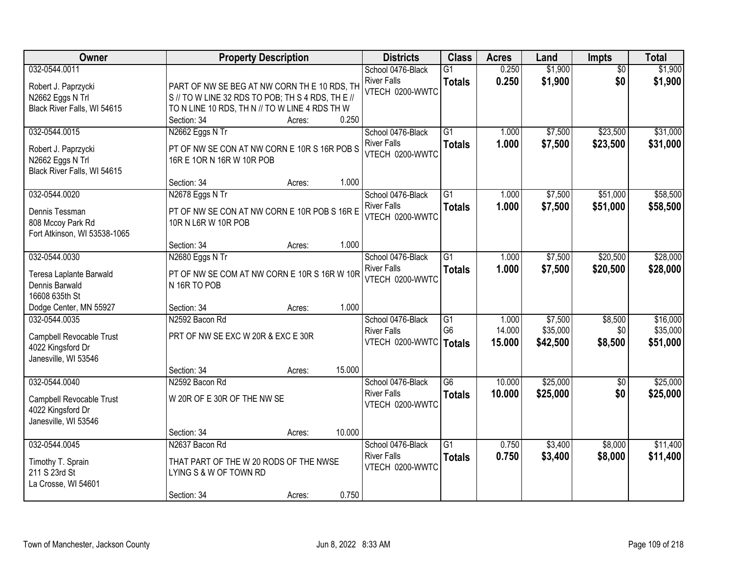| Owner | Property Description | Districts | Class | Acres | Land | Impts | Total |
|---|---|---|---|---|---|---|---|
| 032-0544.0011<br>Robert J. Paprzycki<br>N2662 Eggs N Trl<br>Black River Falls, WI 54615 | PART OF NW SE BEG AT NW CORN TH E 10 RDS, TH S // TO W LINE 32 RDS TO POB; TH S 4 RDS, TH E // TO N LINE 10 RDS, TH N // TO W LINE 4 RDS TH W<br>Section: 34 Acres: 0.250 | School 0476-Black River Falls<br>VTECH 0200-WWTC | G1<br>**Totals** | 0.250<br>**0.250** | $1,900<br>**$1,900** | $0<br>**$0** | $1,900<br>**$1,900** |
| 032-0544.0015<br>Robert J. Paprzycki<br>N2662 Eggs N Trl<br>Black River Falls, WI 54615 | N2662 Eggs N Tr<br>PT OF NW SE CON AT NW CORN E 10R S 16R POB S 16R E 1OR N 16R W 10R POB<br>Section: 34 Acres: 1.000 | School 0476-Black River Falls<br>VTECH 0200-WWTC | G1<br>**Totals** | 1.000<br>**1.000** | $7,500<br>**$7,500** | $23,500<br>**$23,500** | $31,000<br>**$31,000** |
| 032-0544.0020<br>Dennis Tessman<br>808 Mccoy Park Rd<br>Fort Atkinson, WI 53538-1065 | N2678 Eggs N Tr<br>PT OF NW SE CON AT NW CORN E 10R POB S 16R E 10R N L6R W 10R POB<br>Section: 34 Acres: 1.000 | School 0476-Black River Falls<br>VTECH 0200-WWTC | G1<br>**Totals** | 1.000<br>**1.000** | $7,500<br>**$7,500** | $51,000<br>**$51,000** | $58,500<br>**$58,500** |
| 032-0544.0030<br>Teresa Laplante Barwald<br>Dennis Barwald<br>16608 635th St<br>Dodge Center, MN 55927 | N2680 Eggs N Tr<br>PT OF NW SE COM AT NW CORN E 10R S 16R W 10R N 16R TO POB<br>Section: 34 Acres: 1.000 | School 0476-Black River Falls<br>VTECH 0200-WWTC | G1<br>**Totals** | 1.000<br>**1.000** | $7,500<br>**$7,500** | $20,500<br>**$20,500** | $28,000<br>**$28,000** |
| 032-0544.0035<br>Campbell Revocable Trust<br>4022 Kingsford Dr<br>Janesville, WI 53546 | N2592 Bacon Rd<br>PRT OF NW SE EXC W 20R & EXC E 30R<br>Section: 34 Acres: 15.000 | School 0476-Black River Falls<br>VTECH 0200-WWTC | G1<br>G6<br>**Totals** | 1.000<br>14.000<br>**15.000** | $7,500<br>$35,000<br>**$42,500** | $8,500<br>$0<br>**$8,500** | $16,000<br>$35,000<br>**$51,000** |
| 032-0544.0040<br>Campbell Revocable Trust<br>4022 Kingsford Dr<br>Janesville, WI 53546 | N2592 Bacon Rd<br>W 20R OF E 30R OF THE NW SE<br>Section: 34 Acres: 10.000 | School 0476-Black River Falls<br>VTECH 0200-WWTC | G6<br>**Totals** | 10.000<br>**10.000** | $25,000<br>**$25,000** | $0<br>**$0** | $25,000<br>**$25,000** |
| 032-0544.0045<br>Timothy T. Sprain<br>211 S 23rd St<br>La Crosse, WI 54601 | N2637 Bacon Rd<br>THAT PART OF THE W 20 RODS OF THE NWSE LYING S & W OF TOWN RD<br>Section: 34 Acres: 0.750 | School 0476-Black River Falls<br>VTECH 0200-WWTC | G1<br>**Totals** | 0.750<br>**0.750** | $3,400<br>**$3,400** | $8,000<br>**$8,000** | $11,400<br>**$11,400** |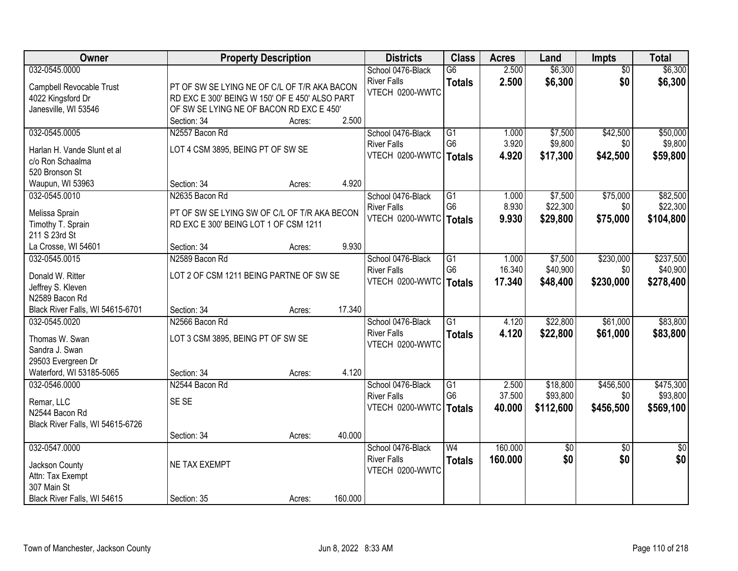| Owner | Property Description | Districts | Class | Acres | Land | Impts | Total |
|---|---|---|---|---|---|---|---|
| 032-0545.0000<br>Campbell Revocable Trust<br>4022 Kingsford Dr<br>Janesville, WI 53546 | PT OF SW SE LYING NE OF C/L OF T/R AKA BACON RD EXC E 300' BEING W 150' OF E 450' ALSO PART OF SW SE LYING NE OF BACON RD EXC E 450'<br>Section: 34 Acres: 2.500 | School 0476-Black River Falls<br>VTECH 0200-WWTC | G6<br>**Totals** | 2.500<br>**2.500** | $6,300<br>**$6,300** | $0<br>**$0** | $6,300<br>**$6,300** |
| 032-0545.0005<br>Harlan H. Vande Slunt et al<br>c/o Ron Schaalma<br>520 Bronson St<br>Waupun, WI 53963 | N2557 Bacon Rd<br>LOT 4 CSM 3895, BEING PT OF SW SE<br>Section: 34 Acres: 4.920 | School 0476-Black River Falls<br>VTECH 0200-WWTC | G1<br>G6<br>**Totals** | 1.000<br>3.920<br>**4.920** | $7,500<br>$9,800<br>**$17,300** | $42,500<br>$0<br>**$42,500** | $50,000<br>$9,800<br>**$59,800** |
| 032-0545.0010<br>Melissa Sprain<br>Timothy T. Sprain<br>211 S 23rd St<br>La Crosse, WI 54601 | N2635 Bacon Rd<br>PT OF SW SE LYING SW OF C/L OF T/R AKA BECON RD EXC E 300' BEING LOT 1 OF CSM 1211<br>Section: 34 Acres: 9.930 | School 0476-Black River Falls<br>VTECH 0200-WWTC | G1<br>G6<br>**Totals** | 1.000<br>8.930<br>**9.930** | $7,500<br>$22,300<br>**$29,800** | $75,000<br>$0<br>**$75,000** | $82,500<br>$22,300<br>**$104,800** |
| 032-0545.0015<br>Donald W. Ritter<br>Jeffrey S. Kleven<br>N2589 Bacon Rd<br>Black River Falls, WI 54615-6701 | N2589 Bacon Rd<br>LOT 2 OF CSM 1211 BEING PARTNE OF SW SE<br>Section: 34 Acres: 17.340 | School 0476-Black River Falls<br>VTECH 0200-WWTC | G1<br>G6<br>**Totals** | 1.000<br>16.340<br>**17.340** | $7,500<br>$40,900<br>**$48,400** | $230,000<br>$0<br>**$230,000** | $237,500<br>$40,900<br>**$278,400** |
| 032-0545.0020<br>Thomas W. Swan<br>Sandra J. Swan<br>29503 Evergreen Dr<br>Waterford, WI 53185-5065 | N2566 Bacon Rd<br>LOT 3 CSM 3895, BEING PT OF SW SE<br>Section: 34 Acres: 4.120 | School 0476-Black River Falls<br>VTECH 0200-WWTC | G1<br>**Totals** | 4.120<br>**4.120** | $22,800<br>**$22,800** | $61,000<br>**$61,000** | $83,800<br>**$83,800** |
| 032-0546.0000<br>Remar, LLC<br>N2544 Bacon Rd<br>Black River Falls, WI 54615-6726 | N2544 Bacon Rd<br>SE SE<br>Section: 34 Acres: 40.000 | School 0476-Black River Falls<br>VTECH 0200-WWTC | G1<br>G6<br>**Totals** | 2.500<br>37.500<br>**40.000** | $18,800<br>$93,800<br>**$112,600** | $456,500<br>$0<br>**$456,500** | $475,300<br>$93,800<br>**$569,100** |
| 032-0547.0000<br>Jackson County<br>Attn: Tax Exempt<br>307 Main St<br>Black River Falls, WI 54615 | NE TAX EXEMPT<br>Section: 35 Acres: 160.000 | School 0476-Black River Falls<br>VTECH 0200-WWTC | W4<br>**Totals** | 160.000<br>**160.000** | $0<br>**$0** | $0<br>**$0** | $0<br>**$0** |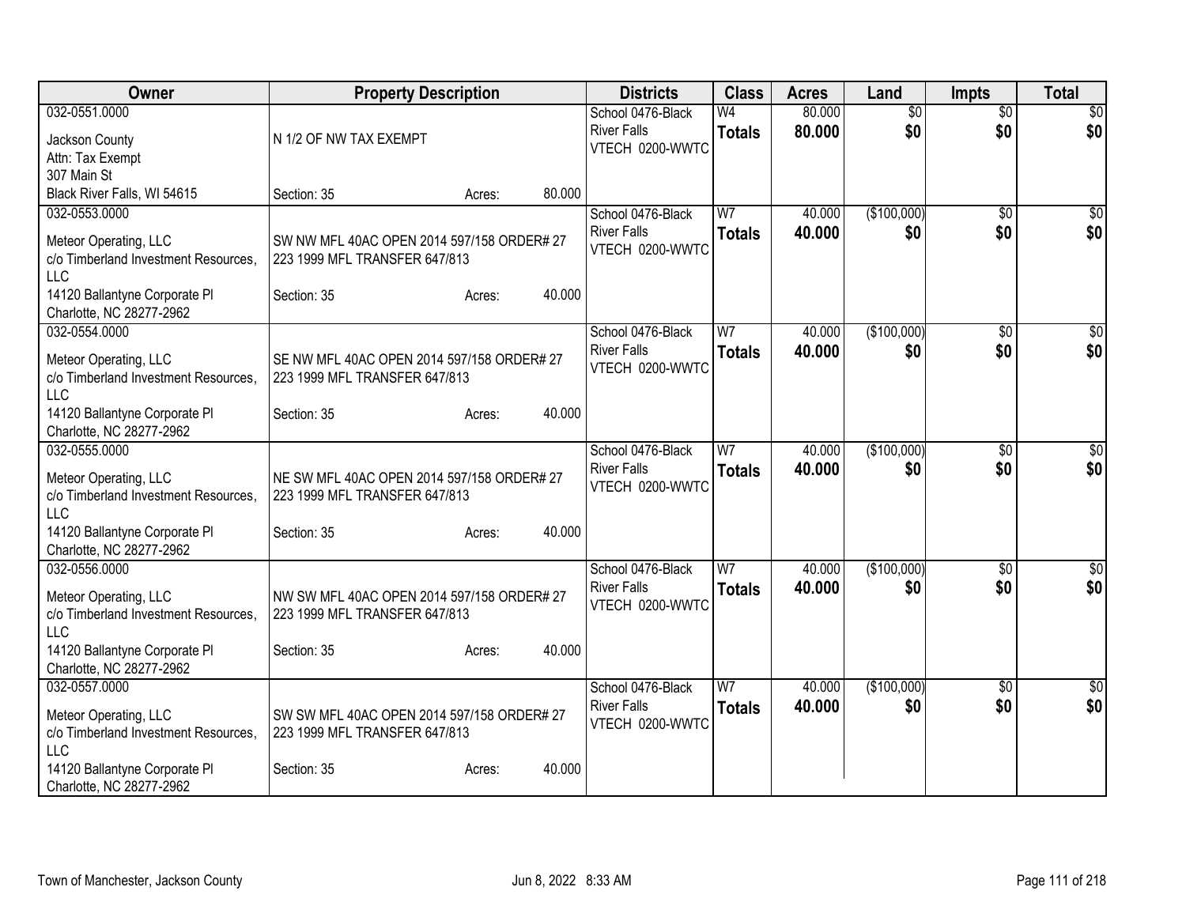| Owner | Property Description | Districts | Class | Acres | Land | Impts | Total |
|---|---|---|---|---|---|---|---|
| 032-0551.0000<br>Jackson County<br>Attn: Tax Exempt<br>307 Main St<br>Black River Falls, WI 54615 | N 1/2 OF NW TAX EXEMPT<br>Section: 35 Acres: 80.000 | School 0476-Black River Falls<br>VTECH 0200-WWTC | W4<br>**Totals** | 80.000<br>**80.000** | $0<br>**$0** | $0<br>**$0** | $0<br>**$0** |
| 032-0553.0000<br>Meteor Operating, LLC<br>c/o Timberland Investment Resources, LLC<br>14120 Ballantyne Corporate Pl<br>Charlotte, NC 28277-2962 | SW NW MFL 40AC OPEN 2014 597/158 ORDER# 27 223 1999 MFL TRANSFER 647/813<br>Section: 35 Acres: 40.000 | School 0476-Black River Falls<br>VTECH 0200-WWTC | W7<br>**Totals** | 40.000<br>**40.000** | ($100,000)<br>**$0** | $0<br>**$0** | $0<br>**$0** |
| 032-0554.0000<br>Meteor Operating, LLC<br>c/o Timberland Investment Resources, LLC<br>14120 Ballantyne Corporate Pl<br>Charlotte, NC 28277-2962 | SE NW MFL 40AC OPEN 2014 597/158 ORDER# 27 223 1999 MFL TRANSFER 647/813<br>Section: 35 Acres: 40.000 | School 0476-Black River Falls<br>VTECH 0200-WWTC | W7<br>**Totals** | 40.000<br>**40.000** | ($100,000)<br>**$0** | $0<br>**$0** | $0<br>**$0** |
| 032-0555.0000<br>Meteor Operating, LLC<br>c/o Timberland Investment Resources, LLC<br>14120 Ballantyne Corporate Pl<br>Charlotte, NC 28277-2962 | NE SW MFL 40AC OPEN 2014 597/158 ORDER# 27 223 1999 MFL TRANSFER 647/813<br>Section: 35 Acres: 40.000 | School 0476-Black River Falls<br>VTECH 0200-WWTC | W7<br>**Totals** | 40.000<br>**40.000** | ($100,000)<br>**$0** | $0<br>**$0** | $0<br>**$0** |
| 032-0556.0000<br>Meteor Operating, LLC<br>c/o Timberland Investment Resources, LLC<br>14120 Ballantyne Corporate Pl<br>Charlotte, NC 28277-2962 | NW SW MFL 40AC OPEN 2014 597/158 ORDER# 27 223 1999 MFL TRANSFER 647/813<br>Section: 35 Acres: 40.000 | School 0476-Black River Falls<br>VTECH 0200-WWTC | W7<br>**Totals** | 40.000<br>**40.000** | ($100,000)<br>**$0** | $0<br>**$0** | $0<br>**$0** |
| 032-0557.0000<br>Meteor Operating, LLC<br>c/o Timberland Investment Resources, LLC<br>14120 Ballantyne Corporate Pl<br>Charlotte, NC 28277-2962 | SW SW MFL 40AC OPEN 2014 597/158 ORDER# 27 223 1999 MFL TRANSFER 647/813<br>Section: 35 Acres: 40.000 | School 0476-Black River Falls<br>VTECH 0200-WWTC | W7<br>**Totals** | 40.000<br>**40.000** | ($100,000)<br>**$0** | $0<br>**$0** | $0<br>**$0** |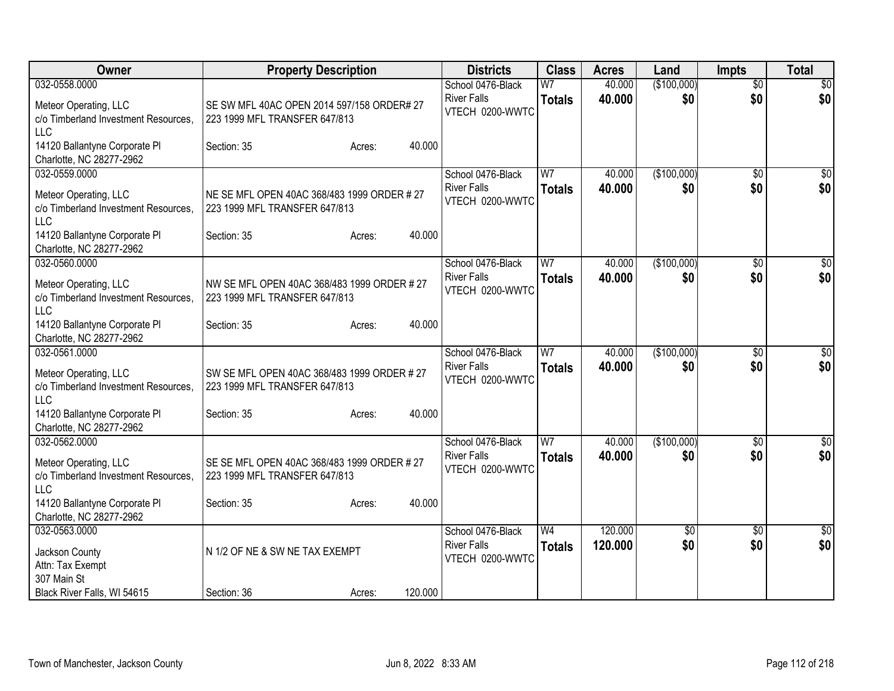| Owner | Property Description | Districts | Class | Acres | Land | Impts | Total |
|---|---|---|---|---|---|---|---|
| 032-0558.0000<br>Meteor Operating, LLC<br>c/o Timberland Investment Resources, LLC<br>14120 Ballantyne Corporate Pl<br>Charlotte, NC 28277-2962 | SE SW MFL 40AC OPEN 2014 597/158 ORDER# 27 223 1999 MFL TRANSFER 647/813<br>Section: 35 Acres: 40.000 | School 0476-Black River Falls<br>VTECH 0200-WWTC | W7<br>**Totals** | 40.000<br>**40.000** | ($100,000)<br>**$0** | $0<br>**$0** | $0<br>**$0** |
| 032-0559.0000<br>Meteor Operating, LLC<br>c/o Timberland Investment Resources, LLC<br>14120 Ballantyne Corporate Pl<br>Charlotte, NC 28277-2962 | NE SE MFL OPEN 40AC 368/483 1999 ORDER # 27 223 1999 MFL TRANSFER 647/813<br>Section: 35 Acres: 40.000 | School 0476-Black River Falls<br>VTECH 0200-WWTC | W7<br>**Totals** | 40.000<br>**40.000** | ($100,000)<br>**$0** | $0<br>**$0** | $0<br>**$0** |
| 032-0560.0000<br>Meteor Operating, LLC<br>c/o Timberland Investment Resources, LLC<br>14120 Ballantyne Corporate Pl<br>Charlotte, NC 28277-2962 | NW SE MFL OPEN 40AC 368/483 1999 ORDER # 27 223 1999 MFL TRANSFER 647/813<br>Section: 35 Acres: 40.000 | School 0476-Black River Falls<br>VTECH 0200-WWTC | W7<br>**Totals** | 40.000<br>**40.000** | ($100,000)<br>**$0** | $0<br>**$0** | $0<br>**$0** |
| 032-0561.0000<br>Meteor Operating, LLC<br>c/o Timberland Investment Resources, LLC<br>14120 Ballantyne Corporate Pl<br>Charlotte, NC 28277-2962 | SW SE MFL OPEN 40AC 368/483 1999 ORDER # 27 223 1999 MFL TRANSFER 647/813<br>Section: 35 Acres: 40.000 | School 0476-Black River Falls<br>VTECH 0200-WWTC | W7<br>**Totals** | 40.000<br>**40.000** | ($100,000)<br>**$0** | $0<br>**$0** | $0<br>**$0** |
| 032-0562.0000<br>Meteor Operating, LLC<br>c/o Timberland Investment Resources, LLC<br>14120 Ballantyne Corporate Pl<br>Charlotte, NC 28277-2962 | SE SE MFL OPEN 40AC 368/483 1999 ORDER # 27 223 1999 MFL TRANSFER 647/813<br>Section: 35 Acres: 40.000 | School 0476-Black River Falls<br>VTECH 0200-WWTC | W7<br>**Totals** | 40.000<br>**40.000** | ($100,000)<br>**$0** | $0<br>**$0** | $0<br>**$0** |
| 032-0563.0000<br>Jackson County<br>Attn: Tax Exempt<br>307 Main St<br>Black River Falls, WI 54615 | N 1/2 OF NE & SW NE TAX EXEMPT<br>Section: 36 Acres: 120.000 | School 0476-Black River Falls<br>VTECH 0200-WWTC | W4<br>**Totals** | 120.000<br>**120.000** | $0<br>**$0** | $0<br>**$0** | $0<br>**$0** |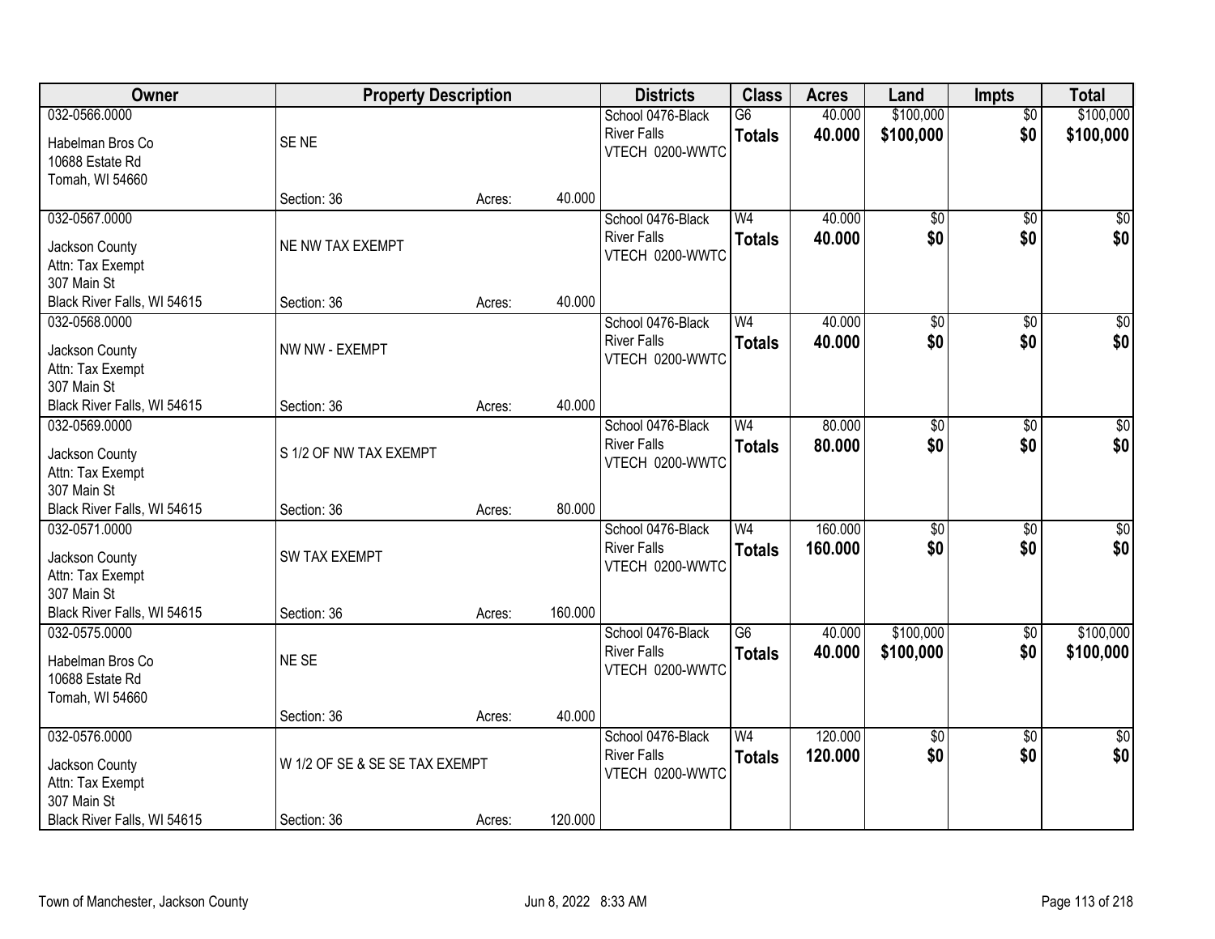| Owner | Property Description | | | Districts | Class | Acres | Land | Impts | Total |
|---|---|---|---|---|---|---|---|---|---|
| 032-0566.0000<br>Habelman Bros Co<br>10688 Estate Rd<br>Tomah, WI 54660 | SE NE<br>Section: 36 | Acres: | 40.000 | School 0476-Black River Falls<br>VTECH 0200-WWTC | G6<br>**Totals** | 40.000<br>**40.000** | $100,000<br>**$100,000** | $0<br>**$0** | $100,000<br>**$100,000** |
| 032-0567.0000<br>Jackson County<br>Attn: Tax Exempt<br>307 Main St<br>Black River Falls, WI 54615 | NE NW TAX EXEMPT<br>Section: 36 | Acres: | 40.000 | School 0476-Black River Falls<br>VTECH 0200-WWTC | W4<br>**Totals** | 40.000<br>**40.000** | $0<br>**$0** | $0<br>**$0** | $0<br>**$0** |
| 032-0568.0000<br>Jackson County<br>Attn: Tax Exempt<br>307 Main St<br>Black River Falls, WI 54615 | NW NW - EXEMPT<br>Section: 36 | Acres: | 40.000 | School 0476-Black River Falls<br>VTECH 0200-WWTC | W4<br>**Totals** | 40.000<br>**40.000** | $0<br>**$0** | $0<br>**$0** | $0<br>**$0** |
| 032-0569.0000<br>Jackson County<br>Attn: Tax Exempt<br>307 Main St<br>Black River Falls, WI 54615 | S 1/2 OF NW TAX EXEMPT<br>Section: 36 | Acres: | 80.000 | School 0476-Black River Falls<br>VTECH 0200-WWTC | W4<br>**Totals** | 80.000<br>**80.000** | $0<br>**$0** | $0<br>**$0** | $0<br>**$0** |
| 032-0571.0000<br>Jackson County<br>Attn: Tax Exempt<br>307 Main St<br>Black River Falls, WI 54615 | SW TAX EXEMPT<br>Section: 36 | Acres: | 160.000 | School 0476-Black River Falls<br>VTECH 0200-WWTC | W4<br>**Totals** | 160.000<br>**160.000** | $0<br>**$0** | $0<br>**$0** | $0<br>**$0** |
| 032-0575.0000<br>Habelman Bros Co<br>10688 Estate Rd<br>Tomah, WI 54660 | NE SE<br>Section: 36 | Acres: | 40.000 | School 0476-Black River Falls<br>VTECH 0200-WWTC | G6<br>**Totals** | 40.000<br>**40.000** | $100,000<br>**$100,000** | $0<br>**$0** | $100,000<br>**$100,000** |
| 032-0576.0000<br>Jackson County<br>Attn: Tax Exempt<br>307 Main St<br>Black River Falls, WI 54615 | W 1/2 OF SE & SE SE TAX EXEMPT<br>Section: 36 | Acres: | 120.000 | School 0476-Black River Falls<br>VTECH 0200-WWTC | W4<br>**Totals** | 120.000<br>**120.000** | $0<br>**$0** | $0<br>**$0** | $0<br>**$0** |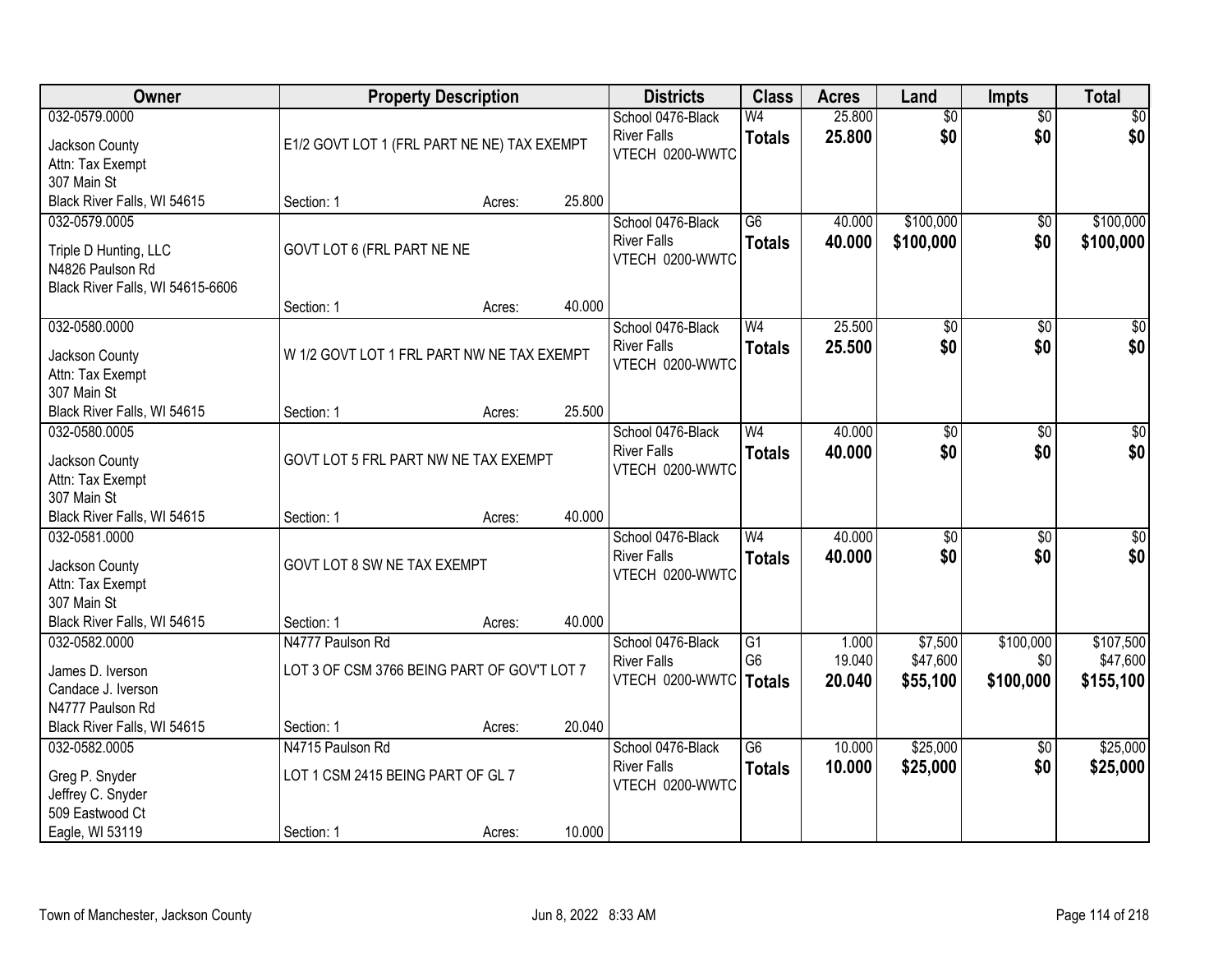| Owner | Property Description | Districts | Class | Acres | Land | Impts | Total |
|---|---|---|---|---|---|---|---|
| 032-0579.0000<br>Jackson County<br>Attn: Tax Exempt<br>307 Main St<br>Black River Falls, WI 54615 | E1/2 GOVT LOT 1 (FRL PART NE NE) TAX EXEMPT<br>Section: 1 Acres: 25.800 | School 0476-Black River Falls<br>VTECH 0200-WWTC | W4<br>**Totals** | 25.800<br>**25.800** | $0<br>**$0** | $0<br>**$0** | $0<br>**$0** |
| 032-0579.0005<br>Triple D Hunting, LLC<br>N4826 Paulson Rd<br>Black River Falls, WI 54615-6606 | GOVT LOT 6 (FRL PART NE NE<br>Section: 1 Acres: 40.000 | School 0476-Black River Falls<br>VTECH 0200-WWTC | G6<br>**Totals** | 40.000<br>**40.000** | $100,000<br>**$100,000** | $0<br>**$0** | $100,000<br>**$100,000** |
| 032-0580.0000<br>Jackson County<br>Attn: Tax Exempt<br>307 Main St<br>Black River Falls, WI 54615 | W 1/2 GOVT LOT 1 FRL PART NW NE TAX EXEMPT<br>Section: 1 Acres: 25.500 | School 0476-Black River Falls<br>VTECH 0200-WWTC | W4<br>**Totals** | 25.500<br>**25.500** | $0<br>**$0** | $0<br>**$0** | $0<br>**$0** |
| 032-0580.0005<br>Jackson County<br>Attn: Tax Exempt<br>307 Main St<br>Black River Falls, WI 54615 | GOVT LOT 5 FRL PART NW NE TAX EXEMPT<br>Section: 1 Acres: 40.000 | School 0476-Black River Falls<br>VTECH 0200-WWTC | W4<br>**Totals** | 40.000<br>**40.000** | $0<br>**$0** | $0<br>**$0** | $0<br>**$0** |
| 032-0581.0000<br>Jackson County<br>Attn: Tax Exempt<br>307 Main St<br>Black River Falls, WI 54615 | GOVT LOT 8 SW NE TAX EXEMPT<br>Section: 1 Acres: 40.000 | School 0476-Black River Falls<br>VTECH 0200-WWTC | W4<br>**Totals** | 40.000<br>**40.000** | $0<br>**$0** | $0<br>**$0** | $0<br>**$0** |
| 032-0582.0000<br>James D. Iverson<br>Candace J. Iverson<br>N4777 Paulson Rd<br>Black River Falls, WI 54615 | N4777 Paulson Rd<br>LOT 3 OF CSM 3766 BEING PART OF GOV'T LOT 7<br>Section: 1 Acres: 20.040 | School 0476-Black River Falls<br>VTECH 0200-WWTC | G1<br>G6<br>**Totals** | 1.000<br>19.040<br>**20.040** | $7,500<br>$47,600<br>**$55,100** | $100,000<br>$0<br>**$100,000** | $107,500<br>$47,600<br>**$155,100** |
| 032-0582.0005<br>Greg P. Snyder<br>Jeffrey C. Snyder<br>509 Eastwood Ct<br>Eagle, WI 53119 | N4715 Paulson Rd<br>LOT 1 CSM 2415 BEING PART OF GL 7<br>Section: 1 Acres: 10.000 | School 0476-Black River Falls<br>VTECH 0200-WWTC | G6<br>**Totals** | 10.000<br>**10.000** | $25,000<br>**$25,000** | $0<br>**$0** | $25,000<br>**$25,000** |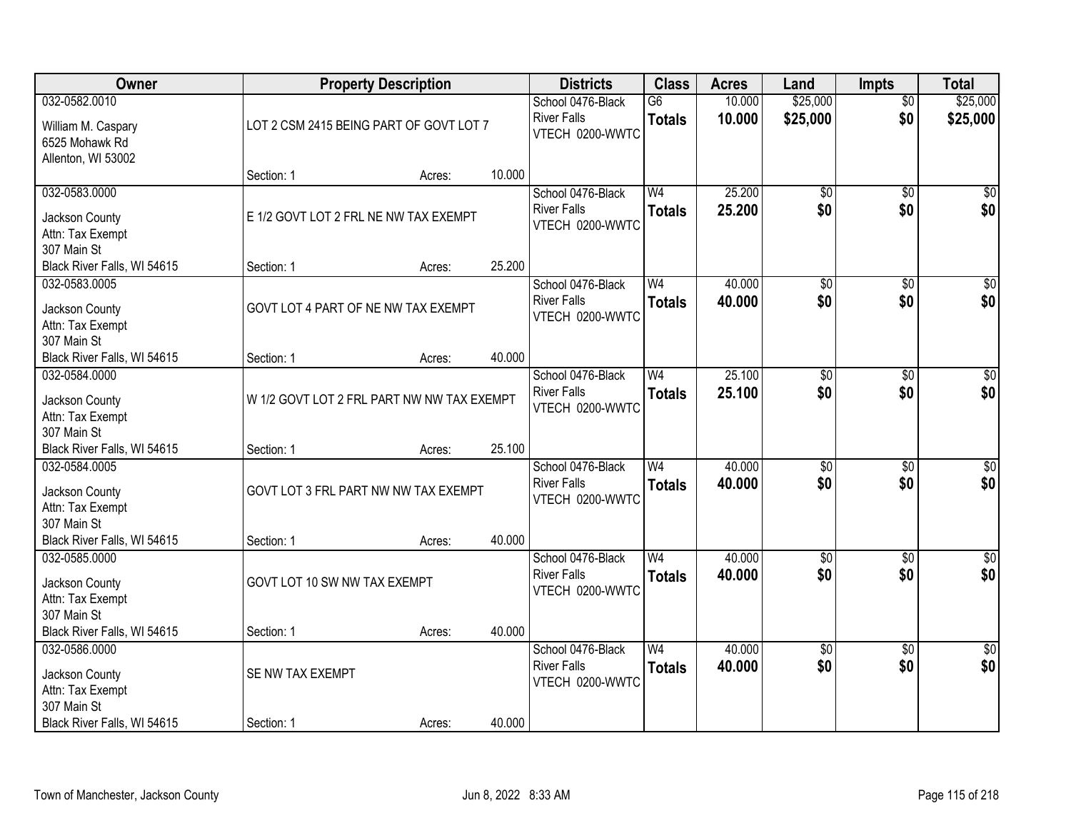| Owner | Property Description | | | Districts | Class | Acres | Land | Impts | Total |
|---|---|---|---|---|---|---|---|---|---|
| 032-0582.0010<br>William M. Caspary<br>6525 Mohawk Rd<br>Allenton, WI 53002 | LOT 2 CSM 2415 BEING PART OF GOVT LOT 7<br>Section: 1 | Acres: | 10.000 | School 0476-Black River Falls<br>VTECH 0200-WWTC | G6<br>**Totals** | 10.000<br>**10.000** | $25,000<br>**$25,000** | $0<br>**$0** | $25,000<br>**$25,000** |
| 032-0583.0000<br>Jackson County<br>Attn: Tax Exempt<br>307 Main St<br>Black River Falls, WI 54615 | E 1/2 GOVT LOT 2 FRL NE NW TAX EXEMPT<br>Section: 1 | Acres: | 25.200 | School 0476-Black River Falls<br>VTECH 0200-WWTC | W4<br>**Totals** | 25.200<br>**25.200** | $0<br>**$0** | $0<br>**$0** | $0<br>**$0** |
| 032-0583.0005<br>Jackson County<br>Attn: Tax Exempt<br>307 Main St<br>Black River Falls, WI 54615 | GOVT LOT 4 PART OF NE NW TAX EXEMPT<br>Section: 1 | Acres: | 40.000 | School 0476-Black River Falls<br>VTECH 0200-WWTC | W4<br>**Totals** | 40.000<br>**40.000** | $0<br>**$0** | $0<br>**$0** | $0<br>**$0** |
| 032-0584.0000<br>Jackson County<br>Attn: Tax Exempt<br>307 Main St<br>Black River Falls, WI 54615 | W 1/2 GOVT LOT 2 FRL PART NW NW TAX EXEMPT<br>Section: 1 | Acres: | 25.100 | School 0476-Black River Falls<br>VTECH 0200-WWTC | W4<br>**Totals** | 25.100<br>**25.100** | $0<br>**$0** | $0<br>**$0** | $0<br>**$0** |
| 032-0584.0005<br>Jackson County<br>Attn: Tax Exempt<br>307 Main St<br>Black River Falls, WI 54615 | GOVT LOT 3 FRL PART NW NW TAX EXEMPT<br>Section: 1 | Acres: | 40.000 | School 0476-Black River Falls<br>VTECH 0200-WWTC | W4<br>**Totals** | 40.000<br>**40.000** | $0<br>**$0** | $0<br>**$0** | $0<br>**$0** |
| 032-0585.0000<br>Jackson County<br>Attn: Tax Exempt<br>307 Main St<br>Black River Falls, WI 54615 | GOVT LOT 10 SW NW TAX EXEMPT<br>Section: 1 | Acres: | 40.000 | School 0476-Black River Falls<br>VTECH 0200-WWTC | W4<br>**Totals** | 40.000<br>**40.000** | $0<br>**$0** | $0<br>**$0** | $0<br>**$0** |
| 032-0586.0000<br>Jackson County<br>Attn: Tax Exempt<br>307 Main St<br>Black River Falls, WI 54615 | SE NW TAX EXEMPT<br>Section: 1 | Acres: | 40.000 | School 0476-Black River Falls<br>VTECH 0200-WWTC | W4<br>**Totals** | 40.000<br>**40.000** | $0<br>**$0** | $0<br>**$0** | $0<br>**$0** |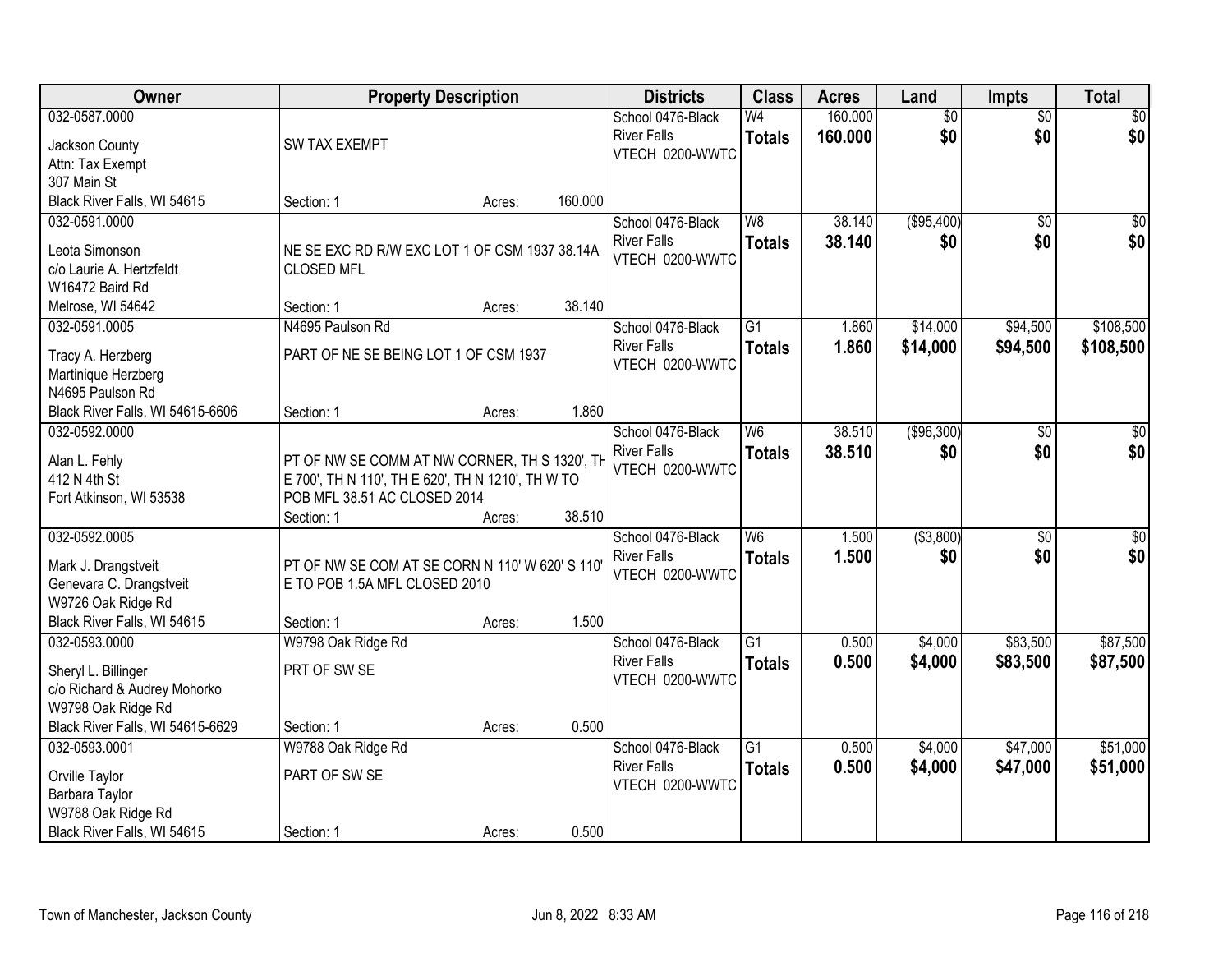| Owner | Property Description | | | Districts | Class | Acres | Land | Impts | Total |
|---|---|---|---|---|---|---|---|---|---|
| 032-0587.0000<br>Jackson County<br>Attn: Tax Exempt<br>307 Main St<br>Black River Falls, WI 54615 | SW TAX EXEMPT<br>Section: 1 | Acres: | 160.000 | School 0476-Black River Falls<br>VTECH 0200-WWTC | W4<br>**Totals** | 160.000<br>**160.000** | $0<br>**$0** | $0<br>**$0** | $0<br>**$0** |
| 032-0591.0000<br>Leota Simonson<br>c/o Laurie A. Hertzfeldt<br>W16472 Baird Rd<br>Melrose, WI 54642 | NE SE EXC RD R/W EXC LOT 1 OF CSM 1937 38.14A CLOSED MFL<br>Section: 1 | Acres: | 38.140 | School 0476-Black River Falls<br>VTECH 0200-WWTC | W8<br>**Totals** | 38.140<br>**38.140** | ($95,400)<br>**$0** | $0<br>**$0** | $0<br>**$0** |
| 032-0591.0005<br>Tracy A. Herzberg<br>Martinique Herzberg<br>N4695 Paulson Rd<br>Black River Falls, WI 54615-6606 | N4695 Paulson Rd<br>PART OF NE SE BEING LOT 1 OF CSM 1937<br>Section: 1 | Acres: | 1.860 | School 0476-Black River Falls<br>VTECH 0200-WWTC | G1<br>**Totals** | 1.860<br>**1.860** | $14,000<br>**$14,000** | $94,500<br>**$94,500** | $108,500<br>**$108,500** |
| 032-0592.0000<br>Alan L. Fehly<br>412 N 4th St<br>Fort Atkinson, WI 53538 | PT OF NW SE COMM AT NW CORNER, TH S 1320', TH E 700', TH N 110', TH E 620', TH N 1210', TH W TO POB MFL 38.51 AC CLOSED 2014<br>Section: 1 | Acres: | 38.510 | School 0476-Black River Falls<br>VTECH 0200-WWTC | W6<br>**Totals** | 38.510<br>**38.510** | ($96,300)<br>**$0** | $0<br>**$0** | $0<br>**$0** |
| 032-0592.0005<br>Mark J. Drangstveit<br>Genevara C. Drangstveit<br>W9726 Oak Ridge Rd<br>Black River Falls, WI 54615 | PT OF NW SE COM AT SE CORN N 110' W 620' S 110' E TO POB 1.5A MFL CLOSED 2010<br>Section: 1 | Acres: | 1.500 | School 0476-Black River Falls<br>VTECH 0200-WWTC | W6<br>**Totals** | 1.500<br>**1.500** | ($3,800)<br>**$0** | $0<br>**$0** | $0<br>**$0** |
| 032-0593.0000<br>Sheryl L. Billinger<br>c/o Richard & Audrey Mohorko<br>W9798 Oak Ridge Rd<br>Black River Falls, WI 54615-6629 | W9798 Oak Ridge Rd<br>PRT OF SW SE<br>Section: 1 | Acres: | 0.500 | School 0476-Black River Falls<br>VTECH 0200-WWTC | G1<br>**Totals** | 0.500<br>**0.500** | $4,000<br>**$4,000** | $83,500<br>**$83,500** | $87,500<br>**$87,500** |
| 032-0593.0001<br>Orville Taylor<br>Barbara Taylor<br>W9788 Oak Ridge Rd<br>Black River Falls, WI 54615 | W9788 Oak Ridge Rd<br>PART OF SW SE<br>Section: 1 | Acres: | 0.500 | School 0476-Black River Falls<br>VTECH 0200-WWTC | G1<br>**Totals** | 0.500<br>**0.500** | $4,000<br>**$4,000** | $47,000<br>**$47,000** | $51,000<br>**$51,000** |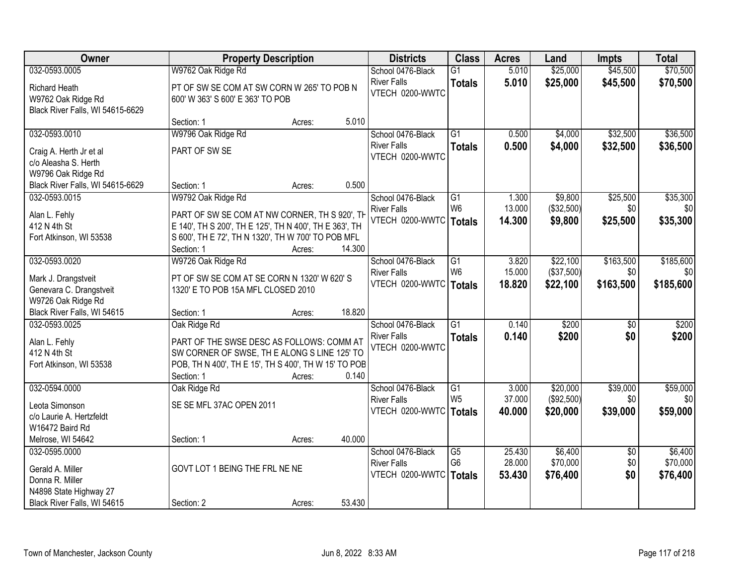| Owner | Property Description | Districts | Class | Acres | Land | Impts | Total |
|---|---|---|---|---|---|---|---|
| 032-0593.0005<br>Richard Heath<br>W9762 Oak Ridge Rd<br>Black River Falls, WI 54615-6629 | W9762 Oak Ridge Rd<br>PT OF SW SE COM AT SW CORN W 265' TO POB N 600' W 363' S 600' E 363' TO POB<br>Section: 1 Acres: 5.010 | School 0476-Black River Falls<br>VTECH 0200-WWTC | G1<br>**Totals** | 5.010<br>**5.010** | $25,000<br>**$25,000** | $45,500<br>**$45,500** | $70,500<br>**$70,500** |
| 032-0593.0010<br>Craig A. Herth Jr et al<br>c/o Aleasha S. Herth<br>W9796 Oak Ridge Rd<br>Black River Falls, WI 54615-6629 | W9796 Oak Ridge Rd<br>PART OF SW SE<br>Section: 1 Acres: 0.500 | School 0476-Black River Falls<br>VTECH 0200-WWTC | G1<br>**Totals** | 0.500<br>**0.500** | $4,000<br>**$4,000** | $32,500<br>**$32,500** | $36,500<br>**$36,500** |
| 032-0593.0015<br>Alan L. Fehly<br>412 N 4th St<br>Fort Atkinson, WI 53538 | W9792 Oak Ridge Rd<br>PART OF SW SE COM AT NW CORNER, TH S 920', TH E 140', TH S 200', TH E 125', TH N 400', TH E 363', TH S 600', TH E 72', TH N 1320', TH W 700' TO POB MFL<br>Section: 1 Acres: 14.300 | School 0476-Black River Falls<br>VTECH 0200-WWTC | G1<br>W6<br>**Totals** | 1.300<br>13.000<br>**14.300** | $9,800<br>($32,500)<br>**$9,800** | $25,500<br>$0<br>**$25,500** | $35,300<br>$0<br>**$35,300** |
| 032-0593.0020<br>Mark J. Drangstveit<br>Genevara C. Drangstveit<br>W9726 Oak Ridge Rd<br>Black River Falls, WI 54615 | W9726 Oak Ridge Rd<br>PT OF SW SE COM AT SE CORN N 1320' W 620' S 1320' E TO POB 15A MFL CLOSED 2010<br>Section: 1 Acres: 18.820 | School 0476-Black River Falls<br>VTECH 0200-WWTC | G1<br>W6<br>**Totals** | 3.820<br>15.000<br>**18.820** | $22,100<br>($37,500)<br>**$22,100** | $163,500<br>$0<br>**$163,500** | $185,600<br>$0<br>**$185,600** |
| 032-0593.0025<br>Alan L. Fehly<br>412 N 4th St<br>Fort Atkinson, WI 53538 | Oak Ridge Rd<br>PART OF THE SWSE DESC AS FOLLOWS: COMM AT SW CORNER OF SWSE, TH E ALONG S LINE 125' TO POB, TH N 400', TH E 15', TH S 400', TH W 15' TO POB<br>Section: 1 Acres: 0.140 | School 0476-Black River Falls<br>VTECH 0200-WWTC | G1<br>**Totals** | 0.140<br>**0.140** | $200<br>**$200** | $0<br>**$0** | $200<br>**$200** |
| 032-0594.0000<br>Leota Simonson<br>c/o Laurie A. Hertzfeldt<br>W16472 Baird Rd<br>Melrose, WI 54642 | Oak Ridge Rd<br>SE SE MFL 37AC OPEN 2011<br>Section: 1 Acres: 40.000 | School 0476-Black River Falls<br>VTECH 0200-WWTC | G1<br>W5<br>**Totals** | 3.000<br>37.000<br>**40.000** | $20,000<br>($92,500)<br>**$20,000** | $39,000<br>$0<br>**$39,000** | $59,000<br>$0<br>**$59,000** |
| 032-0595.0000<br>Gerald A. Miller<br>Donna R. Miller<br>N4898 State Highway 27<br>Black River Falls, WI 54615 | GOVT LOT 1 BEING THE FRL NE NE<br>Section: 2 Acres: 53.430 | School 0476-Black River Falls<br>VTECH 0200-WWTC | G5<br>G6<br>**Totals** | 25.430<br>28.000<br>**53.430** | $6,400<br>$70,000<br>**$76,400** | $0<br>$0<br>**$0** | $6,400<br>$70,000<br>**$76,400** |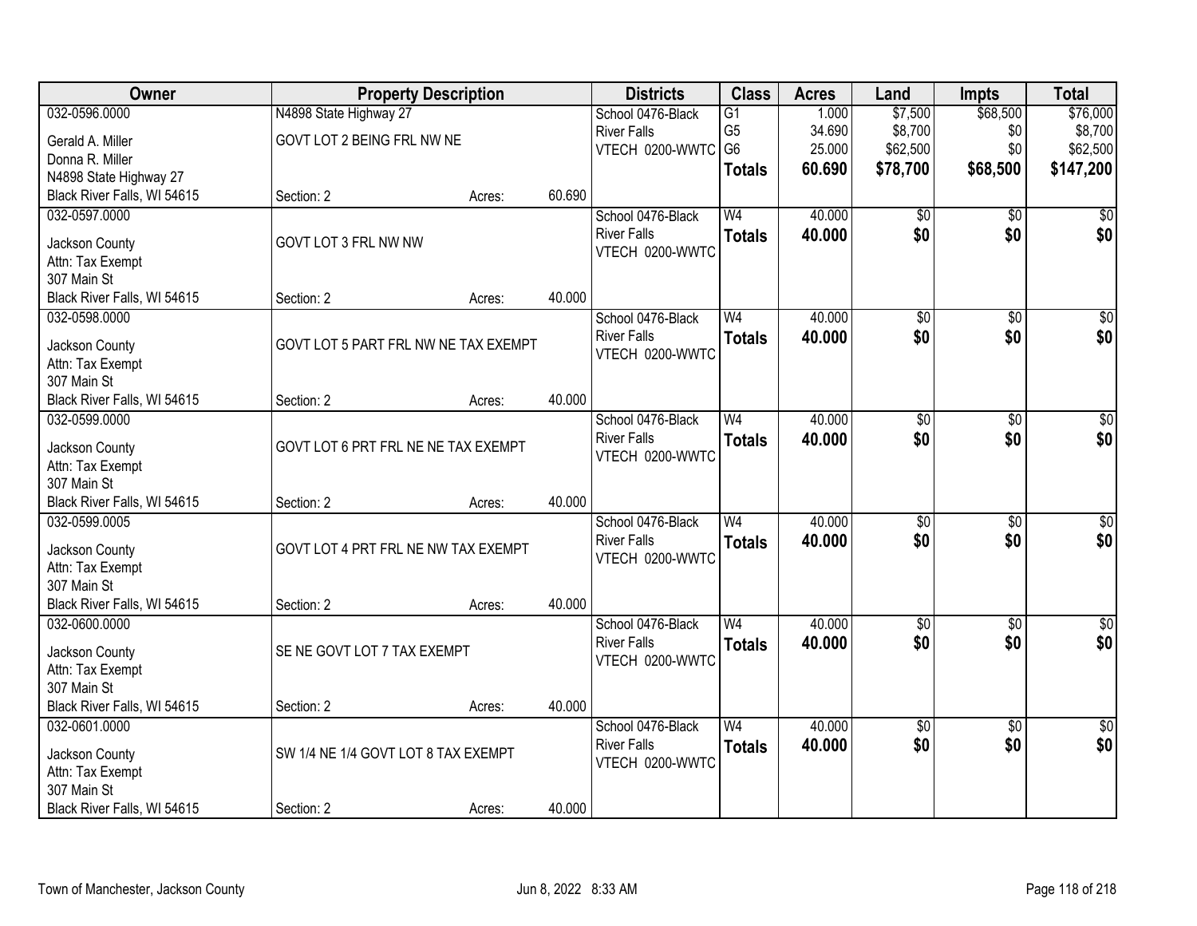| Owner | Property Description | | | Districts | Class | Acres | Land | Impts | Total |
|---|---|---|---|---|---|---|---|---|---|
| 032-0596.0000 | N4898 State Highway 27 | | | School 0476-Black | G1 | 1.000 | $7,500 | $68,500 | $76,000 |
| Gerald A. Miller | GOVT LOT 2 BEING FRL NW NE | | | River Falls | G5 | 34.690 | $8,700 | $0 | $8,700 |
| Donna R. Miller | | | | VTECH 0200-WWTC | G6 | 25.000 | $62,500 | $0 | $62,500 |
| N4898 State Highway 27 | | | | | **Totals** | **60.690** | **$78,700** | **$68,500** | **$147,200** |
| Black River Falls, WI 54615 | Section: 2 | Acres: | 60.690 | | | | | | |
| 032-0597.0000 | | | | School 0476-Black | W4 | 40.000 | $0 | $0 | $0 |
| Jackson County | GOVT LOT 3 FRL NW NW | | | River Falls | **Totals** | **40.000** | **$0** | **$0** | **$0** |
| Attn: Tax Exempt | | | | VTECH 0200-WWTC | | | | | |
| 307 Main St | | | | | | | | | |
| Black River Falls, WI 54615 | Section: 2 | Acres: | 40.000 | | | | | | |
| 032-0598.0000 | | | | School 0476-Black | W4 | 40.000 | $0 | $0 | $0 |
| Jackson County | GOVT LOT 5 PART FRL NW NE TAX EXEMPT | | | River Falls | **Totals** | **40.000** | **$0** | **$0** | **$0** |
| Attn: Tax Exempt | | | | VTECH 0200-WWTC | | | | | |
| 307 Main St | | | | | | | | | |
| Black River Falls, WI 54615 | Section: 2 | Acres: | 40.000 | | | | | | |
| 032-0599.0000 | | | | School 0476-Black | W4 | 40.000 | $0 | $0 | $0 |
| Jackson County | GOVT LOT 6 PRT FRL NE NE TAX EXEMPT | | | River Falls | **Totals** | **40.000** | **$0** | **$0** | **$0** |
| Attn: Tax Exempt | | | | VTECH 0200-WWTC | | | | | |
| 307 Main St | | | | | | | | | |
| Black River Falls, WI 54615 | Section: 2 | Acres: | 40.000 | | | | | | |
| 032-0599.0005 | | | | School 0476-Black | W4 | 40.000 | $0 | $0 | $0 |
| Jackson County | GOVT LOT 4 PRT FRL NE NW TAX EXEMPT | | | River Falls | **Totals** | **40.000** | **$0** | **$0** | **$0** |
| Attn: Tax Exempt | | | | VTECH 0200-WWTC | | | | | |
| 307 Main St | | | | | | | | | |
| Black River Falls, WI 54615 | Section: 2 | Acres: | 40.000 | | | | | | |
| 032-0600.0000 | | | | School 0476-Black | W4 | 40.000 | $0 | $0 | $0 |
| Jackson County | SE NE GOVT LOT 7 TAX EXEMPT | | | River Falls | **Totals** | **40.000** | **$0** | **$0** | **$0** |
| Attn: Tax Exempt | | | | VTECH 0200-WWTC | | | | | |
| 307 Main St | | | | | | | | | |
| Black River Falls, WI 54615 | Section: 2 | Acres: | 40.000 | | | | | | |
| 032-0601.0000 | | | | School 0476-Black | W4 | 40.000 | $0 | $0 | $0 |
| Jackson County | SW 1/4 NE 1/4 GOVT LOT 8 TAX EXEMPT | | | River Falls | **Totals** | **40.000** | **$0** | **$0** | **$0** |
| Attn: Tax Exempt | | | | VTECH 0200-WWTC | | | | | |
| 307 Main St | | | | | | | | | |
| Black River Falls, WI 54615 | Section: 2 | Acres: | 40.000 | | | | | | |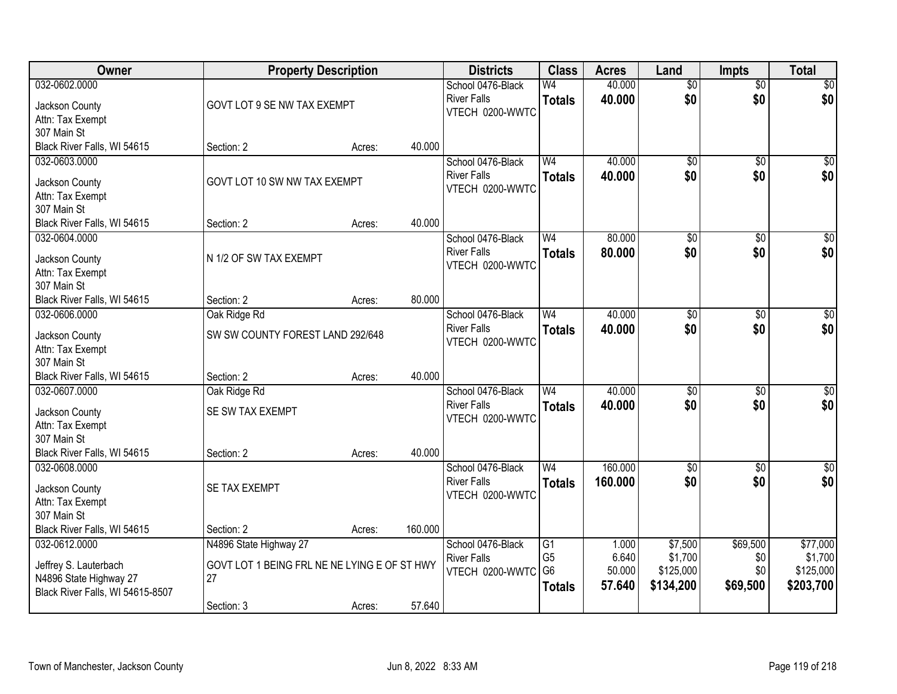| Owner | Property Description | | | Districts | Class | Acres | Land | Impts | Total |
|---|---|---|---|---|---|---|---|---|---|
| 032-0602.0000<br>Jackson County<br>Attn: Tax Exempt<br>307 Main St<br>Black River Falls, WI 54615 | GOVT LOT 9 SE NW TAX EXEMPT<br>Section: 2 | Acres: | 40.000 | School 0476-Black River Falls<br>VTECH 0200-WWTC | W4<br>**Totals** | 40.000<br>**40.000** | $0<br>**$0** | $0<br>**$0** | $0<br>**$0** |
| 032-0603.0000<br>Jackson County<br>Attn: Tax Exempt<br>307 Main St<br>Black River Falls, WI 54615 | GOVT LOT 10 SW NW TAX EXEMPT<br>Section: 2 | Acres: | 40.000 | School 0476-Black River Falls<br>VTECH 0200-WWTC | W4<br>**Totals** | 40.000<br>**40.000** | $0<br>**$0** | $0<br>**$0** | $0<br>**$0** |
| 032-0604.0000<br>Jackson County<br>Attn: Tax Exempt<br>307 Main St<br>Black River Falls, WI 54615 | N 1/2 OF SW TAX EXEMPT<br>Section: 2 | Acres: | 80.000 | School 0476-Black River Falls<br>VTECH 0200-WWTC | W4<br>**Totals** | 80.000<br>**80.000** | $0<br>**$0** | $0<br>**$0** | $0<br>**$0** |
| 032-0606.0000<br>Jackson County<br>Attn: Tax Exempt<br>307 Main St<br>Black River Falls, WI 54615 | Oak Ridge Rd<br>SW SW COUNTY FOREST LAND 292/648<br>Section: 2 | Acres: | 40.000 | School 0476-Black River Falls<br>VTECH 0200-WWTC | W4<br>**Totals** | 40.000<br>**40.000** | $0<br>**$0** | $0<br>**$0** | $0<br>**$0** |
| 032-0607.0000<br>Jackson County<br>Attn: Tax Exempt<br>307 Main St<br>Black River Falls, WI 54615 | Oak Ridge Rd<br>SE SW TAX EXEMPT<br>Section: 2 | Acres: | 40.000 | School 0476-Black River Falls<br>VTECH 0200-WWTC | W4<br>**Totals** | 40.000<br>**40.000** | $0<br>**$0** | $0<br>**$0** | $0<br>**$0** |
| 032-0608.0000<br>Jackson County<br>Attn: Tax Exempt<br>307 Main St<br>Black River Falls, WI 54615 | SE TAX EXEMPT<br>Section: 2 | Acres: | 160.000 | School 0476-Black River Falls<br>VTECH 0200-WWTC | W4<br>**Totals** | 160.000<br>**160.000** | $0<br>**$0** | $0<br>**$0** | $0<br>**$0** |
| 032-0612.0000<br>Jeffrey S. Lauterbach<br>N4896 State Highway 27<br>Black River Falls, WI 54615-8507 | N4896 State Highway 27<br>GOVT LOT 1 BEING FRL NE NE LYING E OF ST HWY 27<br>Section: 3 | Acres: | 57.640 | School 0476-Black River Falls<br>VTECH 0200-WWTC | G1<br>G5<br>G6<br>**Totals** | 1.000<br>6.640<br>50.000<br>**57.640** | $7,500<br>$1,700<br>$125,000<br>**$134,200** | $69,500<br>$0<br>$0<br>**$69,500** | $77,000<br>$1,700<br>$125,000<br>**$203,700** |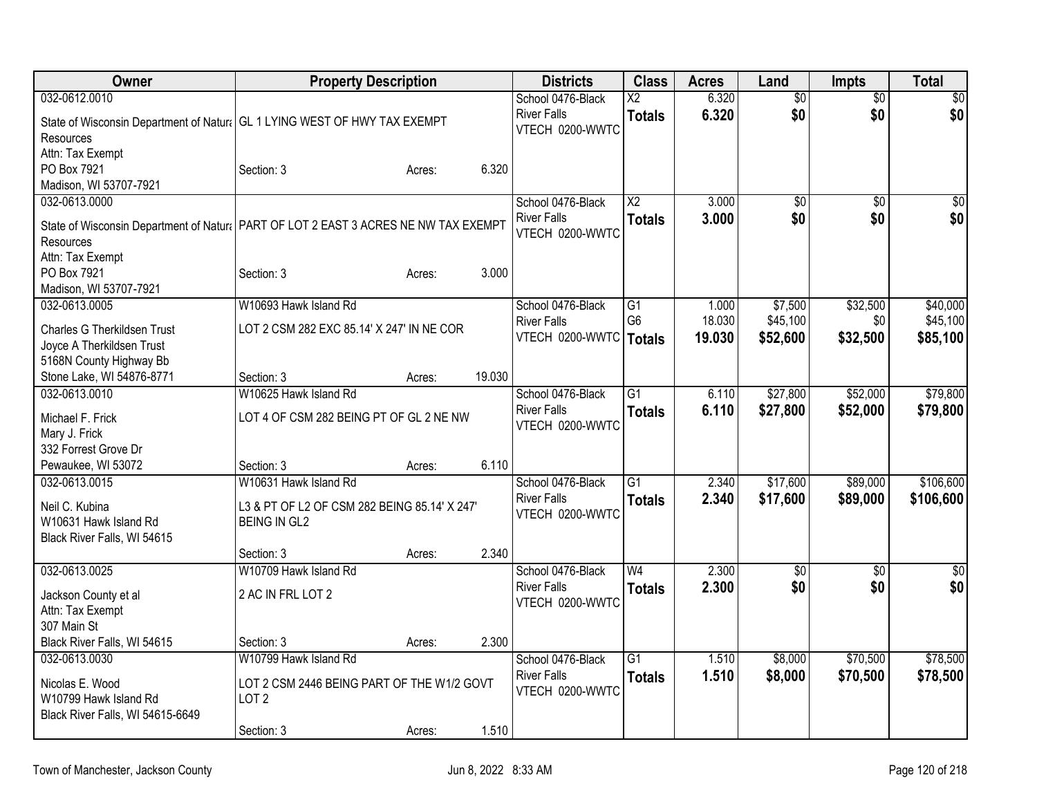| Owner | Property Description | Districts | Class | Acres | Land | Impts | Total |
|---|---|---|---|---|---|---|---|
| 032-0612.0010<br>State of Wisconsin Department of Natural Resources<br>Attn: Tax Exempt<br>PO Box 7921<br>Madison, WI 53707-7921 | GL 1 LYING WEST OF HWY TAX EXEMPT<br>Section: 3 Acres: 6.320 | School 0476-Black River Falls<br>VTECH 0200-WWTC | X2<br>**Totals** | 6.320<br>**6.320** | $0<br>**$0** | $0<br>**$0** | $0<br>**$0** |
| 032-0613.0000<br>State of Wisconsin Department of Natural Resources<br>Attn: Tax Exempt<br>PO Box 7921<br>Madison, WI 53707-7921 | PART OF LOT 2 EAST 3 ACRES NE NW TAX EXEMPT<br>Section: 3 Acres: 3.000 | School 0476-Black River Falls<br>VTECH 0200-WWTC | X2<br>**Totals** | 3.000<br>**3.000** | $0<br>**$0** | $0<br>**$0** | $0<br>**$0** |
| 032-0613.0005<br>Charles G Therkildsen Trust<br>Joyce A Therkildsen Trust<br>5168N County Highway Bb<br>Stone Lake, WI 54876-8771 | W10693 Hawk Island Rd<br>LOT 2 CSM 282 EXC 85.14' X 247' IN NE COR<br>Section: 3 Acres: 19.030 | School 0476-Black River Falls<br>VTECH 0200-WWTC | G1<br>G6<br>**Totals** | 1.000<br>18.030<br>**19.030** | $7,500<br>$45,100<br>**$52,600** | $32,500<br>$0<br>**$32,500** | $40,000<br>$45,100<br>**$85,100** |
| 032-0613.0010<br>Michael F. Frick<br>Mary J. Frick<br>332 Forrest Grove Dr<br>Pewaukee, WI 53072 | W10625 Hawk Island Rd<br>LOT 4 OF CSM 282 BEING PT OF GL 2 NE NW<br>Section: 3 Acres: 6.110 | School 0476-Black River Falls<br>VTECH 0200-WWTC | G1<br>**Totals** | 6.110<br>**6.110** | $27,800<br>**$27,800** | $52,000<br>**$52,000** | $79,800<br>**$79,800** |
| 032-0613.0015<br>Neil C. Kubina<br>W10631 Hawk Island Rd<br>Black River Falls, WI 54615 | W10631 Hawk Island Rd<br>L3 & PT OF L2 OF CSM 282 BEING 85.14' X 247' BEING IN GL2<br>Section: 3 Acres: 2.340 | School 0476-Black River Falls<br>VTECH 0200-WWTC | G1<br>**Totals** | 2.340<br>**2.340** | $17,600<br>**$17,600** | $89,000<br>**$89,000** | $106,600<br>**$106,600** |
| 032-0613.0025<br>Jackson County et al<br>Attn: Tax Exempt<br>307 Main St<br>Black River Falls, WI 54615 | W10709 Hawk Island Rd<br>2 AC IN FRL LOT 2<br>Section: 3 Acres: 2.300 | School 0476-Black River Falls<br>VTECH 0200-WWTC | W4<br>**Totals** | 2.300<br>**2.300** | $0<br>**$0** | $0<br>**$0** | $0<br>**$0** |
| 032-0613.0030<br>Nicolas E. Wood<br>W10799 Hawk Island Rd<br>Black River Falls, WI 54615-6649 | W10799 Hawk Island Rd<br>LOT 2 CSM 2446 BEING PART OF THE W1/2 GOVT LOT 2<br>Section: 3 Acres: 1.510 | School 0476-Black River Falls<br>VTECH 0200-WWTC | G1<br>**Totals** | 1.510<br>**1.510** | $8,000<br>**$8,000** | $70,500<br>**$70,500** | $78,500<br>**$78,500** |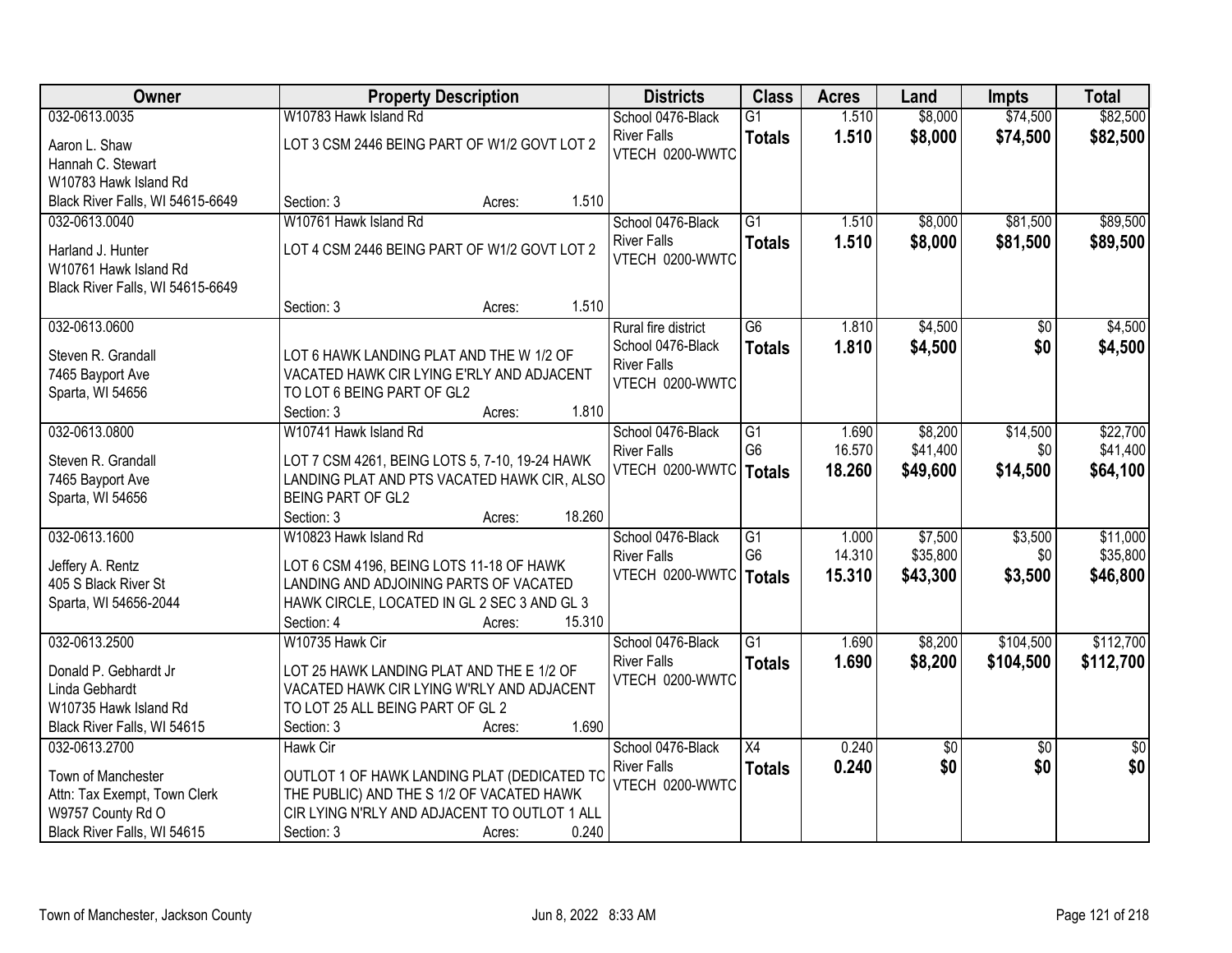| Owner | Property Description | Districts | Class | Acres | Land | Impts | Total |
|---|---|---|---|---|---|---|---|
| 032-0613.0035<br>Aaron L. Shaw<br>Hannah C. Stewart<br>W10783 Hawk Island Rd<br>Black River Falls, WI 54615-6649 | W10783 Hawk Island Rd<br>LOT 3 CSM 2446 BEING PART OF W1/2 GOVT LOT 2<br>Section: 3 Acres: 1.510 | School 0476-Black River Falls<br>VTECH 0200-WWTC | G1<br>**Totals** | 1.510<br>**1.510** | $8,000<br>**$8,000** | $74,500<br>**$74,500** | $82,500<br>**$82,500** |
| 032-0613.0040<br>Harland J. Hunter<br>W10761 Hawk Island Rd<br>Black River Falls, WI 54615-6649 | W10761 Hawk Island Rd<br>LOT 4 CSM 2446 BEING PART OF W1/2 GOVT LOT 2<br>Section: 3 Acres: 1.510 | School 0476-Black River Falls<br>VTECH 0200-WWTC | G1<br>**Totals** | 1.510<br>**1.510** | $8,000<br>**$8,000** | $81,500<br>**$81,500** | $89,500<br>**$89,500** |
| 032-0613.0600<br>Steven R. Grandall<br>7465 Bayport Ave<br>Sparta, WI 54656 | LOT 6 HAWK LANDING PLAT AND THE W 1/2 OF VACATED HAWK CIR LYING E'RLY AND ADJACENT TO LOT 6 BEING PART OF GL2<br>Section: 3 Acres: 1.810 | Rural fire district<br>School 0476-Black River Falls<br>VTECH 0200-WWTC | G6<br>**Totals** | 1.810<br>**1.810** | $4,500<br>**$4,500** | $0<br>**$0** | $4,500<br>**$4,500** |
| 032-0613.0800<br>Steven R. Grandall<br>7465 Bayport Ave<br>Sparta, WI 54656 | W10741 Hawk Island Rd<br>LOT 7 CSM 4261, BEING LOTS 5, 7-10, 19-24 HAWK LANDING PLAT AND PTS VACATED HAWK CIR, ALSO BEING PART OF GL2<br>Section: 3 Acres: 18.260 | School 0476-Black River Falls<br>VTECH 0200-WWTC | G1<br>G6<br>**Totals** | 1.690<br>16.570<br>**18.260** | $8,200<br>$41,400<br>**$49,600** | $14,500<br>$0<br>**$14,500** | $22,700<br>$41,400<br>**$64,100** |
| 032-0613.1600<br>Jeffery A. Rentz<br>405 S Black River St<br>Sparta, WI 54656-2044 | W10823 Hawk Island Rd<br>LOT 6 CSM 4196, BEING LOTS 11-18 OF HAWK LANDING AND ADJOINING PARTS OF VACATED HAWK CIRCLE, LOCATED IN GL 2 SEC 3 AND GL 3<br>Section: 4 Acres: 15.310 | School 0476-Black River Falls<br>VTECH 0200-WWTC | G1<br>G6<br>**Totals** | 1.000<br>14.310<br>**15.310** | $7,500<br>$35,800<br>**$43,300** | $3,500<br>$0<br>**$3,500** | $11,000<br>$35,800<br>**$46,800** |
| 032-0613.2500<br>Donald P. Gebhardt Jr<br>Linda Gebhardt<br>W10735 Hawk Island Rd<br>Black River Falls, WI 54615 | W10735 Hawk Cir<br>LOT 25 HAWK LANDING PLAT AND THE E 1/2 OF VACATED HAWK CIR LYING W'RLY AND ADJACENT TO LOT 25 ALL BEING PART OF GL 2<br>Section: 3 Acres: 1.690 | School 0476-Black River Falls<br>VTECH 0200-WWTC | G1<br>**Totals** | 1.690<br>**1.690** | $8,200<br>**$8,200** | $104,500<br>**$104,500** | $112,700<br>**$112,700** |
| 032-0613.2700<br>Town of Manchester<br>Attn: Tax Exempt, Town Clerk<br>W9757 County Rd O<br>Black River Falls, WI 54615 | Hawk Cir<br>OUTLOT 1 OF HAWK LANDING PLAT (DEDICATED TO THE PUBLIC) AND THE S 1/2 OF VACATED HAWK CIR LYING N'RLY AND ADJACENT TO OUTLOT 1 ALL<br>Section: 3 Acres: 0.240 | School 0476-Black River Falls<br>VTECH 0200-WWTC | X4<br>**Totals** | 0.240<br>**0.240** | $0<br>**$0** | $0<br>**$0** | $0<br>**$0** |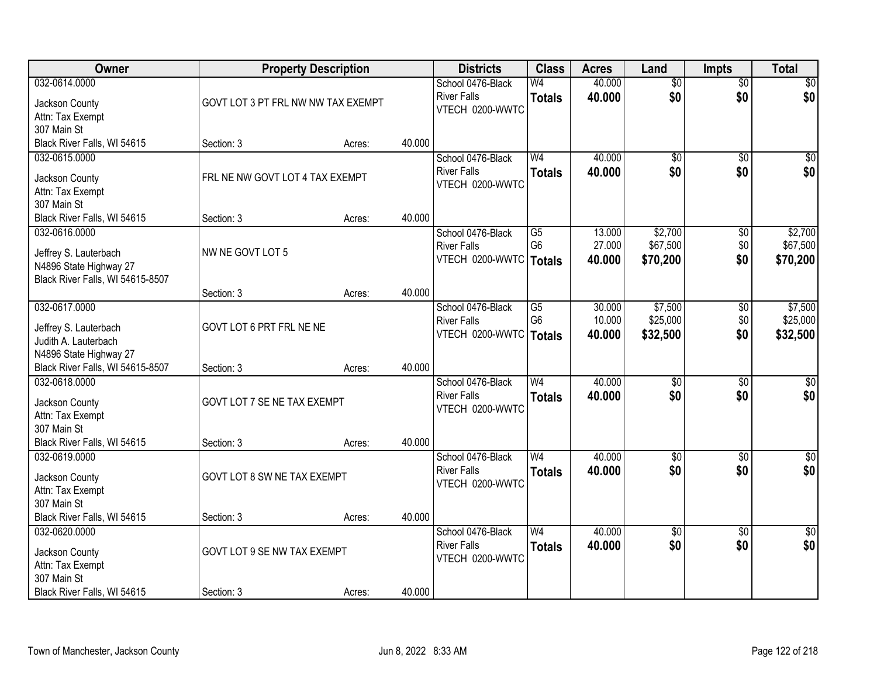| Owner | Property Description | | | Districts | Class | Acres | Land | Impts | Total |
|---|---|---|---|---|---|---|---|---|---|
| 032-0614.0000<br>Jackson County<br>Attn: Tax Exempt<br>307 Main St<br>Black River Falls, WI 54615 | GOVT LOT 3 PT FRL NW NW TAX EXEMPT<br>Section: 3 | Acres: | 40.000 | School 0476-Black River Falls<br>VTECH 0200-WWTC | W4<br>**Totals** | 40.000<br>**40.000** | $0<br>**$0** | $0<br>**$0** | $0<br>**$0** |
| 032-0615.0000<br>Jackson County<br>Attn: Tax Exempt<br>307 Main St<br>Black River Falls, WI 54615 | FRL NE NW GOVT LOT 4 TAX EXEMPT<br>Section: 3 | Acres: | 40.000 | School 0476-Black River Falls<br>VTECH 0200-WWTC | W4<br>**Totals** | 40.000<br>**40.000** | $0<br>**$0** | $0<br>**$0** | $0<br>**$0** |
| 032-0616.0000<br>Jeffrey S. Lauterbach<br>N4896 State Highway 27<br>Black River Falls, WI 54615-8507 | NW NE GOVT LOT 5<br>Section: 3 | Acres: | 40.000 | School 0476-Black River Falls<br>VTECH 0200-WWTC | G5<br>G6<br>**Totals** | 13.000<br>27.000<br>**40.000** | $2,700<br>$67,500<br>**$70,200** | $0<br>$0<br>**$0** | $2,700<br>$67,500<br>**$70,200** |
| 032-0617.0000<br>Jeffrey S. Lauterbach<br>Judith A. Lauterbach<br>N4896 State Highway 27<br>Black River Falls, WI 54615-8507 | GOVT LOT 6 PRT FRL NE NE<br>Section: 3 | Acres: | 40.000 | School 0476-Black River Falls<br>VTECH 0200-WWTC | G5<br>G6<br>**Totals** | 30.000<br>10.000<br>**40.000** | $7,500<br>$25,000<br>**$32,500** | $0<br>$0<br>**$0** | $7,500<br>$25,000<br>**$32,500** |
| 032-0618.0000<br>Jackson County<br>Attn: Tax Exempt<br>307 Main St<br>Black River Falls, WI 54615 | GOVT LOT 7 SE NE TAX EXEMPT<br>Section: 3 | Acres: | 40.000 | School 0476-Black River Falls<br>VTECH 0200-WWTC | W4<br>**Totals** | 40.000<br>**40.000** | $0<br>**$0** | $0<br>**$0** | $0<br>**$0** |
| 032-0619.0000<br>Jackson County<br>Attn: Tax Exempt<br>307 Main St<br>Black River Falls, WI 54615 | GOVT LOT 8 SW NE TAX EXEMPT<br>Section: 3 | Acres: | 40.000 | School 0476-Black River Falls<br>VTECH 0200-WWTC | W4<br>**Totals** | 40.000<br>**40.000** | $0<br>**$0** | $0<br>**$0** | $0<br>**$0** |
| 032-0620.0000<br>Jackson County<br>Attn: Tax Exempt<br>307 Main St<br>Black River Falls, WI 54615 | GOVT LOT 9 SE NW TAX EXEMPT<br>Section: 3 | Acres: | 40.000 | School 0476-Black River Falls<br>VTECH 0200-WWTC | W4<br>**Totals** | 40.000<br>**40.000** | $0<br>**$0** | $0<br>**$0** | $0<br>**$0** |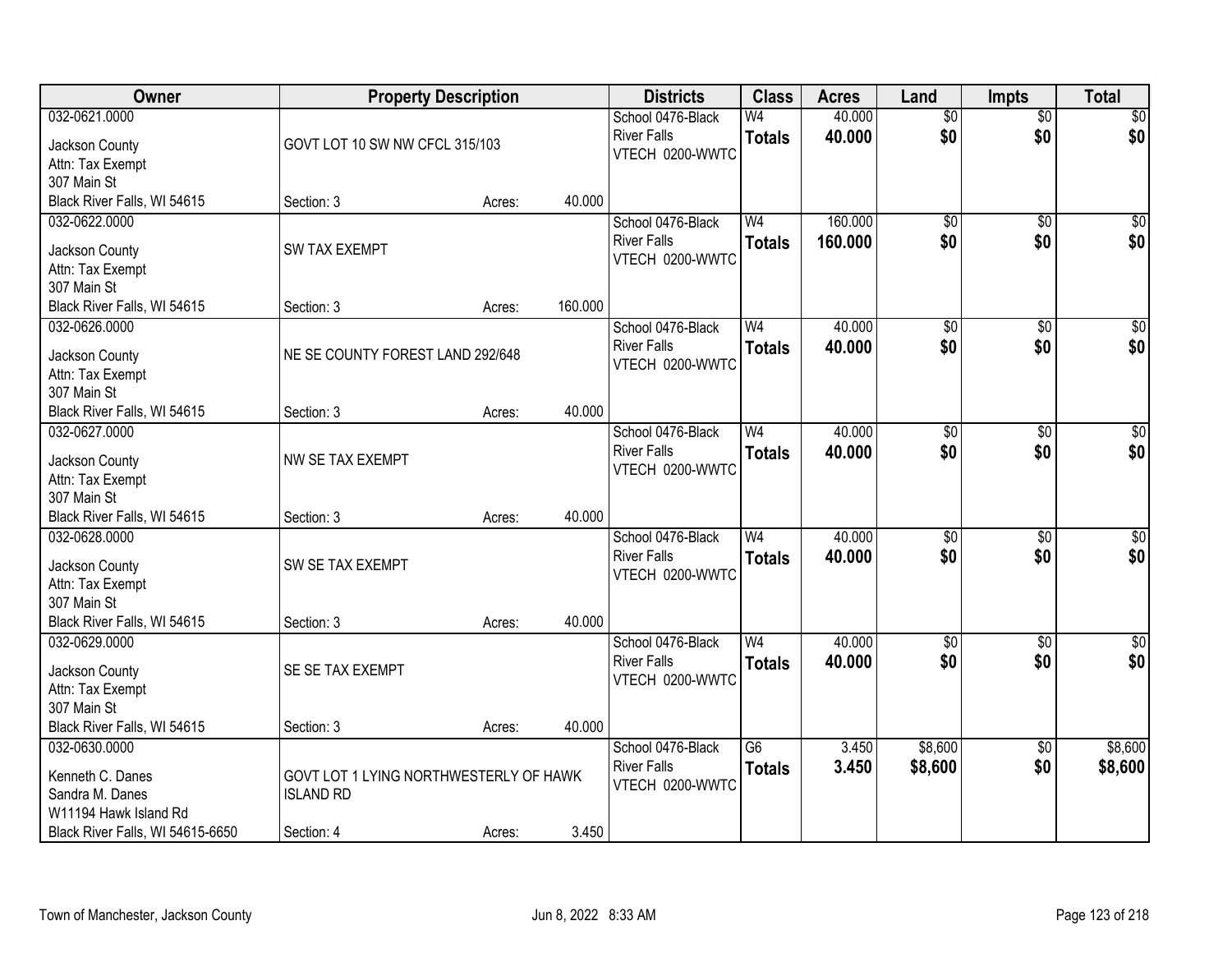| Owner | Property Description | Districts | Class | Acres | Land | Impts | Total |
|---|---|---|---|---|---|---|---|
| 032-0621.0000<br>Jackson County<br>Attn: Tax Exempt<br>307 Main St<br>Black River Falls, WI 54615 | GOVT LOT 10 SW NW CFCL 315/103<br>Section: 3 Acres: 40.000 | School 0476-Black River Falls<br>VTECH 0200-WWTC | W4<br>**Totals** | 40.000<br>**40.000** | $0<br>**$0** | $0<br>**$0** | $0<br>**$0** |
| 032-0622.0000<br>Jackson County<br>Attn: Tax Exempt<br>307 Main St<br>Black River Falls, WI 54615 | SW TAX EXEMPT<br>Section: 3 Acres: 160.000 | School 0476-Black River Falls<br>VTECH 0200-WWTC | W4<br>**Totals** | 160.000<br>**160.000** | $0<br>**$0** | $0<br>**$0** | $0<br>**$0** |
| 032-0626.0000<br>Jackson County<br>Attn: Tax Exempt<br>307 Main St<br>Black River Falls, WI 54615 | NE SE COUNTY FOREST LAND 292/648<br>Section: 3 Acres: 40.000 | School 0476-Black River Falls<br>VTECH 0200-WWTC | W4<br>**Totals** | 40.000<br>**40.000** | $0<br>**$0** | $0<br>**$0** | $0<br>**$0** |
| 032-0627.0000<br>Jackson County<br>Attn: Tax Exempt<br>307 Main St<br>Black River Falls, WI 54615 | NW SE TAX EXEMPT<br>Section: 3 Acres: 40.000 | School 0476-Black River Falls<br>VTECH 0200-WWTC | W4<br>**Totals** | 40.000<br>**40.000** | $0<br>**$0** | $0<br>**$0** | $0<br>**$0** |
| 032-0628.0000<br>Jackson County<br>Attn: Tax Exempt<br>307 Main St<br>Black River Falls, WI 54615 | SW SE TAX EXEMPT<br>Section: 3 Acres: 40.000 | School 0476-Black River Falls<br>VTECH 0200-WWTC | W4<br>**Totals** | 40.000<br>**40.000** | $0<br>**$0** | $0<br>**$0** | $0<br>**$0** |
| 032-0629.0000<br>Jackson County<br>Attn: Tax Exempt<br>307 Main St<br>Black River Falls, WI 54615 | SE SE TAX EXEMPT<br>Section: 3 Acres: 40.000 | School 0476-Black River Falls<br>VTECH 0200-WWTC | W4<br>**Totals** | 40.000<br>**40.000** | $0<br>**$0** | $0<br>**$0** | $0<br>**$0** |
| 032-0630.0000<br>Kenneth C. Danes<br>Sandra M. Danes<br>W11194 Hawk Island Rd<br>Black River Falls, WI 54615-6650 | GOVT LOT 1 LYING NORTHWESTERLY OF HAWK ISLAND RD<br>Section: 4 Acres: 3.450 | School 0476-Black River Falls<br>VTECH 0200-WWTC | G6<br>**Totals** | 3.450<br>**3.450** | $8,600<br>**$8,600** | $0<br>**$0** | $8,600<br>**$8,600** |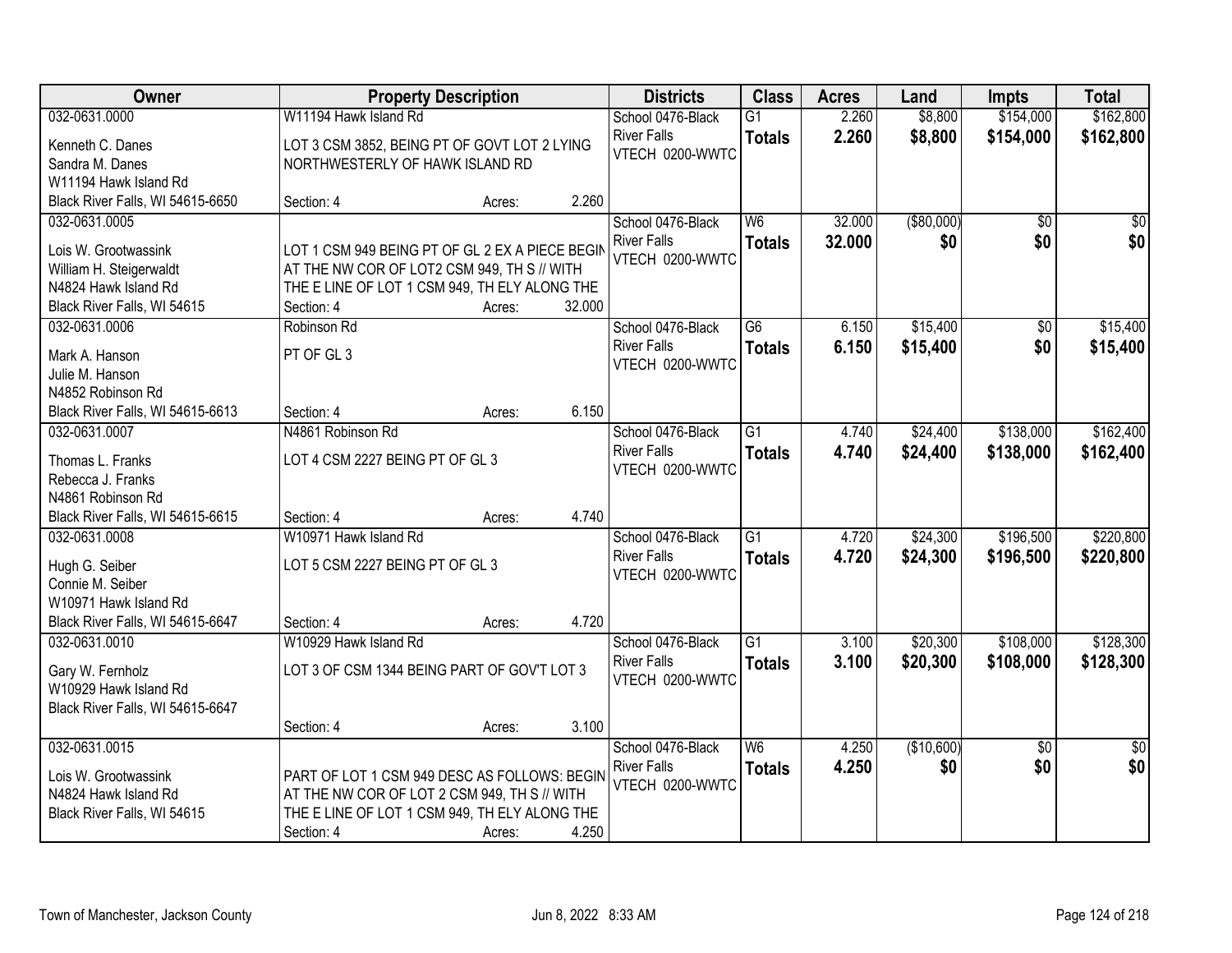| Owner | Property Description | | | Districts | Class | Acres | Land | Impts | Total |
|---|---|---|---|---|---|---|---|---|---|
| 032-0631.0000<br>Kenneth C. Danes<br>Sandra M. Danes<br>W11194 Hawk Island Rd<br>Black River Falls, WI 54615-6650 | W11194 Hawk Island Rd<br>LOT 3 CSM 3852, BEING PT OF GOVT LOT 2 LYING NORTHWESTERLY OF HAWK ISLAND RD<br>Section: 4 | Acres: | 2.260 | School 0476-Black River Falls<br>VTECH 0200-WWTC | G1<br>**Totals** | 2.260<br>**2.260** | $8,800<br>**$8,800** | $154,000<br>**$154,000** | $162,800<br>**$162,800** |
| 032-0631.0005<br>Lois W. Grootwassink<br>William H. Steigerwaldt<br>N4824 Hawk Island Rd<br>Black River Falls, WI 54615 | LOT 1 CSM 949 BEING PT OF GL 2 EX A PIECE BEGIN AT THE NW COR OF LOT2 CSM 949, TH S // WITH THE E LINE OF LOT 1 CSM 949, TH ELY ALONG THE<br>Section: 4 | Acres: | 32.000 | School 0476-Black River Falls<br>VTECH 0200-WWTC | W6<br>**Totals** | 32.000<br>**32.000** | ($80,000)<br>**$0** | $0<br>**$0** | $0<br>**$0** |
| 032-0631.0006<br>Mark A. Hanson<br>Julie M. Hanson<br>N4852 Robinson Rd<br>Black River Falls, WI 54615-6613 | Robinson Rd<br>PT OF GL 3<br>Section: 4 | Acres: | 6.150 | School 0476-Black River Falls<br>VTECH 0200-WWTC | G6<br>**Totals** | 6.150<br>**6.150** | $15,400<br>**$15,400** | $0<br>**$0** | $15,400<br>**$15,400** |
| 032-0631.0007<br>Thomas L. Franks<br>Rebecca J. Franks<br>N4861 Robinson Rd<br>Black River Falls, WI 54615-6615 | N4861 Robinson Rd<br>LOT 4 CSM 2227 BEING PT OF GL 3<br>Section: 4 | Acres: | 4.740 | School 0476-Black River Falls<br>VTECH 0200-WWTC | G1<br>**Totals** | 4.740<br>**4.740** | $24,400<br>**$24,400** | $138,000<br>**$138,000** | $162,400<br>**$162,400** |
| 032-0631.0008<br>Hugh G. Seiber<br>Connie M. Seiber<br>W10971 Hawk Island Rd<br>Black River Falls, WI 54615-6647 | W10971 Hawk Island Rd<br>LOT 5 CSM 2227 BEING PT OF GL 3<br>Section: 4 | Acres: | 4.720 | School 0476-Black River Falls<br>VTECH 0200-WWTC | G1<br>**Totals** | 4.720<br>**4.720** | $24,300<br>**$24,300** | $196,500<br>**$196,500** | $220,800<br>**$220,800** |
| 032-0631.0010<br>Gary W. Fernholz<br>W10929 Hawk Island Rd<br>Black River Falls, WI 54615-6647 | W10929 Hawk Island Rd<br>LOT 3 OF CSM 1344 BEING PART OF GOV'T LOT 3<br>Section: 4 | Acres: | 3.100 | School 0476-Black River Falls<br>VTECH 0200-WWTC | G1<br>**Totals** | 3.100<br>**3.100** | $20,300<br>**$20,300** | $108,000<br>**$108,000** | $128,300<br>**$128,300** |
| 032-0631.0015<br>Lois W. Grootwassink<br>N4824 Hawk Island Rd<br>Black River Falls, WI 54615 | PART OF LOT 1 CSM 949 DESC AS FOLLOWS: BEGIN AT THE NW COR OF LOT 2 CSM 949, TH S // WITH THE E LINE OF LOT 1 CSM 949, TH ELY ALONG THE<br>Section: 4 | Acres: | 4.250 | School 0476-Black River Falls<br>VTECH 0200-WWTC | W6<br>**Totals** | 4.250<br>**4.250** | ($10,600)<br>**$0** | $0<br>**$0** | $0<br>**$0** |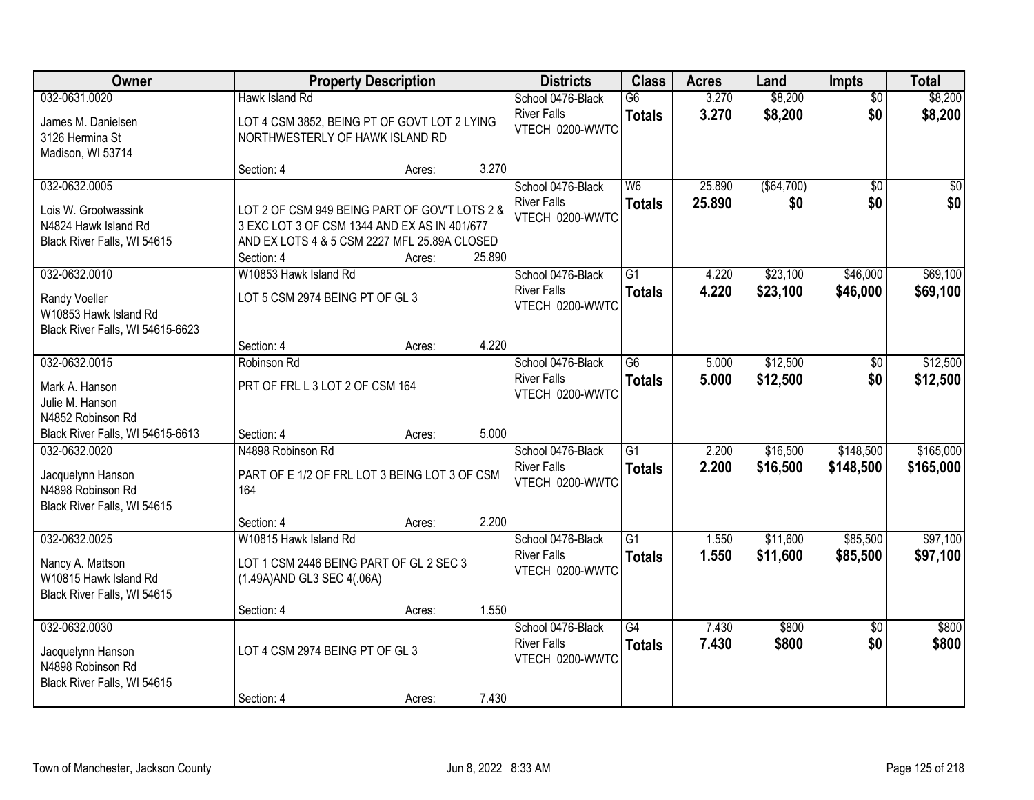| Owner | Property Description | Districts | Class | Acres | Land | Impts | Total |
|---|---|---|---|---|---|---|---|
| 032-0631.0020<br>James M. Danielsen<br>3126 Hermina St<br>Madison, WI 53714 | Hawk Island Rd<br>LOT 4 CSM 3852, BEING PT OF GOVT LOT 2 LYING NORTHWESTERLY OF HAWK ISLAND RD<br>Section: 4 Acres: 3.270 | School 0476-Black River Falls<br>VTECH 0200-WWTC | G6<br>**Totals** | 3.270<br>**3.270** | $8,200<br>**$8,200** | $0<br>**$0** | $8,200<br>**$8,200** |
| 032-0632.0005<br>Lois W. Grootwassink<br>N4824 Hawk Island Rd<br>Black River Falls, WI 54615 | LOT 2 OF CSM 949 BEING PART OF GOV'T LOTS 2 & 3 EXC LOT 3 OF CSM 1344 AND EX AS IN 401/677 AND EX LOTS 4 & 5 CSM 2227 MFL 25.89A CLOSED<br>Section: 4 Acres: 25.890 | School 0476-Black River Falls<br>VTECH 0200-WWTC | W6<br>**Totals** | 25.890<br>**25.890** | ($64,700)<br>**$0** | $0<br>**$0** | $0<br>**$0** |
| 032-0632.0010<br>Randy Voeller<br>W10853 Hawk Island Rd<br>Black River Falls, WI 54615-6623 | W10853 Hawk Island Rd<br>LOT 5 CSM 2974 BEING PT OF GL 3<br>Section: 4 Acres: 4.220 | School 0476-Black River Falls<br>VTECH 0200-WWTC | G1<br>**Totals** | 4.220<br>**4.220** | $23,100<br>**$23,100** | $46,000<br>**$46,000** | $69,100<br>**$69,100** |
| 032-0632.0015<br>Mark A. Hanson<br>Julie M. Hanson<br>N4852 Robinson Rd<br>Black River Falls, WI 54615-6613 | Robinson Rd<br>PRT OF FRL L 3 LOT 2 OF CSM 164<br>Section: 4 Acres: 5.000 | School 0476-Black River Falls<br>VTECH 0200-WWTC | G6<br>**Totals** | 5.000<br>**5.000** | $12,500<br>**$12,500** | $0<br>**$0** | $12,500<br>**$12,500** |
| 032-0632.0020<br>Jacquelynn Hanson<br>N4898 Robinson Rd<br>Black River Falls, WI 54615 | N4898 Robinson Rd<br>PART OF E 1/2 OF FRL LOT 3 BEING LOT 3 OF CSM 164<br>Section: 4 Acres: 2.200 | School 0476-Black River Falls<br>VTECH 0200-WWTC | G1<br>**Totals** | 2.200<br>**2.200** | $16,500<br>**$16,500** | $148,500<br>**$148,500** | $165,000<br>**$165,000** |
| 032-0632.0025<br>Nancy A. Mattson<br>W10815 Hawk Island Rd<br>Black River Falls, WI 54615 | W10815 Hawk Island Rd<br>LOT 1 CSM 2446 BEING PART OF GL 2 SEC 3 (1.49A)AND GL3 SEC 4(.06A)<br>Section: 4 Acres: 1.550 | School 0476-Black River Falls<br>VTECH 0200-WWTC | G1<br>**Totals** | 1.550<br>**1.550** | $11,600<br>**$11,600** | $85,500<br>**$85,500** | $97,100<br>**$97,100** |
| 032-0632.0030<br>Jacquelynn Hanson<br>N4898 Robinson Rd<br>Black River Falls, WI 54615 | LOT 4 CSM 2974 BEING PT OF GL 3<br>Section: 4 Acres: 7.430 | School 0476-Black River Falls<br>VTECH 0200-WWTC | G4<br>**Totals** | 7.430<br>**7.430** | $800<br>**$800** | $0<br>**$0** | $800<br>**$800** |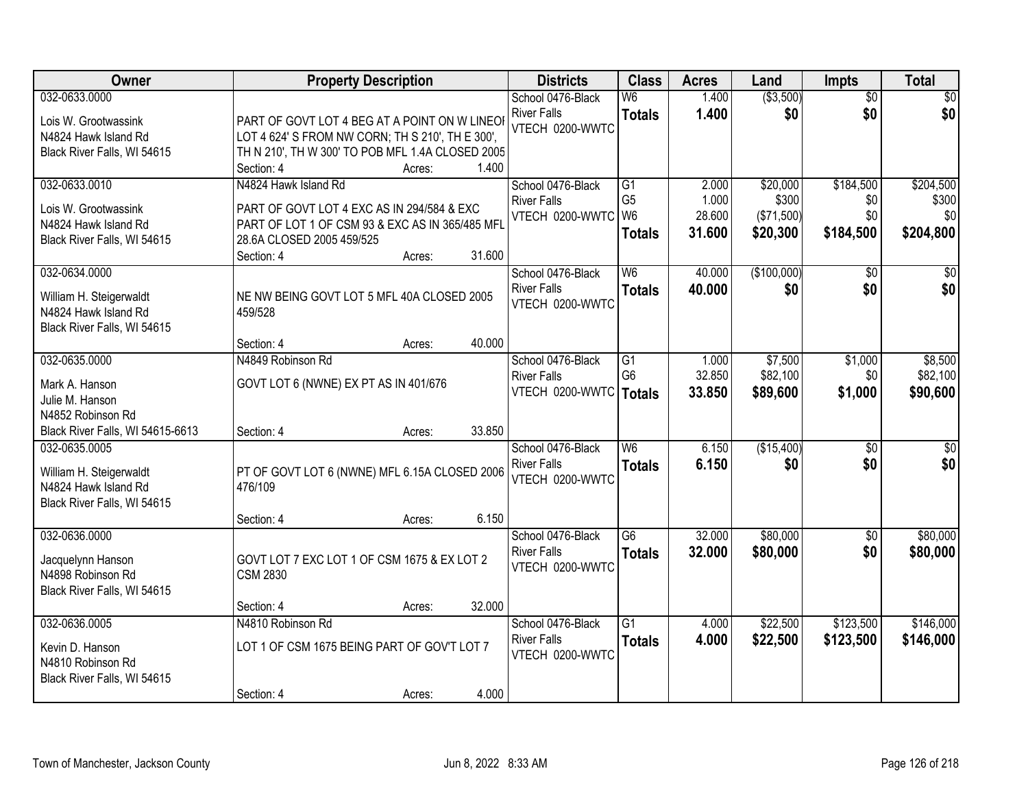| Owner | Property Description | Districts | Class | Acres | Land | Impts | Total |
|---|---|---|---|---|---|---|---|
| 032-0633.0000<br>Lois W. Grootwassink<br>N4824 Hawk Island Rd<br>Black River Falls, WI 54615 | PART OF GOVT LOT 4 BEG AT A POINT ON W LINEOF LOT 4 624' S FROM NW CORN; TH S 210', TH E 300', TH N 210', TH W 300' TO POB MFL 1.4A CLOSED 2005<br>Section: 4 Acres: 1.400 | School 0476-Black River Falls<br>VTECH 0200-WWTC | W6<br>**Totals** | 1.400<br>**1.400** | ($3,500)<br>**$0** | $0<br>**$0** | $0<br>**$0** |
| 032-0633.0010<br>Lois W. Grootwassink<br>N4824 Hawk Island Rd<br>Black River Falls, WI 54615 | N4824 Hawk Island Rd<br>PART OF GOVT LOT 4 EXC AS IN 294/584 & EXC PART OF LOT 1 OF CSM 93 & EXC AS IN 365/485 MFL 28.6A CLOSED 2005 459/525<br>Section: 4 Acres: 31.600 | School 0476-Black River Falls<br>VTECH 0200-WWTC | G1<br>G5<br>W6<br>**Totals** | 2.000<br>1.000<br>28.600<br>**31.600** | $20,000<br>$300<br>($71,500)<br>**$20,300** | $184,500<br>$0<br>$0<br>**$184,500** | $204,500<br>$300<br>$0<br>**$204,800** |
| 032-0634.0000<br>William H. Steigerwaldt<br>N4824 Hawk Island Rd<br>Black River Falls, WI 54615 | NE NW BEING GOVT LOT 5 MFL 40A CLOSED 2005 459/528<br>Section: 4 Acres: 40.000 | School 0476-Black River Falls<br>VTECH 0200-WWTC | W6<br>**Totals** | 40.000<br>**40.000** | ($100,000)<br>**$0** | $0<br>**$0** | $0<br>**$0** |
| 032-0635.0000<br>Mark A. Hanson<br>Julie M. Hanson<br>N4852 Robinson Rd<br>Black River Falls, WI 54615-6613 | N4849 Robinson Rd<br>GOVT LOT 6 (NWNE) EX PT AS IN 401/676<br>Section: 4 Acres: 33.850 | School 0476-Black River Falls<br>VTECH 0200-WWTC | G1<br>G6<br>**Totals** | 1.000<br>32.850<br>**33.850** | $7,500<br>$82,100<br>**$89,600** | $1,000<br>$0<br>**$1,000** | $8,500<br>$82,100<br>**$90,600** |
| 032-0635.0005<br>William H. Steigerwaldt<br>N4824 Hawk Island Rd<br>Black River Falls, WI 54615 | PT OF GOVT LOT 6 (NWNE) MFL 6.15A CLOSED 2006 476/109<br>Section: 4 Acres: 6.150 | School 0476-Black River Falls<br>VTECH 0200-WWTC | W6<br>**Totals** | 6.150<br>**6.150** | ($15,400)<br>**$0** | $0<br>**$0** | $0<br>**$0** |
| 032-0636.0000<br>Jacquelynn Hanson<br>N4898 Robinson Rd<br>Black River Falls, WI 54615 | GOVT LOT 7 EXC LOT 1 OF CSM 1675 & EX LOT 2 CSM 2830<br>Section: 4 Acres: 32.000 | School 0476-Black River Falls<br>VTECH 0200-WWTC | G6<br>**Totals** | 32.000<br>**32.000** | $80,000<br>**$80,000** | $0<br>**$0** | $80,000<br>**$80,000** |
| 032-0636.0005<br>Kevin D. Hanson<br>N4810 Robinson Rd<br>Black River Falls, WI 54615 | N4810 Robinson Rd<br>LOT 1 OF CSM 1675 BEING PART OF GOV'T LOT 7<br>Section: 4 Acres: 4.000 | School 0476-Black River Falls<br>VTECH 0200-WWTC | G1<br>**Totals** | 4.000<br>**4.000** | $22,500<br>**$22,500** | $123,500<br>**$123,500** | $146,000<br>**$146,000** |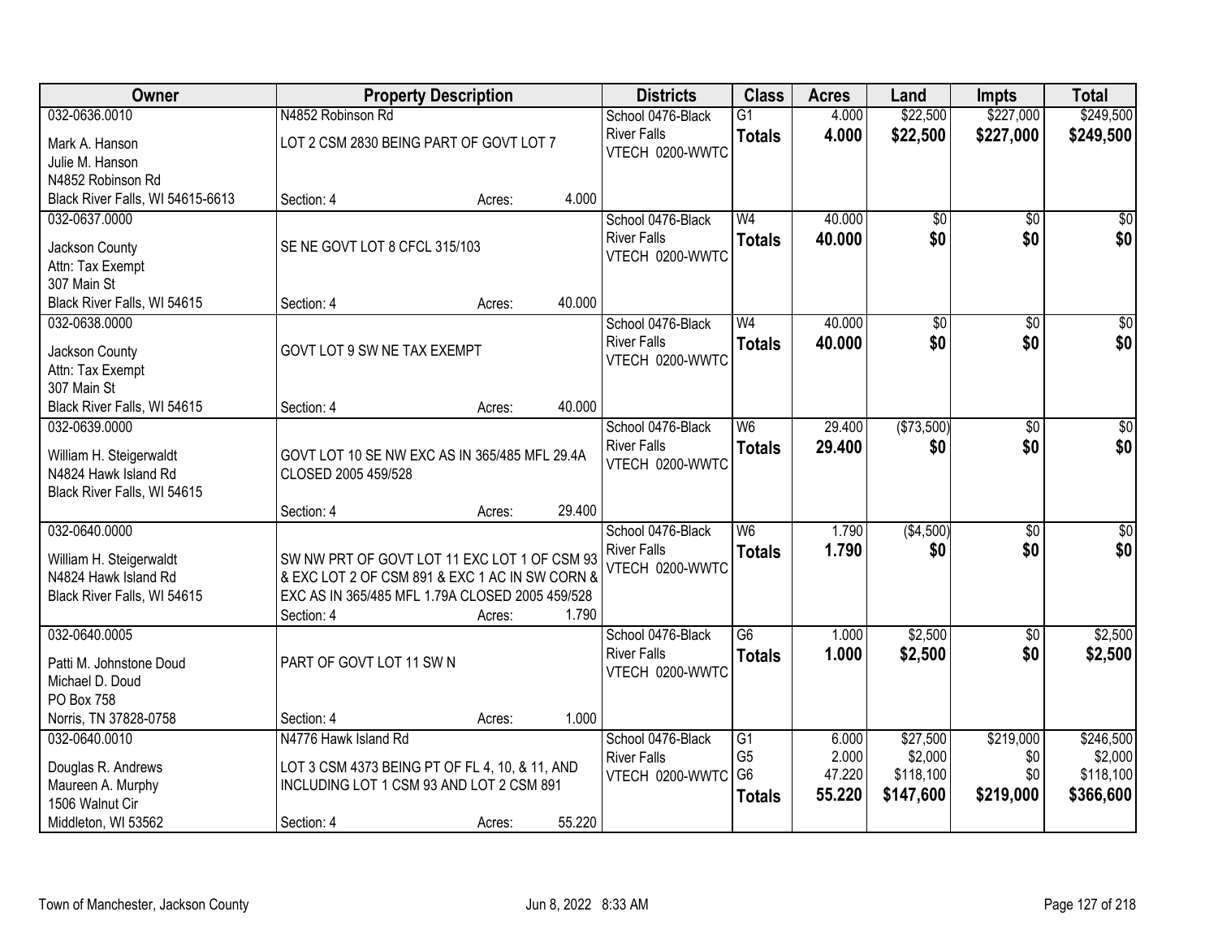| Owner | Property Description | Districts | Class | Acres | Land | Impts | Total |
|---|---|---|---|---|---|---|---|
| 032-0636.0010<br>Mark A. Hanson<br>Julie M. Hanson<br>N4852 Robinson Rd<br>Black River Falls, WI 54615-6613 | N4852 Robinson Rd<br>LOT 2 CSM 2830 BEING PART OF GOVT LOT 7<br>Section: 4 Acres: 4.000 | School 0476-Black River Falls<br>VTECH 0200-WWTC | G1<br>**Totals** | 4.000<br>**4.000** | $22,500<br>**$22,500** | $227,000<br>**$227,000** | $249,500<br>**$249,500** |
| 032-0637.0000<br>Jackson County<br>Attn: Tax Exempt<br>307 Main St<br>Black River Falls, WI 54615 | SE NE GOVT LOT 8 CFCL 315/103<br>Section: 4 Acres: 40.000 | School 0476-Black River Falls<br>VTECH 0200-WWTC | W4<br>**Totals** | 40.000<br>**40.000** | $0<br>**$0** | $0<br>**$0** | $0<br>**$0** |
| 032-0638.0000<br>Jackson County<br>Attn: Tax Exempt<br>307 Main St<br>Black River Falls, WI 54615 | GOVT LOT 9 SW NE TAX EXEMPT<br>Section: 4 Acres: 40.000 | School 0476-Black River Falls<br>VTECH 0200-WWTC | W4<br>**Totals** | 40.000<br>**40.000** | $0<br>**$0** | $0<br>**$0** | $0<br>**$0** |
| 032-0639.0000<br>William H. Steigerwaldt<br>N4824 Hawk Island Rd<br>Black River Falls, WI 54615 | GOVT LOT 10 SE NW EXC AS IN 365/485 MFL 29.4A CLOSED 2005 459/528<br>Section: 4 Acres: 29.400 | School 0476-Black River Falls<br>VTECH 0200-WWTC | W6<br>**Totals** | 29.400<br>**29.400** | ($73,500)<br>**$0** | $0<br>**$0** | $0<br>**$0** |
| 032-0640.0000<br>William H. Steigerwaldt<br>N4824 Hawk Island Rd<br>Black River Falls, WI 54615 | SW NW PRT OF GOVT LOT 11 EXC LOT 1 OF CSM 93 & EXC LOT 2 OF CSM 891 & EXC 1 AC IN SW CORN & EXC AS IN 365/485 MFL 1.79A CLOSED 2005 459/528<br>Section: 4 Acres: 1.790 | School 0476-Black River Falls<br>VTECH 0200-WWTC | W6<br>**Totals** | 1.790<br>**1.790** | ($4,500)<br>**$0** | $0<br>**$0** | $0<br>**$0** |
| 032-0640.0005<br>Patti M. Johnstone Doud<br>Michael D. Doud<br>PO Box 758<br>Norris, TN 37828-0758 | PART OF GOVT LOT 11 SW N<br>Section: 4 Acres: 1.000 | School 0476-Black River Falls<br>VTECH 0200-WWTC | G6<br>**Totals** | 1.000<br>**1.000** | $2,500<br>**$2,500** | $0<br>**$0** | $2,500<br>**$2,500** |
| 032-0640.0010<br>Douglas R. Andrews<br>Maureen A. Murphy<br>1506 Walnut Cir<br>Middleton, WI 53562 | N4776 Hawk Island Rd<br>LOT 3 CSM 4373 BEING PT OF FL 4, 10, & 11, AND INCLUDING LOT 1 CSM 93 AND LOT 2 CSM 891<br>Section: 4 Acres: 55.220 | School 0476-Black River Falls<br>VTECH 0200-WWTC | G1<br>G5<br>G6<br>**Totals** | 6.000<br>2.000<br>47.220<br>**55.220** | $27,500<br>$2,000<br>$118,100<br>**$147,600** | $219,000<br>$0<br>$0<br>**$219,000** | $246,500<br>$2,000<br>$118,100<br>**$366,600** |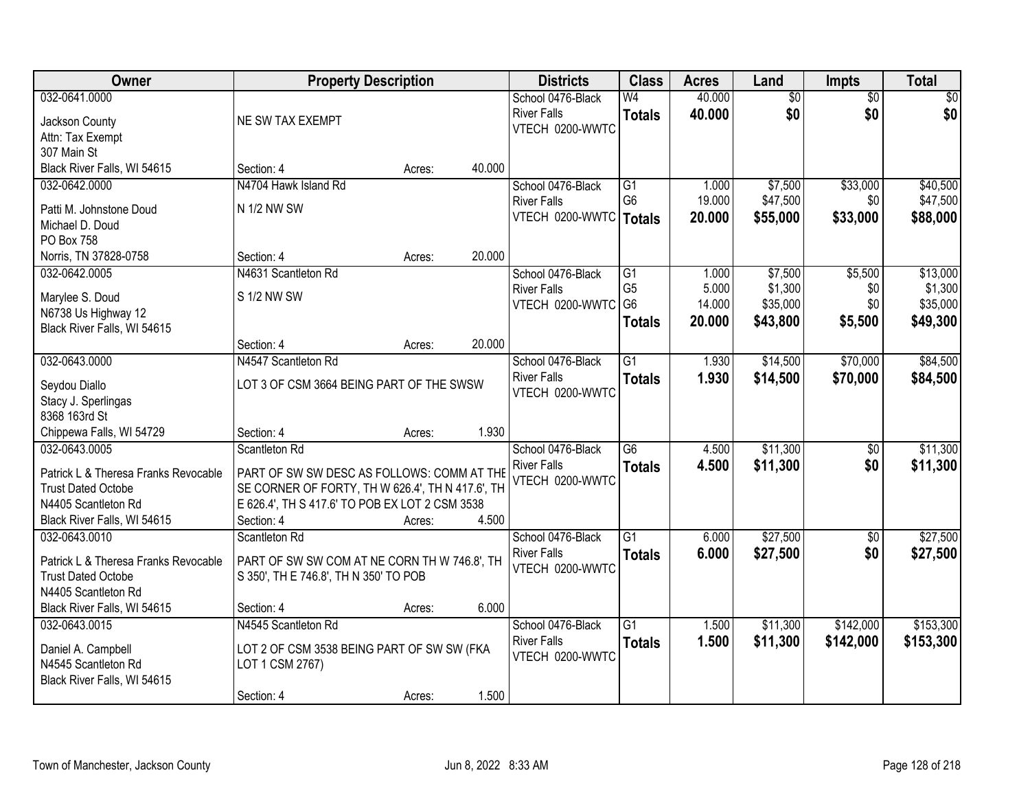| Owner | Property Description | Districts | Class | Acres | Land | Impts | Total |
|---|---|---|---|---|---|---|---|
| 032-0641.0000<br>Jackson County<br>Attn: Tax Exempt<br>307 Main St<br>Black River Falls, WI 54615 | NE SW TAX EXEMPT<br>Section: 4 Acres: 40.000 | School 0476-Black River Falls<br>VTECH 0200-WWTC | W4<br>**Totals** | 40.000<br>**40.000** | $0<br>**$0** | $0<br>**$0** | $0<br>**$0** |
| 032-0642.0000<br>Patti M. Johnstone Doud<br>Michael D. Doud<br>PO Box 758<br>Norris, TN 37828-0758 | N4704 Hawk Island Rd<br>N 1/2 NW SW<br>Section: 4 Acres: 20.000 | School 0476-Black River Falls<br>VTECH 0200-WWTC | G1<br>G6<br>**Totals** | 1.000<br>19.000<br>**20.000** | $7,500<br>$47,500<br>**$55,000** | $33,000<br>$0<br>**$33,000** | $40,500<br>$47,500<br>**$88,000** |
| 032-0642.0005<br>Marylee S. Doud<br>N6738 Us Highway 12<br>Black River Falls, WI 54615 | N4631 Scantleton Rd<br>S 1/2 NW SW<br>Section: 4 Acres: 20.000 | School 0476-Black River Falls<br>VTECH 0200-WWTC | G1<br>G5<br>G6<br>**Totals** | 1.000<br>5.000<br>14.000<br>**20.000** | $7,500<br>$1,300<br>$35,000<br>**$43,800** | $5,500<br>$0<br>$0<br>**$5,500** | $13,000<br>$1,300<br>$35,000<br>**$49,300** |
| 032-0643.0000<br>Seydou Diallo<br>Stacy J. Sperlingas<br>8368 163rd St<br>Chippewa Falls, WI 54729 | N4547 Scantleton Rd<br>LOT 3 OF CSM 3664 BEING PART OF THE SWSW<br>Section: 4 Acres: 1.930 | School 0476-Black River Falls<br>VTECH 0200-WWTC | G1<br>**Totals** | 1.930<br>**1.930** | $14,500<br>**$14,500** | $70,000<br>**$70,000** | $84,500<br>**$84,500** |
| 032-0643.0005<br>Patrick L & Theresa Franks Revocable Trust Dated Octobe<br>N4405 Scantleton Rd<br>Black River Falls, WI 54615 | Scantleton Rd<br>PART OF SW SW DESC AS FOLLOWS: COMM AT THE SE CORNER OF FORTY, TH W 626.4', TH N 417.6', TH E 626.4', TH S 417.6' TO POB EX LOT 2 CSM 3538<br>Section: 4 Acres: 4.500 | School 0476-Black River Falls<br>VTECH 0200-WWTC | G6<br>**Totals** | 4.500<br>**4.500** | $11,300<br>**$11,300** | $0<br>**$0** | $11,300<br>**$11,300** |
| 032-0643.0010<br>Patrick L & Theresa Franks Revocable Trust Dated Octobe<br>N4405 Scantleton Rd<br>Black River Falls, WI 54615 | Scantleton Rd<br>PART OF SW SW COM AT NE CORN TH W 746.8', TH S 350', TH E 746.8', TH N 350' TO POB<br>Section: 4 Acres: 6.000 | School 0476-Black River Falls<br>VTECH 0200-WWTC | G1<br>**Totals** | 6.000<br>**6.000** | $27,500<br>**$27,500** | $0<br>**$0** | $27,500<br>**$27,500** |
| 032-0643.0015<br>Daniel A. Campbell<br>N4545 Scantleton Rd<br>Black River Falls, WI 54615 | N4545 Scantleton Rd<br>LOT 2 OF CSM 3538 BEING PART OF SW SW (FKA LOT 1 CSM 2767)<br>Section: 4 Acres: 1.500 | School 0476-Black River Falls<br>VTECH 0200-WWTC | G1<br>**Totals** | 1.500<br>**1.500** | $11,300<br>**$11,300** | $142,000<br>**$142,000** | $153,300<br>**$153,300** |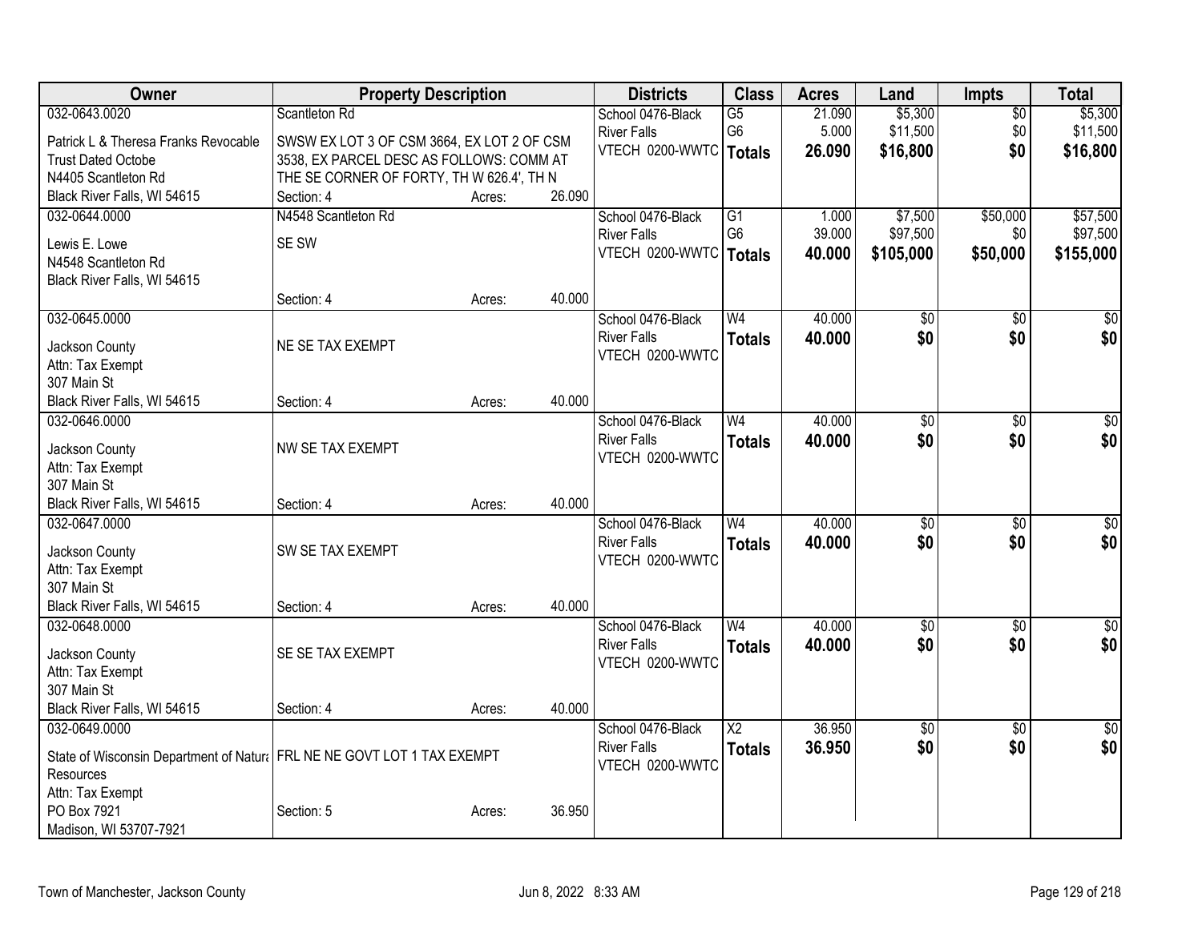| Owner | Property Description | Districts | Class | Acres | Land | Impts | Total |
|---|---|---|---|---|---|---|---|
| 032-0643.0020<br>Patrick L & Theresa Franks Revocable Trust Dated Octobe<br>N4405 Scantleton Rd<br>Black River Falls, WI 54615 | Scantleton Rd<br>SWSW EX LOT 3 OF CSM 3664, EX LOT 2 OF CSM 3538, EX PARCEL DESC AS FOLLOWS: COMM AT THE SE CORNER OF FORTY, TH W 626.4', TH N<br>Section: 4 Acres: 26.090 | School 0476-Black River Falls<br>VTECH 0200-WWTC | G5<br>G6<br>**Totals** | 21.090<br>5.000<br>**26.090** | $5,300<br>$11,500<br>**$16,800** | $0<br>$0<br>**$0** | $5,300<br>$11,500<br>**$16,800** |
| 032-0644.0000<br>Lewis E. Lowe<br>N4548 Scantleton Rd<br>Black River Falls, WI 54615 | N4548 Scantleton Rd<br>SE SW<br>Section: 4 Acres: 40.000 | School 0476-Black River Falls<br>VTECH 0200-WWTC | G1<br>G6<br>**Totals** | 1.000<br>39.000<br>**40.000** | $7,500<br>$97,500<br>**$105,000** | $50,000<br>$0<br>**$50,000** | $57,500<br>$97,500<br>**$155,000** |
| 032-0645.0000<br>Jackson County<br>Attn: Tax Exempt<br>307 Main St<br>Black River Falls, WI 54615 | NE SE TAX EXEMPT<br>Section: 4 Acres: 40.000 | School 0476-Black River Falls<br>VTECH 0200-WWTC | W4<br>**Totals** | 40.000<br>**40.000** | $0<br>**$0** | $0<br>**$0** | $0<br>**$0** |
| 032-0646.0000<br>Jackson County<br>Attn: Tax Exempt<br>307 Main St<br>Black River Falls, WI 54615 | NW SE TAX EXEMPT<br>Section: 4 Acres: 40.000 | School 0476-Black River Falls<br>VTECH 0200-WWTC | W4<br>**Totals** | 40.000<br>**40.000** | $0<br>**$0** | $0<br>**$0** | $0<br>**$0** |
| 032-0647.0000<br>Jackson County<br>Attn: Tax Exempt<br>307 Main St<br>Black River Falls, WI 54615 | SW SE TAX EXEMPT<br>Section: 4 Acres: 40.000 | School 0476-Black River Falls<br>VTECH 0200-WWTC | W4<br>**Totals** | 40.000<br>**40.000** | $0<br>**$0** | $0<br>**$0** | $0<br>**$0** |
| 032-0648.0000<br>Jackson County<br>Attn: Tax Exempt<br>307 Main St<br>Black River Falls, WI 54615 | SE SE TAX EXEMPT<br>Section: 4 Acres: 40.000 | School 0476-Black River Falls<br>VTECH 0200-WWTC | W4<br>**Totals** | 40.000<br>**40.000** | $0<br>**$0** | $0<br>**$0** | $0<br>**$0** |
| 032-0649.0000<br>State of Wisconsin Department of Natural Resources<br>Attn: Tax Exempt<br>PO Box 7921<br>Madison, WI 53707-7921 | FRL NE NE GOVT LOT 1 TAX EXEMPT<br>Section: 5 Acres: 36.950 | School 0476-Black River Falls<br>VTECH 0200-WWTC | X2<br>**Totals** | 36.950<br>**36.950** | $0<br>**$0** | $0<br>**$0** | $0<br>**$0** |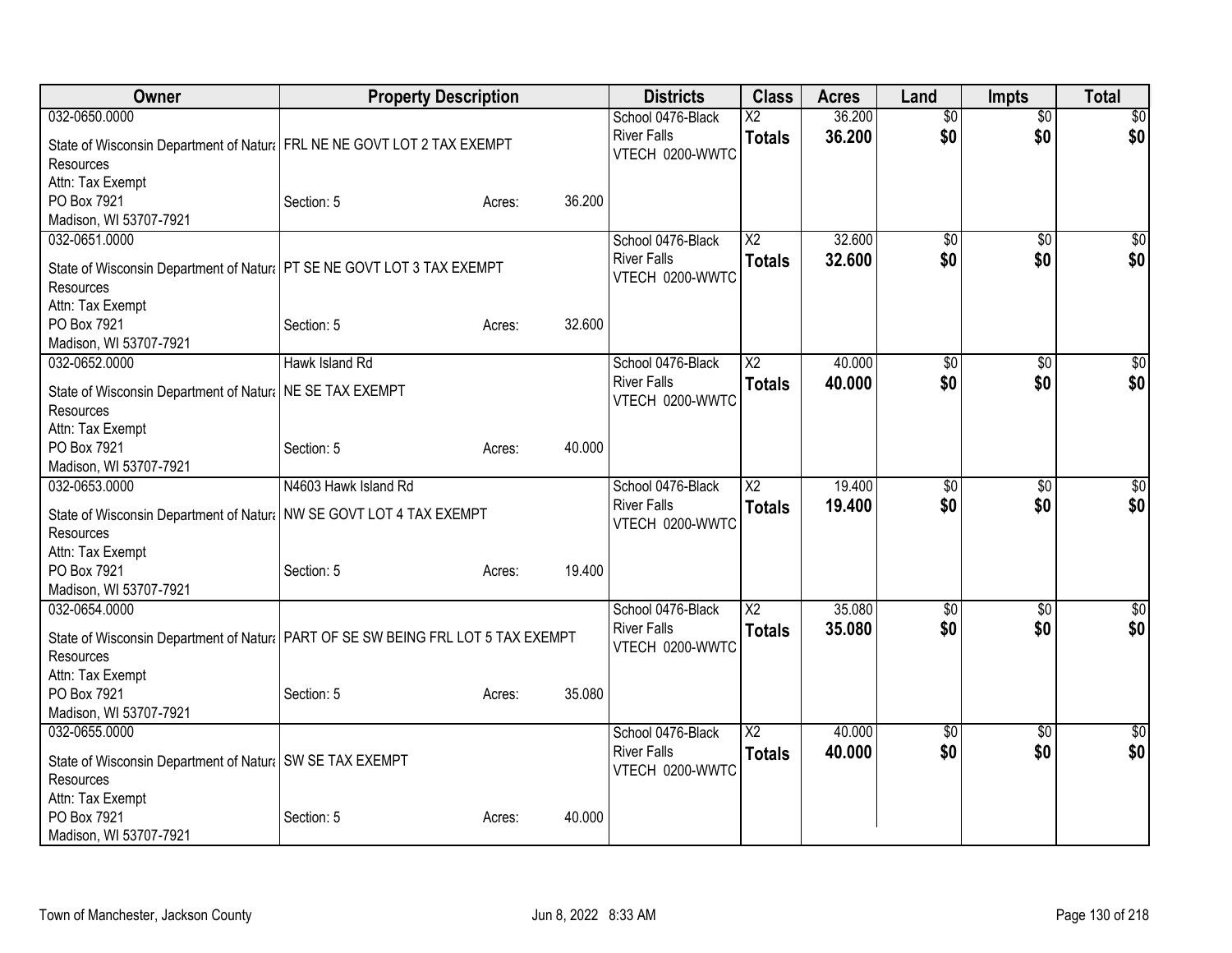| Owner | Property Description | | | Districts | Class | Acres | Land | Impts | Total |
|---|---|---|---|---|---|---|---|---|---|
| 032-0650.0000<br>State of Wisconsin Department of Natural Resources<br>Attn: Tax Exempt<br>PO Box 7921<br>Madison, WI 53707-7921 | FRL NE NE GOVT LOT 2 TAX EXEMPT<br>Section: 5 | Acres: | 36.200 | School 0476-Black River Falls<br>VTECH 0200-WWTC | X2<br>**Totals** | 36.200<br>**36.200** | $0<br>**$0** | $0<br>**$0** | $0<br>**$0** |
| 032-0651.0000<br>State of Wisconsin Department of Natural Resources<br>Attn: Tax Exempt<br>PO Box 7921<br>Madison, WI 53707-7921 | PT SE NE GOVT LOT 3 TAX EXEMPT<br>Section: 5 | Acres: | 32.600 | School 0476-Black River Falls<br>VTECH 0200-WWTC | X2<br>**Totals** | 32.600<br>**32.600** | $0<br>**$0** | $0<br>**$0** | $0<br>**$0** |
| 032-0652.0000<br>State of Wisconsin Department of Natural Resources<br>Attn: Tax Exempt<br>PO Box 7921<br>Madison, WI 53707-7921 | Hawk Island Rd<br>NE SE TAX EXEMPT<br>Section: 5 | Acres: | 40.000 | School 0476-Black River Falls<br>VTECH 0200-WWTC | X2<br>**Totals** | 40.000<br>**40.000** | $0<br>**$0** | $0<br>**$0** | $0<br>**$0** |
| 032-0653.0000<br>State of Wisconsin Department of Natural Resources<br>Attn: Tax Exempt<br>PO Box 7921<br>Madison, WI 53707-7921 | N4603 Hawk Island Rd<br>NW SE GOVT LOT 4 TAX EXEMPT<br>Section: 5 | Acres: | 19.400 | School 0476-Black River Falls<br>VTECH 0200-WWTC | X2<br>**Totals** | 19.400<br>**19.400** | $0<br>**$0** | $0<br>**$0** | $0<br>**$0** |
| 032-0654.0000<br>State of Wisconsin Department of Natural Resources<br>Attn: Tax Exempt<br>PO Box 7921<br>Madison, WI 53707-7921 | PART OF SE SW BEING FRL LOT 5 TAX EXEMPT<br>Section: 5 | Acres: | 35.080 | School 0476-Black River Falls<br>VTECH 0200-WWTC | X2<br>**Totals** | 35.080<br>**35.080** | $0<br>**$0** | $0<br>**$0** | $0<br>**$0** |
| 032-0655.0000<br>State of Wisconsin Department of Natural Resources<br>Attn: Tax Exempt<br>PO Box 7921<br>Madison, WI 53707-7921 | SW SE TAX EXEMPT<br>Section: 5 | Acres: | 40.000 | School 0476-Black River Falls<br>VTECH 0200-WWTC | X2<br>**Totals** | 40.000<br>**40.000** | $0<br>**$0** | $0<br>**$0** | $0<br>**$0** |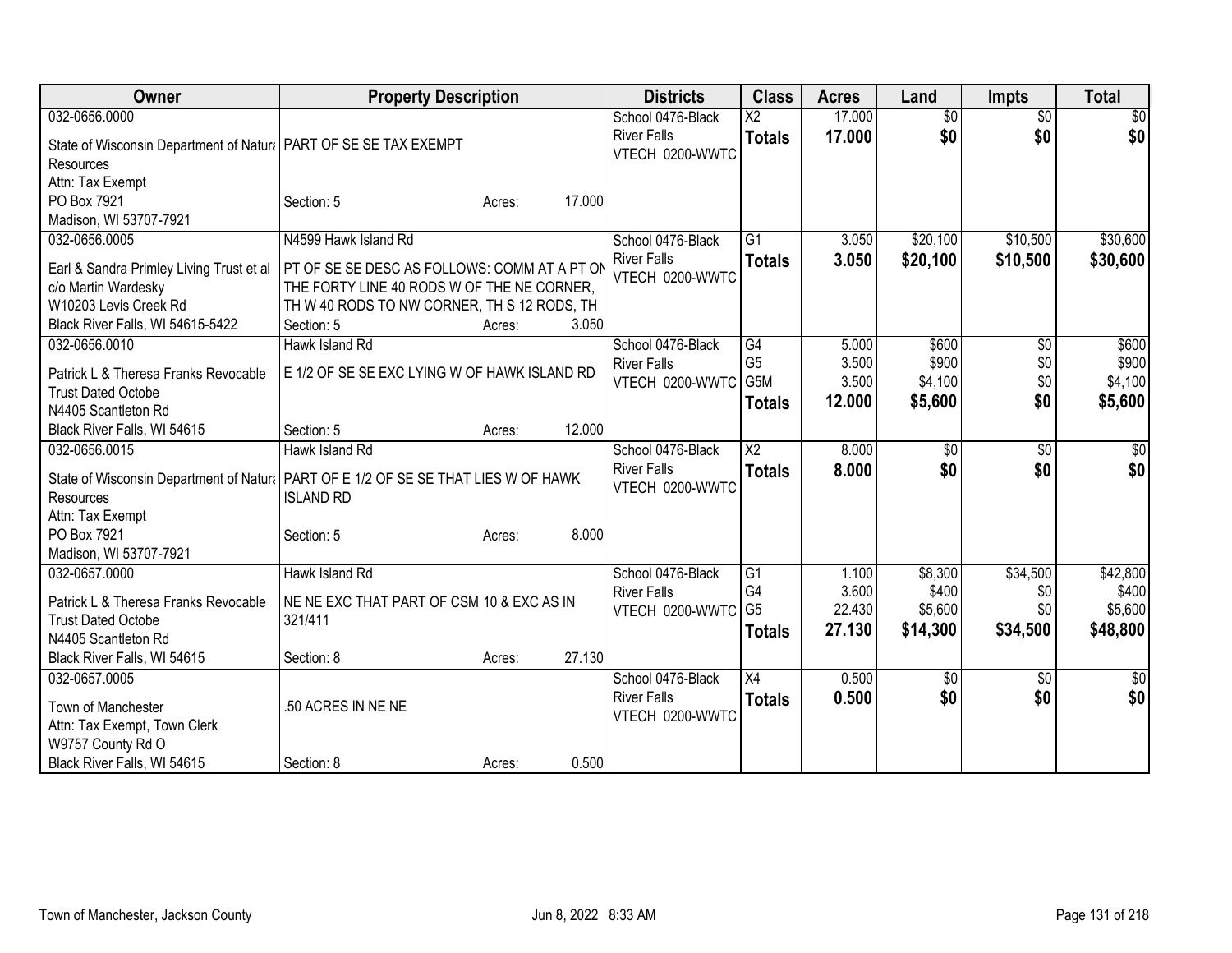| Owner | Property Description | Districts | Class | Acres | Land | Impts | Total |
|---|---|---|---|---|---|---|---|
| 032-0656.0000<br>State of Wisconsin Department of Natura<br>Resources<br>Attn: Tax Exempt<br>PO Box 7921<br>Madison, WI 53707-7921 | PART OF SE SE TAX EXEMPT<br>Section: 5 Acres: 17.000 | School 0476-Black River Falls<br>VTECH 0200-WWTC | X2<br>**Totals** | 17.000<br>**17.000** | $0<br>**$0** | $0<br>**$0** | $0<br>**$0** |
| 032-0656.0005<br>Earl & Sandra Primley Living Trust et al<br>c/o Martin Wardesky<br>W10203 Levis Creek Rd<br>Black River Falls, WI 54615-5422 | N4599 Hawk Island Rd<br>PT OF SE SE DESC AS FOLLOWS: COMM AT A PT ON THE FORTY LINE 40 RODS W OF THE NE CORNER, TH W 40 RODS TO NW CORNER, TH S 12 RODS, TH<br>Section: 5 Acres: 3.050 | School 0476-Black River Falls<br>VTECH 0200-WWTC | G1<br>**Totals** | 3.050<br>**3.050** | $20,100<br>**$20,100** | $10,500<br>**$10,500** | $30,600<br>**$30,600** |
| 032-0656.0010<br>Patrick L & Theresa Franks Revocable<br>Trust Dated Octobe<br>N4405 Scantleton Rd<br>Black River Falls, WI 54615 | Hawk Island Rd<br>E 1/2 OF SE SE EXC LYING W OF HAWK ISLAND RD<br>Section: 5 Acres: 12.000 | School 0476-Black River Falls<br>VTECH 0200-WWTC | G4<br>G5<br>G5M<br>**Totals** | 5.000<br>3.500<br>3.500<br>**12.000** | $600<br>$900<br>$4,100<br>**$5,600** | $0<br>$0<br>$0<br>**$0** | $600<br>$900<br>$4,100<br>**$5,600** |
| 032-0656.0015<br>State of Wisconsin Department of Natura<br>Resources<br>Attn: Tax Exempt<br>PO Box 7921<br>Madison, WI 53707-7921 | Hawk Island Rd<br>PART OF E 1/2 OF SE SE THAT LIES W OF HAWK ISLAND RD<br>Section: 5 Acres: 8.000 | School 0476-Black River Falls<br>VTECH 0200-WWTC | X2<br>**Totals** | 8.000<br>**8.000** | $0<br>**$0** | $0<br>**$0** | $0<br>**$0** |
| 032-0657.0000<br>Patrick L & Theresa Franks Revocable<br>Trust Dated Octobe<br>N4405 Scantleton Rd<br>Black River Falls, WI 54615 | Hawk Island Rd<br>NE NE EXC THAT PART OF CSM 10 & EXC AS IN 321/411<br>Section: 8 Acres: 27.130 | School 0476-Black River Falls<br>VTECH 0200-WWTC | G1<br>G4<br>G5<br>**Totals** | 1.100<br>3.600<br>22.430<br>**27.130** | $8,300<br>$400<br>$5,600<br>**$14,300** | $34,500<br>$0<br>$0<br>**$34,500** | $42,800<br>$400<br>$5,600<br>**$48,800** |
| 032-0657.0005<br>Town of Manchester<br>Attn: Tax Exempt, Town Clerk<br>W9757 County Rd O<br>Black River Falls, WI 54615 | .50 ACRES IN NE NE<br>Section: 8 Acres: 0.500 | School 0476-Black River Falls<br>VTECH 0200-WWTC | X4<br>**Totals** | 0.500<br>**0.500** | $0<br>**$0** | $0<br>**$0** | $0<br>**$0** |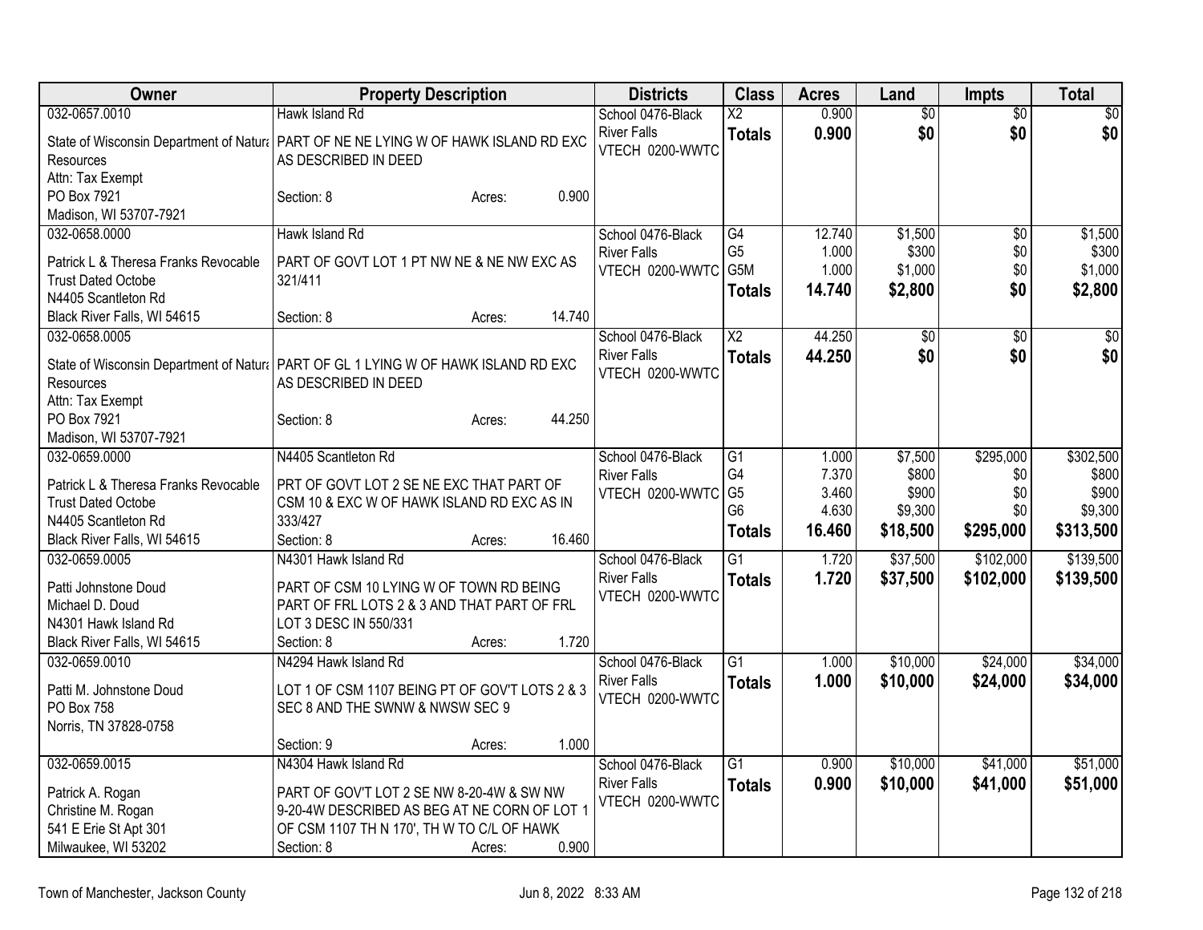| Owner | Property Description | Districts | Class | Acres | Land | Impts | Total |
|---|---|---|---|---|---|---|---|
| 032-0657.0010<br>State of Wisconsin Department of Natura<br>Resources<br>Attn: Tax Exempt<br>PO Box 7921<br>Madison, WI 53707-7921 | Hawk Island Rd<br>PART OF NE NE LYING W OF HAWK ISLAND RD EXC AS DESCRIBED IN DEED<br>Section: 8 Acres: 0.900 | School 0476-Black River Falls<br>VTECH 0200-WWTC | X2<br>**Totals** | 0.900<br>**0.900** | $0<br>**$0** | $0<br>**$0** | $0<br>**$0** |
| 032-0658.0000<br>Patrick L & Theresa Franks Revocable Trust Dated Octobe<br>N4405 Scantleton Rd<br>Black River Falls, WI 54615 | Hawk Island Rd<br>PART OF GOVT LOT 1 PT NW NE & NE NW EXC AS 321/411<br>Section: 8 Acres: 14.740 | School 0476-Black River Falls<br>VTECH 0200-WWTC | G4<br>G5<br>G5M<br>**Totals** | 12.740<br>1.000<br>1.000<br>**14.740** | $1,500<br>$300<br>$1,000<br>**$2,800** | $0<br>$0<br>$0<br>**$0** | $1,500<br>$300<br>$1,000<br>**$2,800** |
| 032-0658.0005<br>State of Wisconsin Department of Natura<br>Resources<br>Attn: Tax Exempt<br>PO Box 7921<br>Madison, WI 53707-7921 | PART OF GL 1 LYING W OF HAWK ISLAND RD EXC AS DESCRIBED IN DEED<br>Section: 8 Acres: 44.250 | School 0476-Black River Falls<br>VTECH 0200-WWTC | X2<br>**Totals** | 44.250<br>**44.250** | $0<br>**$0** | $0<br>**$0** | $0<br>**$0** |
| 032-0659.0000<br>Patrick L & Theresa Franks Revocable Trust Dated Octobe<br>N4405 Scantleton Rd<br>Black River Falls, WI 54615 | N4405 Scantleton Rd<br>PRT OF GOVT LOT 2 SE NE EXC THAT PART OF CSM 10 & EXC W OF HAWK ISLAND RD EXC AS IN 333/427<br>Section: 8 Acres: 16.460 | School 0476-Black River Falls<br>VTECH 0200-WWTC | G1<br>G4<br>G5<br>G6<br>**Totals** | 1.000<br>7.370<br>3.460<br>4.630<br>**16.460** | $7,500<br>$800<br>$900<br>$9,300<br>**$18,500** | $295,000<br>$0<br>$0<br>$0<br>**$295,000** | $302,500<br>$800<br>$900<br>$9,300<br>**$313,500** |
| 032-0659.0005<br>Patti Johnstone Doud<br>Michael D. Doud<br>N4301 Hawk Island Rd<br>Black River Falls, WI 54615 | N4301 Hawk Island Rd<br>PART OF CSM 10 LYING W OF TOWN RD BEING PART OF FRL LOTS 2 & 3 AND THAT PART OF FRL LOT 3 DESC IN 550/331<br>Section: 8 Acres: 1.720 | School 0476-Black River Falls<br>VTECH 0200-WWTC | G1<br>**Totals** | 1.720<br>**1.720** | $37,500<br>**$37,500** | $102,000<br>**$102,000** | $139,500<br>**$139,500** |
| 032-0659.0010<br>Patti M. Johnstone Doud<br>PO Box 758<br>Norris, TN 37828-0758 | N4294 Hawk Island Rd<br>LOT 1 OF CSM 1107 BEING PT OF GOV'T LOTS 2 & 3 SEC 8 AND THE SWNW & NWSW SEC 9<br>Section: 9 Acres: 1.000 | School 0476-Black River Falls<br>VTECH 0200-WWTC | G1<br>**Totals** | 1.000<br>**1.000** | $10,000<br>**$10,000** | $24,000<br>**$24,000** | $34,000<br>**$34,000** |
| 032-0659.0015<br>Patrick A. Rogan<br>Christine M. Rogan<br>541 E Erie St Apt 301<br>Milwaukee, WI 53202 | N4304 Hawk Island Rd<br>PART OF GOV'T LOT 2 SE NW 8-20-4W & SW NW 9-20-4W DESCRIBED AS BEG AT NE CORN OF LOT 1 OF CSM 1107 TH N 170', TH W TO C/L OF HAWK<br>Section: 8 Acres: 0.900 | School 0476-Black River Falls<br>VTECH 0200-WWTC | G1<br>**Totals** | 0.900<br>**0.900** | $10,000<br>**$10,000** | $41,000<br>**$41,000** | $51,000<br>**$51,000** |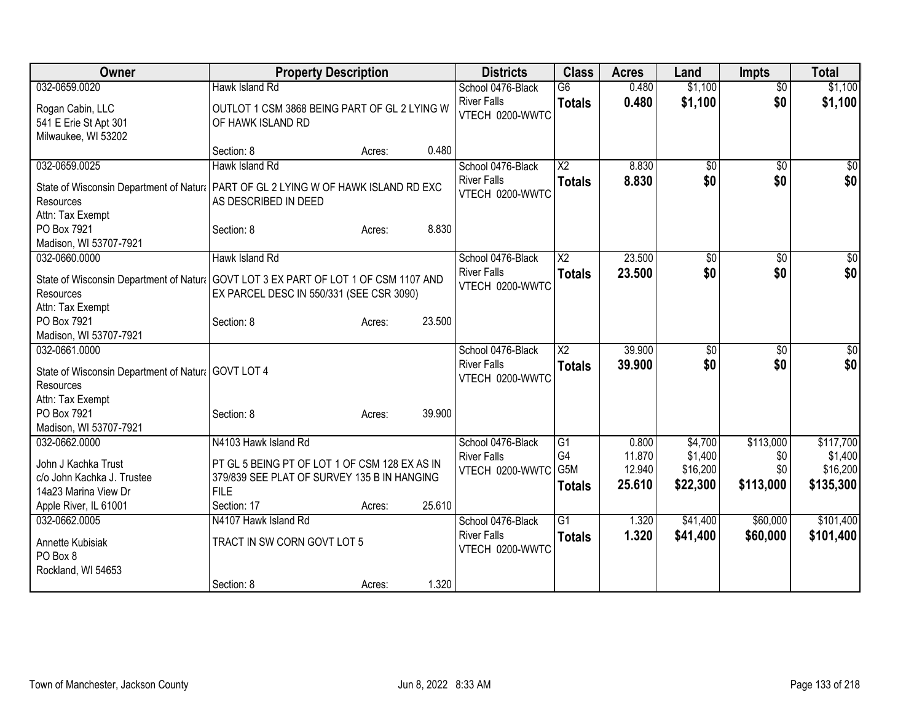| Owner | Property Description | | | Districts | Class | Acres | Land | Impts | Total |
|---|---|---|---|---|---|---|---|---|---|
| 032-0659.0020 | Hawk Island Rd | | | School 0476-Black River Falls | G6 | 0.480 | $1,100 | $0 | $1,100 |
| Rogan Cabin, LLC<br>541 E Erie St Apt 301<br>Milwaukee, WI 53202 | OUTLOT 1 CSM 3868 BEING PART OF GL 2 LYING W OF HAWK ISLAND RD | | | VTECH 0200-WWTC | **Totals** | **0.480** | **$1,100** | **$0** | **$1,100** |
| | Section: 8 | Acres: | 0.480 | | | | | | |
| 032-0659.0025 | Hawk Island Rd | | | School 0476-Black River Falls | X2 | 8.830 | $0 | $0 | $0 |
| State of Wisconsin Department of Natural Resources<br>Attn: Tax Exempt<br>PO Box 7921<br>Madison, WI 53707-7921 | PART OF GL 2 LYING W OF HAWK ISLAND RD EXC AS DESCRIBED IN DEED | | | VTECH 0200-WWTC | **Totals** | **8.830** | **$0** | **$0** | **$0** |
| | Section: 8 | Acres: | 8.830 | | | | | | |
| 032-0660.0000 | Hawk Island Rd | | | School 0476-Black River Falls | X2 | 23.500 | $0 | $0 | $0 |
| State of Wisconsin Department of Natural Resources<br>Attn: Tax Exempt<br>PO Box 7921<br>Madison, WI 53707-7921 | GOVT LOT 3 EX PART OF LOT 1 OF CSM 1107 AND EX PARCEL DESC IN 550/331 (SEE CSR 3090) | | | VTECH 0200-WWTC | **Totals** | **23.500** | **$0** | **$0** | **$0** |
| | Section: 8 | Acres: | 23.500 | | | | | | |
| 032-0661.0000 | | | | School 0476-Black River Falls | X2 | 39.900 | $0 | $0 | $0 |
| State of Wisconsin Department of Natural Resources<br>Attn: Tax Exempt<br>PO Box 7921<br>Madison, WI 53707-7921 | GOVT LOT 4 | | | VTECH 0200-WWTC | **Totals** | **39.900** | **$0** | **$0** | **$0** |
| | Section: 8 | Acres: | 39.900 | | | | | | |
| 032-0662.0000 | N4103 Hawk Island Rd | | | School 0476-Black River Falls | G1 | 0.800 | $4,700 | $113,000 | $117,700 |
| John J Kachka Trust<br>c/o John Kachka J. Trustee<br>14a23 Marina View Dr<br>Apple River, IL 61001 | PT GL 5 BEING PT OF LOT 1 OF CSM 128 EX AS IN 379/839 SEE PLAT OF SURVEY 135 B IN HANGING FILE | | | VTECH 0200-WWTC | G4 | 11.870 | $1,400 | $0 | $1,400 |
| | | | | | G5M | 12.940 | $16,200 | $0 | $16,200 |
| | | | | | **Totals** | **25.610** | **$22,300** | **$113,000** | **$135,300** |
| | Section: 17 | Acres: | 25.610 | | | | | | |
| 032-0662.0005 | N4107 Hawk Island Rd | | | School 0476-Black River Falls | G1 | 1.320 | $41,400 | $60,000 | $101,400 |
| Annette Kubisiak<br>PO Box 8<br>Rockland, WI 54653 | TRACT IN SW CORN GOVT LOT 5 | | | VTECH 0200-WWTC | **Totals** | **1.320** | **$41,400** | **$60,000** | **$101,400** |
| | Section: 8 | Acres: | 1.320 | | | | | | |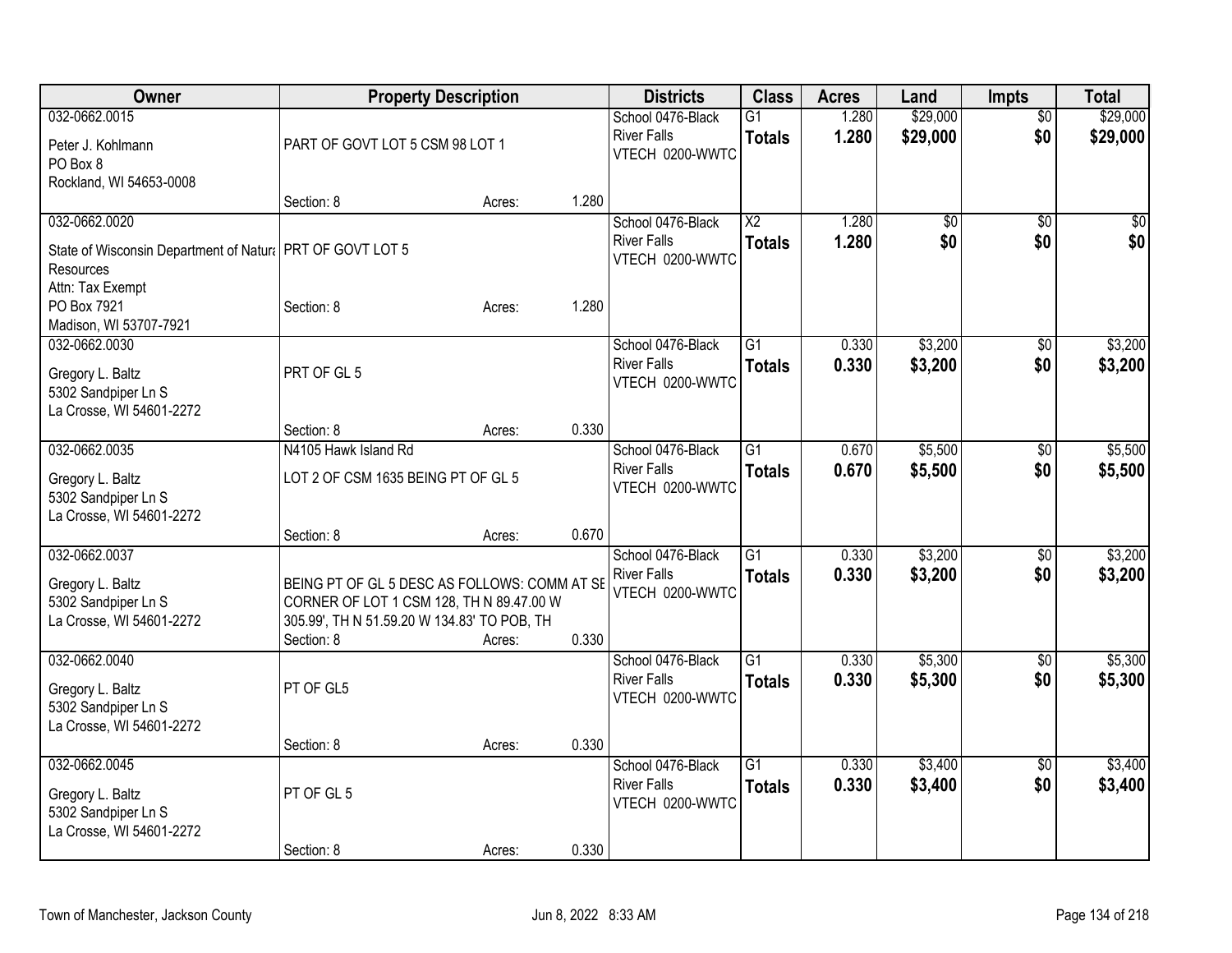| Owner | Property Description | Districts | Class | Acres | Land | Impts | Total |
|---|---|---|---|---|---|---|---|
| 032-0662.0015<br>Peter J. Kohlmann<br>PO Box 8<br>Rockland, WI 54653-0008 | PART OF GOVT LOT 5 CSM 98 LOT 1<br>Section: 8 Acres: 1.280 | School 0476-Black River Falls<br>VTECH 0200-WWTC | G1<br>**Totals** | 1.280<br>**1.280** | $29,000<br>**$29,000** | $0<br>**$0** | $29,000<br>**$29,000** |
| 032-0662.0020<br>State of Wisconsin Department of Natural Resources<br>Attn: Tax Exempt<br>PO Box 7921<br>Madison, WI 53707-7921 | PRT OF GOVT LOT 5<br>Section: 8 Acres: 1.280 | School 0476-Black River Falls<br>VTECH 0200-WWTC | X2<br>**Totals** | 1.280<br>**1.280** | $0<br>**$0** | $0<br>**$0** | $0<br>**$0** |
| 032-0662.0030<br>Gregory L. Baltz<br>5302 Sandpiper Ln S<br>La Crosse, WI 54601-2272 | PRT OF GL 5<br>Section: 8 Acres: 0.330 | School 0476-Black River Falls<br>VTECH 0200-WWTC | G1<br>**Totals** | 0.330<br>**0.330** | $3,200<br>**$3,200** | $0<br>**$0** | $3,200<br>**$3,200** |
| 032-0662.0035<br>Gregory L. Baltz<br>5302 Sandpiper Ln S<br>La Crosse, WI 54601-2272 | N4105 Hawk Island Rd<br>LOT 2 OF CSM 1635 BEING PT OF GL 5<br>Section: 8 Acres: 0.670 | School 0476-Black River Falls<br>VTECH 0200-WWTC | G1<br>**Totals** | 0.670<br>**0.670** | $5,500<br>**$5,500** | $0<br>**$0** | $5,500<br>**$5,500** |
| 032-0662.0037<br>Gregory L. Baltz<br>5302 Sandpiper Ln S<br>La Crosse, WI 54601-2272 | BEING PT OF GL 5 DESC AS FOLLOWS: COMM AT SE CORNER OF LOT 1 CSM 128, TH N 89.47.00 W 305.99', TH N 51.59.20 W 134.83' TO POB, TH<br>Section: 8 Acres: 0.330 | School 0476-Black River Falls<br>VTECH 0200-WWTC | G1<br>**Totals** | 0.330<br>**0.330** | $3,200<br>**$3,200** | $0<br>**$0** | $3,200<br>**$3,200** |
| 032-0662.0040<br>Gregory L. Baltz<br>5302 Sandpiper Ln S<br>La Crosse, WI 54601-2272 | PT OF GL5<br>Section: 8 Acres: 0.330 | School 0476-Black River Falls<br>VTECH 0200-WWTC | G1<br>**Totals** | 0.330<br>**0.330** | $5,300<br>**$5,300** | $0<br>**$0** | $5,300<br>**$5,300** |
| 032-0662.0045<br>Gregory L. Baltz<br>5302 Sandpiper Ln S<br>La Crosse, WI 54601-2272 | PT OF GL 5<br>Section: 8 Acres: 0.330 | School 0476-Black River Falls<br>VTECH 0200-WWTC | G1<br>**Totals** | 0.330<br>**0.330** | $3,400<br>**$3,400** | $0<br>**$0** | $3,400<br>**$3,400** |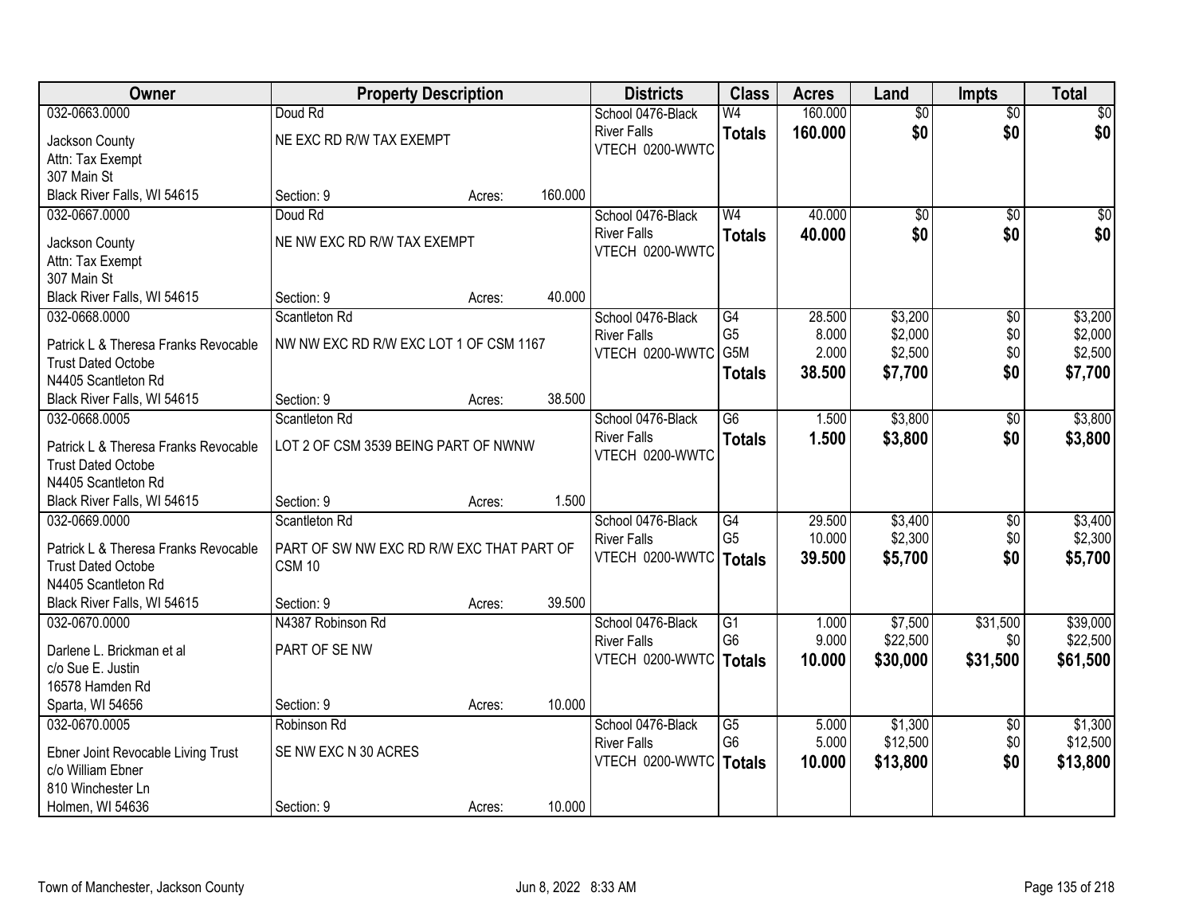| Owner | Property Description | | | Districts | Class | Acres | Land | Impts | Total |
|---|---|---|---|---|---|---|---|---|---|
| 032-0663.0000<br>Jackson County<br>Attn: Tax Exempt<br>307 Main St<br>Black River Falls, WI 54615 | Doud Rd<br>NE EXC RD R/W TAX EXEMPT<br>Section: 9 | Acres: | 160.000 | School 0476-Black River Falls<br>VTECH 0200-WWTC | W4<br>**Totals** | 160.000<br>**160.000** | $0<br>**$0** | $0<br>**$0** | $0<br>**$0** |
| 032-0667.0000<br>Jackson County<br>Attn: Tax Exempt<br>307 Main St<br>Black River Falls, WI 54615 | Doud Rd<br>NE NW EXC RD R/W TAX EXEMPT<br>Section: 9 | Acres: | 40.000 | School 0476-Black River Falls<br>VTECH 0200-WWTC | W4<br>**Totals** | 40.000<br>**40.000** | $0<br>**$0** | $0<br>**$0** | $0<br>**$0** |
| 032-0668.0000<br>Patrick L & Theresa Franks Revocable Trust Dated Octobe<br>N4405 Scantleton Rd<br>Black River Falls, WI 54615 | Scantleton Rd<br>NW NW EXC RD R/W EXC LOT 1 OF CSM 1167<br>Section: 9 | Acres: | 38.500 | School 0476-Black River Falls<br>VTECH 0200-WWTC | G4<br>G5<br>G5M<br>**Totals** | 28.500<br>8.000<br>2.000<br>**38.500** | $3,200<br>$2,000<br>$2,500<br>**$7,700** | $0<br>$0<br>$0<br>**$0** | $3,200<br>$2,000<br>$2,500<br>**$7,700** |
| 032-0668.0005<br>Patrick L & Theresa Franks Revocable Trust Dated Octobe<br>N4405 Scantleton Rd<br>Black River Falls, WI 54615 | Scantleton Rd<br>LOT 2 OF CSM 3539 BEING PART OF NWNW<br>Section: 9 | Acres: | 1.500 | School 0476-Black River Falls<br>VTECH 0200-WWTC | G6<br>**Totals** | 1.500<br>**1.500** | $3,800<br>**$3,800** | $0<br>**$0** | $3,800<br>**$3,800** |
| 032-0669.0000<br>Patrick L & Theresa Franks Revocable Trust Dated Octobe<br>N4405 Scantleton Rd<br>Black River Falls, WI 54615 | Scantleton Rd<br>PART OF SW NW EXC RD R/W EXC THAT PART OF CSM 10<br>Section: 9 | Acres: | 39.500 | School 0476-Black River Falls<br>VTECH 0200-WWTC | G4<br>G5<br>**Totals** | 29.500<br>10.000<br>**39.500** | $3,400<br>$2,300<br>**$5,700** | $0<br>$0<br>**$0** | $3,400<br>$2,300<br>**$5,700** |
| 032-0670.0000<br>Darlene L. Brickman et al<br>c/o Sue E. Justin<br>16578 Hamden Rd<br>Sparta, WI 54656 | N4387 Robinson Rd<br>PART OF SE NW<br>Section: 9 | Acres: | 10.000 | School 0476-Black River Falls<br>VTECH 0200-WWTC | G1<br>G6<br>**Totals** | 1.000<br>9.000<br>**10.000** | $7,500<br>$22,500<br>**$30,000** | $31,500<br>$0<br>**$31,500** | $39,000<br>$22,500<br>**$61,500** |
| 032-0670.0005<br>Ebner Joint Revocable Living Trust<br>c/o William Ebner<br>810 Winchester Ln<br>Holmen, WI 54636 | Robinson Rd<br>SE NW EXC N 30 ACRES<br>Section: 9 | Acres: | 10.000 | School 0476-Black River Falls<br>VTECH 0200-WWTC | G5<br>G6<br>**Totals** | 5.000<br>5.000<br>**10.000** | $1,300<br>$12,500<br>**$13,800** | $0<br>$0<br>**$0** | $1,300<br>$12,500<br>**$13,800** |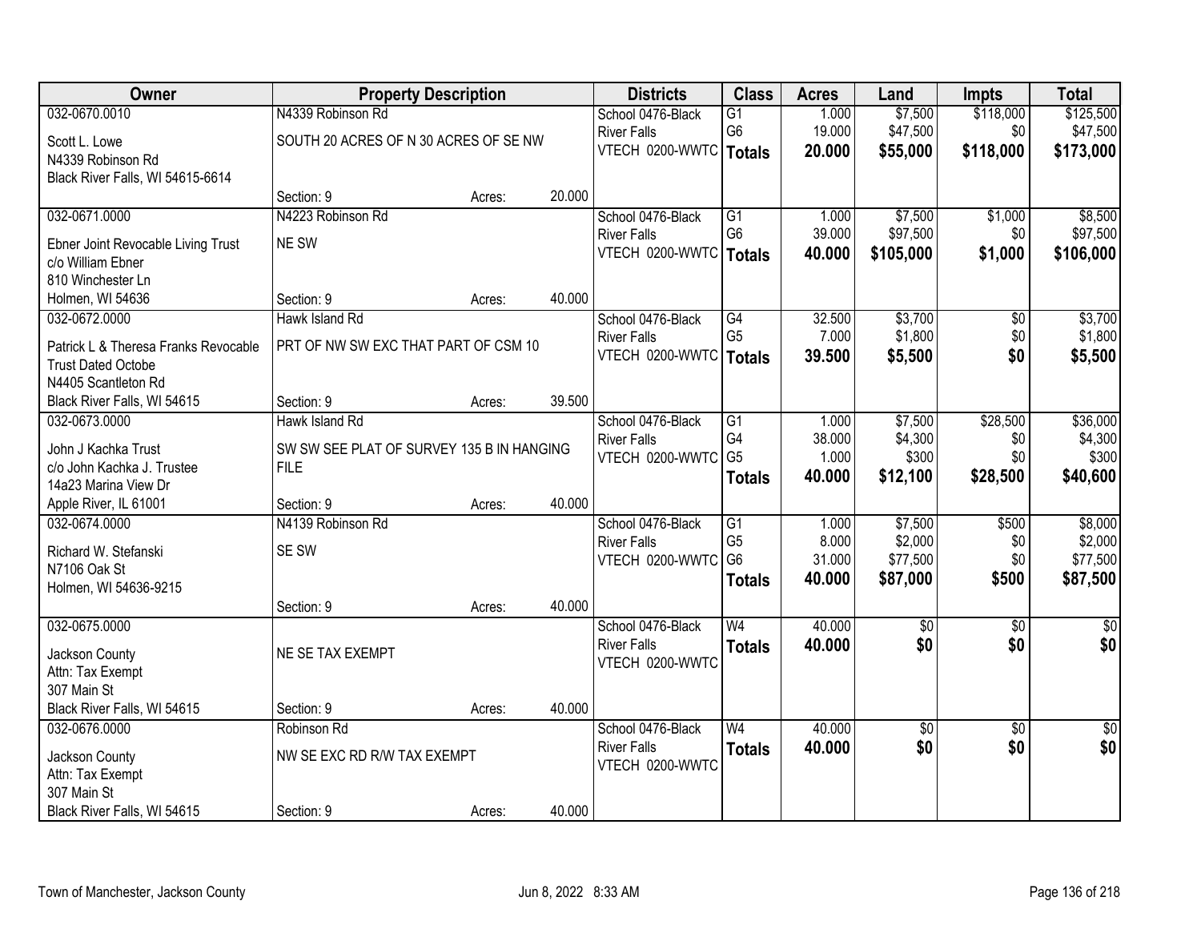| Owner | Property Description | | | Districts | Class | Acres | Land | Impts | Total |
|---|---|---|---|---|---|---|---|---|---|
| 032-0670.0010 | N4339 Robinson Rd | | | School 0476-Black | G1 | 1.000 | $7,500 | $118,000 | $125,500 |
| Scott L. Lowe | SOUTH 20 ACRES OF N 30 ACRES OF SE NW | | | River Falls | G6 | 19.000 | $47,500 | $0 | $47,500 |
| N4339 Robinson Rd | | | | VTECH 0200-WWTC | **Totals** | **20.000** | **$55,000** | **$118,000** | **$173,000** |
| Black River Falls, WI 54615-6614 | | | | | | | | | |
| | Section: 9 | Acres: | 20.000 | | | | | | |
| 032-0671.0000 | N4223 Robinson Rd | | | School 0476-Black | G1 | 1.000 | $7,500 | $1,000 | $8,500 |
| Ebner Joint Revocable Living Trust | NE SW | | | River Falls | G6 | 39.000 | $97,500 | $0 | $97,500 |
| c/o William Ebner | | | | VTECH 0200-WWTC | **Totals** | **40.000** | **$105,000** | **$1,000** | **$106,000** |
| 810 Winchester Ln | | | | | | | | | |
| Holmen, WI 54636 | Section: 9 | Acres: | 40.000 | | | | | | |
| 032-0672.0000 | Hawk Island Rd | | | School 0476-Black | G4 | 32.500 | $3,700 | $0 | $3,700 |
| Patrick L & Theresa Franks Revocable | PRT OF NW SW EXC THAT PART OF CSM 10 | | | River Falls | G5 | 7.000 | $1,800 | $0 | $1,800 |
| Trust Dated Octobe | | | | VTECH 0200-WWTC | **Totals** | **39.500** | **$5,500** | **$0** | **$5,500** |
| N4405 Scantleton Rd | | | | | | | | | |
| Black River Falls, WI 54615 | Section: 9 | Acres: | 39.500 | | | | | | |
| 032-0673.0000 | Hawk Island Rd | | | School 0476-Black | G1 | 1.000 | $7,500 | $28,500 | $36,000 |
| John J Kachka Trust | SW SW SEE PLAT OF SURVEY 135 B IN HANGING | | | River Falls | G4 | 38.000 | $4,300 | $0 | $4,300 |
| c/o John Kachka J. Trustee | FILE | | | VTECH 0200-WWTC | G5 | 1.000 | $300 | $0 | $300 |
| 14a23 Marina View Dr | | | | | **Totals** | **40.000** | **$12,100** | **$28,500** | **$40,600** |
| Apple River, IL 61001 | Section: 9 | Acres: | 40.000 | | | | | | |
| 032-0674.0000 | N4139 Robinson Rd | | | School 0476-Black | G1 | 1.000 | $7,500 | $500 | $8,000 |
| Richard W. Stefanski | SE SW | | | River Falls | G5 | 8.000 | $2,000 | $0 | $2,000 |
| N7106 Oak St | | | | VTECH 0200-WWTC | G6 | 31.000 | $77,500 | $0 | $77,500 |
| Holmen, WI 54636-9215 | | | | | **Totals** | **40.000** | **$87,000** | **$500** | **$87,500** |
| | Section: 9 | Acres: | 40.000 | | | | | | |
| 032-0675.0000 | | | | School 0476-Black | W4 | 40.000 | $0 | $0 | $0 |
| Jackson County | NE SE TAX EXEMPT | | | River Falls | **Totals** | **40.000** | **$0** | **$0** | **$0** |
| Attn: Tax Exempt | | | | VTECH 0200-WWTC | | | | | |
| 307 Main St | | | | | | | | | |
| Black River Falls, WI 54615 | Section: 9 | Acres: | 40.000 | | | | | | |
| 032-0676.0000 | Robinson Rd | | | School 0476-Black | W4 | 40.000 | $0 | $0 | $0 |
| Jackson County | NW SE EXC RD R/W TAX EXEMPT | | | River Falls | **Totals** | **40.000** | **$0** | **$0** | **$0** |
| Attn: Tax Exempt | | | | VTECH 0200-WWTC | | | | | |
| 307 Main St | | | | | | | | | |
| Black River Falls, WI 54615 | Section: 9 | Acres: | 40.000 | | | | | | |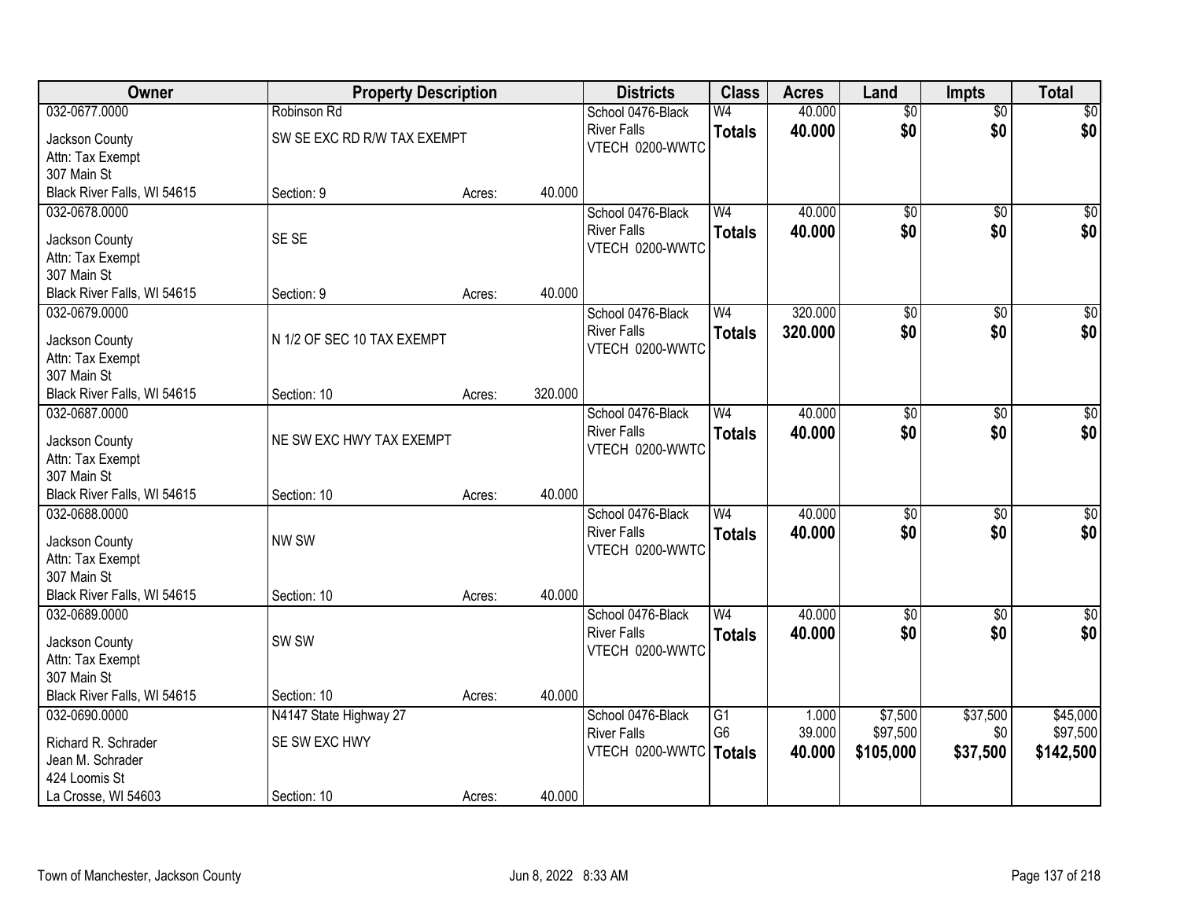| Owner | Property Description | | | Districts | Class | Acres | Land | Impts | Total |
|---|---|---|---|---|---|---|---|---|---|
| 032-0677.0000<br>Jackson County<br>Attn: Tax Exempt<br>307 Main St<br>Black River Falls, WI 54615 | Robinson Rd<br>SW SE EXC RD R/W TAX EXEMPT<br>Section: 9 | Acres: | 40.000 | School 0476-Black River Falls<br>VTECH 0200-WWTC | W4<br>**Totals** | 40.000<br>**40.000** | $0<br>**$0** | $0<br>**$0** | $0<br>**$0** |
| 032-0678.0000<br>Jackson County<br>Attn: Tax Exempt<br>307 Main St<br>Black River Falls, WI 54615 | SE SE<br>Section: 9 | Acres: | 40.000 | School 0476-Black River Falls<br>VTECH 0200-WWTC | W4<br>**Totals** | 40.000<br>**40.000** | $0<br>**$0** | $0<br>**$0** | $0<br>**$0** |
| 032-0679.0000<br>Jackson County<br>Attn: Tax Exempt<br>307 Main St<br>Black River Falls, WI 54615 | N 1/2 OF SEC 10 TAX EXEMPT<br>Section: 10 | Acres: | 320.000 | School 0476-Black River Falls<br>VTECH 0200-WWTC | W4<br>**Totals** | 320.000<br>**320.000** | $0<br>**$0** | $0<br>**$0** | $0<br>**$0** |
| 032-0687.0000<br>Jackson County<br>Attn: Tax Exempt<br>307 Main St<br>Black River Falls, WI 54615 | NE SW EXC HWY TAX EXEMPT<br>Section: 10 | Acres: | 40.000 | School 0476-Black River Falls<br>VTECH 0200-WWTC | W4<br>**Totals** | 40.000<br>**40.000** | $0<br>**$0** | $0<br>**$0** | $0<br>**$0** |
| 032-0688.0000<br>Jackson County<br>Attn: Tax Exempt<br>307 Main St<br>Black River Falls, WI 54615 | NW SW<br>Section: 10 | Acres: | 40.000 | School 0476-Black River Falls<br>VTECH 0200-WWTC | W4<br>**Totals** | 40.000<br>**40.000** | $0<br>**$0** | $0<br>**$0** | $0<br>**$0** |
| 032-0689.0000<br>Jackson County<br>Attn: Tax Exempt<br>307 Main St<br>Black River Falls, WI 54615 | SW SW<br>Section: 10 | Acres: | 40.000 | School 0476-Black River Falls<br>VTECH 0200-WWTC | W4<br>**Totals** | 40.000<br>**40.000** | $0<br>**$0** | $0<br>**$0** | $0<br>**$0** |
| 032-0690.0000<br>Richard R. Schrader<br>Jean M. Schrader<br>424 Loomis St<br>La Crosse, WI 54603 | N4147 State Highway 27<br>SE SW EXC HWY<br>Section: 10 | Acres: | 40.000 | School 0476-Black River Falls<br>VTECH 0200-WWTC | G1<br>G6<br>**Totals** | 1.000<br>39.000<br>**40.000** | $7,500<br>$97,500<br>**$105,000** | $37,500<br>$0<br>**$37,500** | $45,000<br>$97,500<br>**$142,500** |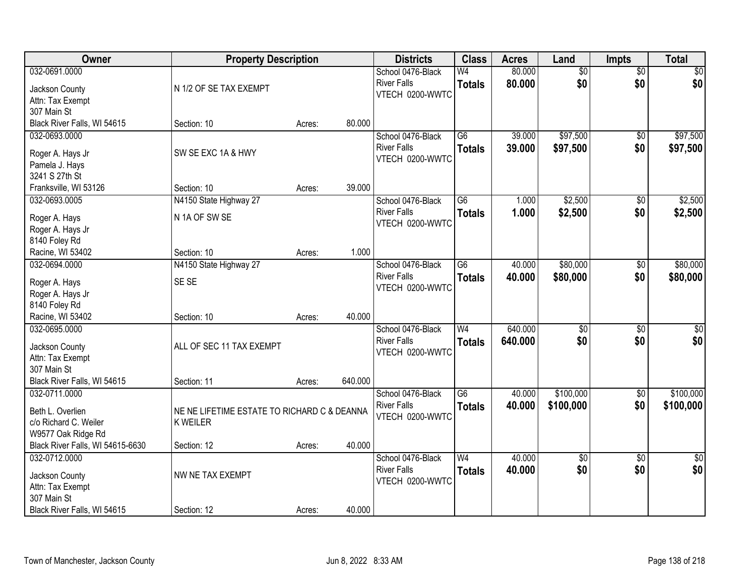| Owner | Property Description | | | Districts | Class | Acres | Land | Impts | Total |
|---|---|---|---|---|---|---|---|---|---|
| 032-0691.0000<br>Jackson County<br>Attn: Tax Exempt<br>307 Main St<br>Black River Falls, WI 54615 | N 1/2 OF SE TAX EXEMPT<br>Section: 10 | Acres: | 80.000 | School 0476-Black River Falls<br>VTECH 0200-WWTC | W4<br>**Totals** | 80.000<br>**80.000** | $0<br>**$0** | $0<br>**$0** | $0<br>**$0** |
| 032-0693.0000<br>Roger A. Hays Jr<br>Pamela J. Hays<br>3241 S 27th St<br>Franksville, WI 53126 | SW SE EXC 1A & HWY<br>Section: 10 | Acres: | 39.000 | School 0476-Black River Falls<br>VTECH 0200-WWTC | G6<br>**Totals** | 39.000<br>**39.000** | $97,500<br>**$97,500** | $0<br>**$0** | $97,500<br>**$97,500** |
| 032-0693.0005<br>Roger A. Hays<br>Roger A. Hays Jr<br>8140 Foley Rd<br>Racine, WI 53402 | N4150 State Highway 27<br>N 1A OF SW SE<br>Section: 10 | Acres: | 1.000 | School 0476-Black River Falls<br>VTECH 0200-WWTC | G6<br>**Totals** | 1.000<br>**1.000** | $2,500<br>**$2,500** | $0<br>**$0** | $2,500<br>**$2,500** |
| 032-0694.0000<br>Roger A. Hays<br>Roger A. Hays Jr<br>8140 Foley Rd<br>Racine, WI 53402 | N4150 State Highway 27<br>SE SE<br>Section: 10 | Acres: | 40.000 | School 0476-Black River Falls<br>VTECH 0200-WWTC | G6<br>**Totals** | 40.000<br>**40.000** | $80,000<br>**$80,000** | $0<br>**$0** | $80,000<br>**$80,000** |
| 032-0695.0000<br>Jackson County<br>Attn: Tax Exempt<br>307 Main St<br>Black River Falls, WI 54615 | ALL OF SEC 11 TAX EXEMPT<br>Section: 11 | Acres: | 640.000 | School 0476-Black River Falls<br>VTECH 0200-WWTC | W4<br>**Totals** | 640.000<br>**640.000** | $0<br>**$0** | $0<br>**$0** | $0<br>**$0** |
| 032-0711.0000<br>Beth L. Overlien<br>c/o Richard C. Weiler<br>W9577 Oak Ridge Rd<br>Black River Falls, WI 54615-6630 | NE NE LIFETIME ESTATE TO RICHARD C & DEANNA K WEILER<br>Section: 12 | Acres: | 40.000 | School 0476-Black River Falls<br>VTECH 0200-WWTC | G6<br>**Totals** | 40.000<br>**40.000** | $100,000<br>**$100,000** | $0<br>**$0** | $100,000<br>**$100,000** |
| 032-0712.0000<br>Jackson County<br>Attn: Tax Exempt<br>307 Main St<br>Black River Falls, WI 54615 | NW NE TAX EXEMPT<br>Section: 12 | Acres: | 40.000 | School 0476-Black River Falls<br>VTECH 0200-WWTC | W4<br>**Totals** | 40.000<br>**40.000** | $0<br>**$0** | $0<br>**$0** | $0<br>**$0** |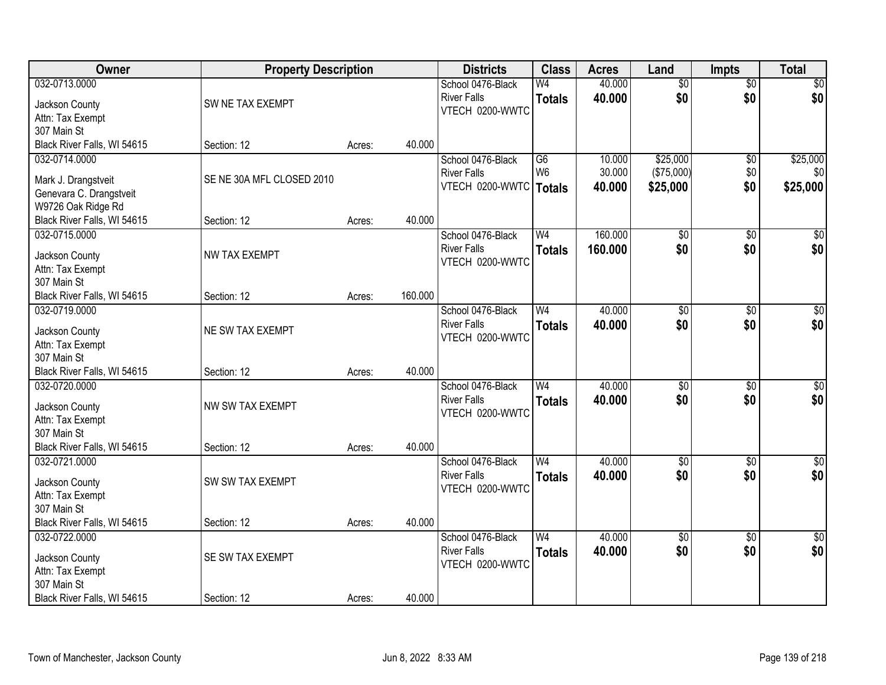| Owner | Property Description | | | Districts | Class | Acres | Land | Impts | Total |
|---|---|---|---|---|---|---|---|---|---|
| 032-0713.0000<br>Jackson County<br>Attn: Tax Exempt<br>307 Main St<br>Black River Falls, WI 54615 | SW NE TAX EXEMPT<br>Section: 12 | Acres: | 40.000 | School 0476-Black River Falls<br>VTECH 0200-WWTC | W4<br>**Totals** | 40.000<br>**40.000** | $0<br>**$0** | $0<br>**$0** | $0<br>**$0** |
| 032-0714.0000<br>Mark J. Drangstveit<br>Genevara C. Drangstveit<br>W9726 Oak Ridge Rd<br>Black River Falls, WI 54615 | SE NE 30A MFL CLOSED 2010<br>Section: 12 | Acres: | 40.000 | School 0476-Black River Falls<br>VTECH 0200-WWTC | G6<br>W6<br>**Totals** | 10.000<br>30.000<br>**40.000** | $25,000<br>($75,000)<br>**$25,000** | $0<br>$0<br>**$0** | $25,000<br>$0<br>**$25,000** |
| 032-0715.0000<br>Jackson County<br>Attn: Tax Exempt<br>307 Main St<br>Black River Falls, WI 54615 | NW TAX EXEMPT<br>Section: 12 | Acres: | 160.000 | School 0476-Black River Falls<br>VTECH 0200-WWTC | W4<br>**Totals** | 160.000<br>**160.000** | $0<br>**$0** | $0<br>**$0** | $0<br>**$0** |
| 032-0719.0000<br>Jackson County<br>Attn: Tax Exempt<br>307 Main St<br>Black River Falls, WI 54615 | NE SW TAX EXEMPT<br>Section: 12 | Acres: | 40.000 | School 0476-Black River Falls<br>VTECH 0200-WWTC | W4<br>**Totals** | 40.000<br>**40.000** | $0<br>**$0** | $0<br>**$0** | $0<br>**$0** |
| 032-0720.0000<br>Jackson County<br>Attn: Tax Exempt<br>307 Main St<br>Black River Falls, WI 54615 | NW SW TAX EXEMPT<br>Section: 12 | Acres: | 40.000 | School 0476-Black River Falls<br>VTECH 0200-WWTC | W4<br>**Totals** | 40.000<br>**40.000** | $0<br>**$0** | $0<br>**$0** | $0<br>**$0** |
| 032-0721.0000<br>Jackson County<br>Attn: Tax Exempt<br>307 Main St<br>Black River Falls, WI 54615 | SW SW TAX EXEMPT<br>Section: 12 | Acres: | 40.000 | School 0476-Black River Falls<br>VTECH 0200-WWTC | W4<br>**Totals** | 40.000<br>**40.000** | $0<br>**$0** | $0<br>**$0** | $0<br>**$0** |
| 032-0722.0000<br>Jackson County<br>Attn: Tax Exempt<br>307 Main St<br>Black River Falls, WI 54615 | SE SW TAX EXEMPT<br>Section: 12 | Acres: | 40.000 | School 0476-Black River Falls<br>VTECH 0200-WWTC | W4<br>**Totals** | 40.000<br>**40.000** | $0<br>**$0** | $0<br>**$0** | $0<br>**$0** |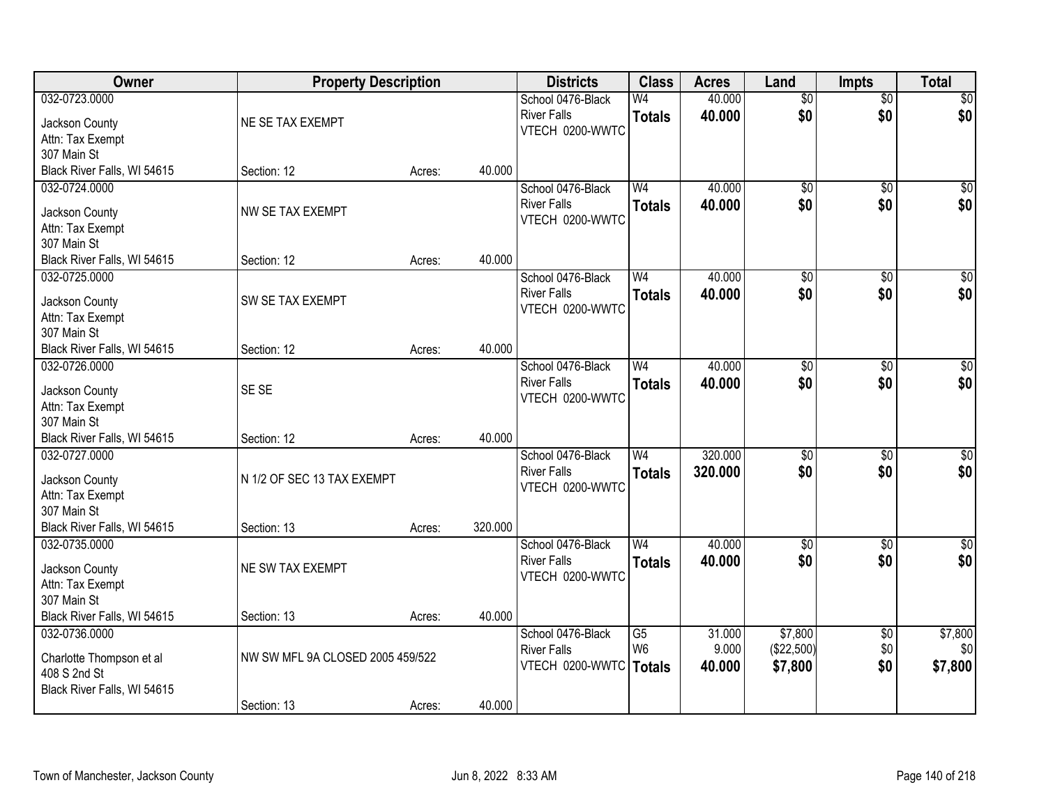| Owner | Property Description | | | Districts | Class | Acres | Land | Impts | Total |
|---|---|---|---|---|---|---|---|---|---|
| 032-0723.0000<br>Jackson County<br>Attn: Tax Exempt<br>307 Main St<br>Black River Falls, WI 54615 | NE SE TAX EXEMPT<br>Section: 12 | Acres: | 40.000 | School 0476-Black River Falls<br>VTECH 0200-WWTC | W4<br>**Totals** | 40.000<br>**40.000** | $0<br>**$0** | $0<br>**$0** | $0<br>**$0** |
| 032-0724.0000<br>Jackson County<br>Attn: Tax Exempt<br>307 Main St<br>Black River Falls, WI 54615 | NW SE TAX EXEMPT<br>Section: 12 | Acres: | 40.000 | School 0476-Black River Falls<br>VTECH 0200-WWTC | W4<br>**Totals** | 40.000<br>**40.000** | $0<br>**$0** | $0<br>**$0** | $0<br>**$0** |
| 032-0725.0000<br>Jackson County<br>Attn: Tax Exempt<br>307 Main St<br>Black River Falls, WI 54615 | SW SE TAX EXEMPT<br>Section: 12 | Acres: | 40.000 | School 0476-Black River Falls<br>VTECH 0200-WWTC | W4<br>**Totals** | 40.000<br>**40.000** | $0<br>**$0** | $0<br>**$0** | $0<br>**$0** |
| 032-0726.0000<br>Jackson County<br>Attn: Tax Exempt<br>307 Main St<br>Black River Falls, WI 54615 | SE SE<br>Section: 12 | Acres: | 40.000 | School 0476-Black River Falls<br>VTECH 0200-WWTC | W4<br>**Totals** | 40.000<br>**40.000** | $0<br>**$0** | $0<br>**$0** | $0<br>**$0** |
| 032-0727.0000<br>Jackson County<br>Attn: Tax Exempt<br>307 Main St<br>Black River Falls, WI 54615 | N 1/2 OF SEC 13 TAX EXEMPT<br>Section: 13 | Acres: | 320.000 | School 0476-Black River Falls<br>VTECH 0200-WWTC | W4<br>**Totals** | 320.000<br>**320.000** | $0<br>**$0** | $0<br>**$0** | $0<br>**$0** |
| 032-0735.0000<br>Jackson County<br>Attn: Tax Exempt<br>307 Main St<br>Black River Falls, WI 54615 | NE SW TAX EXEMPT<br>Section: 13 | Acres: | 40.000 | School 0476-Black River Falls<br>VTECH 0200-WWTC | W4<br>**Totals** | 40.000<br>**40.000** | $0<br>**$0** | $0<br>**$0** | $0<br>**$0** |
| 032-0736.0000<br>Charlotte Thompson et al<br>408 S 2nd St<br>Black River Falls, WI 54615 | NW SW MFL 9A CLOSED 2005 459/522<br>Section: 13 | Acres: | 40.000 | School 0476-Black River Falls<br>VTECH 0200-WWTC | G5<br>W6<br>**Totals** | 31.000<br>9.000<br>**40.000** | $7,800<br>($22,500)<br>**$7,800** | $0<br>$0<br>**$0** | $7,800<br>$0<br>**$7,800** |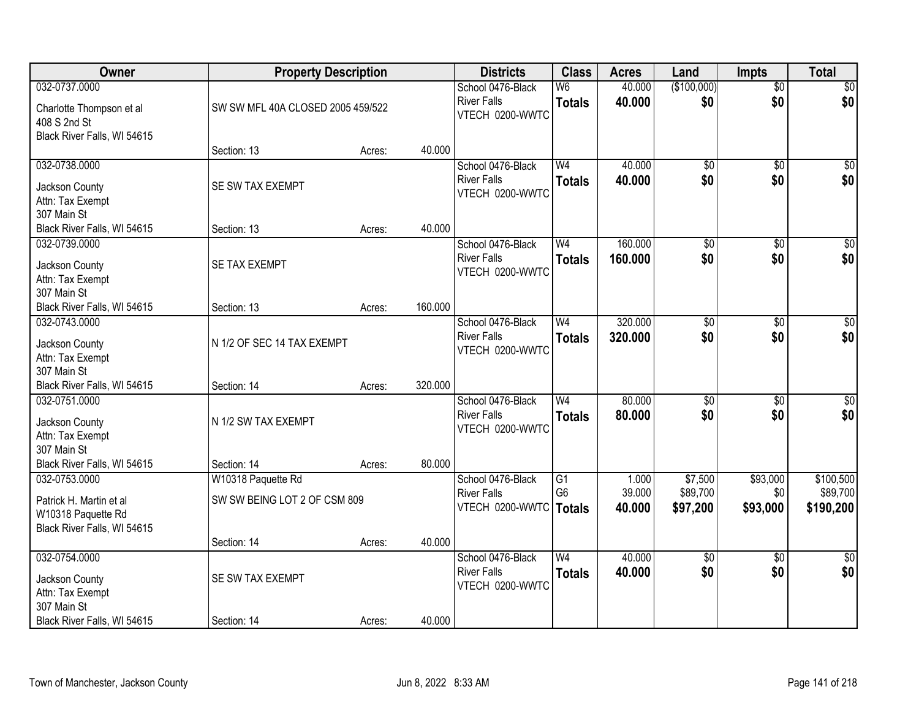| Owner | Property Description | | | Districts | Class | Acres | Land | Impts | Total |
|---|---|---|---|---|---|---|---|---|---|
| 032-0737.0000<br>Charlotte Thompson et al<br>408 S 2nd St<br>Black River Falls, WI 54615 | SW SW MFL 40A CLOSED 2005 459/522<br>Section: 13 | Acres: | 40.000 | School 0476-Black River Falls<br>VTECH 0200-WWTC | W6<br>**Totals** | 40.000<br>**40.000** | ($100,000)<br>**$0** | $0<br>**$0** | $0<br>**$0** |
| 032-0738.0000<br>Jackson County<br>Attn: Tax Exempt<br>307 Main St<br>Black River Falls, WI 54615 | SE SW TAX EXEMPT<br>Section: 13 | Acres: | 40.000 | School 0476-Black River Falls<br>VTECH 0200-WWTC | W4<br>**Totals** | 40.000<br>**40.000** | $0<br>**$0** | $0<br>**$0** | $0<br>**$0** |
| 032-0739.0000<br>Jackson County<br>Attn: Tax Exempt<br>307 Main St<br>Black River Falls, WI 54615 | SE TAX EXEMPT<br>Section: 13 | Acres: | 160.000 | School 0476-Black River Falls<br>VTECH 0200-WWTC | W4<br>**Totals** | 160.000<br>**160.000** | $0<br>**$0** | $0<br>**$0** | $0<br>**$0** |
| 032-0743.0000<br>Jackson County<br>Attn: Tax Exempt<br>307 Main St<br>Black River Falls, WI 54615 | N 1/2 OF SEC 14 TAX EXEMPT<br>Section: 14 | Acres: | 320.000 | School 0476-Black River Falls<br>VTECH 0200-WWTC | W4<br>**Totals** | 320.000<br>**320.000** | $0<br>**$0** | $0<br>**$0** | $0<br>**$0** |
| 032-0751.0000<br>Jackson County<br>Attn: Tax Exempt<br>307 Main St<br>Black River Falls, WI 54615 | N 1/2 SW TAX EXEMPT<br>Section: 14 | Acres: | 80.000 | School 0476-Black River Falls<br>VTECH 0200-WWTC | W4<br>**Totals** | 80.000<br>**80.000** | $0<br>**$0** | $0<br>**$0** | $0<br>**$0** |
| 032-0753.0000<br>Patrick H. Martin et al<br>W10318 Paquette Rd<br>Black River Falls, WI 54615 | W10318 Paquette Rd<br>SW SW BEING LOT 2 OF CSM 809<br>Section: 14 | Acres: | 40.000 | School 0476-Black River Falls<br>VTECH 0200-WWTC | G1<br>G6<br>**Totals** | 1.000<br>39.000<br>**40.000** | $7,500<br>$89,700<br>**$97,200** | $93,000<br>$0<br>**$93,000** | $100,500<br>$89,700<br>**$190,200** |
| 032-0754.0000<br>Jackson County<br>Attn: Tax Exempt<br>307 Main St<br>Black River Falls, WI 54615 | SE SW TAX EXEMPT<br>Section: 14 | Acres: | 40.000 | School 0476-Black River Falls<br>VTECH 0200-WWTC | W4<br>**Totals** | 40.000<br>**40.000** | $0<br>**$0** | $0<br>**$0** | $0<br>**$0** |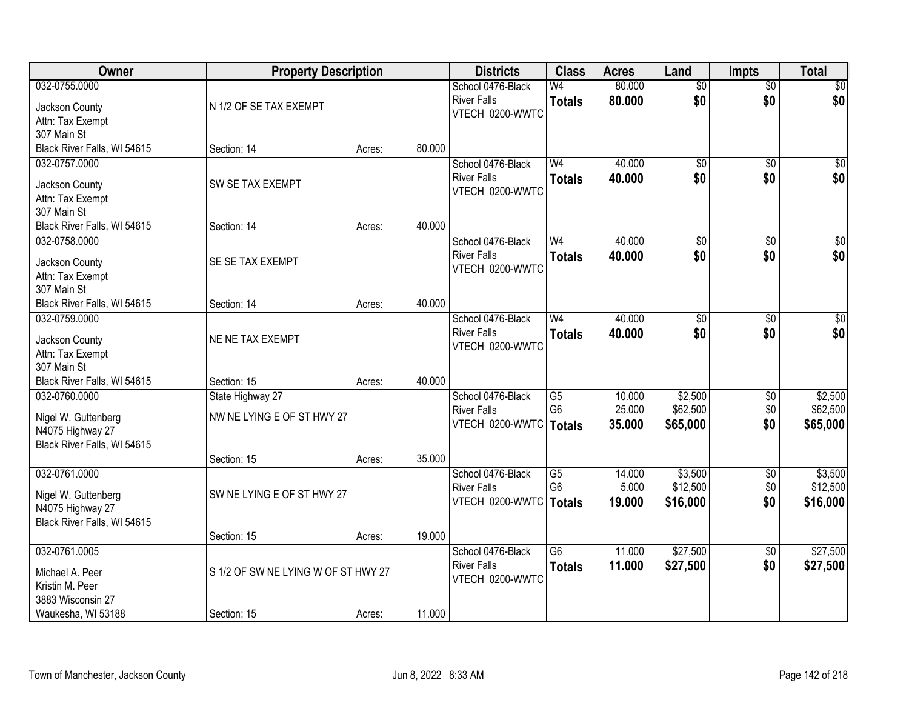| Owner | Property Description | | | Districts | Class | Acres | Land | Impts | Total |
|---|---|---|---|---|---|---|---|---|---|
| 032-0755.0000<br><br>Jackson County<br>Attn: Tax Exempt<br>307 Main St<br>Black River Falls, WI 54615 | N 1/2 OF SE TAX EXEMPT<br><br>Section: 14 | Acres: | 80.000 | School 0476-Black River Falls<br>VTECH 0200-WWTC | W4<br>**Totals** | 80.000<br>**80.000** | $0<br>**$0** | $0<br>**$0** | $0<br>**$0** |
| 032-0757.0000<br><br>Jackson County<br>Attn: Tax Exempt<br>307 Main St<br>Black River Falls, WI 54615 | SW SE TAX EXEMPT<br><br>Section: 14 | Acres: | 40.000 | School 0476-Black River Falls<br>VTECH 0200-WWTC | W4<br>**Totals** | 40.000<br>**40.000** | $0<br>**$0** | $0<br>**$0** | $0<br>**$0** |
| 032-0758.0000<br><br>Jackson County<br>Attn: Tax Exempt<br>307 Main St<br>Black River Falls, WI 54615 | SE SE TAX EXEMPT<br><br>Section: 14 | Acres: | 40.000 | School 0476-Black River Falls<br>VTECH 0200-WWTC | W4<br>**Totals** | 40.000<br>**40.000** | $0<br>**$0** | $0<br>**$0** | $0<br>**$0** |
| 032-0759.0000<br><br>Jackson County<br>Attn: Tax Exempt<br>307 Main St<br>Black River Falls, WI 54615 | NE NE TAX EXEMPT<br><br>Section: 15 | Acres: | 40.000 | School 0476-Black River Falls<br>VTECH 0200-WWTC | W4<br>**Totals** | 40.000<br>**40.000** | $0<br>**$0** | $0<br>**$0** | $0<br>**$0** |
| 032-0760.0000<br><br>Nigel W. Guttenberg<br>N4075 Highway 27<br>Black River Falls, WI 54615 | State Highway 27<br>NW NE LYING E OF ST HWY 27<br><br>Section: 15 | Acres: | 35.000 | School 0476-Black River Falls<br>VTECH 0200-WWTC | G5<br>G6<br>**Totals** | 10.000<br>25.000<br>**35.000** | $2,500<br>$62,500<br>**$65,000** | $0<br>$0<br>**$0** | $2,500<br>$62,500<br>**$65,000** |
| 032-0761.0000<br><br>Nigel W. Guttenberg<br>N4075 Highway 27<br>Black River Falls, WI 54615 | SW NE LYING E OF ST HWY 27<br><br>Section: 15 | Acres: | 19.000 | School 0476-Black River Falls<br>VTECH 0200-WWTC | G5<br>G6<br>**Totals** | 14.000<br>5.000<br>**19.000** | $3,500<br>$12,500<br>**$16,000** | $0<br>$0<br>**$0** | $3,500<br>$12,500<br>**$16,000** |
| 032-0761.0005<br><br>Michael A. Peer<br>Kristin M. Peer<br>3883 Wisconsin 27<br>Waukesha, WI 53188 | S 1/2 OF SW NE LYING W OF ST HWY 27<br><br>Section: 15 | Acres: | 11.000 | School 0476-Black River Falls<br>VTECH 0200-WWTC | G6<br>**Totals** | 11.000<br>**11.000** | $27,500<br>**$27,500** | $0<br>**$0** | $27,500<br>**$27,500** |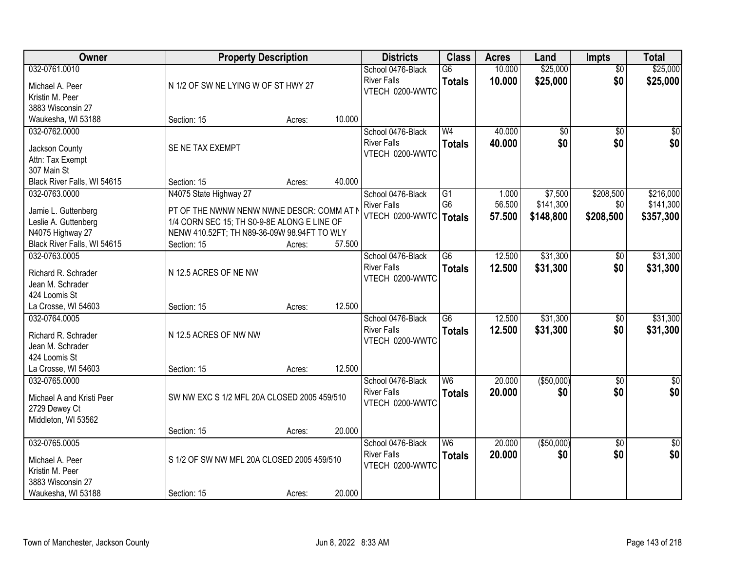| Owner | Property Description | Districts | Class | Acres | Land | Impts | Total |
|---|---|---|---|---|---|---|---|
| 032-0761.0010<br>Michael A. Peer<br>Kristin M. Peer<br>3883 Wisconsin 27<br>Waukesha, WI 53188 | N 1/2 OF SW NE LYING W OF ST HWY 27<br>Section: 15 Acres: 10.000 | School 0476-Black River Falls<br>VTECH 0200-WWTC | G6<br>**Totals** | 10.000<br>**10.000** | $25,000<br>**$25,000** | $0<br>**$0** | $25,000<br>**$25,000** |
| 032-0762.0000<br>Jackson County<br>Attn: Tax Exempt<br>307 Main St<br>Black River Falls, WI 54615 | SE NE TAX EXEMPT<br>Section: 15 Acres: 40.000 | School 0476-Black River Falls<br>VTECH 0200-WWTC | W4<br>**Totals** | 40.000<br>**40.000** | $0<br>**$0** | $0<br>**$0** | $0<br>**$0** |
| 032-0763.0000<br>Jamie L. Guttenberg<br>Leslie A. Guttenberg<br>N4075 Highway 27<br>Black River Falls, WI 54615 | N4075 State Highway 27<br>PT OF THE NWNW NENW NWNE DESCR: COMM AT N 1/4 CORN SEC 15; TH S0-9-8E ALONG E LINE OF NENW 410.52FT; TH N89-36-09W 98.94FT TO WLY<br>Section: 15 Acres: 57.500 | School 0476-Black River Falls<br>VTECH 0200-WWTC | G1<br>G6<br>**Totals** | 1.000<br>56.500<br>**57.500** | $7,500<br>$141,300<br>**$148,800** | $208,500<br>$0<br>**$208,500** | $216,000<br>$141,300<br>**$357,300** |
| 032-0763.0005<br>Richard R. Schrader<br>Jean M. Schrader<br>424 Loomis St<br>La Crosse, WI 54603 | N 12.5 ACRES OF NE NW<br>Section: 15 Acres: 12.500 | School 0476-Black River Falls<br>VTECH 0200-WWTC | G6<br>**Totals** | 12.500<br>**12.500** | $31,300<br>**$31,300** | $0<br>**$0** | $31,300<br>**$31,300** |
| 032-0764.0005<br>Richard R. Schrader<br>Jean M. Schrader<br>424 Loomis St<br>La Crosse, WI 54603 | N 12.5 ACRES OF NW NW<br>Section: 15 Acres: 12.500 | School 0476-Black River Falls<br>VTECH 0200-WWTC | G6<br>**Totals** | 12.500<br>**12.500** | $31,300<br>**$31,300** | $0<br>**$0** | $31,300<br>**$31,300** |
| 032-0765.0000<br>Michael A and Kristi Peer<br>2729 Dewey Ct<br>Middleton, WI 53562 | SW NW EXC S 1/2 MFL 20A CLOSED 2005 459/510<br>Section: 15 Acres: 20.000 | School 0476-Black River Falls<br>VTECH 0200-WWTC | W6<br>**Totals** | 20.000<br>**20.000** | ($50,000)<br>**$0** | $0<br>**$0** | $0<br>**$0** |
| 032-0765.0005<br>Michael A. Peer<br>Kristin M. Peer<br>3883 Wisconsin 27<br>Waukesha, WI 53188 | S 1/2 OF SW NW MFL 20A CLOSED 2005 459/510<br>Section: 15 Acres: 20.000 | School 0476-Black River Falls<br>VTECH 0200-WWTC | W6<br>**Totals** | 20.000<br>**20.000** | ($50,000)<br>**$0** | $0<br>**$0** | $0<br>**$0** |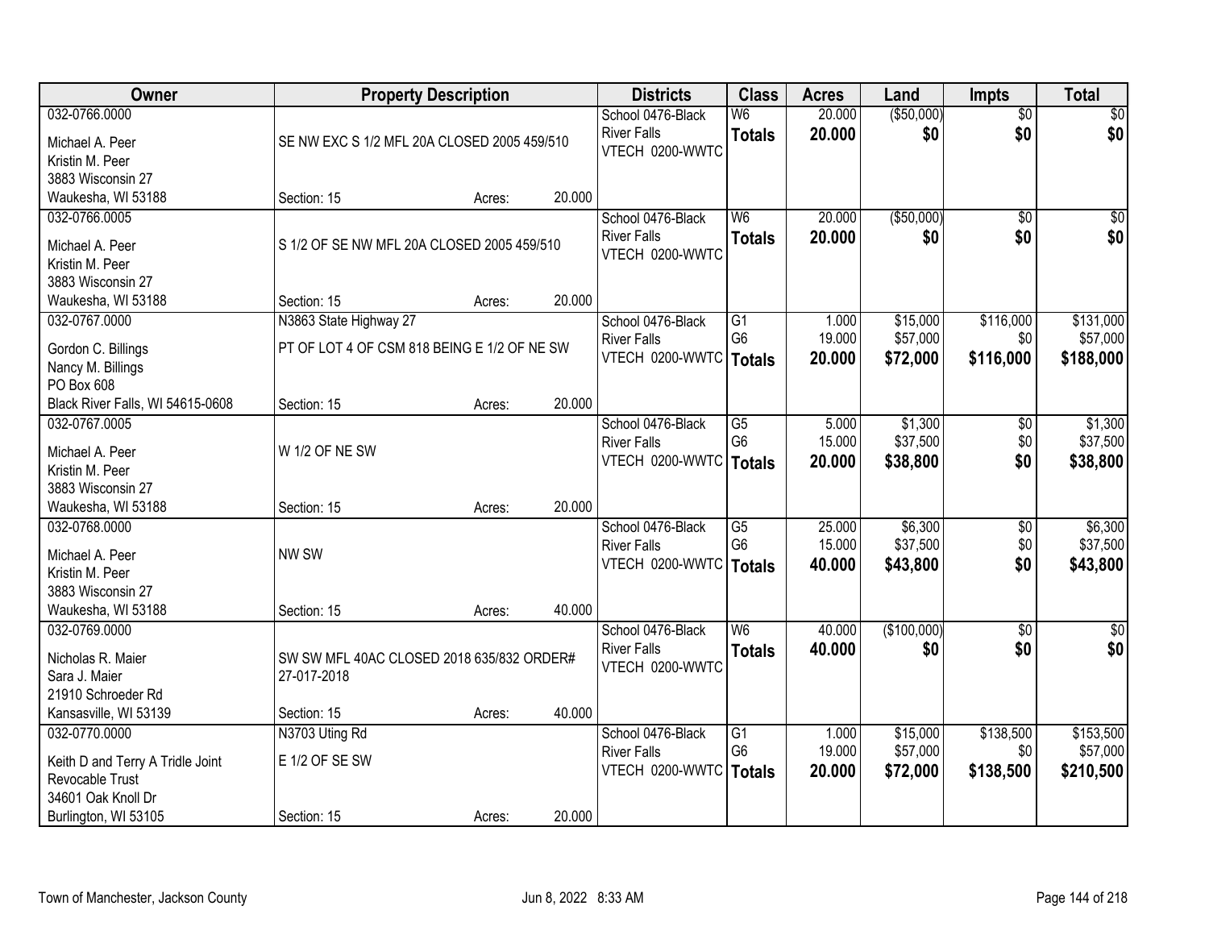| Owner | Property Description | Districts | Class | Acres | Land | Impts | Total |
|---|---|---|---|---|---|---|---|
| 032-0766.0000<br>Michael A. Peer<br>Kristin M. Peer<br>3883 Wisconsin 27<br>Waukesha, WI 53188 | SE NW EXC S 1/2 MFL 20A CLOSED 2005 459/510<br>Section: 15 Acres: 20.000 | School 0476-Black River Falls<br>VTECH 0200-WWTC | W6<br>**Totals** | 20.000<br>**20.000** | ($50,000)<br>**$0** | $0<br>**$0** | $0<br>**$0** |
| 032-0766.0005<br>Michael A. Peer<br>Kristin M. Peer<br>3883 Wisconsin 27<br>Waukesha, WI 53188 | S 1/2 OF SE NW MFL 20A CLOSED 2005 459/510<br>Section: 15 Acres: 20.000 | School 0476-Black River Falls<br>VTECH 0200-WWTC | W6<br>**Totals** | 20.000<br>**20.000** | ($50,000)<br>**$0** | $0<br>**$0** | $0<br>**$0** |
| 032-0767.0000<br>Gordon C. Billings<br>Nancy M. Billings<br>PO Box 608<br>Black River Falls, WI 54615-0608 | N3863 State Highway 27<br>PT OF LOT 4 OF CSM 818 BEING E 1/2 OF NE SW<br>Section: 15 Acres: 20.000 | School 0476-Black River Falls<br>VTECH 0200-WWTC | G1<br>G6<br>**Totals** | 1.000<br>19.000<br>**20.000** | $15,000<br>$57,000<br>**$72,000** | $116,000<br>$0<br>**$116,000** | $131,000<br>$57,000<br>**$188,000** |
| 032-0767.0005<br>Michael A. Peer<br>Kristin M. Peer<br>3883 Wisconsin 27<br>Waukesha, WI 53188 | W 1/2 OF NE SW<br>Section: 15 Acres: 20.000 | School 0476-Black River Falls<br>VTECH 0200-WWTC | G5<br>G6<br>**Totals** | 5.000<br>15.000<br>**20.000** | $1,300<br>$37,500<br>**$38,800** | $0<br>$0<br>**$0** | $1,300<br>$37,500<br>**$38,800** |
| 032-0768.0000<br>Michael A. Peer<br>Kristin M. Peer<br>3883 Wisconsin 27<br>Waukesha, WI 53188 | NW SW<br>Section: 15 Acres: 40.000 | School 0476-Black River Falls<br>VTECH 0200-WWTC | G5<br>G6<br>**Totals** | 25.000<br>15.000<br>**40.000** | $6,300<br>$37,500<br>**$43,800** | $0<br>$0<br>**$0** | $6,300<br>$37,500<br>**$43,800** |
| 032-0769.0000<br>Nicholas R. Maier<br>Sara J. Maier<br>21910 Schroeder Rd<br>Kansasville, WI 53139 | SW SW MFL 40AC CLOSED 2018 635/832 ORDER# 27-017-2018<br>Section: 15 Acres: 40.000 | School 0476-Black River Falls<br>VTECH 0200-WWTC | W6<br>**Totals** | 40.000<br>**40.000** | ($100,000)<br>**$0** | $0<br>**$0** | $0<br>**$0** |
| 032-0770.0000<br>Keith D and Terry A Tridle Joint Revocable Trust<br>34601 Oak Knoll Dr<br>Burlington, WI 53105 | N3703 Uting Rd<br>E 1/2 OF SE SW<br>Section: 15 Acres: 20.000 | School 0476-Black River Falls<br>VTECH 0200-WWTC | G1<br>G6<br>**Totals** | 1.000<br>19.000<br>**20.000** | $15,000<br>$57,000<br>**$72,000** | $138,500<br>$0<br>**$138,500** | $153,500<br>$57,000<br>**$210,500** |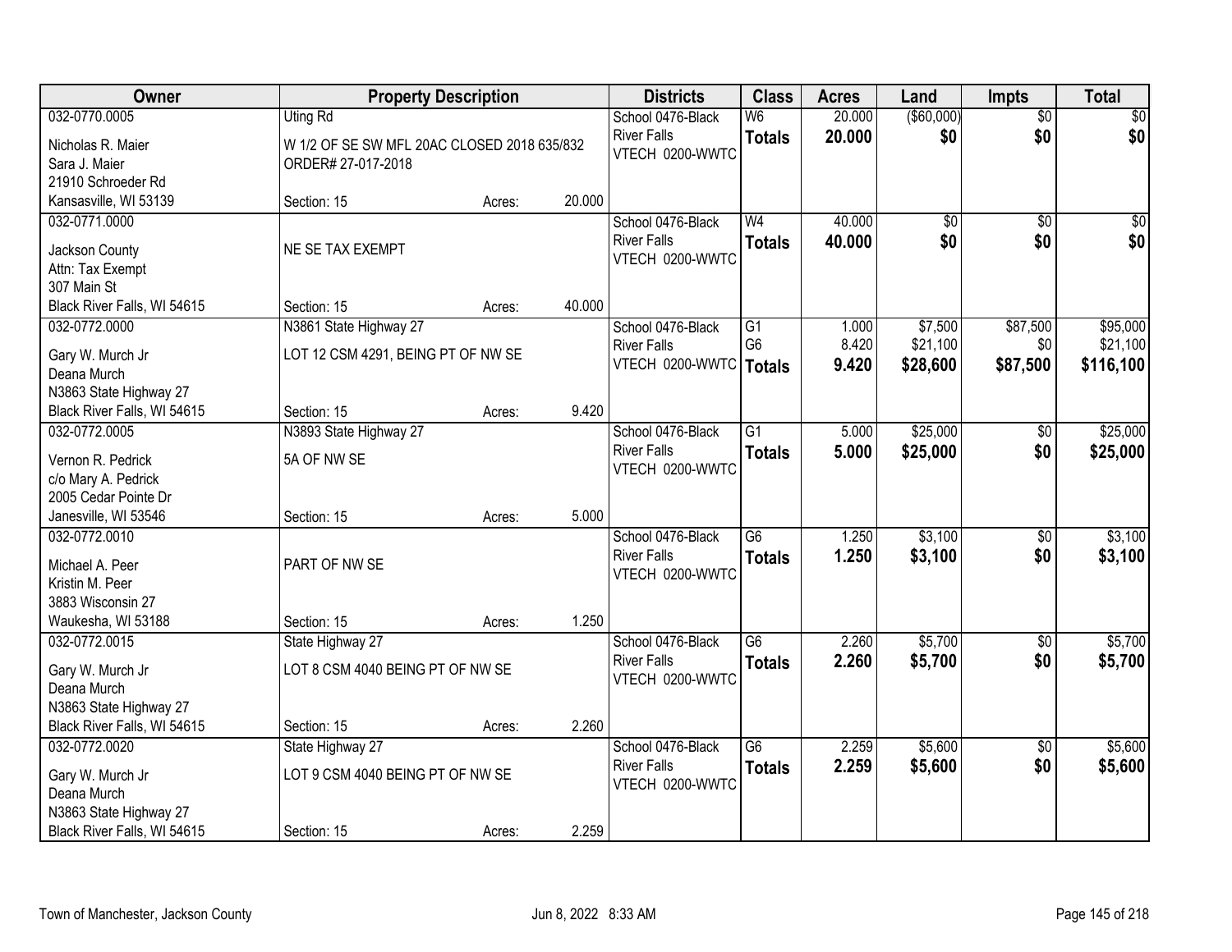| Owner | Property Description | Districts | Class | Acres | Land | Impts | Total |
|---|---|---|---|---|---|---|---|
| 032-0770.0005<br>Nicholas R. Maier<br>Sara J. Maier<br>21910 Schroeder Rd<br>Kansasville, WI 53139 | Uting Rd<br>W 1/2 OF SE SW MFL 20AC CLOSED 2018 635/832 ORDER# 27-017-2018<br>Section: 15 Acres: 20.000 | School 0476-Black River Falls<br>VTECH 0200-WWTC | W6<br>**Totals** | 20.000<br>**20.000** | ($60,000)<br>**$0** | $0<br>**$0** | $0<br>**$0** |
| 032-0771.0000<br>Jackson County<br>Attn: Tax Exempt<br>307 Main St<br>Black River Falls, WI 54615 | NE SE TAX EXEMPT<br>Section: 15 Acres: 40.000 | School 0476-Black River Falls<br>VTECH 0200-WWTC | W4<br>**Totals** | 40.000<br>**40.000** | $0<br>**$0** | $0<br>**$0** | $0<br>**$0** |
| 032-0772.0000<br>Gary W. Murch Jr<br>Deana Murch<br>N3863 State Highway 27<br>Black River Falls, WI 54615 | N3861 State Highway 27<br>LOT 12 CSM 4291, BEING PT OF NW SE<br>Section: 15 Acres: 9.420 | School 0476-Black River Falls<br>VTECH 0200-WWTC | G1<br>G6<br>**Totals** | 1.000<br>8.420<br>**9.420** | $7,500<br>$21,100<br>**$28,600** | $87,500<br>$0<br>**$87,500** | $95,000<br>$21,100<br>**$116,100** |
| 032-0772.0005<br>Vernon R. Pedrick<br>c/o Mary A. Pedrick<br>2005 Cedar Pointe Dr<br>Janesville, WI 53546 | N3893 State Highway 27<br>5A OF NW SE<br>Section: 15 Acres: 5.000 | School 0476-Black River Falls<br>VTECH 0200-WWTC | G1<br>**Totals** | 5.000<br>**5.000** | $25,000<br>**$25,000** | $0<br>**$0** | $25,000<br>**$25,000** |
| 032-0772.0010<br>Michael A. Peer<br>Kristin M. Peer<br>3883 Wisconsin 27<br>Waukesha, WI 53188 | PART OF NW SE<br>Section: 15 Acres: 1.250 | School 0476-Black River Falls<br>VTECH 0200-WWTC | G6<br>**Totals** | 1.250<br>**1.250** | $3,100<br>**$3,100** | $0<br>**$0** | $3,100<br>**$3,100** |
| 032-0772.0015<br>Gary W. Murch Jr<br>Deana Murch<br>N3863 State Highway 27<br>Black River Falls, WI 54615 | State Highway 27<br>LOT 8 CSM 4040 BEING PT OF NW SE<br>Section: 15 Acres: 2.260 | School 0476-Black River Falls<br>VTECH 0200-WWTC | G6<br>**Totals** | 2.260<br>**2.260** | $5,700<br>**$5,700** | $0<br>**$0** | $5,700<br>**$5,700** |
| 032-0772.0020<br>Gary W. Murch Jr<br>Deana Murch<br>N3863 State Highway 27<br>Black River Falls, WI 54615 | State Highway 27<br>LOT 9 CSM 4040 BEING PT OF NW SE<br>Section: 15 Acres: 2.259 | School 0476-Black River Falls<br>VTECH 0200-WWTC | G6<br>**Totals** | 2.259<br>**2.259** | $5,600<br>**$5,600** | $0<br>**$0** | $5,600<br>**$5,600** |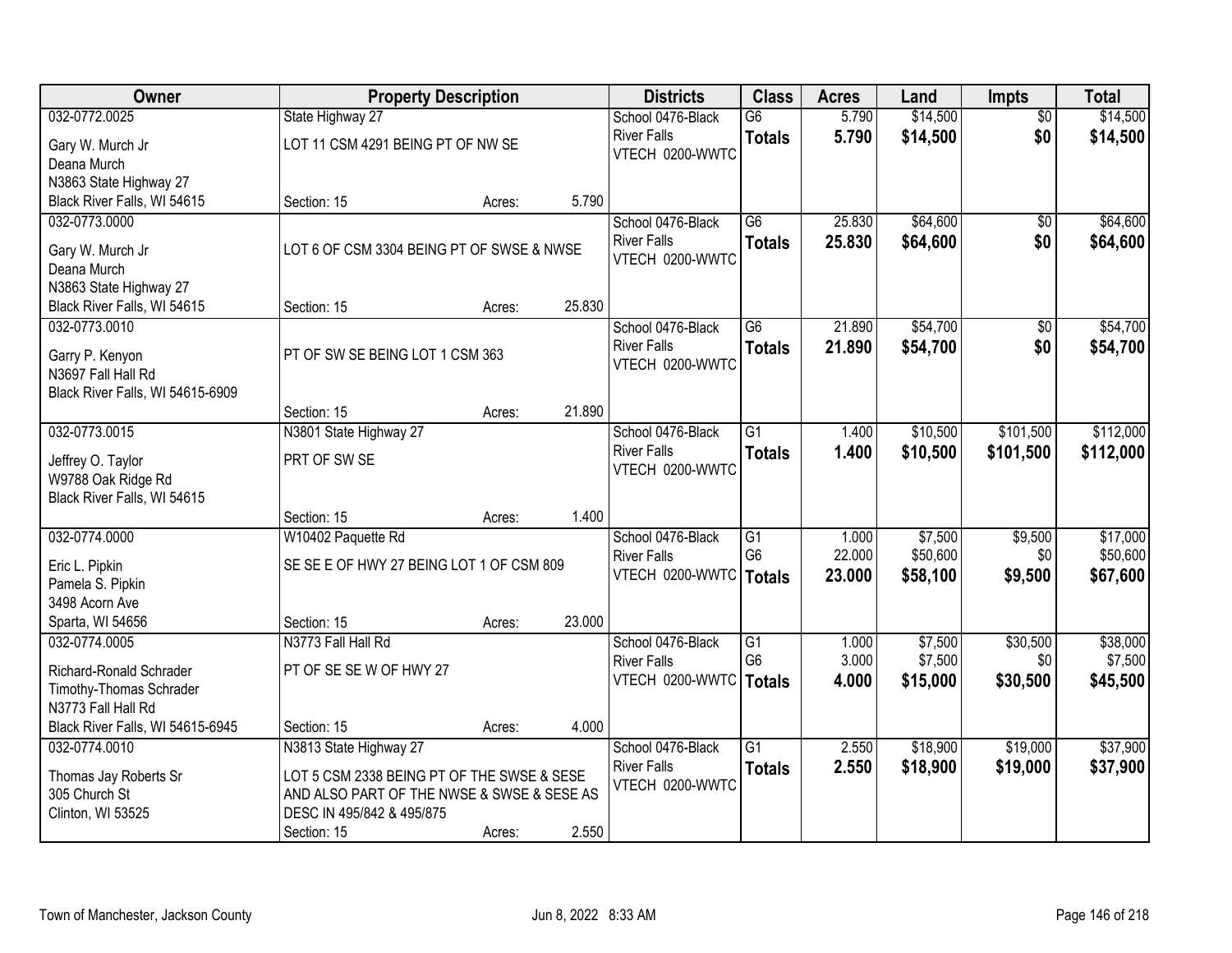| Owner | Property Description | | | Districts | Class | Acres | Land | Impts | Total |
|---|---|---|---|---|---|---|---|---|---|
| 032-0772.0025 | State Highway 27 | | | School 0476-Black River Falls | G6 | 5.790 | $14,500 | $0 | $14,500 |
| Gary W. Murch Jr<br>Deana Murch<br>N3863 State Highway 27<br>Black River Falls, WI 54615 | LOT 11 CSM 4291 BEING PT OF NW SE | | | VTECH 0200-WWTC | **Totals** | **5.790** | **$14,500** | **$0** | **$14,500** |
| | Section: 15 | Acres: | 5.790 | | | | | | |
| 032-0773.0000 | | | | School 0476-Black River Falls | G6 | 25.830 | $64,600 | $0 | $64,600 |
| Gary W. Murch Jr<br>Deana Murch<br>N3863 State Highway 27<br>Black River Falls, WI 54615 | LOT 6 OF CSM 3304 BEING PT OF SWSE & NWSE | | | VTECH 0200-WWTC | **Totals** | **25.830** | **$64,600** | **$0** | **$64,600** |
| | Section: 15 | Acres: | 25.830 | | | | | | |
| 032-0773.0010 | | | | School 0476-Black River Falls | G6 | 21.890 | $54,700 | $0 | $54,700 |
| Garry P. Kenyon<br>N3697 Fall Hall Rd<br>Black River Falls, WI 54615-6909 | PT OF SW SE BEING LOT 1 CSM 363 | | | VTECH 0200-WWTC | **Totals** | **21.890** | **$54,700** | **$0** | **$54,700** |
| | Section: 15 | Acres: | 21.890 | | | | | | |
| 032-0773.0015 | N3801 State Highway 27 | | | School 0476-Black River Falls | G1 | 1.400 | $10,500 | $101,500 | $112,000 |
| Jeffrey O. Taylor<br>W9788 Oak Ridge Rd<br>Black River Falls, WI 54615 | PRT OF SW SE | | | VTECH 0200-WWTC | **Totals** | **1.400** | **$10,500** | **$101,500** | **$112,000** |
| | Section: 15 | Acres: | 1.400 | | | | | | |
| 032-0774.0000 | W10402 Paquette Rd | | | School 0476-Black River Falls | G1 | 1.000 | $7,500 | $9,500 | $17,000 |
| Eric L. Pipkin<br>Pamela S. Pipkin<br>3498 Acorn Ave<br>Sparta, WI 54656 | SE SE E OF HWY 27 BEING LOT 1 OF CSM 809 | | | VTECH 0200-WWTC | G6 | 22.000 | $50,600 | $0 | $50,600 |
| | | | | | **Totals** | **23.000** | **$58,100** | **$9,500** | **$67,600** |
| | Section: 15 | Acres: | 23.000 | | | | | | |
| 032-0774.0005 | N3773 Fall Hall Rd | | | School 0476-Black River Falls | G1 | 1.000 | $7,500 | $30,500 | $38,000 |
| Richard-Ronald Schrader<br>Timothy-Thomas Schrader<br>N3773 Fall Hall Rd<br>Black River Falls, WI 54615-6945 | PT OF SE SE W OF HWY 27 | | | VTECH 0200-WWTC | G6 | 3.000 | $7,500 | $0 | $7,500 |
| | | | | | **Totals** | **4.000** | **$15,000** | **$30,500** | **$45,500** |
| | Section: 15 | Acres: | 4.000 | | | | | | |
| 032-0774.0010 | N3813 State Highway 27 | | | School 0476-Black River Falls | G1 | 2.550 | $18,900 | $19,000 | $37,900 |
| Thomas Jay Roberts Sr<br>305 Church St<br>Clinton, WI 53525 | LOT 5 CSM 2338 BEING PT OF THE SWSE & SESE AND ALSO PART OF THE NWSE & SWSE & SESE AS DESC IN 495/842 & 495/875 | | | VTECH 0200-WWTC | **Totals** | **2.550** | **$18,900** | **$19,000** | **$37,900** |
| | Section: 15 | Acres: | 2.550 | | | | | | |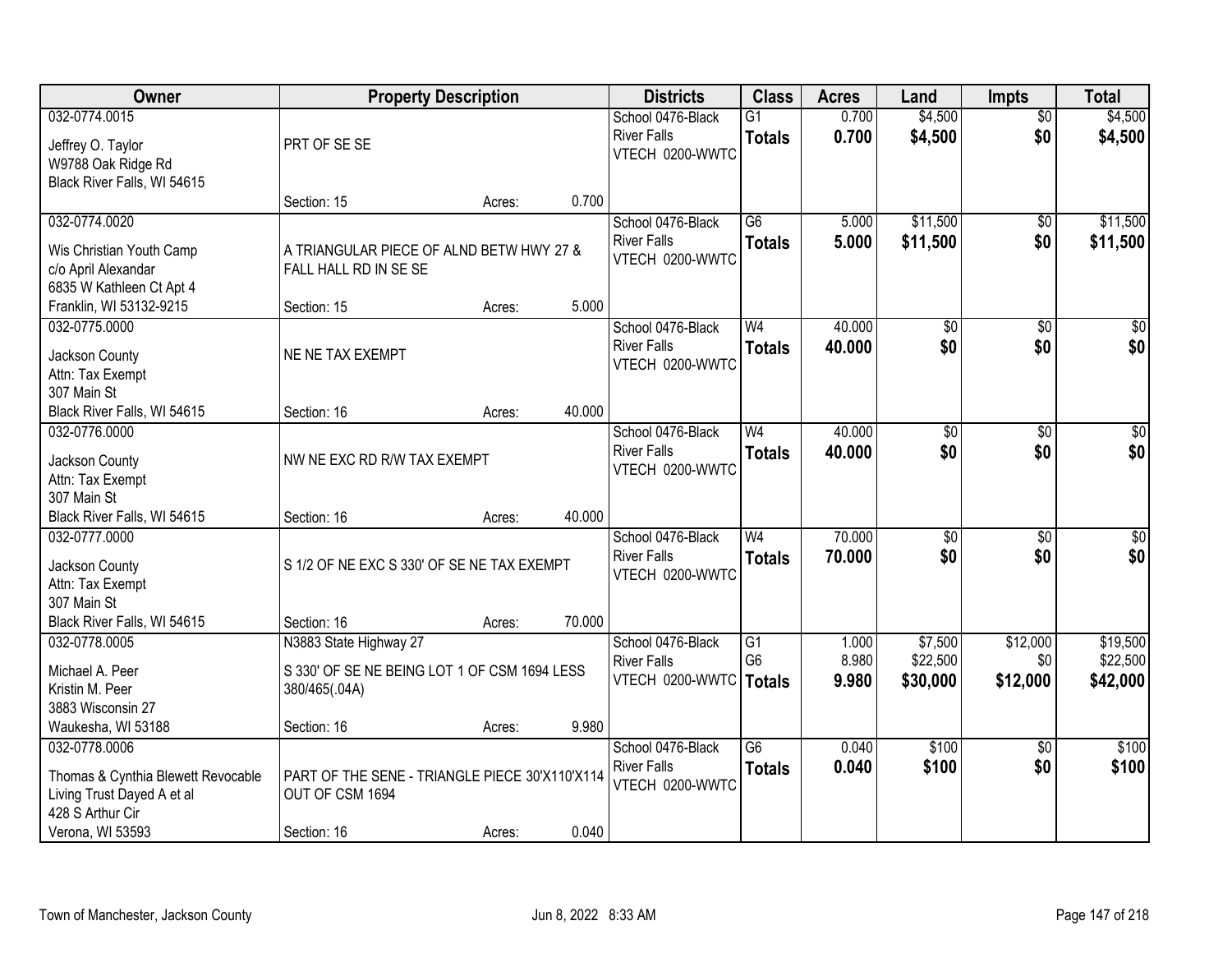| Owner | Property Description | | | Districts | Class | Acres | Land | Impts | Total |
|---|---|---|---|---|---|---|---|---|---|
| 032-0774.0015<br>Jeffrey O. Taylor<br>W9788 Oak Ridge Rd<br>Black River Falls, WI 54615 | PRT OF SE SE<br>Section: 15 | Acres: | 0.700 | School 0476-Black River Falls<br>VTECH 0200-WWTC | G1<br>**Totals** | 0.700<br>**0.700** | $4,500<br>**$4,500** | $0<br>**$0** | $4,500<br>**$4,500** |
| 032-0774.0020<br>Wis Christian Youth Camp<br>c/o April Alexandar<br>6835 W Kathleen Ct Apt 4<br>Franklin, WI 53132-9215 | A TRIANGULAR PIECE OF ALND BETW HWY 27 & FALL HALL RD IN SE SE<br>Section: 15 | Acres: | 5.000 | School 0476-Black River Falls<br>VTECH 0200-WWTC | G6<br>**Totals** | 5.000<br>**5.000** | $11,500<br>**$11,500** | $0<br>**$0** | $11,500<br>**$11,500** |
| 032-0775.0000<br>Jackson County<br>Attn: Tax Exempt<br>307 Main St<br>Black River Falls, WI 54615 | NE NE TAX EXEMPT<br>Section: 16 | Acres: | 40.000 | School 0476-Black River Falls<br>VTECH 0200-WWTC | W4<br>**Totals** | 40.000<br>**40.000** | $0<br>**$0** | $0<br>**$0** | $0<br>**$0** |
| 032-0776.0000<br>Jackson County<br>Attn: Tax Exempt<br>307 Main St<br>Black River Falls, WI 54615 | NW NE EXC RD R/W TAX EXEMPT<br>Section: 16 | Acres: | 40.000 | School 0476-Black River Falls<br>VTECH 0200-WWTC | W4<br>**Totals** | 40.000<br>**40.000** | $0<br>**$0** | $0<br>**$0** | $0<br>**$0** |
| 032-0777.0000<br>Jackson County<br>Attn: Tax Exempt<br>307 Main St<br>Black River Falls, WI 54615 | S 1/2 OF NE EXC S 330' OF SE NE TAX EXEMPT<br>Section: 16 | Acres: | 70.000 | School 0476-Black River Falls<br>VTECH 0200-WWTC | W4<br>**Totals** | 70.000<br>**70.000** | $0<br>**$0** | $0<br>**$0** | $0<br>**$0** |
| 032-0778.0005<br>Michael A. Peer<br>Kristin M. Peer<br>3883 Wisconsin 27<br>Waukesha, WI 53188 | N3883 State Highway 27<br>S 330' OF SE NE BEING LOT 1 OF CSM 1694 LESS 380/465(.04A)<br>Section: 16 | Acres: | 9.980 | School 0476-Black River Falls<br>VTECH 0200-WWTC | G1<br>G6<br>**Totals** | 1.000<br>8.980<br>**9.980** | $7,500<br>$22,500<br>**$30,000** | $12,000<br>$0<br>**$12,000** | $19,500<br>$22,500<br>**$42,000** |
| 032-0778.0006<br>Thomas & Cynthia Blewett Revocable Living Trust Dayed A et al<br>428 S Arthur Cir<br>Verona, WI 53593 | PART OF THE SENE - TRIANGLE PIECE 30'X110'X114 OUT OF CSM 1694<br>Section: 16 | Acres: | 0.040 | School 0476-Black River Falls<br>VTECH 0200-WWTC | G6<br>**Totals** | 0.040<br>**0.040** | $100<br>**$100** | $0<br>**$0** | $100<br>**$100** |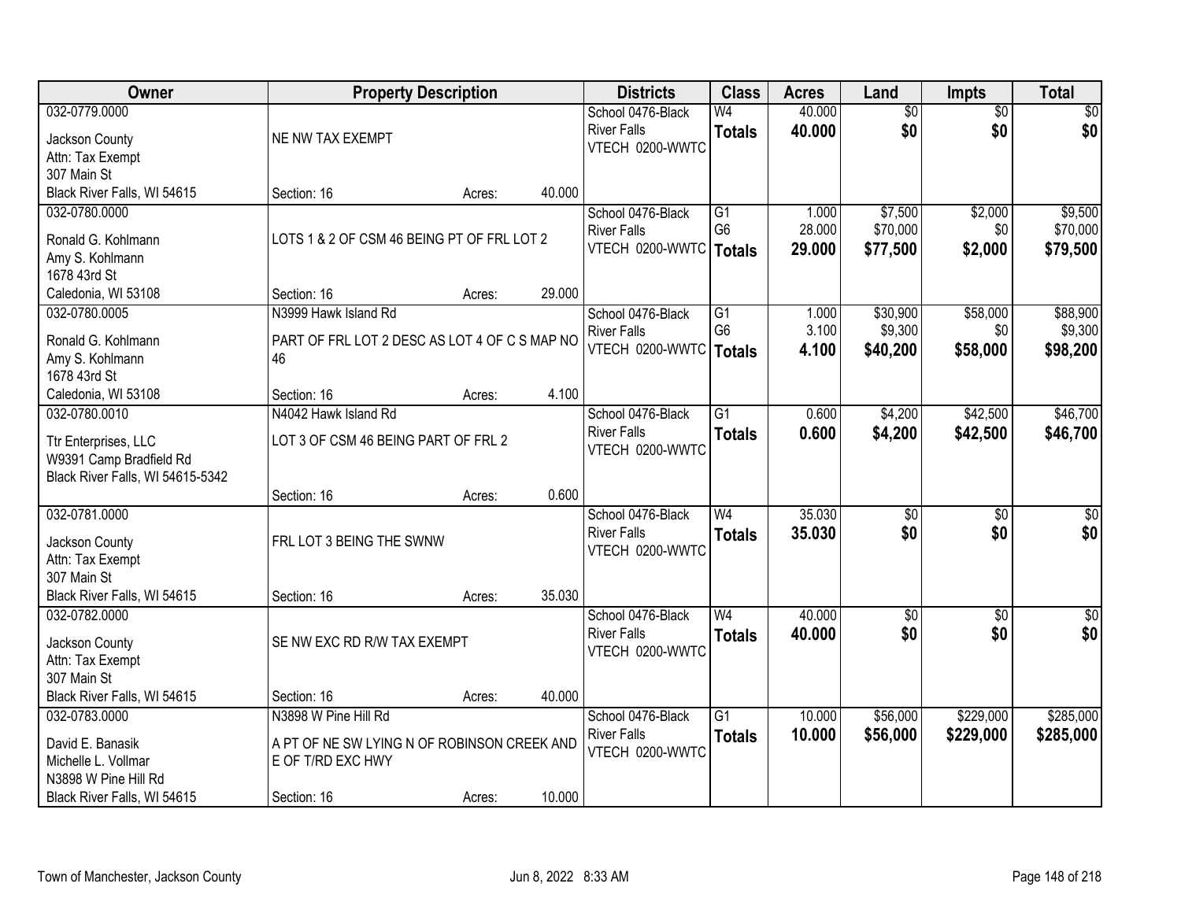| Owner | Property Description | Districts | Class | Acres | Land | Impts | Total |
|---|---|---|---|---|---|---|---|
| 032-0779.0000<br>Jackson County<br>Attn: Tax Exempt<br>307 Main St<br>Black River Falls, WI 54615 | NE NW TAX EXEMPT<br>Section: 16 Acres: 40.000 | School 0476-Black River Falls<br>VTECH 0200-WWTC | W4<br>**Totals** | 40.000<br>**40.000** | $0<br>**$0** | $0<br>**$0** | $0<br>**$0** |
| 032-0780.0000<br>Ronald G. Kohlmann<br>Amy S. Kohlmann<br>1678 43rd St<br>Caledonia, WI 53108 | LOTS 1 & 2 OF CSM 46 BEING PT OF FRL LOT 2<br>Section: 16 Acres: 29.000 | School 0476-Black River Falls<br>VTECH 0200-WWTC | G1<br>G6<br>**Totals** | 1.000<br>28.000<br>**29.000** | $7,500<br>$70,000<br>**$77,500** | $2,000<br>$0<br>**$2,000** | $9,500<br>$70,000<br>**$79,500** |
| 032-0780.0005<br>Ronald G. Kohlmann<br>Amy S. Kohlmann<br>1678 43rd St<br>Caledonia, WI 53108 | N3999 Hawk Island Rd<br>PART OF FRL LOT 2 DESC AS LOT 4 OF C S MAP NO 46<br>Section: 16 Acres: 4.100 | School 0476-Black River Falls<br>VTECH 0200-WWTC | G1<br>G6<br>**Totals** | 1.000<br>3.100<br>**4.100** | $30,900<br>$9,300<br>**$40,200** | $58,000<br>$0<br>**$58,000** | $88,900<br>$9,300<br>**$98,200** |
| 032-0780.0010<br>Ttr Enterprises, LLC<br>W9391 Camp Bradfield Rd<br>Black River Falls, WI 54615-5342 | N4042 Hawk Island Rd<br>LOT 3 OF CSM 46 BEING PART OF FRL 2<br>Section: 16 Acres: 0.600 | School 0476-Black River Falls<br>VTECH 0200-WWTC | G1<br>**Totals** | 0.600<br>**0.600** | $4,200<br>**$4,200** | $42,500<br>**$42,500** | $46,700<br>**$46,700** |
| 032-0781.0000<br>Jackson County<br>Attn: Tax Exempt<br>307 Main St<br>Black River Falls, WI 54615 | FRL LOT 3 BEING THE SWNW<br>Section: 16 Acres: 35.030 | School 0476-Black River Falls<br>VTECH 0200-WWTC | W4<br>**Totals** | 35.030<br>**35.030** | $0<br>**$0** | $0<br>**$0** | $0<br>**$0** |
| 032-0782.0000<br>Jackson County<br>Attn: Tax Exempt<br>307 Main St<br>Black River Falls, WI 54615 | SE NW EXC RD R/W TAX EXEMPT<br>Section: 16 Acres: 40.000 | School 0476-Black River Falls<br>VTECH 0200-WWTC | W4<br>**Totals** | 40.000<br>**40.000** | $0<br>**$0** | $0<br>**$0** | $0<br>**$0** |
| 032-0783.0000<br>David E. Banasik<br>Michelle L. Vollmar<br>N3898 W Pine Hill Rd<br>Black River Falls, WI 54615 | N3898 W Pine Hill Rd<br>A PT OF NE SW LYING N OF ROBINSON CREEK AND E OF T/RD EXC HWY<br>Section: 16 Acres: 10.000 | School 0476-Black River Falls<br>VTECH 0200-WWTC | G1<br>**Totals** | 10.000<br>**10.000** | $56,000<br>**$56,000** | $229,000<br>**$229,000** | $285,000<br>**$285,000** |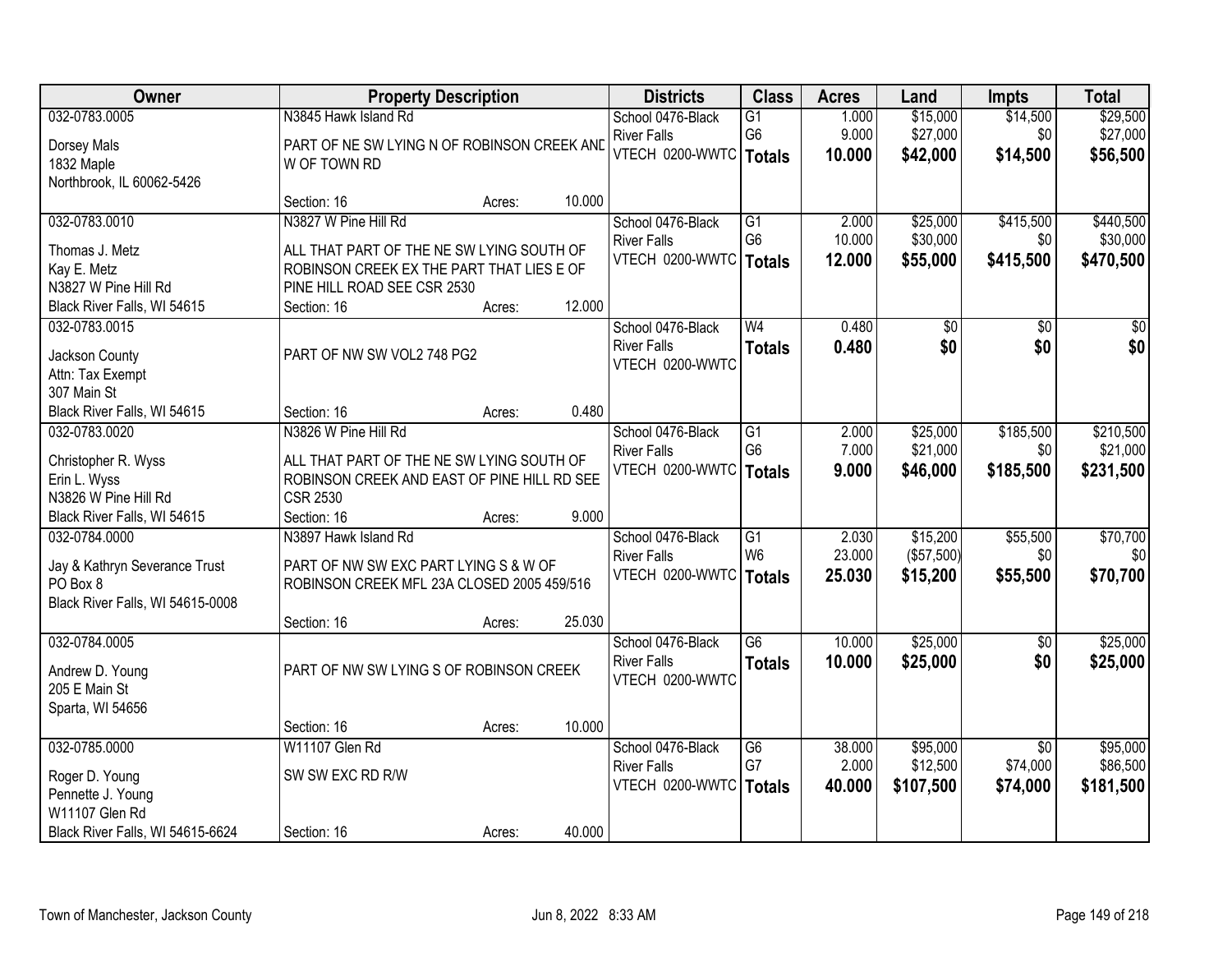| Owner | Property Description | Districts | Class | Acres | Land | Impts | Total |
|---|---|---|---|---|---|---|---|
| 032-0783.0005<br>Dorsey Mals<br>1832 Maple<br>Northbrook, IL 60062-5426 | N3845 Hawk Island Rd<br>PART OF NE SW LYING N OF ROBINSON CREEK AND W OF TOWN RD<br>Section: 16 Acres: 10.000 | School 0476-Black River Falls<br>VTECH 0200-WWTC | G1<br>G6<br>**Totals** | 1.000<br>9.000<br>**10.000** | $15,000<br>$27,000<br>**$42,000** | $14,500<br>$0<br>**$14,500** | $29,500<br>$27,000<br>**$56,500** |
| 032-0783.0010<br>Thomas J. Metz<br>Kay E. Metz<br>N3827 W Pine Hill Rd<br>Black River Falls, WI 54615 | N3827 W Pine Hill Rd<br>ALL THAT PART OF THE NE SW LYING SOUTH OF ROBINSON CREEK EX THE PART THAT LIES E OF PINE HILL ROAD SEE CSR 2530<br>Section: 16 Acres: 12.000 | School 0476-Black River Falls<br>VTECH 0200-WWTC | G1<br>G6<br>**Totals** | 2.000<br>10.000<br>**12.000** | $25,000<br>$30,000<br>**$55,000** | $415,500<br>$0<br>**$415,500** | $440,500<br>$30,000<br>**$470,500** |
| 032-0783.0015<br>Jackson County<br>Attn: Tax Exempt<br>307 Main St<br>Black River Falls, WI 54615 | PART OF NW SW VOL2 748 PG2<br>Section: 16 Acres: 0.480 | School 0476-Black River Falls<br>VTECH 0200-WWTC | W4<br>**Totals** | 0.480<br>**0.480** | $0<br>**$0** | $0<br>**$0** | $0<br>**$0** |
| 032-0783.0020<br>Christopher R. Wyss<br>Erin L. Wyss<br>N3826 W Pine Hill Rd<br>Black River Falls, WI 54615 | N3826 W Pine Hill Rd<br>ALL THAT PART OF THE NE SW LYING SOUTH OF ROBINSON CREEK AND EAST OF PINE HILL RD SEE CSR 2530<br>Section: 16 Acres: 9.000 | School 0476-Black River Falls<br>VTECH 0200-WWTC | G1<br>G6<br>**Totals** | 2.000<br>7.000<br>**9.000** | $25,000<br>$21,000<br>**$46,000** | $185,500<br>$0<br>**$185,500** | $210,500<br>$21,000<br>**$231,500** |
| 032-0784.0000<br>Jay & Kathryn Severance Trust<br>PO Box 8<br>Black River Falls, WI 54615-0008 | N3897 Hawk Island Rd<br>PART OF NW SW EXC PART LYING S & W OF ROBINSON CREEK MFL 23A CLOSED 2005 459/516<br>Section: 16 Acres: 25.030 | School 0476-Black River Falls<br>VTECH 0200-WWTC | G1<br>W6<br>**Totals** | 2.030<br>23.000<br>**25.030** | $15,200<br>($57,500)<br>**$15,200** | $55,500<br>$0<br>**$55,500** | $70,700<br>$0<br>**$70,700** |
| 032-0784.0005<br>Andrew D. Young<br>205 E Main St<br>Sparta, WI 54656 | PART OF NW SW LYING S OF ROBINSON CREEK<br>Section: 16 Acres: 10.000 | School 0476-Black River Falls<br>VTECH 0200-WWTC | G6<br>**Totals** | 10.000<br>**10.000** | $25,000<br>**$25,000** | $0<br>**$0** | $25,000<br>**$25,000** |
| 032-0785.0000<br>Roger D. Young<br>Pennette J. Young<br>W11107 Glen Rd<br>Black River Falls, WI 54615-6624 | W11107 Glen Rd<br>SW SW EXC RD R/W<br>Section: 16 Acres: 40.000 | School 0476-Black River Falls<br>VTECH 0200-WWTC | G6<br>G7<br>**Totals** | 38.000<br>2.000<br>**40.000** | $95,000<br>$12,500<br>**$107,500** | $0<br>$74,000<br>**$74,000** | $95,000<br>$86,500<br>**$181,500** |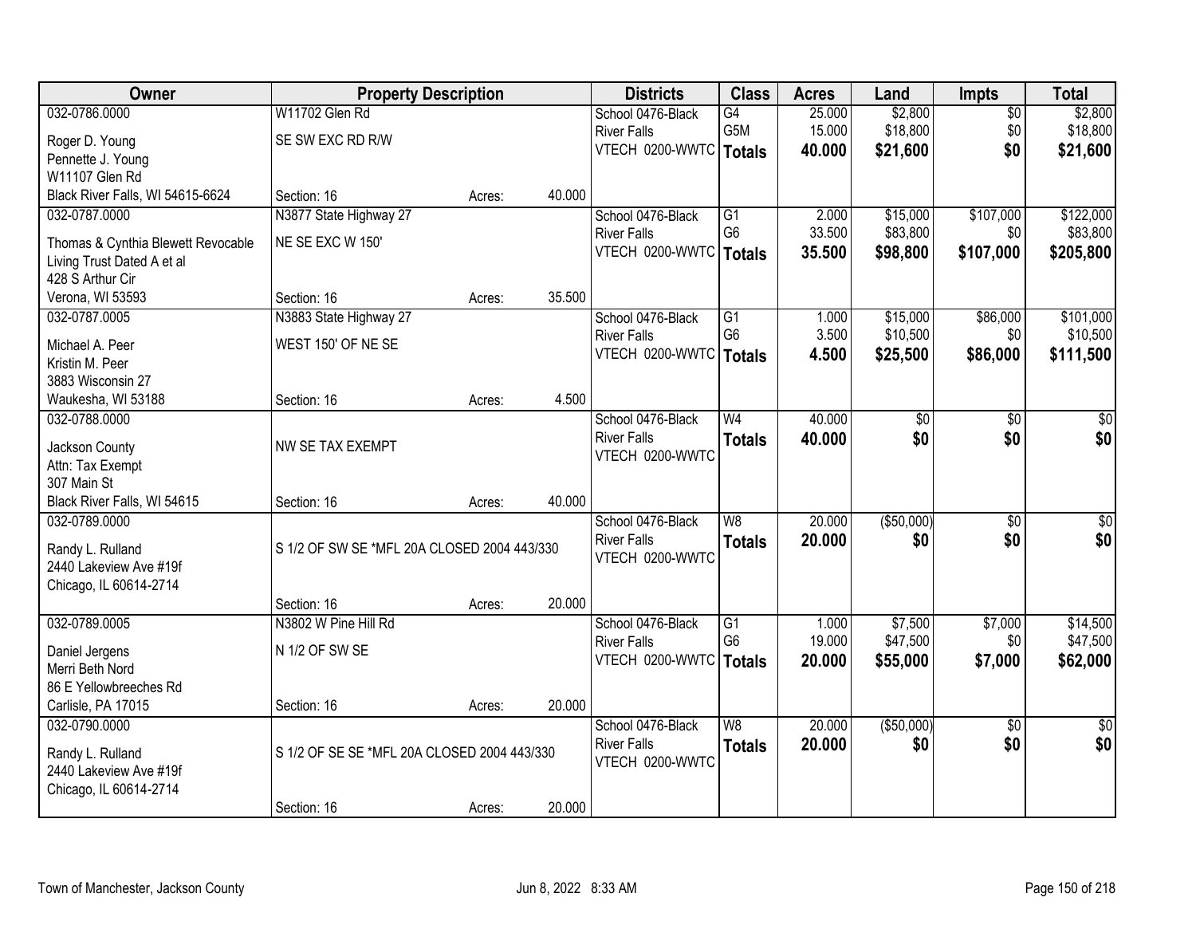| Owner | Property Description | | | Districts | Class | Acres | Land | Impts | Total |
|---|---|---|---|---|---|---|---|---|---|
| 032-0786.0000 | W11702 Glen Rd | | | School 0476-Black | G4 | 25.000 | $2,800 | $0 | $2,800 |
| Roger D. Young | SE SW EXC RD R/W | | | River Falls | G5M | 15.000 | $18,800 | $0 | $18,800 |
| Pennette J. Young | | | | VTECH 0200-WWTC | **Totals** | **40.000** | **$21,600** | **$0** | **$21,600** |
| W11107 Glen Rd | | | | | | | | | |
| Black River Falls, WI 54615-6624 | Section: 16 | Acres: | 40.000 | | | | | | |
| 032-0787.0000 | N3877 State Highway 27 | | | School 0476-Black | G1 | 2.000 | $15,000 | $107,000 | $122,000 |
| Thomas & Cynthia Blewett Revocable | NE SE EXC W 150' | | | River Falls | G6 | 33.500 | $83,800 | $0 | $83,800 |
| Living Trust Dated A et al | | | | VTECH 0200-WWTC | **Totals** | **35.500** | **$98,800** | **$107,000** | **$205,800** |
| 428 S Arthur Cir | | | | | | | | | |
| Verona, WI 53593 | Section: 16 | Acres: | 35.500 | | | | | | |
| 032-0787.0005 | N3883 State Highway 27 | | | School 0476-Black | G1 | 1.000 | $15,000 | $86,000 | $101,000 |
| Michael A. Peer | WEST 150' OF NE SE | | | River Falls | G6 | 3.500 | $10,500 | $0 | $10,500 |
| Kristin M. Peer | | | | VTECH 0200-WWTC | **Totals** | **4.500** | **$25,500** | **$86,000** | **$111,500** |
| 3883 Wisconsin 27 | | | | | | | | | |
| Waukesha, WI 53188 | Section: 16 | Acres: | 4.500 | | | | | | |
| 032-0788.0000 | | | | School 0476-Black | W4 | 40.000 | $0 | $0 | $0 |
| Jackson County | NW SE TAX EXEMPT | | | River Falls | **Totals** | **40.000** | **$0** | **$0** | **$0** |
| Attn: Tax Exempt | | | | VTECH 0200-WWTC | | | | | |
| 307 Main St | | | | | | | | | |
| Black River Falls, WI 54615 | Section: 16 | Acres: | 40.000 | | | | | | |
| 032-0789.0000 | | | | School 0476-Black | W8 | 20.000 | ($50,000) | $0 | $0 |
| Randy L. Rulland | S 1/2 OF SW SE *MFL 20A CLOSED 2004 443/330 | | | River Falls | **Totals** | **20.000** | **$0** | **$0** | **$0** |
| 2440 Lakeview Ave #19f | | | | VTECH 0200-WWTC | | | | | |
| Chicago, IL 60614-2714 | | | | | | | | | |
| | Section: 16 | Acres: | 20.000 | | | | | | |
| 032-0789.0005 | N3802 W Pine Hill Rd | | | School 0476-Black | G1 | 1.000 | $7,500 | $7,000 | $14,500 |
| Daniel Jergens | N 1/2 OF SW SE | | | River Falls | G6 | 19.000 | $47,500 | $0 | $47,500 |
| Merri Beth Nord | | | | VTECH 0200-WWTC | **Totals** | **20.000** | **$55,000** | **$7,000** | **$62,000** |
| 86 E Yellowbreeches Rd | | | | | | | | | |
| Carlisle, PA 17015 | Section: 16 | Acres: | 20.000 | | | | | | |
| 032-0790.0000 | | | | School 0476-Black | W8 | 20.000 | ($50,000) | $0 | $0 |
| Randy L. Rulland | S 1/2 OF SE SE *MFL 20A CLOSED 2004 443/330 | | | River Falls | **Totals** | **20.000** | **$0** | **$0** | **$0** |
| 2440 Lakeview Ave #19f | | | | VTECH 0200-WWTC | | | | | |
| Chicago, IL 60614-2714 | | | | | | | | | |
| | Section: 16 | Acres: | 20.000 | | | | | | |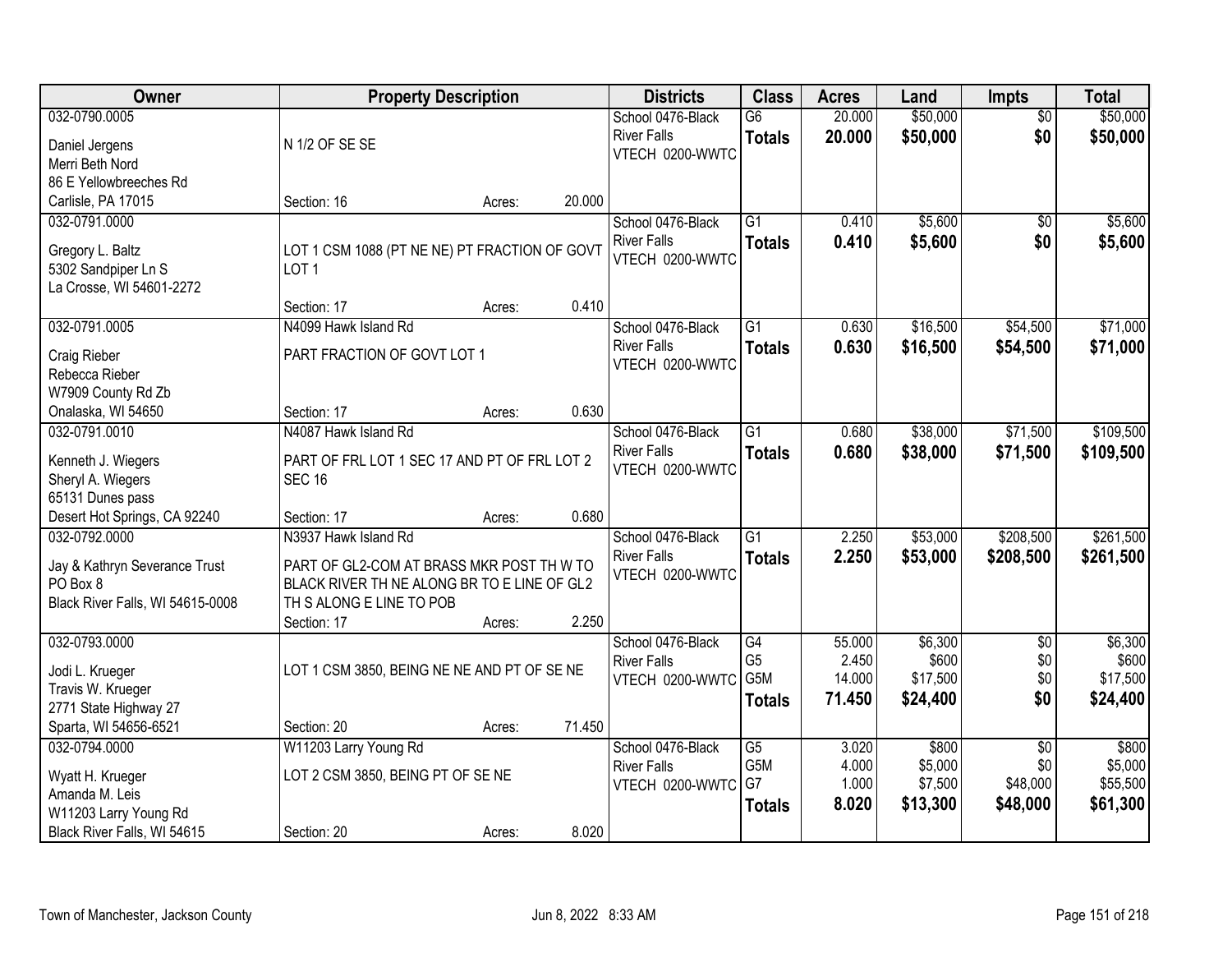| Owner | Property Description | Districts | Class | Acres | Land | Impts | Total |
|---|---|---|---|---|---|---|---|
| 032-0790.0005<br>Daniel Jergens<br>Merri Beth Nord<br>86 E Yellowbreeches Rd<br>Carlisle, PA 17015 | N 1/2 OF SE SE<br>Section: 16 Acres: 20.000 | School 0476-Black River Falls<br>VTECH 0200-WWTC | G6<br>**Totals** | 20.000<br>**20.000** | $50,000<br>**$50,000** | $0<br>**$0** | $50,000<br>**$50,000** |
| 032-0791.0000<br>Gregory L. Baltz<br>5302 Sandpiper Ln S<br>La Crosse, WI 54601-2272 | LOT 1 CSM 1088 (PT NE NE) PT FRACTION OF GOVT LOT 1<br>Section: 17 Acres: 0.410 | School 0476-Black River Falls<br>VTECH 0200-WWTC | G1<br>**Totals** | 0.410<br>**0.410** | $5,600<br>**$5,600** | $0<br>**$0** | $5,600<br>**$5,600** |
| 032-0791.0005<br>Craig Rieber<br>Rebecca Rieber<br>W7909 County Rd Zb<br>Onalaska, WI 54650 | N4099 Hawk Island Rd<br>PART FRACTION OF GOVT LOT 1<br>Section: 17 Acres: 0.630 | School 0476-Black River Falls<br>VTECH 0200-WWTC | G1<br>**Totals** | 0.630<br>**0.630** | $16,500<br>**$16,500** | $54,500<br>**$54,500** | $71,000<br>**$71,000** |
| 032-0791.0010<br>Kenneth J. Wiegers<br>Sheryl A. Wiegers<br>65131 Dunes pass<br>Desert Hot Springs, CA 92240 | N4087 Hawk Island Rd<br>PART OF FRL LOT 1 SEC 17 AND PT OF FRL LOT 2 SEC 16<br>Section: 17 Acres: 0.680 | School 0476-Black River Falls<br>VTECH 0200-WWTC | G1<br>**Totals** | 0.680<br>**0.680** | $38,000<br>**$38,000** | $71,500<br>**$71,500** | $109,500<br>**$109,500** |
| 032-0792.0000<br>Jay & Kathryn Severance Trust<br>PO Box 8<br>Black River Falls, WI 54615-0008 | N3937 Hawk Island Rd<br>PART OF GL2-COM AT BRASS MKR POST TH W TO BLACK RIVER TH NE ALONG BR TO E LINE OF GL2 TH S ALONG E LINE TO POB<br>Section: 17 Acres: 2.250 | School 0476-Black River Falls<br>VTECH 0200-WWTC | G1<br>**Totals** | 2.250<br>**2.250** | $53,000<br>**$53,000** | $208,500<br>**$208,500** | $261,500<br>**$261,500** |
| 032-0793.0000<br>Jodi L. Krueger<br>Travis W. Krueger<br>2771 State Highway 27<br>Sparta, WI 54656-6521 | LOT 1 CSM 3850, BEING NE NE AND PT OF SE NE<br>Section: 20 Acres: 71.450 | School 0476-Black River Falls<br>VTECH 0200-WWTC | G4<br>G5<br>G5M<br>**Totals** | 55.000<br>2.450<br>14.000<br>**71.450** | $6,300<br>$600<br>$17,500<br>**$24,400** | $0<br>$0<br>$0<br>**$0** | $6,300<br>$600<br>$17,500<br>**$24,400** |
| 032-0794.0000<br>Wyatt H. Krueger<br>Amanda M. Leis<br>W11203 Larry Young Rd<br>Black River Falls, WI 54615 | W11203 Larry Young Rd<br>LOT 2 CSM 3850, BEING PT OF SE NE<br>Section: 20 Acres: 8.020 | School 0476-Black River Falls<br>VTECH 0200-WWTC | G5<br>G5M<br>G7<br>**Totals** | 3.020<br>4.000<br>1.000<br>**8.020** | $800<br>$5,000<br>$7,500<br>**$13,300** | $0<br>$0<br>$48,000<br>**$48,000** | $800<br>$5,000<br>$55,500<br>**$61,300** |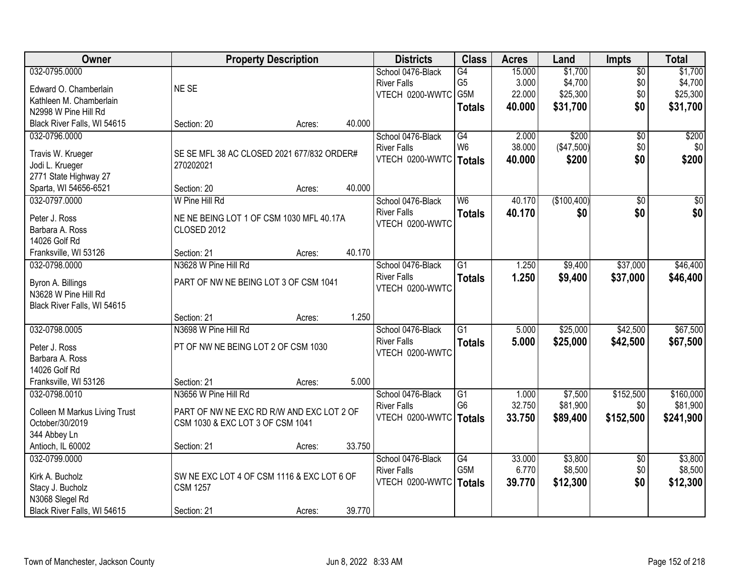| Owner | Property Description | Districts | Class | Acres | Land | Impts | Total |
|---|---|---|---|---|---|---|---|
| 032-0795.0000<br>Edward O. Chamberlain<br>Kathleen M. Chamberlain<br>N2998 W Pine Hill Rd<br>Black River Falls, WI 54615 | NE SE<br>Section: 20 Acres: 40.000 | School 0476-Black River Falls<br>VTECH 0200-WWTC | G4<br>G5<br>G5M<br>**Totals** | 15.000<br>3.000<br>22.000<br>**40.000** | $1,700<br>$4,700<br>$25,300<br>**$31,700** | $0<br>$0<br>$0<br>**$0** | $1,700<br>$4,700<br>$25,300<br>**$31,700** |
| 032-0796.0000<br>Travis W. Krueger<br>Jodi L. Krueger<br>2771 State Highway 27<br>Sparta, WI 54656-6521 | SE SE MFL 38 AC CLOSED 2021 677/832 ORDER# 270202021<br>Section: 20 Acres: 40.000 | School 0476-Black River Falls<br>VTECH 0200-WWTC | G4<br>W6<br>**Totals** | 2.000<br>38.000<br>**40.000** | $200<br>($47,500)<br>**$200** | $0<br>$0<br>**$0** | $200<br>$0<br>**$200** |
| 032-0797.0000<br>Peter J. Ross<br>Barbara A. Ross<br>14026 Golf Rd<br>Franksville, WI 53126 | W Pine Hill Rd<br>NE NE BEING LOT 1 OF CSM 1030 MFL 40.17A CLOSED 2012<br>Section: 21 Acres: 40.170 | School 0476-Black River Falls<br>VTECH 0200-WWTC | W6<br>**Totals** | 40.170<br>**40.170** | ($100,400)<br>**$0** | $0<br>**$0** | $0<br>**$0** |
| 032-0798.0000<br>Byron A. Billings<br>N3628 W Pine Hill Rd<br>Black River Falls, WI 54615 | N3628 W Pine Hill Rd<br>PART OF NW NE BEING LOT 3 OF CSM 1041<br>Section: 21 Acres: 1.250 | School 0476-Black River Falls<br>VTECH 0200-WWTC | G1<br>**Totals** | 1.250<br>**1.250** | $9,400<br>**$9,400** | $37,000<br>**$37,000** | $46,400<br>**$46,400** |
| 032-0798.0005<br>Peter J. Ross<br>Barbara A. Ross<br>14026 Golf Rd<br>Franksville, WI 53126 | N3698 W Pine Hill Rd<br>PT OF NW NE BEING LOT 2 OF CSM 1030<br>Section: 21 Acres: 5.000 | School 0476-Black River Falls<br>VTECH 0200-WWTC | G1<br>**Totals** | 5.000<br>**5.000** | $25,000<br>**$25,000** | $42,500<br>**$42,500** | $67,500<br>**$67,500** |
| 032-0798.0010<br>Colleen M Markus Living Trust<br>October/30/2019<br>344 Abbey Ln<br>Antioch, IL 60002 | N3656 W Pine Hill Rd<br>PART OF NW NE EXC RD R/W AND EXC LOT 2 OF CSM 1030 & EXC LOT 3 OF CSM 1041<br>Section: 21 Acres: 33.750 | School 0476-Black River Falls<br>VTECH 0200-WWTC | G1<br>G6<br>**Totals** | 1.000<br>32.750<br>**33.750** | $7,500<br>$81,900<br>**$89,400** | $152,500<br>$0<br>**$152,500** | $160,000<br>$81,900<br>**$241,900** |
| 032-0799.0000<br>Kirk A. Bucholz<br>Stacy J. Bucholz<br>N3068 Slegel Rd<br>Black River Falls, WI 54615 | SW NE EXC LOT 4 OF CSM 1116 & EXC LOT 6 OF CSM 1257<br>Section: 21 Acres: 39.770 | School 0476-Black River Falls<br>VTECH 0200-WWTC | G4<br>G5M<br>**Totals** | 33.000<br>6.770<br>**39.770** | $3,800<br>$8,500<br>**$12,300** | $0<br>$0<br>**$0** | $3,800<br>$8,500<br>**$12,300** |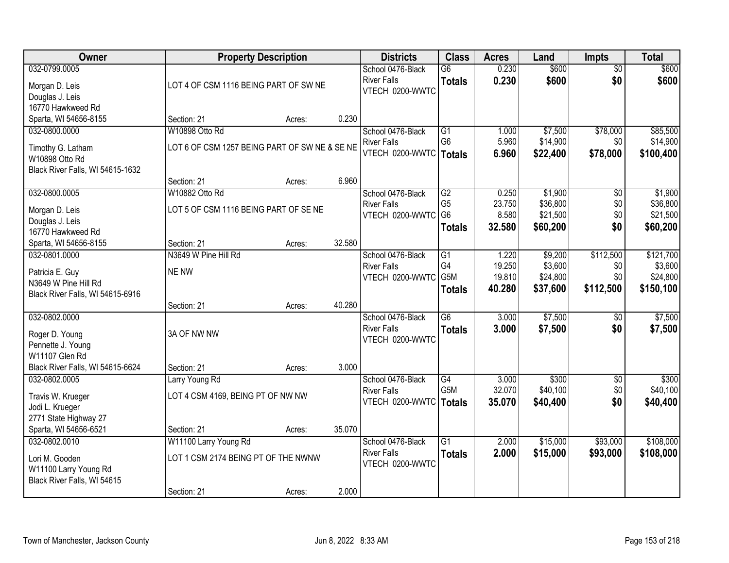| Owner | Property Description | | | Districts | Class | Acres | Land | Impts | Total |
|---|---|---|---|---|---|---|---|---|---|
| 032-0799.0005<br>Morgan D. Leis<br>Douglas J. Leis<br>16770 Hawkweed Rd<br>Sparta, WI 54656-8155 | LOT 4 OF CSM 1116 BEING PART OF SW NE<br>Section: 21 | Acres: | 0.230 | School 0476-Black River Falls<br>VTECH 0200-WWTC | G6<br>**Totals** | 0.230<br>**0.230** | $600<br>**$600** | $0<br>**$0** | $600<br>**$600** |
| 032-0800.0000<br>Timothy G. Latham<br>W10898 Otto Rd<br>Black River Falls, WI 54615-1632 | W10898 Otto Rd<br>LOT 6 OF CSM 1257 BEING PART OF SW NE & SE NE<br>Section: 21 | Acres: | 6.960 | School 0476-Black River Falls<br>VTECH 0200-WWTC | G1<br>G6<br>**Totals** | 1.000<br>5.960<br>**6.960** | $7,500<br>$14,900<br>**$22,400** | $78,000<br>$0<br>**$78,000** | $85,500<br>$14,900<br>**$100,400** |
| 032-0800.0005<br>Morgan D. Leis<br>Douglas J. Leis<br>16770 Hawkweed Rd<br>Sparta, WI 54656-8155 | W10882 Otto Rd<br>LOT 5 OF CSM 1116 BEING PART OF SE NE<br>Section: 21 | Acres: | 32.580 | School 0476-Black River Falls<br>VTECH 0200-WWTC | G2<br>G5<br>G6<br>**Totals** | 0.250<br>23.750<br>8.580<br>**32.580** | $1,900<br>$36,800<br>$21,500<br>**$60,200** | $0<br>$0<br>$0<br>**$0** | $1,900<br>$36,800<br>$21,500<br>**$60,200** |
| 032-0801.0000<br>Patricia E. Guy<br>N3649 W Pine Hill Rd<br>Black River Falls, WI 54615-6916 | N3649 W Pine Hill Rd<br>NE NW<br>Section: 21 | Acres: | 40.280 | School 0476-Black River Falls<br>VTECH 0200-WWTC | G1<br>G4<br>G5M<br>**Totals** | 1.220<br>19.250<br>19.810<br>**40.280** | $9,200<br>$3,600<br>$24,800<br>**$37,600** | $112,500<br>$0<br>$0<br>**$112,500** | $121,700<br>$3,600<br>$24,800<br>**$150,100** |
| 032-0802.0000<br>Roger D. Young<br>Pennette J. Young<br>W11107 Glen Rd<br>Black River Falls, WI 54615-6624 | 3A OF NW NW<br>Section: 21 | Acres: | 3.000 | School 0476-Black River Falls<br>VTECH 0200-WWTC | G6<br>**Totals** | 3.000<br>**3.000** | $7,500<br>**$7,500** | $0<br>**$0** | $7,500<br>**$7,500** |
| 032-0802.0005<br>Travis W. Krueger<br>Jodi L. Krueger<br>2771 State Highway 27<br>Sparta, WI 54656-6521 | Larry Young Rd<br>LOT 4 CSM 4169, BEING PT OF NW NW<br>Section: 21 | Acres: | 35.070 | School 0476-Black River Falls<br>VTECH 0200-WWTC | G4<br>G5M<br>**Totals** | 3.000<br>32.070<br>**35.070** | $300<br>$40,100<br>**$40,400** | $0<br>$0<br>**$0** | $300<br>$40,100<br>**$40,400** |
| 032-0802.0010<br>Lori M. Gooden<br>W11100 Larry Young Rd<br>Black River Falls, WI 54615 | W11100 Larry Young Rd<br>LOT 1 CSM 2174 BEING PT OF THE NWNW<br>Section: 21 | Acres: | 2.000 | School 0476-Black River Falls<br>VTECH 0200-WWTC | G1<br>**Totals** | 2.000<br>**2.000** | $15,000<br>**$15,000** | $93,000<br>**$93,000** | $108,000<br>**$108,000** |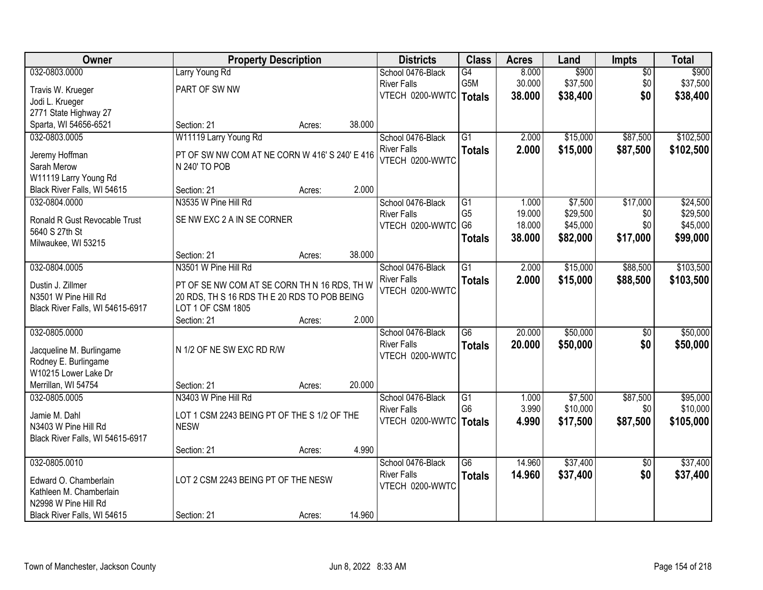| Owner | Property Description | Districts | Class | Acres | Land | Impts | Total |
|---|---|---|---|---|---|---|---|
| 032-0803.0000<br>Travis W. Krueger<br>Jodi L. Krueger<br>2771 State Highway 27<br>Sparta, WI 54656-6521 | Larry Young Rd<br>PART OF SW NW<br>Section: 21 Acres: 38.000 | School 0476-Black River Falls<br>VTECH 0200-WWTC | G4<br>G5M<br>**Totals** | 8.000<br>30.000<br>**38.000** | \$900<br>\$37,500<br>**\$38,400** | \$0<br>\$0<br>**\$0** | \$900<br>\$37,500<br>**\$38,400** |
| 032-0803.0005<br>Jeremy Hoffman<br>Sarah Merow<br>W11119 Larry Young Rd<br>Black River Falls, WI 54615 | W11119 Larry Young Rd<br>PT OF SW NW COM AT NE CORN W 416' S 240' E 416 N 240' TO POB<br>Section: 21 Acres: 2.000 | School 0476-Black River Falls<br>VTECH 0200-WWTC | G1<br>**Totals** | 2.000<br>**2.000** | \$15,000<br>**\$15,000** | \$87,500<br>**\$87,500** | \$102,500<br>**\$102,500** |
| 032-0804.0000<br>Ronald R Gust Revocable Trust<br>5640 S 27th St<br>Milwaukee, WI 53215 | N3535 W Pine Hill Rd<br>SE NW EXC 2 A IN SE CORNER<br>Section: 21 Acres: 38.000 | School 0476-Black River Falls<br>VTECH 0200-WWTC | G1<br>G5<br>G6<br>**Totals** | 1.000<br>19.000<br>18.000<br>**38.000** | \$7,500<br>\$29,500<br>\$45,000<br>**\$82,000** | \$17,000<br>\$0<br>\$0<br>**\$17,000** | \$24,500<br>\$29,500<br>\$45,000<br>**\$99,000** |
| 032-0804.0005<br>Dustin J. Zillmer<br>N3501 W Pine Hill Rd<br>Black River Falls, WI 54615-6917 | N3501 W Pine Hill Rd<br>PT OF SE NW COM AT SE CORN TH N 16 RDS, TH W 20 RDS, TH S 16 RDS TH E 20 RDS TO POB BEING LOT 1 OF CSM 1805<br>Section: 21 Acres: 2.000 | School 0476-Black River Falls<br>VTECH 0200-WWTC | G1<br>**Totals** | 2.000<br>**2.000** | \$15,000<br>**\$15,000** | \$88,500<br>**\$88,500** | \$103,500<br>**\$103,500** |
| 032-0805.0000<br>Jacqueline M. Burlingame<br>Rodney E. Burlingame<br>W10215 Lower Lake Dr<br>Merrillan, WI 54754 | N 1/2 OF NE SW EXC RD R/W<br>Section: 21 Acres: 20.000 | School 0476-Black River Falls<br>VTECH 0200-WWTC | G6<br>**Totals** | 20.000<br>**20.000** | \$50,000<br>**\$50,000** | \$0<br>**\$0** | \$50,000<br>**\$50,000** |
| 032-0805.0005<br>Jamie M. Dahl<br>N3403 W Pine Hill Rd<br>Black River Falls, WI 54615-6917 | N3403 W Pine Hill Rd<br>LOT 1 CSM 2243 BEING PT OF THE S 1/2 OF THE NESW<br>Section: 21 Acres: 4.990 | School 0476-Black River Falls<br>VTECH 0200-WWTC | G1<br>G6<br>**Totals** | 1.000<br>3.990<br>**4.990** | \$7,500<br>\$10,000<br>**\$17,500** | \$87,500<br>\$0<br>**\$87,500** | \$95,000<br>\$10,000<br>**\$105,000** |
| 032-0805.0010<br>Edward O. Chamberlain<br>Kathleen M. Chamberlain<br>N2998 W Pine Hill Rd<br>Black River Falls, WI 54615 | LOT 2 CSM 2243 BEING PT OF THE NESW<br>Section: 21 Acres: 14.960 | School 0476-Black River Falls<br>VTECH 0200-WWTC | G6<br>**Totals** | 14.960<br>**14.960** | \$37,400<br>**\$37,400** | \$0<br>**\$0** | \$37,400<br>**\$37,400** |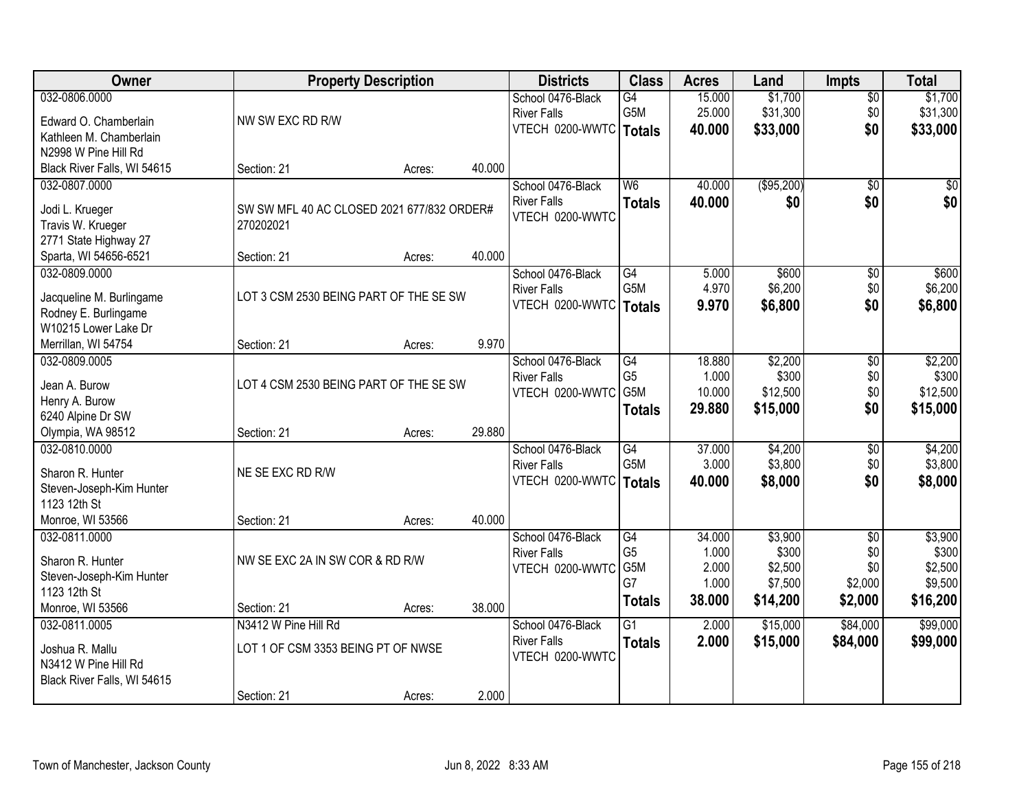| Owner | Property Description | | | Districts | Class | Acres | Land | Impts | Total |
|---|---|---|---|---|---|---|---|---|---|
| 032-0806.0000<br>Edward O. Chamberlain<br>Kathleen M. Chamberlain<br>N2998 W Pine Hill Rd<br>Black River Falls, WI 54615 | NW SW EXC RD R/W<br>Section: 21 | Acres: | 40.000 | School 0476-Black River Falls<br>VTECH 0200-WWTC | G4<br>G5M<br>**Totals** | 15.000<br>25.000<br>**40.000** | $1,700<br>$31,300<br>**$33,000** | $0<br>$0<br>**$0** | $1,700<br>$31,300<br>**$33,000** |
| 032-0807.0000<br>Jodi L. Krueger<br>Travis W. Krueger<br>2771 State Highway 27<br>Sparta, WI 54656-6521 | SW SW MFL 40 AC CLOSED 2021 677/832 ORDER# 270202021<br>Section: 21 | Acres: | 40.000 | School 0476-Black River Falls<br>VTECH 0200-WWTC | W6<br>**Totals** | 40.000<br>**40.000** | ($95,200)<br>**$0** | $0<br>**$0** | $0<br>**$0** |
| 032-0809.0000<br>Jacqueline M. Burlingame<br>Rodney E. Burlingame<br>W10215 Lower Lake Dr<br>Merrillan, WI 54754 | LOT 3 CSM 2530 BEING PART OF THE SE SW<br>Section: 21 | Acres: | 9.970 | School 0476-Black River Falls<br>VTECH 0200-WWTC | G4<br>G5M<br>**Totals** | 5.000<br>4.970<br>**9.970** | $600<br>$6,200<br>**$6,800** | $0<br>$0<br>**$0** | $600<br>$6,200<br>**$6,800** |
| 032-0809.0005<br>Jean A. Burow<br>Henry A. Burow<br>6240 Alpine Dr SW<br>Olympia, WA 98512 | LOT 4 CSM 2530 BEING PART OF THE SE SW<br>Section: 21 | Acres: | 29.880 | School 0476-Black River Falls<br>VTECH 0200-WWTC | G4<br>G5<br>G5M<br>**Totals** | 18.880<br>1.000<br>10.000<br>**29.880** | $2,200<br>$300<br>$12,500<br>**$15,000** | $0<br>$0<br>$0<br>**$0** | $2,200<br>$300<br>$12,500<br>**$15,000** |
| 032-0810.0000<br>Sharon R. Hunter<br>Steven-Joseph-Kim Hunter<br>1123 12th St<br>Monroe, WI 53566 | NE SE EXC RD R/W<br>Section: 21 | Acres: | 40.000 | School 0476-Black River Falls<br>VTECH 0200-WWTC | G4<br>G5M<br>**Totals** | 37.000<br>3.000<br>**40.000** | $4,200<br>$3,800<br>**$8,000** | $0<br>$0<br>**$0** | $4,200<br>$3,800<br>**$8,000** |
| 032-0811.0000<br>Sharon R. Hunter<br>Steven-Joseph-Kim Hunter<br>1123 12th St<br>Monroe, WI 53566 | NW SE EXC 2A IN SW COR & RD R/W<br>Section: 21 | Acres: | 38.000 | School 0476-Black River Falls<br>VTECH 0200-WWTC | G4<br>G5<br>G5M<br>G7<br>**Totals** | 34.000<br>1.000<br>2.000<br>1.000<br>**38.000** | $3,900<br>$300<br>$2,500<br>$7,500<br>**$14,200** | $0<br>$0<br>$0<br>$2,000<br>**$2,000** | $3,900<br>$300<br>$2,500<br>$9,500<br>**$16,200** |
| 032-0811.0005<br>Joshua R. Mallu<br>N3412 W Pine Hill Rd<br>Black River Falls, WI 54615 | N3412 W Pine Hill Rd<br>LOT 1 OF CSM 3353 BEING PT OF NWSE<br>Section: 21 | Acres: | 2.000 | School 0476-Black River Falls<br>VTECH 0200-WWTC | G1<br>**Totals** | 2.000<br>**2.000** | $15,000<br>**$15,000** | $84,000<br>**$84,000** | $99,000<br>**$99,000** |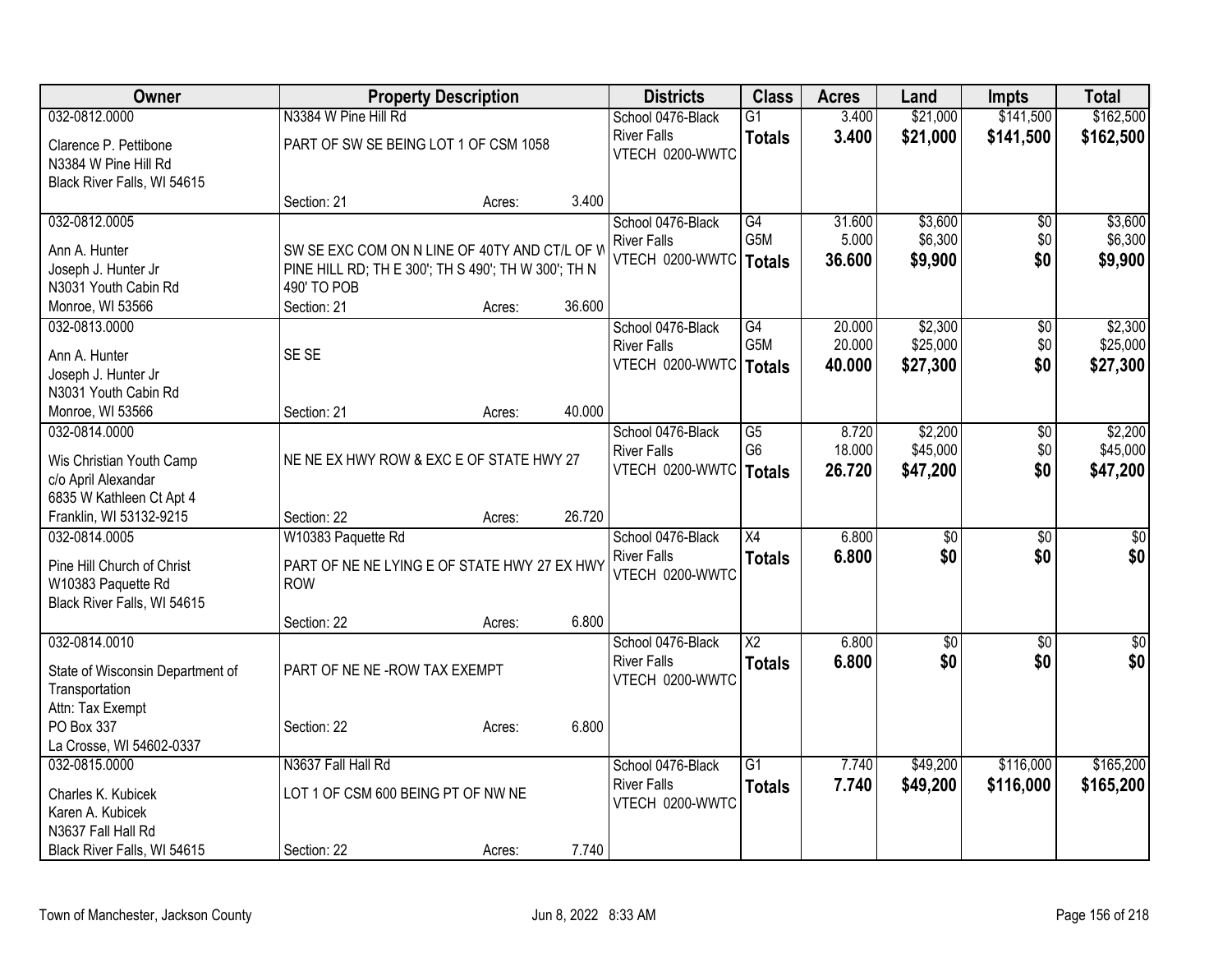| Owner | Property Description | Districts | Class | Acres | Land | Impts | Total |
|---|---|---|---|---|---|---|---|
| 032-0812.0000<br>Clarence P. Pettibone<br>N3384 W Pine Hill Rd<br>Black River Falls, WI 54615 | N3384 W Pine Hill Rd<br>PART OF SW SE BEING LOT 1 OF CSM 1058<br>Section: 21 Acres: 3.400 | School 0476-Black River Falls<br>VTECH 0200-WWTC | G1<br>**Totals** | 3.400<br>**3.400** | $21,000<br>**$21,000** | $141,500<br>**$141,500** | $162,500<br>**$162,500** |
| 032-0812.0005<br>Ann A. Hunter<br>Joseph J. Hunter Jr<br>N3031 Youth Cabin Rd<br>Monroe, WI 53566 | SW SE EXC COM ON N LINE OF 40TY AND CT/L OF W PINE HILL RD; TH E 300'; TH S 490'; TH W 300'; TH N 490' TO POB<br>Section: 21 Acres: 36.600 | School 0476-Black River Falls<br>VTECH 0200-WWTC | G4<br>G5M<br>**Totals** | 31.600<br>5.000<br>**36.600** | $3,600<br>$6,300<br>**$9,900** | $0<br>$0<br>**$0** | $3,600<br>$6,300<br>**$9,900** |
| 032-0813.0000<br>Ann A. Hunter<br>Joseph J. Hunter Jr<br>N3031 Youth Cabin Rd<br>Monroe, WI 53566 | SE SE<br>Section: 21 Acres: 40.000 | School 0476-Black River Falls<br>VTECH 0200-WWTC | G4<br>G5M<br>**Totals** | 20.000<br>20.000<br>**40.000** | $2,300<br>$25,000<br>**$27,300** | $0<br>$0<br>**$0** | $2,300<br>$25,000<br>**$27,300** |
| 032-0814.0000<br>Wis Christian Youth Camp<br>c/o April Alexandar<br>6835 W Kathleen Ct Apt 4<br>Franklin, WI 53132-9215 | NE NE EX HWY ROW & EXC E OF STATE HWY 27<br>Section: 22 Acres: 26.720 | School 0476-Black River Falls<br>VTECH 0200-WWTC | G5<br>G6<br>**Totals** | 8.720<br>18.000<br>**26.720** | $2,200<br>$45,000<br>**$47,200** | $0<br>$0<br>**$0** | $2,200<br>$45,000<br>**$47,200** |
| 032-0814.0005<br>Pine Hill Church of Christ<br>W10383 Paquette Rd<br>Black River Falls, WI 54615 | W10383 Paquette Rd<br>PART OF NE NE LYING E OF STATE HWY 27 EX HWY ROW<br>Section: 22 Acres: 6.800 | School 0476-Black River Falls<br>VTECH 0200-WWTC | X4<br>**Totals** | 6.800<br>**6.800** | $0<br>**$0** | $0<br>**$0** | $0<br>**$0** |
| 032-0814.0010<br>State of Wisconsin Department of Transportation<br>Attn: Tax Exempt<br>PO Box 337<br>La Crosse, WI 54602-0337 | PART OF NE NE -ROW TAX EXEMPT<br>Section: 22 Acres: 6.800 | School 0476-Black River Falls<br>VTECH 0200-WWTC | X2<br>**Totals** | 6.800<br>**6.800** | $0<br>**$0** | $0<br>**$0** | $0<br>**$0** |
| 032-0815.0000<br>Charles K. Kubicek<br>Karen A. Kubicek<br>N3637 Fall Hall Rd<br>Black River Falls, WI 54615 | N3637 Fall Hall Rd<br>LOT 1 OF CSM 600 BEING PT OF NW NE<br>Section: 22 Acres: 7.740 | School 0476-Black River Falls<br>VTECH 0200-WWTC | G1<br>**Totals** | 7.740<br>**7.740** | $49,200<br>**$49,200** | $116,000<br>**$116,000** | $165,200<br>**$165,200** |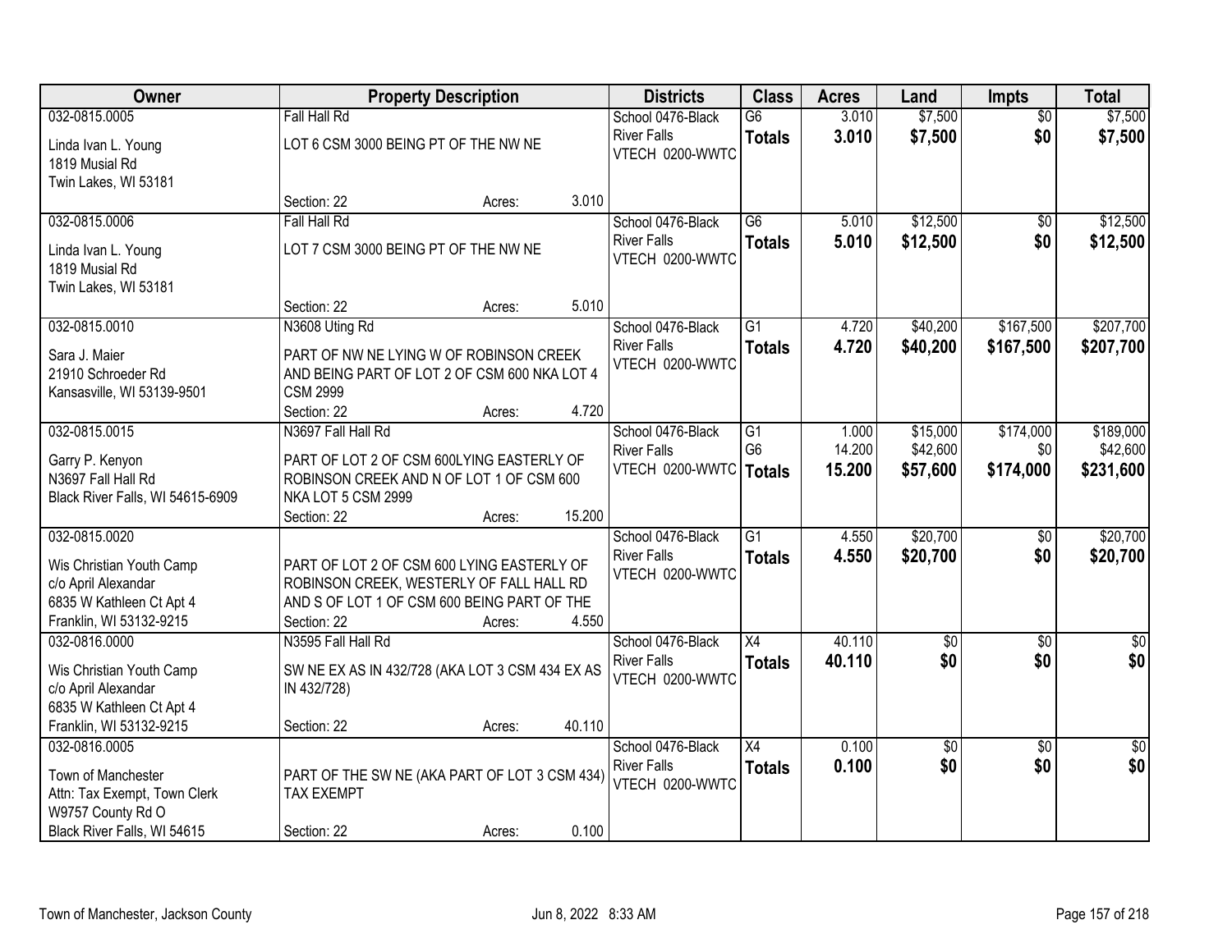| Owner | Property Description | Districts | Class | Acres | Land | Impts | Total |
|---|---|---|---|---|---|---|---|
| 032-0815.0005<br>Linda Ivan L. Young<br>1819 Musial Rd<br>Twin Lakes, WI 53181 | Fall Hall Rd<br>LOT 6 CSM 3000 BEING PT OF THE NW NE<br>Section: 22 Acres: 3.010 | School 0476-Black River Falls<br>VTECH 0200-WWTC | G6<br>**Totals** | 3.010<br>**3.010** | $7,500<br>**$7,500** | $0<br>**$0** | $7,500<br>**$7,500** |
| 032-0815.0006<br>Linda Ivan L. Young<br>1819 Musial Rd<br>Twin Lakes, WI 53181 | Fall Hall Rd<br>LOT 7 CSM 3000 BEING PT OF THE NW NE<br>Section: 22 Acres: 5.010 | School 0476-Black River Falls<br>VTECH 0200-WWTC | G6<br>**Totals** | 5.010<br>**5.010** | $12,500<br>**$12,500** | $0<br>**$0** | $12,500<br>**$12,500** |
| 032-0815.0010<br>Sara J. Maier<br>21910 Schroeder Rd<br>Kansasville, WI 53139-9501 | N3608 Uting Rd<br>PART OF NW NE LYING W OF ROBINSON CREEK AND BEING PART OF LOT 2 OF CSM 600 NKA LOT 4 CSM 2999<br>Section: 22 Acres: 4.720 | School 0476-Black River Falls<br>VTECH 0200-WWTC | G1<br>**Totals** | 4.720<br>**4.720** | $40,200<br>**$40,200** | $167,500<br>**$167,500** | $207,700<br>**$207,700** |
| 032-0815.0015<br>Garry P. Kenyon<br>N3697 Fall Hall Rd<br>Black River Falls, WI 54615-6909 | N3697 Fall Hall Rd<br>PART OF LOT 2 OF CSM 600LYING EASTERLY OF ROBINSON CREEK AND N OF LOT 1 OF CSM 600 NKA LOT 5 CSM 2999<br>Section: 22 Acres: 15.200 | School 0476-Black River Falls<br>VTECH 0200-WWTC | G1<br>G6<br>**Totals** | 1.000<br>14.200<br>**15.200** | $15,000<br>$42,600<br>**$57,600** | $174,000<br>$0<br>**$174,000** | $189,000<br>$42,600<br>**$231,600** |
| 032-0815.0020<br>Wis Christian Youth Camp<br>c/o April Alexandar<br>6835 W Kathleen Ct Apt 4<br>Franklin, WI 53132-9215 | PART OF LOT 2 OF CSM 600 LYING EASTERLY OF ROBINSON CREEK, WESTERLY OF FALL HALL RD AND S OF LOT 1 OF CSM 600 BEING PART OF THE<br>Section: 22 Acres: 4.550 | School 0476-Black River Falls<br>VTECH 0200-WWTC | G1<br>**Totals** | 4.550<br>**4.550** | $20,700<br>**$20,700** | $0<br>**$0** | $20,700<br>**$20,700** |
| 032-0816.0000<br>Wis Christian Youth Camp<br>c/o April Alexandar<br>6835 W Kathleen Ct Apt 4<br>Franklin, WI 53132-9215 | N3595 Fall Hall Rd<br>SW NE EX AS IN 432/728 (AKA LOT 3 CSM 434 EX AS IN 432/728)<br>Section: 22 Acres: 40.110 | School 0476-Black River Falls<br>VTECH 0200-WWTC | X4<br>**Totals** | 40.110<br>**40.110** | $0<br>**$0** | $0<br>**$0** | $0<br>**$0** |
| 032-0816.0005<br>Town of Manchester<br>Attn: Tax Exempt, Town Clerk<br>W9757 County Rd O<br>Black River Falls, WI 54615 | PART OF THE SW NE (AKA PART OF LOT 3 CSM 434) TAX EXEMPT<br>Section: 22 Acres: 0.100 | School 0476-Black River Falls<br>VTECH 0200-WWTC | X4<br>**Totals** | 0.100<br>**0.100** | $0<br>**$0** | $0<br>**$0** | $0<br>**$0** |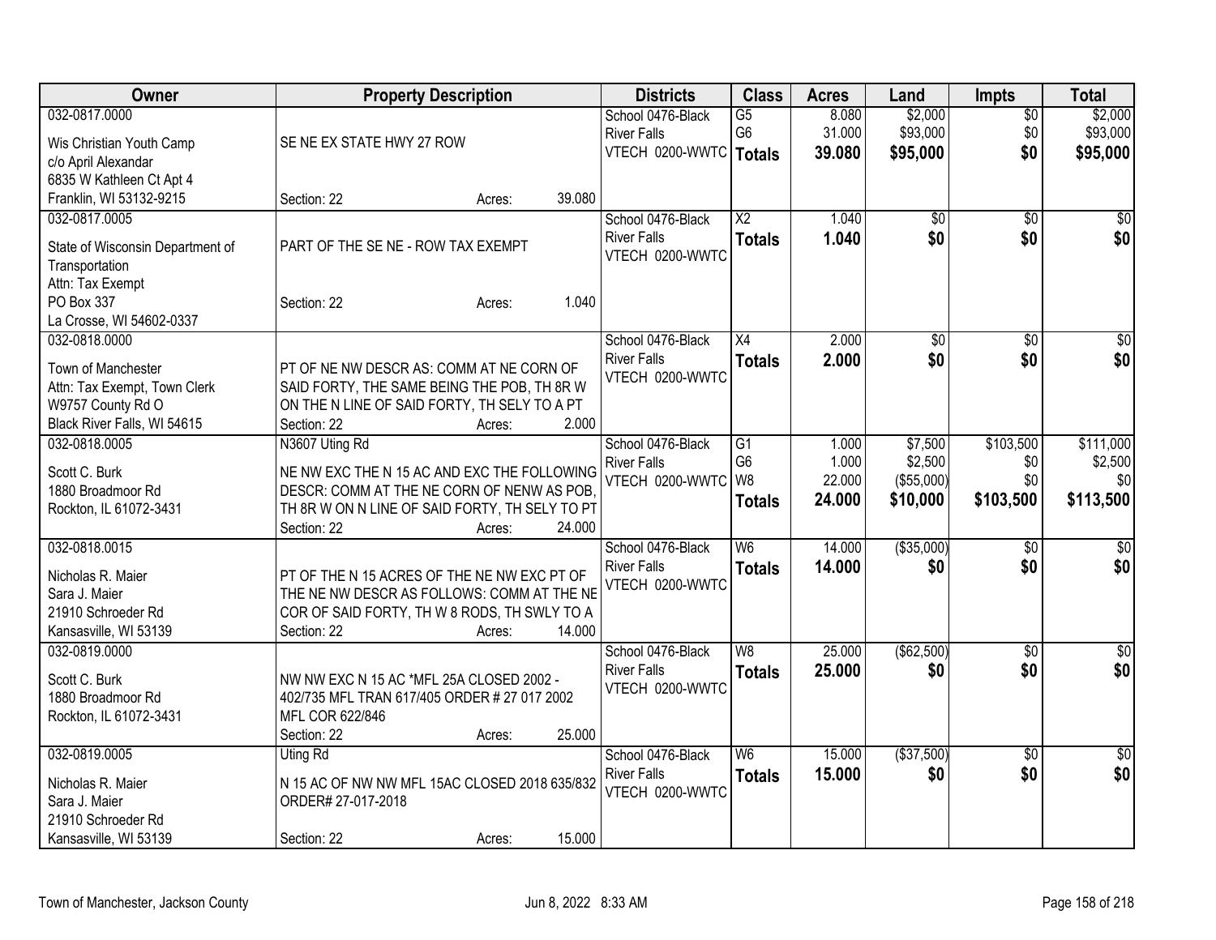| Owner | Property Description | Districts | Class | Acres | Land | Impts | Total |
|---|---|---|---|---|---|---|---|
| 032-0817.0000<br>Wis Christian Youth Camp<br>c/o April Alexandar<br>6835 W Kathleen Ct Apt 4<br>Franklin, WI 53132-9215 | SE NE EX STATE HWY 27 ROW<br>Section: 22 Acres: 39.080 | School 0476-Black River Falls<br>VTECH 0200-WWTC | G5<br>G6<br>**Totals** | 8.080<br>31.000<br>**39.080** | $2,000<br>$93,000<br>**$95,000** | $0<br>$0<br>**$0** | $2,000<br>$93,000<br>**$95,000** |
| 032-0817.0005<br>State of Wisconsin Department of Transportation<br>Attn: Tax Exempt<br>PO Box 337<br>La Crosse, WI 54602-0337 | PART OF THE SE NE - ROW TAX EXEMPT<br>Section: 22 Acres: 1.040 | School 0476-Black River Falls<br>VTECH 0200-WWTC | X2<br>**Totals** | 1.040<br>**1.040** | $0<br>**$0** | $0<br>**$0** | $0<br>**$0** |
| 032-0818.0000<br>Town of Manchester<br>Attn: Tax Exempt, Town Clerk<br>W9757 County Rd O<br>Black River Falls, WI 54615 | PT OF NE NW DESCR AS: COMM AT NE CORN OF SAID FORTY, THE SAME BEING THE POB, TH 8R W ON THE N LINE OF SAID FORTY, TH SELY TO A PT<br>Section: 22 Acres: 2.000 | School 0476-Black River Falls<br>VTECH 0200-WWTC | X4<br>**Totals** | 2.000<br>**2.000** | $0<br>**$0** | $0<br>**$0** | $0<br>**$0** |
| 032-0818.0005<br>Scott C. Burk<br>1880 Broadmoor Rd<br>Rockton, IL 61072-3431 | N3607 Uting Rd<br>NE NW EXC THE N 15 AC AND EXC THE FOLLOWING DESCR: COMM AT THE NE CORN OF NENW AS POB, TH 8R W ON N LINE OF SAID FORTY, TH SELY TO PT<br>Section: 22 Acres: 24.000 | School 0476-Black River Falls<br>VTECH 0200-WWTC | G1<br>G6<br>W8<br>**Totals** | 1.000<br>1.000<br>22.000<br>**24.000** | $7,500<br>$2,500<br>($55,000)<br>**$10,000** | $103,500<br>$0<br>$0<br>**$103,500** | $111,000<br>$2,500<br>$0<br>**$113,500** |
| 032-0818.0015<br>Nicholas R. Maier<br>Sara J. Maier<br>21910 Schroeder Rd<br>Kansasville, WI 53139 | PT OF THE N 15 ACRES OF THE NE NW EXC PT OF THE NE NW DESCR AS FOLLOWS: COMM AT THE NE COR OF SAID FORTY, TH W 8 RODS, TH SWLY TO A<br>Section: 22 Acres: 14.000 | School 0476-Black River Falls<br>VTECH 0200-WWTC | W6<br>**Totals** | 14.000<br>**14.000** | ($35,000)<br>**$0** | $0<br>**$0** | $0<br>**$0** |
| 032-0819.0000<br>Scott C. Burk<br>1880 Broadmoor Rd<br>Rockton, IL 61072-3431 | NW NW EXC N 15 AC *MFL 25A CLOSED 2002 - 402/735 MFL TRAN 617/405 ORDER # 27 017 2002 MFL COR 622/846<br>Section: 22 Acres: 25.000 | School 0476-Black River Falls<br>VTECH 0200-WWTC | W8<br>**Totals** | 25.000<br>**25.000** | ($62,500)<br>**$0** | $0<br>**$0** | $0<br>**$0** |
| 032-0819.0005<br>Nicholas R. Maier<br>Sara J. Maier<br>21910 Schroeder Rd<br>Kansasville, WI 53139 | Uting Rd<br>N 15 AC OF NW NW MFL 15AC CLOSED 2018 635/832 ORDER# 27-017-2018<br>Section: 22 Acres: 15.000 | School 0476-Black River Falls<br>VTECH 0200-WWTC | W6<br>**Totals** | 15.000<br>**15.000** | ($37,500)<br>**$0** | $0<br>**$0** | $0<br>**$0** |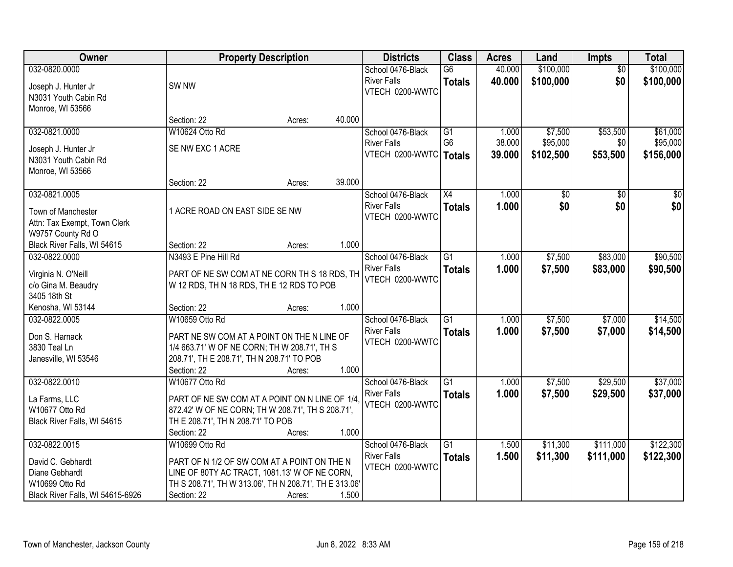| Owner | Property Description | Districts | Class | Acres | Land | Impts | Total |
|---|---|---|---|---|---|---|---|
| 032-0820.0000<br><br>Joseph J. Hunter Jr<br>N3031 Youth Cabin Rd<br>Monroe, WI 53566 | SW NW<br><br>Section: 22 Acres: 40.000 | School 0476-Black River Falls<br>VTECH 0200-WWTC | G6<br>**Totals** | 40.000<br>**40.000** | \$100,000<br>**\$100,000** | \$0<br>**\$0** | \$100,000<br>**\$100,000** |
| 032-0821.0000<br><br>Joseph J. Hunter Jr<br>N3031 Youth Cabin Rd<br>Monroe, WI 53566 | W10624 Otto Rd<br>SE NW EXC 1 ACRE<br><br>Section: 22 Acres: 39.000 | School 0476-Black River Falls<br>VTECH 0200-WWTC | G1<br>G6<br>**Totals** | 1.000<br>38.000<br>**39.000** | \$7,500<br>\$95,000<br>**\$102,500** | \$53,500<br>\$0<br>**\$53,500** | \$61,000<br>\$95,000<br>**\$156,000** |
| 032-0821.0005<br><br>Town of Manchester<br>Attn: Tax Exempt, Town Clerk<br>W9757 County Rd O<br>Black River Falls, WI 54615 | 1 ACRE ROAD ON EAST SIDE SE NW<br><br>Section: 22 Acres: 1.000 | School 0476-Black River Falls<br>VTECH 0200-WWTC | X4<br>**Totals** | 1.000<br>**1.000** | \$0<br>**\$0** | \$0<br>**\$0** | \$0<br>**\$0** |
| 032-0822.0000<br><br>Virginia N. O'Neill<br>c/o Gina M. Beaudry<br>3405 18th St<br>Kenosha, WI 53144 | N3493 E Pine Hill Rd<br>PART OF NE SW COM AT NE CORN TH S 18 RDS, TH W 12 RDS, TH N 18 RDS, TH E 12 RDS TO POB<br><br>Section: 22 Acres: 1.000 | School 0476-Black River Falls<br>VTECH 0200-WWTC | G1<br>**Totals** | 1.000<br>**1.000** | \$7,500<br>**\$7,500** | \$83,000<br>**\$83,000** | \$90,500<br>**\$90,500** |
| 032-0822.0005<br><br>Don S. Harnack<br>3830 Teal Ln<br>Janesville, WI 53546 | W10659 Otto Rd<br>PART NE SW COM AT A POINT ON THE N LINE OF 1/4 663.71' W OF NE CORN; TH W 208.71', TH S 208.71', TH E 208.71', TH N 208.71' TO POB<br>Section: 22 Acres: 1.000 | School 0476-Black River Falls<br>VTECH 0200-WWTC | G1<br>**Totals** | 1.000<br>**1.000** | \$7,500<br>**\$7,500** | \$7,000<br>**\$7,000** | \$14,500<br>**\$14,500** |
| 032-0822.0010<br><br>La Farms, LLC<br>W10677 Otto Rd<br>Black River Falls, WI 54615 | W10677 Otto Rd<br>PART OF NE SW COM AT A POINT ON N LINE OF 1/4, 872.42' W OF NE CORN; TH W 208.71', TH S 208.71', TH E 208.71', TH N 208.71' TO POB<br>Section: 22 Acres: 1.000 | School 0476-Black River Falls<br>VTECH 0200-WWTC | G1<br>**Totals** | 1.000<br>**1.000** | \$7,500<br>**\$7,500** | \$29,500<br>**\$29,500** | \$37,000<br>**\$37,000** |
| 032-0822.0015<br><br>David C. Gebhardt<br>Diane Gebhardt<br>W10699 Otto Rd<br>Black River Falls, WI 54615-6926 | W10699 Otto Rd<br>PART OF N 1/2 OF SW COM AT A POINT ON THE N LINE OF 80TY AC TRACT, 1081.13' W OF NE CORN, TH S 208.71', TH W 313.06', TH N 208.71', TH E 313.06'<br>Section: 22 Acres: 1.500 | School 0476-Black River Falls<br>VTECH 0200-WWTC | G1<br>**Totals** | 1.500<br>**1.500** | \$11,300<br>**\$11,300** | \$111,000<br>**\$111,000** | \$122,300<br>**\$122,300** |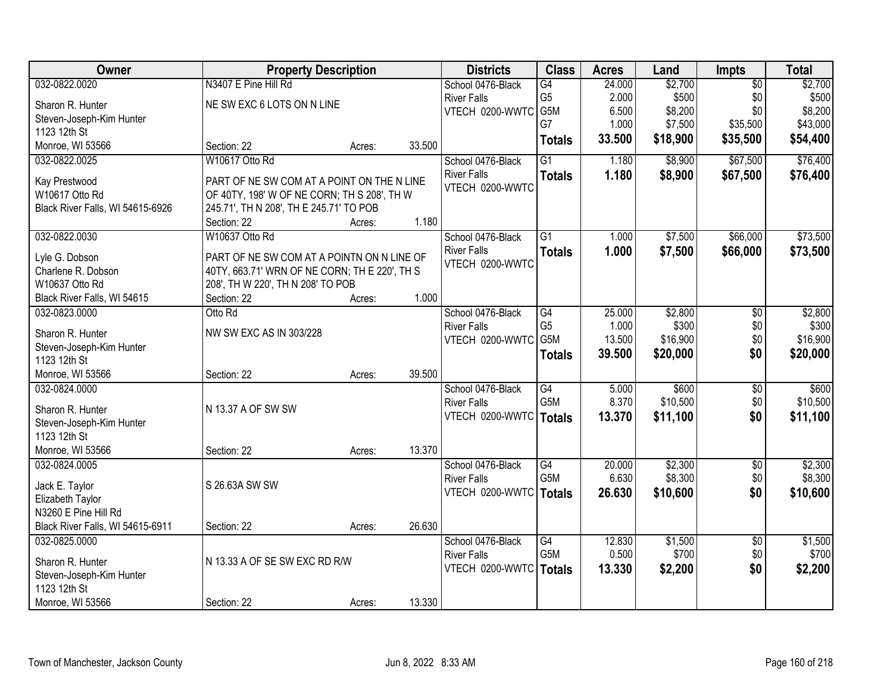| Owner | Property Description | Districts | Class | Acres | Land | Impts | Total |
|---|---|---|---|---|---|---|---|
| 032-0822.0020<br>Sharon R. Hunter<br>Steven-Joseph-Kim Hunter<br>1123 12th St<br>Monroe, WI 53566 | N3407 E Pine Hill Rd<br>NE SW EXC 6 LOTS ON N LINE<br>Section: 22 Acres: 33.500 | School 0476-Black River Falls<br>VTECH 0200-WWTC | G4<br>G5<br>G5M<br>G7<br>**Totals** | 24.000<br>2.000<br>6.500<br>1.000<br>**33.500** | $2,700<br>$500<br>$8,200<br>$7,500<br>**$18,900** | $0<br>$0<br>$0<br>$35,500<br>**$35,500** | $2,700<br>$500<br>$8,200<br>$43,000<br>**$54,400** |
| 032-0822.0025<br>Kay Prestwood<br>W10617 Otto Rd<br>Black River Falls, WI 54615-6926 | W10617 Otto Rd<br>PART OF NE SW COM AT A POINT ON THE N LINE OF 40TY, 198' W OF NE CORN; TH S 208', TH W 245.71', TH N 208', TH E 245.71' TO POB<br>Section: 22 Acres: 1.180 | School 0476-Black River Falls<br>VTECH 0200-WWTC | G1<br>**Totals** | 1.180<br>**1.180** | $8,900<br>**$8,900** | $67,500<br>**$67,500** | $76,400<br>**$76,400** |
| 032-0822.0030<br>Lyle G. Dobson<br>Charlene R. Dobson<br>W10637 Otto Rd<br>Black River Falls, WI 54615 | W10637 Otto Rd<br>PART OF NE SW COM AT A POINTN ON N LINE OF 40TY, 663.71' WRN OF NE CORN; TH E 220', TH S 208', TH W 220', TH N 208' TO POB<br>Section: 22 Acres: 1.000 | School 0476-Black River Falls<br>VTECH 0200-WWTC | G1<br>**Totals** | 1.000<br>**1.000** | $7,500<br>**$7,500** | $66,000<br>**$66,000** | $73,500<br>**$73,500** |
| 032-0823.0000<br>Sharon R. Hunter<br>Steven-Joseph-Kim Hunter<br>1123 12th St<br>Monroe, WI 53566 | Otto Rd<br>NW SW EXC AS IN 303/228<br>Section: 22 Acres: 39.500 | School 0476-Black River Falls<br>VTECH 0200-WWTC | G4<br>G5<br>G5M<br>**Totals** | 25.000<br>1.000<br>13.500<br>**39.500** | $2,800<br>$300<br>$16,900<br>**$20,000** | $0<br>$0<br>$0<br>**$0** | $2,800<br>$300<br>$16,900<br>**$20,000** |
| 032-0824.0000<br>Sharon R. Hunter<br>Steven-Joseph-Kim Hunter<br>1123 12th St<br>Monroe, WI 53566 | N 13.37 A OF SW SW<br>Section: 22 Acres: 13.370 | School 0476-Black River Falls<br>VTECH 0200-WWTC | G4<br>G5M<br>**Totals** | 5.000<br>8.370<br>**13.370** | $600<br>$10,500<br>**$11,100** | $0<br>$0<br>**$0** | $600<br>$10,500<br>**$11,100** |
| 032-0824.0005<br>Jack E. Taylor<br>Elizabeth Taylor<br>N3260 E Pine Hill Rd<br>Black River Falls, WI 54615-6911 | S 26.63A SW SW<br>Section: 22 Acres: 26.630 | School 0476-Black River Falls<br>VTECH 0200-WWTC | G4<br>G5M<br>**Totals** | 20.000<br>6.630<br>**26.630** | $2,300<br>$8,300<br>**$10,600** | $0<br>$0<br>**$0** | $2,300<br>$8,300<br>**$10,600** |
| 032-0825.0000<br>Sharon R. Hunter<br>Steven-Joseph-Kim Hunter<br>1123 12th St<br>Monroe, WI 53566 | N 13.33 A OF SE SW EXC RD R/W<br>Section: 22 Acres: 13.330 | School 0476-Black River Falls<br>VTECH 0200-WWTC | G4<br>G5M<br>**Totals** | 12.830<br>0.500<br>**13.330** | $1,500<br>$700<br>**$2,200** | $0<br>$0<br>**$0** | $1,500<br>$700<br>**$2,200** |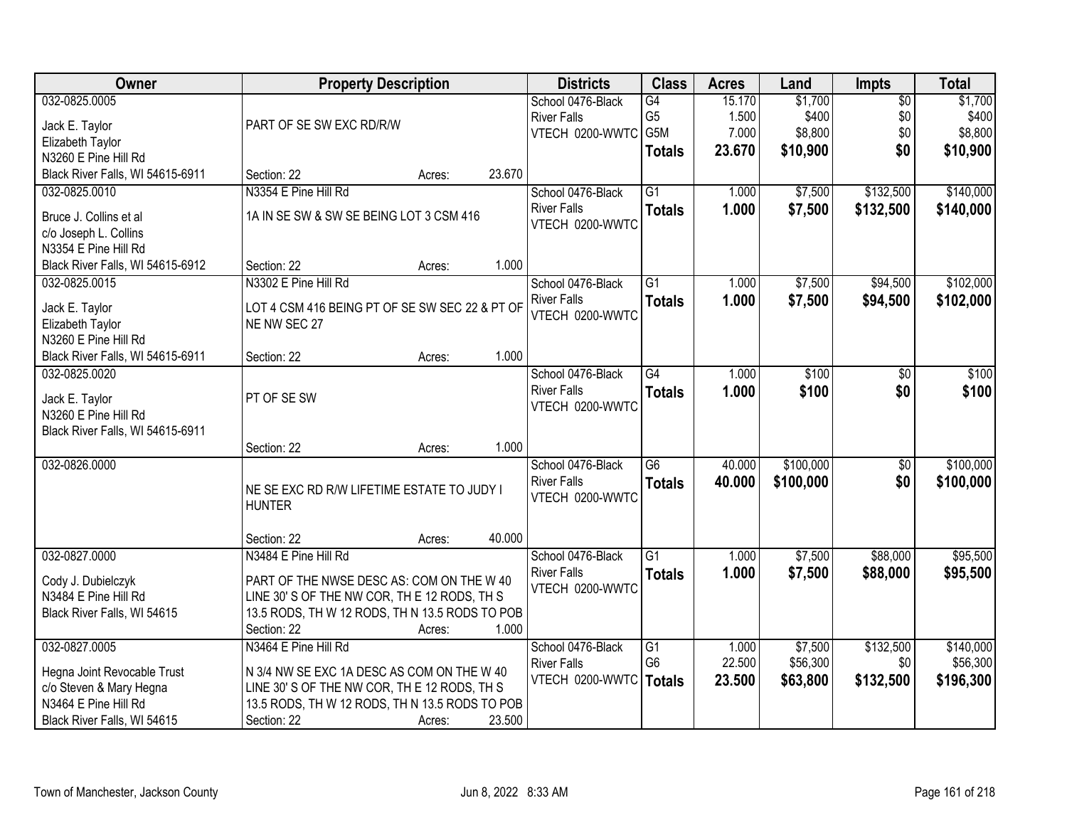| Owner | Property Description | Districts | Class | Acres | Land | Impts | Total |
|---|---|---|---|---|---|---|---|
| 032-0825.0005<br>Jack E. Taylor<br>Elizabeth Taylor<br>N3260 E Pine Hill Rd<br>Black River Falls, WI 54615-6911 | PART OF SE SW EXC RD/R/W<br>Section: 22 Acres: 23.670 | School 0476-Black River Falls<br>VTECH 0200-WWTC | G4<br>G5<br>G5M<br>**Totals** | 15.170<br>1.500<br>7.000<br>**23.670** | $1,700<br>$400<br>$8,800<br>**$10,900** | $0<br>$0<br>$0<br>**$0** | $1,700<br>$400<br>$8,800<br>**$10,900** |
| 032-0825.0010<br>Bruce J. Collins et al<br>c/o Joseph L. Collins<br>N3354 E Pine Hill Rd<br>Black River Falls, WI 54615-6912 | N3354 E Pine Hill Rd<br>1A IN SE SW & SW SE BEING LOT 3 CSM 416<br>Section: 22 Acres: 1.000 | School 0476-Black River Falls<br>VTECH 0200-WWTC | G1<br>**Totals** | 1.000<br>**1.000** | $7,500<br>**$7,500** | $132,500<br>**$132,500** | $140,000<br>**$140,000** |
| 032-0825.0015<br>Jack E. Taylor<br>Elizabeth Taylor<br>N3260 E Pine Hill Rd<br>Black River Falls, WI 54615-6911 | N3302 E Pine Hill Rd<br>LOT 4 CSM 416 BEING PT OF SE SW SEC 22 & PT OF NE NW SEC 27<br>Section: 22 Acres: 1.000 | School 0476-Black River Falls<br>VTECH 0200-WWTC | G1<br>**Totals** | 1.000<br>**1.000** | $7,500<br>**$7,500** | $94,500<br>**$94,500** | $102,000<br>**$102,000** |
| 032-0825.0020<br>Jack E. Taylor<br>N3260 E Pine Hill Rd<br>Black River Falls, WI 54615-6911 | PT OF SE SW<br>Section: 22 Acres: 1.000 | School 0476-Black River Falls<br>VTECH 0200-WWTC | G4<br>**Totals** | 1.000<br>**1.000** | $100<br>**$100** | $0<br>**$0** | $100<br>**$100** |
| 032-0826.0000 | NE SE EXC RD R/W LIFETIME ESTATE TO JUDY I HUNTER<br>Section: 22 Acres: 40.000 | School 0476-Black River Falls<br>VTECH 0200-WWTC | G6<br>**Totals** | 40.000<br>**40.000** | $100,000<br>**$100,000** | $0<br>**$0** | $100,000<br>**$100,000** |
| 032-0827.0000<br>Cody J. Dubielczyk<br>N3484 E Pine Hill Rd<br>Black River Falls, WI 54615 | N3484 E Pine Hill Rd<br>PART OF THE NWSE DESC AS: COM ON THE W 40 LINE 30' S OF THE NW COR, TH E 12 RODS, TH S 13.5 RODS, TH W 12 RODS, TH N 13.5 RODS TO POB<br>Section: 22 Acres: 1.000 | School 0476-Black River Falls<br>VTECH 0200-WWTC | G1<br>**Totals** | 1.000<br>**1.000** | $7,500<br>**$7,500** | $88,000<br>**$88,000** | $95,500<br>**$95,500** |
| 032-0827.0005<br>Hegna Joint Revocable Trust<br>c/o Steven & Mary Hegna<br>N3464 E Pine Hill Rd<br>Black River Falls, WI 54615 | N3464 E Pine Hill Rd<br>N 3/4 NW SE EXC 1A DESC AS COM ON THE W 40 LINE 30' S OF THE NW COR, TH E 12 RODS, TH S 13.5 RODS, TH W 12 RODS, TH N 13.5 RODS TO POB<br>Section: 22 Acres: 23.500 | School 0476-Black River Falls<br>VTECH 0200-WWTC | G1<br>G6<br>**Totals** | 1.000<br>22.500<br>**23.500** | $7,500<br>$56,300<br>**$63,800** | $132,500<br>$0<br>**$132,500** | $140,000<br>$56,300<br>**$196,300** |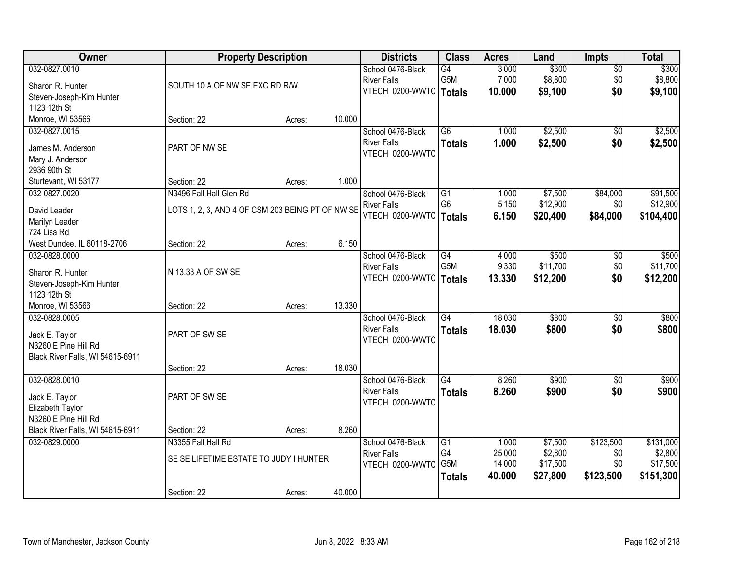| Owner | Property Description | | | Districts | Class | Acres | Land | Impts | Total |
|---|---|---|---|---|---|---|---|---|---|
| 032-0827.0010<br>Sharon R. Hunter<br>Steven-Joseph-Kim Hunter<br>1123 12th St<br>Monroe, WI 53566 | SOUTH 10 A OF NW SE EXC RD R/W<br>Section: 22 | Acres: | 10.000 | School 0476-Black River Falls<br>VTECH 0200-WWTC | G4<br>G5M<br>**Totals** | 3.000<br>7.000<br>**10.000** | $300<br>$8,800<br>**$9,100** | $0<br>$0<br>**$0** | $300<br>$8,800<br>**$9,100** |
| 032-0827.0015<br>James M. Anderson<br>Mary J. Anderson<br>2936 90th St<br>Sturtevant, WI 53177 | PART OF NW SE<br>Section: 22 | Acres: | 1.000 | School 0476-Black River Falls<br>VTECH 0200-WWTC | G6<br>**Totals** | 1.000<br>**1.000** | $2,500<br>**$2,500** | $0<br>**$0** | $2,500<br>**$2,500** |
| 032-0827.0020<br>David Leader<br>Marilyn Leader<br>724 Lisa Rd<br>West Dundee, IL 60118-2706 | N3496 Fall Hall Glen Rd<br>LOTS 1, 2, 3, AND 4 OF CSM 203 BEING PT OF NW SE<br>Section: 22 | Acres: | 6.150 | School 0476-Black River Falls<br>VTECH 0200-WWTC | G1<br>G6<br>**Totals** | 1.000<br>5.150<br>**6.150** | $7,500<br>$12,900<br>**$20,400** | $84,000<br>$0<br>**$84,000** | $91,500<br>$12,900<br>**$104,400** |
| 032-0828.0000<br>Sharon R. Hunter<br>Steven-Joseph-Kim Hunter<br>1123 12th St<br>Monroe, WI 53566 | N 13.33 A OF SW SE<br>Section: 22 | Acres: | 13.330 | School 0476-Black River Falls<br>VTECH 0200-WWTC | G4<br>G5M<br>**Totals** | 4.000<br>9.330<br>**13.330** | $500<br>$11,700<br>**$12,200** | $0<br>$0<br>**$0** | $500<br>$11,700<br>**$12,200** |
| 032-0828.0005<br>Jack E. Taylor<br>N3260 E Pine Hill Rd<br>Black River Falls, WI 54615-6911 | PART OF SW SE<br>Section: 22 | Acres: | 18.030 | School 0476-Black River Falls<br>VTECH 0200-WWTC | G4<br>**Totals** | 18.030<br>**18.030** | $800<br>**$800** | $0<br>**$0** | $800<br>**$800** |
| 032-0828.0010<br>Jack E. Taylor<br>Elizabeth Taylor<br>N3260 E Pine Hill Rd<br>Black River Falls, WI 54615-6911 | PART OF SW SE<br>Section: 22 | Acres: | 8.260 | School 0476-Black River Falls<br>VTECH 0200-WWTC | G4<br>**Totals** | 8.260<br>**8.260** | $900<br>**$900** | $0<br>**$0** | $900<br>**$900** |
| 032-0829.0000 | N3355 Fall Hall Rd<br>SE SE LIFETIME ESTATE TO JUDY I HUNTER<br>Section: 22 | Acres: | 40.000 | School 0476-Black River Falls<br>VTECH 0200-WWTC | G1<br>G4<br>G5M<br>**Totals** | 1.000<br>25.000<br>14.000<br>**40.000** | $7,500<br>$2,800<br>$17,500<br>**$27,800** | $123,500<br>$0<br>$0<br>**$123,500** | $131,000<br>$2,800<br>$17,500<br>**$151,300** |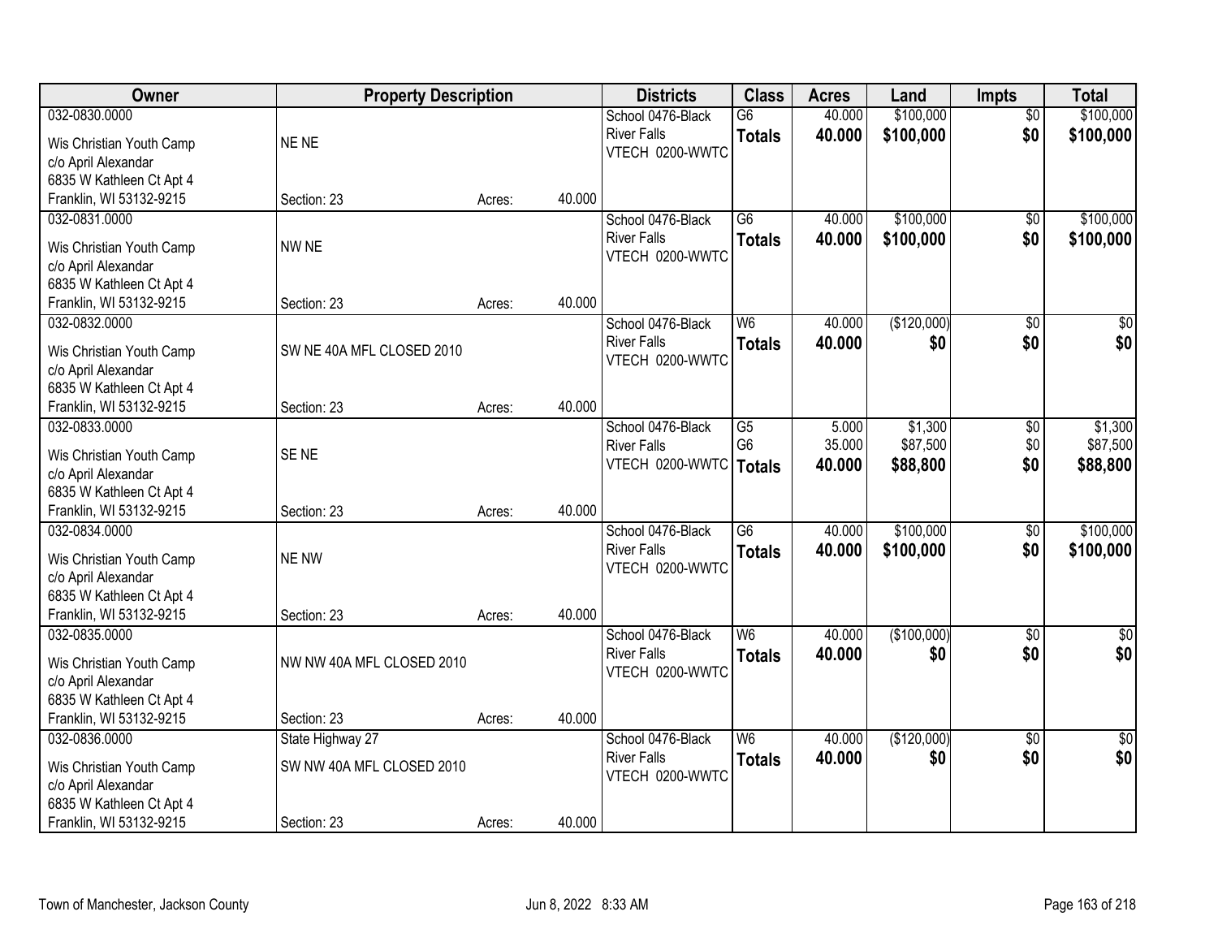| Owner | Property Description | | | Districts | Class | Acres | Land | Impts | Total |
|---|---|---|---|---|---|---|---|---|---|
| 032-0830.0000<br>Wis Christian Youth Camp<br>c/o April Alexandar<br>6835 W Kathleen Ct Apt 4<br>Franklin, WI 53132-9215 | NE NE<br>Section: 23 | Acres: | 40.000 | School 0476-Black River Falls<br>VTECH 0200-WWTC | G6<br>**Totals** | 40.000<br>**40.000** | \$100,000<br>**\$100,000** | \$0<br>**\$0** | \$100,000<br>**\$100,000** |
| 032-0831.0000<br>Wis Christian Youth Camp<br>c/o April Alexandar<br>6835 W Kathleen Ct Apt 4<br>Franklin, WI 53132-9215 | NW NE<br>Section: 23 | Acres: | 40.000 | School 0476-Black River Falls<br>VTECH 0200-WWTC | G6<br>**Totals** | 40.000<br>**40.000** | \$100,000<br>**\$100,000** | \$0<br>**\$0** | \$100,000<br>**\$100,000** |
| 032-0832.0000<br>Wis Christian Youth Camp<br>c/o April Alexandar<br>6835 W Kathleen Ct Apt 4<br>Franklin, WI 53132-9215 | SW NE 40A MFL CLOSED 2010<br>Section: 23 | Acres: | 40.000 | School 0476-Black River Falls<br>VTECH 0200-WWTC | W6<br>**Totals** | 40.000<br>**40.000** | (\$120,000)<br>**\$0** | \$0<br>**\$0** | \$0<br>**\$0** |
| 032-0833.0000<br>Wis Christian Youth Camp<br>c/o April Alexandar<br>6835 W Kathleen Ct Apt 4<br>Franklin, WI 53132-9215 | SE NE<br>Section: 23 | Acres: | 40.000 | School 0476-Black River Falls<br>VTECH 0200-WWTC | G5<br>G6<br>**Totals** | 5.000<br>35.000<br>**40.000** | \$1,300<br>\$87,500<br>**\$88,800** | \$0<br>\$0<br>**\$0** | \$1,300<br>\$87,500<br>**\$88,800** |
| 032-0834.0000<br>Wis Christian Youth Camp<br>c/o April Alexandar<br>6835 W Kathleen Ct Apt 4<br>Franklin, WI 53132-9215 | NE NW<br>Section: 23 | Acres: | 40.000 | School 0476-Black River Falls<br>VTECH 0200-WWTC | G6<br>**Totals** | 40.000<br>**40.000** | \$100,000<br>**\$100,000** | \$0<br>**\$0** | \$100,000<br>**\$100,000** |
| 032-0835.0000<br>Wis Christian Youth Camp<br>c/o April Alexandar<br>6835 W Kathleen Ct Apt 4<br>Franklin, WI 53132-9215 | NW NW 40A MFL CLOSED 2010<br>Section: 23 | Acres: | 40.000 | School 0476-Black River Falls<br>VTECH 0200-WWTC | W6<br>**Totals** | 40.000<br>**40.000** | (\$100,000)<br>**\$0** | \$0<br>**\$0** | \$0<br>**\$0** |
| 032-0836.0000<br>Wis Christian Youth Camp<br>c/o April Alexandar<br>6835 W Kathleen Ct Apt 4<br>Franklin, WI 53132-9215 | State Highway 27<br>SW NW 40A MFL CLOSED 2010<br>Section: 23 | Acres: | 40.000 | School 0476-Black River Falls<br>VTECH 0200-WWTC | W6<br>**Totals** | 40.000<br>**40.000** | (\$120,000)<br>**\$0** | \$0<br>**\$0** | \$0<br>**\$0** |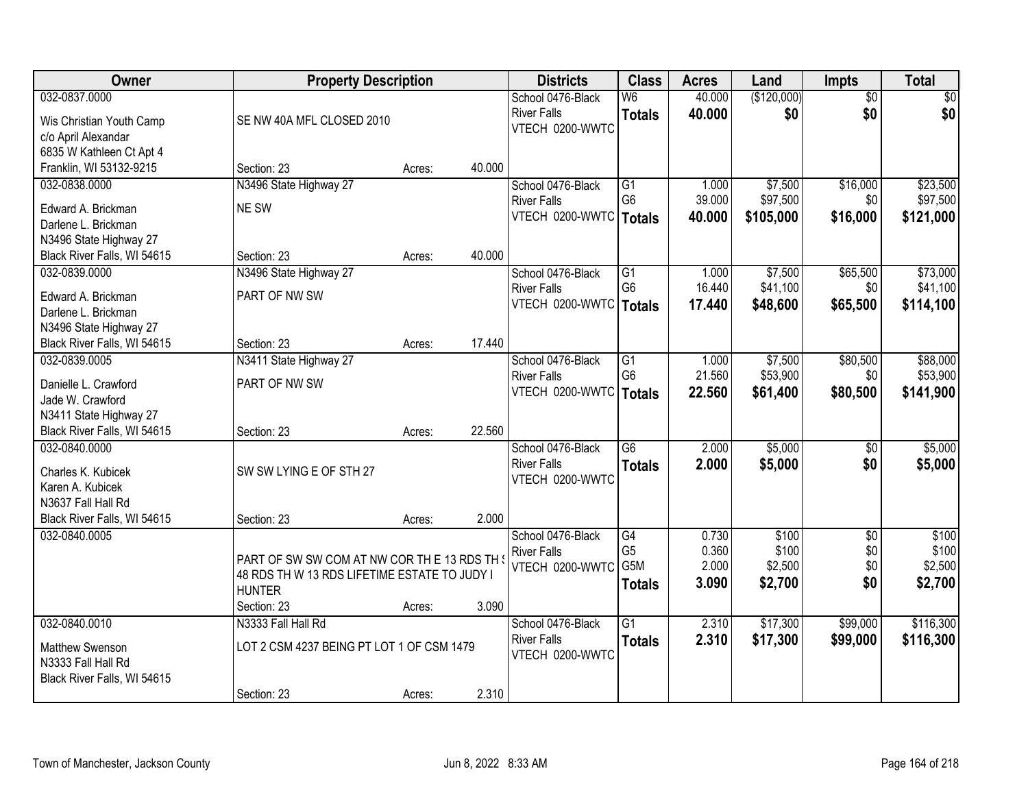| Owner | Property Description | Districts | Class | Acres | Land | Impts | Total |
|---|---|---|---|---|---|---|---|
| 032-0837.0000<br>Wis Christian Youth Camp<br>c/o April Alexandar<br>6835 W Kathleen Ct Apt 4<br>Franklin, WI 53132-9215 | SE NW 40A MFL CLOSED 2010<br>Section: 23 Acres: 40.000 | School 0476-Black River Falls<br>VTECH 0200-WWTC | W6<br>**Totals** | 40.000<br>**40.000** | ($120,000)<br>**$0** | $0<br>**$0** | $0<br>**$0** |
| 032-0838.0000<br>Edward A. Brickman<br>Darlene L. Brickman<br>N3496 State Highway 27<br>Black River Falls, WI 54615 | N3496 State Highway 27<br>NE SW<br>Section: 23 Acres: 40.000 | School 0476-Black River Falls<br>VTECH 0200-WWTC | G1<br>G6<br>**Totals** | 1.000<br>39.000<br>**40.000** | $7,500<br>$97,500<br>**$105,000** | $16,000<br>$0<br>**$16,000** | $23,500<br>$97,500<br>**$121,000** |
| 032-0839.0000<br>Edward A. Brickman<br>Darlene L. Brickman<br>N3496 State Highway 27<br>Black River Falls, WI 54615 | N3496 State Highway 27<br>PART OF NW SW<br>Section: 23 Acres: 17.440 | School 0476-Black River Falls<br>VTECH 0200-WWTC | G1<br>G6<br>**Totals** | 1.000<br>16.440<br>**17.440** | $7,500<br>$41,100<br>**$48,600** | $65,500<br>$0<br>**$65,500** | $73,000<br>$41,100<br>**$114,100** |
| 032-0839.0005<br>Danielle L. Crawford<br>Jade W. Crawford<br>N3411 State Highway 27<br>Black River Falls, WI 54615 | N3411 State Highway 27<br>PART OF NW SW<br>Section: 23 Acres: 22.560 | School 0476-Black River Falls<br>VTECH 0200-WWTC | G1<br>G6<br>**Totals** | 1.000<br>21.560<br>**22.560** | $7,500<br>$53,900<br>**$61,400** | $80,500<br>$0<br>**$80,500** | $88,000<br>$53,900<br>**$141,900** |
| 032-0840.0000<br>Charles K. Kubicek<br>Karen A. Kubicek<br>N3637 Fall Hall Rd<br>Black River Falls, WI 54615 | SW SW LYING E OF STH 27<br>Section: 23 Acres: 2.000 | School 0476-Black River Falls<br>VTECH 0200-WWTC | G6<br>**Totals** | 2.000<br>**2.000** | $5,000<br>**$5,000** | $0<br>**$0** | $5,000<br>**$5,000** |
| 032-0840.0005 | PART OF SW SW COM AT NW COR TH E 13 RDS TH S 48 RDS TH W 13 RDS LIFETIME ESTATE TO JUDY I HUNTER<br>Section: 23 Acres: 3.090 | School 0476-Black River Falls<br>VTECH 0200-WWTC | G4<br>G5<br>G5M<br>**Totals** | 0.730<br>0.360<br>2.000<br>**3.090** | $100<br>$100<br>$2,500<br>**$2,700** | $0<br>$0<br>$0<br>**$0** | $100<br>$100<br>$2,500<br>**$2,700** |
| 032-0840.0010<br>Matthew Swenson<br>N3333 Fall Hall Rd<br>Black River Falls, WI 54615 | N3333 Fall Hall Rd<br>LOT 2 CSM 4237 BEING PT LOT 1 OF CSM 1479<br>Section: 23 Acres: 2.310 | School 0476-Black River Falls<br>VTECH 0200-WWTC | G1<br>**Totals** | 2.310<br>**2.310** | $17,300<br>**$17,300** | $99,000<br>**$99,000** | $116,300<br>**$116,300** |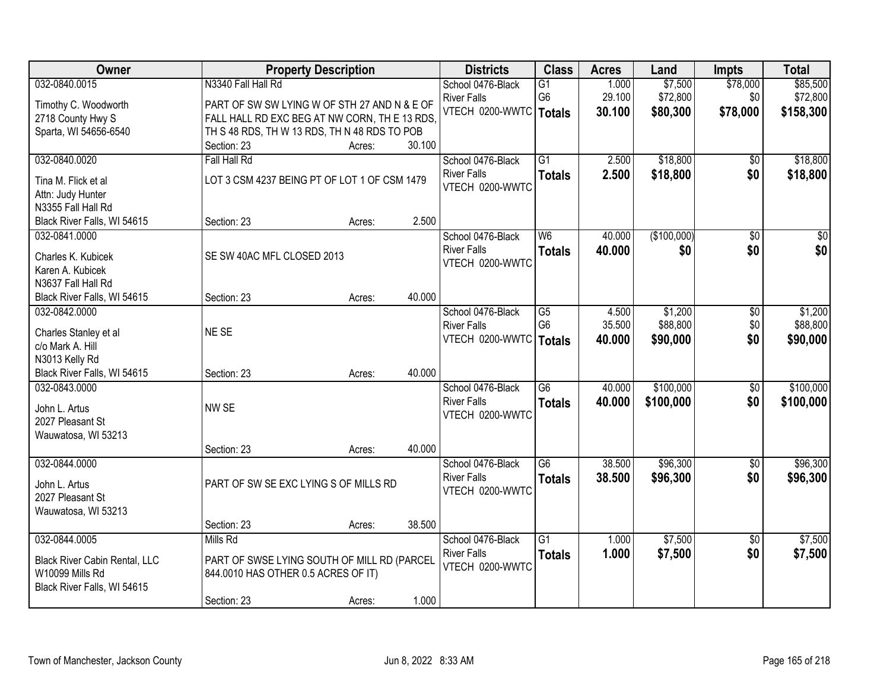| Owner | Property Description | Districts | Class | Acres | Land | Impts | Total |
|---|---|---|---|---|---|---|---|
| 032-0840.0015<br>Timothy C. Woodworth<br>2718 County Hwy S<br>Sparta, WI 54656-6540 | N3340 Fall Hall Rd<br>PART OF SW SW LYING W OF STH 27 AND N & E OF FALL HALL RD EXC BEG AT NW CORN, TH E 13 RDS, TH S 48 RDS, TH W 13 RDS, TH N 48 RDS TO POB<br>Section: 23 Acres: 30.100 | School 0476-Black River Falls<br>VTECH 0200-WWTC | G1<br>G6<br>**Totals** | 1.000<br>29.100<br>**30.100** | $7,500<br>$72,800<br>**$80,300** | $78,000<br>$0<br>**$78,000** | $85,500<br>$72,800<br>**$158,300** |
| 032-0840.0020<br>Tina M. Flick et al<br>Attn: Judy Hunter<br>N3355 Fall Hall Rd<br>Black River Falls, WI 54615 | Fall Hall Rd<br>LOT 3 CSM 4237 BEING PT OF LOT 1 OF CSM 1479<br>Section: 23 Acres: 2.500 | School 0476-Black River Falls<br>VTECH 0200-WWTC | G1<br>**Totals** | 2.500<br>**2.500** | $18,800<br>**$18,800** | $0<br>**$0** | $18,800<br>**$18,800** |
| 032-0841.0000<br>Charles K. Kubicek<br>Karen A. Kubicek<br>N3637 Fall Hall Rd<br>Black River Falls, WI 54615 | SE SW 40AC MFL CLOSED 2013<br>Section: 23 Acres: 40.000 | School 0476-Black River Falls<br>VTECH 0200-WWTC | W6<br>**Totals** | 40.000<br>**40.000** | ($100,000)<br>**$0** | $0<br>**$0** | $0<br>**$0** |
| 032-0842.0000<br>Charles Stanley et al<br>c/o Mark A. Hill<br>N3013 Kelly Rd<br>Black River Falls, WI 54615 | NE SE<br>Section: 23 Acres: 40.000 | School 0476-Black River Falls<br>VTECH 0200-WWTC | G5<br>G6<br>**Totals** | 4.500<br>35.500<br>**40.000** | $1,200<br>$88,800<br>**$90,000** | $0<br>$0<br>**$0** | $1,200<br>$88,800<br>**$90,000** |
| 032-0843.0000<br>John L. Artus<br>2027 Pleasant St<br>Wauwatosa, WI 53213 | NW SE<br>Section: 23 Acres: 40.000 | School 0476-Black River Falls<br>VTECH 0200-WWTC | G6<br>**Totals** | 40.000<br>**40.000** | $100,000<br>**$100,000** | $0<br>**$0** | $100,000<br>**$100,000** |
| 032-0844.0000<br>John L. Artus<br>2027 Pleasant St<br>Wauwatosa, WI 53213 | PART OF SW SE EXC LYING S OF MILLS RD<br>Section: 23 Acres: 38.500 | School 0476-Black River Falls<br>VTECH 0200-WWTC | G6<br>**Totals** | 38.500<br>**38.500** | $96,300<br>**$96,300** | $0<br>**$0** | $96,300<br>**$96,300** |
| 032-0844.0005<br>Black River Cabin Rental, LLC<br>W10099 Mills Rd<br>Black River Falls, WI 54615 | Mills Rd<br>PART OF SWSE LYING SOUTH OF MILL RD (PARCEL 844.0010 HAS OTHER 0.5 ACRES OF IT)<br>Section: 23 Acres: 1.000 | School 0476-Black River Falls<br>VTECH 0200-WWTC | G1<br>**Totals** | 1.000<br>**1.000** | $7,500<br>**$7,500** | $0<br>**$0** | $7,500<br>**$7,500** |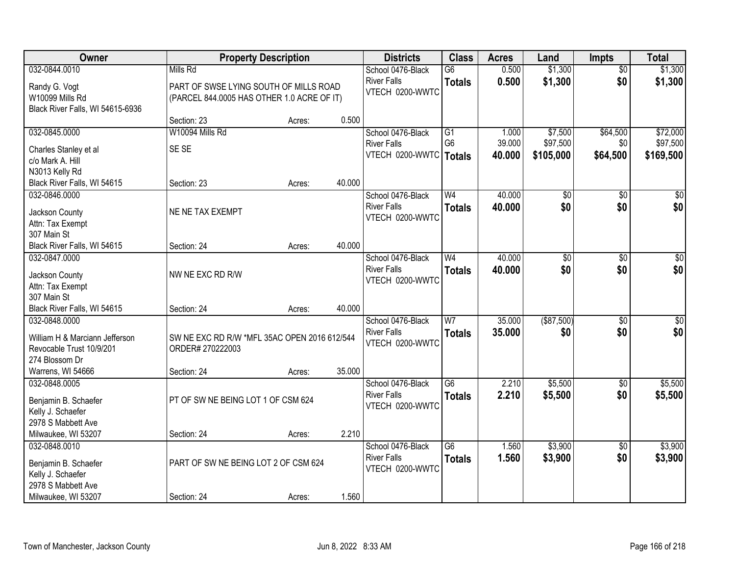| Owner | Property Description | Districts | Class | Acres | Land | Impts | Total |
|---|---|---|---|---|---|---|---|
| 032-0844.0010<br>Randy G. Vogt<br>W10099 Mills Rd<br>Black River Falls, WI 54615-6936 | Mills Rd<br>PART OF SWSE LYING SOUTH OF MILLS ROAD (PARCEL 844.0005 HAS OTHER 1.0 ACRE OF IT)<br>Section: 23 Acres: 0.500 | School 0476-Black River Falls<br>VTECH 0200-WWTC | G6<br>**Totals** | 0.500<br>**0.500** | $1,300<br>**$1,300** | $0<br>**$0** | $1,300<br>**$1,300** |
| 032-0845.0000<br>Charles Stanley et al<br>c/o Mark A. Hill<br>N3013 Kelly Rd<br>Black River Falls, WI 54615 | W10094 Mills Rd<br>SE SE<br>Section: 23 Acres: 40.000 | School 0476-Black River Falls<br>VTECH 0200-WWTC | G1<br>G6<br>**Totals** | 1.000<br>39.000<br>**40.000** | $7,500<br>$97,500<br>**$105,000** | $64,500<br>$0<br>**$64,500** | $72,000<br>$97,500<br>**$169,500** |
| 032-0846.0000<br>Jackson County<br>Attn: Tax Exempt<br>307 Main St<br>Black River Falls, WI 54615 | NE NE TAX EXEMPT<br>Section: 24 Acres: 40.000 | School 0476-Black River Falls<br>VTECH 0200-WWTC | W4<br>**Totals** | 40.000<br>**40.000** | $0<br>**$0** | $0<br>**$0** | $0<br>**$0** |
| 032-0847.0000<br>Jackson County<br>Attn: Tax Exempt<br>307 Main St<br>Black River Falls, WI 54615 | NW NE EXC RD R/W<br>Section: 24 Acres: 40.000 | School 0476-Black River Falls<br>VTECH 0200-WWTC | W4<br>**Totals** | 40.000<br>**40.000** | $0<br>**$0** | $0<br>**$0** | $0<br>**$0** |
| 032-0848.0000<br>William H & Marciann Jefferson Revocable Trust 10/9/201<br>274 Blossom Dr<br>Warrens, WI 54666 | SW NE EXC RD R/W *MFL 35AC OPEN 2016 612/544 ORDER# 270222003<br>Section: 24 Acres: 35.000 | School 0476-Black River Falls<br>VTECH 0200-WWTC | W7<br>**Totals** | 35.000<br>**35.000** | ($87,500)<br>**$0** | $0<br>**$0** | $0<br>**$0** |
| 032-0848.0005<br>Benjamin B. Schaefer<br>Kelly J. Schaefer<br>2978 S Mabbett Ave<br>Milwaukee, WI 53207 | PT OF SW NE BEING LOT 1 OF CSM 624<br>Section: 24 Acres: 2.210 | School 0476-Black River Falls<br>VTECH 0200-WWTC | G6<br>**Totals** | 2.210<br>**2.210** | $5,500<br>**$5,500** | $0<br>**$0** | $5,500<br>**$5,500** |
| 032-0848.0010<br>Benjamin B. Schaefer<br>Kelly J. Schaefer<br>2978 S Mabbett Ave<br>Milwaukee, WI 53207 | PART OF SW NE BEING LOT 2 OF CSM 624<br>Section: 24 Acres: 1.560 | School 0476-Black River Falls<br>VTECH 0200-WWTC | G6<br>**Totals** | 1.560<br>**1.560** | $3,900<br>**$3,900** | $0<br>**$0** | $3,900<br>**$3,900** |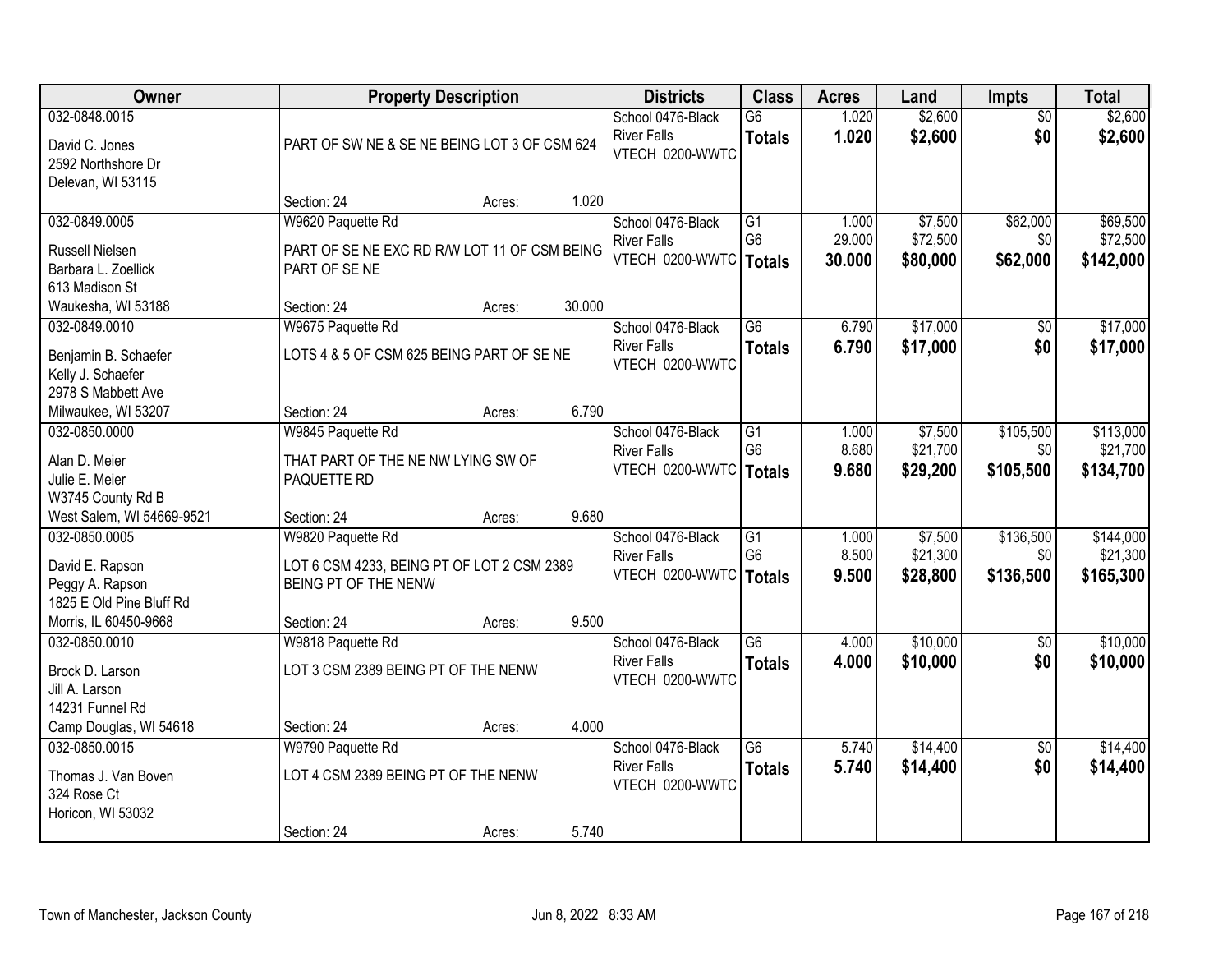| Owner | Property Description | Districts | Class | Acres | Land | Impts | Total |
|---|---|---|---|---|---|---|---|
| 032-0848.0015<br>David C. Jones<br>2592 Northshore Dr<br>Delevan, WI 53115 | PART OF SW NE & SE NE BEING LOT 3 OF CSM 624<br>Section: 24 Acres: 1.020 | School 0476-Black River Falls<br>VTECH 0200-WWTC | G6<br>**Totals** | 1.020<br>**1.020** | $2,600<br>**$2,600** | $0<br>**$0** | $2,600<br>**$2,600** |
| 032-0849.0005<br>Russell Nielsen<br>Barbara L. Zoellick<br>613 Madison St<br>Waukesha, WI 53188 | W9620 Paquette Rd<br>PART OF SE NE EXC RD R/W LOT 11 OF CSM BEING PART OF SE NE<br>Section: 24 Acres: 30.000 | School 0476-Black River Falls<br>VTECH 0200-WWTC | G1<br>G6<br>**Totals** | 1.000<br>29.000<br>**30.000** | $7,500<br>$72,500<br>**$80,000** | $62,000<br>$0<br>**$62,000** | $69,500<br>$72,500<br>**$142,000** |
| 032-0849.0010<br>Benjamin B. Schaefer<br>Kelly J. Schaefer<br>2978 S Mabbett Ave<br>Milwaukee, WI 53207 | W9675 Paquette Rd<br>LOTS 4 & 5 OF CSM 625 BEING PART OF SE NE<br>Section: 24 Acres: 6.790 | School 0476-Black River Falls<br>VTECH 0200-WWTC | G6<br>**Totals** | 6.790<br>**6.790** | $17,000<br>**$17,000** | $0<br>**$0** | $17,000<br>**$17,000** |
| 032-0850.0000<br>Alan D. Meier<br>Julie E. Meier<br>W3745 County Rd B<br>West Salem, WI 54669-9521 | W9845 Paquette Rd<br>THAT PART OF THE NE NW LYING SW OF PAQUETTE RD<br>Section: 24 Acres: 9.680 | School 0476-Black River Falls<br>VTECH 0200-WWTC | G1<br>G6<br>**Totals** | 1.000<br>8.680<br>**9.680** | $7,500<br>$21,700<br>**$29,200** | $105,500<br>$0<br>**$105,500** | $113,000<br>$21,700<br>**$134,700** |
| 032-0850.0005<br>David E. Rapson<br>Peggy A. Rapson<br>1825 E Old Pine Bluff Rd<br>Morris, IL 60450-9668 | W9820 Paquette Rd<br>LOT 6 CSM 4233, BEING PT OF LOT 2 CSM 2389 BEING PT OF THE NENW<br>Section: 24 Acres: 9.500 | School 0476-Black River Falls<br>VTECH 0200-WWTC | G1<br>G6<br>**Totals** | 1.000<br>8.500<br>**9.500** | $7,500<br>$21,300<br>**$28,800** | $136,500<br>$0<br>**$136,500** | $144,000<br>$21,300<br>**$165,300** |
| 032-0850.0010<br>Brock D. Larson<br>Jill A. Larson<br>14231 Funnel Rd<br>Camp Douglas, WI 54618 | W9818 Paquette Rd<br>LOT 3 CSM 2389 BEING PT OF THE NENW<br>Section: 24 Acres: 4.000 | School 0476-Black River Falls<br>VTECH 0200-WWTC | G6<br>**Totals** | 4.000<br>**4.000** | $10,000<br>**$10,000** | $0<br>**$0** | $10,000<br>**$10,000** |
| 032-0850.0015<br>Thomas J. Van Boven<br>324 Rose Ct<br>Horicon, WI 53032 | W9790 Paquette Rd<br>LOT 4 CSM 2389 BEING PT OF THE NENW<br>Section: 24 Acres: 5.740 | School 0476-Black River Falls<br>VTECH 0200-WWTC | G6<br>**Totals** | 5.740<br>**5.740** | $14,400<br>**$14,400** | $0<br>**$0** | $14,400<br>**$14,400** |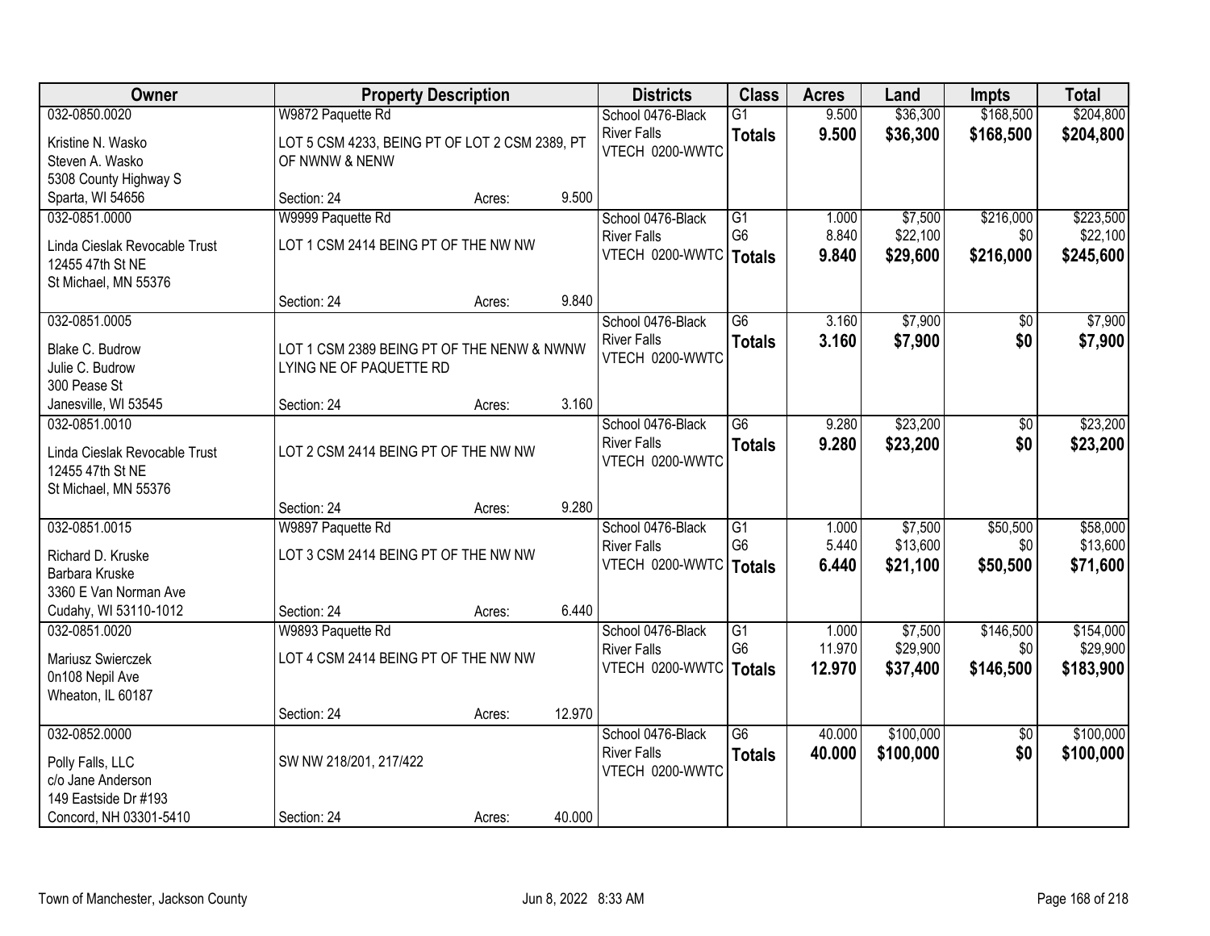| Owner | Property Description | | | Districts | Class | Acres | Land | Impts | Total |
|---|---|---|---|---|---|---|---|---|---|
| 032-0850.0020 | W9872 Paquette Rd | | | School 0476-Black River Falls | G1 | 9.500 | $36,300 | $168,500 | $204,800 |
| Kristine N. Wasko<br>Steven A. Wasko<br>5308 County Highway S<br>Sparta, WI 54656 | LOT 5 CSM 4233, BEING PT OF LOT 2 CSM 2389, PT OF NWNW & NENW | | | VTECH 0200-WWTC | **Totals** | **9.500** | **$36,300** | **$168,500** | **$204,800** |
| | Section: 24 | Acres: | 9.500 | | | | | | |
| 032-0851.0000 | W9999 Paquette Rd | | | School 0476-Black River Falls | G1 | 1.000 | $7,500 | $216,000 | $223,500 |
| Linda Cieslak Revocable Trust<br>12455 47th St NE<br>St Michael, MN 55376 | LOT 1 CSM 2414 BEING PT OF THE NW NW | | | VTECH 0200-WWTC | G6 | 8.840 | $22,100 | $0 | $22,100 |
| | | | | | **Totals** | **9.840** | **$29,600** | **$216,000** | **$245,600** |
| | Section: 24 | Acres: | 9.840 | | | | | | |
| 032-0851.0005 | | | | School 0476-Black River Falls | G6 | 3.160 | $7,900 | $0 | $7,900 |
| Blake C. Budrow<br>Julie C. Budrow<br>300 Pease St<br>Janesville, WI 53545 | LOT 1 CSM 2389 BEING PT OF THE NENW & NWNW LYING NE OF PAQUETTE RD | | | VTECH 0200-WWTC | **Totals** | **3.160** | **$7,900** | **$0** | **$7,900** |
| | Section: 24 | Acres: | 3.160 | | | | | | |
| 032-0851.0010 | | | | School 0476-Black River Falls | G6 | 9.280 | $23,200 | $0 | $23,200 |
| Linda Cieslak Revocable Trust<br>12455 47th St NE<br>St Michael, MN 55376 | LOT 2 CSM 2414 BEING PT OF THE NW NW | | | VTECH 0200-WWTC | **Totals** | **9.280** | **$23,200** | **$0** | **$23,200** |
| | Section: 24 | Acres: | 9.280 | | | | | | |
| 032-0851.0015 | W9897 Paquette Rd | | | School 0476-Black River Falls | G1 | 1.000 | $7,500 | $50,500 | $58,000 |
| Richard D. Kruske<br>Barbara Kruske<br>3360 E Van Norman Ave<br>Cudahy, WI 53110-1012 | LOT 3 CSM 2414 BEING PT OF THE NW NW | | | VTECH 0200-WWTC | G6 | 5.440 | $13,600 | $0 | $13,600 |
| | | | | | **Totals** | **6.440** | **$21,100** | **$50,500** | **$71,600** |
| | Section: 24 | Acres: | 6.440 | | | | | | |
| 032-0851.0020 | W9893 Paquette Rd | | | School 0476-Black River Falls | G1 | 1.000 | $7,500 | $146,500 | $154,000 |
| Mariusz Swierczek<br>0n108 Nepil Ave<br>Wheaton, IL 60187 | LOT 4 CSM 2414 BEING PT OF THE NW NW | | | VTECH 0200-WWTC | G6 | 11.970 | $29,900 | $0 | $29,900 |
| | | | | | **Totals** | **12.970** | **$37,400** | **$146,500** | **$183,900** |
| | Section: 24 | Acres: | 12.970 | | | | | | |
| 032-0852.0000 | | | | School 0476-Black River Falls | G6 | 40.000 | $100,000 | $0 | $100,000 |
| Polly Falls, LLC<br>c/o Jane Anderson<br>149 Eastside Dr #193<br>Concord, NH 03301-5410 | SW NW 218/201, 217/422 | | | VTECH 0200-WWTC | **Totals** | **40.000** | **$100,000** | **$0** | **$100,000** |
| | Section: 24 | Acres: | 40.000 | | | | | | |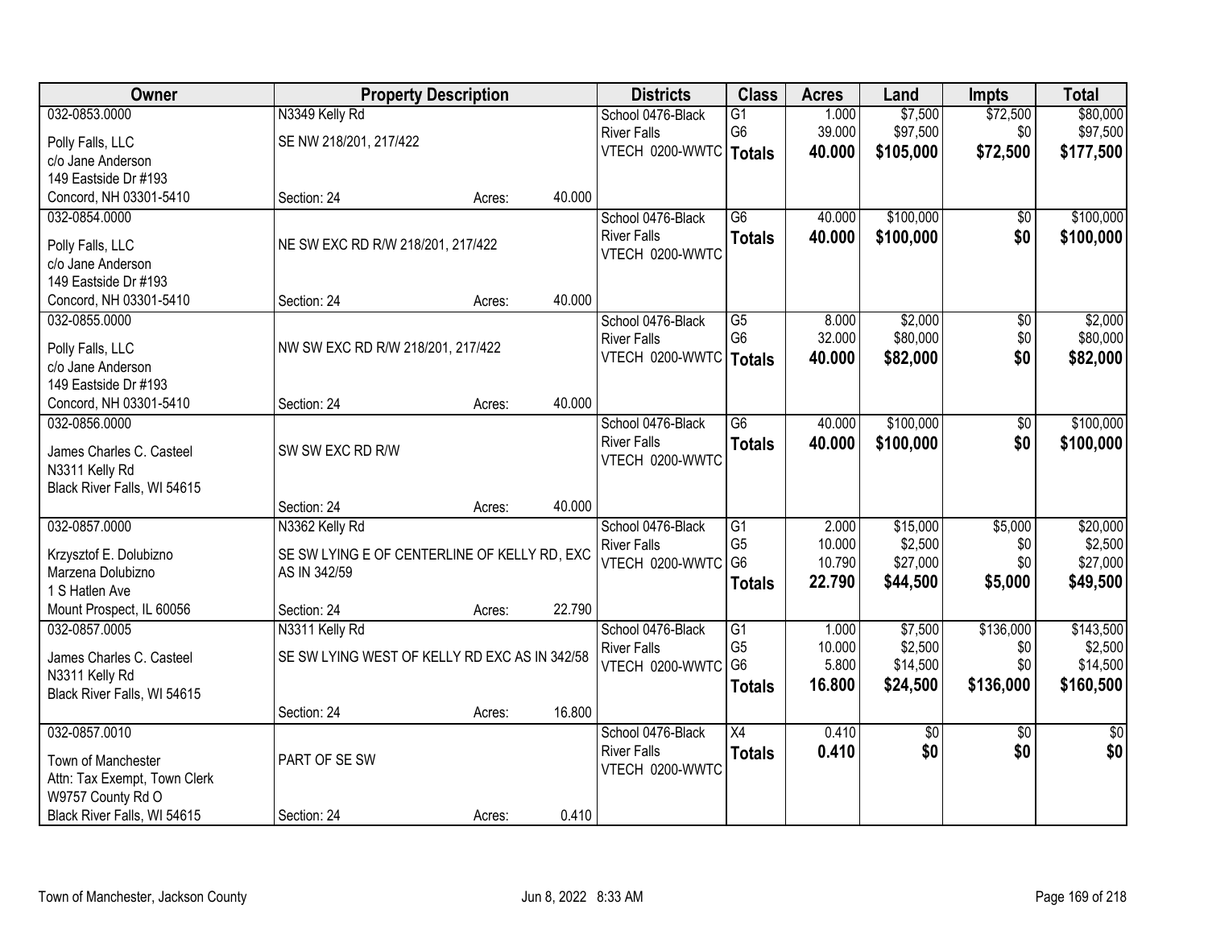| Owner | Property Description | Districts | Class | Acres | Land | Impts | Total |
|---|---|---|---|---|---|---|---|
| 032-0853.0000<br>Polly Falls, LLC<br>c/o Jane Anderson<br>149 Eastside Dr #193<br>Concord, NH 03301-5410 | N3349 Kelly Rd<br>SE NW 218/201, 217/422<br>Section: 24 Acres: 40.000 | School 0476-Black River Falls<br>VTECH 0200-WWTC | G1<br>G6<br>**Totals** | 1.000<br>39.000<br>**40.000** | $7,500<br>$97,500<br>**$105,000** | $72,500<br>$0<br>**$72,500** | $80,000<br>$97,500<br>**$177,500** |
| 032-0854.0000<br>Polly Falls, LLC<br>c/o Jane Anderson<br>149 Eastside Dr #193<br>Concord, NH 03301-5410 | NE SW EXC RD R/W 218/201, 217/422<br>Section: 24 Acres: 40.000 | School 0476-Black River Falls<br>VTECH 0200-WWTC | G6<br>**Totals** | 40.000<br>**40.000** | $100,000<br>**$100,000** | $0<br>**$0** | $100,000<br>**$100,000** |
| 032-0855.0000<br>Polly Falls, LLC<br>c/o Jane Anderson<br>149 Eastside Dr #193<br>Concord, NH 03301-5410 | NW SW EXC RD R/W 218/201, 217/422<br>Section: 24 Acres: 40.000 | School 0476-Black River Falls<br>VTECH 0200-WWTC | G5<br>G6<br>**Totals** | 8.000<br>32.000<br>**40.000** | $2,000<br>$80,000<br>**$82,000** | $0<br>$0<br>**$0** | $2,000<br>$80,000<br>**$82,000** |
| 032-0856.0000<br>James Charles C. Casteel<br>N3311 Kelly Rd<br>Black River Falls, WI 54615 | SW SW EXC RD R/W<br>Section: 24 Acres: 40.000 | School 0476-Black River Falls<br>VTECH 0200-WWTC | G6<br>**Totals** | 40.000<br>**40.000** | $100,000<br>**$100,000** | $0<br>**$0** | $100,000<br>**$100,000** |
| 032-0857.0000<br>Krzysztof E. Dolubizno<br>Marzena Dolubizno<br>1 S Hatlen Ave<br>Mount Prospect, IL 60056 | N3362 Kelly Rd<br>SE SW LYING E OF CENTERLINE OF KELLY RD, EXC AS IN 342/59<br>Section: 24 Acres: 22.790 | School 0476-Black River Falls<br>VTECH 0200-WWTC | G1<br>G5<br>G6<br>**Totals** | 2.000<br>10.000<br>10.790<br>**22.790** | $15,000<br>$2,500<br>$27,000<br>**$44,500** | $5,000<br>$0<br>$0<br>**$5,000** | $20,000<br>$2,500<br>$27,000<br>**$49,500** |
| 032-0857.0005<br>James Charles C. Casteel<br>N3311 Kelly Rd<br>Black River Falls, WI 54615 | N3311 Kelly Rd<br>SE SW LYING WEST OF KELLY RD EXC AS IN 342/58<br>Section: 24 Acres: 16.800 | School 0476-Black River Falls<br>VTECH 0200-WWTC | G1<br>G5<br>G6<br>**Totals** | 1.000<br>10.000<br>5.800<br>**16.800** | $7,500<br>$2,500<br>$14,500<br>**$24,500** | $136,000<br>$0<br>$0<br>**$136,000** | $143,500<br>$2,500<br>$14,500<br>**$160,500** |
| 032-0857.0010<br>Town of Manchester<br>Attn: Tax Exempt, Town Clerk<br>W9757 County Rd O<br>Black River Falls, WI 54615 | PART OF SE SW<br>Section: 24 Acres: 0.410 | School 0476-Black River Falls<br>VTECH 0200-WWTC | X4<br>**Totals** | 0.410<br>**0.410** | $0<br>**$0** | $0<br>**$0** | $0<br>**$0** |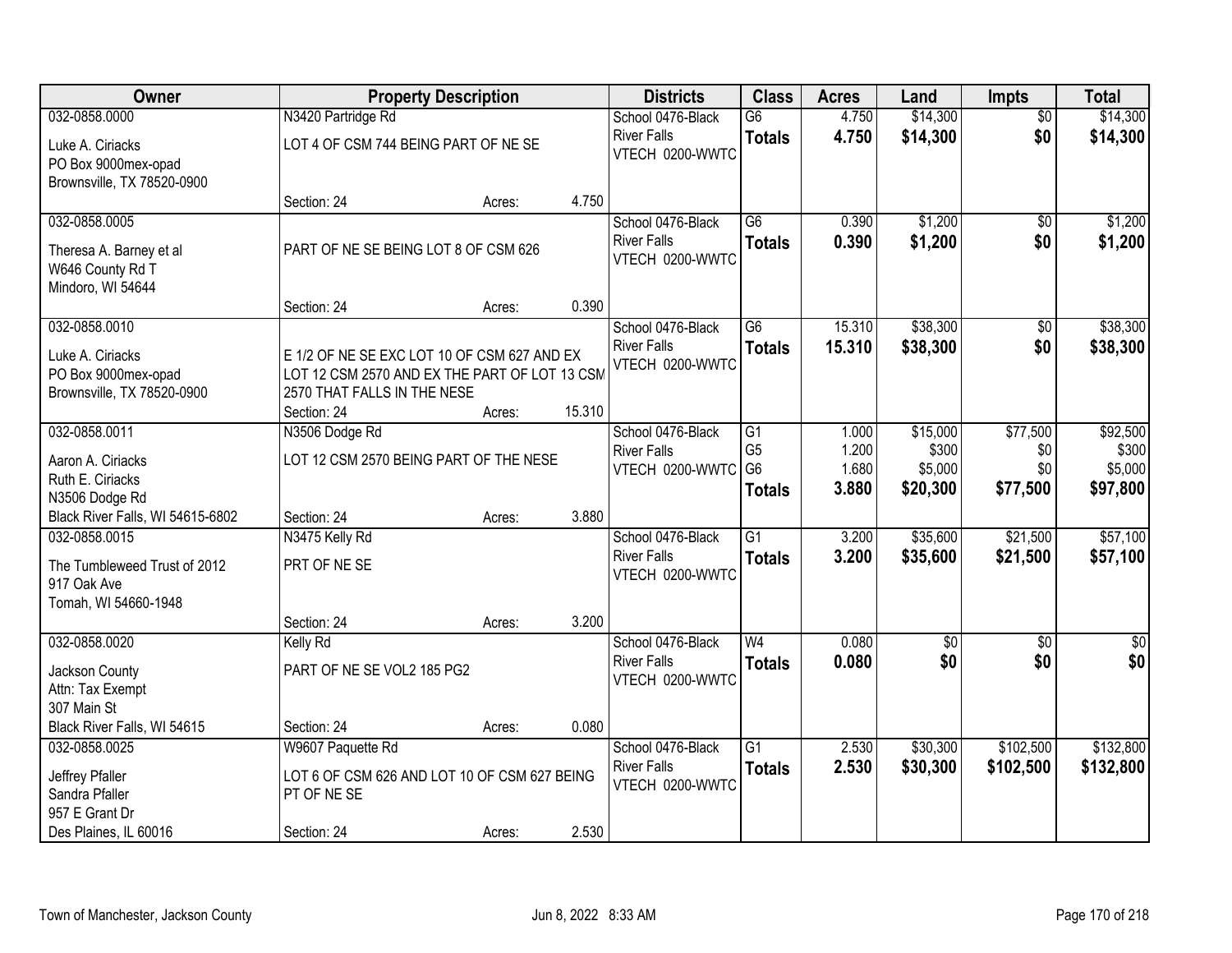| Owner | Property Description | | | Districts | Class | Acres | Land | Impts | Total |
|---|---|---|---|---|---|---|---|---|---|
| 032-0858.0000 | N3420 Partridge Rd | | | School 0476-Black River Falls | G6 | 4.750 | $14,300 | $0 | $14,300 |
| Luke A. Ciriacks<br>PO Box 9000mex-opad<br>Brownsville, TX 78520-0900 | LOT 4 OF CSM 744 BEING PART OF NE SE | | | VTECH 0200-WWTC | **Totals** | **4.750** | **$14,300** | **$0** | **$14,300** |
| | Section: 24 | Acres: | 4.750 | | | | | | |
| 032-0858.0005 | | | | School 0476-Black River Falls | G6 | 0.390 | $1,200 | $0 | $1,200 |
| Theresa A. Barney et al<br>W646 County Rd T<br>Mindoro, WI 54644 | PART OF NE SE BEING LOT 8 OF CSM 626 | | | VTECH 0200-WWTC | **Totals** | **0.390** | **$1,200** | **$0** | **$1,200** |
| | Section: 24 | Acres: | 0.390 | | | | | | |
| 032-0858.0010 | | | | School 0476-Black River Falls | G6 | 15.310 | $38,300 | $0 | $38,300 |
| Luke A. Ciriacks<br>PO Box 9000mex-opad<br>Brownsville, TX 78520-0900 | E 1/2 OF NE SE EXC LOT 10 OF CSM 627 AND EX LOT 12 CSM 2570 AND EX THE PART OF LOT 13 CSM 2570 THAT FALLS IN THE NESE | | | VTECH 0200-WWTC | **Totals** | **15.310** | **$38,300** | **$0** | **$38,300** |
| | Section: 24 | Acres: | 15.310 | | | | | | |
| 032-0858.0011 | N3506 Dodge Rd | | | School 0476-Black River Falls | G1 | 1.000 | $15,000 | $77,500 | $92,500 |
| Aaron A. Ciriacks<br>Ruth E. Ciriacks<br>N3506 Dodge Rd<br>Black River Falls, WI 54615-6802 | LOT 12 CSM 2570 BEING PART OF THE NESE | | | VTECH 0200-WWTC | G5 | 1.200 | $300 | $0 | $300 |
| | | | | | G6 | 1.680 | $5,000 | $0 | $5,000 |
| | | | | | **Totals** | **3.880** | **$20,300** | **$77,500** | **$97,800** |
| | Section: 24 | Acres: | 3.880 | | | | | | |
| 032-0858.0015 | N3475 Kelly Rd | | | School 0476-Black River Falls | G1 | 3.200 | $35,600 | $21,500 | $57,100 |
| The Tumbleweed Trust of 2012<br>917 Oak Ave<br>Tomah, WI 54660-1948 | PRT OF NE SE | | | VTECH 0200-WWTC | **Totals** | **3.200** | **$35,600** | **$21,500** | **$57,100** |
| | Section: 24 | Acres: | 3.200 | | | | | | |
| 032-0858.0020 | Kelly Rd | | | School 0476-Black River Falls | W4 | 0.080 | $0 | $0 | $0 |
| Jackson County<br>Attn: Tax Exempt<br>307 Main St<br>Black River Falls, WI 54615 | PART OF NE SE VOL2 185 PG2 | | | VTECH 0200-WWTC | **Totals** | **0.080** | **$0** | **$0** | **$0** |
| | Section: 24 | Acres: | 0.080 | | | | | | |
| 032-0858.0025 | W9607 Paquette Rd | | | School 0476-Black River Falls | G1 | 2.530 | $30,300 | $102,500 | $132,800 |
| Jeffrey Pfaller<br>Sandra Pfaller<br>957 E Grant Dr<br>Des Plaines, IL 60016 | LOT 6 OF CSM 626 AND LOT 10 OF CSM 627 BEING PT OF NE SE | | | VTECH 0200-WWTC | **Totals** | **2.530** | **$30,300** | **$102,500** | **$132,800** |
| | Section: 24 | Acres: | 2.530 | | | | | | |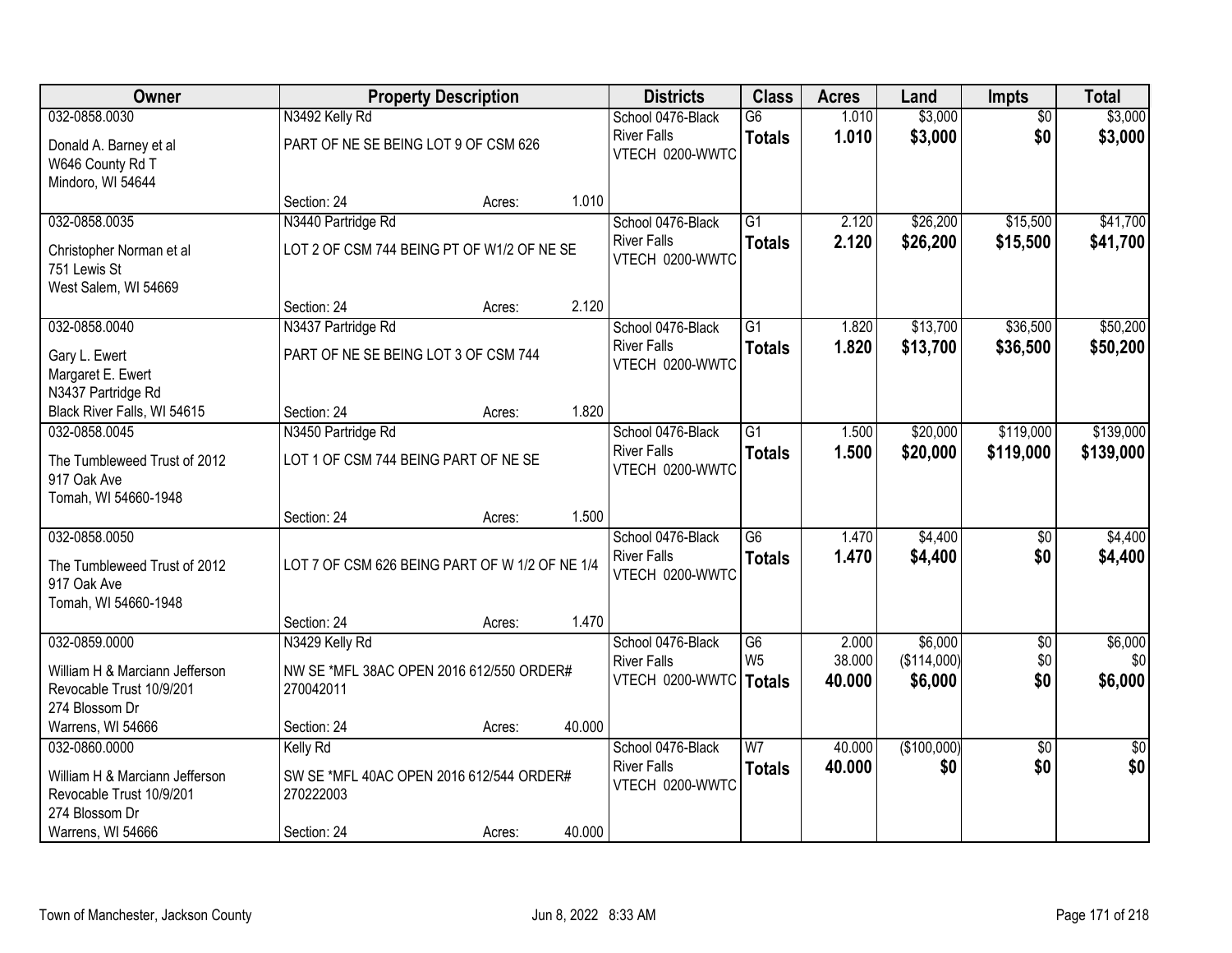| Owner | Property Description | | | Districts | Class | Acres | Land | Impts | Total |
|---|---|---|---|---|---|---|---|---|---|
| 032-0858.0030<br>Donald A. Barney et al<br>W646 County Rd T<br>Mindoro, WI 54644 | N3492 Kelly Rd<br>PART OF NE SE BEING LOT 9 OF CSM 626<br>Section: 24 | Acres: | 1.010 | School 0476-Black River Falls<br>VTECH 0200-WWTC | G6<br>**Totals** | 1.010<br>**1.010** | \$3,000<br>**\$3,000** | \$0<br>**\$0** | \$3,000<br>**\$3,000** |
| 032-0858.0035<br>Christopher Norman et al<br>751 Lewis St<br>West Salem, WI 54669 | N3440 Partridge Rd<br>LOT 2 OF CSM 744 BEING PT OF W1/2 OF NE SE<br>Section: 24 | Acres: | 2.120 | School 0476-Black River Falls<br>VTECH 0200-WWTC | G1<br>**Totals** | 2.120<br>**2.120** | \$26,200<br>**\$26,200** | \$15,500<br>**\$15,500** | \$41,700<br>**\$41,700** |
| 032-0858.0040<br>Gary L. Ewert<br>Margaret E. Ewert<br>N3437 Partridge Rd<br>Black River Falls, WI 54615 | N3437 Partridge Rd<br>PART OF NE SE BEING LOT 3 OF CSM 744<br>Section: 24 | Acres: | 1.820 | School 0476-Black River Falls<br>VTECH 0200-WWTC | G1<br>**Totals** | 1.820<br>**1.820** | \$13,700<br>**\$13,700** | \$36,500<br>**\$36,500** | \$50,200<br>**\$50,200** |
| 032-0858.0045<br>The Tumbleweed Trust of 2012<br>917 Oak Ave<br>Tomah, WI 54660-1948 | N3450 Partridge Rd<br>LOT 1 OF CSM 744 BEING PART OF NE SE<br>Section: 24 | Acres: | 1.500 | School 0476-Black River Falls<br>VTECH 0200-WWTC | G1<br>**Totals** | 1.500<br>**1.500** | \$20,000<br>**\$20,000** | \$119,000<br>**\$119,000** | \$139,000<br>**\$139,000** |
| 032-0858.0050<br>The Tumbleweed Trust of 2012<br>917 Oak Ave<br>Tomah, WI 54660-1948 | LOT 7 OF CSM 626 BEING PART OF W 1/2 OF NE 1/4<br>Section: 24 | Acres: | 1.470 | School 0476-Black River Falls<br>VTECH 0200-WWTC | G6<br>**Totals** | 1.470<br>**1.470** | \$4,400<br>**\$4,400** | \$0<br>**\$0** | \$4,400<br>**\$4,400** |
| 032-0859.0000<br>William H & Marciann Jefferson<br>Revocable Trust 10/9/201<br>274 Blossom Dr<br>Warrens, WI 54666 | N3429 Kelly Rd<br>NW SE *MFL 38AC OPEN 2016 612/550 ORDER# 270042011<br>Section: 24 | Acres: | 40.000 | School 0476-Black River Falls<br>VTECH 0200-WWTC | G6<br>W5<br>**Totals** | 2.000<br>38.000<br>**40.000** | \$6,000<br>(\$114,000)<br>**\$6,000** | \$0<br>\$0<br>**\$0** | \$6,000<br>\$0<br>**\$6,000** |
| 032-0860.0000<br>William H & Marciann Jefferson<br>Revocable Trust 10/9/201<br>274 Blossom Dr<br>Warrens, WI 54666 | Kelly Rd<br>SW SE *MFL 40AC OPEN 2016 612/544 ORDER# 270222003<br>Section: 24 | Acres: | 40.000 | School 0476-Black River Falls<br>VTECH 0200-WWTC | W7<br>**Totals** | 40.000<br>**40.000** | (\$100,000)<br>**\$0** | \$0<br>**\$0** | \$0<br>**\$0** |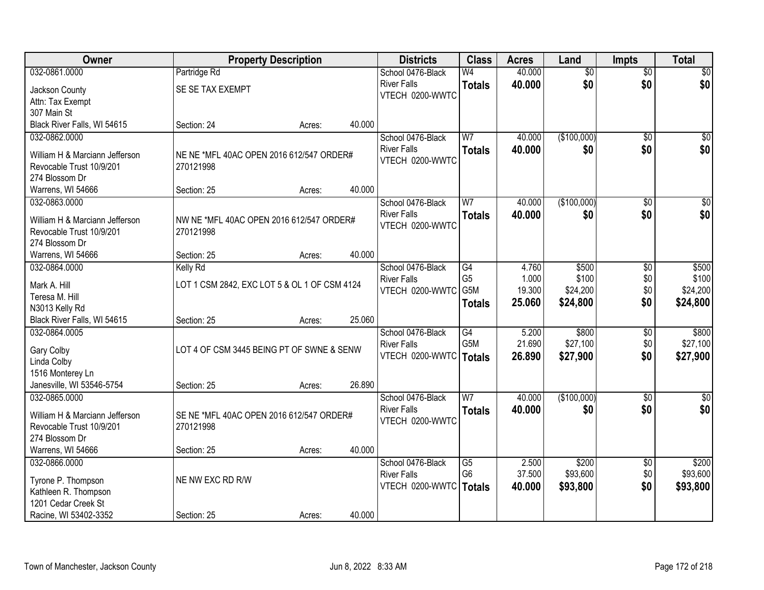| Owner | Property Description | | | Districts | Class | Acres | Land | Impts | Total |
|---|---|---|---|---|---|---|---|---|---|
| 032-0861.0000<br>Jackson County<br>Attn: Tax Exempt<br>307 Main St<br>Black River Falls, WI 54615 | Partridge Rd<br>SE SE TAX EXEMPT<br>Section: 24 | Acres: | 40.000 | School 0476-Black River Falls<br>VTECH 0200-WWTC | W4<br>**Totals** | 40.000<br>**40.000** | $0<br>**$0** | $0<br>**$0** | $0<br>**$0** |
| 032-0862.0000<br>William H & Marciann Jefferson<br>Revocable Trust 10/9/201<br>274 Blossom Dr<br>Warrens, WI 54666 | NE NE *MFL 40AC OPEN 2016 612/547 ORDER# 270121998<br>Section: 25 | Acres: | 40.000 | School 0476-Black River Falls<br>VTECH 0200-WWTC | W7<br>**Totals** | 40.000<br>**40.000** | ($100,000)<br>**$0** | $0<br>**$0** | $0<br>**$0** |
| 032-0863.0000<br>William H & Marciann Jefferson<br>Revocable Trust 10/9/201<br>274 Blossom Dr<br>Warrens, WI 54666 | NW NE *MFL 40AC OPEN 2016 612/547 ORDER# 270121998<br>Section: 25 | Acres: | 40.000 | School 0476-Black River Falls<br>VTECH 0200-WWTC | W7<br>**Totals** | 40.000<br>**40.000** | ($100,000)<br>**$0** | $0<br>**$0** | $0<br>**$0** |
| 032-0864.0000<br>Mark A. Hill<br>Teresa M. Hill<br>N3013 Kelly Rd<br>Black River Falls, WI 54615 | Kelly Rd<br>LOT 1 CSM 2842, EXC LOT 5 & OL 1 OF CSM 4124<br>Section: 25 | Acres: | 25.060 | School 0476-Black River Falls<br>VTECH 0200-WWTC | G4<br>G5<br>G5M<br>**Totals** | 4.760<br>1.000<br>19.300<br>**25.060** | $500<br>$100<br>$24,200<br>**$24,800** | $0<br>$0<br>$0<br>**$0** | $500<br>$100<br>$24,200<br>**$24,800** |
| 032-0864.0005<br>Gary Colby<br>Linda Colby<br>1516 Monterey Ln<br>Janesville, WI 53546-5754 | LOT 4 OF CSM 3445 BEING PT OF SWNE & SENW<br>Section: 25 | Acres: | 26.890 | School 0476-Black River Falls<br>VTECH 0200-WWTC | G4<br>G5M<br>**Totals** | 5.200<br>21.690<br>**26.890** | $800<br>$27,100<br>**$27,900** | $0<br>$0<br>**$0** | $800<br>$27,100<br>**$27,900** |
| 032-0865.0000<br>William H & Marciann Jefferson<br>Revocable Trust 10/9/201<br>274 Blossom Dr<br>Warrens, WI 54666 | SE NE *MFL 40AC OPEN 2016 612/547 ORDER# 270121998<br>Section: 25 | Acres: | 40.000 | School 0476-Black River Falls<br>VTECH 0200-WWTC | W7<br>**Totals** | 40.000<br>**40.000** | ($100,000)<br>**$0** | $0<br>**$0** | $0<br>**$0** |
| 032-0866.0000<br>Tyrone P. Thompson<br>Kathleen R. Thompson<br>1201 Cedar Creek St<br>Racine, WI 53402-3352 | NE NW EXC RD R/W<br>Section: 25 | Acres: | 40.000 | School 0476-Black River Falls<br>VTECH 0200-WWTC | G5<br>G6<br>**Totals** | 2.500<br>37.500<br>**40.000** | $200<br>$93,600<br>**$93,800** | $0<br>$0<br>**$0** | $200<br>$93,600<br>**$93,800** |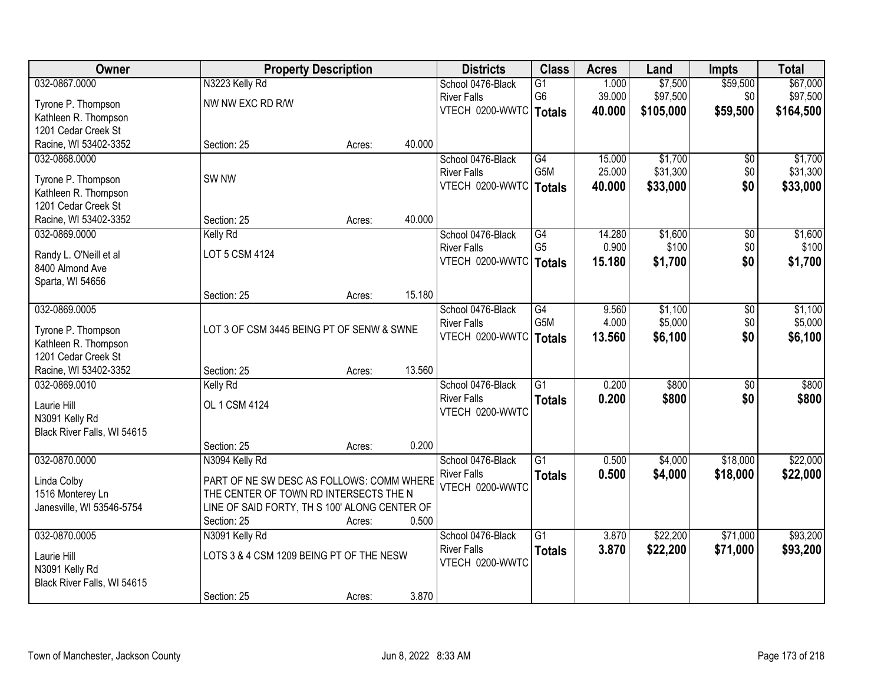| Owner | Property Description | | | Districts | Class | Acres | Land | Impts | Total |
|---|---|---|---|---|---|---|---|---|---|
| 032-0867.0000<br>Tyrone P. Thompson<br>Kathleen R. Thompson<br>1201 Cedar Creek St<br>Racine, WI 53402-3352 | N3223 Kelly Rd<br>NW NW EXC RD R/W<br>Section: 25 | Acres: | 40.000 | School 0476-Black River Falls<br>VTECH 0200-WWTC | G1<br>G6<br>**Totals** | 1.000<br>39.000<br>**40.000** | $7,500<br>$97,500<br>**$105,000** | $59,500<br>$0<br>**$59,500** | $67,000<br>$97,500<br>**$164,500** |
| 032-0868.0000<br>Tyrone P. Thompson<br>Kathleen R. Thompson<br>1201 Cedar Creek St<br>Racine, WI 53402-3352 | SW NW<br>Section: 25 | Acres: | 40.000 | School 0476-Black River Falls<br>VTECH 0200-WWTC | G4<br>G5M<br>**Totals** | 15.000<br>25.000<br>**40.000** | $1,700<br>$31,300<br>**$33,000** | $0<br>$0<br>**$0** | $1,700<br>$31,300<br>**$33,000** |
| 032-0869.0000<br>Randy L. O'Neill et al<br>8400 Almond Ave<br>Sparta, WI 54656 | Kelly Rd<br>LOT 5 CSM 4124<br>Section: 25 | Acres: | 15.180 | School 0476-Black River Falls<br>VTECH 0200-WWTC | G4<br>G5<br>**Totals** | 14.280<br>0.900<br>**15.180** | $1,600<br>$100<br>**$1,700** | $0<br>$0<br>**$0** | $1,600<br>$100<br>**$1,700** |
| 032-0869.0005<br>Tyrone P. Thompson<br>Kathleen R. Thompson<br>1201 Cedar Creek St<br>Racine, WI 53402-3352 | LOT 3 OF CSM 3445 BEING PT OF SENW & SWNE<br>Section: 25 | Acres: | 13.560 | School 0476-Black River Falls<br>VTECH 0200-WWTC | G4<br>G5M<br>**Totals** | 9.560<br>4.000<br>**13.560** | $1,100<br>$5,000<br>**$6,100** | $0<br>$0<br>**$0** | $1,100<br>$5,000<br>**$6,100** |
| 032-0869.0010<br>Laurie Hill<br>N3091 Kelly Rd<br>Black River Falls, WI 54615 | Kelly Rd<br>OL 1 CSM 4124<br>Section: 25 | Acres: | 0.200 | School 0476-Black River Falls<br>VTECH 0200-WWTC | G1<br>**Totals** | 0.200<br>**0.200** | $800<br>**$800** | $0<br>**$0** | $800<br>**$800** |
| 032-0870.0000<br>Linda Colby<br>1516 Monterey Ln<br>Janesville, WI 53546-5754 | N3094 Kelly Rd<br>PART OF NE SW DESC AS FOLLOWS: COMM WHERE THE CENTER OF TOWN RD INTERSECTS THE N LINE OF SAID FORTY, TH S 100' ALONG CENTER OF<br>Section: 25 | Acres: | 0.500 | School 0476-Black River Falls<br>VTECH 0200-WWTC | G1<br>**Totals** | 0.500<br>**0.500** | $4,000<br>**$4,000** | $18,000<br>**$18,000** | $22,000<br>**$22,000** |
| 032-0870.0005<br>Laurie Hill<br>N3091 Kelly Rd<br>Black River Falls, WI 54615 | N3091 Kelly Rd<br>LOTS 3 & 4 CSM 1209 BEING PT OF THE NESW<br>Section: 25 | Acres: | 3.870 | School 0476-Black River Falls<br>VTECH 0200-WWTC | G1<br>**Totals** | 3.870<br>**3.870** | $22,200<br>**$22,200** | $71,000<br>**$71,000** | $93,200<br>**$93,200** |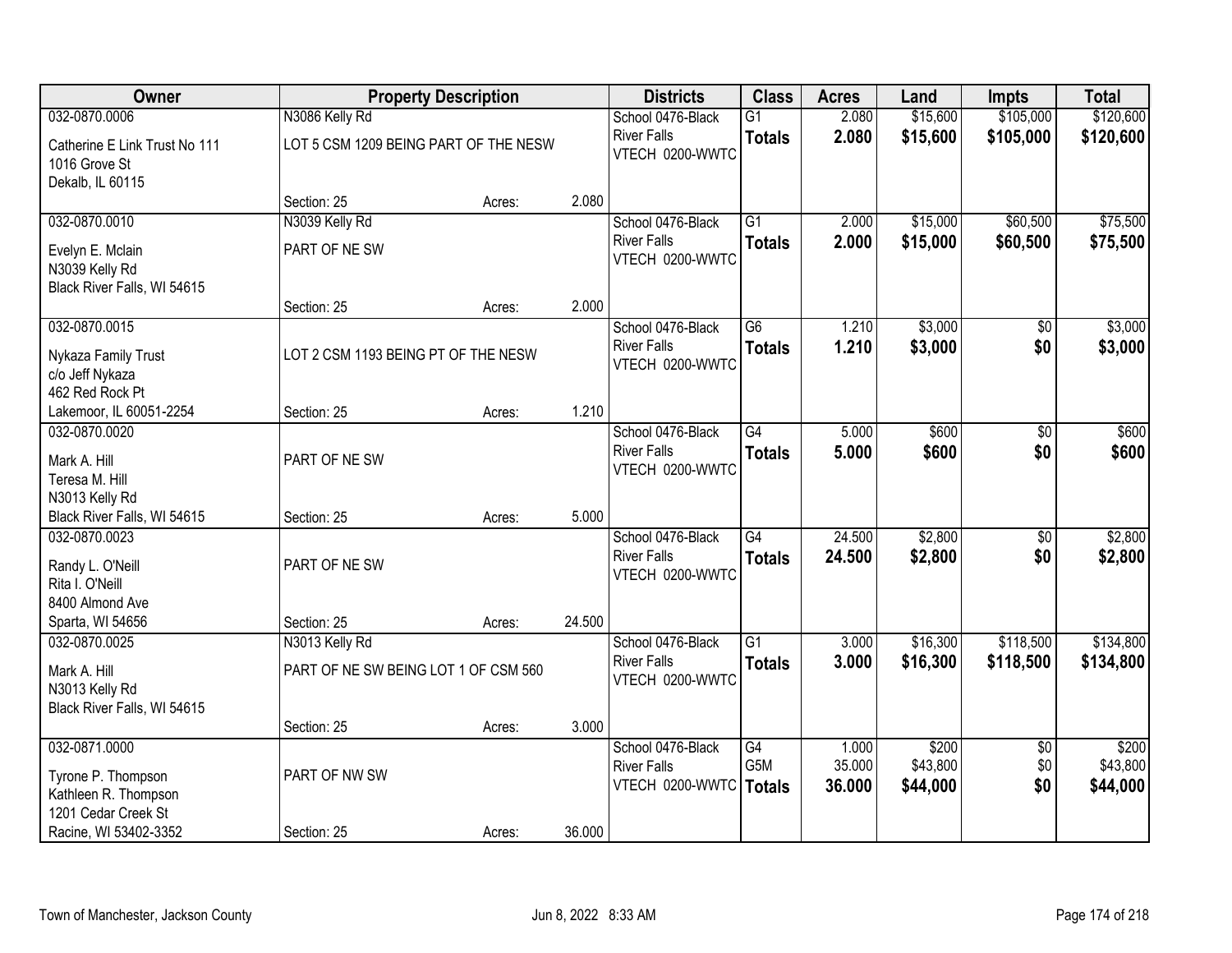| Owner | Property Description | | | Districts | Class | Acres | Land | Impts | Total |
|---|---|---|---|---|---|---|---|---|---|
| 032-0870.0006<br>Catherine E Link Trust No 111<br>1016 Grove St<br>Dekalb, IL 60115 | N3086 Kelly Rd<br>LOT 5 CSM 1209 BEING PART OF THE NESW<br>Section: 25 | Acres: | 2.080 | School 0476-Black River Falls<br>VTECH 0200-WWTC | G1<br>**Totals** | 2.080<br>**2.080** | $15,600<br>**$15,600** | $105,000<br>**$105,000** | $120,600<br>**$120,600** |
| 032-0870.0010<br>Evelyn E. Mclain<br>N3039 Kelly Rd<br>Black River Falls, WI 54615 | N3039 Kelly Rd<br>PART OF NE SW<br>Section: 25 | Acres: | 2.000 | School 0476-Black River Falls<br>VTECH 0200-WWTC | G1<br>**Totals** | 2.000<br>**2.000** | $15,000<br>**$15,000** | $60,500<br>**$60,500** | $75,500<br>**$75,500** |
| 032-0870.0015<br>Nykaza Family Trust<br>c/o Jeff Nykaza<br>462 Red Rock Pt<br>Lakemoor, IL 60051-2254 | LOT 2 CSM 1193 BEING PT OF THE NESW<br>Section: 25 | Acres: | 1.210 | School 0476-Black River Falls<br>VTECH 0200-WWTC | G6<br>**Totals** | 1.210<br>**1.210** | $3,000<br>**$3,000** | $0<br>**$0** | $3,000<br>**$3,000** |
| 032-0870.0020<br>Mark A. Hill<br>Teresa M. Hill<br>N3013 Kelly Rd<br>Black River Falls, WI 54615 | PART OF NE SW<br>Section: 25 | Acres: | 5.000 | School 0476-Black River Falls<br>VTECH 0200-WWTC | G4<br>**Totals** | 5.000<br>**5.000** | $600<br>**$600** | $0<br>**$0** | $600<br>**$600** |
| 032-0870.0023<br>Randy L. O'Neill<br>Rita I. O'Neill<br>8400 Almond Ave<br>Sparta, WI 54656 | PART OF NE SW<br>Section: 25 | Acres: | 24.500 | School 0476-Black River Falls<br>VTECH 0200-WWTC | G4<br>**Totals** | 24.500<br>**24.500** | $2,800<br>**$2,800** | $0<br>**$0** | $2,800<br>**$2,800** |
| 032-0870.0025<br>Mark A. Hill<br>N3013 Kelly Rd<br>Black River Falls, WI 54615 | N3013 Kelly Rd<br>PART OF NE SW BEING LOT 1 OF CSM 560<br>Section: 25 | Acres: | 3.000 | School 0476-Black River Falls<br>VTECH 0200-WWTC | G1<br>**Totals** | 3.000<br>**3.000** | $16,300<br>**$16,300** | $118,500<br>**$118,500** | $134,800<br>**$134,800** |
| 032-0871.0000<br>Tyrone P. Thompson<br>Kathleen R. Thompson<br>1201 Cedar Creek St<br>Racine, WI 53402-3352 | PART OF NW SW<br>Section: 25 | Acres: | 36.000 | School 0476-Black River Falls<br>VTECH 0200-WWTC | G4<br>G5M<br>**Totals** | 1.000<br>35.000<br>**36.000** | $200<br>$43,800<br>**$44,000** | $0<br>$0<br>**$0** | $200<br>$43,800<br>**$44,000** |

Town of Manchester, Jackson County Jun 8, 2022 8:33 AM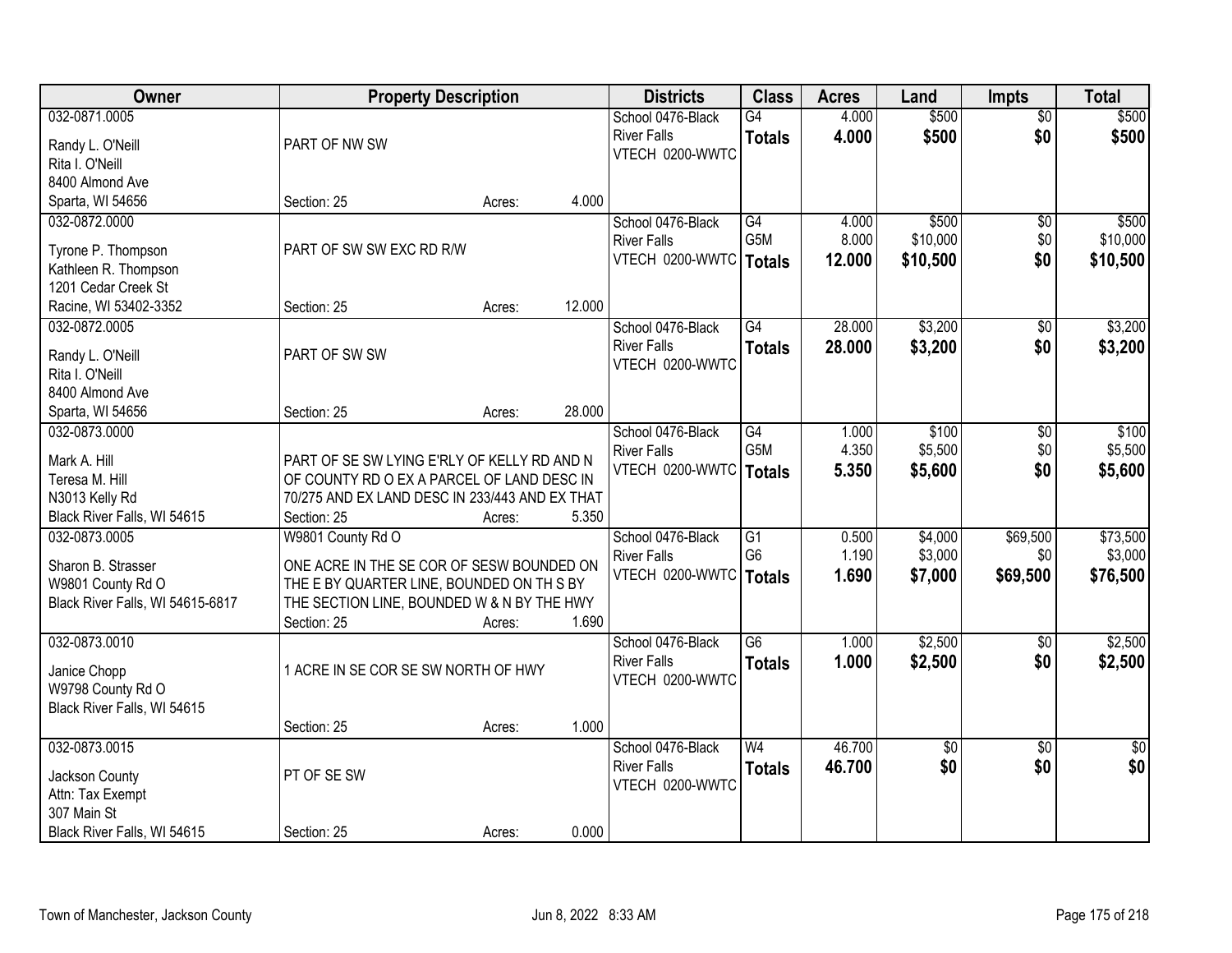| Owner | Property Description | Districts | Class | Acres | Land | Impts | Total |
|---|---|---|---|---|---|---|---|
| 032-0871.0005<br>Randy L. O'Neill<br>Rita I. O'Neill<br>8400 Almond Ave<br>Sparta, WI 54656 | PART OF NW SW<br>Section: 25 Acres: 4.000 | School 0476-Black River Falls<br>VTECH 0200-WWTC | G4<br>**Totals** | 4.000<br>**4.000** | $500<br>**$500** | $0<br>**$0** | $500<br>**$500** |
| 032-0872.0000<br>Tyrone P. Thompson<br>Kathleen R. Thompson<br>1201 Cedar Creek St<br>Racine, WI 53402-3352 | PART OF SW SW EXC RD R/W<br>Section: 25 Acres: 12.000 | School 0476-Black River Falls<br>VTECH 0200-WWTC | G4<br>G5M<br>**Totals** | 4.000<br>8.000<br>**12.000** | $500<br>$10,000<br>**$10,500** | $0<br>$0<br>**$0** | $500<br>$10,000<br>**$10,500** |
| 032-0872.0005<br>Randy L. O'Neill<br>Rita I. O'Neill<br>8400 Almond Ave<br>Sparta, WI 54656 | PART OF SW SW<br>Section: 25 Acres: 28.000 | School 0476-Black River Falls<br>VTECH 0200-WWTC | G4<br>**Totals** | 28.000<br>**28.000** | $3,200<br>**$3,200** | $0<br>**$0** | $3,200<br>**$3,200** |
| 032-0873.0000<br>Mark A. Hill<br>Teresa M. Hill<br>N3013 Kelly Rd<br>Black River Falls, WI 54615 | PART OF SE SW LYING E'RLY OF KELLY RD AND N OF COUNTY RD O EX A PARCEL OF LAND DESC IN 70/275 AND EX LAND DESC IN 233/443 AND EX THAT<br>Section: 25 Acres: 5.350 | School 0476-Black River Falls<br>VTECH 0200-WWTC | G4<br>G5M<br>**Totals** | 1.000<br>4.350<br>**5.350** | $100<br>$5,500<br>**$5,600** | $0<br>$0<br>**$0** | $100<br>$5,500<br>**$5,600** |
| 032-0873.0005<br>Sharon B. Strasser<br>W9801 County Rd O<br>Black River Falls, WI 54615-6817 | W9801 County Rd O<br>ONE ACRE IN THE SE COR OF SESW BOUNDED ON THE E BY QUARTER LINE, BOUNDED ON TH S BY THE SECTION LINE, BOUNDED W & N BY THE HWY<br>Section: 25 Acres: 1.690 | School 0476-Black River Falls<br>VTECH 0200-WWTC | G1<br>G6<br>**Totals** | 0.500<br>1.190<br>**1.690** | $4,000<br>$3,000<br>**$7,000** | $69,500<br>$0<br>**$69,500** | $73,500<br>$3,000<br>**$76,500** |
| 032-0873.0010<br>Janice Chopp<br>W9798 County Rd O<br>Black River Falls, WI 54615 | 1 ACRE IN SE COR SE SW NORTH OF HWY<br>Section: 25 Acres: 1.000 | School 0476-Black River Falls<br>VTECH 0200-WWTC | G6<br>**Totals** | 1.000<br>**1.000** | $2,500<br>**$2,500** | $0<br>**$0** | $2,500<br>**$2,500** |
| 032-0873.0015<br>Jackson County<br>Attn: Tax Exempt<br>307 Main St<br>Black River Falls, WI 54615 | PT OF SE SW<br>Section: 25 Acres: 0.000 | School 0476-Black River Falls<br>VTECH 0200-WWTC | W4<br>**Totals** | 46.700<br>**46.700** | $0<br>**$0** | $0<br>**$0** | $0<br>**$0** |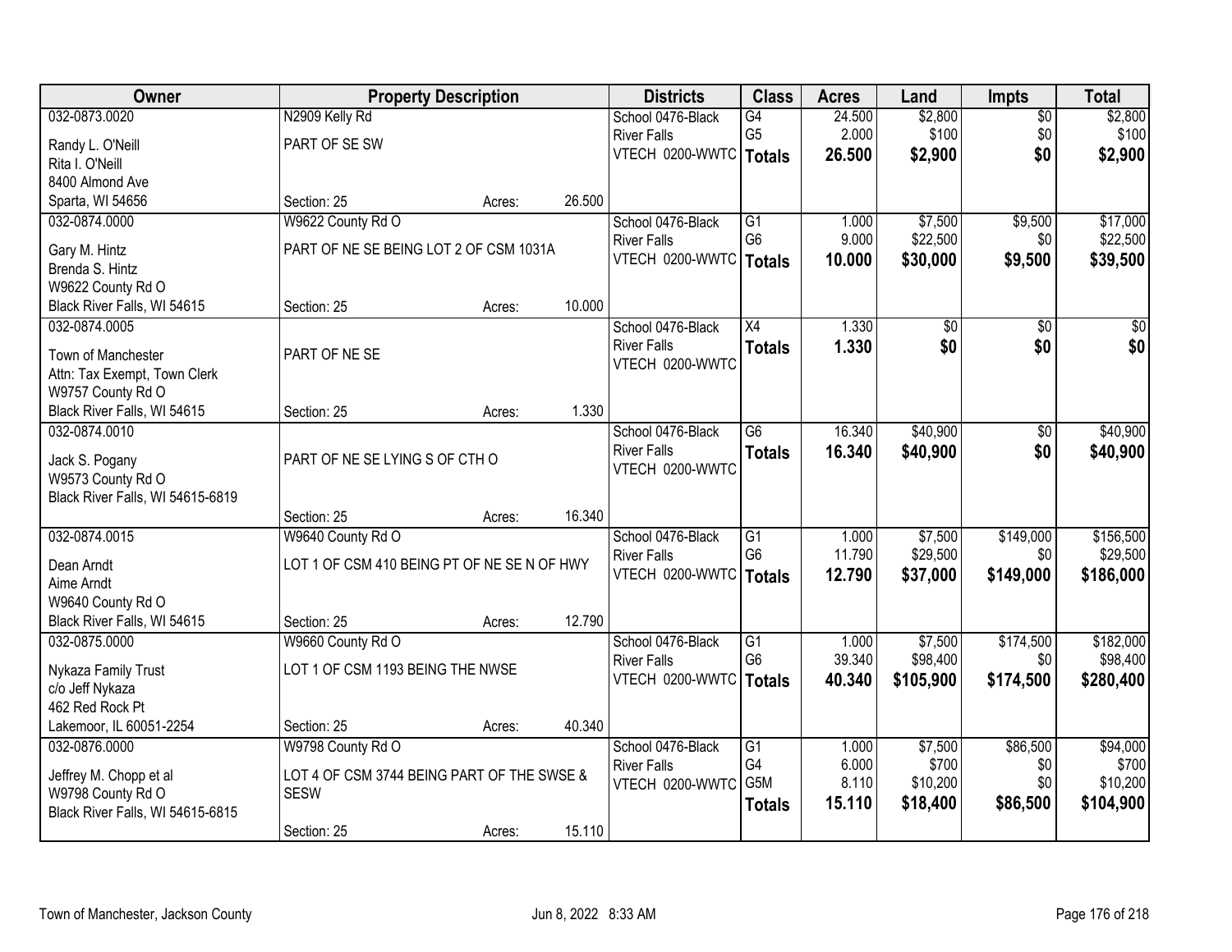| Owner | Property Description | | | Districts | Class | Acres | Land | Impts | Total |
|---|---|---|---|---|---|---|---|---|---|
| 032-0873.0020<br>Randy L. O'Neill<br>Rita I. O'Neill<br>8400 Almond Ave<br>Sparta, WI 54656 | N2909 Kelly Rd<br>PART OF SE SW<br>Section: 25 | Acres: | 26.500 | School 0476-Black River Falls<br>VTECH 0200-WWTC | G4<br>G5<br>**Totals** | 24.500<br>2.000<br>**26.500** | $2,800<br>$100<br>**$2,900** | $0<br>$0<br>**$0** | $2,800<br>$100<br>**$2,900** |
| 032-0874.0000<br>Gary M. Hintz<br>Brenda S. Hintz<br>W9622 County Rd O<br>Black River Falls, WI 54615 | W9622 County Rd O<br>PART OF NE SE BEING LOT 2 OF CSM 1031A<br>Section: 25 | Acres: | 10.000 | School 0476-Black River Falls<br>VTECH 0200-WWTC | G1<br>G6<br>**Totals** | 1.000<br>9.000<br>**10.000** | $7,500<br>$22,500<br>**$30,000** | $9,500<br>$0<br>**$9,500** | $17,000<br>$22,500<br>**$39,500** |
| 032-0874.0005<br>Town of Manchester<br>Attn: Tax Exempt, Town Clerk<br>W9757 County Rd O<br>Black River Falls, WI 54615 | PART OF NE SE<br>Section: 25 | Acres: | 1.330 | School 0476-Black River Falls<br>VTECH 0200-WWTC | X4<br>**Totals** | 1.330<br>**1.330** | $0<br>**$0** | $0<br>**$0** | $0<br>**$0** |
| 032-0874.0010<br>Jack S. Pogany<br>W9573 County Rd O<br>Black River Falls, WI 54615-6819 | PART OF NE SE LYING S OF CTH O<br>Section: 25 | Acres: | 16.340 | School 0476-Black River Falls<br>VTECH 0200-WWTC | G6<br>**Totals** | 16.340<br>**16.340** | $40,900<br>**$40,900** | $0<br>**$0** | $40,900<br>**$40,900** |
| 032-0874.0015<br>Dean Arndt<br>Aime Arndt<br>W9640 County Rd O<br>Black River Falls, WI 54615 | W9640 County Rd O<br>LOT 1 OF CSM 410 BEING PT OF NE SE N OF HWY<br>Section: 25 | Acres: | 12.790 | School 0476-Black River Falls<br>VTECH 0200-WWTC | G1<br>G6<br>**Totals** | 1.000<br>11.790<br>**12.790** | $7,500<br>$29,500<br>**$37,000** | $149,000<br>$0<br>**$149,000** | $156,500<br>$29,500<br>**$186,000** |
| 032-0875.0000<br>Nykaza Family Trust<br>c/o Jeff Nykaza<br>462 Red Rock Pt<br>Lakemoor, IL 60051-2254 | W9660 County Rd O<br>LOT 1 OF CSM 1193 BEING THE NWSE<br>Section: 25 | Acres: | 40.340 | School 0476-Black River Falls<br>VTECH 0200-WWTC | G1<br>G6<br>**Totals** | 1.000<br>39.340<br>**40.340** | $7,500<br>$98,400<br>**$105,900** | $174,500<br>$0<br>**$174,500** | $182,000<br>$98,400<br>**$280,400** |
| 032-0876.0000<br>Jeffrey M. Chopp et al<br>W9798 County Rd O<br>Black River Falls, WI 54615-6815 | W9798 County Rd O<br>LOT 4 OF CSM 3744 BEING PART OF THE SWSE & SESW<br>Section: 25 | Acres: | 15.110 | School 0476-Black River Falls<br>VTECH 0200-WWTC | G1<br>G4<br>G5M<br>**Totals** | 1.000<br>6.000<br>8.110<br>**15.110** | $7,500<br>$700<br>$10,200<br>**$18,400** | $86,500<br>$0<br>$0<br>**$86,500** | $94,000<br>$700<br>$10,200<br>**$104,900** |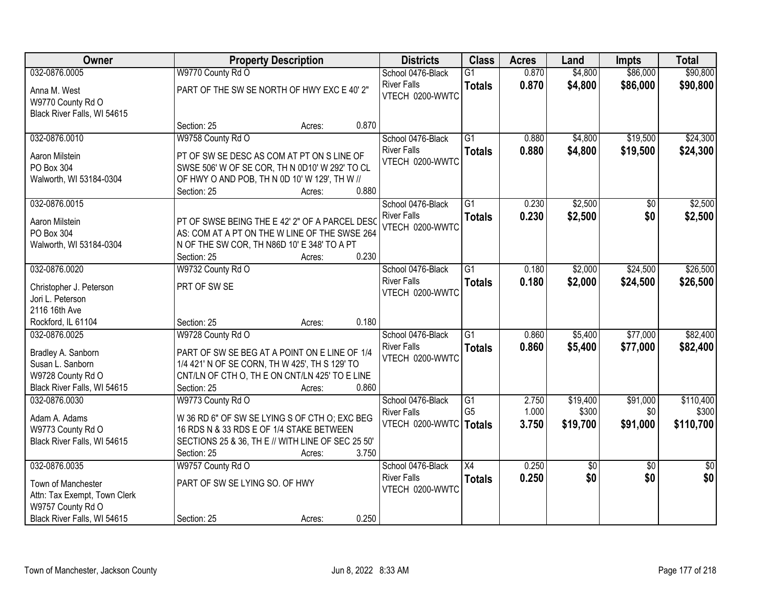| Owner | Property Description | Districts | Class | Acres | Land | Impts | Total |
|---|---|---|---|---|---|---|---|
| 032-0876.0005<br>Anna M. West<br>W9770 County Rd O<br>Black River Falls, WI 54615 | W9770 County Rd O<br>PART OF THE SW SE NORTH OF HWY EXC E 40' 2"<br>Section: 25 Acres: 0.870 | School 0476-Black River Falls<br>VTECH 0200-WWTC | G1<br>**Totals** | 0.870<br>**0.870** | $4,800<br>**$4,800** | $86,000<br>**$86,000** | $90,800<br>**$90,800** |
| 032-0876.0010<br>Aaron Milstein<br>PO Box 304<br>Walworth, WI 53184-0304 | W9758 County Rd O<br>PT OF SW SE DESC AS COM AT PT ON S LINE OF SWSE 506' W OF SE COR, TH N 0D10' W 292' TO CL OF HWY O AND POB, TH N 0D 10' W 129', TH W //<br>Section: 25 Acres: 0.880 | School 0476-Black River Falls<br>VTECH 0200-WWTC | G1<br>**Totals** | 0.880<br>**0.880** | $4,800<br>**$4,800** | $19,500<br>**$19,500** | $24,300<br>**$24,300** |
| 032-0876.0015<br>Aaron Milstein<br>PO Box 304<br>Walworth, WI 53184-0304 | PT OF SWSE BEING THE E 42' 2" OF A PARCEL DESC AS: COM AT A PT ON THE W LINE OF THE SWSE 264 N OF THE SW COR, TH N86D 10' E 348' TO A PT<br>Section: 25 Acres: 0.230 | School 0476-Black River Falls<br>VTECH 0200-WWTC | G1<br>**Totals** | 0.230<br>**0.230** | $2,500<br>**$2,500** | $0<br>**$0** | $2,500<br>**$2,500** |
| 032-0876.0020<br>Christopher J. Peterson<br>Jori L. Peterson<br>2116 16th Ave<br>Rockford, IL 61104 | W9732 County Rd O<br>PRT OF SW SE<br>Section: 25 Acres: 0.180 | School 0476-Black River Falls<br>VTECH 0200-WWTC | G1<br>**Totals** | 0.180<br>**0.180** | $2,000<br>**$2,000** | $24,500<br>**$24,500** | $26,500<br>**$26,500** |
| 032-0876.0025<br>Bradley A. Sanborn<br>Susan L. Sanborn<br>W9728 County Rd O<br>Black River Falls, WI 54615 | W9728 County Rd O<br>PART OF SW SE BEG AT A POINT ON E LINE OF 1/4 1/4 421' N OF SE CORN, TH W 425', TH S 129' TO CNT/LN OF CTH O, TH E ON CNT/LN 425' TO E LINE<br>Section: 25 Acres: 0.860 | School 0476-Black River Falls<br>VTECH 0200-WWTC | G1<br>**Totals** | 0.860<br>**0.860** | $5,400<br>**$5,400** | $77,000<br>**$77,000** | $82,400<br>**$82,400** |
| 032-0876.0030<br>Adam A. Adams<br>W9773 County Rd O<br>Black River Falls, WI 54615 | W9773 County Rd O<br>W 36 RD 6" OF SW SE LYING S OF CTH O; EXC BEG 16 RDS N & 33 RDS E OF 1/4 STAKE BETWEEN SECTIONS 25 & 36, TH E // WITH LINE OF SEC 25 50'<br>Section: 25 Acres: 3.750 | School 0476-Black River Falls<br>VTECH 0200-WWTC | G1<br>G5<br>**Totals** | 2.750<br>1.000<br>**3.750** | $19,400<br>$300<br>**$19,700** | $91,000<br>$0<br>**$91,000** | $110,400<br>$300<br>**$110,700** |
| 032-0876.0035<br>Town of Manchester<br>Attn: Tax Exempt, Town Clerk<br>W9757 County Rd O<br>Black River Falls, WI 54615 | W9757 County Rd O<br>PART OF SW SE LYING SO. OF HWY<br>Section: 25 Acres: 0.250 | School 0476-Black River Falls<br>VTECH 0200-WWTC | X4<br>**Totals** | 0.250<br>**0.250** | $0<br>**$0** | $0<br>**$0** | $0<br>**$0** |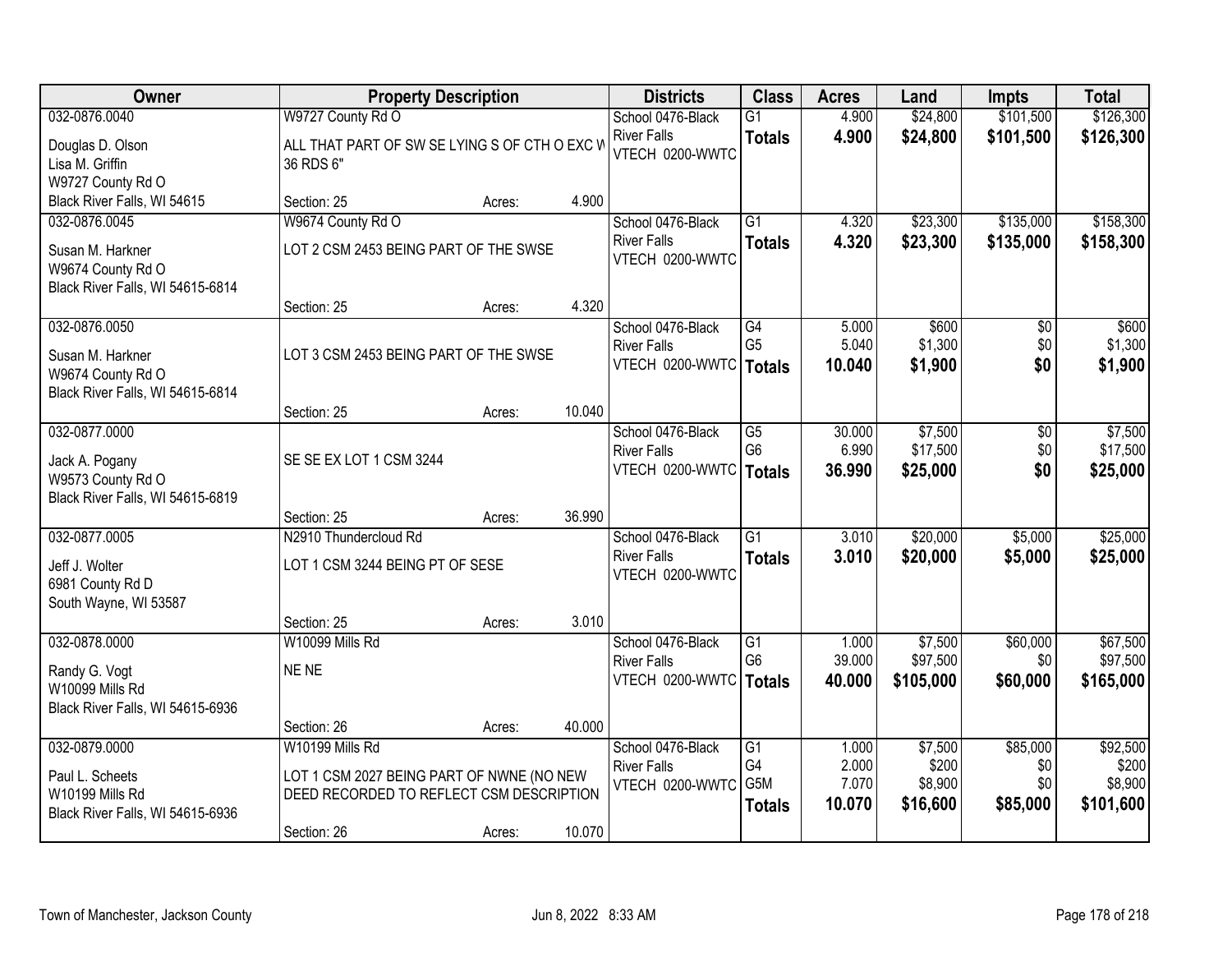| Owner | Property Description | | | Districts | Class | Acres | Land | Impts | Total |
|---|---|---|---|---|---|---|---|---|---|
| 032-0876.0040<br>Douglas D. Olson<br>Lisa M. Griffin<br>W9727 County Rd O<br>Black River Falls, WI 54615 | W9727 County Rd O<br>ALL THAT PART OF SW SE LYING S OF CTH O EXC W 36 RDS 6"<br>Section: 25 | Acres: | 4.900 | School 0476-Black River Falls<br>VTECH 0200-WWTC | G1<br>**Totals** | 4.900<br>**4.900** | $24,800<br>**$24,800** | $101,500<br>**$101,500** | $126,300<br>**$126,300** |
| 032-0876.0045<br>Susan M. Harkner<br>W9674 County Rd O<br>Black River Falls, WI 54615-6814 | W9674 County Rd O<br>LOT 2 CSM 2453 BEING PART OF THE SWSE<br>Section: 25 | Acres: | 4.320 | School 0476-Black River Falls<br>VTECH 0200-WWTC | G1<br>**Totals** | 4.320<br>**4.320** | $23,300<br>**$23,300** | $135,000<br>**$135,000** | $158,300<br>**$158,300** |
| 032-0876.0050<br>Susan M. Harkner<br>W9674 County Rd O<br>Black River Falls, WI 54615-6814 | LOT 3 CSM 2453 BEING PART OF THE SWSE<br>Section: 25 | Acres: | 10.040 | School 0476-Black River Falls<br>VTECH 0200-WWTC | G4<br>G5<br>**Totals** | 5.000<br>5.040<br>**10.040** | $600<br>$1,300<br>**$1,900** | $0<br>$0<br>**$0** | $600<br>$1,300<br>**$1,900** |
| 032-0877.0000<br>Jack A. Pogany<br>W9573 County Rd O<br>Black River Falls, WI 54615-6819 | SE SE EX LOT 1 CSM 3244<br>Section: 25 | Acres: | 36.990 | School 0476-Black River Falls<br>VTECH 0200-WWTC | G5<br>G6<br>**Totals** | 30.000<br>6.990<br>**36.990** | $7,500<br>$17,500<br>**$25,000** | $0<br>$0<br>**$0** | $7,500<br>$17,500<br>**$25,000** |
| 032-0877.0005<br>Jeff J. Wolter<br>6981 County Rd D<br>South Wayne, WI 53587 | N2910 Thundercloud Rd<br>LOT 1 CSM 3244 BEING PT OF SESE<br>Section: 25 | Acres: | 3.010 | School 0476-Black River Falls<br>VTECH 0200-WWTC | G1<br>**Totals** | 3.010<br>**3.010** | $20,000<br>**$20,000** | $5,000<br>**$5,000** | $25,000<br>**$25,000** |
| 032-0878.0000<br>Randy G. Vogt<br>W10099 Mills Rd<br>Black River Falls, WI 54615-6936 | W10099 Mills Rd<br>NE NE<br>Section: 26 | Acres: | 40.000 | School 0476-Black River Falls<br>VTECH 0200-WWTC | G1<br>G6<br>**Totals** | 1.000<br>39.000<br>**40.000** | $7,500<br>$97,500<br>**$105,000** | $60,000<br>$0<br>**$60,000** | $67,500<br>$97,500<br>**$165,000** |
| 032-0879.0000<br>Paul L. Scheets<br>W10199 Mills Rd<br>Black River Falls, WI 54615-6936 | W10199 Mills Rd<br>LOT 1 CSM 2027 BEING PART OF NWNE (NO NEW DEED RECORDED TO REFLECT CSM DESCRIPTION<br>Section: 26 | Acres: | 10.070 | School 0476-Black River Falls<br>VTECH 0200-WWTC | G1<br>G4<br>G5M<br>**Totals** | 1.000<br>2.000<br>7.070<br>**10.070** | $7,500<br>$200<br>$8,900<br>**$16,600** | $85,000<br>$0<br>$0<br>**$85,000** | $92,500<br>$200<br>$8,900<br>**$101,600** |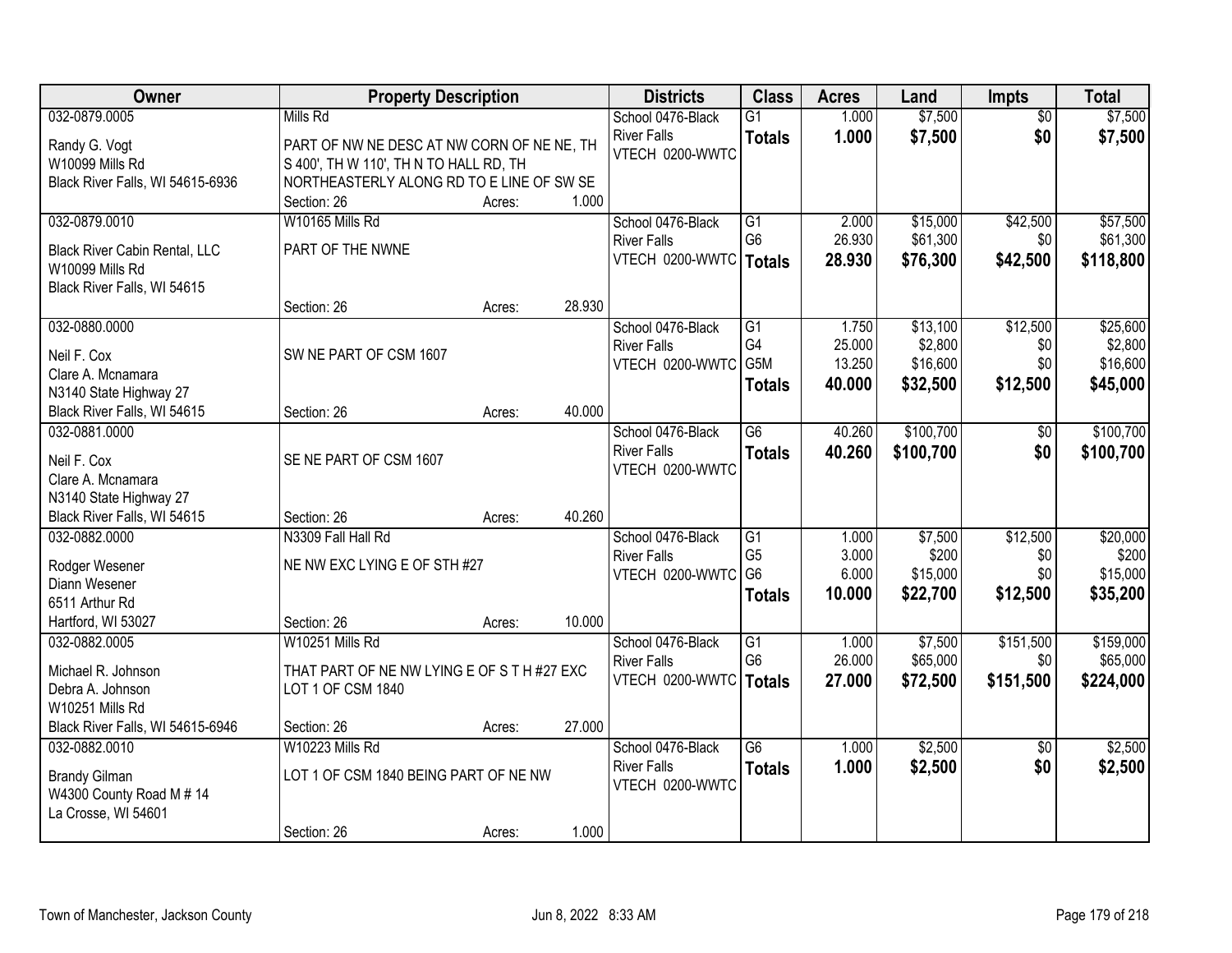| Owner | Property Description | Districts | Class | Acres | Land | Impts | Total |
|---|---|---|---|---|---|---|---|
| 032-0879.0005<br>Randy G. Vogt<br>W10099 Mills Rd<br>Black River Falls, WI 54615-6936 | Mills Rd<br>PART OF NW NE DESC AT NW CORN OF NE NE, TH S 400', TH W 110', TH N TO HALL RD, TH NORTHEASTERLY ALONG RD TO E LINE OF SW SE<br>Section: 26 Acres: 1.000 | School 0476-Black River Falls<br>VTECH 0200-WWTC | G1<br>**Totals** | 1.000<br>**1.000** | $7,500<br>**$7,500** | $0<br>**$0** | $7,500<br>**$7,500** |
| 032-0879.0010<br>Black River Cabin Rental, LLC<br>W10099 Mills Rd<br>Black River Falls, WI 54615 | W10165 Mills Rd<br>PART OF THE NWNE<br>Section: 26 Acres: 28.930 | School 0476-Black River Falls<br>VTECH 0200-WWTC | G1<br>G6<br>**Totals** | 2.000<br>26.930<br>**28.930** | $15,000<br>$61,300<br>**$76,300** | $42,500<br>$0<br>**$42,500** | $57,500<br>$61,300<br>**$118,800** |
| 032-0880.0000<br>Neil F. Cox<br>Clare A. Mcnamara<br>N3140 State Highway 27<br>Black River Falls, WI 54615 | SW NE PART OF CSM 1607<br>Section: 26 Acres: 40.000 | School 0476-Black River Falls<br>VTECH 0200-WWTC | G1<br>G4<br>G5M<br>**Totals** | 1.750<br>25.000<br>13.250<br>**40.000** | $13,100<br>$2,800<br>$16,600<br>**$32,500** | $12,500<br>$0<br>$0<br>**$12,500** | $25,600<br>$2,800<br>$16,600<br>**$45,000** |
| 032-0881.0000<br>Neil F. Cox<br>Clare A. Mcnamara<br>N3140 State Highway 27<br>Black River Falls, WI 54615 | SE NE PART OF CSM 1607<br>Section: 26 Acres: 40.260 | School 0476-Black River Falls<br>VTECH 0200-WWTC | G6<br>**Totals** | 40.260<br>**40.260** | $100,700<br>**$100,700** | $0<br>**$0** | $100,700<br>**$100,700** |
| 032-0882.0000<br>Rodger Wesener<br>Diann Wesener<br>6511 Arthur Rd<br>Hartford, WI 53027 | N3309 Fall Hall Rd<br>NE NW EXC LYING E OF STH #27<br>Section: 26 Acres: 10.000 | School 0476-Black River Falls<br>VTECH 0200-WWTC | G1<br>G5<br>G6<br>**Totals** | 1.000<br>3.000<br>6.000<br>**10.000** | $7,500<br>$200<br>$15,000<br>**$22,700** | $12,500<br>$0<br>$0<br>**$12,500** | $20,000<br>$200<br>$15,000<br>**$35,200** |
| 032-0882.0005<br>Michael R. Johnson<br>Debra A. Johnson<br>W10251 Mills Rd<br>Black River Falls, WI 54615-6946 | W10251 Mills Rd<br>THAT PART OF NE NW LYING E OF S T H #27 EXC LOT 1 OF CSM 1840<br>Section: 26 Acres: 27.000 | School 0476-Black River Falls<br>VTECH 0200-WWTC | G1<br>G6<br>**Totals** | 1.000<br>26.000<br>**27.000** | $7,500<br>$65,000<br>**$72,500** | $151,500<br>$0<br>**$151,500** | $159,000<br>$65,000<br>**$224,000** |
| 032-0882.0010<br>Brandy Gilman<br>W4300 County Road M # 14<br>La Crosse, WI 54601 | W10223 Mills Rd<br>LOT 1 OF CSM 1840 BEING PART OF NE NW<br>Section: 26 Acres: 1.000 | School 0476-Black River Falls<br>VTECH 0200-WWTC | G6<br>**Totals** | 1.000<br>**1.000** | $2,500<br>**$2,500** | $0<br>**$0** | $2,500<br>**$2,500** |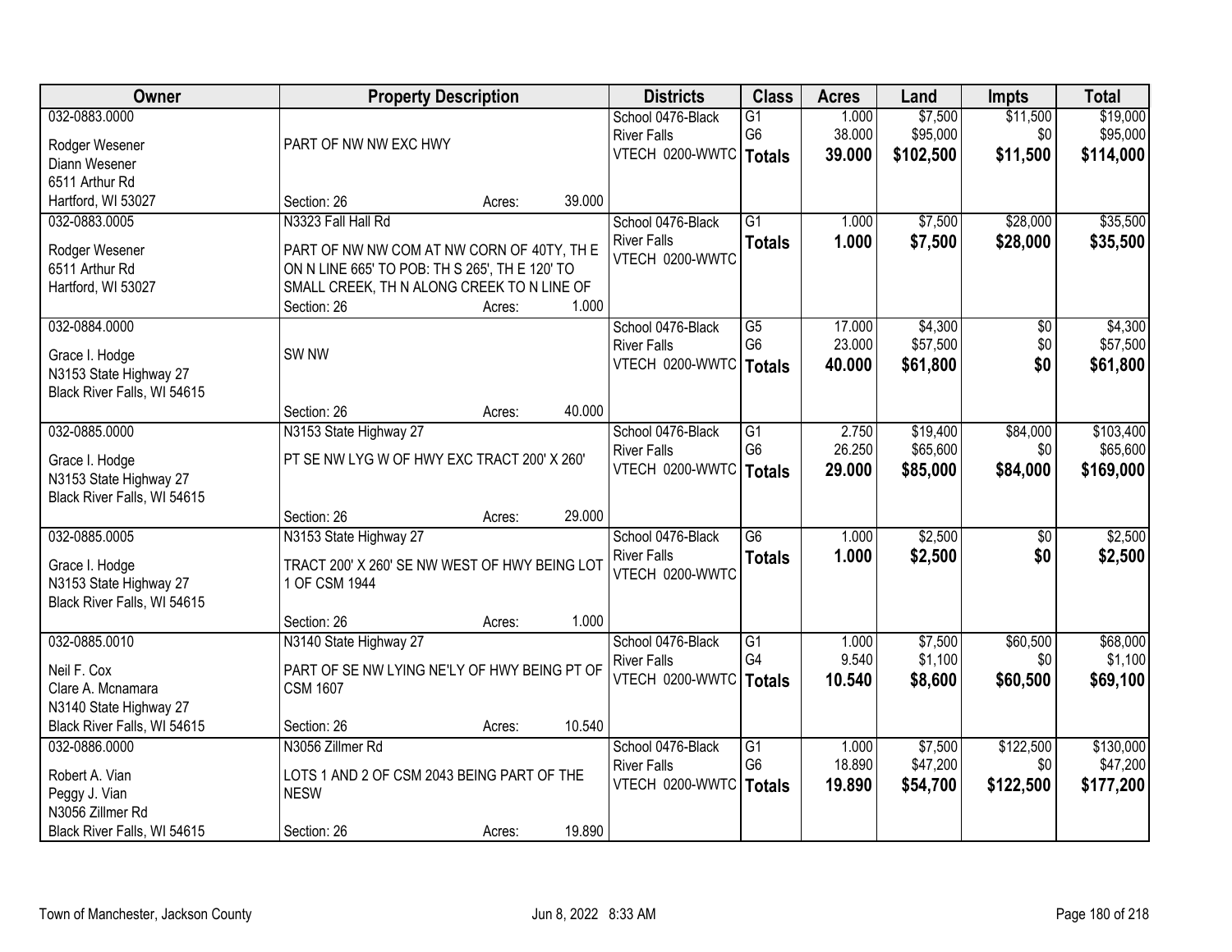| Owner | Property Description | Districts | Class | Acres | Land | Impts | Total |
|---|---|---|---|---|---|---|---|
| 032-0883.0000<br>Rodger Wesener<br>Diann Wesener<br>6511 Arthur Rd<br>Hartford, WI 53027 | PART OF NW NW EXC HWY<br>Section: 26 Acres: 39.000 | School 0476-Black River Falls<br>VTECH 0200-WWTC | G1<br>G6<br>**Totals** | 1.000<br>38.000<br>**39.000** | $7,500<br>$95,000<br>**$102,500** | $11,500<br>$0<br>**$11,500** | $19,000<br>$95,000<br>**$114,000** |
| 032-0883.0005<br>Rodger Wesener<br>6511 Arthur Rd<br>Hartford, WI 53027 | N3323 Fall Hall Rd<br>PART OF NW NW COM AT NW CORN OF 40TY, TH E ON N LINE 665' TO POB: TH S 265', TH E 120' TO SMALL CREEK, TH N ALONG CREEK TO N LINE OF<br>Section: 26 Acres: 1.000 | School 0476-Black River Falls<br>VTECH 0200-WWTC | G1<br>**Totals** | 1.000<br>**1.000** | $7,500<br>**$7,500** | $28,000<br>**$28,000** | $35,500<br>**$35,500** |
| 032-0884.0000<br>Grace I. Hodge<br>N3153 State Highway 27<br>Black River Falls, WI 54615 | SW NW<br>Section: 26 Acres: 40.000 | School 0476-Black River Falls<br>VTECH 0200-WWTC | G5<br>G6<br>**Totals** | 17.000<br>23.000<br>**40.000** | $4,300<br>$57,500<br>**$61,800** | $0<br>$0<br>**$0** | $4,300<br>$57,500<br>**$61,800** |
| 032-0885.0000<br>Grace I. Hodge<br>N3153 State Highway 27<br>Black River Falls, WI 54615 | N3153 State Highway 27<br>PT SE NW LYG W OF HWY EXC TRACT 200' X 260'<br>Section: 26 Acres: 29.000 | School 0476-Black River Falls<br>VTECH 0200-WWTC | G1<br>G6<br>**Totals** | 2.750<br>26.250<br>**29.000** | $19,400<br>$65,600<br>**$85,000** | $84,000<br>$0<br>**$84,000** | $103,400<br>$65,600<br>**$169,000** |
| 032-0885.0005<br>Grace I. Hodge<br>N3153 State Highway 27<br>Black River Falls, WI 54615 | N3153 State Highway 27<br>TRACT 200' X 260' SE NW WEST OF HWY BEING LOT 1 OF CSM 1944<br>Section: 26 Acres: 1.000 | School 0476-Black River Falls<br>VTECH 0200-WWTC | G6<br>**Totals** | 1.000<br>**1.000** | $2,500<br>**$2,500** | $0<br>**$0** | $2,500<br>**$2,500** |
| 032-0885.0010<br>Neil F. Cox<br>Clare A. Mcnamara<br>N3140 State Highway 27<br>Black River Falls, WI 54615 | N3140 State Highway 27<br>PART OF SE NW LYING NE'LY OF HWY BEING PT OF CSM 1607<br>Section: 26 Acres: 10.540 | School 0476-Black River Falls<br>VTECH 0200-WWTC | G1<br>G4<br>**Totals** | 1.000<br>9.540<br>**10.540** | $7,500<br>$1,100<br>**$8,600** | $60,500<br>$0<br>**$60,500** | $68,000<br>$1,100<br>**$69,100** |
| 032-0886.0000<br>Robert A. Vian<br>Peggy J. Vian<br>N3056 Zillmer Rd<br>Black River Falls, WI 54615 | N3056 Zillmer Rd<br>LOTS 1 AND 2 OF CSM 2043 BEING PART OF THE NESW<br>Section: 26 Acres: 19.890 | School 0476-Black River Falls<br>VTECH 0200-WWTC | G1<br>G6<br>**Totals** | 1.000<br>18.890<br>**19.890** | $7,500<br>$47,200<br>**$54,700** | $122,500<br>$0<br>**$122,500** | $130,000<br>$47,200<br>**$177,200** |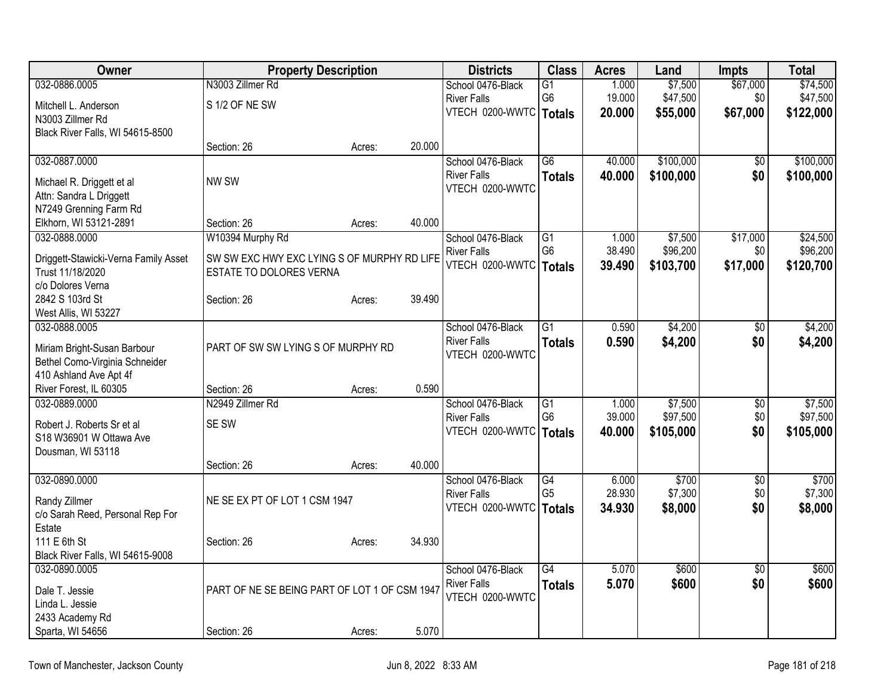| Owner | Property Description | Districts | Class | Acres | Land | Impts | Total |
|---|---|---|---|---|---|---|---|
| 032-0886.0005<br>Mitchell L. Anderson<br>N3003 Zillmer Rd<br>Black River Falls, WI 54615-8500 | N3003 Zillmer Rd<br>S 1/2 OF NE SW<br>Section: 26 Acres: 20.000 | School 0476-Black River Falls<br>VTECH 0200-WWTC | G1<br>G6<br>**Totals** | 1.000<br>19.000<br>**20.000** | $7,500<br>$47,500<br>**$55,000** | $67,000<br>$0<br>**$67,000** | $74,500<br>$47,500<br>**$122,000** |
| 032-0887.0000<br>Michael R. Driggett et al<br>Attn: Sandra L Driggett<br>N7249 Grenning Farm Rd<br>Elkhorn, WI 53121-2891 | NW SW<br>Section: 26 Acres: 40.000 | School 0476-Black River Falls<br>VTECH 0200-WWTC | G6<br>**Totals** | 40.000<br>**40.000** | $100,000<br>**$100,000** | $0<br>**$0** | $100,000<br>**$100,000** |
| 032-0888.0000<br>Driggett-Stawicki-Verna Family Asset Trust 11/18/2020<br>c/o Dolores Verna<br>2842 S 103rd St<br>West Allis, WI 53227 | W10394 Murphy Rd<br>SW SW EXC HWY EXC LYING S OF MURPHY RD LIFE ESTATE TO DOLORES VERNA<br>Section: 26 Acres: 39.490 | School 0476-Black River Falls<br>VTECH 0200-WWTC | G1<br>G6<br>**Totals** | 1.000<br>38.490<br>**39.490** | $7,500<br>$96,200<br>**$103,700** | $17,000<br>$0<br>**$17,000** | $24,500<br>$96,200<br>**$120,700** |
| 032-0888.0005<br>Miriam Bright-Susan Barbour<br>Bethel Como-Virginia Schneider<br>410 Ashland Ave Apt 4f<br>River Forest, IL 60305 | PART OF SW SW LYING S OF MURPHY RD<br>Section: 26 Acres: 0.590 | School 0476-Black River Falls<br>VTECH 0200-WWTC | G1<br>**Totals** | 0.590<br>**0.590** | $4,200<br>**$4,200** | $0<br>**$0** | $4,200<br>**$4,200** |
| 032-0889.0000<br>Robert J. Roberts Sr et al<br>S18 W36901 W Ottawa Ave<br>Dousman, WI 53118 | N2949 Zillmer Rd<br>SE SW<br>Section: 26 Acres: 40.000 | School 0476-Black River Falls<br>VTECH 0200-WWTC | G1<br>G6<br>**Totals** | 1.000<br>39.000<br>**40.000** | $7,500<br>$97,500<br>**$105,000** | $0<br>$0<br>**$0** | $7,500<br>$97,500<br>**$105,000** |
| 032-0890.0000<br>Randy Zillmer<br>c/o Sarah Reed, Personal Rep For Estate<br>111 E 6th St<br>Black River Falls, WI 54615-9008 | NE SE EX PT OF LOT 1 CSM 1947<br>Section: 26 Acres: 34.930 | School 0476-Black River Falls<br>VTECH 0200-WWTC | G4<br>G5<br>**Totals** | 6.000<br>28.930<br>**34.930** | $700<br>$7,300<br>**$8,000** | $0<br>$0<br>**$0** | $700<br>$7,300<br>**$8,000** |
| 032-0890.0005<br>Dale T. Jessie<br>Linda L. Jessie<br>2433 Academy Rd<br>Sparta, WI 54656 | PART OF NE SE BEING PART OF LOT 1 OF CSM 1947<br>Section: 26 Acres: 5.070 | School 0476-Black River Falls<br>VTECH 0200-WWTC | G4<br>**Totals** | 5.070<br>**5.070** | $600<br>**$600** | $0<br>**$0** | $600<br>**$600** |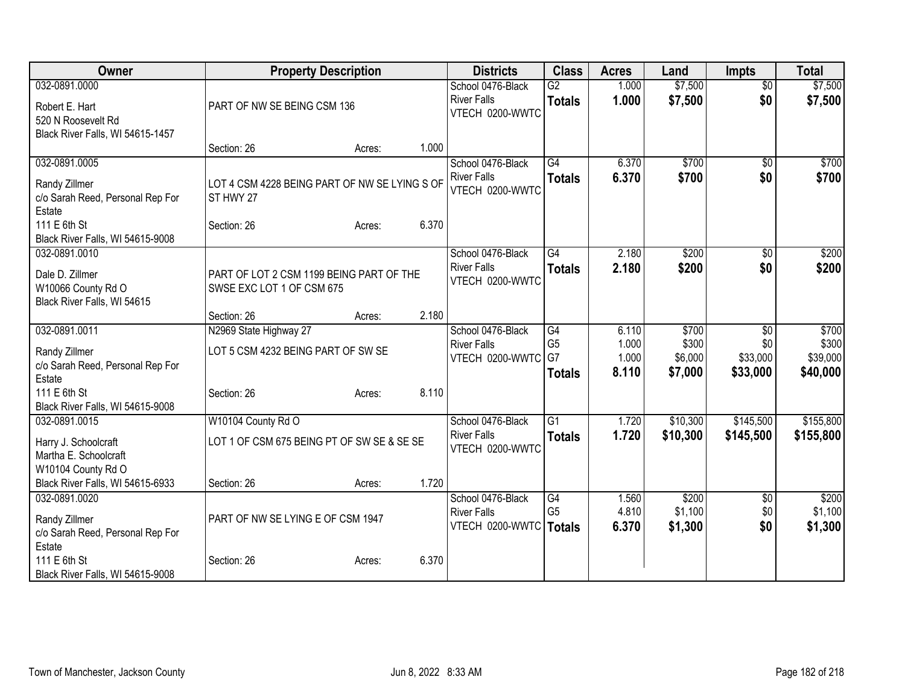| Owner | Property Description | | | Districts | Class | Acres | Land | Impts | Total |
|---|---|---|---|---|---|---|---|---|---|
| 032-0891.0000<br>Robert E. Hart<br>520 N Roosevelt Rd<br>Black River Falls, WI 54615-1457 | PART OF NW SE BEING CSM 136<br>Section: 26 | Acres: | 1.000 | School 0476-Black River Falls<br>VTECH 0200-WWTC | G2<br>**Totals** | 1.000<br>**1.000** | $7,500<br>**$7,500** | $0<br>**$0** | $7,500<br>**$7,500** |
| 032-0891.0005<br>Randy Zillmer<br>c/o Sarah Reed, Personal Rep For Estate<br>111 E 6th St<br>Black River Falls, WI 54615-9008 | LOT 4 CSM 4228 BEING PART OF NW SE LYING S OF ST HWY 27<br>Section: 26 | Acres: | 6.370 | School 0476-Black River Falls<br>VTECH 0200-WWTC | G4<br>**Totals** | 6.370<br>**6.370** | $700<br>**$700** | $0<br>**$0** | $700<br>**$700** |
| 032-0891.0010<br>Dale D. Zillmer<br>W10066 County Rd O<br>Black River Falls, WI 54615 | PART OF LOT 2 CSM 1199 BEING PART OF THE SWSE EXC LOT 1 OF CSM 675<br>Section: 26 | Acres: | 2.180 | School 0476-Black River Falls<br>VTECH 0200-WWTC | G4<br>**Totals** | 2.180<br>**2.180** | $200<br>**$200** | $0<br>**$0** | $200<br>**$200** |
| 032-0891.0011<br>Randy Zillmer<br>c/o Sarah Reed, Personal Rep For Estate<br>111 E 6th St<br>Black River Falls, WI 54615-9008 | N2969 State Highway 27<br>LOT 5 CSM 4232 BEING PART OF SW SE<br>Section: 26 | Acres: | 8.110 | School 0476-Black River Falls<br>VTECH 0200-WWTC | G4<br>G5<br>G7<br>**Totals** | 6.110<br>1.000<br>1.000<br>**8.110** | $700<br>$300<br>$6,000<br>**$7,000** | $0<br>$0<br>$33,000<br>**$33,000** | $700<br>$300<br>$39,000<br>**$40,000** |
| 032-0891.0015<br>Harry J. Schoolcraft<br>Martha E. Schoolcraft<br>W10104 County Rd O<br>Black River Falls, WI 54615-6933 | W10104 County Rd O<br>LOT 1 OF CSM 675 BEING PT OF SW SE & SE SE<br>Section: 26 | Acres: | 1.720 | School 0476-Black River Falls<br>VTECH 0200-WWTC | G1<br>**Totals** | 1.720<br>**1.720** | $10,300<br>**$10,300** | $145,500<br>**$145,500** | $155,800<br>**$155,800** |
| 032-0891.0020<br>Randy Zillmer<br>c/o Sarah Reed, Personal Rep For Estate<br>111 E 6th St<br>Black River Falls, WI 54615-9008 | PART OF NW SE LYING E OF CSM 1947<br>Section: 26 | Acres: | 6.370 | School 0476-Black River Falls<br>VTECH 0200-WWTC | G4<br>G5<br>**Totals** | 1.560<br>4.810<br>**6.370** | $200<br>$1,100<br>**$1,300** | $0<br>$0<br>**$0** | $200<br>$1,100<br>**$1,300** |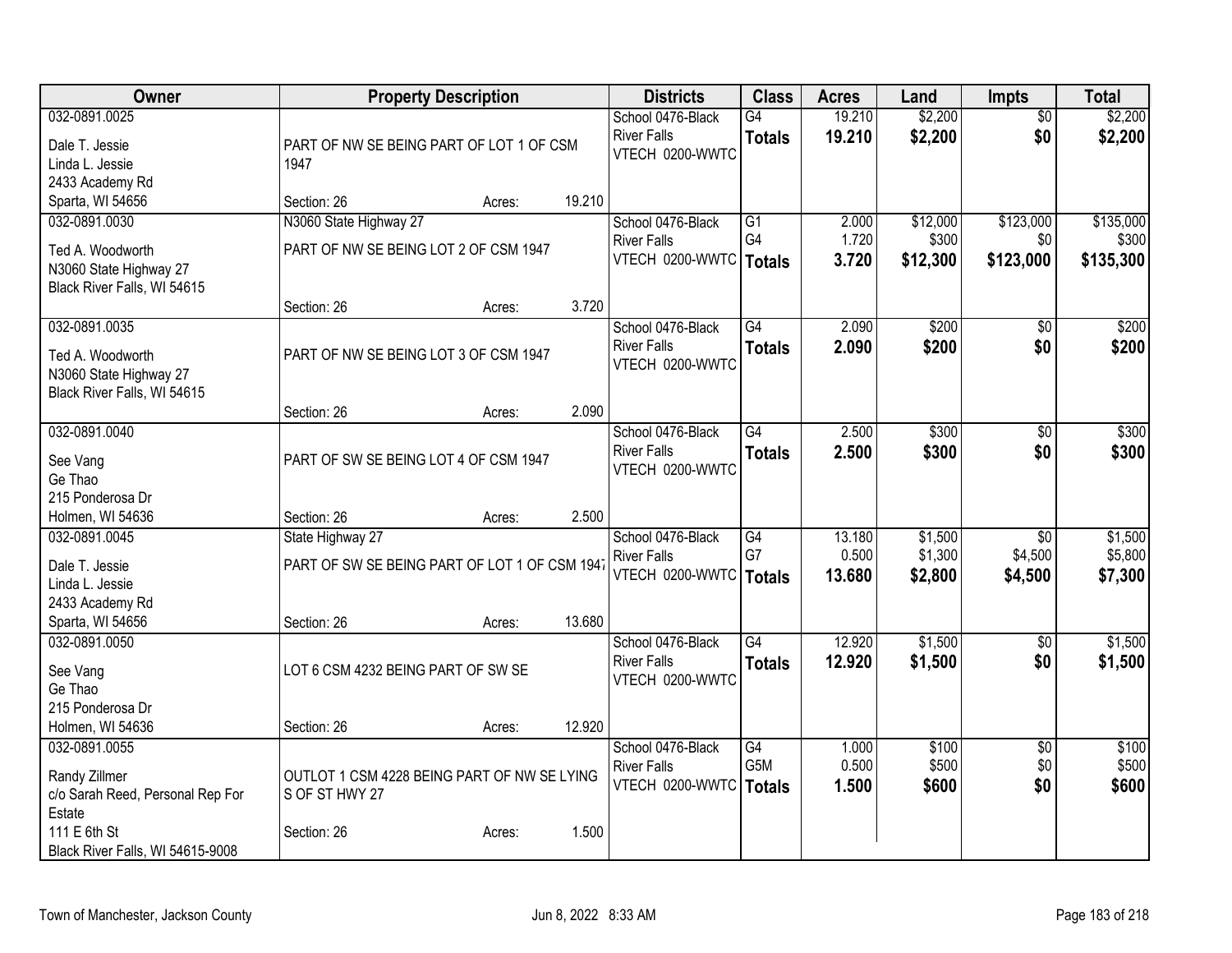| Owner | Property Description | Districts | Class | Acres | Land | Impts | Total |
|---|---|---|---|---|---|---|---|
| 032-0891.0025<br>Dale T. Jessie<br>Linda L. Jessie<br>2433 Academy Rd<br>Sparta, WI 54656 | PART OF NW SE BEING PART OF LOT 1 OF CSM 1947<br>Section: 26 Acres: 19.210 | School 0476-Black River Falls<br>VTECH 0200-WWTC | G4<br>**Totals** | 19.210<br>**19.210** | $2,200<br>**$2,200** | $0<br>**$0** | $2,200<br>**$2,200** |
| 032-0891.0030<br>Ted A. Woodworth<br>N3060 State Highway 27<br>Black River Falls, WI 54615 | N3060 State Highway 27<br>PART OF NW SE BEING LOT 2 OF CSM 1947<br>Section: 26 Acres: 3.720 | School 0476-Black River Falls<br>VTECH 0200-WWTC | G1<br>G4<br>**Totals** | 2.000<br>1.720<br>**3.720** | $12,000<br>$300<br>**$12,300** | $123,000<br>$0<br>**$123,000** | $135,000<br>$300<br>**$135,300** |
| 032-0891.0035<br>Ted A. Woodworth<br>N3060 State Highway 27<br>Black River Falls, WI 54615 | PART OF NW SE BEING LOT 3 OF CSM 1947<br>Section: 26 Acres: 2.090 | School 0476-Black River Falls<br>VTECH 0200-WWTC | G4<br>**Totals** | 2.090<br>**2.090** | $200<br>**$200** | $0<br>**$0** | $200<br>**$200** |
| 032-0891.0040<br>See Vang<br>Ge Thao<br>215 Ponderosa Dr<br>Holmen, WI 54636 | PART OF SW SE BEING LOT 4 OF CSM 1947<br>Section: 26 Acres: 2.500 | School 0476-Black River Falls<br>VTECH 0200-WWTC | G4<br>**Totals** | 2.500<br>**2.500** | $300<br>**$300** | $0<br>**$0** | $300<br>**$300** |
| 032-0891.0045<br>Dale T. Jessie<br>Linda L. Jessie<br>2433 Academy Rd<br>Sparta, WI 54656 | State Highway 27<br>PART OF SW SE BEING PART OF LOT 1 OF CSM 1947<br>Section: 26 Acres: 13.680 | School 0476-Black River Falls<br>VTECH 0200-WWTC | G4<br>G7<br>**Totals** | 13.180<br>0.500<br>**13.680** | $1,500<br>$1,300<br>**$2,800** | $0<br>$4,500<br>**$4,500** | $1,500<br>$5,800<br>**$7,300** |
| 032-0891.0050<br>See Vang<br>Ge Thao<br>215 Ponderosa Dr<br>Holmen, WI 54636 | LOT 6 CSM 4232 BEING PART OF SW SE<br>Section: 26 Acres: 12.920 | School 0476-Black River Falls<br>VTECH 0200-WWTC | G4<br>**Totals** | 12.920<br>**12.920** | $1,500<br>**$1,500** | $0<br>**$0** | $1,500<br>**$1,500** |
| 032-0891.0055<br>Randy Zillmer<br>c/o Sarah Reed, Personal Rep For Estate<br>111 E 6th St<br>Black River Falls, WI 54615-9008 | OUTLOT 1 CSM 4228 BEING PART OF NW SE LYING S OF ST HWY 27<br>Section: 26 Acres: 1.500 | School 0476-Black River Falls<br>VTECH 0200-WWTC | G4<br>G5M<br>**Totals** | 1.000<br>0.500<br>**1.500** | $100<br>$500<br>**$600** | $0<br>$0<br>**$0** | $100<br>$500<br>**$600** |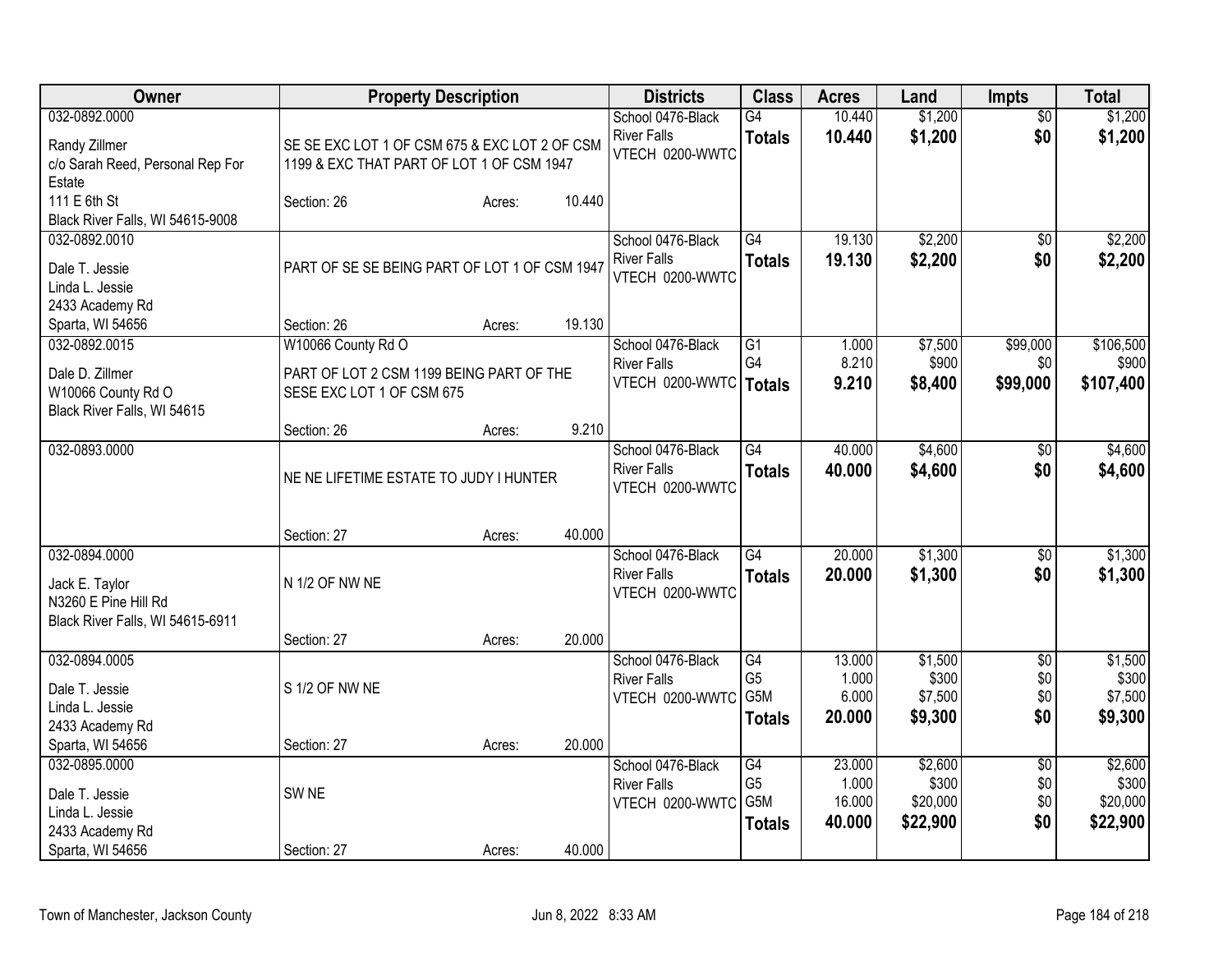| Owner | Property Description | Districts | Class | Acres | Land | Impts | Total |
|---|---|---|---|---|---|---|---|
| 032-0892.0000<br>Randy Zillmer<br>c/o Sarah Reed, Personal Rep For Estate<br>111 E 6th St<br>Black River Falls, WI 54615-9008 | SE SE EXC LOT 1 OF CSM 675 & EXC LOT 2 OF CSM 1199 & EXC THAT PART OF LOT 1 OF CSM 1947<br>Section: 26 Acres: 10.440 | School 0476-Black River Falls<br>VTECH 0200-WWTC | G4<br>**Totals** | 10.440<br>**10.440** | $1,200<br>**$1,200** | $0<br>**$0** | $1,200<br>**$1,200** |
| 032-0892.0010<br>Dale T. Jessie<br>Linda L. Jessie<br>2433 Academy Rd<br>Sparta, WI 54656 | PART OF SE SE BEING PART OF LOT 1 OF CSM 1947<br>Section: 26 Acres: 19.130 | School 0476-Black River Falls<br>VTECH 0200-WWTC | G4<br>**Totals** | 19.130<br>**19.130** | $2,200<br>**$2,200** | $0<br>**$0** | $2,200<br>**$2,200** |
| 032-0892.0015<br>Dale D. Zillmer<br>W10066 County Rd O<br>Black River Falls, WI 54615 | W10066 County Rd O<br>PART OF LOT 2 CSM 1199 BEING PART OF THE SESE EXC LOT 1 OF CSM 675<br>Section: 26 Acres: 9.210 | School 0476-Black River Falls<br>VTECH 0200-WWTC | G1<br>G4<br>**Totals** | 1.000<br>8.210<br>**9.210** | $7,500<br>$900<br>**$8,400** | $99,000<br>$0<br>**$99,000** | $106,500<br>$900<br>**$107,400** |
| 032-0893.0000 | NE NE LIFETIME ESTATE TO JUDY I HUNTER<br>Section: 27 Acres: 40.000 | School 0476-Black River Falls<br>VTECH 0200-WWTC | G4<br>**Totals** | 40.000<br>**40.000** | $4,600<br>**$4,600** | $0<br>**$0** | $4,600<br>**$4,600** |
| 032-0894.0000<br>Jack E. Taylor<br>N3260 E Pine Hill Rd<br>Black River Falls, WI 54615-6911 | N 1/2 OF NW NE<br>Section: 27 Acres: 20.000 | School 0476-Black River Falls<br>VTECH 0200-WWTC | G4<br>**Totals** | 20.000<br>**20.000** | $1,300<br>**$1,300** | $0<br>**$0** | $1,300<br>**$1,300** |
| 032-0894.0005<br>Dale T. Jessie<br>Linda L. Jessie<br>2433 Academy Rd<br>Sparta, WI 54656 | S 1/2 OF NW NE<br>Section: 27 Acres: 20.000 | School 0476-Black River Falls<br>VTECH 0200-WWTC | G4<br>G5<br>G5M<br>**Totals** | 13.000<br>1.000<br>6.000<br>**20.000** | $1,500<br>$300<br>$7,500<br>**$9,300** | $0<br>$0<br>$0<br>**$0** | $1,500<br>$300<br>$7,500<br>**$9,300** |
| 032-0895.0000<br>Dale T. Jessie<br>Linda L. Jessie<br>2433 Academy Rd<br>Sparta, WI 54656 | SW NE<br>Section: 27 Acres: 40.000 | School 0476-Black River Falls<br>VTECH 0200-WWTC | G4<br>G5<br>G5M<br>**Totals** | 23.000<br>1.000<br>16.000<br>**40.000** | $2,600<br>$300<br>$20,000<br>**$22,900** | $0<br>$0<br>$0<br>**$0** | $2,600<br>$300<br>$20,000<br>**$22,900** |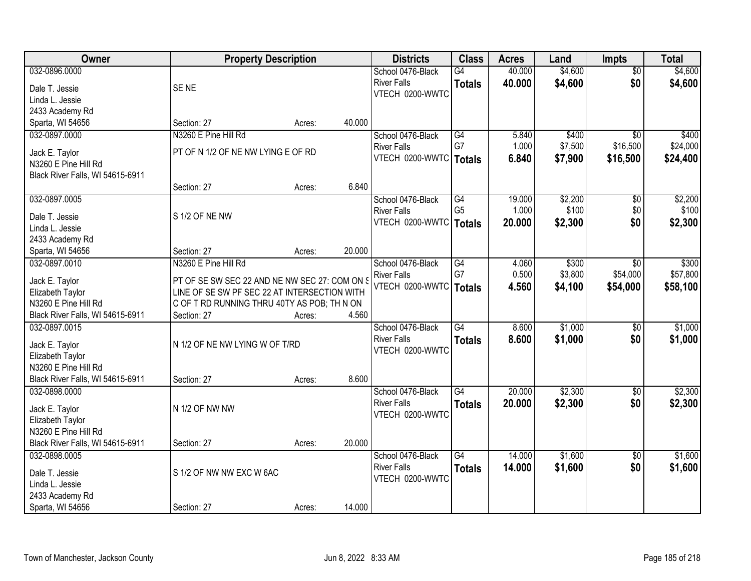| Owner | Property Description | | | Districts | Class | Acres | Land | Impts | Total |
|---|---|---|---|---|---|---|---|---|---|
| 032-0896.0000<br>Dale T. Jessie<br>Linda L. Jessie<br>2433 Academy Rd<br>Sparta, WI 54656 | SE NE<br>Section: 27 | Acres: | 40.000 | School 0476-Black River Falls<br>VTECH 0200-WWTC | G4<br>**Totals** | 40.000<br>**40.000** | $4,600<br>**$4,600** | $0<br>**$0** | $4,600<br>**$4,600** |
| 032-0897.0000<br>Jack E. Taylor<br>N3260 E Pine Hill Rd<br>Black River Falls, WI 54615-6911 | N3260 E Pine Hill Rd<br>PT OF N 1/2 OF NE NW LYING E OF RD<br>Section: 27 | Acres: | 6.840 | School 0476-Black River Falls<br>VTECH 0200-WWTC | G4<br>G7<br>**Totals** | 5.840<br>1.000<br>**6.840** | $400<br>$7,500<br>**$7,900** | $0<br>$16,500<br>**$16,500** | $400<br>$24,000<br>**$24,400** |
| 032-0897.0005<br>Dale T. Jessie<br>Linda L. Jessie<br>2433 Academy Rd<br>Sparta, WI 54656 | S 1/2 OF NE NW<br>Section: 27 | Acres: | 20.000 | School 0476-Black River Falls<br>VTECH 0200-WWTC | G4<br>G5<br>**Totals** | 19.000<br>1.000<br>**20.000** | $2,200<br>$100<br>**$2,300** | $0<br>$0<br>**$0** | $2,200<br>$100<br>**$2,300** |
| 032-0897.0010<br>Jack E. Taylor<br>Elizabeth Taylor<br>N3260 E Pine Hill Rd<br>Black River Falls, WI 54615-6911 | N3260 E Pine Hill Rd<br>PT OF SE SW SEC 22 AND NE NW SEC 27: COM ON S LINE OF SE SW PF SEC 22 AT INTERSECTION WITH C OF T RD RUNNING THRU 40TY AS POB; TH N ON<br>Section: 27 | Acres: | 4.560 | School 0476-Black River Falls<br>VTECH 0200-WWTC | G4<br>G7<br>**Totals** | 4.060<br>0.500<br>**4.560** | $300<br>$3,800<br>**$4,100** | $0<br>$54,000<br>**$54,000** | $300<br>$57,800<br>**$58,100** |
| 032-0897.0015<br>Jack E. Taylor<br>Elizabeth Taylor<br>N3260 E Pine Hill Rd<br>Black River Falls, WI 54615-6911 | N 1/2 OF NE NW LYING W OF T/RD<br>Section: 27 | Acres: | 8.600 | School 0476-Black River Falls<br>VTECH 0200-WWTC | G4<br>**Totals** | 8.600<br>**8.600** | $1,000<br>**$1,000** | $0<br>**$0** | $1,000<br>**$1,000** |
| 032-0898.0000<br>Jack E. Taylor<br>Elizabeth Taylor<br>N3260 E Pine Hill Rd<br>Black River Falls, WI 54615-6911 | N 1/2 OF NW NW<br>Section: 27 | Acres: | 20.000 | School 0476-Black River Falls<br>VTECH 0200-WWTC | G4<br>**Totals** | 20.000<br>**20.000** | $2,300<br>**$2,300** | $0<br>**$0** | $2,300<br>**$2,300** |
| 032-0898.0005<br>Dale T. Jessie<br>Linda L. Jessie<br>2433 Academy Rd<br>Sparta, WI 54656 | S 1/2 OF NW NW EXC W 6AC<br>Section: 27 | Acres: | 14.000 | School 0476-Black River Falls<br>VTECH 0200-WWTC | G4<br>**Totals** | 14.000<br>**14.000** | $1,600<br>**$1,600** | $0<br>**$0** | $1,600<br>**$1,600** |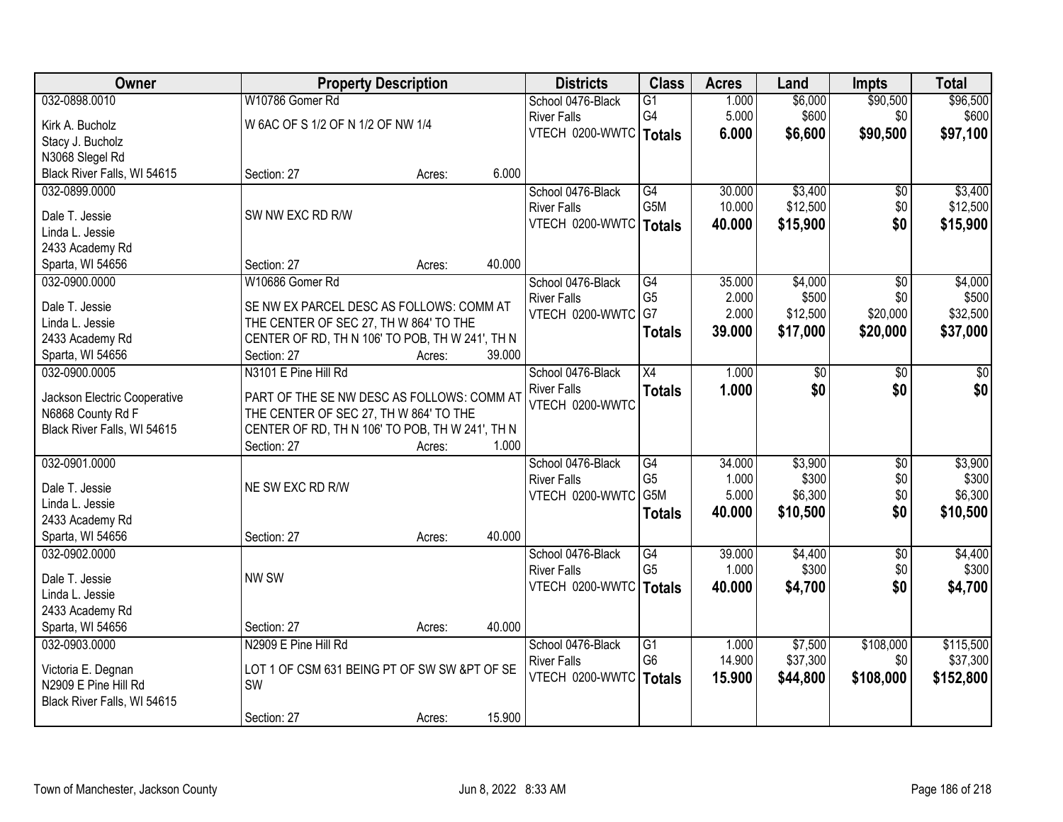| Owner | Property Description | Districts | Class | Acres | Land | Impts | Total |
|---|---|---|---|---|---|---|---|
| 032-0898.0010<br>Kirk A. Bucholz<br>Stacy J. Bucholz<br>N3068 Slegel Rd<br>Black River Falls, WI 54615 | W10786 Gomer Rd<br>W 6AC OF S 1/2 OF N 1/2 OF NW 1/4<br>Section: 27 Acres: 6.000 | School 0476-Black River Falls<br>VTECH 0200-WWTC | G1<br>G4<br>**Totals** | 1.000<br>5.000<br>**6.000** | $6,000<br>$600<br>**$6,600** | $90,500<br>$0<br>**$90,500** | $96,500<br>$600<br>**$97,100** |
| 032-0899.0000<br>Dale T. Jessie<br>Linda L. Jessie<br>2433 Academy Rd<br>Sparta, WI 54656 | SW NW EXC RD R/W<br>Section: 27 Acres: 40.000 | School 0476-Black River Falls<br>VTECH 0200-WWTC | G4<br>G5M<br>**Totals** | 30.000<br>10.000<br>**40.000** | $3,400<br>$12,500<br>**$15,900** | $0<br>$0<br>**$0** | $3,400<br>$12,500<br>**$15,900** |
| 032-0900.0000<br>Dale T. Jessie<br>Linda L. Jessie<br>2433 Academy Rd<br>Sparta, WI 54656 | W10686 Gomer Rd<br>SE NW EX PARCEL DESC AS FOLLOWS: COMM AT THE CENTER OF SEC 27, TH W 864' TO THE CENTER OF RD, TH N 106' TO POB, TH W 241', TH N<br>Section: 27 Acres: 39.000 | School 0476-Black River Falls<br>VTECH 0200-WWTC | G4<br>G5<br>G7<br>**Totals** | 35.000<br>2.000<br>2.000<br>**39.000** | $4,000<br>$500<br>$12,500<br>**$17,000** | $0<br>$0<br>$20,000<br>**$20,000** | $4,000<br>$500<br>$32,500<br>**$37,000** |
| 032-0900.0005<br>Jackson Electric Cooperative<br>N6868 County Rd F<br>Black River Falls, WI 54615 | N3101 E Pine Hill Rd<br>PART OF THE SE NW DESC AS FOLLOWS: COMM AT THE CENTER OF SEC 27, TH W 864' TO THE CENTER OF RD, TH N 106' TO POB, TH W 241', TH N<br>Section: 27 Acres: 1.000 | School 0476-Black River Falls<br>VTECH 0200-WWTC | X4<br>**Totals** | 1.000<br>**1.000** | $0<br>**$0** | $0<br>**$0** | $0<br>**$0** |
| 032-0901.0000<br>Dale T. Jessie<br>Linda L. Jessie<br>2433 Academy Rd<br>Sparta, WI 54656 | NE SW EXC RD R/W<br>Section: 27 Acres: 40.000 | School 0476-Black River Falls<br>VTECH 0200-WWTC | G4<br>G5<br>G5M<br>**Totals** | 34.000<br>1.000<br>5.000<br>**40.000** | $3,900<br>$300<br>$6,300<br>**$10,500** | $0<br>$0<br>$0<br>**$0** | $3,900<br>$300<br>$6,300<br>**$10,500** |
| 032-0902.0000<br>Dale T. Jessie<br>Linda L. Jessie<br>2433 Academy Rd<br>Sparta, WI 54656 | NW SW<br>Section: 27 Acres: 40.000 | School 0476-Black River Falls<br>VTECH 0200-WWTC | G4<br>G5<br>**Totals** | 39.000<br>1.000<br>**40.000** | $4,400<br>$300<br>**$4,700** | $0<br>$0<br>**$0** | $4,400<br>$300<br>**$4,700** |
| 032-0903.0000<br>Victoria E. Degnan<br>N2909 E Pine Hill Rd<br>Black River Falls, WI 54615 | N2909 E Pine Hill Rd<br>LOT 1 OF CSM 631 BEING PT OF SW SW &PT OF SE SW<br>Section: 27 Acres: 15.900 | School 0476-Black River Falls<br>VTECH 0200-WWTC | G1<br>G6<br>**Totals** | 1.000<br>14.900<br>**15.900** | $7,500<br>$37,300<br>**$44,800** | $108,000<br>$0<br>**$108,000** | $115,500<br>$37,300<br>**$152,800** |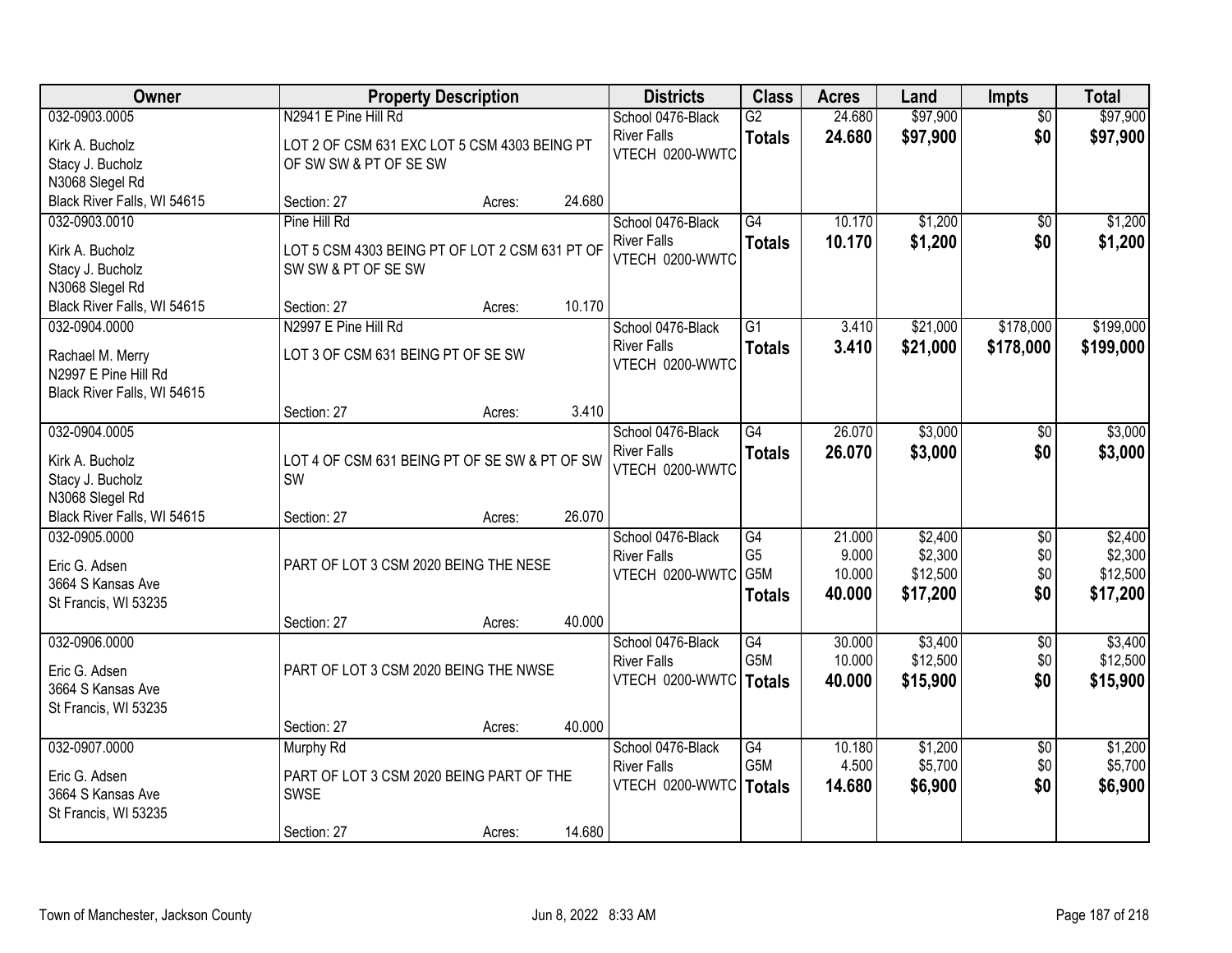| Owner | Property Description | | | Districts | Class | Acres | Land | Impts | Total |
|---|---|---|---|---|---|---|---|---|---|
| 032-0903.0005 | N2941 E Pine Hill Rd | | | School 0476-Black River Falls | G2 | 24.680 | $97,900 | $0 | $97,900 |
| Kirk A. Bucholz<br>Stacy J. Bucholz<br>N3068 Slegel Rd<br>Black River Falls, WI 54615 | LOT 2 OF CSM 631 EXC LOT 5 CSM 4303 BEING PT OF SW SW & PT OF SE SW | | | VTECH 0200-WWTC | **Totals** | **24.680** | **$97,900** | **$0** | **$97,900** |
| | Section: 27 | Acres: | 24.680 | | | | | | |
| 032-0903.0010 | Pine Hill Rd | | | School 0476-Black River Falls | G4 | 10.170 | $1,200 | $0 | $1,200 |
| Kirk A. Bucholz<br>Stacy J. Bucholz<br>N3068 Slegel Rd<br>Black River Falls, WI 54615 | LOT 5 CSM 4303 BEING PT OF LOT 2 CSM 631 PT OF SW SW & PT OF SE SW | | | VTECH 0200-WWTC | **Totals** | **10.170** | **$1,200** | **$0** | **$1,200** |
| | Section: 27 | Acres: | 10.170 | | | | | | |
| 032-0904.0000 | N2997 E Pine Hill Rd | | | School 0476-Black River Falls | G1 | 3.410 | $21,000 | $178,000 | $199,000 |
| Rachael M. Merry<br>N2997 E Pine Hill Rd<br>Black River Falls, WI 54615 | LOT 3 OF CSM 631 BEING PT OF SE SW | | | VTECH 0200-WWTC | **Totals** | **3.410** | **$21,000** | **$178,000** | **$199,000** |
| | Section: 27 | Acres: | 3.410 | | | | | | |
| 032-0904.0005 | | | | School 0476-Black River Falls | G4 | 26.070 | $3,000 | $0 | $3,000 |
| Kirk A. Bucholz<br>Stacy J. Bucholz<br>N3068 Slegel Rd<br>Black River Falls, WI 54615 | LOT 4 OF CSM 631 BEING PT OF SE SW & PT OF SW SW | | | VTECH 0200-WWTC | **Totals** | **26.070** | **$3,000** | **$0** | **$3,000** |
| | Section: 27 | Acres: | 26.070 | | | | | | |
| 032-0905.0000 | | | | School 0476-Black River Falls | G4 | 21.000 | $2,400 | $0 | $2,400 |
| Eric G. Adsen<br>3664 S Kansas Ave<br>St Francis, WI 53235 | PART OF LOT 3 CSM 2020 BEING THE NESE | | | VTECH 0200-WWTC | G5 | 9.000 | $2,300 | $0 | $2,300 |
| | | | | | G5M | 10.000 | $12,500 | $0 | $12,500 |
| | | | | | **Totals** | **40.000** | **$17,200** | **$0** | **$17,200** |
| | Section: 27 | Acres: | 40.000 | | | | | | |
| 032-0906.0000 | | | | School 0476-Black River Falls | G4 | 30.000 | $3,400 | $0 | $3,400 |
| Eric G. Adsen<br>3664 S Kansas Ave<br>St Francis, WI 53235 | PART OF LOT 3 CSM 2020 BEING THE NWSE | | | VTECH 0200-WWTC | G5M | 10.000 | $12,500 | $0 | $12,500 |
| | | | | | **Totals** | **40.000** | **$15,900** | **$0** | **$15,900** |
| | Section: 27 | Acres: | 40.000 | | | | | | |
| 032-0907.0000 | Murphy Rd | | | School 0476-Black River Falls | G4 | 10.180 | $1,200 | $0 | $1,200 |
| Eric G. Adsen<br>3664 S Kansas Ave<br>St Francis, WI 53235 | PART OF LOT 3 CSM 2020 BEING PART OF THE SWSE | | | VTECH 0200-WWTC | G5M | 4.500 | $5,700 | $0 | $5,700 |
| | | | | | **Totals** | **14.680** | **$6,900** | **$0** | **$6,900** |
| | Section: 27 | Acres: | 14.680 | | | | | | |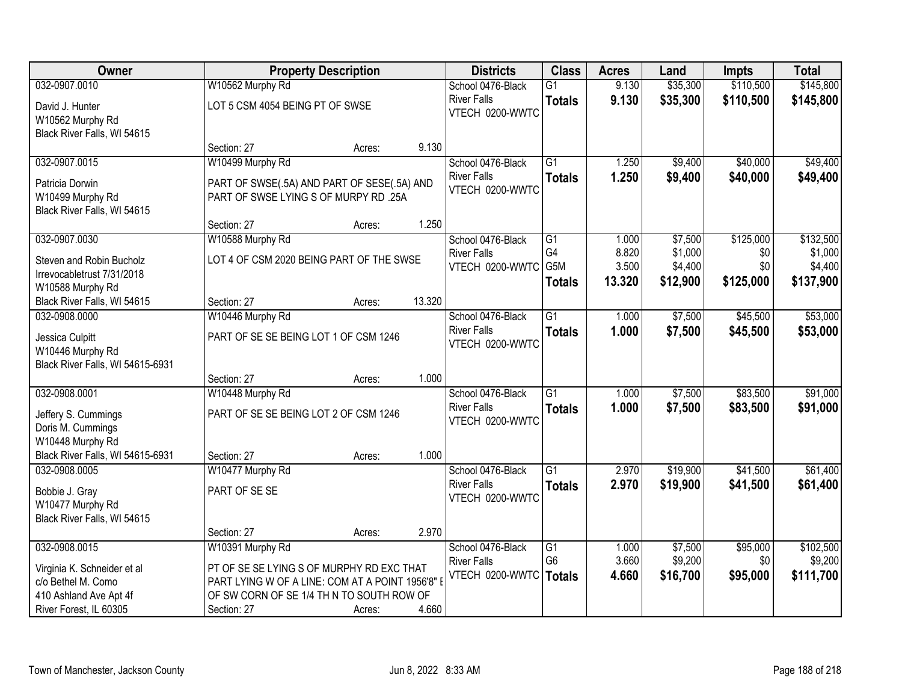| Owner | Property Description | Districts | Class | Acres | Land | Impts | Total |
|---|---|---|---|---|---|---|---|
| 032-0907.0010<br>David J. Hunter<br>W10562 Murphy Rd<br>Black River Falls, WI 54615 | W10562 Murphy Rd<br>LOT 5 CSM 4054 BEING PT OF SWSE<br>Section: 27 Acres: 9.130 | School 0476-Black River Falls<br>VTECH 0200-WWTC | G1<br>**Totals** | 9.130<br>**9.130** | \$35,300<br>**\$35,300** | \$110,500<br>**\$110,500** | \$145,800<br>**\$145,800** |
| 032-0907.0015<br>Patricia Dorwin<br>W10499 Murphy Rd<br>Black River Falls, WI 54615 | W10499 Murphy Rd<br>PART OF SWSE(.5A) AND PART OF SESE(.5A) AND PART OF SWSE LYING S OF MURPY RD .25A<br>Section: 27 Acres: 1.250 | School 0476-Black River Falls<br>VTECH 0200-WWTC | G1<br>**Totals** | 1.250<br>**1.250** | \$9,400<br>**\$9,400** | \$40,000<br>**\$40,000** | \$49,400<br>**\$49,400** |
| 032-0907.0030<br>Steven and Robin Bucholz<br>Irrevocabletrust 7/31/2018<br>W10588 Murphy Rd<br>Black River Falls, WI 54615 | W10588 Murphy Rd<br>LOT 4 OF CSM 2020 BEING PART OF THE SWSE<br>Section: 27 Acres: 13.320 | School 0476-Black River Falls<br>VTECH 0200-WWTC | G1<br>G4<br>G5M<br>**Totals** | 1.000<br>8.820<br>3.500<br>**13.320** | \$7,500<br>\$1,000<br>\$4,400<br>**\$12,900** | \$125,000<br>\$0<br>\$0<br>**\$125,000** | \$132,500<br>\$1,000<br>\$4,400<br>**\$137,900** |
| 032-0908.0000<br>Jessica Culpitt<br>W10446 Murphy Rd<br>Black River Falls, WI 54615-6931 | W10446 Murphy Rd<br>PART OF SE SE BEING LOT 1 OF CSM 1246<br>Section: 27 Acres: 1.000 | School 0476-Black River Falls<br>VTECH 0200-WWTC | G1<br>**Totals** | 1.000<br>**1.000** | \$7,500<br>**\$7,500** | \$45,500<br>**\$45,500** | \$53,000<br>**\$53,000** |
| 032-0908.0001<br>Jeffery S. Cummings<br>Doris M. Cummings<br>W10448 Murphy Rd<br>Black River Falls, WI 54615-6931 | W10448 Murphy Rd<br>PART OF SE SE BEING LOT 2 OF CSM 1246<br>Section: 27 Acres: 1.000 | School 0476-Black River Falls<br>VTECH 0200-WWTC | G1<br>**Totals** | 1.000<br>**1.000** | \$7,500<br>**\$7,500** | \$83,500<br>**\$83,500** | \$91,000<br>**\$91,000** |
| 032-0908.0005<br>Bobbie J. Gray<br>W10477 Murphy Rd<br>Black River Falls, WI 54615 | W10477 Murphy Rd<br>PART OF SE SE<br>Section: 27 Acres: 2.970 | School 0476-Black River Falls<br>VTECH 0200-WWTC | G1<br>**Totals** | 2.970<br>**2.970** | \$19,900<br>**\$19,900** | \$41,500<br>**\$41,500** | \$61,400<br>**\$61,400** |
| 032-0908.0015<br>Virginia K. Schneider et al<br>c/o Bethel M. Como<br>410 Ashland Ave Apt 4f<br>River Forest, IL 60305 | W10391 Murphy Rd<br>PT OF SE SE LYING S OF MURPHY RD EXC THAT PART LYING W OF A LINE: COM AT A POINT 1956'8" E OF SW CORN OF SE 1/4 TH N TO SOUTH ROW OF<br>Section: 27 Acres: 4.660 | School 0476-Black River Falls<br>VTECH 0200-WWTC | G1<br>G6<br>**Totals** | 1.000<br>3.660<br>**4.660** | \$7,500<br>\$9,200<br>**\$16,700** | \$95,000<br>\$0<br>**\$95,000** | \$102,500<br>\$9,200<br>**\$111,700** |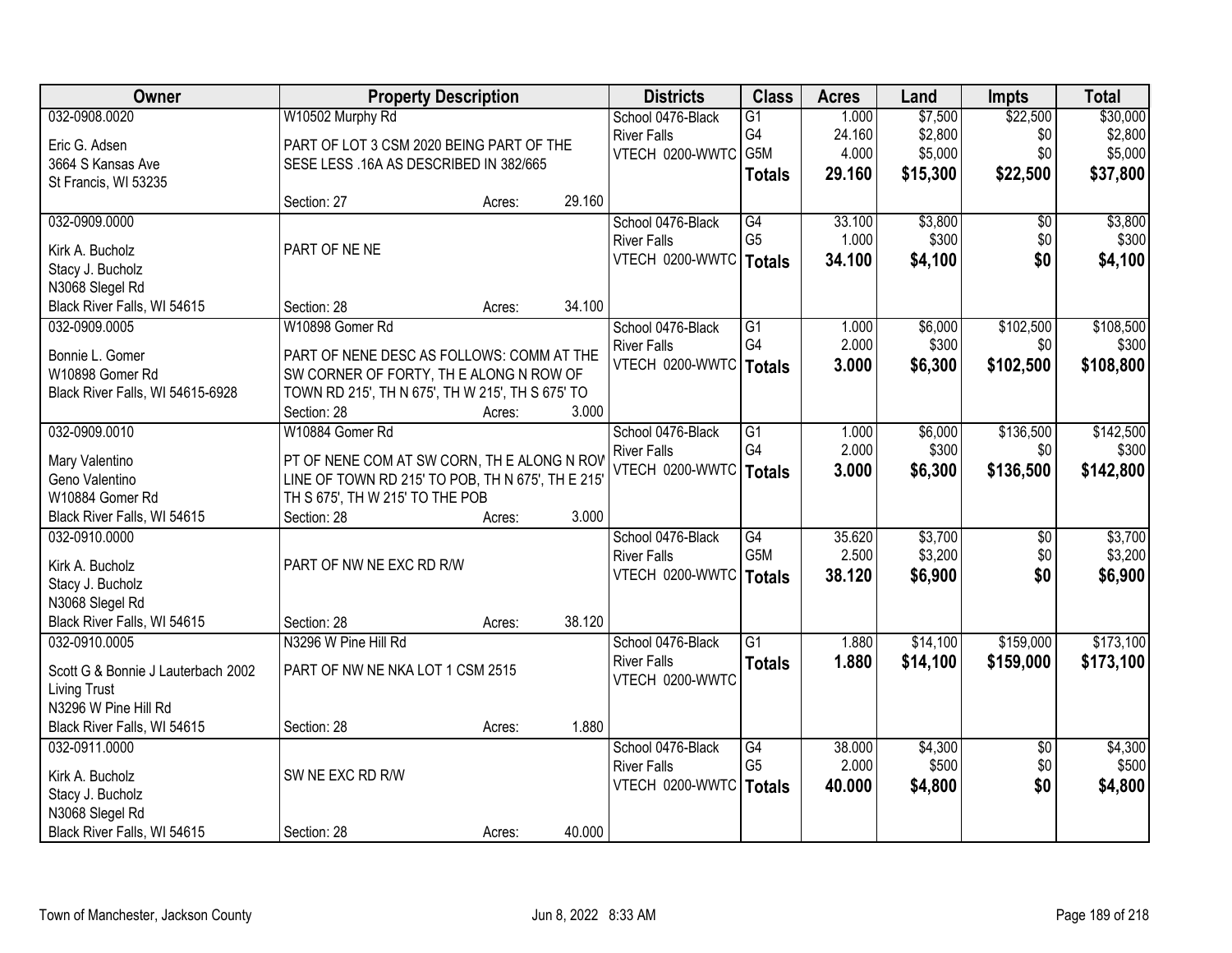| Owner | Property Description | Districts | Class | Acres | Land | Impts | Total |
|---|---|---|---|---|---|---|---|
| 032-0908.0020<br>Eric G. Adsen<br>3664 S Kansas Ave<br>St Francis, WI 53235 | W10502 Murphy Rd<br>PART OF LOT 3 CSM 2020 BEING PART OF THE SESE LESS .16A AS DESCRIBED IN 382/665<br>Section: 27 Acres: 29.160 | School 0476-Black River Falls<br>VTECH 0200-WWTC | G1<br>G4<br>G5M<br>**Totals** | 1.000<br>24.160<br>4.000<br>**29.160** | $7,500<br>$2,800<br>$5,000<br>**$15,300** | $22,500<br>$0<br>$0<br>**$22,500** | $30,000<br>$2,800<br>$5,000<br>**$37,800** |
| 032-0909.0000<br>Kirk A. Bucholz<br>Stacy J. Bucholz<br>N3068 Slegel Rd<br>Black River Falls, WI 54615 | PART OF NE NE<br>Section: 28 Acres: 34.100 | School 0476-Black River Falls<br>VTECH 0200-WWTC | G4<br>G5<br>**Totals** | 33.100<br>1.000<br>**34.100** | $3,800<br>$300<br>**$4,100** | $0<br>$0<br>**$0** | $3,800<br>$300<br>**$4,100** |
| 032-0909.0005<br>Bonnie L. Gomer<br>W10898 Gomer Rd<br>Black River Falls, WI 54615-6928 | W10898 Gomer Rd<br>PART OF NENE DESC AS FOLLOWS: COMM AT THE SW CORNER OF FORTY, TH E ALONG N ROW OF TOWN RD 215', TH N 675', TH W 215', TH S 675' TO<br>Section: 28 Acres: 3.000 | School 0476-Black River Falls<br>VTECH 0200-WWTC | G1<br>G4<br>**Totals** | 1.000<br>2.000<br>**3.000** | $6,000<br>$300<br>**$6,300** | $102,500<br>$0<br>**$102,500** | $108,500<br>$300<br>**$108,800** |
| 032-0909.0010<br>Mary Valentino<br>Geno Valentino<br>W10884 Gomer Rd<br>Black River Falls, WI 54615 | W10884 Gomer Rd<br>PT OF NENE COM AT SW CORN, TH E ALONG N ROW LINE OF TOWN RD 215' TO POB, TH N 675', TH E 215' TH S 675', TH W 215' TO THE POB<br>Section: 28 Acres: 3.000 | School 0476-Black River Falls<br>VTECH 0200-WWTC | G1<br>G4<br>**Totals** | 1.000<br>2.000<br>**3.000** | $6,000<br>$300<br>**$6,300** | $136,500<br>$0<br>**$136,500** | $142,500<br>$300<br>**$142,800** |
| 032-0910.0000<br>Kirk A. Bucholz<br>Stacy J. Bucholz<br>N3068 Slegel Rd<br>Black River Falls, WI 54615 | PART OF NW NE EXC RD R/W<br>Section: 28 Acres: 38.120 | School 0476-Black River Falls<br>VTECH 0200-WWTC | G4<br>G5M<br>**Totals** | 35.620<br>2.500<br>**38.120** | $3,700<br>$3,200<br>**$6,900** | $0<br>$0<br>**$0** | $3,700<br>$3,200<br>**$6,900** |
| 032-0910.0005<br>Scott G & Bonnie J Lauterbach 2002 Living Trust<br>N3296 W Pine Hill Rd<br>Black River Falls, WI 54615 | N3296 W Pine Hill Rd<br>PART OF NW NE NKA LOT 1 CSM 2515<br>Section: 28 Acres: 1.880 | School 0476-Black River Falls<br>VTECH 0200-WWTC | G1<br>**Totals** | 1.880<br>**1.880** | $14,100<br>**$14,100** | $159,000<br>**$159,000** | $173,100<br>**$173,100** |
| 032-0911.0000<br>Kirk A. Bucholz<br>Stacy J. Bucholz<br>N3068 Slegel Rd<br>Black River Falls, WI 54615 | SW NE EXC RD R/W<br>Section: 28 Acres: 40.000 | School 0476-Black River Falls<br>VTECH 0200-WWTC | G4<br>G5<br>**Totals** | 38.000<br>2.000<br>**40.000** | $4,300<br>$500<br>**$4,800** | $0<br>$0<br>**$0** | $4,300<br>$500<br>**$4,800** |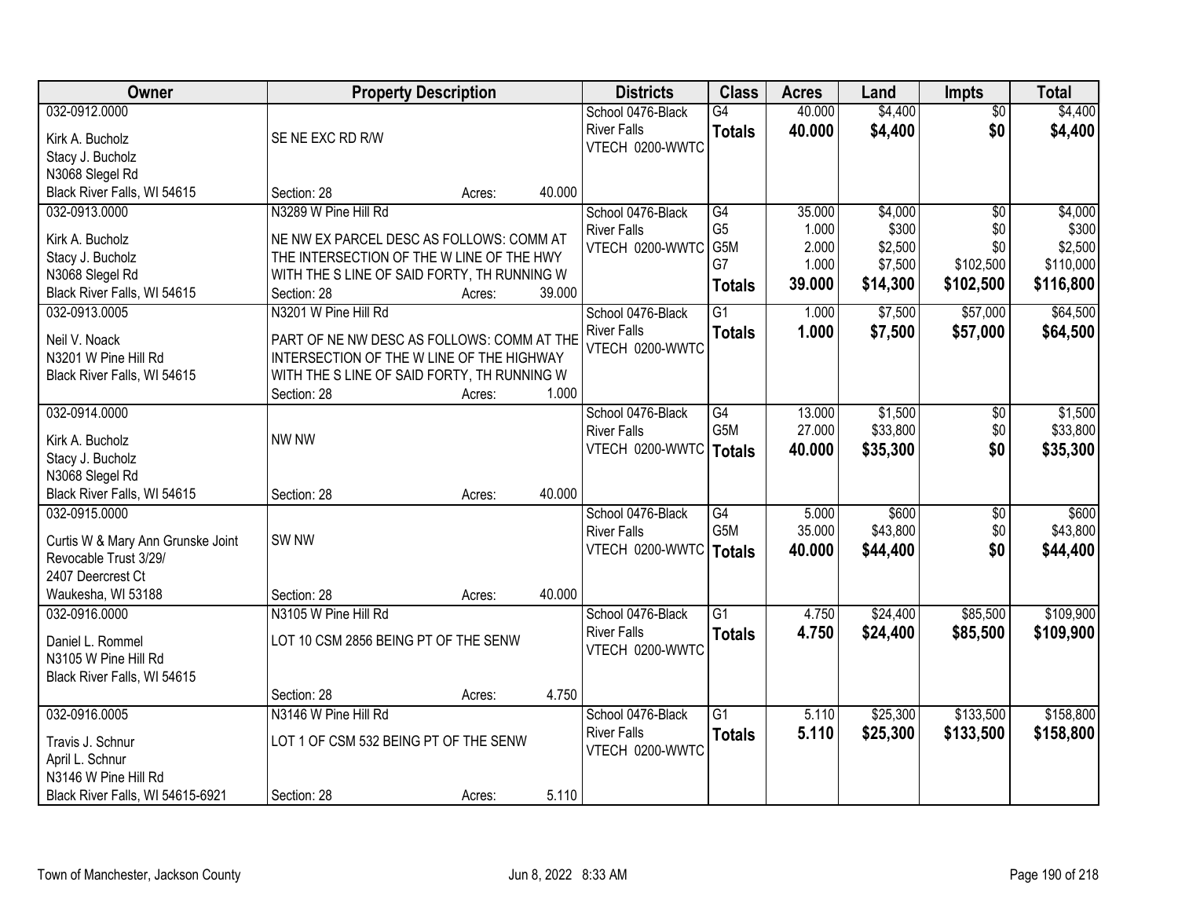| Owner | Property Description | Districts | Class | Acres | Land | Impts | Total |
|---|---|---|---|---|---|---|---|
| 032-0912.0000<br>Kirk A. Bucholz<br>Stacy J. Bucholz<br>N3068 Slegel Rd<br>Black River Falls, WI 54615 | SE NE EXC RD R/W<br>Section: 28 Acres: 40.000 | School 0476-Black River Falls<br>VTECH 0200-WWTC | G4<br>**Totals** | 40.000<br>**40.000** | $4,400<br>**$4,400** | $0<br>**$0** | $4,400<br>**$4,400** |
| 032-0913.0000<br>Kirk A. Bucholz<br>Stacy J. Bucholz<br>N3068 Slegel Rd<br>Black River Falls, WI 54615 | N3289 W Pine Hill Rd<br>NE NW EX PARCEL DESC AS FOLLOWS: COMM AT THE INTERSECTION OF THE W LINE OF THE HWY WITH THE S LINE OF SAID FORTY, TH RUNNING W<br>Section: 28 Acres: 39.000 | School 0476-Black River Falls<br>VTECH 0200-WWTC | G4<br>G5<br>G5M<br>G7<br>**Totals** | 35.000<br>1.000<br>2.000<br>1.000<br>**39.000** | $4,000<br>$300<br>$2,500<br>$7,500<br>**$14,300** | $0<br>$0<br>$0<br>$102,500<br>**$102,500** | $4,000<br>$300<br>$2,500<br>$110,000<br>**$116,800** |
| 032-0913.0005<br>Neil V. Noack<br>N3201 W Pine Hill Rd<br>Black River Falls, WI 54615 | N3201 W Pine Hill Rd<br>PART OF NE NW DESC AS FOLLOWS: COMM AT THE INTERSECTION OF THE W LINE OF THE HIGHWAY WITH THE S LINE OF SAID FORTY, TH RUNNING W<br>Section: 28 Acres: 1.000 | School 0476-Black River Falls<br>VTECH 0200-WWTC | G1<br>**Totals** | 1.000<br>**1.000** | $7,500<br>**$7,500** | $57,000<br>**$57,000** | $64,500<br>**$64,500** |
| 032-0914.0000<br>Kirk A. Bucholz<br>Stacy J. Bucholz<br>N3068 Slegel Rd<br>Black River Falls, WI 54615 | NW NW<br>Section: 28 Acres: 40.000 | School 0476-Black River Falls<br>VTECH 0200-WWTC | G4<br>G5M<br>**Totals** | 13.000<br>27.000<br>**40.000** | $1,500<br>$33,800<br>**$35,300** | $0<br>$0<br>**$0** | $1,500<br>$33,800<br>**$35,300** |
| 032-0915.0000<br>Curtis W & Mary Ann Grunske Joint Revocable Trust 3/29/<br>2407 Deercrest Ct<br>Waukesha, WI 53188 | SW NW<br>Section: 28 Acres: 40.000 | School 0476-Black River Falls<br>VTECH 0200-WWTC | G4<br>G5M<br>**Totals** | 5.000<br>35.000<br>**40.000** | $600<br>$43,800<br>**$44,400** | $0<br>$0<br>**$0** | $600<br>$43,800<br>**$44,400** |
| 032-0916.0000<br>Daniel L. Rommel<br>N3105 W Pine Hill Rd<br>Black River Falls, WI 54615 | N3105 W Pine Hill Rd<br>LOT 10 CSM 2856 BEING PT OF THE SENW<br>Section: 28 Acres: 4.750 | School 0476-Black River Falls<br>VTECH 0200-WWTC | G1<br>**Totals** | 4.750<br>**4.750** | $24,400<br>**$24,400** | $85,500<br>**$85,500** | $109,900<br>**$109,900** |
| 032-0916.0005<br>Travis J. Schnur<br>April L. Schnur<br>N3146 W Pine Hill Rd<br>Black River Falls, WI 54615-6921 | N3146 W Pine Hill Rd<br>LOT 1 OF CSM 532 BEING PT OF THE SENW<br>Section: 28 Acres: 5.110 | School 0476-Black River Falls<br>VTECH 0200-WWTC | G1<br>**Totals** | 5.110<br>**5.110** | $25,300<br>**$25,300** | $133,500<br>**$133,500** | $158,800<br>**$158,800** |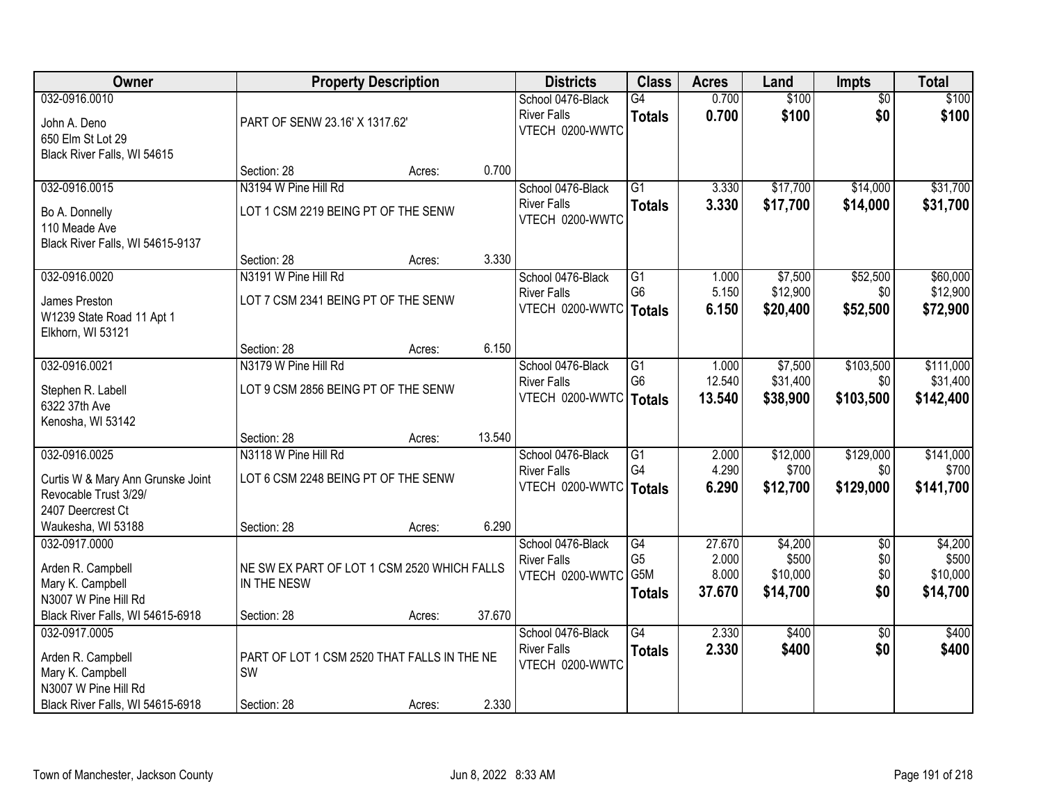| Owner | Property Description | | | Districts | Class | Acres | Land | Impts | Total |
|---|---|---|---|---|---|---|---|---|---|
| 032-0916.0010<br>John A. Deno<br>650 Elm St Lot 29<br>Black River Falls, WI 54615 | PART OF SENW 23.16' X 1317.62'<br>Section: 28 | Acres: | 0.700 | School 0476-Black River Falls<br>VTECH 0200-WWTC | G4<br>**Totals** | 0.700<br>**0.700** | $100<br>**$100** | $0<br>**$0** | $100<br>**$100** |
| 032-0916.0015<br>Bo A. Donnelly<br>110 Meade Ave<br>Black River Falls, WI 54615-9137 | N3194 W Pine Hill Rd<br>LOT 1 CSM 2219 BEING PT OF THE SENW<br>Section: 28 | Acres: | 3.330 | School 0476-Black River Falls<br>VTECH 0200-WWTC | G1<br>**Totals** | 3.330<br>**3.330** | $17,700<br>**$17,700** | $14,000<br>**$14,000** | $31,700<br>**$31,700** |
| 032-0916.0020<br>James Preston<br>W1239 State Road 11 Apt 1<br>Elkhorn, WI 53121 | N3191 W Pine Hill Rd<br>LOT 7 CSM 2341 BEING PT OF THE SENW<br>Section: 28 | Acres: | 6.150 | School 0476-Black River Falls<br>VTECH 0200-WWTC | G1<br>G6<br>**Totals** | 1.000<br>5.150<br>**6.150** | $7,500<br>$12,900<br>**$20,400** | $52,500<br>$0<br>**$52,500** | $60,000<br>$12,900<br>**$72,900** |
| 032-0916.0021<br>Stephen R. Labell<br>6322 37th Ave<br>Kenosha, WI 53142 | N3179 W Pine Hill Rd<br>LOT 9 CSM 2856 BEING PT OF THE SENW<br>Section: 28 | Acres: | 13.540 | School 0476-Black River Falls<br>VTECH 0200-WWTC | G1<br>G6<br>**Totals** | 1.000<br>12.540<br>**13.540** | $7,500<br>$31,400<br>**$38,900** | $103,500<br>$0<br>**$103,500** | $111,000<br>$31,400<br>**$142,400** |
| 032-0916.0025<br>Curtis W & Mary Ann Grunske Joint Revocable Trust 3/29/<br>2407 Deercrest Ct<br>Waukesha, WI 53188 | N3118 W Pine Hill Rd<br>LOT 6 CSM 2248 BEING PT OF THE SENW<br>Section: 28 | Acres: | 6.290 | School 0476-Black River Falls<br>VTECH 0200-WWTC | G1<br>G4<br>**Totals** | 2.000<br>4.290<br>**6.290** | $12,000<br>$700<br>**$12,700** | $129,000<br>$0<br>**$129,000** | $141,000<br>$700<br>**$141,700** |
| 032-0917.0000<br>Arden R. Campbell<br>Mary K. Campbell<br>N3007 W Pine Hill Rd<br>Black River Falls, WI 54615-6918 | NE SW EX PART OF LOT 1 CSM 2520 WHICH FALLS IN THE NESW<br>Section: 28 | Acres: | 37.670 | School 0476-Black River Falls<br>VTECH 0200-WWTC | G4<br>G5<br>G5M<br>**Totals** | 27.670<br>2.000<br>8.000<br>**37.670** | $4,200<br>$500<br>$10,000<br>**$14,700** | $0<br>$0<br>$0<br>**$0** | $4,200<br>$500<br>$10,000<br>**$14,700** |
| 032-0917.0005<br>Arden R. Campbell<br>Mary K. Campbell<br>N3007 W Pine Hill Rd<br>Black River Falls, WI 54615-6918 | PART OF LOT 1 CSM 2520 THAT FALLS IN THE NE SW<br>Section: 28 | Acres: | 2.330 | School 0476-Black River Falls<br>VTECH 0200-WWTC | G4<br>**Totals** | 2.330<br>**2.330** | $400<br>**$400** | $0<br>**$0** | $400<br>**$400** |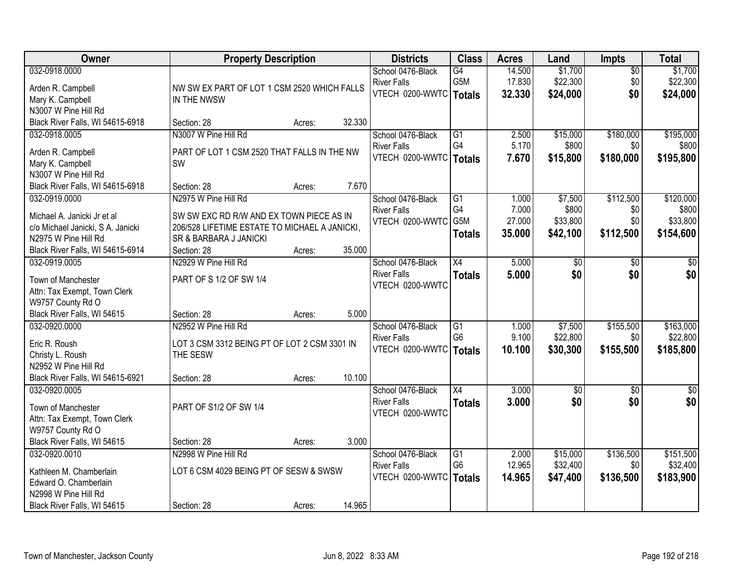| Owner | Property Description | Districts | Class | Acres | Land | Impts | Total |
|---|---|---|---|---|---|---|---|
| 032-0918.0000<br>Arden R. Campbell<br>Mary K. Campbell<br>N3007 W Pine Hill Rd<br>Black River Falls, WI 54615-6918 | NW SW EX PART OF LOT 1 CSM 2520 WHICH FALLS IN THE NWSW<br>Section: 28 Acres: 32.330 | School 0476-Black River Falls<br>VTECH 0200-WWTC | G4<br>G5M<br>**Totals** | 14.500<br>17.830<br>**32.330** | $1,700<br>$22,300<br>**$24,000** | $0<br>$0<br>**$0** | $1,700<br>$22,300<br>**$24,000** |
| 032-0918.0005<br>Arden R. Campbell<br>Mary K. Campbell<br>N3007 W Pine Hill Rd<br>Black River Falls, WI 54615-6918 | N3007 W Pine Hill Rd<br>PART OF LOT 1 CSM 2520 THAT FALLS IN THE NW SW<br>Section: 28 Acres: 7.670 | School 0476-Black River Falls<br>VTECH 0200-WWTC | G1<br>G4<br>**Totals** | 2.500<br>5.170<br>**7.670** | $15,000<br>$800<br>**$15,800** | $180,000<br>$0<br>**$180,000** | $195,000<br>$800<br>**$195,800** |
| 032-0919.0000<br>Michael A. Janicki Jr et al<br>c/o Michael Janicki, S A. Janicki<br>N2975 W Pine Hill Rd<br>Black River Falls, WI 54615-6914 | N2975 W Pine Hill Rd<br>SW SW EXC RD R/W AND EX TOWN PIECE AS IN 206/528 LIFETIME ESTATE TO MICHAEL A JANICKI, SR & BARBARA J JANICKI<br>Section: 28 Acres: 35.000 | School 0476-Black River Falls<br>VTECH 0200-WWTC | G1<br>G4<br>G5M<br>**Totals** | 1.000<br>7.000<br>27.000<br>**35.000** | $7,500<br>$800<br>$33,800<br>**$42,100** | $112,500<br>$0<br>$0<br>**$112,500** | $120,000<br>$800<br>$33,800<br>**$154,600** |
| 032-0919.0005<br>Town of Manchester<br>Attn: Tax Exempt, Town Clerk<br>W9757 County Rd O<br>Black River Falls, WI 54615 | N2929 W Pine Hill Rd<br>PART OF S 1/2 OF SW 1/4<br>Section: 28 Acres: 5.000 | School 0476-Black River Falls<br>VTECH 0200-WWTC | X4<br>**Totals** | 5.000<br>**5.000** | $0<br>**$0** | $0<br>**$0** | $0<br>**$0** |
| 032-0920.0000<br>Eric R. Roush<br>Christy L. Roush<br>N2952 W Pine Hill Rd<br>Black River Falls, WI 54615-6921 | N2952 W Pine Hill Rd<br>LOT 3 CSM 3312 BEING PT OF LOT 2 CSM 3301 IN THE SESW<br>Section: 28 Acres: 10.100 | School 0476-Black River Falls<br>VTECH 0200-WWTC | G1<br>G6<br>**Totals** | 1.000<br>9.100<br>**10.100** | $7,500<br>$22,800<br>**$30,300** | $155,500<br>$0<br>**$155,500** | $163,000<br>$22,800<br>**$185,800** |
| 032-0920.0005<br>Town of Manchester<br>Attn: Tax Exempt, Town Clerk<br>W9757 County Rd O<br>Black River Falls, WI 54615 | PART OF S1/2 OF SW 1/4<br>Section: 28 Acres: 3.000 | School 0476-Black River Falls<br>VTECH 0200-WWTC | X4<br>**Totals** | 3.000<br>**3.000** | $0<br>**$0** | $0<br>**$0** | $0<br>**$0** |
| 032-0920.0010<br>Kathleen M. Chamberlain<br>Edward O. Chamberlain<br>N2998 W Pine Hill Rd<br>Black River Falls, WI 54615 | N2998 W Pine Hill Rd<br>LOT 6 CSM 4029 BEING PT OF SESW & SWSW<br>Section: 28 Acres: 14.965 | School 0476-Black River Falls<br>VTECH 0200-WWTC | G1<br>G6<br>**Totals** | 2.000<br>12.965<br>**14.965** | $15,000<br>$32,400<br>**$47,400** | $136,500<br>$0<br>**$136,500** | $151,500<br>$32,400<br>**$183,900** |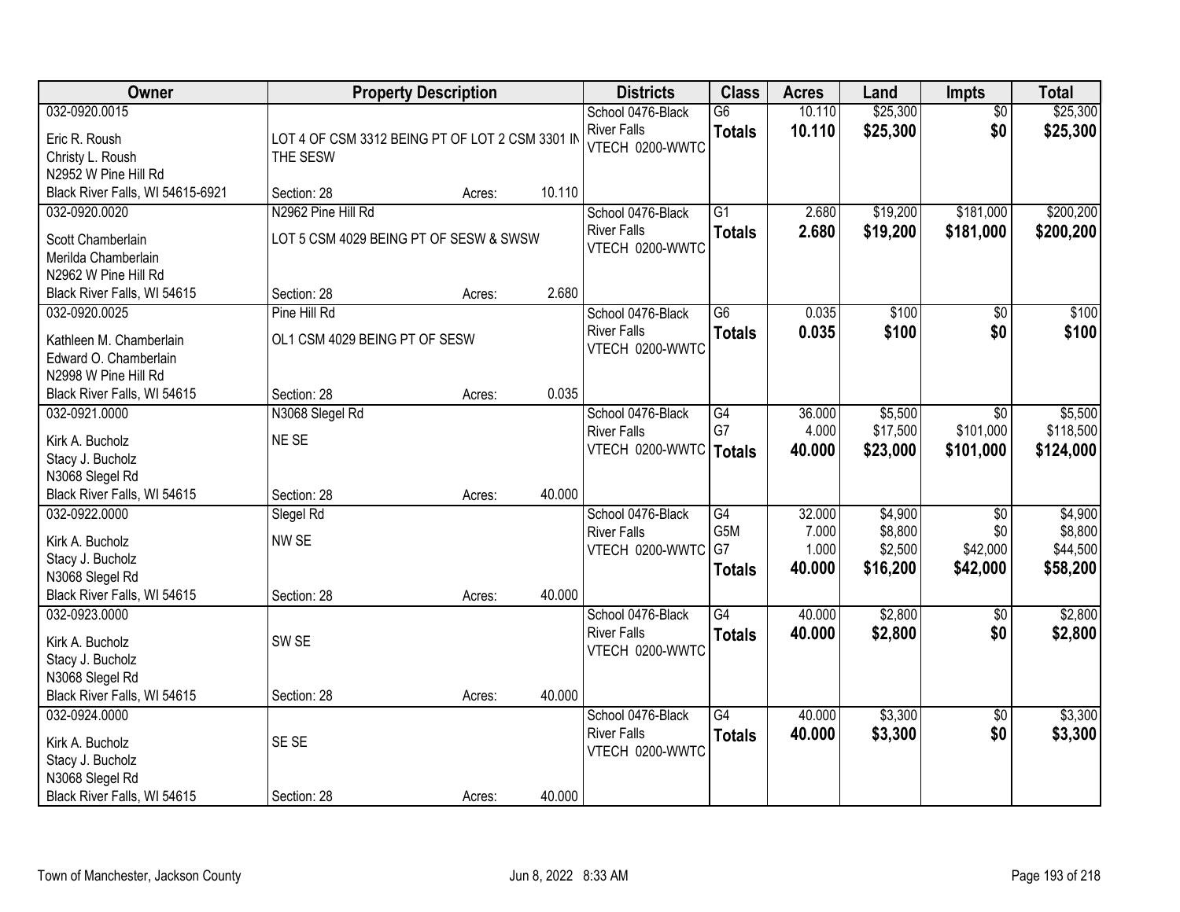| Owner | Property Description | | | Districts | Class | Acres | Land | Impts | Total |
|---|---|---|---|---|---|---|---|---|---|
| 032-0920.0015<br>Eric R. Roush<br>Christy L. Roush<br>N2952 W Pine Hill Rd<br>Black River Falls, WI 54615-6921 | LOT 4 OF CSM 3312 BEING PT OF LOT 2 CSM 3301 IN THE SESW<br>Section: 28 | Acres: | 10.110 | School 0476-Black River Falls<br>VTECH 0200-WWTC | G6<br>**Totals** | 10.110<br>**10.110** | \$25,300<br>**\$25,300** | \$0<br>**\$0** | \$25,300<br>**\$25,300** |
| 032-0920.0020<br>Scott Chamberlain<br>Merilda Chamberlain<br>N2962 W Pine Hill Rd<br>Black River Falls, WI 54615 | N2962 Pine Hill Rd<br>LOT 5 CSM 4029 BEING PT OF SESW & SWSW<br>Section: 28 | Acres: | 2.680 | School 0476-Black River Falls<br>VTECH 0200-WWTC | G1<br>**Totals** | 2.680<br>**2.680** | \$19,200<br>**\$19,200** | \$181,000<br>**\$181,000** | \$200,200<br>**\$200,200** |
| 032-0920.0025<br>Kathleen M. Chamberlain<br>Edward O. Chamberlain<br>N2998 W Pine Hill Rd<br>Black River Falls, WI 54615 | Pine Hill Rd<br>OL1 CSM 4029 BEING PT OF SESW<br>Section: 28 | Acres: | 0.035 | School 0476-Black River Falls<br>VTECH 0200-WWTC | G6<br>**Totals** | 0.035<br>**0.035** | \$100<br>**\$100** | \$0<br>**\$0** | \$100<br>**\$100** |
| 032-0921.0000<br>Kirk A. Bucholz<br>Stacy J. Bucholz<br>N3068 Slegel Rd<br>Black River Falls, WI 54615 | N3068 Slegel Rd<br>NE SE<br>Section: 28 | Acres: | 40.000 | School 0476-Black River Falls<br>VTECH 0200-WWTC | G4<br>G7<br>**Totals** | 36.000<br>4.000<br>**40.000** | \$5,500<br>\$17,500<br>**\$23,000** | \$0<br>\$101,000<br>**\$101,000** | \$5,500<br>\$118,500<br>**\$124,000** |
| 032-0922.0000<br>Kirk A. Bucholz<br>Stacy J. Bucholz<br>N3068 Slegel Rd<br>Black River Falls, WI 54615 | Slegel Rd<br>NW SE<br>Section: 28 | Acres: | 40.000 | School 0476-Black River Falls<br>VTECH 0200-WWTC | G4<br>G5M<br>G7<br>**Totals** | 32.000<br>7.000<br>1.000<br>**40.000** | \$4,900<br>\$8,800<br>\$2,500<br>**\$16,200** | \$0<br>\$0<br>\$42,000<br>**\$42,000** | \$4,900<br>\$8,800<br>\$44,500<br>**\$58,200** |
| 032-0923.0000<br>Kirk A. Bucholz<br>Stacy J. Bucholz<br>N3068 Slegel Rd<br>Black River Falls, WI 54615 | SW SE<br>Section: 28 | Acres: | 40.000 | School 0476-Black River Falls<br>VTECH 0200-WWTC | G4<br>**Totals** | 40.000<br>**40.000** | \$2,800<br>**\$2,800** | \$0<br>**\$0** | \$2,800<br>**\$2,800** |
| 032-0924.0000<br>Kirk A. Bucholz<br>Stacy J. Bucholz<br>N3068 Slegel Rd<br>Black River Falls, WI 54615 | SE SE<br>Section: 28 | Acres: | 40.000 | School 0476-Black River Falls<br>VTECH 0200-WWTC | G4<br>**Totals** | 40.000<br>**40.000** | \$3,300<br>**\$3,300** | \$0<br>**\$0** | \$3,300<br>**\$3,300** |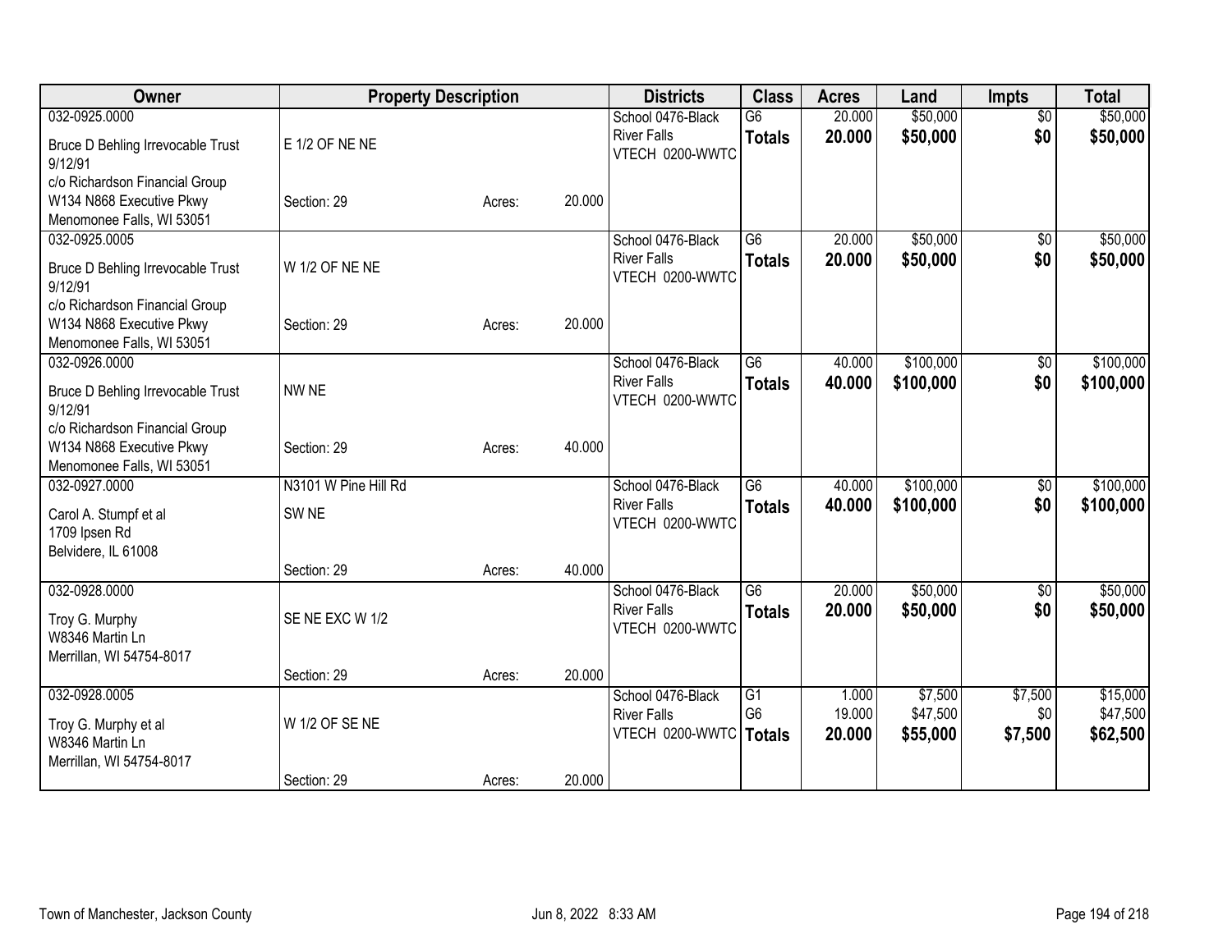| Owner | Property Description | | | Districts | Class | Acres | Land | Impts | Total |
|---|---|---|---|---|---|---|---|---|---|
| 032-0925.0000 | | | | School 0476-Black River Falls | G6 | 20.000 | $50,000 | $0 | $50,000 |
| Bruce D Behling Irrevocable Trust 9/12/91 | E 1/2 OF NE NE | | | VTECH 0200-WWTC | **Totals** | **20.000** | **$50,000** | **$0** | **$50,000** |
| c/o Richardson Financial Group W134 N868 Executive Pkwy Menomonee Falls, WI 53051 | Section: 29 | Acres: | 20.000 | | | | | | |
| 032-0925.0005 | | | | School 0476-Black River Falls | G6 | 20.000 | $50,000 | $0 | $50,000 |
| Bruce D Behling Irrevocable Trust 9/12/91 | W 1/2 OF NE NE | | | VTECH 0200-WWTC | **Totals** | **20.000** | **$50,000** | **$0** | **$50,000** |
| c/o Richardson Financial Group W134 N868 Executive Pkwy Menomonee Falls, WI 53051 | Section: 29 | Acres: | 20.000 | | | | | | |
| 032-0926.0000 | | | | School 0476-Black River Falls | G6 | 40.000 | $100,000 | $0 | $100,000 |
| Bruce D Behling Irrevocable Trust 9/12/91 | NW NE | | | VTECH 0200-WWTC | **Totals** | **40.000** | **$100,000** | **$0** | **$100,000** |
| c/o Richardson Financial Group W134 N868 Executive Pkwy Menomonee Falls, WI 53051 | Section: 29 | Acres: | 40.000 | | | | | | |
| 032-0927.0000 | N3101 W Pine Hill Rd | | | School 0476-Black River Falls | G6 | 40.000 | $100,000 | $0 | $100,000 |
| Carol A. Stumpf et al 1709 Ipsen Rd Belvidere, IL 61008 | SW NE | | | VTECH 0200-WWTC | **Totals** | **40.000** | **$100,000** | **$0** | **$100,000** |
| | Section: 29 | Acres: | 40.000 | | | | | | |
| 032-0928.0000 | | | | School 0476-Black River Falls | G6 | 20.000 | $50,000 | $0 | $50,000 |
| Troy G. Murphy W8346 Martin Ln Merrillan, WI 54754-8017 | SE NE EXC W 1/2 | | | VTECH 0200-WWTC | **Totals** | **20.000** | **$50,000** | **$0** | **$50,000** |
| | Section: 29 | Acres: | 20.000 | | | | | | |
| 032-0928.0005 | | | | School 0476-Black River Falls | G1 | 1.000 | $7,500 | $7,500 | $15,000 |
| Troy G. Murphy et al W8346 Martin Ln Merrillan, WI 54754-8017 | W 1/2 OF SE NE | | | VTECH 0200-WWTC | G6 | 19.000 | $47,500 | $0 | $47,500 |
| | | | | | **Totals** | **20.000** | **$55,000** | **$7,500** | **$62,500** |
| | Section: 29 | Acres: | 20.000 | | | | | | |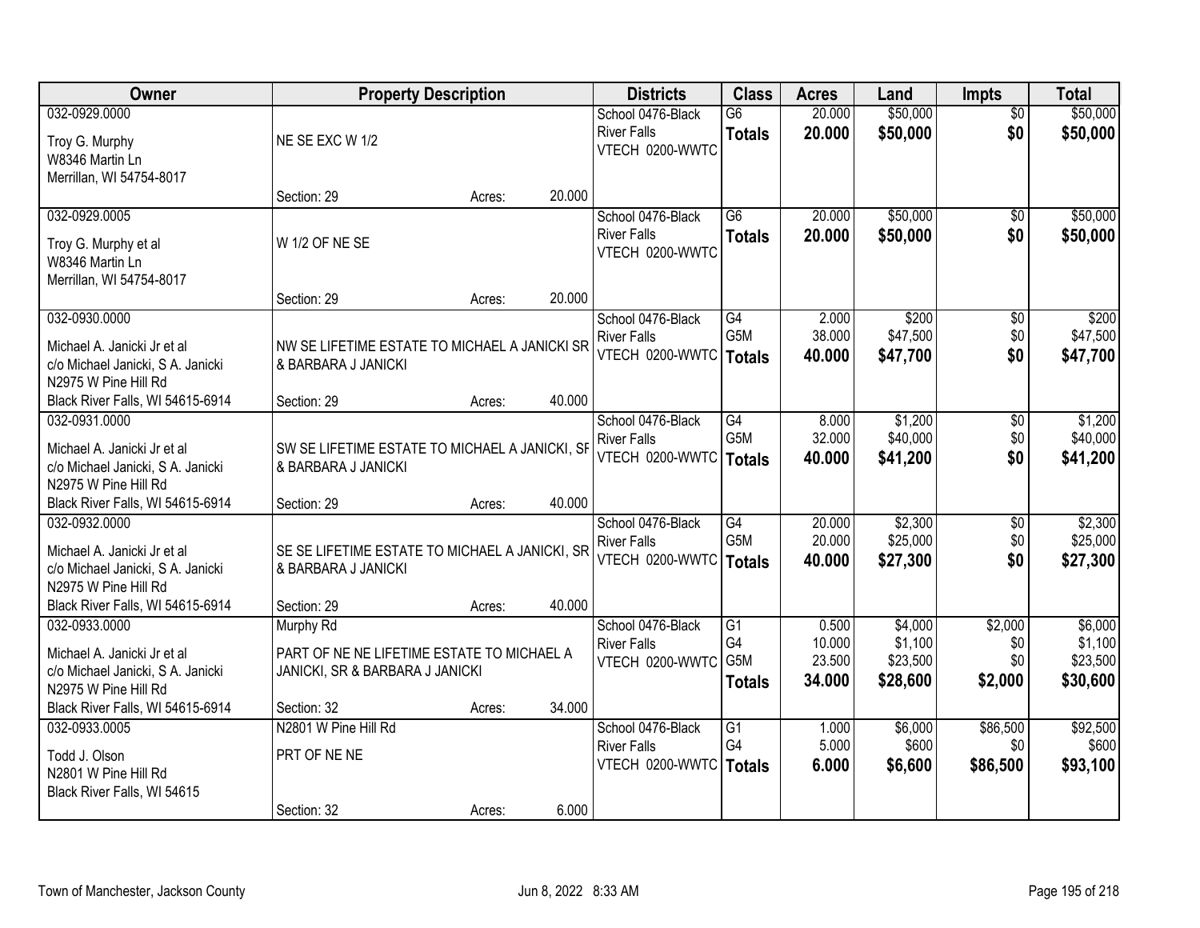| Owner | Property Description | Districts | Class | Acres | Land | Impts | Total |
|---|---|---|---|---|---|---|---|
| 032-0929.0000<br>Troy G. Murphy<br>W8346 Martin Ln<br>Merrillan, WI 54754-8017 | NE SE EXC W 1/2<br>Section: 29 Acres: 20.000 | School 0476-Black River Falls<br>VTECH 0200-WWTC | G6<br>**Totals** | 20.000<br>**20.000** | \$50,000<br>**\$50,000** | \$0<br>**\$0** | \$50,000<br>**\$50,000** |
| 032-0929.0005<br>Troy G. Murphy et al<br>W8346 Martin Ln<br>Merrillan, WI 54754-8017 | W 1/2 OF NE SE<br>Section: 29 Acres: 20.000 | School 0476-Black River Falls<br>VTECH 0200-WWTC | G6<br>**Totals** | 20.000<br>**20.000** | \$50,000<br>**\$50,000** | \$0<br>**\$0** | \$50,000<br>**\$50,000** |
| 032-0930.0000<br>Michael A. Janicki Jr et al<br>c/o Michael Janicki, S A. Janicki<br>N2975 W Pine Hill Rd<br>Black River Falls, WI 54615-6914 | NW SE LIFETIME ESTATE TO MICHAEL A JANICKI SR & BARBARA J JANICKI<br>Section: 29 Acres: 40.000 | School 0476-Black River Falls<br>VTECH 0200-WWTC | G4<br>G5M<br>**Totals** | 2.000<br>38.000<br>**40.000** | \$200<br>\$47,500<br>**\$47,700** | \$0<br>\$0<br>**\$0** | \$200<br>\$47,500<br>**\$47,700** |
| 032-0931.0000<br>Michael A. Janicki Jr et al<br>c/o Michael Janicki, S A. Janicki<br>N2975 W Pine Hill Rd<br>Black River Falls, WI 54615-6914 | SW SE LIFETIME ESTATE TO MICHAEL A JANICKI, SF & BARBARA J JANICKI<br>Section: 29 Acres: 40.000 | School 0476-Black River Falls<br>VTECH 0200-WWTC | G4<br>G5M<br>**Totals** | 8.000<br>32.000<br>**40.000** | \$1,200<br>\$40,000<br>**\$41,200** | \$0<br>\$0<br>**\$0** | \$1,200<br>\$40,000<br>**\$41,200** |
| 032-0932.0000<br>Michael A. Janicki Jr et al<br>c/o Michael Janicki, S A. Janicki<br>N2975 W Pine Hill Rd<br>Black River Falls, WI 54615-6914 | SE SE LIFETIME ESTATE TO MICHAEL A JANICKI, SR & BARBARA J JANICKI<br>Section: 29 Acres: 40.000 | School 0476-Black River Falls<br>VTECH 0200-WWTC | G4<br>G5M<br>**Totals** | 20.000<br>20.000<br>**40.000** | \$2,300<br>\$25,000<br>**\$27,300** | \$0<br>\$0<br>**\$0** | \$2,300<br>\$25,000<br>**\$27,300** |
| 032-0933.0000<br>Michael A. Janicki Jr et al<br>c/o Michael Janicki, S A. Janicki<br>N2975 W Pine Hill Rd<br>Black River Falls, WI 54615-6914 | Murphy Rd<br>PART OF NE NE LIFETIME ESTATE TO MICHAEL A JANICKI, SR & BARBARA J JANICKI<br>Section: 32 Acres: 34.000 | School 0476-Black River Falls<br>VTECH 0200-WWTC | G1<br>G4<br>G5M<br>**Totals** | 0.500<br>10.000<br>23.500<br>**34.000** | \$4,000<br>\$1,100<br>\$23,500<br>**\$28,600** | \$2,000<br>\$0<br>\$0<br>**\$2,000** | \$6,000<br>\$1,100<br>\$23,500<br>**\$30,600** |
| 032-0933.0005<br>Todd J. Olson<br>N2801 W Pine Hill Rd<br>Black River Falls, WI 54615 | N2801 W Pine Hill Rd<br>PRT OF NE NE<br>Section: 32 Acres: 6.000 | School 0476-Black River Falls<br>VTECH 0200-WWTC | G1<br>G4<br>**Totals** | 1.000<br>5.000<br>**6.000** | \$6,000<br>\$600<br>**\$6,600** | \$86,500<br>\$0<br>**\$86,500** | \$92,500<br>\$600<br>**\$93,100** |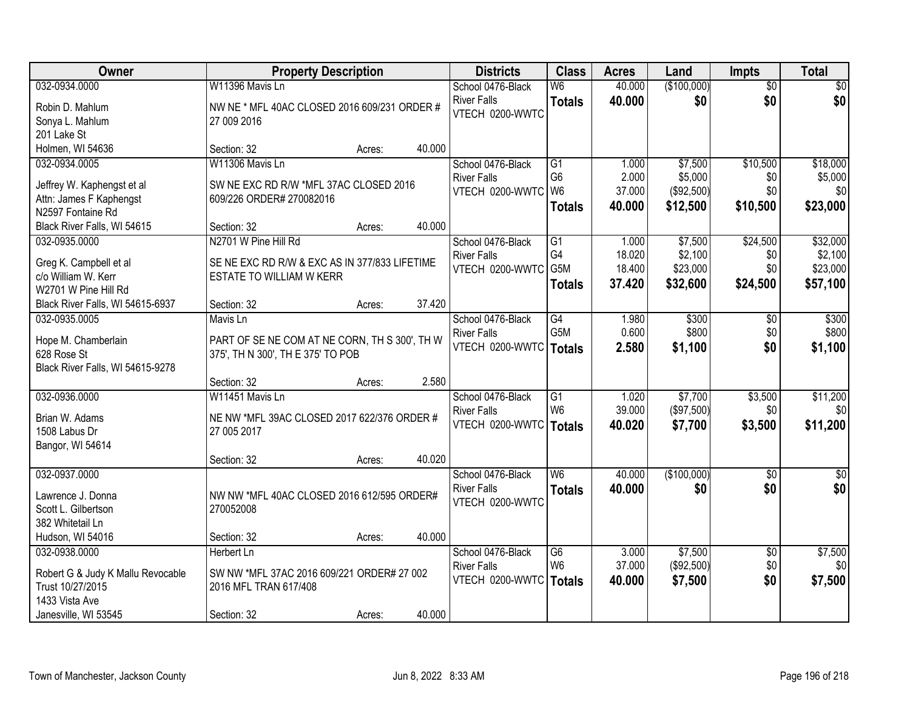| Owner | Property Description | Districts | Class | Acres | Land | Impts | Total |
|---|---|---|---|---|---|---|---|
| 032-0934.0000<br>Robin D. Mahlum<br>Sonya L. Mahlum<br>201 Lake St<br>Holmen, WI 54636 | W11396 Mavis Ln<br>NW NE * MFL 40AC CLOSED 2016 609/231 ORDER # 27 009 2016<br>Section: 32 Acres: 40.000 | School 0476-Black River Falls<br>VTECH 0200-WWTC | W6<br>**Totals** | 40.000<br>**40.000** | ($100,000)<br>**$0** | $0<br>**$0** | $0<br>**$0** |
| 032-0934.0005<br>Jeffrey W. Kaphengst et al<br>Attn: James F Kaphengst<br>N2597 Fontaine Rd<br>Black River Falls, WI 54615 | W11306 Mavis Ln<br>SW NE EXC RD R/W *MFL 37AC CLOSED 2016 609/226 ORDER# 270082016<br>Section: 32 Acres: 40.000 | School 0476-Black River Falls<br>VTECH 0200-WWTC | G1<br>G6<br>W6<br>**Totals** | 1.000<br>2.000<br>37.000<br>**40.000** | $7,500<br>$5,000<br>($92,500)<br>**$12,500** | $10,500<br>$0<br>$0<br>**$10,500** | $18,000<br>$5,000<br>$0<br>**$23,000** |
| 032-0935.0000<br>Greg K. Campbell et al<br>c/o William W. Kerr<br>W2701 W Pine Hill Rd<br>Black River Falls, WI 54615-6937 | N2701 W Pine Hill Rd<br>SE NE EXC RD R/W & EXC AS IN 377/833 LIFETIME ESTATE TO WILLIAM W KERR<br>Section: 32 Acres: 37.420 | School 0476-Black River Falls<br>VTECH 0200-WWTC | G1<br>G4<br>G5M<br>**Totals** | 1.000<br>18.020<br>18.400<br>**37.420** | $7,500<br>$2,100<br>$23,000<br>**$32,600** | $24,500<br>$0<br>$0<br>**$24,500** | $32,000<br>$2,100<br>$23,000<br>**$57,100** |
| 032-0935.0005<br>Hope M. Chamberlain<br>628 Rose St<br>Black River Falls, WI 54615-9278 | Mavis Ln<br>PART OF SE NE COM AT NE CORN, TH S 300', TH W 375', TH N 300', TH E 375' TO POB<br>Section: 32 Acres: 2.580 | School 0476-Black River Falls<br>VTECH 0200-WWTC | G4<br>G5M<br>**Totals** | 1.980<br>0.600<br>**2.580** | $300<br>$800<br>**$1,100** | $0<br>$0<br>**$0** | $300<br>$800<br>**$1,100** |
| 032-0936.0000<br>Brian W. Adams<br>1508 Labus Dr<br>Bangor, WI 54614 | W11451 Mavis Ln<br>NE NW *MFL 39AC CLOSED 2017 622/376 ORDER # 27 005 2017<br>Section: 32 Acres: 40.020 | School 0476-Black River Falls<br>VTECH 0200-WWTC | G1<br>W6<br>**Totals** | 1.020<br>39.000<br>**40.020** | $7,700<br>($97,500)<br>**$7,700** | $3,500<br>$0<br>**$3,500** | $11,200<br>$0<br>**$11,200** |
| 032-0937.0000<br>Lawrence J. Donna<br>Scott L. Gilbertson<br>382 Whitetail Ln<br>Hudson, WI 54016 | NW NW *MFL 40AC CLOSED 2016 612/595 ORDER# 270052008<br>Section: 32 Acres: 40.000 | School 0476-Black River Falls<br>VTECH 0200-WWTC | W6<br>**Totals** | 40.000<br>**40.000** | ($100,000)<br>**$0** | $0<br>**$0** | $0<br>**$0** |
| 032-0938.0000<br>Robert G & Judy K Mallu Revocable Trust 10/27/2015<br>1433 Vista Ave<br>Janesville, WI 53545 | Herbert Ln<br>SW NW *MFL 37AC 2016 609/221 ORDER# 27 002 2016 MFL TRAN 617/408<br>Section: 32 Acres: 40.000 | School 0476-Black River Falls<br>VTECH 0200-WWTC | G6<br>W6<br>**Totals** | 3.000<br>37.000<br>**40.000** | $7,500<br>($92,500)<br>**$7,500** | $0<br>$0<br>**$0** | $7,500<br>$0<br>**$7,500** |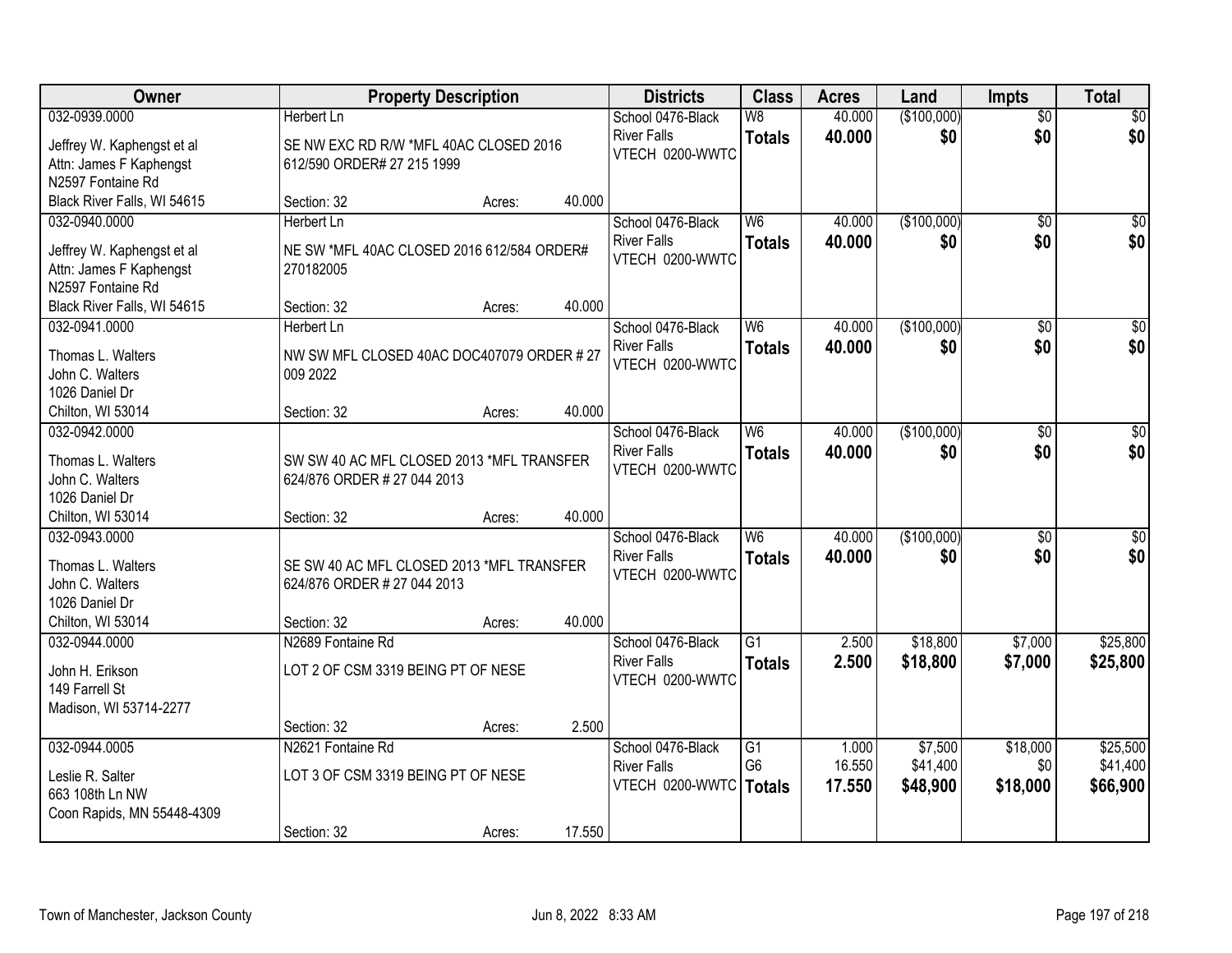| Owner | Property Description | Districts | Class | Acres | Land | Impts | Total |
|---|---|---|---|---|---|---|---|
| 032-0939.0000<br>Jeffrey W. Kaphengst et al<br>Attn: James F Kaphengst<br>N2597 Fontaine Rd<br>Black River Falls, WI 54615 | Herbert Ln<br>SE NW EXC RD R/W *MFL 40AC CLOSED 2016 612/590 ORDER# 27 215 1999<br>Section: 32 Acres: 40.000 | School 0476-Black River Falls<br>VTECH 0200-WWTC | W8<br>**Totals** | 40.000<br>**40.000** | ($100,000)<br>**$0** | $0<br>**$0** | $0<br>**$0** |
| 032-0940.0000<br>Jeffrey W. Kaphengst et al<br>Attn: James F Kaphengst<br>N2597 Fontaine Rd<br>Black River Falls, WI 54615 | Herbert Ln<br>NE SW *MFL 40AC CLOSED 2016 612/584 ORDER# 270182005<br>Section: 32 Acres: 40.000 | School 0476-Black River Falls<br>VTECH 0200-WWTC | W6<br>**Totals** | 40.000<br>**40.000** | ($100,000)<br>**$0** | $0<br>**$0** | $0<br>**$0** |
| 032-0941.0000<br>Thomas L. Walters<br>John C. Walters<br>1026 Daniel Dr<br>Chilton, WI 53014 | Herbert Ln<br>NW SW MFL CLOSED 40AC DOC407079 ORDER # 27 009 2022<br>Section: 32 Acres: 40.000 | School 0476-Black River Falls<br>VTECH 0200-WWTC | W6<br>**Totals** | 40.000<br>**40.000** | ($100,000)<br>**$0** | $0<br>**$0** | $0<br>**$0** |
| 032-0942.0000<br>Thomas L. Walters<br>John C. Walters<br>1026 Daniel Dr<br>Chilton, WI 53014 | SW SW 40 AC MFL CLOSED 2013 *MFL TRANSFER 624/876 ORDER # 27 044 2013<br>Section: 32 Acres: 40.000 | School 0476-Black River Falls<br>VTECH 0200-WWTC | W6<br>**Totals** | 40.000<br>**40.000** | ($100,000)<br>**$0** | $0<br>**$0** | $0<br>**$0** |
| 032-0943.0000<br>Thomas L. Walters<br>John C. Walters<br>1026 Daniel Dr<br>Chilton, WI 53014 | SE SW 40 AC MFL CLOSED 2013 *MFL TRANSFER 624/876 ORDER # 27 044 2013<br>Section: 32 Acres: 40.000 | School 0476-Black River Falls<br>VTECH 0200-WWTC | W6<br>**Totals** | 40.000<br>**40.000** | ($100,000)<br>**$0** | $0<br>**$0** | $0<br>**$0** |
| 032-0944.0000<br>John H. Erikson<br>149 Farrell St<br>Madison, WI 53714-2277 | N2689 Fontaine Rd<br>LOT 2 OF CSM 3319 BEING PT OF NESE<br>Section: 32 Acres: 2.500 | School 0476-Black River Falls<br>VTECH 0200-WWTC | G1<br>**Totals** | 2.500<br>**2.500** | $18,800<br>**$18,800** | $7,000<br>**$7,000** | $25,800<br>**$25,800** |
| 032-0944.0005<br>Leslie R. Salter<br>663 108th Ln NW<br>Coon Rapids, MN 55448-4309 | N2621 Fontaine Rd<br>LOT 3 OF CSM 3319 BEING PT OF NESE<br>Section: 32 Acres: 17.550 | School 0476-Black River Falls<br>VTECH 0200-WWTC | G1<br>G6<br>**Totals** | 1.000<br>16.550<br>**17.550** | $7,500<br>$41,400<br>**$48,900** | $18,000<br>$0<br>**$18,000** | $25,500<br>$41,400<br>**$66,900** |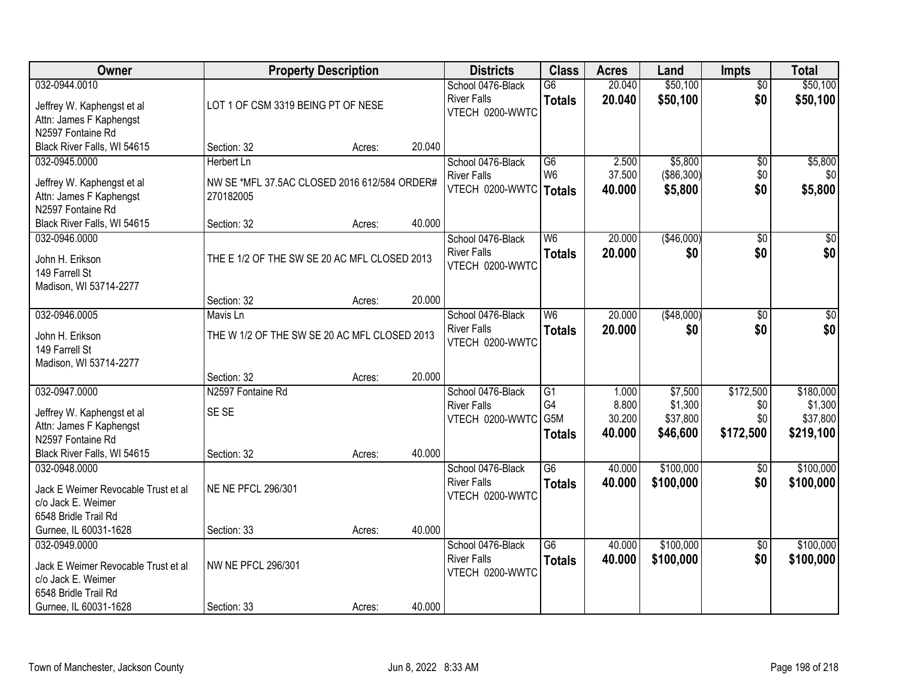| Owner | Property Description | | | Districts | Class | Acres | Land | Impts | Total |
|---|---|---|---|---|---|---|---|---|---|
| 032-0944.0010<br>Jeffrey W. Kaphengst et al<br>Attn: James F Kaphengst<br>N2597 Fontaine Rd<br>Black River Falls, WI 54615 | LOT 1 OF CSM 3319 BEING PT OF NESE<br>Section: 32 | Acres: | 20.040 | School 0476-Black River Falls<br>VTECH 0200-WWTC | G6<br>**Totals** | 20.040<br>**20.040** | \$50,100<br>**\$50,100** | \$0<br>**\$0** | \$50,100<br>**\$50,100** |
| 032-0945.0000<br>Jeffrey W. Kaphengst et al<br>Attn: James F Kaphengst<br>N2597 Fontaine Rd<br>Black River Falls, WI 54615 | Herbert Ln<br>NW SE *MFL 37.5AC CLOSED 2016 612/584 ORDER# 270182005<br>Section: 32 | Acres: | 40.000 | School 0476-Black River Falls<br>VTECH 0200-WWTC | G6<br>W6<br>**Totals** | 2.500<br>37.500<br>**40.000** | \$5,800<br>(\$86,300)<br>**\$5,800** | \$0<br>\$0<br>**\$0** | \$5,800<br>\$0<br>**\$5,800** |
| 032-0946.0000<br>John H. Erikson<br>149 Farrell St<br>Madison, WI 53714-2277 | THE E 1/2 OF THE SW SE 20 AC MFL CLOSED 2013<br>Section: 32 | Acres: | 20.000 | School 0476-Black River Falls<br>VTECH 0200-WWTC | W6<br>**Totals** | 20.000<br>**20.000** | (\$46,000)<br>**\$0** | \$0<br>**\$0** | \$0<br>**\$0** |
| 032-0946.0005<br>John H. Erikson<br>149 Farrell St<br>Madison, WI 53714-2277 | Mavis Ln<br>THE W 1/2 OF THE SW SE 20 AC MFL CLOSED 2013<br>Section: 32 | Acres: | 20.000 | School 0476-Black River Falls<br>VTECH 0200-WWTC | W6<br>**Totals** | 20.000<br>**20.000** | (\$48,000)<br>**\$0** | \$0<br>**\$0** | \$0<br>**\$0** |
| 032-0947.0000<br>Jeffrey W. Kaphengst et al<br>Attn: James F Kaphengst<br>N2597 Fontaine Rd<br>Black River Falls, WI 54615 | N2597 Fontaine Rd<br>SE SE<br>Section: 32 | Acres: | 40.000 | School 0476-Black River Falls<br>VTECH 0200-WWTC | G1<br>G4<br>G5M<br>**Totals** | 1.000<br>8.800<br>30.200<br>**40.000** | \$7,500<br>\$1,300<br>\$37,800<br>**\$46,600** | \$172,500<br>\$0<br>\$0<br>**\$172,500** | \$180,000<br>\$1,300<br>\$37,800<br>**\$219,100** |
| 032-0948.0000<br>Jack E Weimer Revocable Trust et al<br>c/o Jack E. Weimer<br>6548 Bridle Trail Rd<br>Gurnee, IL 60031-1628 | NE NE PFCL 296/301<br>Section: 33 | Acres: | 40.000 | School 0476-Black River Falls<br>VTECH 0200-WWTC | G6<br>**Totals** | 40.000<br>**40.000** | \$100,000<br>**\$100,000** | \$0<br>**\$0** | \$100,000<br>**\$100,000** |
| 032-0949.0000<br>Jack E Weimer Revocable Trust et al<br>c/o Jack E. Weimer<br>6548 Bridle Trail Rd<br>Gurnee, IL 60031-1628 | NW NE PFCL 296/301<br>Section: 33 | Acres: | 40.000 | School 0476-Black River Falls<br>VTECH 0200-WWTC | G6<br>**Totals** | 40.000<br>**40.000** | \$100,000<br>**\$100,000** | \$0<br>**\$0** | \$100,000<br>**\$100,000** |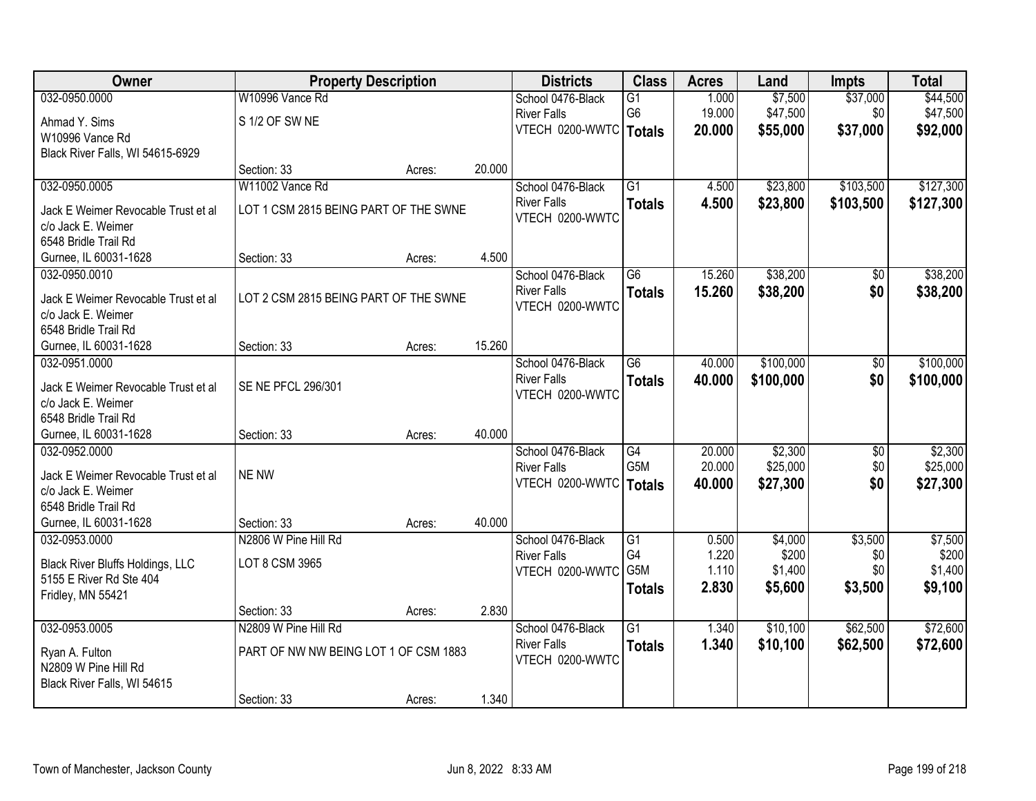| Owner | Property Description | | | Districts | Class | Acres | Land | Impts | Total |
|---|---|---|---|---|---|---|---|---|---|
| 032-0950.0000<br>Ahmad Y. Sims<br>W10996 Vance Rd<br>Black River Falls, WI 54615-6929 | W10996 Vance Rd<br>S 1/2 OF SW NE<br>Section: 33 | Acres: | 20.000 | School 0476-Black River Falls<br>VTECH 0200-WWTC | G1<br>G6<br>**Totals** | 1.000<br>19.000<br>**20.000** | \$7,500<br>\$47,500<br>**\$55,000** | \$37,000<br>\$0<br>**\$37,000** | \$44,500<br>\$47,500<br>**\$92,000** |
| 032-0950.0005<br>Jack E Weimer Revocable Trust et al<br>c/o Jack E. Weimer<br>6548 Bridle Trail Rd<br>Gurnee, IL 60031-1628 | W11002 Vance Rd<br>LOT 1 CSM 2815 BEING PART OF THE SWNE<br>Section: 33 | Acres: | 4.500 | School 0476-Black River Falls<br>VTECH 0200-WWTC | G1<br>**Totals** | 4.500<br>**4.500** | \$23,800<br>**\$23,800** | \$103,500<br>**\$103,500** | \$127,300<br>**\$127,300** |
| 032-0950.0010<br>Jack E Weimer Revocable Trust et al<br>c/o Jack E. Weimer<br>6548 Bridle Trail Rd<br>Gurnee, IL 60031-1628 | LOT 2 CSM 2815 BEING PART OF THE SWNE<br>Section: 33 | Acres: | 15.260 | School 0476-Black River Falls<br>VTECH 0200-WWTC | G6<br>**Totals** | 15.260<br>**15.260** | \$38,200<br>**\$38,200** | \$0<br>**\$0** | \$38,200<br>**\$38,200** |
| 032-0951.0000<br>Jack E Weimer Revocable Trust et al<br>c/o Jack E. Weimer<br>6548 Bridle Trail Rd<br>Gurnee, IL 60031-1628 | SE NE PFCL 296/301<br>Section: 33 | Acres: | 40.000 | School 0476-Black River Falls<br>VTECH 0200-WWTC | G6<br>**Totals** | 40.000<br>**40.000** | \$100,000<br>**\$100,000** | \$0<br>**\$0** | \$100,000<br>**\$100,000** |
| 032-0952.0000<br>Jack E Weimer Revocable Trust et al<br>c/o Jack E. Weimer<br>6548 Bridle Trail Rd<br>Gurnee, IL 60031-1628 | NE NW<br>Section: 33 | Acres: | 40.000 | School 0476-Black River Falls<br>VTECH 0200-WWTC | G4<br>G5M<br>**Totals** | 20.000<br>20.000<br>**40.000** | \$2,300<br>\$25,000<br>**\$27,300** | \$0<br>\$0<br>**\$0** | \$2,300<br>\$25,000<br>**\$27,300** |
| 032-0953.0000<br>Black River Bluffs Holdings, LLC<br>5155 E River Rd Ste 404<br>Fridley, MN 55421 | N2806 W Pine Hill Rd<br>LOT 8 CSM 3965<br>Section: 33 | Acres: | 2.830 | School 0476-Black River Falls<br>VTECH 0200-WWTC | G1<br>G4<br>G5M<br>**Totals** | 0.500<br>1.220<br>1.110<br>**2.830** | \$4,000<br>\$200<br>\$1,400<br>**\$5,600** | \$3,500<br>\$0<br>\$0<br>**\$3,500** | \$7,500<br>\$200<br>\$1,400<br>**\$9,100** |
| 032-0953.0005<br>Ryan A. Fulton<br>N2809 W Pine Hill Rd<br>Black River Falls, WI 54615 | N2809 W Pine Hill Rd<br>PART OF NW NW BEING LOT 1 OF CSM 1883<br>Section: 33 | Acres: | 1.340 | School 0476-Black River Falls<br>VTECH 0200-WWTC | G1<br>**Totals** | 1.340<br>**1.340** | \$10,100<br>**\$10,100** | \$62,500<br>**\$62,500** | \$72,600<br>**\$72,600** |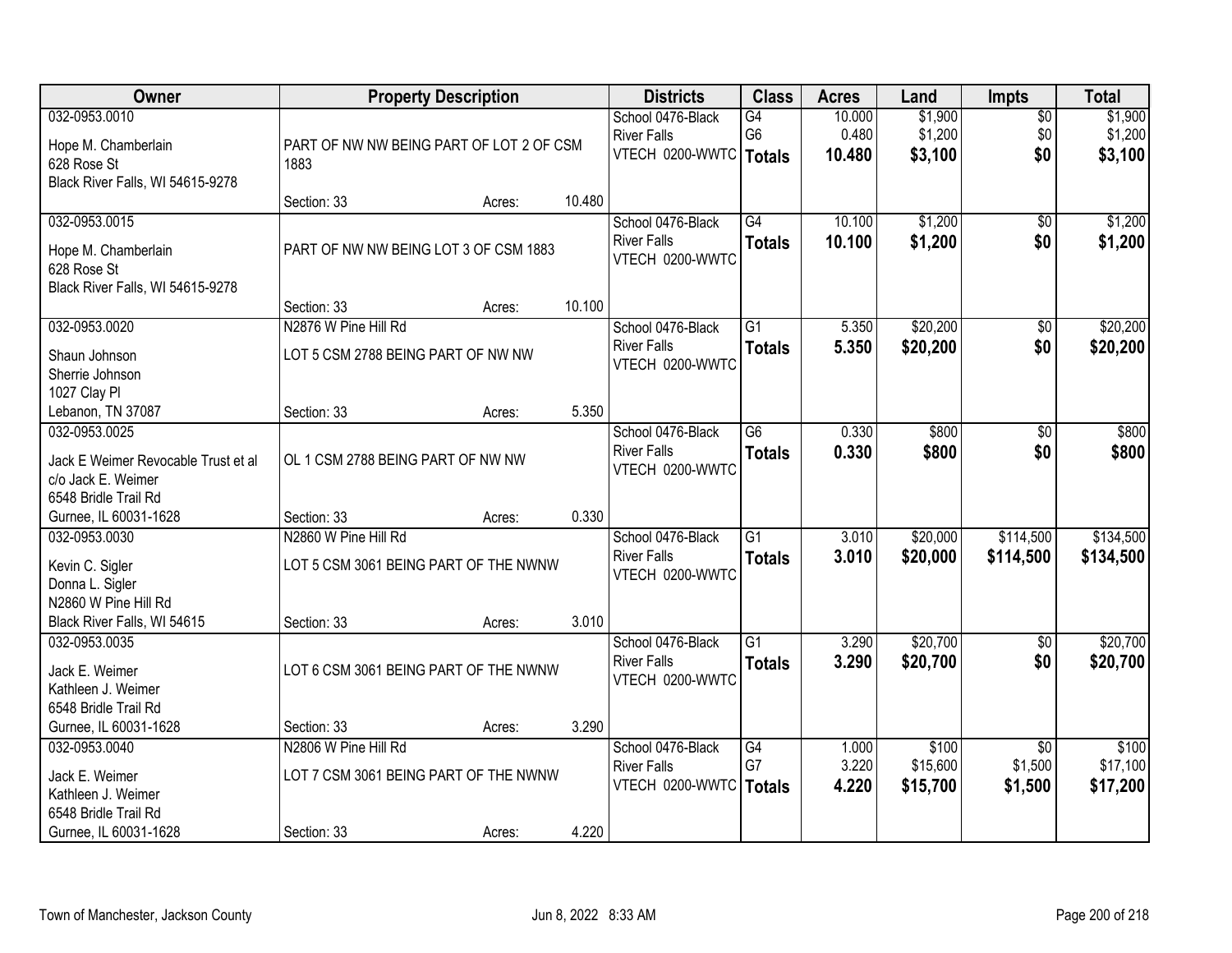| Owner | Property Description | | | Districts | Class | Acres | Land | Impts | Total |
|---|---|---|---|---|---|---|---|---|---|
| 032-0953.0010<br>Hope M. Chamberlain<br>628 Rose St<br>Black River Falls, WI 54615-9278 | PART OF NW NW BEING PART OF LOT 2 OF CSM 1883<br>Section: 33 | Acres: | 10.480 | School 0476-Black River Falls<br>VTECH 0200-WWTC | G4<br>G6<br>**Totals** | 10.000<br>0.480<br>**10.480** | $1,900<br>$1,200<br>**$3,100** | $0<br>$0<br>**$0** | $1,900<br>$1,200<br>**$3,100** |
| 032-0953.0015<br>Hope M. Chamberlain<br>628 Rose St<br>Black River Falls, WI 54615-9278 | PART OF NW NW BEING LOT 3 OF CSM 1883<br>Section: 33 | Acres: | 10.100 | School 0476-Black River Falls<br>VTECH 0200-WWTC | G4<br>**Totals** | 10.100<br>**10.100** | $1,200<br>**$1,200** | $0<br>**$0** | $1,200<br>**$1,200** |
| 032-0953.0020<br>Shaun Johnson<br>Sherrie Johnson<br>1027 Clay Pl<br>Lebanon, TN 37087 | N2876 W Pine Hill Rd<br>LOT 5 CSM 2788 BEING PART OF NW NW<br>Section: 33 | Acres: | 5.350 | School 0476-Black River Falls<br>VTECH 0200-WWTC | G1<br>**Totals** | 5.350<br>**5.350** | $20,200<br>**$20,200** | $0<br>**$0** | $20,200<br>**$20,200** |
| 032-0953.0025<br>Jack E Weimer Revocable Trust et al<br>c/o Jack E. Weimer<br>6548 Bridle Trail Rd<br>Gurnee, IL 60031-1628 | OL 1 CSM 2788 BEING PART OF NW NW<br>Section: 33 | Acres: | 0.330 | School 0476-Black River Falls<br>VTECH 0200-WWTC | G6<br>**Totals** | 0.330<br>**0.330** | $800<br>**$800** | $0<br>**$0** | $800<br>**$800** |
| 032-0953.0030<br>Kevin C. Sigler<br>Donna L. Sigler<br>N2860 W Pine Hill Rd<br>Black River Falls, WI 54615 | N2860 W Pine Hill Rd<br>LOT 5 CSM 3061 BEING PART OF THE NWNW<br>Section: 33 | Acres: | 3.010 | School 0476-Black River Falls<br>VTECH 0200-WWTC | G1<br>**Totals** | 3.010<br>**3.010** | $20,000<br>**$20,000** | $114,500<br>**$114,500** | $134,500<br>**$134,500** |
| 032-0953.0035<br>Jack E. Weimer<br>Kathleen J. Weimer<br>6548 Bridle Trail Rd<br>Gurnee, IL 60031-1628 | LOT 6 CSM 3061 BEING PART OF THE NWNW<br>Section: 33 | Acres: | 3.290 | School 0476-Black River Falls<br>VTECH 0200-WWTC | G1<br>**Totals** | 3.290<br>**3.290** | $20,700<br>**$20,700** | $0<br>**$0** | $20,700<br>**$20,700** |
| 032-0953.0040<br>Jack E. Weimer<br>Kathleen J. Weimer<br>6548 Bridle Trail Rd<br>Gurnee, IL 60031-1628 | N2806 W Pine Hill Rd<br>LOT 7 CSM 3061 BEING PART OF THE NWNW<br>Section: 33 | Acres: | 4.220 | School 0476-Black River Falls<br>VTECH 0200-WWTC | G4<br>G7<br>**Totals** | 1.000<br>3.220<br>**4.220** | $100<br>$15,600<br>**$15,700** | $0<br>$1,500<br>**$1,500** | $100<br>$17,100<br>**$17,200** |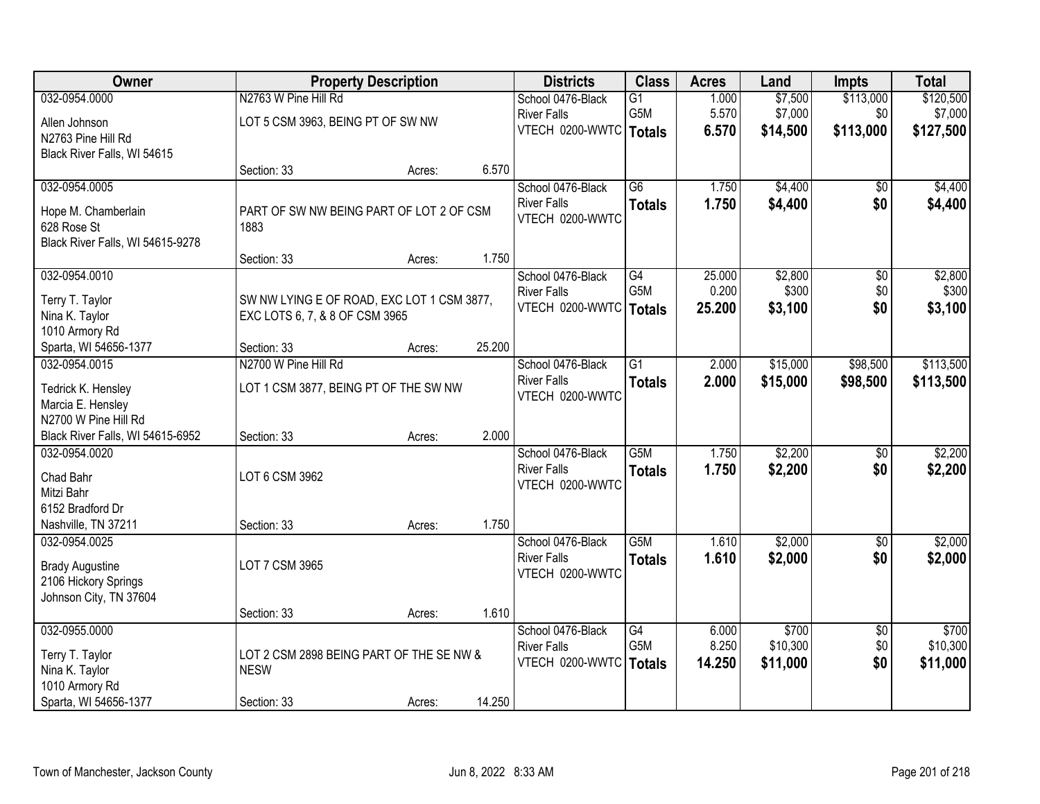| Owner | Property Description | Districts | Class | Acres | Land | Impts | Total |
|---|---|---|---|---|---|---|---|
| 032-0954.0000<br>Allen Johnson<br>N2763 Pine Hill Rd<br>Black River Falls, WI 54615 | N2763 W Pine Hill Rd<br>LOT 5 CSM 3963, BEING PT OF SW NW<br>Section: 33 Acres: 6.570 | School 0476-Black River Falls<br>VTECH 0200-WWTC | G1<br>G5M<br>**Totals** | 1.000<br>5.570<br>**6.570** | $7,500<br>$7,000<br>**$14,500** | $113,000<br>$0<br>**$113,000** | $120,500<br>$7,000<br>**$127,500** |
| 032-0954.0005<br>Hope M. Chamberlain<br>628 Rose St<br>Black River Falls, WI 54615-9278 | PART OF SW NW BEING PART OF LOT 2 OF CSM 1883<br>Section: 33 Acres: 1.750 | School 0476-Black River Falls<br>VTECH 0200-WWTC | G6<br>**Totals** | 1.750<br>**1.750** | $4,400<br>**$4,400** | $0<br>**$0** | $4,400<br>**$4,400** |
| 032-0954.0010<br>Terry T. Taylor<br>Nina K. Taylor<br>1010 Armory Rd<br>Sparta, WI 54656-1377 | SW NW LYING E OF ROAD, EXC LOT 1 CSM 3877, EXC LOTS 6, 7, & 8 OF CSM 3965<br>Section: 33 Acres: 25.200 | School 0476-Black River Falls<br>VTECH 0200-WWTC | G4<br>G5M<br>**Totals** | 25.000<br>0.200<br>**25.200** | $2,800<br>$300<br>**$3,100** | $0<br>$0<br>**$0** | $2,800<br>$300<br>**$3,100** |
| 032-0954.0015<br>Tedrick K. Hensley<br>Marcia E. Hensley<br>N2700 W Pine Hill Rd<br>Black River Falls, WI 54615-6952 | N2700 W Pine Hill Rd<br>LOT 1 CSM 3877, BEING PT OF THE SW NW<br>Section: 33 Acres: 2.000 | School 0476-Black River Falls<br>VTECH 0200-WWTC | G1<br>**Totals** | 2.000<br>**2.000** | $15,000<br>**$15,000** | $98,500<br>**$98,500** | $113,500<br>**$113,500** |
| 032-0954.0020<br>Chad Bahr<br>Mitzi Bahr<br>6152 Bradford Dr<br>Nashville, TN 37211 | LOT 6 CSM 3962<br>Section: 33 Acres: 1.750 | School 0476-Black River Falls<br>VTECH 0200-WWTC | G5M<br>**Totals** | 1.750<br>**1.750** | $2,200<br>**$2,200** | $0<br>**$0** | $2,200<br>**$2,200** |
| 032-0954.0025<br>Brady Augustine<br>2106 Hickory Springs<br>Johnson City, TN 37604 | LOT 7 CSM 3965<br>Section: 33 Acres: 1.610 | School 0476-Black River Falls<br>VTECH 0200-WWTC | G5M<br>**Totals** | 1.610<br>**1.610** | $2,000<br>**$2,000** | $0<br>**$0** | $2,000<br>**$2,000** |
| 032-0955.0000<br>Terry T. Taylor<br>Nina K. Taylor<br>1010 Armory Rd<br>Sparta, WI 54656-1377 | LOT 2 CSM 2898 BEING PART OF THE SE NW & NESW<br>Section: 33 Acres: 14.250 | School 0476-Black River Falls<br>VTECH 0200-WWTC | G4<br>G5M<br>**Totals** | 6.000<br>8.250<br>**14.250** | $700<br>$10,300<br>**$11,000** | $0<br>$0<br>**$0** | $700<br>$10,300<br>**$11,000** |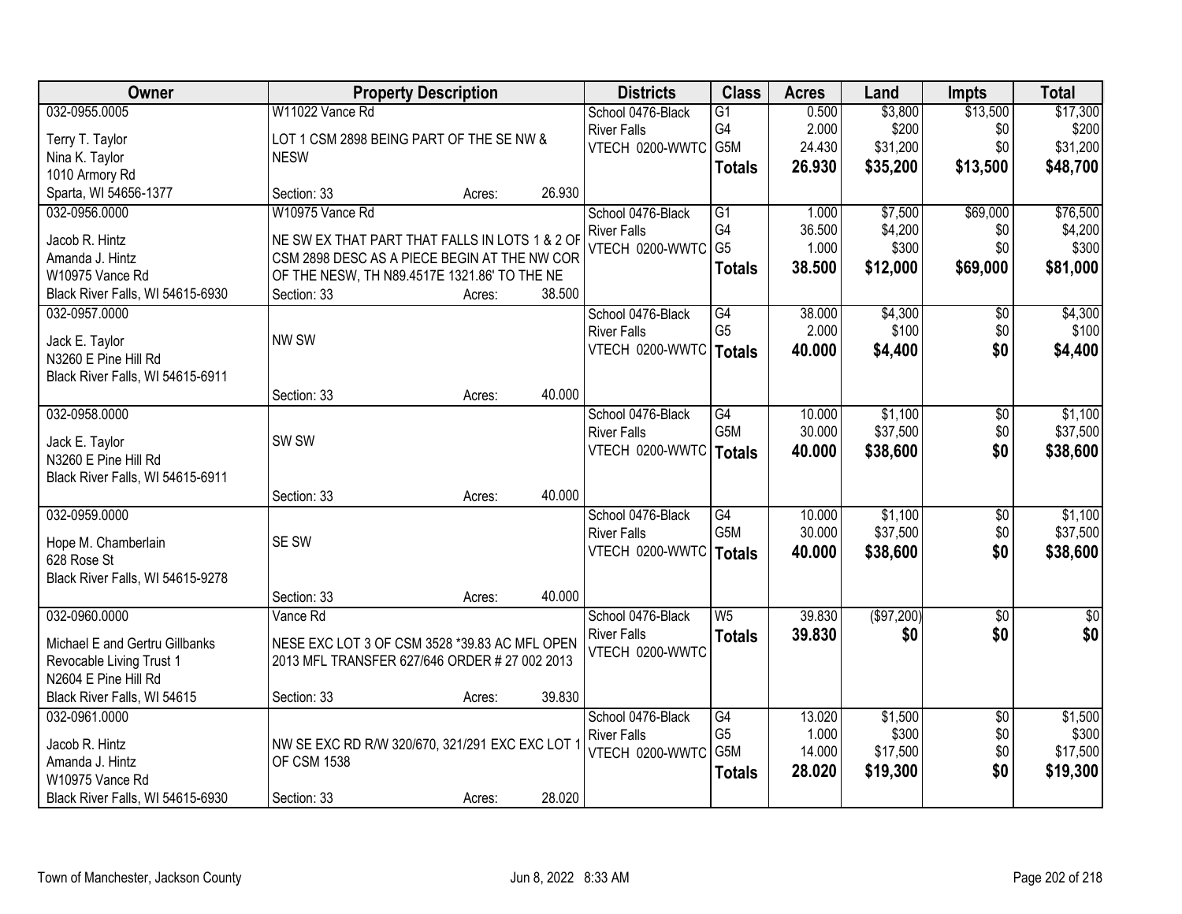| Owner | Property Description | | | Districts | Class | Acres | Land | Impts | Total |
|---|---|---|---|---|---|---|---|---|---|
| 032-0955.0005 | W11022 Vance Rd | | | School 0476-Black | G1 | 0.500 | $3,800 | $13,500 | $17,300 |
| Terry T. Taylor | LOT 1 CSM 2898 BEING PART OF THE SE NW & | | | River Falls | G4 | 2.000 | $200 | $0 | $200 |
| Nina K. Taylor | NESW | | | VTECH 0200-WWTC | G5M | 24.430 | $31,200 | $0 | $31,200 |
| 1010 Armory Rd | | | | | **Totals** | **26.930** | **$35,200** | **$13,500** | **$48,700** |
| Sparta, WI 54656-1377 | Section: 33 | Acres: | 26.930 | | | | | | |
| 032-0956.0000 | W10975 Vance Rd | | | School 0476-Black | G1 | 1.000 | $7,500 | $69,000 | $76,500 |
| Jacob R. Hintz | NE SW EX THAT PART THAT FALLS IN LOTS 1 & 2 OF | | | River Falls | G4 | 36.500 | $4,200 | $0 | $4,200 |
| Amanda J. Hintz | CSM 2898 DESC AS A PIECE BEGIN AT THE NW COR | | | VTECH 0200-WWTC | G5 | 1.000 | $300 | $0 | $300 |
| W10975 Vance Rd | OF THE NESW, TH N89.4517E 1321.86' TO THE NE | | | | **Totals** | **38.500** | **$12,000** | **$69,000** | **$81,000** |
| Black River Falls, WI 54615-6930 | Section: 33 | Acres: | 38.500 | | | | | | |
| 032-0957.0000 | | | | School 0476-Black | G4 | 38.000 | $4,300 | $0 | $4,300 |
| Jack E. Taylor | NW SW | | | River Falls | G5 | 2.000 | $100 | $0 | $100 |
| N3260 E Pine Hill Rd | | | | VTECH 0200-WWTC | **Totals** | **40.000** | **$4,400** | **$0** | **$4,400** |
| Black River Falls, WI 54615-6911 | | | | | | | | | |
| | Section: 33 | Acres: | 40.000 | | | | | | |
| 032-0958.0000 | | | | School 0476-Black | G4 | 10.000 | $1,100 | $0 | $1,100 |
| Jack E. Taylor | SW SW | | | River Falls | G5M | 30.000 | $37,500 | $0 | $37,500 |
| N3260 E Pine Hill Rd | | | | VTECH 0200-WWTC | **Totals** | **40.000** | **$38,600** | **$0** | **$38,600** |
| Black River Falls, WI 54615-6911 | | | | | | | | | |
| | Section: 33 | Acres: | 40.000 | | | | | | |
| 032-0959.0000 | | | | School 0476-Black | G4 | 10.000 | $1,100 | $0 | $1,100 |
| Hope M. Chamberlain | SE SW | | | River Falls | G5M | 30.000 | $37,500 | $0 | $37,500 |
| 628 Rose St | | | | VTECH 0200-WWTC | **Totals** | **40.000** | **$38,600** | **$0** | **$38,600** |
| Black River Falls, WI 54615-9278 | | | | | | | | | |
| | Section: 33 | Acres: | 40.000 | | | | | | |
| 032-0960.0000 | Vance Rd | | | School 0476-Black | W5 | 39.830 | ($97,200) | $0 | $0 |
| Michael E and Gertru Gillbanks | NESE EXC LOT 3 OF CSM 3528 *39.83 AC MFL OPEN | | | River Falls | **Totals** | **39.830** | **$0** | **$0** | **$0** |
| Revocable Living Trust 1 | 2013 MFL TRANSFER 627/646 ORDER # 27 002 2013 | | | VTECH 0200-WWTC | | | | | |
| N2604 E Pine Hill Rd | | | | | | | | | |
| Black River Falls, WI 54615 | Section: 33 | Acres: | 39.830 | | | | | | |
| 032-0961.0000 | | | | School 0476-Black | G4 | 13.020 | $1,500 | $0 | $1,500 |
| Jacob R. Hintz | NW SE EXC RD R/W 320/670, 321/291 EXC EXC LOT 1 | | | River Falls | G5 | 1.000 | $300 | $0 | $300 |
| Amanda J. Hintz | OF CSM 1538 | | | VTECH 0200-WWTC | G5M | 14.000 | $17,500 | $0 | $17,500 |
| W10975 Vance Rd | | | | | **Totals** | **28.020** | **$19,300** | **$0** | **$19,300** |
| Black River Falls, WI 54615-6930 | Section: 33 | Acres: | 28.020 | | | | | | |

Town of Manchester, Jackson County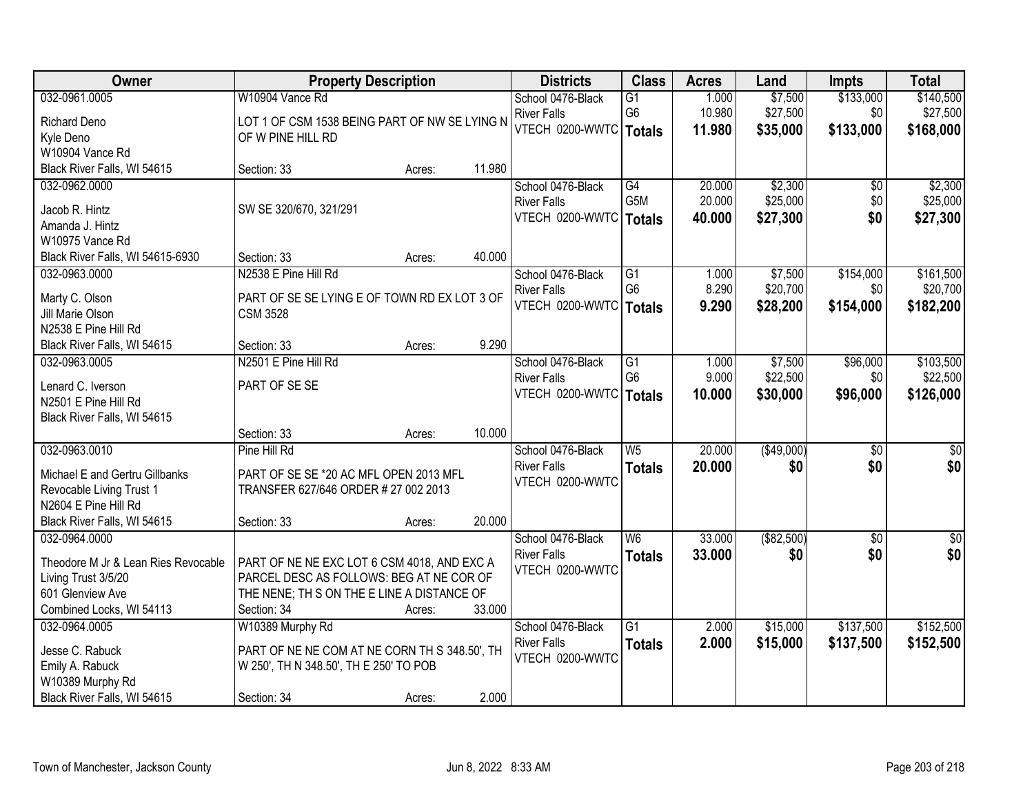| Owner | Property Description | | | Districts | Class | Acres | Land | Impts | Total |
|---|---|---|---|---|---|---|---|---|---|
| 032-0961.0005 | W10904 Vance Rd | | | School 0476-Black River Falls | G1 | 1.000 | $7,500 | $133,000 | $140,500 |
| Richard Deno<br>Kyle Deno<br>W10904 Vance Rd<br>Black River Falls, WI 54615 | LOT 1 OF CSM 1538 BEING PART OF NW SE LYING N OF W PINE HILL RD | | | VTECH 0200-WWTC | G6 | 10.980 | $27,500 | $0 | $27,500 |
| | Section: 33 | Acres: | 11.980 | | **Totals** | **11.980** | **$35,000** | **$133,000** | **$168,000** |
| 032-0962.0000 | | | | School 0476-Black River Falls | G4 | 20.000 | $2,300 | $0 | $2,300 |
| Jacob R. Hintz<br>Amanda J. Hintz<br>W10975 Vance Rd<br>Black River Falls, WI 54615-6930 | SW SE 320/670, 321/291 | | | VTECH 0200-WWTC | G5M | 20.000 | $25,000 | $0 | $25,000 |
| | Section: 33 | Acres: | 40.000 | | **Totals** | **40.000** | **$27,300** | **$0** | **$27,300** |
| 032-0963.0000 | N2538 E Pine Hill Rd | | | School 0476-Black River Falls | G1 | 1.000 | $7,500 | $154,000 | $161,500 |
| Marty C. Olson<br>Jill Marie Olson<br>N2538 E Pine Hill Rd<br>Black River Falls, WI 54615 | PART OF SE SE LYING E OF TOWN RD EX LOT 3 OF CSM 3528 | | | VTECH 0200-WWTC | G6 | 8.290 | $20,700 | $0 | $20,700 |
| | Section: 33 | Acres: | 9.290 | | **Totals** | **9.290** | **$28,200** | **$154,000** | **$182,200** |
| 032-0963.0005 | N2501 E Pine Hill Rd | | | School 0476-Black River Falls | G1 | 1.000 | $7,500 | $96,000 | $103,500 |
| Lenard C. Iverson<br>N2501 E Pine Hill Rd<br>Black River Falls, WI 54615 | PART OF SE SE | | | VTECH 0200-WWTC | G6 | 9.000 | $22,500 | $0 | $22,500 |
| | Section: 33 | Acres: | 10.000 | | **Totals** | **10.000** | **$30,000** | **$96,000** | **$126,000** |
| 032-0963.0010 | Pine Hill Rd | | | School 0476-Black River Falls | W5 | 20.000 | ($49,000) | $0 | $0 |
| Michael E and Gertru Gillbanks Revocable Living Trust 1<br>N2604 E Pine Hill Rd<br>Black River Falls, WI 54615 | PART OF SE SE *20 AC MFL OPEN 2013 MFL TRANSFER 627/646 ORDER # 27 002 2013 | | | VTECH 0200-WWTC | **Totals** | **20.000** | **$0** | **$0** | **$0** |
| | Section: 33 | Acres: | 20.000 | | | | | | |
| 032-0964.0000 | | | | School 0476-Black River Falls | W6 | 33.000 | ($82,500) | $0 | $0 |
| Theodore M Jr & Lean Ries Revocable Living Trust 3/5/20<br>601 Glenview Ave<br>Combined Locks, WI 54113 | PART OF NE NE EXC LOT 6 CSM 4018, AND EXC A PARCEL DESC AS FOLLOWS: BEG AT NE COR OF THE NENE; TH S ON THE E LINE A DISTANCE OF | | | VTECH 0200-WWTC | **Totals** | **33.000** | **$0** | **$0** | **$0** |
| | Section: 34 | Acres: | 33.000 | | | | | | |
| 032-0964.0005 | W10389 Murphy Rd | | | School 0476-Black River Falls | G1 | 2.000 | $15,000 | $137,500 | $152,500 |
| Jesse C. Rabuck<br>Emily A. Rabuck<br>W10389 Murphy Rd<br>Black River Falls, WI 54615 | PART OF NE NE COM AT NE CORN TH S 348.50', TH W 250', TH N 348.50', TH E 250' TO POB | | | VTECH 0200-WWTC | **Totals** | **2.000** | **$15,000** | **$137,500** | **$152,500** |
| | Section: 34 | Acres: | 2.000 | | | | | | |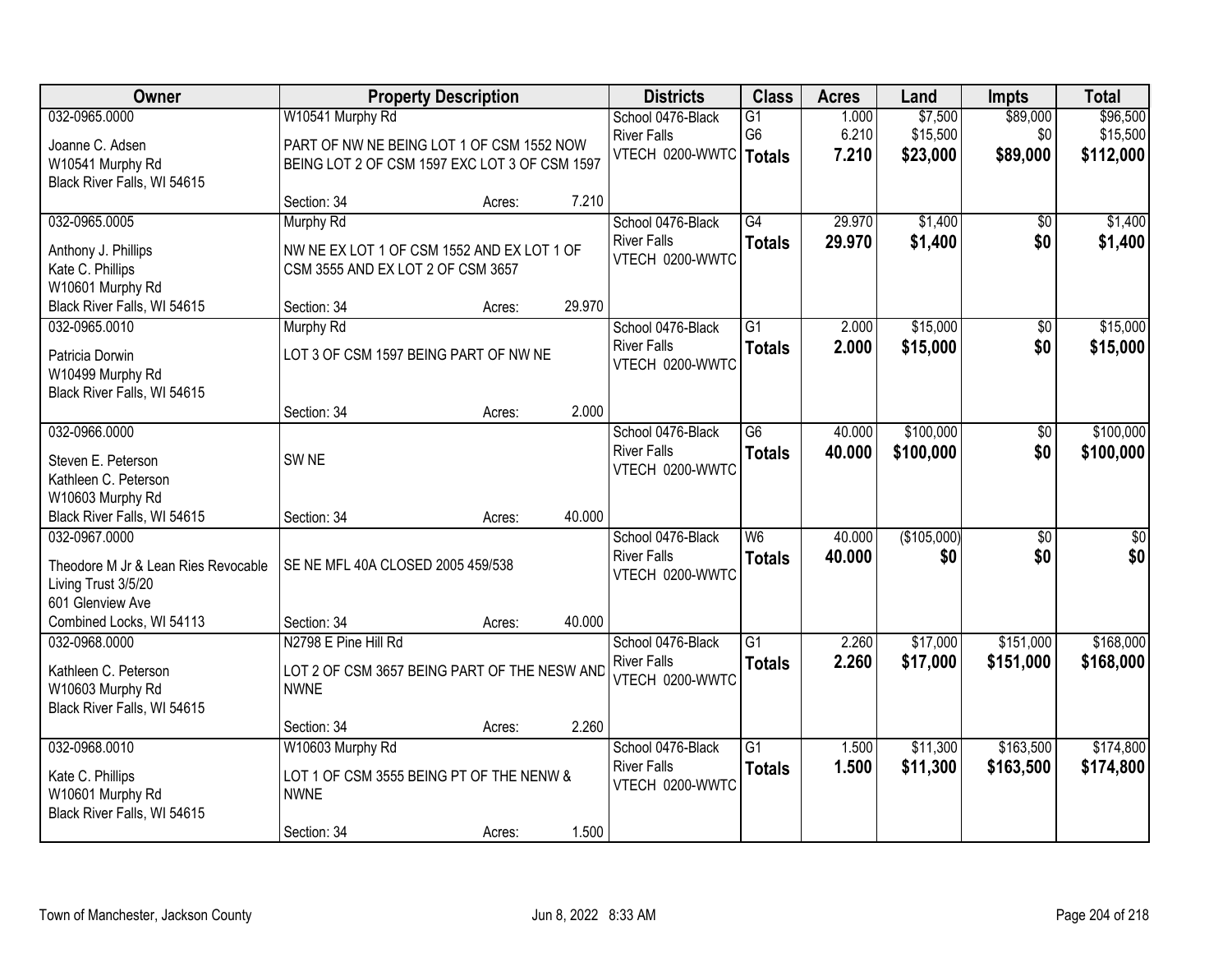| Owner | Property Description | | | Districts | Class | Acres | Land | Impts | Total |
|---|---|---|---|---|---|---|---|---|---|
| 032-0965.0000 | W10541 Murphy Rd | | | School 0476-Black River Falls | G1 | 1.000 | $7,500 | $89,000 | $96,500 |
| Joanne C. Adsen<br>W10541 Murphy Rd<br>Black River Falls, WI 54615 | PART OF NW NE BEING LOT 1 OF CSM 1552 NOW BEING LOT 2 OF CSM 1597 EXC LOT 3 OF CSM 1597 | | | VTECH 0200-WWTC | G6 | 6.210 | $15,500 | $0 | $15,500 |
| | | | | | **Totals** | **7.210** | **$23,000** | **$89,000** | **$112,000** |
| | Section: 34 | Acres: | 7.210 | | | | | | |
| 032-0965.0005 | Murphy Rd | | | School 0476-Black River Falls | G4 | 29.970 | $1,400 | $0 | $1,400 |
| Anthony J. Phillips<br>Kate C. Phillips<br>W10601 Murphy Rd<br>Black River Falls, WI 54615 | NW NE EX LOT 1 OF CSM 1552 AND EX LOT 1 OF CSM 3555 AND EX LOT 2 OF CSM 3657 | | | VTECH 0200-WWTC | **Totals** | **29.970** | **$1,400** | **$0** | **$1,400** |
| | Section: 34 | Acres: | 29.970 | | | | | | |
| 032-0965.0010 | Murphy Rd | | | School 0476-Black River Falls | G1 | 2.000 | $15,000 | $0 | $15,000 |
| Patricia Dorwin<br>W10499 Murphy Rd<br>Black River Falls, WI 54615 | LOT 3 OF CSM 1597 BEING PART OF NW NE | | | VTECH 0200-WWTC | **Totals** | **2.000** | **$15,000** | **$0** | **$15,000** |
| | Section: 34 | Acres: | 2.000 | | | | | | |
| 032-0966.0000 | | | | School 0476-Black River Falls | G6 | 40.000 | $100,000 | $0 | $100,000 |
| Steven E. Peterson<br>Kathleen C. Peterson<br>W10603 Murphy Rd<br>Black River Falls, WI 54615 | SW NE | | | VTECH 0200-WWTC | **Totals** | **40.000** | **$100,000** | **$0** | **$100,000** |
| | Section: 34 | Acres: | 40.000 | | | | | | |
| 032-0967.0000 | | | | School 0476-Black River Falls | W6 | 40.000 | ($105,000) | $0 | $0 |
| Theodore M Jr & Lean Ries Revocable Living Trust 3/5/20<br>601 Glenview Ave<br>Combined Locks, WI 54113 | SE NE MFL 40A CLOSED 2005 459/538 | | | VTECH 0200-WWTC | **Totals** | **40.000** | **$0** | **$0** | **$0** |
| | Section: 34 | Acres: | 40.000 | | | | | | |
| 032-0968.0000 | N2798 E Pine Hill Rd | | | School 0476-Black River Falls | G1 | 2.260 | $17,000 | $151,000 | $168,000 |
| Kathleen C. Peterson<br>W10603 Murphy Rd<br>Black River Falls, WI 54615 | LOT 2 OF CSM 3657 BEING PART OF THE NESW AND NWNE | | | VTECH 0200-WWTC | **Totals** | **2.260** | **$17,000** | **$151,000** | **$168,000** |
| | Section: 34 | Acres: | 2.260 | | | | | | |
| 032-0968.0010 | W10603 Murphy Rd | | | School 0476-Black River Falls | G1 | 1.500 | $11,300 | $163,500 | $174,800 |
| Kate C. Phillips<br>W10601 Murphy Rd<br>Black River Falls, WI 54615 | LOT 1 OF CSM 3555 BEING PT OF THE NENW & NWNE | | | VTECH 0200-WWTC | **Totals** | **1.500** | **$11,300** | **$163,500** | **$174,800** |
| | Section: 34 | Acres: | 1.500 | | | | | | |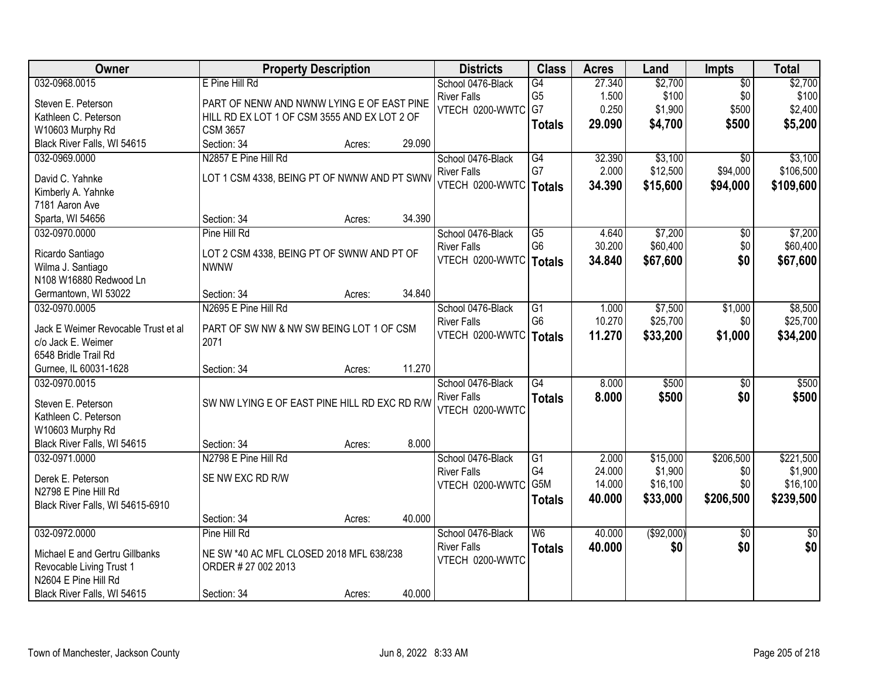| Owner | Property Description | Districts | Class | Acres | Land | Impts | Total |
|---|---|---|---|---|---|---|---|
| 032-0968.0015<br>Steven E. Peterson<br>Kathleen C. Peterson<br>W10603 Murphy Rd<br>Black River Falls, WI 54615 | E Pine Hill Rd<br>PART OF NENW AND NWNW LYING E OF EAST PINE HILL RD EX LOT 1 OF CSM 3555 AND EX LOT 2 OF CSM 3657<br>Section: 34 Acres: 29.090 | School 0476-Black River Falls<br>VTECH 0200-WWTC | G4<br>G5<br>G7<br>**Totals** | 27.340<br>1.500<br>0.250<br>**29.090** | $2,700<br>$100<br>$1,900<br>**$4,700** | $0<br>$0<br>$500<br>**$500** | $2,700<br>$100<br>$2,400<br>**$5,200** |
| 032-0969.0000<br>David C. Yahnke<br>Kimberly A. Yahnke<br>7181 Aaron Ave<br>Sparta, WI 54656 | N2857 E Pine Hill Rd<br>LOT 1 CSM 4338, BEING PT OF NWNW AND PT SWNW<br>Section: 34 Acres: 34.390 | School 0476-Black River Falls<br>VTECH 0200-WWTC | G4<br>G7<br>**Totals** | 32.390<br>2.000<br>**34.390** | $3,100<br>$12,500<br>**$15,600** | $0<br>$94,000<br>**$94,000** | $3,100<br>$106,500<br>**$109,600** |
| 032-0970.0000<br>Ricardo Santiago<br>Wilma J. Santiago<br>N108 W16880 Redwood Ln<br>Germantown, WI 53022 | Pine Hill Rd<br>LOT 2 CSM 4338, BEING PT OF SWNW AND PT OF NWNW<br>Section: 34 Acres: 34.840 | School 0476-Black River Falls<br>VTECH 0200-WWTC | G5<br>G6<br>**Totals** | 4.640<br>30.200<br>**34.840** | $7,200<br>$60,400<br>**$67,600** | $0<br>$0<br>**$0** | $7,200<br>$60,400<br>**$67,600** |
| 032-0970.0005<br>Jack E Weimer Revocable Trust et al<br>c/o Jack E. Weimer<br>6548 Bridle Trail Rd<br>Gurnee, IL 60031-1628 | N2695 E Pine Hill Rd<br>PART OF SW NW & NW SW BEING LOT 1 OF CSM 2071<br>Section: 34 Acres: 11.270 | School 0476-Black River Falls<br>VTECH 0200-WWTC | G1<br>G6<br>**Totals** | 1.000<br>10.270<br>**11.270** | $7,500<br>$25,700<br>**$33,200** | $1,000<br>$0<br>**$1,000** | $8,500<br>$25,700<br>**$34,200** |
| 032-0970.0015<br>Steven E. Peterson<br>Kathleen C. Peterson<br>W10603 Murphy Rd<br>Black River Falls, WI 54615 | SW NW LYING E OF EAST PINE HILL RD EXC RD R/W<br>Section: 34 Acres: 8.000 | School 0476-Black River Falls<br>VTECH 0200-WWTC | G4<br>**Totals** | 8.000<br>**8.000** | $500<br>**$500** | $0<br>**$0** | $500<br>**$500** |
| 032-0971.0000<br>Derek E. Peterson<br>N2798 E Pine Hill Rd<br>Black River Falls, WI 54615-6910 | N2798 E Pine Hill Rd<br>SE NW EXC RD R/W<br>Section: 34 Acres: 40.000 | School 0476-Black River Falls<br>VTECH 0200-WWTC | G1<br>G4<br>G5M<br>**Totals** | 2.000<br>24.000<br>14.000<br>**40.000** | $15,000<br>$1,900<br>$16,100<br>**$33,000** | $206,500<br>$0<br>$0<br>**$206,500** | $221,500<br>$1,900<br>$16,100<br>**$239,500** |
| 032-0972.0000<br>Michael E and Gertru Gillbanks Revocable Living Trust 1<br>N2604 E Pine Hill Rd<br>Black River Falls, WI 54615 | Pine Hill Rd<br>NE SW *40 AC MFL CLOSED 2018 MFL 638/238 ORDER # 27 002 2013<br>Section: 34 Acres: 40.000 | School 0476-Black River Falls<br>VTECH 0200-WWTC | W6<br>**Totals** | 40.000<br>**40.000** | ($92,000)<br>**$0** | $0<br>**$0** | $0<br>**$0** |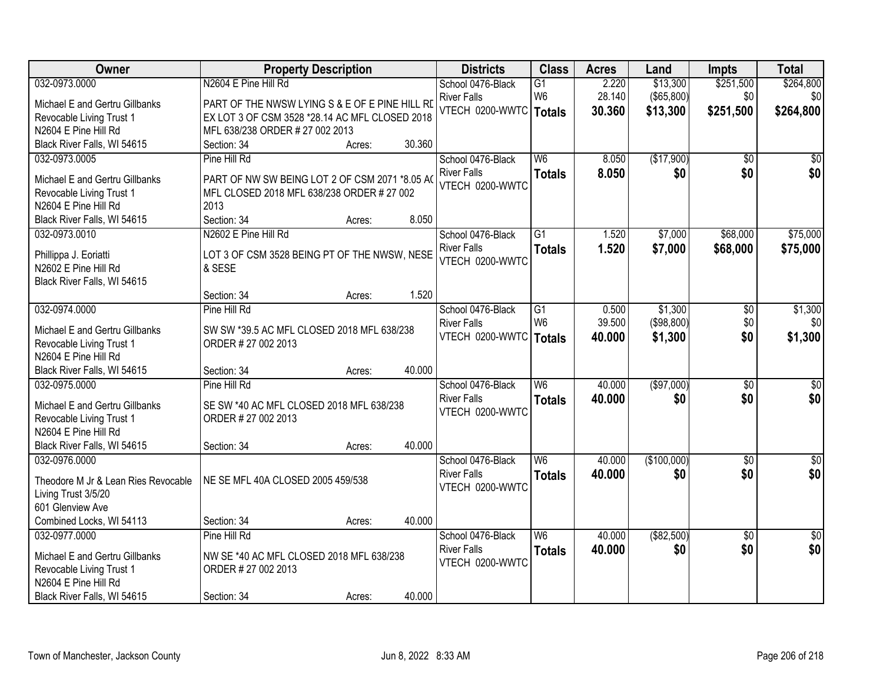| Owner | Property Description | Districts | Class | Acres | Land | Impts | Total |
|---|---|---|---|---|---|---|---|
| 032-0973.0000<br>Michael E and Gertru Gillbanks Revocable Living Trust 1<br>N2604 E Pine Hill Rd<br>Black River Falls, WI 54615 | N2604 E Pine Hill Rd<br>PART OF THE NWSW LYING S & E OF E PINE HILL RD EX LOT 3 OF CSM 3528 *28.14 AC MFL CLOSED 2018 MFL 638/238 ORDER # 27 002 2013<br>Section: 34 Acres: 30.360 | School 0476-Black River Falls<br>VTECH 0200-WWTC | G1<br>W6<br>**Totals** | 2.220<br>28.140<br>**30.360** | $13,300<br>($65,800)<br>**$13,300** | $251,500<br>$0<br>**$251,500** | $264,800<br>$0<br>**$264,800** |
| 032-0973.0005<br>Michael E and Gertru Gillbanks Revocable Living Trust 1<br>N2604 E Pine Hill Rd<br>Black River Falls, WI 54615 | Pine Hill Rd<br>PART OF NW SW BEING LOT 2 OF CSM 2071 *8.05 AC MFL CLOSED 2018 MFL 638/238 ORDER # 27 002 2013<br>Section: 34 Acres: 8.050 | School 0476-Black River Falls<br>VTECH 0200-WWTC | W6<br>**Totals** | 8.050<br>**8.050** | ($17,900)<br>**$0** | $0<br>**$0** | $0<br>**$0** |
| 032-0973.0010<br>Phillippa J. Eoriatti<br>N2602 E Pine Hill Rd<br>Black River Falls, WI 54615 | N2602 E Pine Hill Rd<br>LOT 3 OF CSM 3528 BEING PT OF THE NWSW, NESE & SESE<br>Section: 34 Acres: 1.520 | School 0476-Black River Falls<br>VTECH 0200-WWTC | G1<br>**Totals** | 1.520<br>**1.520** | $7,000<br>**$7,000** | $68,000<br>**$68,000** | $75,000<br>**$75,000** |
| 032-0974.0000<br>Michael E and Gertru Gillbanks Revocable Living Trust 1<br>N2604 E Pine Hill Rd<br>Black River Falls, WI 54615 | Pine Hill Rd<br>SW SW *39.5 AC MFL CLOSED 2018 MFL 638/238 ORDER # 27 002 2013<br>Section: 34 Acres: 40.000 | School 0476-Black River Falls<br>VTECH 0200-WWTC | G1<br>W6<br>**Totals** | 0.500<br>39.500<br>**40.000** | $1,300<br>($98,800)<br>**$1,300** | $0<br>$0<br>**$0** | $1,300<br>$0<br>**$1,300** |
| 032-0975.0000<br>Michael E and Gertru Gillbanks Revocable Living Trust 1<br>N2604 E Pine Hill Rd<br>Black River Falls, WI 54615 | Pine Hill Rd<br>SE SW *40 AC MFL CLOSED 2018 MFL 638/238 ORDER # 27 002 2013<br>Section: 34 Acres: 40.000 | School 0476-Black River Falls<br>VTECH 0200-WWTC | W6<br>**Totals** | 40.000<br>**40.000** | ($97,000)<br>**$0** | $0<br>**$0** | $0<br>**$0** |
| 032-0976.0000<br>Theodore M Jr & Lean Ries Revocable Living Trust 3/5/20<br>601 Glenview Ave<br>Combined Locks, WI 54113 | NE SE MFL 40A CLOSED 2005 459/538<br>Section: 34 Acres: 40.000 | School 0476-Black River Falls<br>VTECH 0200-WWTC | W6<br>**Totals** | 40.000<br>**40.000** | ($100,000)<br>**$0** | $0<br>**$0** | $0<br>**$0** |
| 032-0977.0000<br>Michael E and Gertru Gillbanks Revocable Living Trust 1<br>N2604 E Pine Hill Rd<br>Black River Falls, WI 54615 | Pine Hill Rd<br>NW SE *40 AC MFL CLOSED 2018 MFL 638/238 ORDER # 27 002 2013<br>Section: 34 Acres: 40.000 | School 0476-Black River Falls<br>VTECH 0200-WWTC | W6<br>**Totals** | 40.000<br>**40.000** | ($82,500)<br>**$0** | $0<br>**$0** | $0<br>**$0** |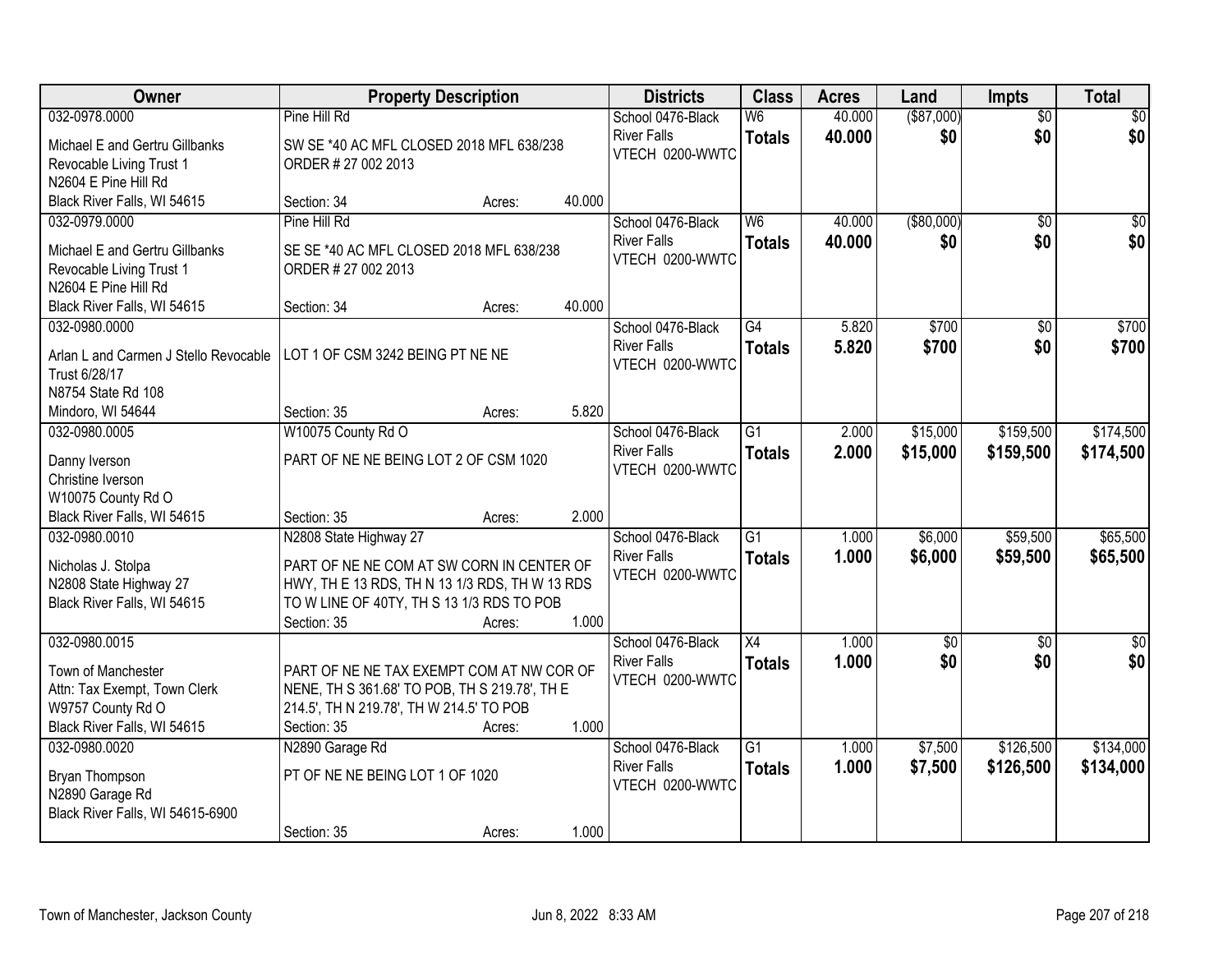| Owner | Property Description | Districts | Class | Acres | Land | Impts | Total |
|---|---|---|---|---|---|---|---|
| 032-0978.0000<br>Michael E and Gertru Gillbanks<br>Revocable Living Trust 1<br>N2604 E Pine Hill Rd<br>Black River Falls, WI 54615 | Pine Hill Rd<br>SW SE *40 AC MFL CLOSED 2018 MFL 638/238 ORDER # 27 002 2013<br>Section: 34 Acres: 40.000 | School 0476-Black River Falls<br>VTECH 0200-WWTC | W6<br>**Totals** | 40.000<br>**40.000** | ($87,000)<br>**$0** | $0<br>**$0** | $0<br>**$0** |
| 032-0979.0000<br>Michael E and Gertru Gillbanks<br>Revocable Living Trust 1<br>N2604 E Pine Hill Rd<br>Black River Falls, WI 54615 | Pine Hill Rd<br>SE SE *40 AC MFL CLOSED 2018 MFL 638/238 ORDER # 27 002 2013<br>Section: 34 Acres: 40.000 | School 0476-Black River Falls<br>VTECH 0200-WWTC | W6<br>**Totals** | 40.000<br>**40.000** | ($80,000)<br>**$0** | $0<br>**$0** | $0<br>**$0** |
| 032-0980.0000<br>Arlan L and Carmen J Stello Revocable Trust 6/28/17<br>N8754 State Rd 108<br>Mindoro, WI 54644 | LOT 1 OF CSM 3242 BEING PT NE NE<br>Section: 35 Acres: 5.820 | School 0476-Black River Falls<br>VTECH 0200-WWTC | G4<br>**Totals** | 5.820<br>**5.820** | $700<br>**$700** | $0<br>**$0** | $700<br>**$700** |
| 032-0980.0005<br>Danny Iverson<br>Christine Iverson<br>W10075 County Rd O<br>Black River Falls, WI 54615 | W10075 County Rd O<br>PART OF NE NE BEING LOT 2 OF CSM 1020<br>Section: 35 Acres: 2.000 | School 0476-Black River Falls<br>VTECH 0200-WWTC | G1<br>**Totals** | 2.000<br>**2.000** | $15,000<br>**$15,000** | $159,500<br>**$159,500** | $174,500<br>**$174,500** |
| 032-0980.0010<br>Nicholas J. Stolpa<br>N2808 State Highway 27<br>Black River Falls, WI 54615 | N2808 State Highway 27<br>PART OF NE NE COM AT SW CORN IN CENTER OF HWY, TH E 13 RDS, TH N 13 1/3 RDS, TH W 13 RDS TO W LINE OF 40TY, TH S 13 1/3 RDS TO POB<br>Section: 35 Acres: 1.000 | School 0476-Black River Falls<br>VTECH 0200-WWTC | G1<br>**Totals** | 1.000<br>**1.000** | $6,000<br>**$6,000** | $59,500<br>**$59,500** | $65,500<br>**$65,500** |
| 032-0980.0015<br>Town of Manchester<br>Attn: Tax Exempt, Town Clerk<br>W9757 County Rd O<br>Black River Falls, WI 54615 | PART OF NE NE TAX EXEMPT COM AT NW COR OF NENE, TH S 361.68' TO POB, TH S 219.78', TH E 214.5', TH N 219.78', TH W 214.5' TO POB<br>Section: 35 Acres: 1.000 | School 0476-Black River Falls<br>VTECH 0200-WWTC | X4<br>**Totals** | 1.000<br>**1.000** | $0<br>**$0** | $0<br>**$0** | $0<br>**$0** |
| 032-0980.0020<br>Bryan Thompson<br>N2890 Garage Rd<br>Black River Falls, WI 54615-6900 | N2890 Garage Rd<br>PT OF NE NE BEING LOT 1 OF 1020<br>Section: 35 Acres: 1.000 | School 0476-Black River Falls<br>VTECH 0200-WWTC | G1<br>**Totals** | 1.000<br>**1.000** | $7,500<br>**$7,500** | $126,500<br>**$126,500** | $134,000<br>**$134,000** |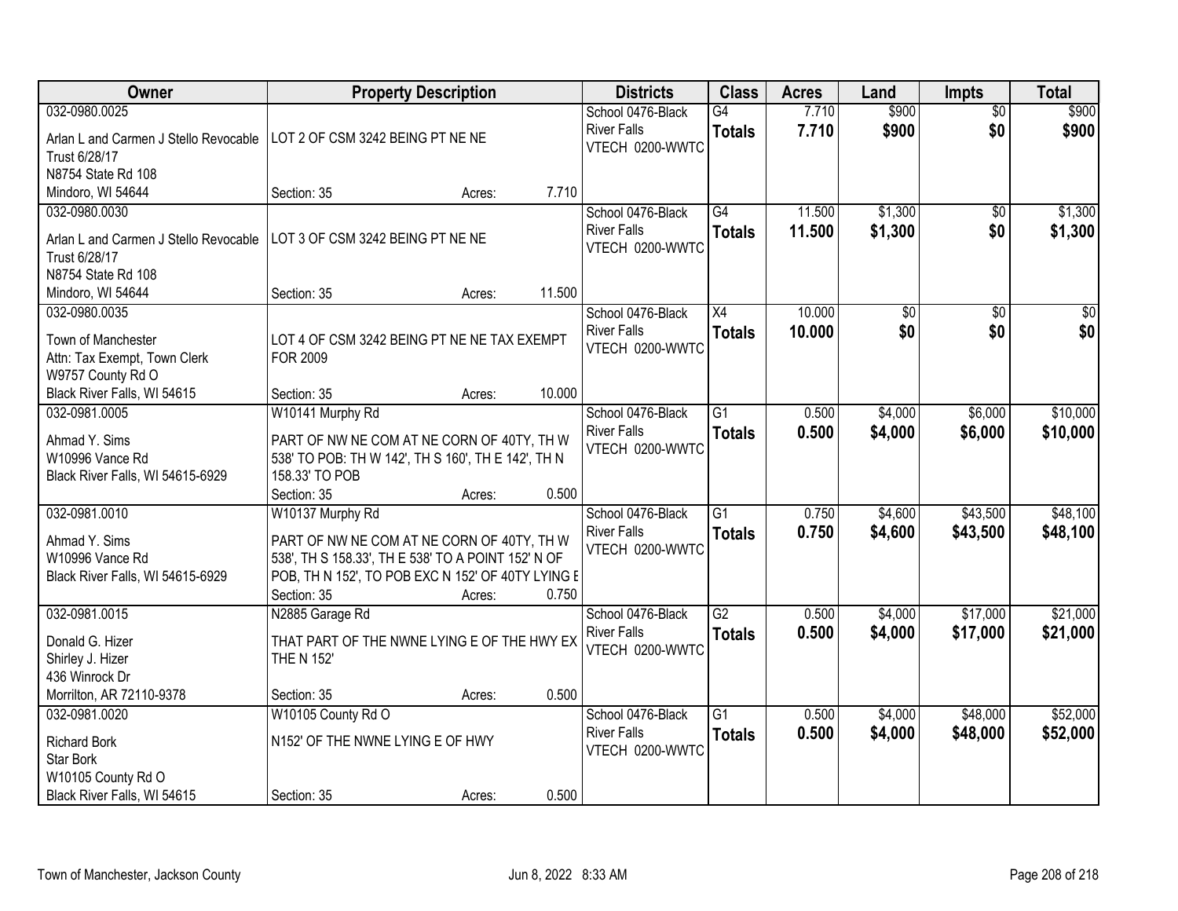| Owner | Property Description | Districts | Class | Acres | Land | Impts | Total |
|---|---|---|---|---|---|---|---|
| 032-0980.0025<br>Arlan L and Carmen J Stello Revocable Trust 6/28/17<br>N8754 State Rd 108<br>Mindoro, WI 54644 | LOT 2 OF CSM 3242 BEING PT NE NE<br>Section: 35 Acres: 7.710 | School 0476-Black River Falls<br>VTECH 0200-WWTC | G4<br>**Totals** | 7.710<br>**7.710** | $900<br>**$900** | $0<br>**$0** | $900<br>**$900** |
| 032-0980.0030<br>Arlan L and Carmen J Stello Revocable Trust 6/28/17<br>N8754 State Rd 108<br>Mindoro, WI 54644 | LOT 3 OF CSM 3242 BEING PT NE NE<br>Section: 35 Acres: 11.500 | School 0476-Black River Falls<br>VTECH 0200-WWTC | G4<br>**Totals** | 11.500<br>**11.500** | $1,300<br>**$1,300** | $0<br>**$0** | $1,300<br>**$1,300** |
| 032-0980.0035<br>Town of Manchester<br>Attn: Tax Exempt, Town Clerk<br>W9757 County Rd O<br>Black River Falls, WI 54615 | LOT 4 OF CSM 3242 BEING PT NE NE TAX EXEMPT FOR 2009<br>Section: 35 Acres: 10.000 | School 0476-Black River Falls<br>VTECH 0200-WWTC | X4<br>**Totals** | 10.000<br>**10.000** | $0<br>**$0** | $0<br>**$0** | $0<br>**$0** |
| 032-0981.0005<br>Ahmad Y. Sims<br>W10996 Vance Rd<br>Black River Falls, WI 54615-6929 | W10141 Murphy Rd<br>PART OF NW NE COM AT NE CORN OF 40TY, TH W 538' TO POB: TH W 142', TH S 160', TH E 142', TH N 158.33' TO POB<br>Section: 35 Acres: 0.500 | School 0476-Black River Falls<br>VTECH 0200-WWTC | G1<br>**Totals** | 0.500<br>**0.500** | $4,000<br>**$4,000** | $6,000<br>**$6,000** | $10,000<br>**$10,000** |
| 032-0981.0010<br>Ahmad Y. Sims<br>W10996 Vance Rd<br>Black River Falls, WI 54615-6929 | W10137 Murphy Rd<br>PART OF NW NE COM AT NE CORN OF 40TY, TH W 538', TH S 158.33', TH E 538' TO A POINT 152' N OF POB, TH N 152', TO POB EXC N 152' OF 40TY LYING E<br>Section: 35 Acres: 0.750 | School 0476-Black River Falls<br>VTECH 0200-WWTC | G1<br>**Totals** | 0.750<br>**0.750** | $4,600<br>**$4,600** | $43,500<br>**$43,500** | $48,100<br>**$48,100** |
| 032-0981.0015<br>Donald G. Hizer<br>Shirley J. Hizer<br>436 Winrock Dr<br>Morrilton, AR 72110-9378 | N2885 Garage Rd<br>THAT PART OF THE NWNE LYING E OF THE HWY EX THE N 152'<br>Section: 35 Acres: 0.500 | School 0476-Black River Falls<br>VTECH 0200-WWTC | G2<br>**Totals** | 0.500<br>**0.500** | $4,000<br>**$4,000** | $17,000<br>**$17,000** | $21,000<br>**$21,000** |
| 032-0981.0020<br>Richard Bork<br>Star Bork<br>W10105 County Rd O<br>Black River Falls, WI 54615 | W10105 County Rd O<br>N152' OF THE NWNE LYING E OF HWY<br>Section: 35 Acres: 0.500 | School 0476-Black River Falls<br>VTECH 0200-WWTC | G1<br>**Totals** | 0.500<br>**0.500** | $4,000<br>**$4,000** | $48,000<br>**$48,000** | $52,000<br>**$52,000** |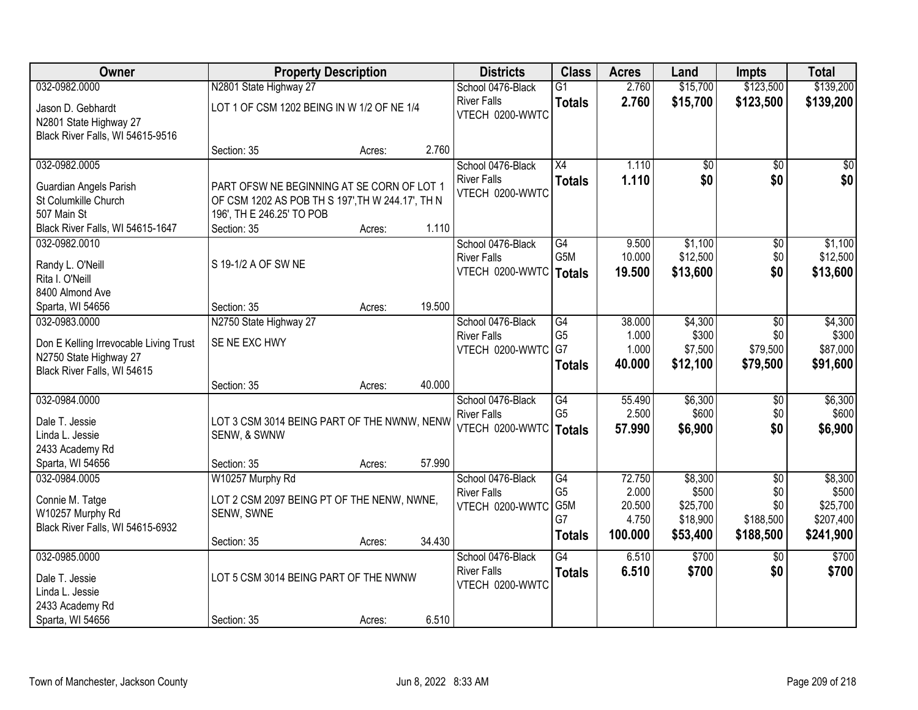| Owner | Property Description | | | Districts | Class | Acres | Land | Impts | Total |
|---|---|---|---|---|---|---|---|---|---|
| 032-0982.0000<br>Jason D. Gebhardt<br>N2801 State Highway 27<br>Black River Falls, WI 54615-9516 | N2801 State Highway 27<br>LOT 1 OF CSM 1202 BEING IN W 1/2 OF NE 1/4<br>Section: 35 | Acres: | 2.760 | School 0476-Black River Falls<br>VTECH 0200-WWTC | G1<br>**Totals** | 2.760<br>**2.760** | $15,700<br>**$15,700** | $123,500<br>**$123,500** | $139,200<br>**$139,200** |
| 032-0982.0005<br>Guardian Angels Parish<br>St Columkille Church<br>507 Main St<br>Black River Falls, WI 54615-1647 | PART OFSW NE BEGINNING AT SE CORN OF LOT 1 OF CSM 1202 AS POB TH S 197',TH W 244.17', TH N 196', TH E 246.25' TO POB<br>Section: 35 | Acres: | 1.110 | School 0476-Black River Falls<br>VTECH 0200-WWTC | X4<br>**Totals** | 1.110<br>**1.110** | $0<br>**$0** | $0<br>**$0** | $0<br>**$0** |
| 032-0982.0010<br>Randy L. O'Neill<br>Rita I. O'Neill<br>8400 Almond Ave<br>Sparta, WI 54656 | S 19-1/2 A OF SW NE<br>Section: 35 | Acres: | 19.500 | School 0476-Black River Falls<br>VTECH 0200-WWTC | G4<br>G5M<br>**Totals** | 9.500<br>10.000<br>**19.500** | $1,100<br>$12,500<br>**$13,600** | $0<br>$0<br>**$0** | $1,100<br>$12,500<br>**$13,600** |
| 032-0983.0000<br>Don E Kelling Irrevocable Living Trust<br>N2750 State Highway 27<br>Black River Falls, WI 54615 | N2750 State Highway 27<br>SE NE EXC HWY<br>Section: 35 | Acres: | 40.000 | School 0476-Black River Falls<br>VTECH 0200-WWTC | G4<br>G5<br>G7<br>**Totals** | 38.000<br>1.000<br>1.000<br>**40.000** | $4,300<br>$300<br>$7,500<br>**$12,100** | $0<br>$0<br>$79,500<br>**$79,500** | $4,300<br>$300<br>$87,000<br>**$91,600** |
| 032-0984.0000<br>Dale T. Jessie<br>Linda L. Jessie<br>2433 Academy Rd<br>Sparta, WI 54656 | LOT 3 CSM 3014 BEING PART OF THE NWNW, NENW SENW, & SWNW<br>Section: 35 | Acres: | 57.990 | School 0476-Black River Falls<br>VTECH 0200-WWTC | G4<br>G5<br>**Totals** | 55.490<br>2.500<br>**57.990** | $6,300<br>$600<br>**$6,900** | $0<br>$0<br>**$0** | $6,300<br>$600<br>**$6,900** |
| 032-0984.0005<br>Connie M. Tatge<br>W10257 Murphy Rd<br>Black River Falls, WI 54615-6932 | W10257 Murphy Rd<br>LOT 2 CSM 2097 BEING PT OF THE NENW, NWNE, SENW, SWNE<br>Section: 35 | Acres: | 34.430 | School 0476-Black River Falls<br>VTECH 0200-WWTC | G4<br>G5<br>G5M<br>G7<br>**Totals** | 72.750<br>2.000<br>20.500<br>4.750<br>**100.000** | $8,300<br>$500<br>$25,700<br>$18,900<br>**$53,400** | $0<br>$0<br>$0<br>$188,500<br>**$188,500** | $8,300<br>$500<br>$25,700<br>$207,400<br>**$241,900** |
| 032-0985.0000<br>Dale T. Jessie<br>Linda L. Jessie<br>2433 Academy Rd<br>Sparta, WI 54656 | LOT 5 CSM 3014 BEING PART OF THE NWNW<br>Section: 35 | Acres: | 6.510 | School 0476-Black River Falls<br>VTECH 0200-WWTC | G4<br>**Totals** | 6.510<br>**6.510** | $700<br>**$700** | $0<br>**$0** | $700<br>**$700** |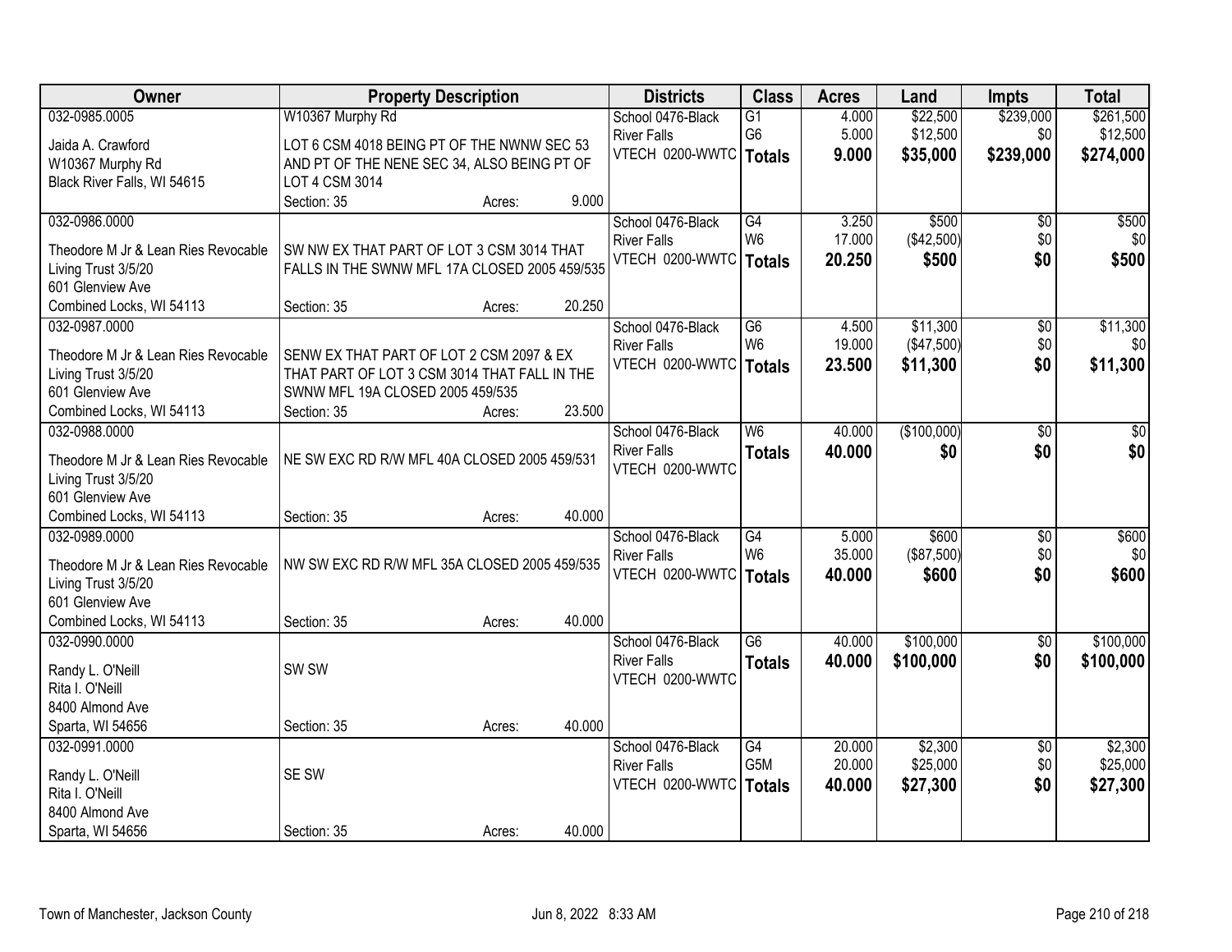| Owner | Property Description | Districts | Class | Acres | Land | Impts | Total |
|---|---|---|---|---|---|---|---|
| 032-0985.0005<br>Jaida A. Crawford<br>W10367 Murphy Rd<br>Black River Falls, WI 54615 | W10367 Murphy Rd<br>LOT 6 CSM 4018 BEING PT OF THE NWNW SEC 53 AND PT OF THE NENE SEC 34, ALSO BEING PT OF LOT 4 CSM 3014<br>Section: 35 Acres: 9.000 | School 0476-Black River Falls<br>VTECH 0200-WWTC | G1<br>G6<br>**Totals** | 4.000<br>5.000<br>**9.000** | \$22,500<br>\$12,500<br>**\$35,000** | \$239,000<br>\$0<br>**\$239,000** | \$261,500<br>\$12,500<br>**\$274,000** |
| 032-0986.0000<br>Theodore M Jr & Lean Ries Revocable Living Trust 3/5/20<br>601 Glenview Ave<br>Combined Locks, WI 54113 | SW NW EX THAT PART OF LOT 3 CSM 3014 THAT FALLS IN THE SWNW MFL 17A CLOSED 2005 459/535<br>Section: 35 Acres: 20.250 | School 0476-Black River Falls<br>VTECH 0200-WWTC | G4<br>W6<br>**Totals** | 3.250<br>17.000<br>**20.250** | \$500<br>(\$42,500)<br>**\$500** | \$0<br>\$0<br>**\$0** | \$500<br>\$0<br>**\$500** |
| 032-0987.0000<br>Theodore M Jr & Lean Ries Revocable Living Trust 3/5/20<br>601 Glenview Ave<br>Combined Locks, WI 54113 | SENW EX THAT PART OF LOT 2 CSM 2097 & EX THAT PART OF LOT 3 CSM 3014 THAT FALL IN THE SWNW MFL 19A CLOSED 2005 459/535<br>Section: 35 Acres: 23.500 | School 0476-Black River Falls<br>VTECH 0200-WWTC | G6<br>W6<br>**Totals** | 4.500<br>19.000<br>**23.500** | \$11,300<br>(\$47,500)<br>**\$11,300** | \$0<br>\$0<br>**\$0** | \$11,300<br>\$0<br>**\$11,300** |
| 032-0988.0000<br>Theodore M Jr & Lean Ries Revocable Living Trust 3/5/20<br>601 Glenview Ave<br>Combined Locks, WI 54113 | NE SW EXC RD R/W MFL 40A CLOSED 2005 459/531<br>Section: 35 Acres: 40.000 | School 0476-Black River Falls<br>VTECH 0200-WWTC | W6<br>**Totals** | 40.000<br>**40.000** | (\$100,000)<br>**\$0** | \$0<br>**\$0** | \$0<br>**\$0** |
| 032-0989.0000<br>Theodore M Jr & Lean Ries Revocable Living Trust 3/5/20<br>601 Glenview Ave<br>Combined Locks, WI 54113 | NW SW EXC RD R/W MFL 35A CLOSED 2005 459/535<br>Section: 35 Acres: 40.000 | School 0476-Black River Falls<br>VTECH 0200-WWTC | G4<br>W6<br>**Totals** | 5.000<br>35.000<br>**40.000** | \$600<br>(\$87,500)<br>**\$600** | \$0<br>\$0<br>**\$0** | \$600<br>\$0<br>**\$600** |
| 032-0990.0000<br>Randy L. O'Neill<br>Rita I. O'Neill<br>8400 Almond Ave<br>Sparta, WI 54656 | SW SW<br>Section: 35 Acres: 40.000 | School 0476-Black River Falls<br>VTECH 0200-WWTC | G6<br>**Totals** | 40.000<br>**40.000** | \$100,000<br>**\$100,000** | \$0<br>**\$0** | \$100,000<br>**\$100,000** |
| 032-0991.0000<br>Randy L. O'Neill<br>Rita I. O'Neill<br>8400 Almond Ave<br>Sparta, WI 54656 | SE SW<br>Section: 35 Acres: 40.000 | School 0476-Black River Falls<br>VTECH 0200-WWTC | G4<br>G5M<br>**Totals** | 20.000<br>20.000<br>**40.000** | \$2,300<br>\$25,000<br>**\$27,300** | \$0<br>\$0<br>**\$0** | \$2,300<br>\$25,000<br>**\$27,300** |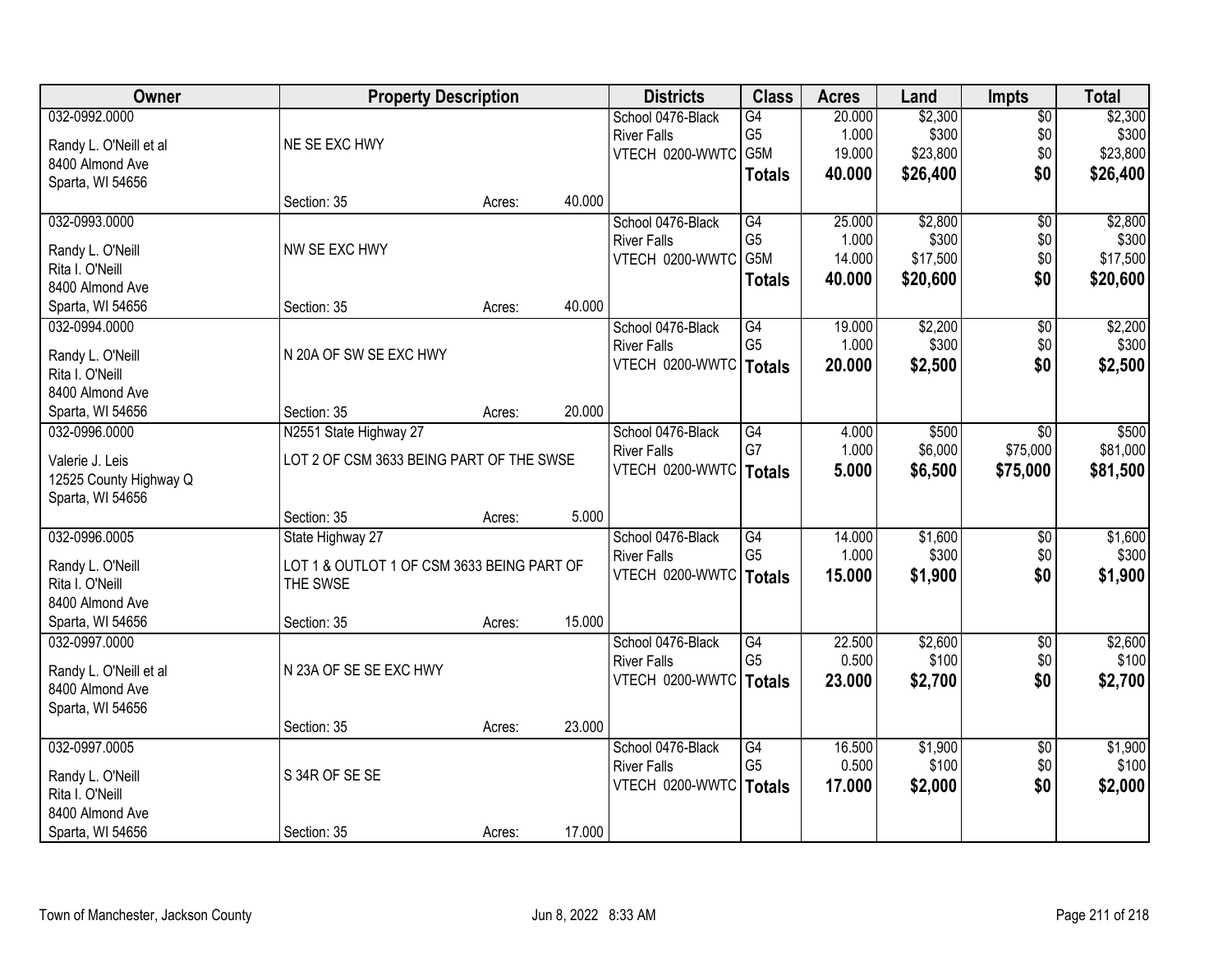| Owner | Property Description | Districts | Class | Acres | Land | Impts | Total |
|---|---|---|---|---|---|---|---|
| 032-0992.0000<br>Randy L. O'Neill et al<br>8400 Almond Ave<br>Sparta, WI 54656 | NE SE EXC HWY<br>Section: 35 Acres: 40.000 | School 0476-Black River Falls<br>VTECH 0200-WWTC | G4<br>G5<br>G5M<br>**Totals** | 20.000<br>1.000<br>19.000<br>**40.000** | $2,300<br>$300<br>$23,800<br>**$26,400** | $0<br>$0<br>$0<br>**$0** | $2,300<br>$300<br>$23,800<br>**$26,400** |
| 032-0993.0000<br>Randy L. O'Neill<br>Rita I. O'Neill<br>8400 Almond Ave<br>Sparta, WI 54656 | NW SE EXC HWY<br>Section: 35 Acres: 40.000 | School 0476-Black River Falls<br>VTECH 0200-WWTC | G4<br>G5<br>G5M<br>**Totals** | 25.000<br>1.000<br>14.000<br>**40.000** | $2,800<br>$300<br>$17,500<br>**$20,600** | $0<br>$0<br>$0<br>**$0** | $2,800<br>$300<br>$17,500<br>**$20,600** |
| 032-0994.0000<br>Randy L. O'Neill<br>Rita I. O'Neill<br>8400 Almond Ave<br>Sparta, WI 54656 | N 20A OF SW SE EXC HWY<br>Section: 35 Acres: 20.000 | School 0476-Black River Falls<br>VTECH 0200-WWTC | G4<br>G5<br>**Totals** | 19.000<br>1.000<br>**20.000** | $2,200<br>$300<br>**$2,500** | $0<br>$0<br>**$0** | $2,200<br>$300<br>**$2,500** |
| 032-0996.0000<br>Valerie J. Leis<br>12525 County Highway Q<br>Sparta, WI 54656 | N2551 State Highway 27<br>LOT 2 OF CSM 3633 BEING PART OF THE SWSE<br>Section: 35 Acres: 5.000 | School 0476-Black River Falls<br>VTECH 0200-WWTC | G4<br>G7<br>**Totals** | 4.000<br>1.000<br>**5.000** | $500<br>$6,000<br>**$6,500** | $0<br>$75,000<br>**$75,000** | $500<br>$81,000<br>**$81,500** |
| 032-0996.0005<br>Randy L. O'Neill<br>Rita I. O'Neill<br>8400 Almond Ave<br>Sparta, WI 54656 | State Highway 27<br>LOT 1 & OUTLOT 1 OF CSM 3633 BEING PART OF THE SWSE<br>Section: 35 Acres: 15.000 | School 0476-Black River Falls<br>VTECH 0200-WWTC | G4<br>G5<br>**Totals** | 14.000<br>1.000<br>**15.000** | $1,600<br>$300<br>**$1,900** | $0<br>$0<br>**$0** | $1,600<br>$300<br>**$1,900** |
| 032-0997.0000<br>Randy L. O'Neill et al<br>8400 Almond Ave<br>Sparta, WI 54656 | N 23A OF SE SE EXC HWY<br>Section: 35 Acres: 23.000 | School 0476-Black River Falls<br>VTECH 0200-WWTC | G4<br>G5<br>**Totals** | 22.500<br>0.500<br>**23.000** | $2,600<br>$100<br>**$2,700** | $0<br>$0<br>**$0** | $2,600<br>$100<br>**$2,700** |
| 032-0997.0005<br>Randy L. O'Neill<br>Rita I. O'Neill<br>8400 Almond Ave<br>Sparta, WI 54656 | S 34R OF SE SE<br>Section: 35 Acres: 17.000 | School 0476-Black River Falls<br>VTECH 0200-WWTC | G4<br>G5<br>**Totals** | 16.500<br>0.500<br>**17.000** | $1,900<br>$100<br>**$2,000** | $0<br>$0<br>**$0** | $1,900<br>$100<br>**$2,000** |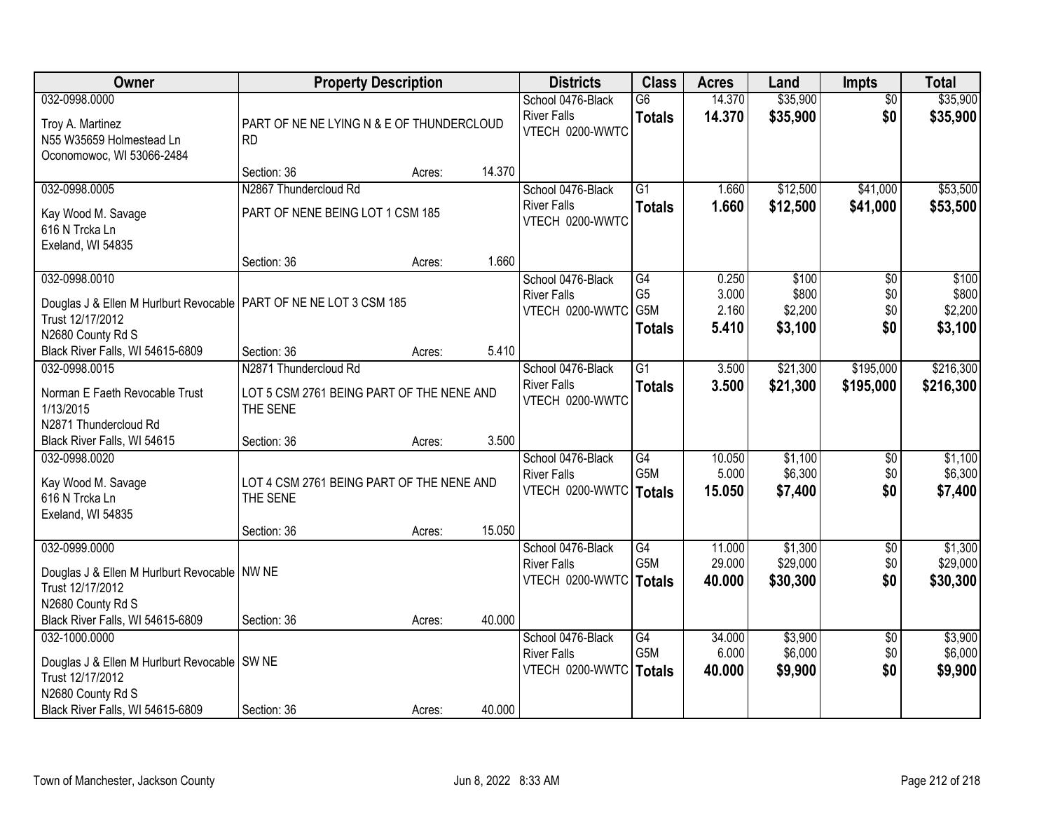| Owner | Property Description | | | Districts | Class | Acres | Land | Impts | Total |
|---|---|---|---|---|---|---|---|---|---|
| 032-0998.0000<br><br>Troy A. Martinez<br>N55 W35659 Holmestead Ln<br>Oconomowoc, WI 53066-2484 | PART OF NE NE LYING N & E OF THUNDERCLOUD RD<br><br>Section: 36 | Acres: | 14.370 | School 0476-Black River Falls<br>VTECH 0200-WWTC | G6<br>**Totals** | 14.370<br>**14.370** | \$35,900<br>**\$35,900** | \$0<br>**\$0** | \$35,900<br>**\$35,900** |
| 032-0998.0005<br><br>Kay Wood M. Savage<br>616 N Trcka Ln<br>Exeland, WI 54835 | N2867 Thundercloud Rd<br>PART OF NENE BEING LOT 1 CSM 185<br><br>Section: 36 | Acres: | 1.660 | School 0476-Black River Falls<br>VTECH 0200-WWTC | G1<br>**Totals** | 1.660<br>**1.660** | \$12,500<br>**\$12,500** | \$41,000<br>**\$41,000** | \$53,500<br>**\$53,500** |
| 032-0998.0010<br><br>Douglas J & Ellen M Hurlburt Revocable Trust 12/17/2012<br>N2680 County Rd S<br>Black River Falls, WI 54615-6809 | PART OF NE NE LOT 3 CSM 185<br><br>Section: 36 | Acres: | 5.410 | School 0476-Black River Falls<br>VTECH 0200-WWTC | G4<br>G5<br>G5M<br>**Totals** | 0.250<br>3.000<br>2.160<br>**5.410** | \$100<br>\$800<br>\$2,200<br>**\$3,100** | \$0<br>\$0<br>\$0<br>**\$0** | \$100<br>\$800<br>\$2,200<br>**\$3,100** |
| 032-0998.0015<br><br>Norman E Faeth Revocable Trust 1/13/2015<br>N2871 Thundercloud Rd<br>Black River Falls, WI 54615 | N2871 Thundercloud Rd<br>LOT 5 CSM 2761 BEING PART OF THE NENE AND THE SENE<br><br>Section: 36 | Acres: | 3.500 | School 0476-Black River Falls<br>VTECH 0200-WWTC | G1<br>**Totals** | 3.500<br>**3.500** | \$21,300<br>**\$21,300** | \$195,000<br>**\$195,000** | \$216,300<br>**\$216,300** |
| 032-0998.0020<br><br>Kay Wood M. Savage<br>616 N Trcka Ln<br>Exeland, WI 54835 | LOT 4 CSM 2761 BEING PART OF THE NENE AND THE SENE<br><br>Section: 36 | Acres: | 15.050 | School 0476-Black River Falls<br>VTECH 0200-WWTC | G4<br>G5M<br>**Totals** | 10.050<br>5.000<br>**15.050** | \$1,100<br>\$6,300<br>**\$7,400** | \$0<br>\$0<br>**\$0** | \$1,100<br>\$6,300<br>**\$7,400** |
| 032-0999.0000<br><br>Douglas J & Ellen M Hurlburt Revocable Trust 12/17/2012<br>N2680 County Rd S<br>Black River Falls, WI 54615-6809 | NW NE<br><br>Section: 36 | Acres: | 40.000 | School 0476-Black River Falls<br>VTECH 0200-WWTC | G4<br>G5M<br>**Totals** | 11.000<br>29.000<br>**40.000** | \$1,300<br>\$29,000<br>**\$30,300** | \$0<br>\$0<br>**\$0** | \$1,300<br>\$29,000<br>**\$30,300** |
| 032-1000.0000<br><br>Douglas J & Ellen M Hurlburt Revocable Trust 12/17/2012<br>N2680 County Rd S<br>Black River Falls, WI 54615-6809 | SW NE<br><br>Section: 36 | Acres: | 40.000 | School 0476-Black River Falls<br>VTECH 0200-WWTC | G4<br>G5M<br>**Totals** | 34.000<br>6.000<br>**40.000** | \$3,900<br>\$6,000<br>**\$9,900** | \$0<br>\$0<br>**\$0** | \$3,900<br>\$6,000<br>**\$9,900** |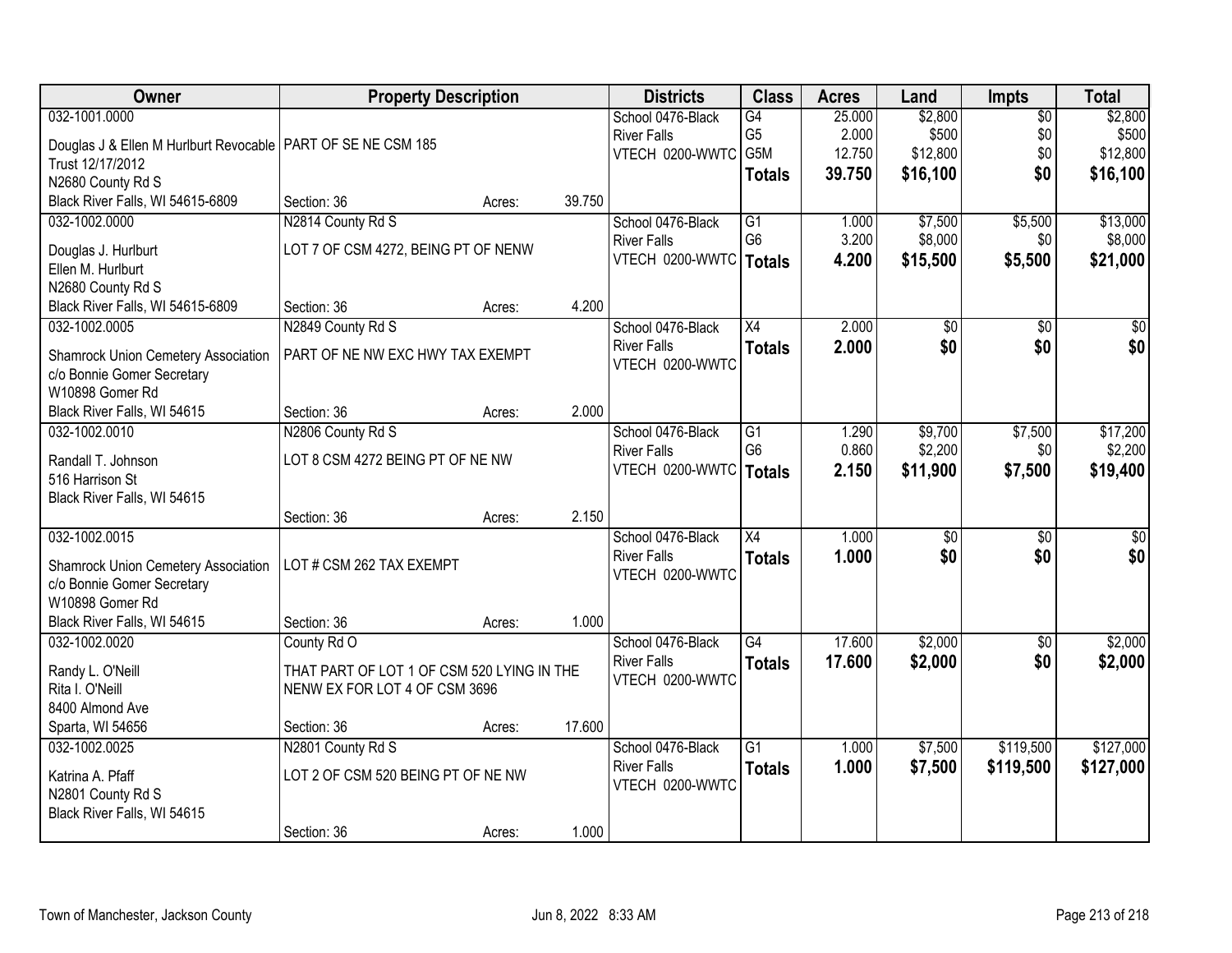| Owner | Property Description | Districts | Class | Acres | Land | Impts | Total |
|---|---|---|---|---|---|---|---|
| 032-1001.0000<br>Douglas J & Ellen M Hurlburt Revocable Trust 12/17/2012<br>N2680 County Rd S<br>Black River Falls, WI 54615-6809 | PART OF SE NE CSM 185<br>Section: 36 Acres: 39.750 | School 0476-Black River Falls<br>VTECH 0200-WWTC | G4<br>G5<br>G5M<br>**Totals** | 25.000<br>2.000<br>12.750<br>**39.750** | $2,800<br>$500<br>$12,800<br>**$16,100** | $0<br>$0<br>$0<br>**$0** | $2,800<br>$500<br>$12,800<br>**$16,100** |
| 032-1002.0000<br>Douglas J. Hurlburt<br>Ellen M. Hurlburt<br>N2680 County Rd S<br>Black River Falls, WI 54615-6809 | N2814 County Rd S<br>LOT 7 OF CSM 4272, BEING PT OF NENW<br>Section: 36 Acres: 4.200 | School 0476-Black River Falls<br>VTECH 0200-WWTC | G1<br>G6<br>**Totals** | 1.000<br>3.200<br>**4.200** | $7,500<br>$8,000<br>**$15,500** | $5,500<br>$0<br>**$5,500** | $13,000<br>$8,000<br>**$21,000** |
| 032-1002.0005<br>Shamrock Union Cemetery Association<br>c/o Bonnie Gomer Secretary<br>W10898 Gomer Rd<br>Black River Falls, WI 54615 | N2849 County Rd S<br>PART OF NE NW EXC HWY TAX EXEMPT<br>Section: 36 Acres: 2.000 | School 0476-Black River Falls<br>VTECH 0200-WWTC | X4<br>**Totals** | 2.000<br>**2.000** | $0<br>**$0** | $0<br>**$0** | $0<br>**$0** |
| 032-1002.0010<br>Randall T. Johnson<br>516 Harrison St<br>Black River Falls, WI 54615 | N2806 County Rd S<br>LOT 8 CSM 4272 BEING PT OF NE NW<br>Section: 36 Acres: 2.150 | School 0476-Black River Falls<br>VTECH 0200-WWTC | G1<br>G6<br>**Totals** | 1.290<br>0.860<br>**2.150** | $9,700<br>$2,200<br>**$11,900** | $7,500<br>$0<br>**$7,500** | $17,200<br>$2,200<br>**$19,400** |
| 032-1002.0015<br>Shamrock Union Cemetery Association<br>c/o Bonnie Gomer Secretary<br>W10898 Gomer Rd<br>Black River Falls, WI 54615 | LOT # CSM 262 TAX EXEMPT<br>Section: 36 Acres: 1.000 | School 0476-Black River Falls<br>VTECH 0200-WWTC | X4<br>**Totals** | 1.000<br>**1.000** | $0<br>**$0** | $0<br>**$0** | $0<br>**$0** |
| 032-1002.0020<br>Randy L. O'Neill<br>Rita I. O'Neill<br>8400 Almond Ave<br>Sparta, WI 54656 | County Rd O<br>THAT PART OF LOT 1 OF CSM 520 LYING IN THE NENW EX FOR LOT 4 OF CSM 3696<br>Section: 36 Acres: 17.600 | School 0476-Black River Falls<br>VTECH 0200-WWTC | G4<br>**Totals** | 17.600<br>**17.600** | $2,000<br>**$2,000** | $0<br>**$0** | $2,000<br>**$2,000** |
| 032-1002.0025<br>Katrina A. Pfaff<br>N2801 County Rd S<br>Black River Falls, WI 54615 | N2801 County Rd S<br>LOT 2 OF CSM 520 BEING PT OF NE NW<br>Section: 36 Acres: 1.000 | School 0476-Black River Falls<br>VTECH 0200-WWTC | G1<br>**Totals** | 1.000<br>**1.000** | $7,500<br>**$7,500** | $119,500<br>**$119,500** | $127,000<br>**$127,000** |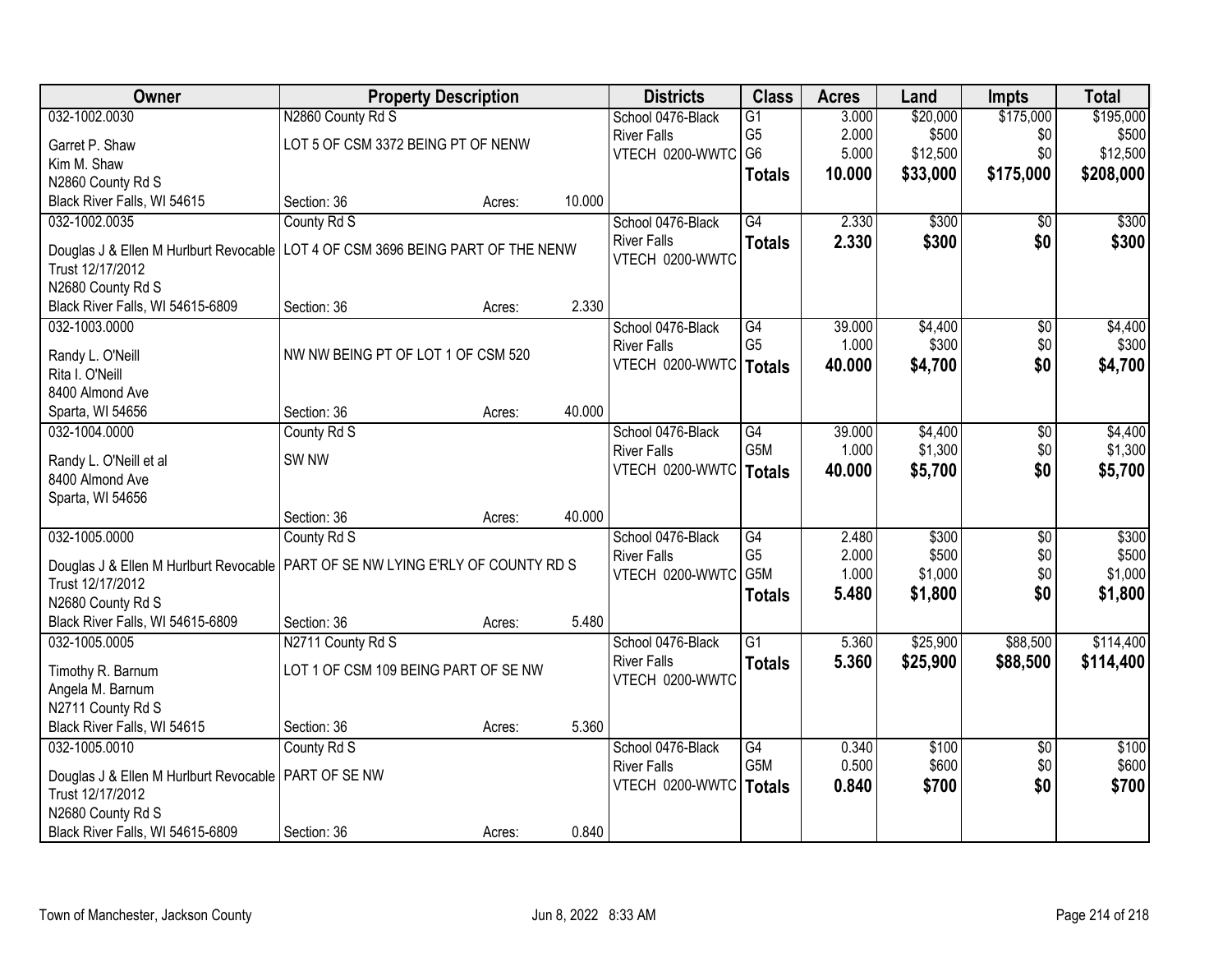| Owner | Property Description | | | Districts | Class | Acres | Land | Impts | Total |
|---|---|---|---|---|---|---|---|---|---|
| 032-1002.0030 | N2860 County Rd S | | | School 0476-Black | G1 | 3.000 | $20,000 | $175,000 | $195,000 |
| Garret P. Shaw | LOT 5 OF CSM 3372 BEING PT OF NENW | | | River Falls | G5 | 2.000 | $500 | $0 | $500 |
| Kim M. Shaw | | | | VTECH 0200-WWTC | G6 | 5.000 | $12,500 | $0 | $12,500 |
| N2860 County Rd S | | | | | **Totals** | **10.000** | **$33,000** | **$175,000** | **$208,000** |
| Black River Falls, WI 54615 | Section: 36 | Acres: | 10.000 | | | | | | |
| 032-1002.0035 | County Rd S | | | School 0476-Black | G4 | 2.330 | $300 | $0 | $300 |
| Douglas J & Ellen M Hurlburt Revocable Trust 12/17/2012 | LOT 4 OF CSM 3696 BEING PART OF THE NENW | | | River Falls | **Totals** | **2.330** | **$300** | **$0** | **$300** |
| N2680 County Rd S | | | | VTECH 0200-WWTC | | | | | |
| Black River Falls, WI 54615-6809 | Section: 36 | Acres: | 2.330 | | | | | | |
| 032-1003.0000 | | | | School 0476-Black | G4 | 39.000 | $4,400 | $0 | $4,400 |
| Randy L. O'Neill | NW NW BEING PT OF LOT 1 OF CSM 520 | | | River Falls | G5 | 1.000 | $300 | $0 | $300 |
| Rita I. O'Neill | | | | VTECH 0200-WWTC | **Totals** | **40.000** | **$4,700** | **$0** | **$4,700** |
| 8400 Almond Ave | | | | | | | | | |
| Sparta, WI 54656 | Section: 36 | Acres: | 40.000 | | | | | | |
| 032-1004.0000 | County Rd S | | | School 0476-Black | G4 | 39.000 | $4,400 | $0 | $4,400 |
| Randy L. O'Neill et al | SW NW | | | River Falls | G5M | 1.000 | $1,300 | $0 | $1,300 |
| 8400 Almond Ave | | | | VTECH 0200-WWTC | **Totals** | **40.000** | **$5,700** | **$0** | **$5,700** |
| Sparta, WI 54656 | | | | | | | | | |
| | Section: 36 | Acres: | 40.000 | | | | | | |
| 032-1005.0000 | County Rd S | | | School 0476-Black | G4 | 2.480 | $300 | $0 | $300 |
| Douglas J & Ellen M Hurlburt Revocable Trust 12/17/2012 | PART OF SE NW LYING E'RLY OF COUNTY RD S | | | River Falls | G5 | 2.000 | $500 | $0 | $500 |
| N2680 County Rd S | | | | VTECH 0200-WWTC | G5M | 1.000 | $1,000 | $0 | $1,000 |
| | | | | | **Totals** | **5.480** | **$1,800** | **$0** | **$1,800** |
| Black River Falls, WI 54615-6809 | Section: 36 | Acres: | 5.480 | | | | | | |
| 032-1005.0005 | N2711 County Rd S | | | School 0476-Black | G1 | 5.360 | $25,900 | $88,500 | $114,400 |
| Timothy R. Barnum | LOT 1 OF CSM 109 BEING PART OF SE NW | | | River Falls | **Totals** | **5.360** | **$25,900** | **$88,500** | **$114,400** |
| Angela M. Barnum | | | | VTECH 0200-WWTC | | | | | |
| N2711 County Rd S | | | | | | | | | |
| Black River Falls, WI 54615 | Section: 36 | Acres: | 5.360 | | | | | | |
| 032-1005.0010 | County Rd S | | | School 0476-Black | G4 | 0.340 | $100 | $0 | $100 |
| Douglas J & Ellen M Hurlburt Revocable Trust 12/17/2012 | PART OF SE NW | | | River Falls | G5M | 0.500 | $600 | $0 | $600 |
| N2680 County Rd S | | | | VTECH 0200-WWTC | **Totals** | **0.840** | **$700** | **$0** | **$700** |
| Black River Falls, WI 54615-6809 | Section: 36 | Acres: | 0.840 | | | | | | |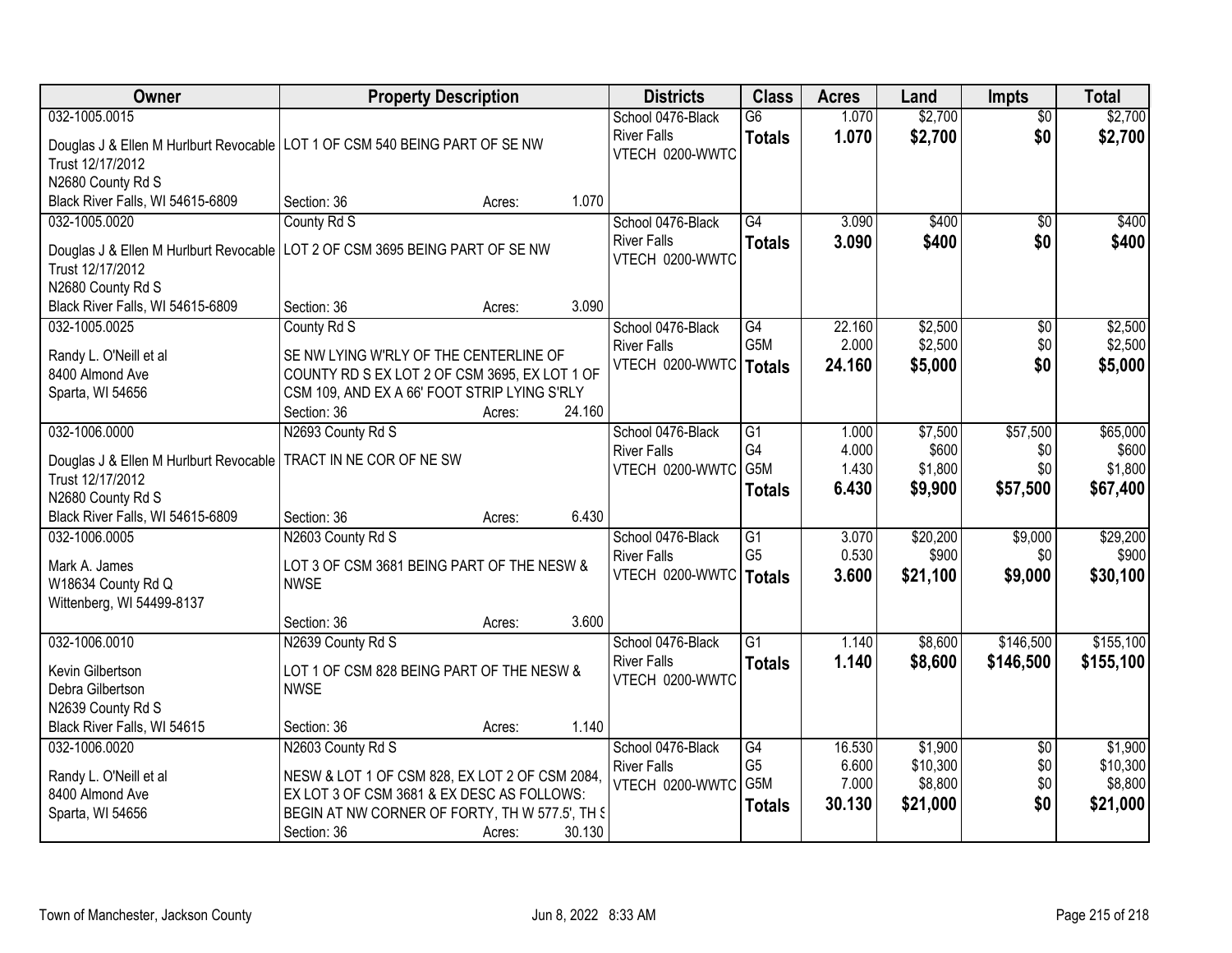| Owner | Property Description | | | Districts | Class | Acres | Land | Impts | Total |
|---|---|---|---|---|---|---|---|---|---|
| 032-1005.0015<br>Douglas J & Ellen M Hurlburt Revocable Trust 12/17/2012<br>N2680 County Rd S<br>Black River Falls, WI 54615-6809 | LOT 1 OF CSM 540 BEING PART OF SE NW<br>Section: 36 | Acres: | 1.070 | School 0476-Black River Falls<br>VTECH 0200-WWTC | G6<br>**Totals** | 1.070<br>**1.070** | $2,700<br>**$2,700** | $0<br>**$0** | $2,700<br>**$2,700** |
| 032-1005.0020<br>Douglas J & Ellen M Hurlburt Revocable Trust 12/17/2012<br>N2680 County Rd S<br>Black River Falls, WI 54615-6809 | County Rd S<br>LOT 2 OF CSM 3695 BEING PART OF SE NW<br>Section: 36 | Acres: | 3.090 | School 0476-Black River Falls<br>VTECH 0200-WWTC | G4<br>**Totals** | 3.090<br>**3.090** | $400<br>**$400** | $0<br>**$0** | $400<br>**$400** |
| 032-1005.0025<br>Randy L. O'Neill et al<br>8400 Almond Ave<br>Sparta, WI 54656 | County Rd S<br>SE NW LYING W'RLY OF THE CENTERLINE OF COUNTY RD S EX LOT 2 OF CSM 3695, EX LOT 1 OF CSM 109, AND EX A 66' FOOT STRIP LYING S'RLY<br>Section: 36 | Acres: | 24.160 | School 0476-Black River Falls<br>VTECH 0200-WWTC | G4<br>G5M<br>**Totals** | 22.160<br>2.000<br>**24.160** | $2,500<br>$2,500<br>**$5,000** | $0<br>$0<br>**$0** | $2,500<br>$2,500<br>**$5,000** |
| 032-1006.0000<br>Douglas J & Ellen M Hurlburt Revocable Trust 12/17/2012<br>N2680 County Rd S<br>Black River Falls, WI 54615-6809 | N2693 County Rd S<br>TRACT IN NE COR OF NE SW<br>Section: 36 | Acres: | 6.430 | School 0476-Black River Falls<br>VTECH 0200-WWTC | G1<br>G4<br>G5M<br>**Totals** | 1.000<br>4.000<br>1.430<br>**6.430** | $7,500<br>$600<br>$1,800<br>**$9,900** | $57,500<br>$0<br>$0<br>**$57,500** | $65,000<br>$600<br>$1,800<br>**$67,400** |
| 032-1006.0005<br>Mark A. James<br>W18634 County Rd Q<br>Wittenberg, WI 54499-8137 | N2603 County Rd S<br>LOT 3 OF CSM 3681 BEING PART OF THE NESW & NWSE<br>Section: 36 | Acres: | 3.600 | School 0476-Black River Falls<br>VTECH 0200-WWTC | G1<br>G5<br>**Totals** | 3.070<br>0.530<br>**3.600** | $20,200<br>$900<br>**$21,100** | $9,000<br>$0<br>**$9,000** | $29,200<br>$900<br>**$30,100** |
| 032-1006.0010<br>Kevin Gilbertson<br>Debra Gilbertson<br>N2639 County Rd S<br>Black River Falls, WI 54615 | N2639 County Rd S<br>LOT 1 OF CSM 828 BEING PART OF THE NESW & NWSE<br>Section: 36 | Acres: | 1.140 | School 0476-Black River Falls<br>VTECH 0200-WWTC | G1<br>**Totals** | 1.140<br>**1.140** | $8,600<br>**$8,600** | $146,500<br>**$146,500** | $155,100<br>**$155,100** |
| 032-1006.0020<br>Randy L. O'Neill et al<br>8400 Almond Ave<br>Sparta, WI 54656 | N2603 County Rd S<br>NESW & LOT 1 OF CSM 828, EX LOT 2 OF CSM 2084, EX LOT 3 OF CSM 3681 & EX DESC AS FOLLOWS: BEGIN AT NW CORNER OF FORTY, TH W 577.5', TH S<br>Section: 36 | Acres: | 30.130 | School 0476-Black River Falls<br>VTECH 0200-WWTC | G4<br>G5<br>G5M<br>**Totals** | 16.530<br>6.600<br>7.000<br>**30.130** | $1,900<br>$10,300<br>$8,800<br>**$21,000** | $0<br>$0<br>$0<br>**$0** | $1,900<br>$10,300<br>$8,800<br>**$21,000** |

Town of Manchester, Jackson County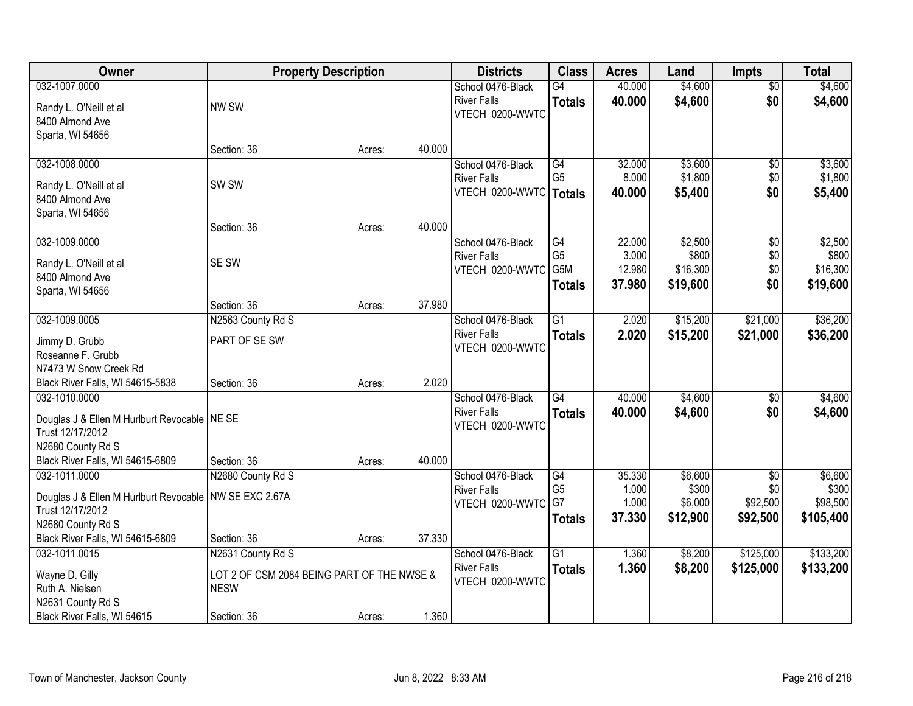| Owner | Property Description | | | Districts | Class | Acres | Land | Impts | Total |
|---|---|---|---|---|---|---|---|---|---|
| 032-1007.0000<br>Randy L. O'Neill et al<br>8400 Almond Ave<br>Sparta, WI 54656 | NW SW<br>Section: 36 | Acres: | 40.000 | School 0476-Black River Falls<br>VTECH 0200-WWTC | G4<br>**Totals** | 40.000<br>**40.000** | $4,600<br>**$4,600** | $0<br>**$0** | $4,600<br>**$4,600** |
| 032-1008.0000<br>Randy L. O'Neill et al<br>8400 Almond Ave<br>Sparta, WI 54656 | SW SW<br>Section: 36 | Acres: | 40.000 | School 0476-Black River Falls<br>VTECH 0200-WWTC | G4<br>G5<br>**Totals** | 32.000<br>8.000<br>**40.000** | $3,600<br>$1,800<br>**$5,400** | $0<br>$0<br>**$0** | $3,600<br>$1,800<br>**$5,400** |
| 032-1009.0000<br>Randy L. O'Neill et al<br>8400 Almond Ave<br>Sparta, WI 54656 | SE SW<br>Section: 36 | Acres: | 37.980 | School 0476-Black River Falls<br>VTECH 0200-WWTC | G4<br>G5<br>G5M<br>**Totals** | 22.000<br>3.000<br>12.980<br>**37.980** | $2,500<br>$800<br>$16,300<br>**$19,600** | $0<br>$0<br>$0<br>**$0** | $2,500<br>$800<br>$16,300<br>**$19,600** |
| 032-1009.0005<br>Jimmy D. Grubb<br>Roseanne F. Grubb<br>N7473 W Snow Creek Rd<br>Black River Falls, WI 54615-5838 | N2563 County Rd S<br>PART OF SE SW<br>Section: 36 | Acres: | 2.020 | School 0476-Black River Falls<br>VTECH 0200-WWTC | G1<br>**Totals** | 2.020<br>**2.020** | $15,200<br>**$15,200** | $21,000<br>**$21,000** | $36,200<br>**$36,200** |
| 032-1010.0000<br>Douglas J & Ellen M Hurlburt Revocable Trust 12/17/2012<br>N2680 County Rd S<br>Black River Falls, WI 54615-6809 | NE SE<br>Section: 36 | Acres: | 40.000 | School 0476-Black River Falls<br>VTECH 0200-WWTC | G4<br>**Totals** | 40.000<br>**40.000** | $4,600<br>**$4,600** | $0<br>**$0** | $4,600<br>**$4,600** |
| 032-1011.0000<br>Douglas J & Ellen M Hurlburt Revocable Trust 12/17/2012<br>N2680 County Rd S<br>Black River Falls, WI 54615-6809 | N2680 County Rd S<br>NW SE EXC 2.67A<br>Section: 36 | Acres: | 37.330 | School 0476-Black River Falls<br>VTECH 0200-WWTC | G4<br>G5<br>G7<br>**Totals** | 35.330<br>1.000<br>1.000<br>**37.330** | $6,600<br>$300<br>$6,000<br>**$12,900** | $0<br>$0<br>$92,500<br>**$92,500** | $6,600<br>$300<br>$98,500<br>**$105,400** |
| 032-1011.0015<br>Wayne D. Gilly<br>Ruth A. Nielsen<br>N2631 County Rd S<br>Black River Falls, WI 54615 | N2631 County Rd S<br>LOT 2 OF CSM 2084 BEING PART OF THE NWSE & NESW<br>Section: 36 | Acres: | 1.360 | School 0476-Black River Falls<br>VTECH 0200-WWTC | G1<br>**Totals** | 1.360<br>**1.360** | $8,200<br>**$8,200** | $125,000<br>**$125,000** | $133,200<br>**$133,200** |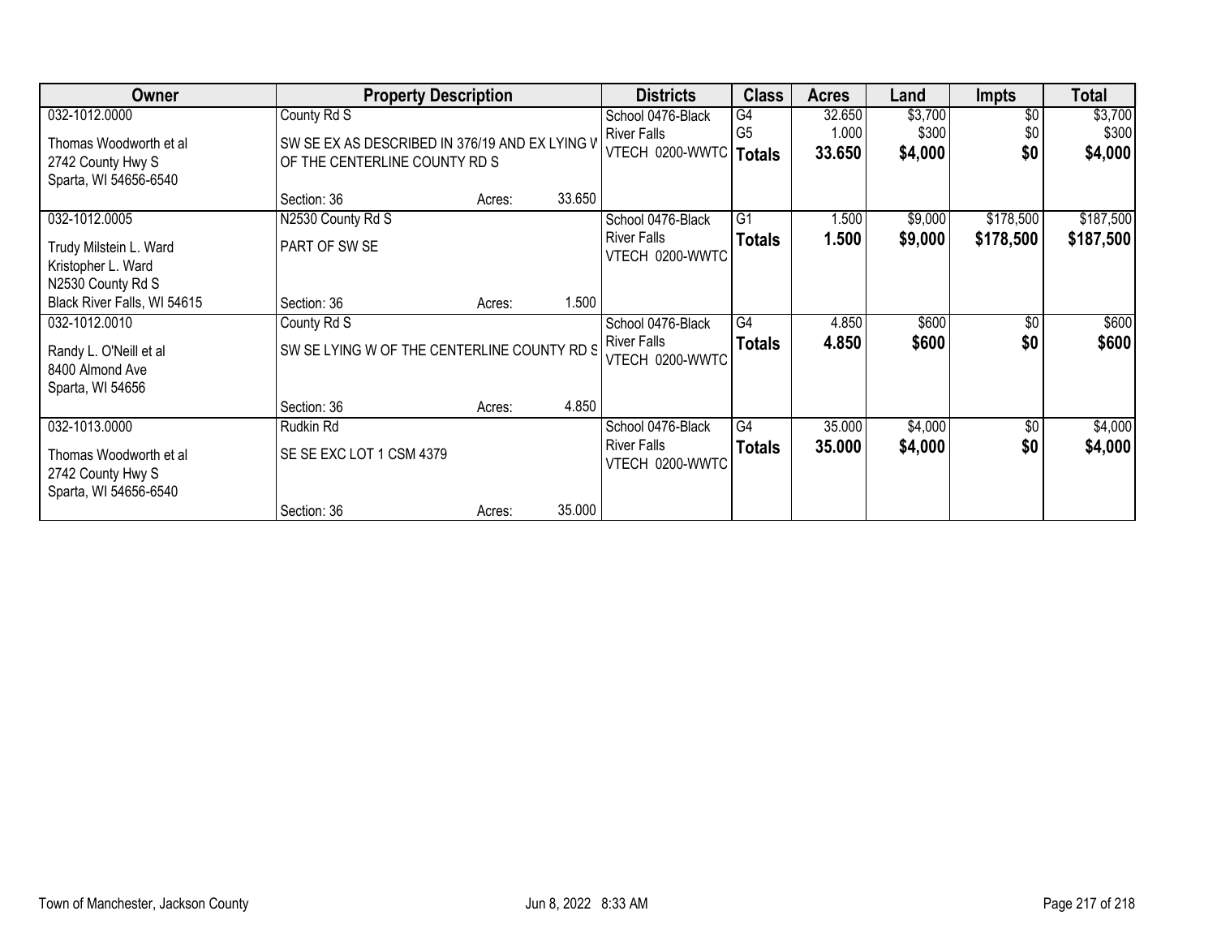| Owner | Property Description | | | Districts | Class | Acres | Land | Impts | Total |
|---|---|---|---|---|---|---|---|---|---|
| 032-1012.0000<br>Thomas Woodworth et al<br>2742 County Hwy S<br>Sparta, WI 54656-6540 | County Rd S<br>SW SE EX AS DESCRIBED IN 376/19 AND EX LYING W OF THE CENTERLINE COUNTY RD S<br>Section: 36 | Acres: | 33.650 | School 0476-Black River Falls<br>VTECH 0200-WWTC | G4<br>G5<br>**Totals** | 32.650<br>1.000<br>**33.650** | $3,700<br>$300<br>**$4,000** | $0<br>$0<br>**$0** | $3,700<br>$300<br>**$4,000** |
| 032-1012.0005<br>Trudy Milstein L. Ward<br>Kristopher L. Ward<br>N2530 County Rd S<br>Black River Falls, WI 54615 | N2530 County Rd S<br>PART OF SW SE<br>Section: 36 | Acres: | 1.500 | School 0476-Black River Falls<br>VTECH 0200-WWTC | G1<br>**Totals** | 1.500<br>**1.500** | $9,000<br>**$9,000** | $178,500<br>**$178,500** | $187,500<br>**$187,500** |
| 032-1012.0010<br>Randy L. O'Neill et al<br>8400 Almond Ave<br>Sparta, WI 54656 | County Rd S<br>SW SE LYING W OF THE CENTERLINE COUNTY RD S<br>Section: 36 | Acres: | 4.850 | School 0476-Black River Falls<br>VTECH 0200-WWTC | G4<br>**Totals** | 4.850<br>**4.850** | $600<br>**$600** | $0<br>**$0** | $600<br>**$600** |
| 032-1013.0000<br>Thomas Woodworth et al<br>2742 County Hwy S<br>Sparta, WI 54656-6540 | Rudkin Rd<br>SE SE EXC LOT 1 CSM 4379<br>Section: 36 | Acres: | 35.000 | School 0476-Black River Falls<br>VTECH 0200-WWTC | G4<br>**Totals** | 35.000<br>**35.000** | $4,000<br>**$4,000** | $0<br>**$0** | $4,000<br>**$4,000** |

Town of Manchester, Jackson County — Jun 8, 2022 8:33 AM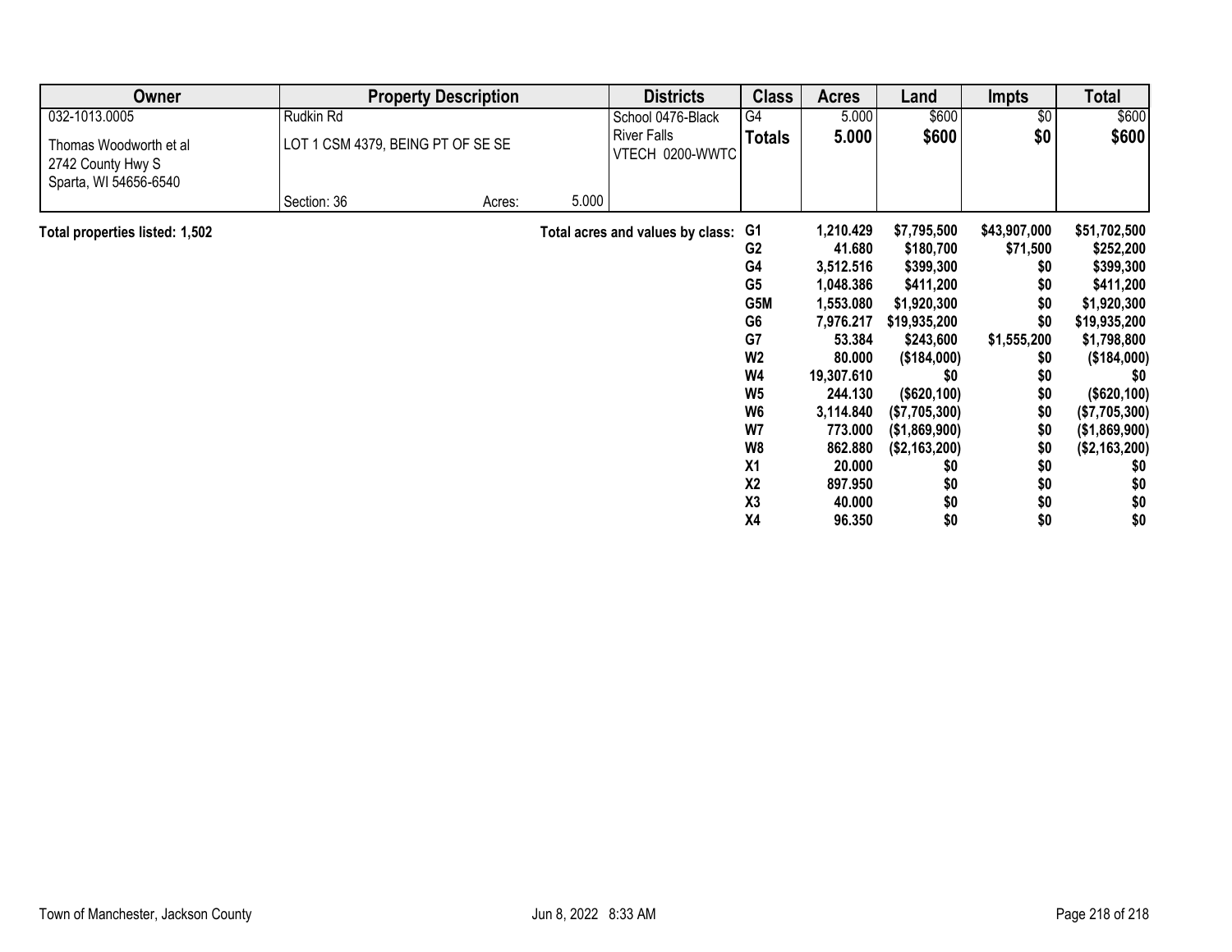| Owner | Property Description | | | Districts | Class | Acres | Land | Impts | Total |
|---|---|---|---|---|---|---|---|---|---|
| 032-1013.0005 | Rudkin Rd | | | School 0476-Black River Falls | G4 | 5.000 | $600 | $0 | $600 |
| Thomas Woodworth et al<br>2742 County Hwy S<br>Sparta, WI 54656-6540 | LOT 1 CSM 4379, BEING PT OF SE SE | | | VTECH 0200-WWTC | **Totals** | **5.000** | **$600** | **$0** | **$600** |
| | Section: 36 | Acres: | 5.000 | | | | | | |

**Total properties listed: 1,502**

**Total acres and values by class:**

| Class | Acres | Land | Impts | Total |
|---|---|---|---|---|
| G1 | 1,210.429 | $7,795,500 | $43,907,000 | $51,702,500 |
| G2 | 41.680 | $180,700 | $71,500 | $252,200 |
| G4 | 3,512.516 | $399,300 | $0 | $399,300 |
| G5 | 1,048.386 | $411,200 | $0 | $411,200 |
| G5M | 1,553.080 | $1,920,300 | $0 | $1,920,300 |
| G6 | 7,976.217 | $19,935,200 | $0 | $19,935,200 |
| G7 | 53.384 | $243,600 | $1,555,200 | $1,798,800 |
| W2 | 80.000 | ($184,000) | $0 | ($184,000) |
| W4 | 19,307.610 | $0 | $0 | $0 |
| W5 | 244.130 | ($620,100) | $0 | ($620,100) |
| W6 | 3,114.840 | ($7,705,300) | $0 | ($7,705,300) |
| W7 | 773.000 | ($1,869,900) | $0 | ($1,869,900) |
| W8 | 862.880 | ($2,163,200) | $0 | ($2,163,200) |
| X1 | 20.000 | $0 | $0 | $0 |
| X2 | 897.950 | $0 | $0 | $0 |
| X3 | 40.000 | $0 | $0 | $0 |
| X4 | 96.350 | $0 | $0 | $0 |